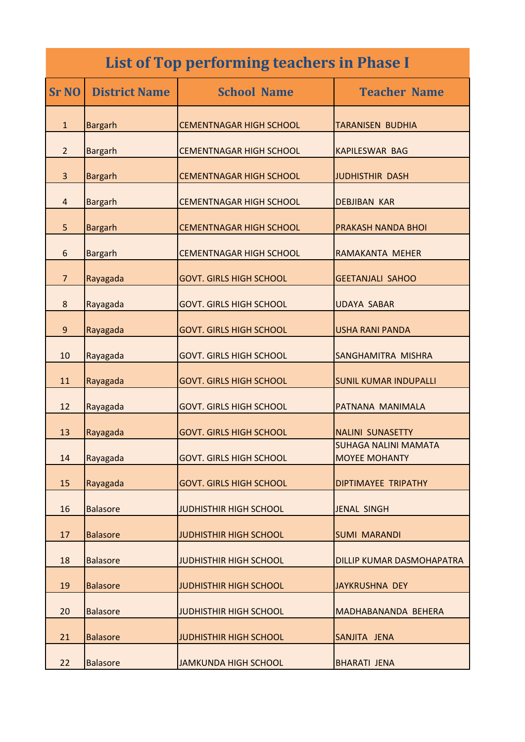# List of Top performing teachers in Phase I

| Sr NO | District Name | School Name | Teacher Name |
|---|---|---|---|
| 1 | Bargarh | CEMENTNAGAR HIGH SCHOOL | TARANISEN BUDHIA |
| 2 | Bargarh | CEMENTNAGAR HIGH SCHOOL | KAPILESWAR BAG |
| 3 | Bargarh | CEMENTNAGAR HIGH SCHOOL | JUDHISTHIR DASH |
| 4 | Bargarh | CEMENTNAGAR HIGH SCHOOL | DEBJIBAN KAR |
| 5 | Bargarh | CEMENTNAGAR HIGH SCHOOL | PRAKASH NANDA BHOI |
| 6 | Bargarh | CEMENTNAGAR HIGH SCHOOL | RAMAKANTA MEHER |
| 7 | Rayagada | GOVT. GIRLS HIGH SCHOOL | GEETANJALI SAHOO |
| 8 | Rayagada | GOVT. GIRLS HIGH SCHOOL | UDAYA SABAR |
| 9 | Rayagada | GOVT. GIRLS HIGH SCHOOL | USHA RANI PANDA |
| 10 | Rayagada | GOVT. GIRLS HIGH SCHOOL | SANGHAMITRA MISHRA |
| 11 | Rayagada | GOVT. GIRLS HIGH SCHOOL | SUNIL KUMAR INDUPALLI |
| 12 | Rayagada | GOVT. GIRLS HIGH SCHOOL | PATNANA MANIMALA |
| 13 | Rayagada | GOVT. GIRLS HIGH SCHOOL | NALINI SUNASETTY |
| 14 | Rayagada | GOVT. GIRLS HIGH SCHOOL | SUHAGA NALINI MAMATA MOYEE MOHANTY |
| 15 | Rayagada | GOVT. GIRLS HIGH SCHOOL | DIPTIMAYEE TRIPATHY |
| 16 | Balasore | JUDHISTHIR HIGH SCHOOL | JENAL SINGH |
| 17 | Balasore | JUDHISTHIR HIGH SCHOOL | SUMI MARANDI |
| 18 | Balasore | JUDHISTHIR HIGH SCHOOL | DILLIP KUMAR DASMOHAPATRA |
| 19 | Balasore | JUDHISTHIR HIGH SCHOOL | JAYKRUSHNA DEY |
| 20 | Balasore | JUDHISTHIR HIGH SCHOOL | MADHABANANDA BEHERA |
| 21 | Balasore | JUDHISTHIR HIGH SCHOOL | SANJITA JENA |
| 22 | Balasore | JAMKUNDA HIGH SCHOOL | BHARATI JENA |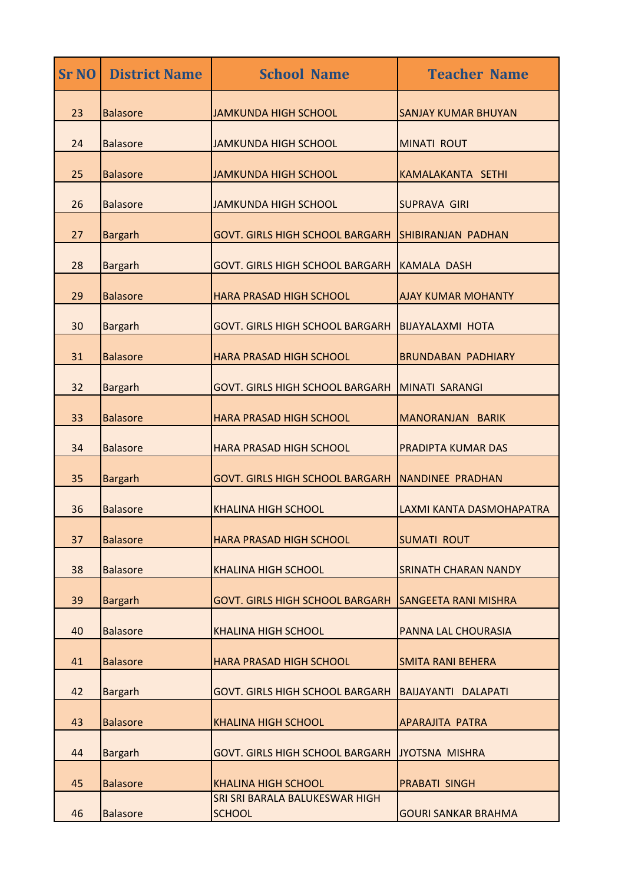| Sr NO | District Name | School Name | Teacher Name |
|---|---|---|---|
| 23 | Balasore | JAMKUNDA HIGH SCHOOL | SANJAY KUMAR BHUYAN |
| 24 | Balasore | JAMKUNDA HIGH SCHOOL | MINATI ROUT |
| 25 | Balasore | JAMKUNDA HIGH SCHOOL | KAMALAKANTA SETHI |
| 26 | Balasore | JAMKUNDA HIGH SCHOOL | SUPRAVA GIRI |
| 27 | Bargarh | GOVT. GIRLS HIGH SCHOOL BARGARH | SHIBIRANJAN PADHAN |
| 28 | Bargarh | GOVT. GIRLS HIGH SCHOOL BARGARH | KAMALA DASH |
| 29 | Balasore | HARA PRASAD HIGH SCHOOL | AJAY KUMAR MOHANTY |
| 30 | Bargarh | GOVT. GIRLS HIGH SCHOOL BARGARH | BIJAYALAXMI HOTA |
| 31 | Balasore | HARA PRASAD HIGH SCHOOL | BRUNDABAN PADHIARY |
| 32 | Bargarh | GOVT. GIRLS HIGH SCHOOL BARGARH | MINATI SARANGI |
| 33 | Balasore | HARA PRASAD HIGH SCHOOL | MANORANJAN BARIK |
| 34 | Balasore | HARA PRASAD HIGH SCHOOL | PRADIPTA KUMAR DAS |
| 35 | Bargarh | GOVT. GIRLS HIGH SCHOOL BARGARH | NANDINEE PRADHAN |
| 36 | Balasore | KHALINA HIGH SCHOOL | LAXMI KANTA DASMOHAPATRA |
| 37 | Balasore | HARA PRASAD HIGH SCHOOL | SUMATI ROUT |
| 38 | Balasore | KHALINA HIGH SCHOOL | SRINATH CHARAN NANDY |
| 39 | Bargarh | GOVT. GIRLS HIGH SCHOOL BARGARH | SANGEETA RANI MISHRA |
| 40 | Balasore | KHALINA HIGH SCHOOL | PANNA LAL CHOURASIA |
| 41 | Balasore | HARA PRASAD HIGH SCHOOL | SMITA RANI BEHERA |
| 42 | Bargarh | GOVT. GIRLS HIGH SCHOOL BARGARH | BAIJAYANTI DALAPATI |
| 43 | Balasore | KHALINA HIGH SCHOOL | APARAJITA PATRA |
| 44 | Bargarh | GOVT. GIRLS HIGH SCHOOL BARGARH | JYOTSNA MISHRA |
| 45 | Balasore | KHALINA HIGH SCHOOL | PRABATI SINGH |
| 46 | Balasore | SRI SRI BARALA BALUKESWAR HIGH SCHOOL | GOURI SANKAR BRAHMA |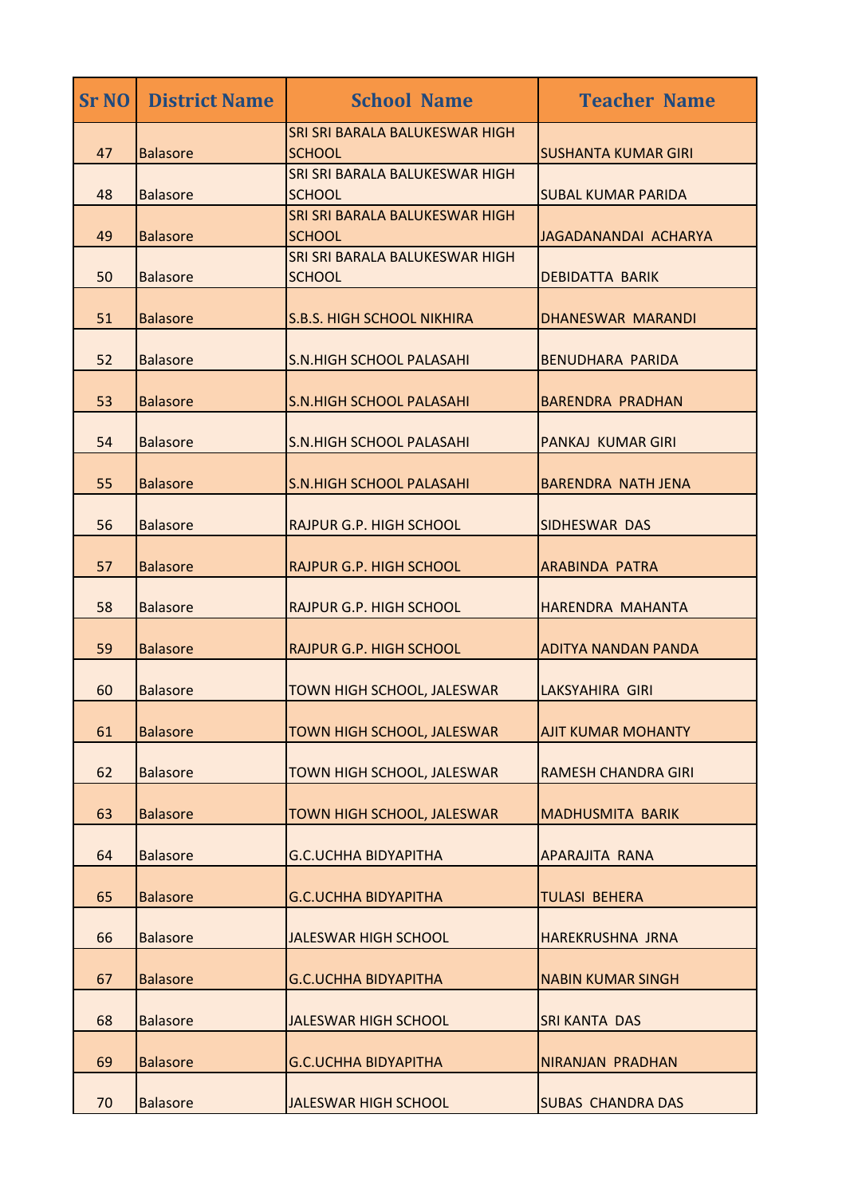| Sr NO | District Name | School Name | Teacher Name |
|---|---|---|---|
| 47 | Balasore | SRI SRI BARALA BALUKESWAR HIGH SCHOOL | SUSHANTA KUMAR GIRI |
| 48 | Balasore | SRI SRI BARALA BALUKESWAR HIGH SCHOOL | SUBAL KUMAR PARIDA |
| 49 | Balasore | SRI SRI BARALA BALUKESWAR HIGH SCHOOL | JAGADANANDAI ACHARYA |
| 50 | Balasore | SRI SRI BARALA BALUKESWAR HIGH SCHOOL | DEBIDATTA BARIK |
| 51 | Balasore | S.B.S. HIGH SCHOOL NIKHIRA | DHANESWAR MARANDI |
| 52 | Balasore | S.N.HIGH SCHOOL PALASAHI | BENUDHARA PARIDA |
| 53 | Balasore | S.N.HIGH SCHOOL PALASAHI | BARENDRA PRADHAN |
| 54 | Balasore | S.N.HIGH SCHOOL PALASAHI | PANKAJ KUMAR GIRI |
| 55 | Balasore | S.N.HIGH SCHOOL PALASAHI | BARENDRA NATH JENA |
| 56 | Balasore | RAJPUR G.P. HIGH SCHOOL | SIDHESWAR DAS |
| 57 | Balasore | RAJPUR G.P. HIGH SCHOOL | ARABINDA PATRA |
| 58 | Balasore | RAJPUR G.P. HIGH SCHOOL | HARENDRA MAHANTA |
| 59 | Balasore | RAJPUR G.P. HIGH SCHOOL | ADITYA NANDAN PANDA |
| 60 | Balasore | TOWN HIGH SCHOOL, JALESWAR | LAKSYAHIRA GIRI |
| 61 | Balasore | TOWN HIGH SCHOOL, JALESWAR | AJIT KUMAR MOHANTY |
| 62 | Balasore | TOWN HIGH SCHOOL, JALESWAR | RAMESH CHANDRA GIRI |
| 63 | Balasore | TOWN HIGH SCHOOL, JALESWAR | MADHUSMITA BARIK |
| 64 | Balasore | G.C.UCHHA BIDYAPITHA | APARAJITA RANA |
| 65 | Balasore | G.C.UCHHA BIDYAPITHA | TULASI BEHERA |
| 66 | Balasore | JALESWAR HIGH SCHOOL | HAREKRUSHNA JRNA |
| 67 | Balasore | G.C.UCHHA BIDYAPITHA | NABIN KUMAR SINGH |
| 68 | Balasore | JALESWAR HIGH SCHOOL | SRI KANTA DAS |
| 69 | Balasore | G.C.UCHHA BIDYAPITHA | NIRANJAN PRADHAN |
| 70 | Balasore | JALESWAR HIGH SCHOOL | SUBAS CHANDRA DAS |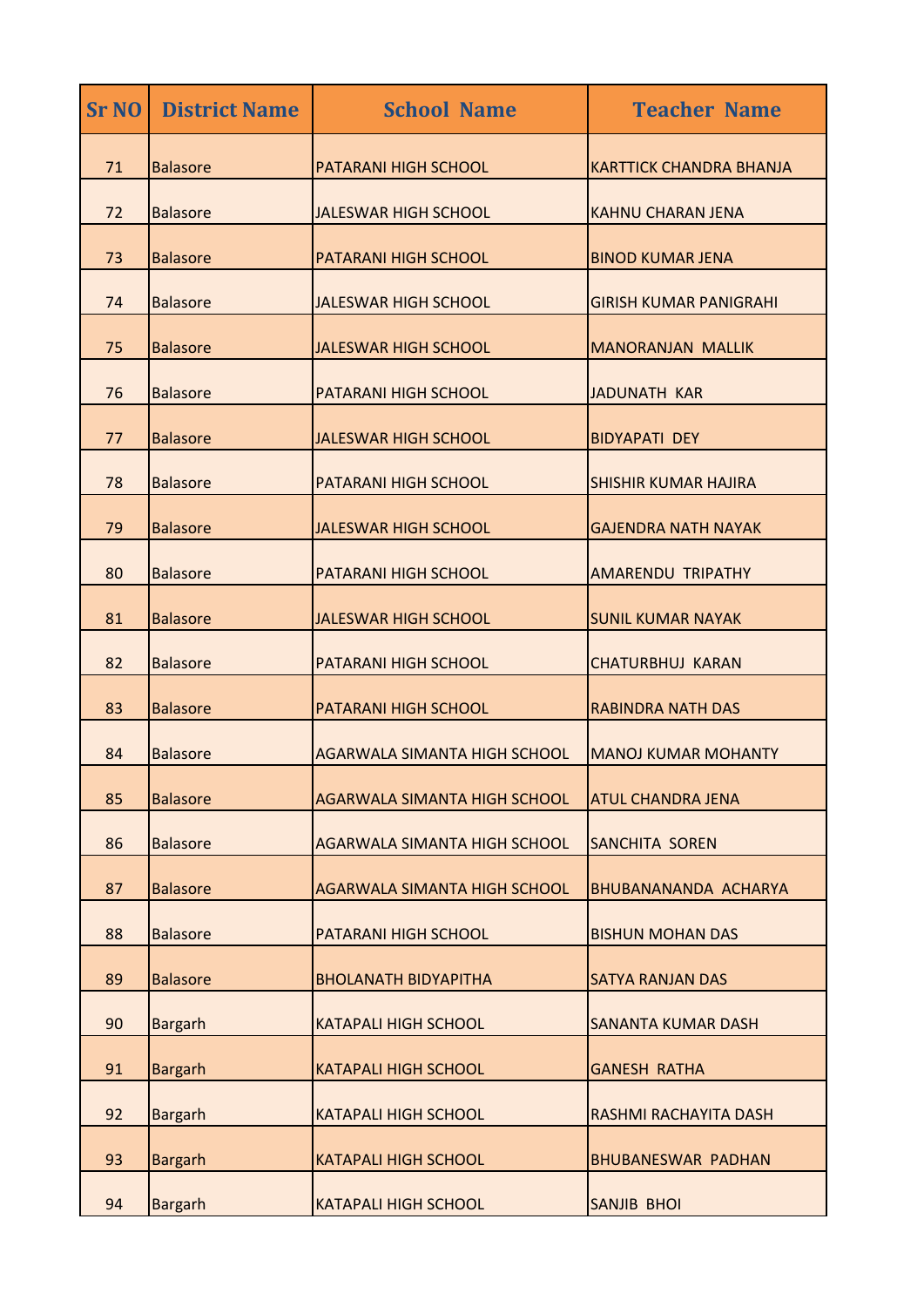| Sr NO | District Name | School Name | Teacher Name |
|---|---|---|---|
| 71 | Balasore | PATARANI HIGH SCHOOL | KARTTICK CHANDRA BHANJA |
| 72 | Balasore | JALESWAR HIGH SCHOOL | KAHNU CHARAN JENA |
| 73 | Balasore | PATARANI HIGH SCHOOL | BINOD KUMAR JENA |
| 74 | Balasore | JALESWAR HIGH SCHOOL | GIRISH KUMAR PANIGRAHI |
| 75 | Balasore | JALESWAR HIGH SCHOOL | MANORANJAN MALLIK |
| 76 | Balasore | PATARANI HIGH SCHOOL | JADUNATH KAR |
| 77 | Balasore | JALESWAR HIGH SCHOOL | BIDYAPATI DEY |
| 78 | Balasore | PATARANI HIGH SCHOOL | SHISHIR KUMAR HAJIRA |
| 79 | Balasore | JALESWAR HIGH SCHOOL | GAJENDRA NATH NAYAK |
| 80 | Balasore | PATARANI HIGH SCHOOL | AMARENDU TRIPATHY |
| 81 | Balasore | JALESWAR HIGH SCHOOL | SUNIL KUMAR NAYAK |
| 82 | Balasore | PATARANI HIGH SCHOOL | CHATURBHUJ KARAN |
| 83 | Balasore | PATARANI HIGH SCHOOL | RABINDRA NATH DAS |
| 84 | Balasore | AGARWALA SIMANTA HIGH SCHOOL | MANOJ KUMAR MOHANTY |
| 85 | Balasore | AGARWALA SIMANTA HIGH SCHOOL | ATUL CHANDRA JENA |
| 86 | Balasore | AGARWALA SIMANTA HIGH SCHOOL | SANCHITA SOREN |
| 87 | Balasore | AGARWALA SIMANTA HIGH SCHOOL | BHUBANANANDA ACHARYA |
| 88 | Balasore | PATARANI HIGH SCHOOL | BISHUN MOHAN DAS |
| 89 | Balasore | BHOLANATH BIDYAPITHA | SATYA RANJAN DAS |
| 90 | Bargarh | KATAPALI HIGH SCHOOL | SANANTA KUMAR DASH |
| 91 | Bargarh | KATAPALI HIGH SCHOOL | GANESH RATHA |
| 92 | Bargarh | KATAPALI HIGH SCHOOL | RASHMI RACHAYITA DASH |
| 93 | Bargarh | KATAPALI HIGH SCHOOL | BHUBANESWAR PADHAN |
| 94 | Bargarh | KATAPALI HIGH SCHOOL | SANJIB BHOI |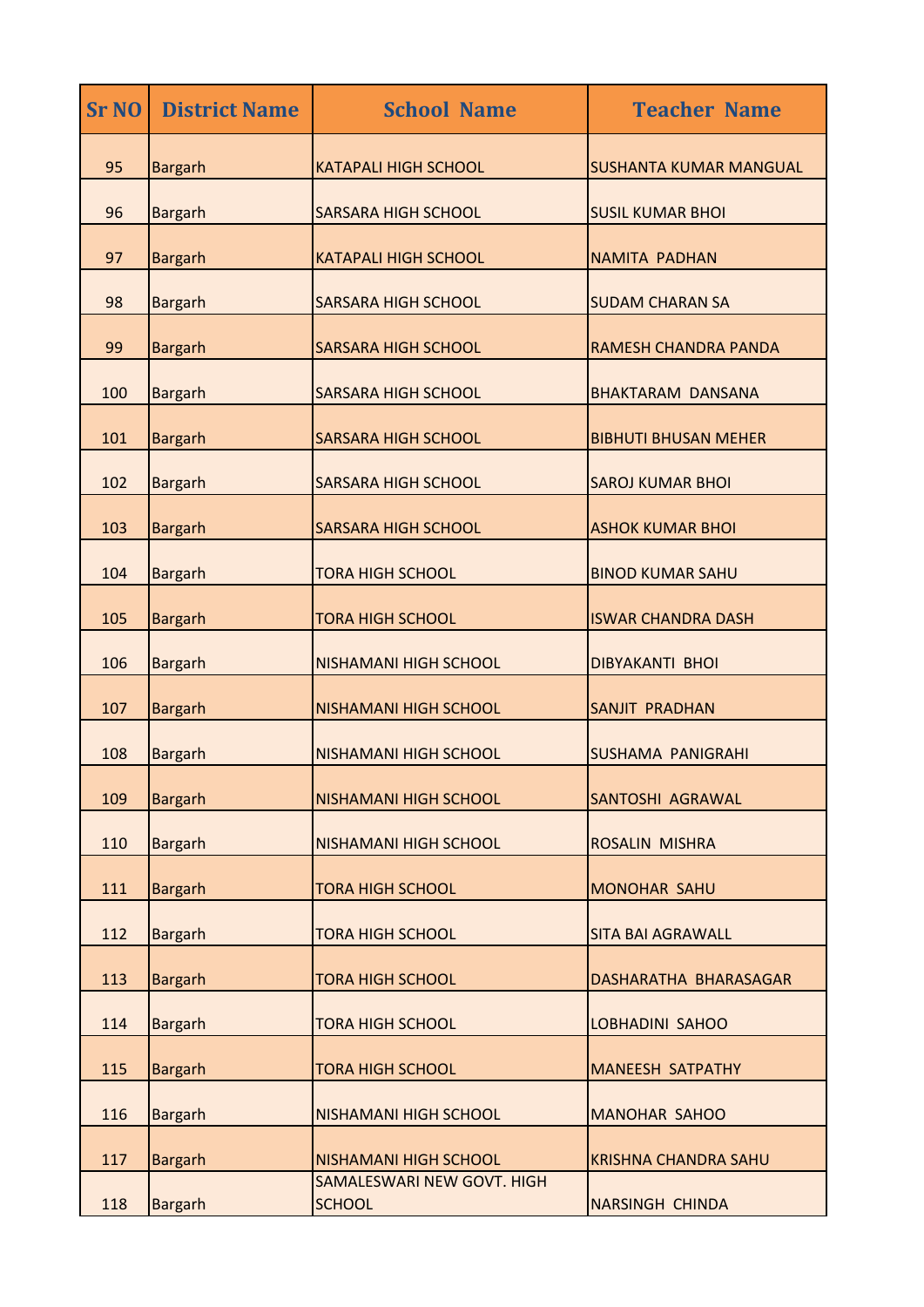| Sr NO | District Name | School Name | Teacher Name |
|---|---|---|---|
| 95 | Bargarh | KATAPALI HIGH SCHOOL | SUSHANTA KUMAR MANGUAL |
| 96 | Bargarh | SARSARA HIGH SCHOOL | SUSIL KUMAR BHOI |
| 97 | Bargarh | KATAPALI HIGH SCHOOL | NAMITA PADHAN |
| 98 | Bargarh | SARSARA HIGH SCHOOL | SUDAM CHARAN SA |
| 99 | Bargarh | SARSARA HIGH SCHOOL | RAMESH CHANDRA PANDA |
| 100 | Bargarh | SARSARA HIGH SCHOOL | BHAKTARAM DANSANA |
| 101 | Bargarh | SARSARA HIGH SCHOOL | BIBHUTI BHUSAN MEHER |
| 102 | Bargarh | SARSARA HIGH SCHOOL | SAROJ KUMAR BHOI |
| 103 | Bargarh | SARSARA HIGH SCHOOL | ASHOK KUMAR BHOI |
| 104 | Bargarh | TORA HIGH SCHOOL | BINOD KUMAR SAHU |
| 105 | Bargarh | TORA HIGH SCHOOL | ISWAR CHANDRA DASH |
| 106 | Bargarh | NISHAMANI HIGH SCHOOL | DIBYAKANTI BHOI |
| 107 | Bargarh | NISHAMANI HIGH SCHOOL | SANJIT PRADHAN |
| 108 | Bargarh | NISHAMANI HIGH SCHOOL | SUSHAMA PANIGRAHI |
| 109 | Bargarh | NISHAMANI HIGH SCHOOL | SANTOSHI AGRAWAL |
| 110 | Bargarh | NISHAMANI HIGH SCHOOL | ROSALIN MISHRA |
| 111 | Bargarh | TORA HIGH SCHOOL | MONOHAR SAHU |
| 112 | Bargarh | TORA HIGH SCHOOL | SITA BAI AGRAWALL |
| 113 | Bargarh | TORA HIGH SCHOOL | DASHARATHA BHARASAGAR |
| 114 | Bargarh | TORA HIGH SCHOOL | LOBHADINI SAHOO |
| 115 | Bargarh | TORA HIGH SCHOOL | MANEESH SATPATHY |
| 116 | Bargarh | NISHAMANI HIGH SCHOOL | MANOHAR SAHOO |
| 117 | Bargarh | NISHAMANI HIGH SCHOOL | KRISHNA CHANDRA SAHU |
| 118 | Bargarh | SAMALESWARI NEW GOVT. HIGH SCHOOL | NARSINGH CHINDA |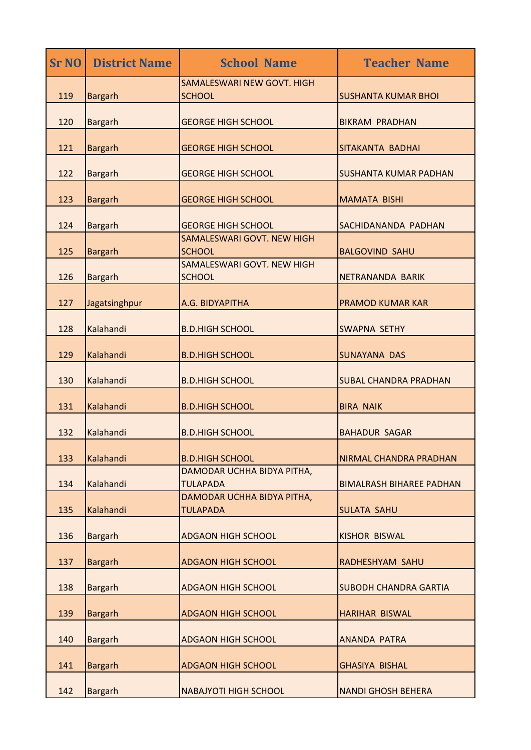| Sr NO | District Name | School Name | Teacher Name |
|---|---|---|---|
| 119 | Bargarh | SAMALESWARI NEW GOVT. HIGH SCHOOL | SUSHANTA KUMAR BHOI |
| 120 | Bargarh | GEORGE HIGH SCHOOL | BIKRAM PRADHAN |
| 121 | Bargarh | GEORGE HIGH SCHOOL | SITAKANTA BADHAI |
| 122 | Bargarh | GEORGE HIGH SCHOOL | SUSHANTA KUMAR PADHAN |
| 123 | Bargarh | GEORGE HIGH SCHOOL | MAMATA BISHI |
| 124 | Bargarh | GEORGE HIGH SCHOOL | SACHIDANANDA PADHAN |
| 125 | Bargarh | SAMALESWARI GOVT. NEW HIGH SCHOOL | BALGOVIND SAHU |
| 126 | Bargarh | SAMALESWARI GOVT. NEW HIGH SCHOOL | NETRANANDA BARIK |
| 127 | Jagatsinghpur | A.G. BIDYAPITHA | PRAMOD KUMAR KAR |
| 128 | Kalahandi | B.D.HIGH SCHOOL | SWAPNA SETHY |
| 129 | Kalahandi | B.D.HIGH SCHOOL | SUNAYANA DAS |
| 130 | Kalahandi | B.D.HIGH SCHOOL | SUBAL CHANDRA PRADHAN |
| 131 | Kalahandi | B.D.HIGH SCHOOL | BIRA NAIK |
| 132 | Kalahandi | B.D.HIGH SCHOOL | BAHADUR SAGAR |
| 133 | Kalahandi | B.D.HIGH SCHOOL | NIRMAL CHANDRA PRADHAN |
| 134 | Kalahandi | DAMODAR UCHHA BIDYA PITHA, TULAPADA | BIMALRASH BIHAREE PADHAN |
| 135 | Kalahandi | DAMODAR UCHHA BIDYA PITHA, TULAPADA | SULATA SAHU |
| 136 | Bargarh | ADGAON HIGH SCHOOL | KISHOR BISWAL |
| 137 | Bargarh | ADGAON HIGH SCHOOL | RADHESHYAM SAHU |
| 138 | Bargarh | ADGAON HIGH SCHOOL | SUBODH CHANDRA GARTIA |
| 139 | Bargarh | ADGAON HIGH SCHOOL | HARIHAR BISWAL |
| 140 | Bargarh | ADGAON HIGH SCHOOL | ANANDA PATRA |
| 141 | Bargarh | ADGAON HIGH SCHOOL | GHASIYA BISHAL |
| 142 | Bargarh | NABAJYOTI HIGH SCHOOL | NANDI GHOSH BEHERA |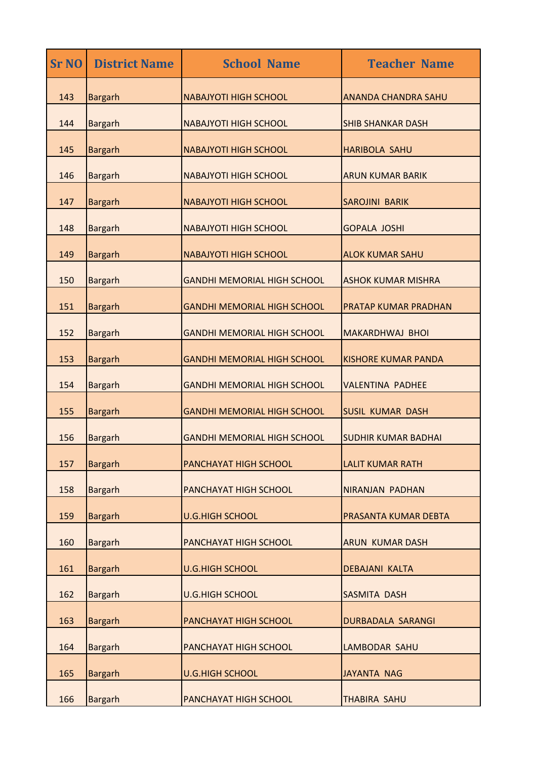| Sr NO | District Name | School Name | Teacher Name |
|---|---|---|---|
| 143 | Bargarh | NABAJYOTI HIGH SCHOOL | ANANDA CHANDRA SAHU |
| 144 | Bargarh | NABAJYOTI HIGH SCHOOL | SHIB SHANKAR DASH |
| 145 | Bargarh | NABAJYOTI HIGH SCHOOL | HARIBOLA SAHU |
| 146 | Bargarh | NABAJYOTI HIGH SCHOOL | ARUN KUMAR BARIK |
| 147 | Bargarh | NABAJYOTI HIGH SCHOOL | SAROJINI BARIK |
| 148 | Bargarh | NABAJYOTI HIGH SCHOOL | GOPALA JOSHI |
| 149 | Bargarh | NABAJYOTI HIGH SCHOOL | ALOK KUMAR SAHU |
| 150 | Bargarh | GANDHI MEMORIAL HIGH SCHOOL | ASHOK KUMAR MISHRA |
| 151 | Bargarh | GANDHI MEMORIAL HIGH SCHOOL | PRATAP KUMAR PRADHAN |
| 152 | Bargarh | GANDHI MEMORIAL HIGH SCHOOL | MAKARDHWAJ BHOI |
| 153 | Bargarh | GANDHI MEMORIAL HIGH SCHOOL | KISHORE KUMAR PANDA |
| 154 | Bargarh | GANDHI MEMORIAL HIGH SCHOOL | VALENTINA PADHEE |
| 155 | Bargarh | GANDHI MEMORIAL HIGH SCHOOL | SUSIL KUMAR DASH |
| 156 | Bargarh | GANDHI MEMORIAL HIGH SCHOOL | SUDHIR KUMAR BADHAI |
| 157 | Bargarh | PANCHAYAT HIGH SCHOOL | LALIT KUMAR RATH |
| 158 | Bargarh | PANCHAYAT HIGH SCHOOL | NIRANJAN PADHAN |
| 159 | Bargarh | U.G.HIGH SCHOOL | PRASANTA KUMAR DEBTA |
| 160 | Bargarh | PANCHAYAT HIGH SCHOOL | ARUN KUMAR DASH |
| 161 | Bargarh | U.G.HIGH SCHOOL | DEBAJANI KALTA |
| 162 | Bargarh | U.G.HIGH SCHOOL | SASMITA DASH |
| 163 | Bargarh | PANCHAYAT HIGH SCHOOL | DURBADALA SARANGI |
| 164 | Bargarh | PANCHAYAT HIGH SCHOOL | LAMBODAR SAHU |
| 165 | Bargarh | U.G.HIGH SCHOOL | JAYANTA NAG |
| 166 | Bargarh | PANCHAYAT HIGH SCHOOL | THABIRA SAHU |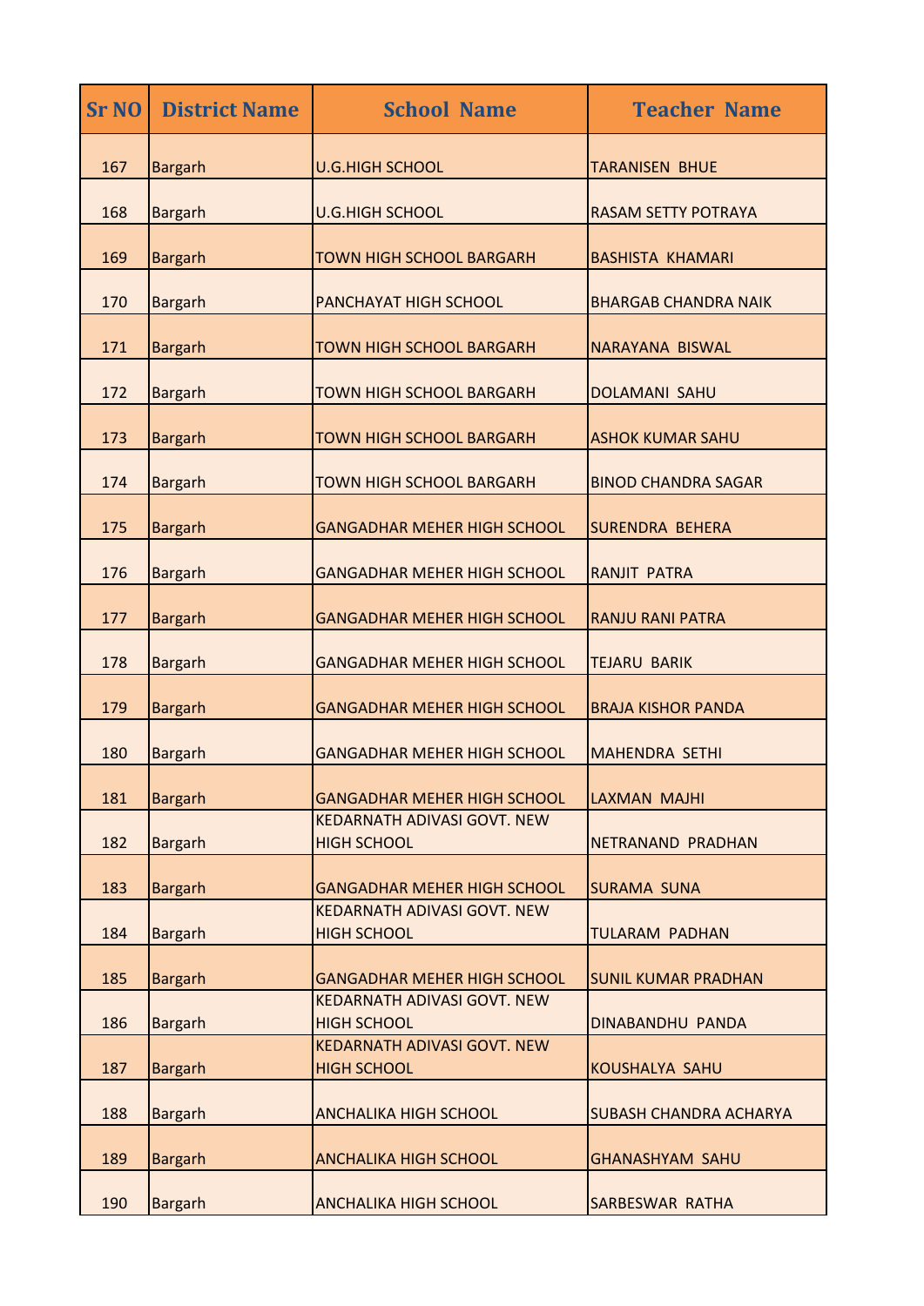| Sr NO | District Name | School Name | Teacher Name |
|---|---|---|---|
| 167 | Bargarh | U.G.HIGH SCHOOL | TARANISEN BHUE |
| 168 | Bargarh | U.G.HIGH SCHOOL | RASAM SETTY POTRAYA |
| 169 | Bargarh | TOWN HIGH SCHOOL BARGARH | BASHISTA KHAMARI |
| 170 | Bargarh | PANCHAYAT HIGH SCHOOL | BHARGAB CHANDRA NAIK |
| 171 | Bargarh | TOWN HIGH SCHOOL BARGARH | NARAYANA BISWAL |
| 172 | Bargarh | TOWN HIGH SCHOOL BARGARH | DOLAMANI SAHU |
| 173 | Bargarh | TOWN HIGH SCHOOL BARGARH | ASHOK KUMAR SAHU |
| 174 | Bargarh | TOWN HIGH SCHOOL BARGARH | BINOD CHANDRA SAGAR |
| 175 | Bargarh | GANGADHAR MEHER HIGH SCHOOL | SURENDRA BEHERA |
| 176 | Bargarh | GANGADHAR MEHER HIGH SCHOOL | RANJIT PATRA |
| 177 | Bargarh | GANGADHAR MEHER HIGH SCHOOL | RANJU RANI PATRA |
| 178 | Bargarh | GANGADHAR MEHER HIGH SCHOOL | TEJARU BARIK |
| 179 | Bargarh | GANGADHAR MEHER HIGH SCHOOL | BRAJA KISHOR PANDA |
| 180 | Bargarh | GANGADHAR MEHER HIGH SCHOOL | MAHENDRA SETHI |
| 181 | Bargarh | GANGADHAR MEHER HIGH SCHOOL | LAXMAN MAJHI |
| 182 | Bargarh | KEDARNATH ADIVASI GOVT. NEW HIGH SCHOOL | NETRANAND PRADHAN |
| 183 | Bargarh | GANGADHAR MEHER HIGH SCHOOL | SURAMA SUNA |
| 184 | Bargarh | KEDARNATH ADIVASI GOVT. NEW HIGH SCHOOL | TULARAM PADHAN |
| 185 | Bargarh | GANGADHAR MEHER HIGH SCHOOL | SUNIL KUMAR PRADHAN |
| 186 | Bargarh | KEDARNATH ADIVASI GOVT. NEW HIGH SCHOOL | DINABANDHU PANDA |
| 187 | Bargarh | KEDARNATH ADIVASI GOVT. NEW HIGH SCHOOL | KOUSHALYA SAHU |
| 188 | Bargarh | ANCHALIKA HIGH SCHOOL | SUBASH CHANDRA ACHARYA |
| 189 | Bargarh | ANCHALIKA HIGH SCHOOL | GHANASHYAM SAHU |
| 190 | Bargarh | ANCHALIKA HIGH SCHOOL | SARBESWAR RATHA |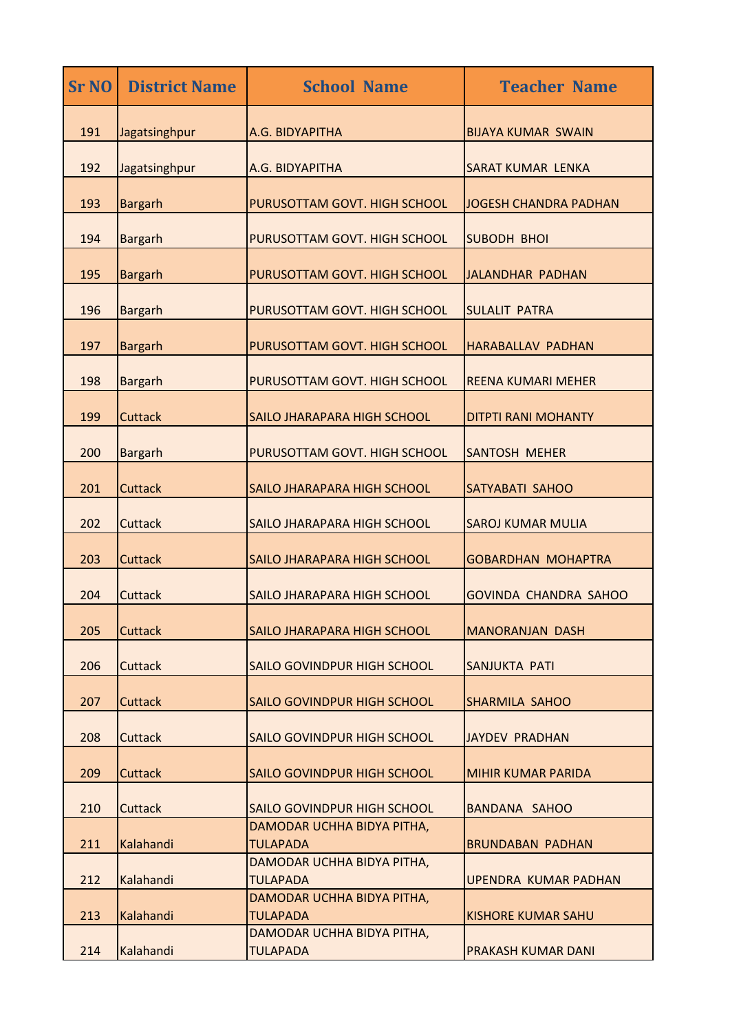| Sr NO | District Name | School Name | Teacher Name |
|---|---|---|---|
| 191 | Jagatsinghpur | A.G. BIDYAPITHA | BIJAYA KUMAR SWAIN |
| 192 | Jagatsinghpur | A.G. BIDYAPITHA | SARAT KUMAR LENKA |
| 193 | Bargarh | PURUSOTTAM GOVT. HIGH SCHOOL | JOGESH CHANDRA PADHAN |
| 194 | Bargarh | PURUSOTTAM GOVT. HIGH SCHOOL | SUBODH BHOI |
| 195 | Bargarh | PURUSOTTAM GOVT. HIGH SCHOOL | JALANDHAR PADHAN |
| 196 | Bargarh | PURUSOTTAM GOVT. HIGH SCHOOL | SULALIT PATRA |
| 197 | Bargarh | PURUSOTTAM GOVT. HIGH SCHOOL | HARABALLAV PADHAN |
| 198 | Bargarh | PURUSOTTAM GOVT. HIGH SCHOOL | REENA KUMARI MEHER |
| 199 | Cuttack | SAILO JHARAPARA HIGH SCHOOL | DITPTI RANI MOHANTY |
| 200 | Bargarh | PURUSOTTAM GOVT. HIGH SCHOOL | SANTOSH MEHER |
| 201 | Cuttack | SAILO JHARAPARA HIGH SCHOOL | SATYABATI SAHOO |
| 202 | Cuttack | SAILO JHARAPARA HIGH SCHOOL | SAROJ KUMAR MULIA |
| 203 | Cuttack | SAILO JHARAPARA HIGH SCHOOL | GOBARDHAN MOHAPTRA |
| 204 | Cuttack | SAILO JHARAPARA HIGH SCHOOL | GOVINDA CHANDRA SAHOO |
| 205 | Cuttack | SAILO JHARAPARA HIGH SCHOOL | MANORANJAN DASH |
| 206 | Cuttack | SAILO GOVINDPUR HIGH SCHOOL | SANJUKTA PATI |
| 207 | Cuttack | SAILO GOVINDPUR HIGH SCHOOL | SHARMILA SAHOO |
| 208 | Cuttack | SAILO GOVINDPUR HIGH SCHOOL | JAYDEV PRADHAN |
| 209 | Cuttack | SAILO GOVINDPUR HIGH SCHOOL | MIHIR KUMAR PARIDA |
| 210 | Cuttack | SAILO GOVINDPUR HIGH SCHOOL | BANDANA SAHOO |
| 211 | Kalahandi | DAMODAR UCHHA BIDYA PITHA, TULAPADA | BRUNDABAN PADHAN |
| 212 | Kalahandi | DAMODAR UCHHA BIDYA PITHA, TULAPADA | UPENDRA KUMAR PADHAN |
| 213 | Kalahandi | DAMODAR UCHHA BIDYA PITHA, TULAPADA | KISHORE KUMAR SAHU |
| 214 | Kalahandi | DAMODAR UCHHA BIDYA PITHA, TULAPADA | PRAKASH KUMAR DANI |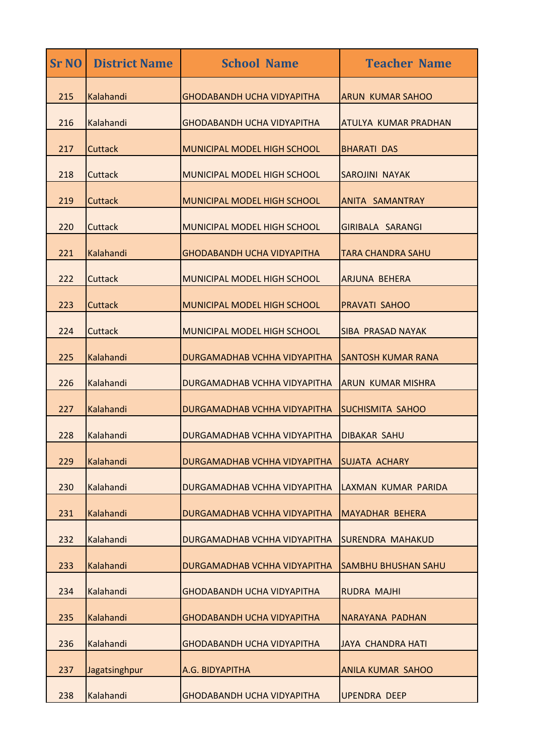| Sr NO | District Name | School Name | Teacher Name |
|---|---|---|---|
| 215 | Kalahandi | GHODABANDH UCHA VIDYAPITHA | ARUN KUMAR SAHOO |
| 216 | Kalahandi | GHODABANDH UCHA VIDYAPITHA | ATULYA KUMAR PRADHAN |
| 217 | Cuttack | MUNICIPAL MODEL HIGH SCHOOL | BHARATI DAS |
| 218 | Cuttack | MUNICIPAL MODEL HIGH SCHOOL | SAROJINI NAYAK |
| 219 | Cuttack | MUNICIPAL MODEL HIGH SCHOOL | ANITA SAMANTRAY |
| 220 | Cuttack | MUNICIPAL MODEL HIGH SCHOOL | GIRIBALA SARANGI |
| 221 | Kalahandi | GHODABANDH UCHA VIDYAPITHA | TARA CHANDRA SAHU |
| 222 | Cuttack | MUNICIPAL MODEL HIGH SCHOOL | ARJUNA BEHERA |
| 223 | Cuttack | MUNICIPAL MODEL HIGH SCHOOL | PRAVATI SAHOO |
| 224 | Cuttack | MUNICIPAL MODEL HIGH SCHOOL | SIBA PRASAD NAYAK |
| 225 | Kalahandi | DURGAMADHAB VCHHA VIDYAPITHA | SANTOSH KUMAR RANA |
| 226 | Kalahandi | DURGAMADHAB VCHHA VIDYAPITHA | ARUN KUMAR MISHRA |
| 227 | Kalahandi | DURGAMADHAB VCHHA VIDYAPITHA | SUCHISMITA SAHOO |
| 228 | Kalahandi | DURGAMADHAB VCHHA VIDYAPITHA | DIBAKAR SAHU |
| 229 | Kalahandi | DURGAMADHAB VCHHA VIDYAPITHA | SUJATA ACHARY |
| 230 | Kalahandi | DURGAMADHAB VCHHA VIDYAPITHA | LAXMAN KUMAR PARIDA |
| 231 | Kalahandi | DURGAMADHAB VCHHA VIDYAPITHA | MAYADHAR BEHERA |
| 232 | Kalahandi | DURGAMADHAB VCHHA VIDYAPITHA | SURENDRA MAHAKUD |
| 233 | Kalahandi | DURGAMADHAB VCHHA VIDYAPITHA | SAMBHU BHUSHAN SAHU |
| 234 | Kalahandi | GHODABANDH UCHA VIDYAPITHA | RUDRA MAJHI |
| 235 | Kalahandi | GHODABANDH UCHA VIDYAPITHA | NARAYANA PADHAN |
| 236 | Kalahandi | GHODABANDH UCHA VIDYAPITHA | JAYA CHANDRA HATI |
| 237 | Jagatsinghpur | A.G. BIDYAPITHA | ANILA KUMAR SAHOO |
| 238 | Kalahandi | GHODABANDH UCHA VIDYAPITHA | UPENDRA DEEP |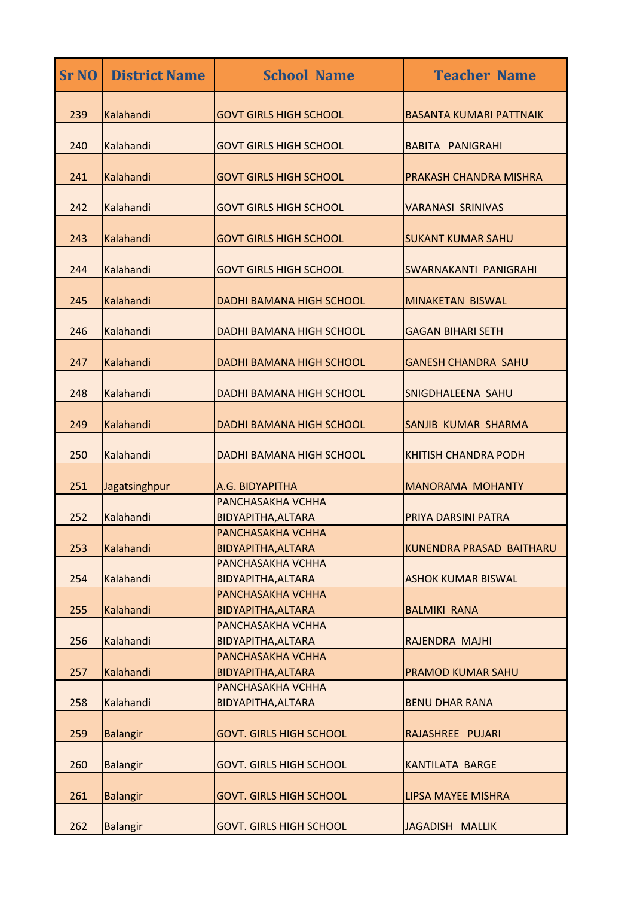| Sr NO | District Name | School Name | Teacher Name |
|---|---|---|---|
| 239 | Kalahandi | GOVT GIRLS HIGH SCHOOL | BASANTA KUMARI PATTNAIK |
| 240 | Kalahandi | GOVT GIRLS HIGH SCHOOL | BABITA PANIGRAHI |
| 241 | Kalahandi | GOVT GIRLS HIGH SCHOOL | PRAKASH CHANDRA MISHRA |
| 242 | Kalahandi | GOVT GIRLS HIGH SCHOOL | VARANASI SRINIVAS |
| 243 | Kalahandi | GOVT GIRLS HIGH SCHOOL | SUKANT KUMAR SAHU |
| 244 | Kalahandi | GOVT GIRLS HIGH SCHOOL | SWARNAKANTI PANIGRAHI |
| 245 | Kalahandi | DADHI BAMANA HIGH SCHOOL | MINAKETAN BISWAL |
| 246 | Kalahandi | DADHI BAMANA HIGH SCHOOL | GAGAN BIHARI SETH |
| 247 | Kalahandi | DADHI BAMANA HIGH SCHOOL | GANESH CHANDRA SAHU |
| 248 | Kalahandi | DADHI BAMANA HIGH SCHOOL | SNIGDHALEENA SAHU |
| 249 | Kalahandi | DADHI BAMANA HIGH SCHOOL | SANJIB KUMAR SHARMA |
| 250 | Kalahandi | DADHI BAMANA HIGH SCHOOL | KHITISH CHANDRA PODH |
| 251 | Jagatsinghpur | A.G. BIDYAPITHA | MANORAMA MOHANTY |
| 252 | Kalahandi | PANCHASAKHA VCHHA BIDYAPITHA,ALTARA | PRIYA DARSINI PATRA |
| 253 | Kalahandi | PANCHASAKHA VCHHA BIDYAPITHA,ALTARA | KUNENDRA PRASAD BAITHARU |
| 254 | Kalahandi | PANCHASAKHA VCHHA BIDYAPITHA,ALTARA | ASHOK KUMAR BISWAL |
| 255 | Kalahandi | PANCHASAKHA VCHHA BIDYAPITHA,ALTARA | BALMIKI RANA |
| 256 | Kalahandi | PANCHASAKHA VCHHA BIDYAPITHA,ALTARA | RAJENDRA MAJHI |
| 257 | Kalahandi | PANCHASAKHA VCHHA BIDYAPITHA,ALTARA | PRAMOD KUMAR SAHU |
| 258 | Kalahandi | PANCHASAKHA VCHHA BIDYAPITHA,ALTARA | BENU DHAR RANA |
| 259 | Balangir | GOVT. GIRLS HIGH SCHOOL | RAJASHREE PUJARI |
| 260 | Balangir | GOVT. GIRLS HIGH SCHOOL | KANTILATA BARGE |
| 261 | Balangir | GOVT. GIRLS HIGH SCHOOL | LIPSA MAYEE MISHRA |
| 262 | Balangir | GOVT. GIRLS HIGH SCHOOL | JAGADISH MALLIK |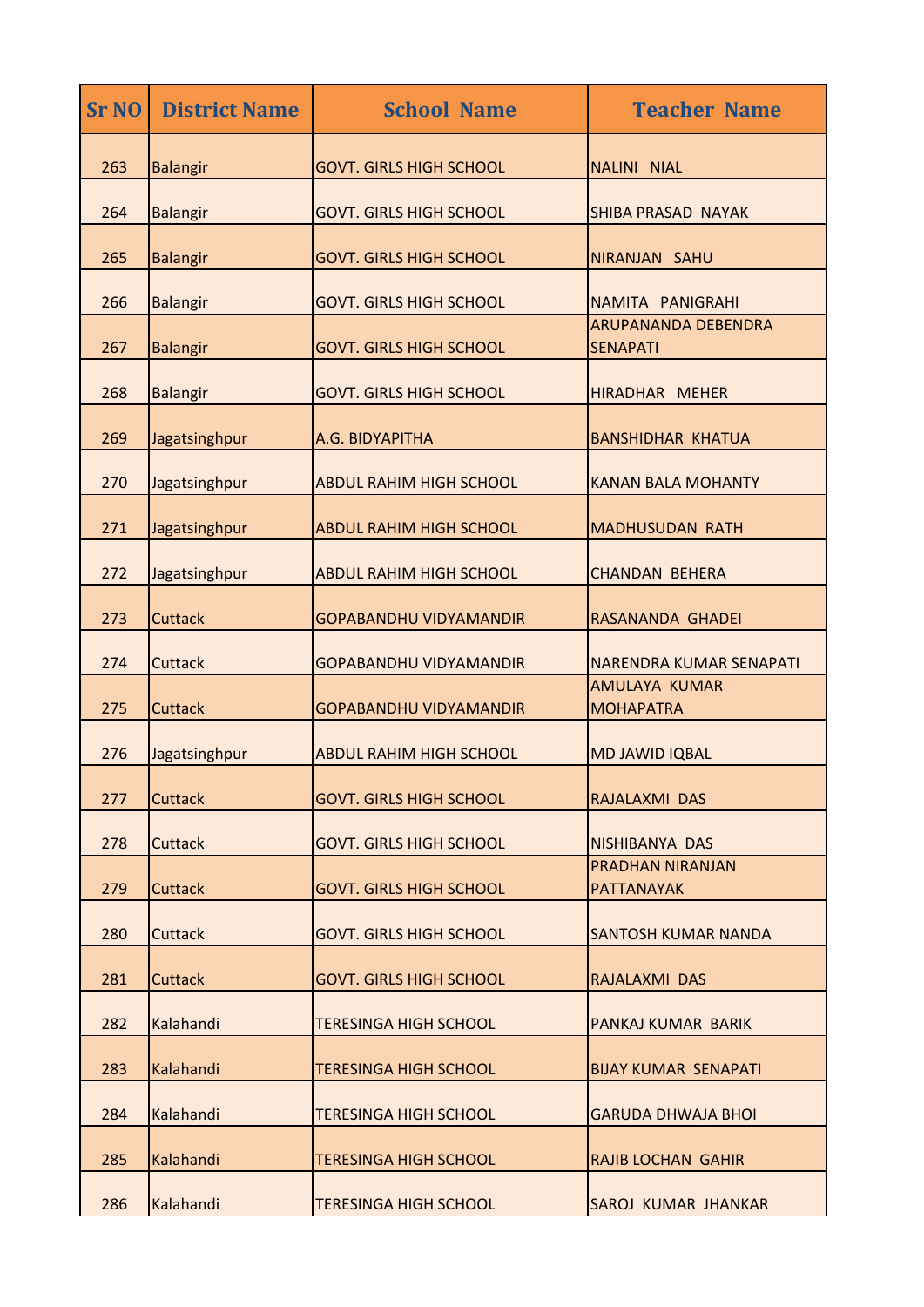| Sr NO | District Name | School Name | Teacher Name |
|---|---|---|---|
| 263 | Balangir | GOVT. GIRLS HIGH SCHOOL | NALINI NIAL |
| 264 | Balangir | GOVT. GIRLS HIGH SCHOOL | SHIBA PRASAD NAYAK |
| 265 | Balangir | GOVT. GIRLS HIGH SCHOOL | NIRANJAN SAHU |
| 266 | Balangir | GOVT. GIRLS HIGH SCHOOL | NAMITA PANIGRAHI |
| 267 | Balangir | GOVT. GIRLS HIGH SCHOOL | ARUPANANDA DEBENDRA SENAPATI |
| 268 | Balangir | GOVT. GIRLS HIGH SCHOOL | HIRADHAR MEHER |
| 269 | Jagatsinghpur | A.G. BIDYAPITHA | BANSHIDHAR KHATUA |
| 270 | Jagatsinghpur | ABDUL RAHIM HIGH SCHOOL | KANAN BALA MOHANTY |
| 271 | Jagatsinghpur | ABDUL RAHIM HIGH SCHOOL | MADHUSUDAN RATH |
| 272 | Jagatsinghpur | ABDUL RAHIM HIGH SCHOOL | CHANDAN BEHERA |
| 273 | Cuttack | GOPABANDHU VIDYAMANDIR | RASANANDA GHADEI |
| 274 | Cuttack | GOPABANDHU VIDYAMANDIR | NARENDRA KUMAR SENAPATI |
| 275 | Cuttack | GOPABANDHU VIDYAMANDIR | AMULAYA KUMAR MOHAPATRA |
| 276 | Jagatsinghpur | ABDUL RAHIM HIGH SCHOOL | MD JAWID IQBAL |
| 277 | Cuttack | GOVT. GIRLS HIGH SCHOOL | RAJALAXMI DAS |
| 278 | Cuttack | GOVT. GIRLS HIGH SCHOOL | NISHIBANYA DAS |
| 279 | Cuttack | GOVT. GIRLS HIGH SCHOOL | PRADHAN NIRANJAN PATTANAYAK |
| 280 | Cuttack | GOVT. GIRLS HIGH SCHOOL | SANTOSH KUMAR NANDA |
| 281 | Cuttack | GOVT. GIRLS HIGH SCHOOL | RAJALAXMI DAS |
| 282 | Kalahandi | TERESINGA HIGH SCHOOL | PANKAJ KUMAR BARIK |
| 283 | Kalahandi | TERESINGA HIGH SCHOOL | BIJAY KUMAR SENAPATI |
| 284 | Kalahandi | TERESINGA HIGH SCHOOL | GARUDA DHWAJA BHOI |
| 285 | Kalahandi | TERESINGA HIGH SCHOOL | RAJIB LOCHAN GAHIR |
| 286 | Kalahandi | TERESINGA HIGH SCHOOL | SAROJ KUMAR JHANKAR |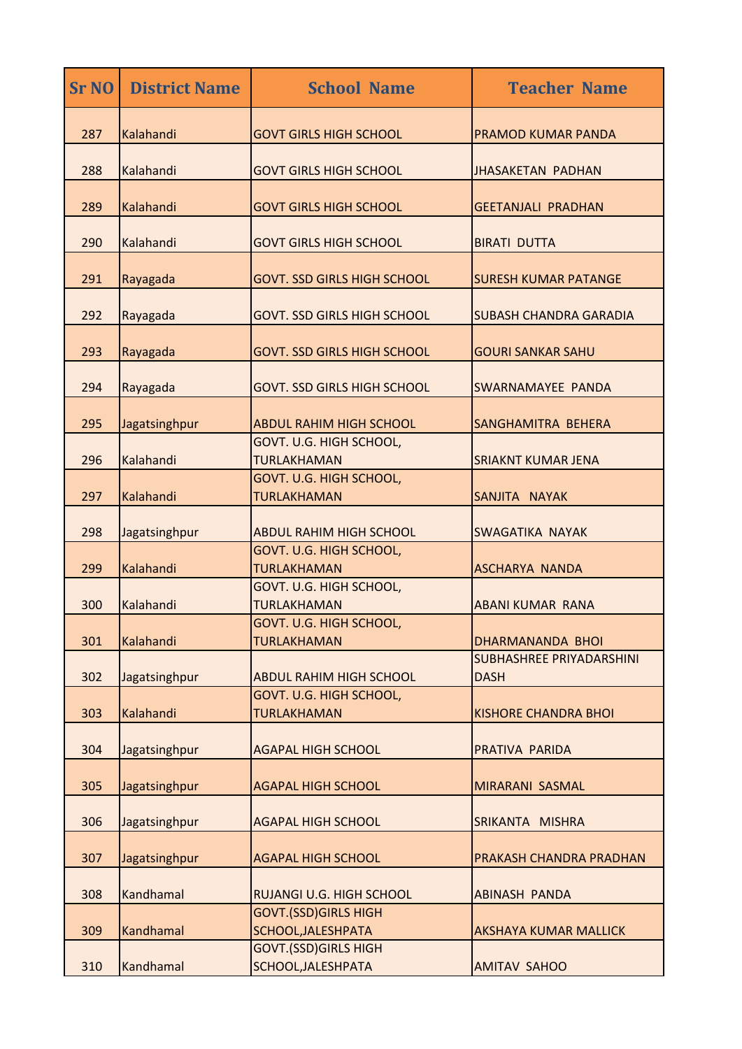| Sr NO | District Name | School Name | Teacher Name |
|---|---|---|---|
| 287 | Kalahandi | GOVT GIRLS HIGH SCHOOL | PRAMOD KUMAR PANDA |
| 288 | Kalahandi | GOVT GIRLS HIGH SCHOOL | JHASAKETAN PADHAN |
| 289 | Kalahandi | GOVT GIRLS HIGH SCHOOL | GEETANJALI PRADHAN |
| 290 | Kalahandi | GOVT GIRLS HIGH SCHOOL | BIRATI DUTTA |
| 291 | Rayagada | GOVT. SSD GIRLS HIGH SCHOOL | SURESH KUMAR PATANGE |
| 292 | Rayagada | GOVT. SSD GIRLS HIGH SCHOOL | SUBASH CHANDRA GARADIA |
| 293 | Rayagada | GOVT. SSD GIRLS HIGH SCHOOL | GOURI SANKAR SAHU |
| 294 | Rayagada | GOVT. SSD GIRLS HIGH SCHOOL | SWARNAMAYEE PANDA |
| 295 | Jagatsinghpur | ABDUL RAHIM HIGH SCHOOL | SANGHAMITRA BEHERA |
| 296 | Kalahandi | GOVT. U.G. HIGH SCHOOL, TURLAKHAMAN | SRIAKNT KUMAR JENA |
| 297 | Kalahandi | GOVT. U.G. HIGH SCHOOL, TURLAKHAMAN | SANJITA NAYAK |
| 298 | Jagatsinghpur | ABDUL RAHIM HIGH SCHOOL | SWAGATIKA NAYAK |
| 299 | Kalahandi | GOVT. U.G. HIGH SCHOOL, TURLAKHAMAN | ASCHARYA NANDA |
| 300 | Kalahandi | GOVT. U.G. HIGH SCHOOL, TURLAKHAMAN | ABANI KUMAR RANA |
| 301 | Kalahandi | GOVT. U.G. HIGH SCHOOL, TURLAKHAMAN | DHARMANANDA BHOI |
| 302 | Jagatsinghpur | ABDUL RAHIM HIGH SCHOOL | SUBHASHREE PRIYADARSHINI DASH |
| 303 | Kalahandi | GOVT. U.G. HIGH SCHOOL, TURLAKHAMAN | KISHORE CHANDRA BHOI |
| 304 | Jagatsinghpur | AGAPAL HIGH SCHOOL | PRATIVA PARIDA |
| 305 | Jagatsinghpur | AGAPAL HIGH SCHOOL | MIRARANI SASMAL |
| 306 | Jagatsinghpur | AGAPAL HIGH SCHOOL | SRIKANTA MISHRA |
| 307 | Jagatsinghpur | AGAPAL HIGH SCHOOL | PRAKASH CHANDRA PRADHAN |
| 308 | Kandhamal | RUJANGI U.G. HIGH SCHOOL | ABINASH PANDA |
| 309 | Kandhamal | GOVT.(SSD)GIRLS HIGH SCHOOL,JALESHPATA | AKSHAYA KUMAR MALLICK |
| 310 | Kandhamal | GOVT.(SSD)GIRLS HIGH SCHOOL,JALESHPATA | AMITAV SAHOO |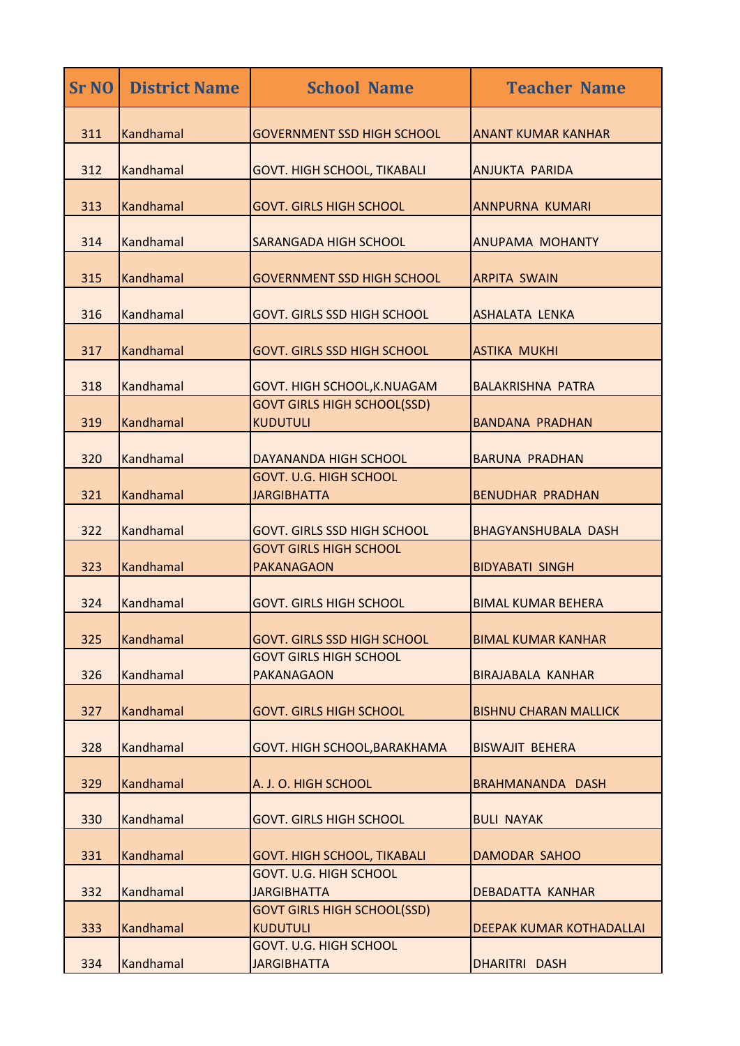| Sr NO | District Name | School Name | Teacher Name |
|---|---|---|---|
| 311 | Kandhamal | GOVERNMENT SSD HIGH SCHOOL | ANANT KUMAR KANHAR |
| 312 | Kandhamal | GOVT. HIGH SCHOOL, TIKABALI | ANJUKTA PARIDA |
| 313 | Kandhamal | GOVT. GIRLS HIGH SCHOOL | ANNPURNA KUMARI |
| 314 | Kandhamal | SARANGADA HIGH SCHOOL | ANUPAMA MOHANTY |
| 315 | Kandhamal | GOVERNMENT SSD HIGH SCHOOL | ARPITA SWAIN |
| 316 | Kandhamal | GOVT. GIRLS SSD HIGH SCHOOL | ASHALATA LENKA |
| 317 | Kandhamal | GOVT. GIRLS SSD HIGH SCHOOL | ASTIKA MUKHI |
| 318 | Kandhamal | GOVT. HIGH SCHOOL,K.NUAGAM | BALAKRISHNA PATRA |
| 319 | Kandhamal | GOVT GIRLS HIGH SCHOOL(SSD) KUDUTULI | BANDANA PRADHAN |
| 320 | Kandhamal | DAYANANDA HIGH SCHOOL | BARUNA PRADHAN |
| 321 | Kandhamal | GOVT. U.G. HIGH SCHOOL JARGIBHATTA | BENUDHAR PRADHAN |
| 322 | Kandhamal | GOVT. GIRLS SSD HIGH SCHOOL | BHAGYANSHUBALA DASH |
| 323 | Kandhamal | GOVT GIRLS HIGH SCHOOL PAKANAGAON | BIDYABATI SINGH |
| 324 | Kandhamal | GOVT. GIRLS HIGH SCHOOL | BIMAL KUMAR BEHERA |
| 325 | Kandhamal | GOVT. GIRLS SSD HIGH SCHOOL | BIMAL KUMAR KANHAR |
| 326 | Kandhamal | GOVT GIRLS HIGH SCHOOL PAKANAGAON | BIRAJABALA KANHAR |
| 327 | Kandhamal | GOVT. GIRLS HIGH SCHOOL | BISHNU CHARAN MALLICK |
| 328 | Kandhamal | GOVT. HIGH SCHOOL,BARAKHAMA | BISWAJIT BEHERA |
| 329 | Kandhamal | A. J. O. HIGH SCHOOL | BRAHMANANDA DASH |
| 330 | Kandhamal | GOVT. GIRLS HIGH SCHOOL | BULI NAYAK |
| 331 | Kandhamal | GOVT. HIGH SCHOOL, TIKABALI | DAMODAR SAHOO |
| 332 | Kandhamal | GOVT. U.G. HIGH SCHOOL JARGIBHATTA | DEBADATTA KANHAR |
| 333 | Kandhamal | GOVT GIRLS HIGH SCHOOL(SSD) KUDUTULI | DEEPAK KUMAR KOTHADALLAI |
| 334 | Kandhamal | GOVT. U.G. HIGH SCHOOL JARGIBHATTA | DHARITRI DASH |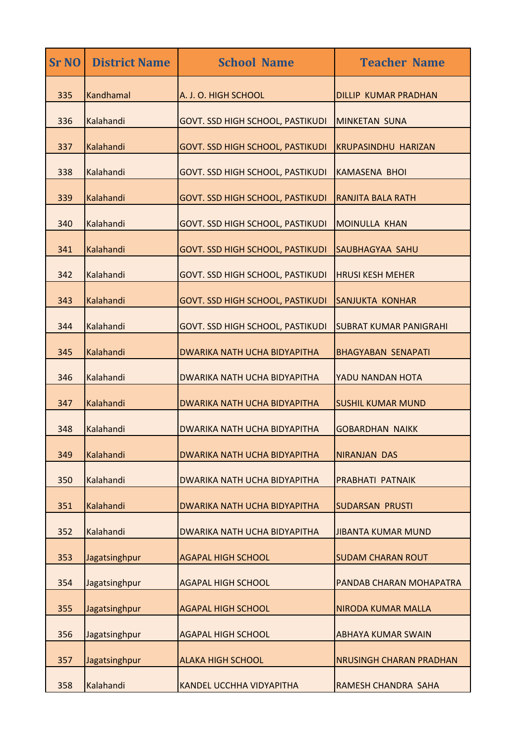| Sr NO | District Name | School Name | Teacher Name |
|---|---|---|---|
| 335 | Kandhamal | A. J. O. HIGH SCHOOL | DILLIP KUMAR PRADHAN |
| 336 | Kalahandi | GOVT. SSD HIGH SCHOOL, PASTIKUDI | MINKETAN SUNA |
| 337 | Kalahandi | GOVT. SSD HIGH SCHOOL, PASTIKUDI | KRUPASINDHU HARIZAN |
| 338 | Kalahandi | GOVT. SSD HIGH SCHOOL, PASTIKUDI | KAMASENA BHOI |
| 339 | Kalahandi | GOVT. SSD HIGH SCHOOL, PASTIKUDI | RANJITA BALA RATH |
| 340 | Kalahandi | GOVT. SSD HIGH SCHOOL, PASTIKUDI | MOINULLA KHAN |
| 341 | Kalahandi | GOVT. SSD HIGH SCHOOL, PASTIKUDI | SAUBHAGYAA SAHU |
| 342 | Kalahandi | GOVT. SSD HIGH SCHOOL, PASTIKUDI | HRUSI KESH MEHER |
| 343 | Kalahandi | GOVT. SSD HIGH SCHOOL, PASTIKUDI | SANJUKTA KONHAR |
| 344 | Kalahandi | GOVT. SSD HIGH SCHOOL, PASTIKUDI | SUBRAT KUMAR PANIGRAHI |
| 345 | Kalahandi | DWARIKA NATH UCHA BIDYAPITHA | BHAGYABAN SENAPATI |
| 346 | Kalahandi | DWARIKA NATH UCHA BIDYAPITHA | YADU NANDAN HOTA |
| 347 | Kalahandi | DWARIKA NATH UCHA BIDYAPITHA | SUSHIL KUMAR MUND |
| 348 | Kalahandi | DWARIKA NATH UCHA BIDYAPITHA | GOBARDHAN NAIKK |
| 349 | Kalahandi | DWARIKA NATH UCHA BIDYAPITHA | NIRANJAN DAS |
| 350 | Kalahandi | DWARIKA NATH UCHA BIDYAPITHA | PRABHATI PATNAIK |
| 351 | Kalahandi | DWARIKA NATH UCHA BIDYAPITHA | SUDARSAN PRUSTI |
| 352 | Kalahandi | DWARIKA NATH UCHA BIDYAPITHA | JIBANTA KUMAR MUND |
| 353 | Jagatsinghpur | AGAPAL HIGH SCHOOL | SUDAM CHARAN ROUT |
| 354 | Jagatsinghpur | AGAPAL HIGH SCHOOL | PANDAB CHARAN MOHAPATRA |
| 355 | Jagatsinghpur | AGAPAL HIGH SCHOOL | NIRODA KUMAR MALLA |
| 356 | Jagatsinghpur | AGAPAL HIGH SCHOOL | ABHAYA KUMAR SWAIN |
| 357 | Jagatsinghpur | ALAKA HIGH SCHOOL | NRUSINGH CHARAN PRADHAN |
| 358 | Kalahandi | KANDEL UCCHHA VIDYAPITHA | RAMESH CHANDRA SAHA |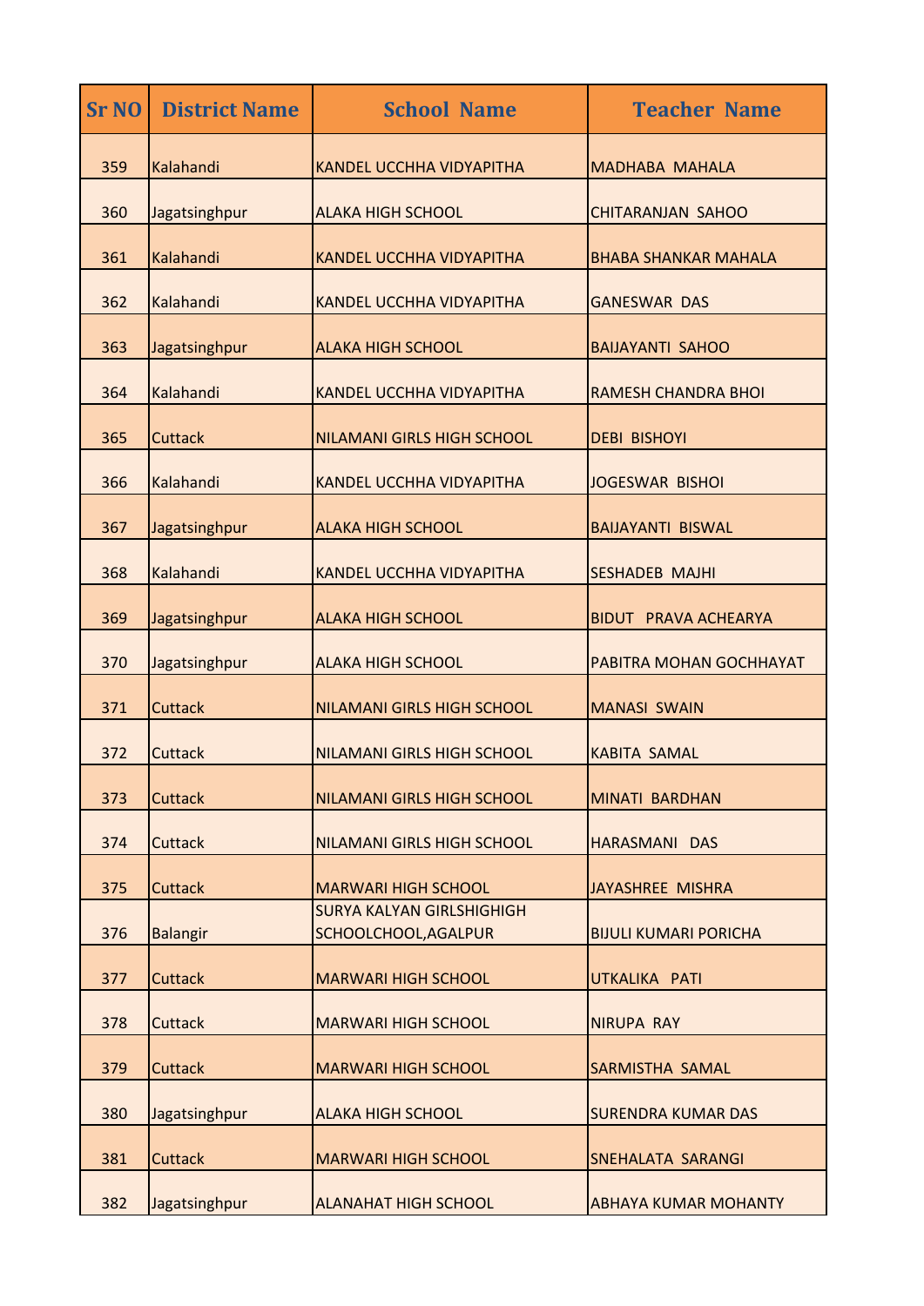| Sr NO | District Name | School Name | Teacher Name |
|---|---|---|---|
| 359 | Kalahandi | KANDEL UCCHHA VIDYAPITHA | MADHABA MAHALA |
| 360 | Jagatsinghpur | ALAKA HIGH SCHOOL | CHITARANJAN SAHOO |
| 361 | Kalahandi | KANDEL UCCHHA VIDYAPITHA | BHABA SHANKAR MAHALA |
| 362 | Kalahandi | KANDEL UCCHHA VIDYAPITHA | GANESWAR DAS |
| 363 | Jagatsinghpur | ALAKA HIGH SCHOOL | BAIJAYANTI SAHOO |
| 364 | Kalahandi | KANDEL UCCHHA VIDYAPITHA | RAMESH CHANDRA BHOI |
| 365 | Cuttack | NILAMANI GIRLS HIGH SCHOOL | DEBI BISHOYI |
| 366 | Kalahandi | KANDEL UCCHHA VIDYAPITHA | JOGESWAR BISHOI |
| 367 | Jagatsinghpur | ALAKA HIGH SCHOOL | BAIJAYANTI BISWAL |
| 368 | Kalahandi | KANDEL UCCHHA VIDYAPITHA | SESHADEB MAJHI |
| 369 | Jagatsinghpur | ALAKA HIGH SCHOOL | BIDUT PRAVA ACHEARYA |
| 370 | Jagatsinghpur | ALAKA HIGH SCHOOL | PABITRA MOHAN GOCHHAYAT |
| 371 | Cuttack | NILAMANI GIRLS HIGH SCHOOL | MANASI SWAIN |
| 372 | Cuttack | NILAMANI GIRLS HIGH SCHOOL | KABITA SAMAL |
| 373 | Cuttack | NILAMANI GIRLS HIGH SCHOOL | MINATI BARDHAN |
| 374 | Cuttack | NILAMANI GIRLS HIGH SCHOOL | HARASMANI DAS |
| 375 | Cuttack | MARWARI HIGH SCHOOL | JAYASHREE MISHRA |
| 376 | Balangir | SURYA KALYAN GIRLSHIGHIGH SCHOOLCHOOL,AGALPUR | BIJULI KUMARI PORICHA |
| 377 | Cuttack | MARWARI HIGH SCHOOL | UTKALIKA PATI |
| 378 | Cuttack | MARWARI HIGH SCHOOL | NIRUPA RAY |
| 379 | Cuttack | MARWARI HIGH SCHOOL | SARMISTHA SAMAL |
| 380 | Jagatsinghpur | ALAKA HIGH SCHOOL | SURENDRA KUMAR DAS |
| 381 | Cuttack | MARWARI HIGH SCHOOL | SNEHALATA SARANGI |
| 382 | Jagatsinghpur | ALANAHAT HIGH SCHOOL | ABHAYA KUMAR MOHANTY |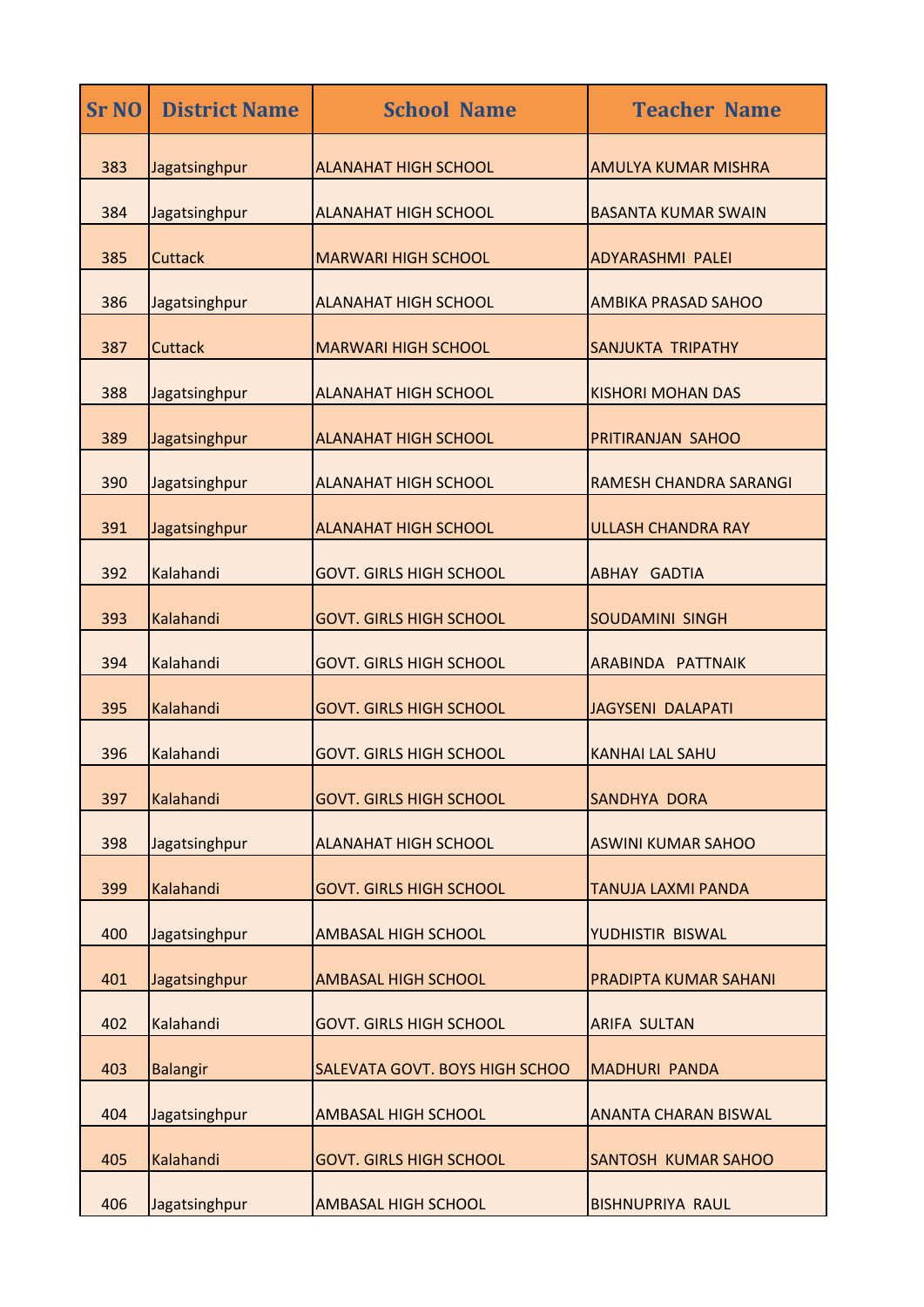| Sr NO | District Name | School Name | Teacher Name |
|---|---|---|---|
| 383 | Jagatsinghpur | ALANAHAT HIGH SCHOOL | AMULYA KUMAR MISHRA |
| 384 | Jagatsinghpur | ALANAHAT HIGH SCHOOL | BASANTA KUMAR SWAIN |
| 385 | Cuttack | MARWARI HIGH SCHOOL | ADYARASHMI PALEI |
| 386 | Jagatsinghpur | ALANAHAT HIGH SCHOOL | AMBIKA PRASAD SAHOO |
| 387 | Cuttack | MARWARI HIGH SCHOOL | SANJUKTA TRIPATHY |
| 388 | Jagatsinghpur | ALANAHAT HIGH SCHOOL | KISHORI MOHAN DAS |
| 389 | Jagatsinghpur | ALANAHAT HIGH SCHOOL | PRITIRANJAN SAHOO |
| 390 | Jagatsinghpur | ALANAHAT HIGH SCHOOL | RAMESH CHANDRA SARANGI |
| 391 | Jagatsinghpur | ALANAHAT HIGH SCHOOL | ULLASH CHANDRA RAY |
| 392 | Kalahandi | GOVT. GIRLS HIGH SCHOOL | ABHAY GADTIA |
| 393 | Kalahandi | GOVT. GIRLS HIGH SCHOOL | SOUDAMINI SINGH |
| 394 | Kalahandi | GOVT. GIRLS HIGH SCHOOL | ARABINDA PATTNAIK |
| 395 | Kalahandi | GOVT. GIRLS HIGH SCHOOL | JAGYSENI DALAPATI |
| 396 | Kalahandi | GOVT. GIRLS HIGH SCHOOL | KANHAI LAL SAHU |
| 397 | Kalahandi | GOVT. GIRLS HIGH SCHOOL | SANDHYA DORA |
| 398 | Jagatsinghpur | ALANAHAT HIGH SCHOOL | ASWINI KUMAR SAHOO |
| 399 | Kalahandi | GOVT. GIRLS HIGH SCHOOL | TANUJA LAXMI PANDA |
| 400 | Jagatsinghpur | AMBASAL HIGH SCHOOL | YUDHISTIR BISWAL |
| 401 | Jagatsinghpur | AMBASAL HIGH SCHOOL | PRADIPTA KUMAR SAHANI |
| 402 | Kalahandi | GOVT. GIRLS HIGH SCHOOL | ARIFA SULTAN |
| 403 | Balangir | SALEVATA GOVT. BOYS HIGH SCHOO | MADHURI PANDA |
| 404 | Jagatsinghpur | AMBASAL HIGH SCHOOL | ANANTA CHARAN BISWAL |
| 405 | Kalahandi | GOVT. GIRLS HIGH SCHOOL | SANTOSH KUMAR SAHOO |
| 406 | Jagatsinghpur | AMBASAL HIGH SCHOOL | BISHNUPRIYA RAUL |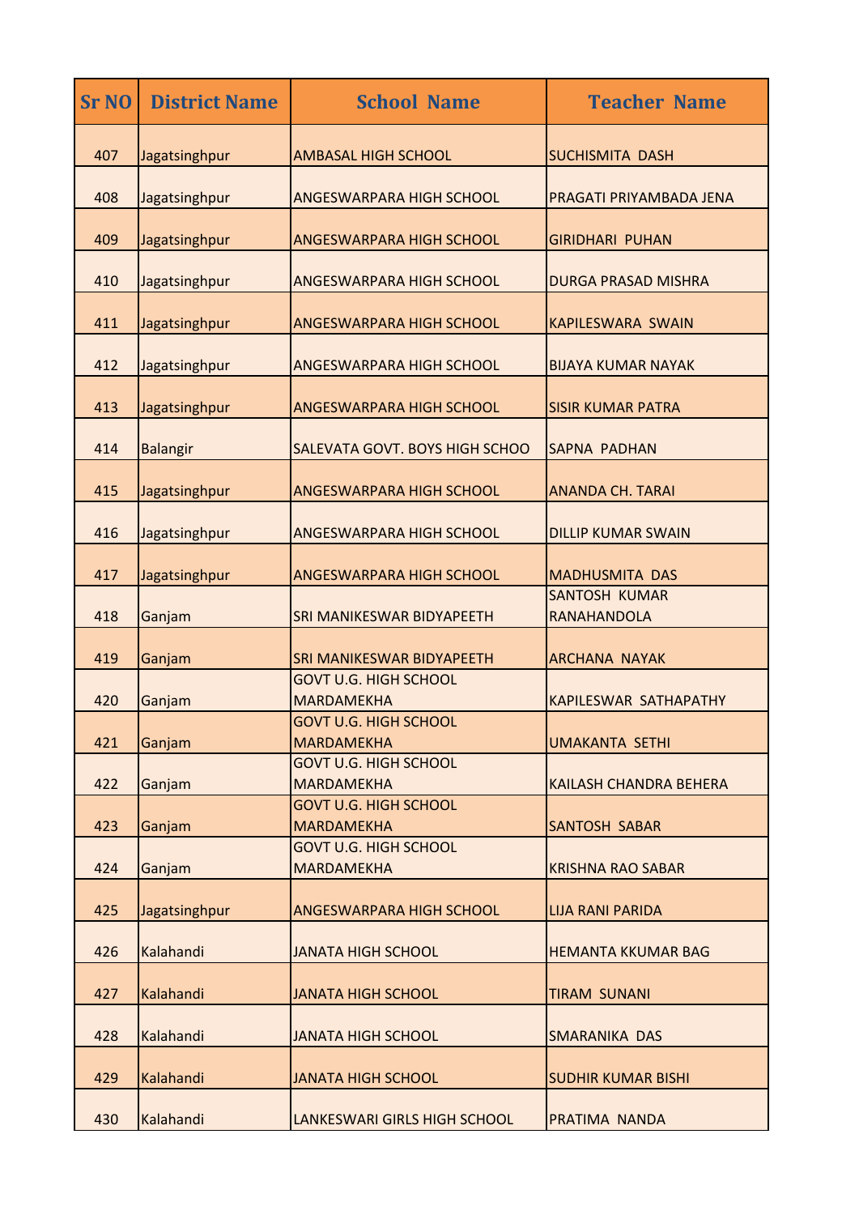| Sr NO | District Name | School Name | Teacher Name |
|---|---|---|---|
| 407 | Jagatsinghpur | AMBASAL HIGH SCHOOL | SUCHISMITA DASH |
| 408 | Jagatsinghpur | ANGESWARPARA HIGH SCHOOL | PRAGATI PRIYAMBADA JENA |
| 409 | Jagatsinghpur | ANGESWARPARA HIGH SCHOOL | GIRIDHARI PUHAN |
| 410 | Jagatsinghpur | ANGESWARPARA HIGH SCHOOL | DURGA PRASAD MISHRA |
| 411 | Jagatsinghpur | ANGESWARPARA HIGH SCHOOL | KAPILESWARA SWAIN |
| 412 | Jagatsinghpur | ANGESWARPARA HIGH SCHOOL | BIJAYA KUMAR NAYAK |
| 413 | Jagatsinghpur | ANGESWARPARA HIGH SCHOOL | SISIR KUMAR PATRA |
| 414 | Balangir | SALEVATA GOVT. BOYS HIGH SCHOO | SAPNA PADHAN |
| 415 | Jagatsinghpur | ANGESWARPARA HIGH SCHOOL | ANANDA CH. TARAI |
| 416 | Jagatsinghpur | ANGESWARPARA HIGH SCHOOL | DILLIP KUMAR SWAIN |
| 417 | Jagatsinghpur | ANGESWARPARA HIGH SCHOOL | MADHUSMITA DAS |
| 418 | Ganjam | SRI MANIKESWAR BIDYAPEETH | SANTOSH KUMAR RANAHANDOLA |
| 419 | Ganjam | SRI MANIKESWAR BIDYAPEETH | ARCHANA NAYAK |
| 420 | Ganjam | GOVT U.G. HIGH SCHOOL MARDAMEKHA | KAPILESWAR SATHAPATHY |
| 421 | Ganjam | GOVT U.G. HIGH SCHOOL MARDAMEKHA | UMAKANTA SETHI |
| 422 | Ganjam | GOVT U.G. HIGH SCHOOL MARDAMEKHA | KAILASH CHANDRA BEHERA |
| 423 | Ganjam | GOVT U.G. HIGH SCHOOL MARDAMEKHA | SANTOSH SABAR |
| 424 | Ganjam | GOVT U.G. HIGH SCHOOL MARDAMEKHA | KRISHNA RAO SABAR |
| 425 | Jagatsinghpur | ANGESWARPARA HIGH SCHOOL | LIJA RANI PARIDA |
| 426 | Kalahandi | JANATA HIGH SCHOOL | HEMANTA KKUMAR BAG |
| 427 | Kalahandi | JANATA HIGH SCHOOL | TIRAM SUNANI |
| 428 | Kalahandi | JANATA HIGH SCHOOL | SMARANIKA DAS |
| 429 | Kalahandi | JANATA HIGH SCHOOL | SUDHIR KUMAR BISHI |
| 430 | Kalahandi | LANKESWARI GIRLS HIGH SCHOOL | PRATIMA NANDA |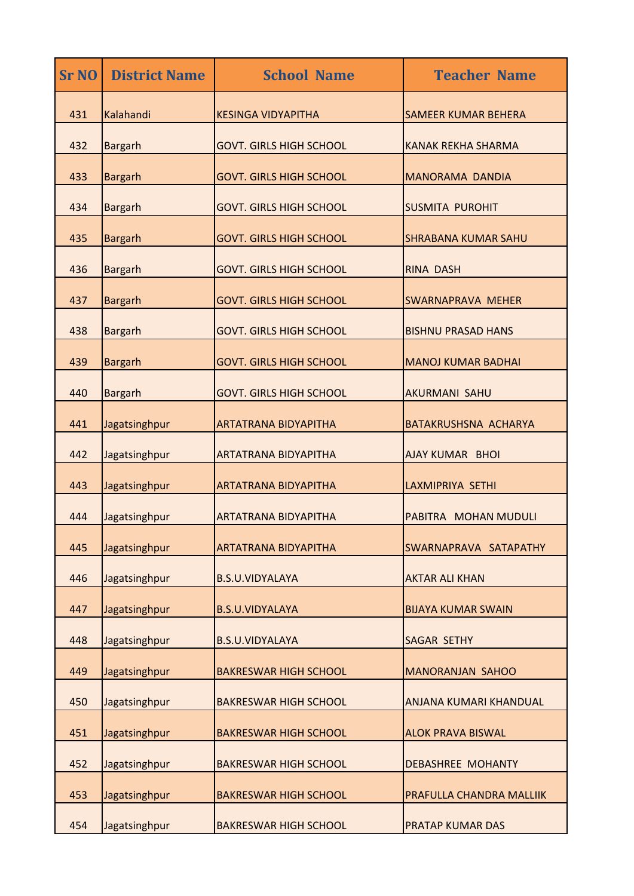| Sr NO | District Name | School Name | Teacher Name |
|---|---|---|---|
| 431 | Kalahandi | KESINGA VIDYAPITHA | SAMEER KUMAR BEHERA |
| 432 | Bargarh | GOVT. GIRLS HIGH SCHOOL | KANAK REKHA SHARMA |
| 433 | Bargarh | GOVT. GIRLS HIGH SCHOOL | MANORAMA DANDIA |
| 434 | Bargarh | GOVT. GIRLS HIGH SCHOOL | SUSMITA PUROHIT |
| 435 | Bargarh | GOVT. GIRLS HIGH SCHOOL | SHRABANA KUMAR SAHU |
| 436 | Bargarh | GOVT. GIRLS HIGH SCHOOL | RINA DASH |
| 437 | Bargarh | GOVT. GIRLS HIGH SCHOOL | SWARNAPRAVA MEHER |
| 438 | Bargarh | GOVT. GIRLS HIGH SCHOOL | BISHNU PRASAD HANS |
| 439 | Bargarh | GOVT. GIRLS HIGH SCHOOL | MANOJ KUMAR BADHAI |
| 440 | Bargarh | GOVT. GIRLS HIGH SCHOOL | AKURMANI SAHU |
| 441 | Jagatsinghpur | ARTATRANA BIDYAPITHA | BATAKRUSHSNA ACHARYA |
| 442 | Jagatsinghpur | ARTATRANA BIDYAPITHA | AJAY KUMAR BHOI |
| 443 | Jagatsinghpur | ARTATRANA BIDYAPITHA | LAXMIPRIYA SETHI |
| 444 | Jagatsinghpur | ARTATRANA BIDYAPITHA | PABITRA MOHAN MUDULI |
| 445 | Jagatsinghpur | ARTATRANA BIDYAPITHA | SWARNAPRAVA SATAPATHY |
| 446 | Jagatsinghpur | B.S.U.VIDYALAYA | AKTAR ALI KHAN |
| 447 | Jagatsinghpur | B.S.U.VIDYALAYA | BIJAYA KUMAR SWAIN |
| 448 | Jagatsinghpur | B.S.U.VIDYALAYA | SAGAR SETHY |
| 449 | Jagatsinghpur | BAKRESWAR HIGH SCHOOL | MANORANJAN SAHOO |
| 450 | Jagatsinghpur | BAKRESWAR HIGH SCHOOL | ANJANA KUMARI KHANDUAL |
| 451 | Jagatsinghpur | BAKRESWAR HIGH SCHOOL | ALOK PRAVA BISWAL |
| 452 | Jagatsinghpur | BAKRESWAR HIGH SCHOOL | DEBASHREE MOHANTY |
| 453 | Jagatsinghpur | BAKRESWAR HIGH SCHOOL | PRAFULLA CHANDRA MALLIIK |
| 454 | Jagatsinghpur | BAKRESWAR HIGH SCHOOL | PRATAP KUMAR DAS |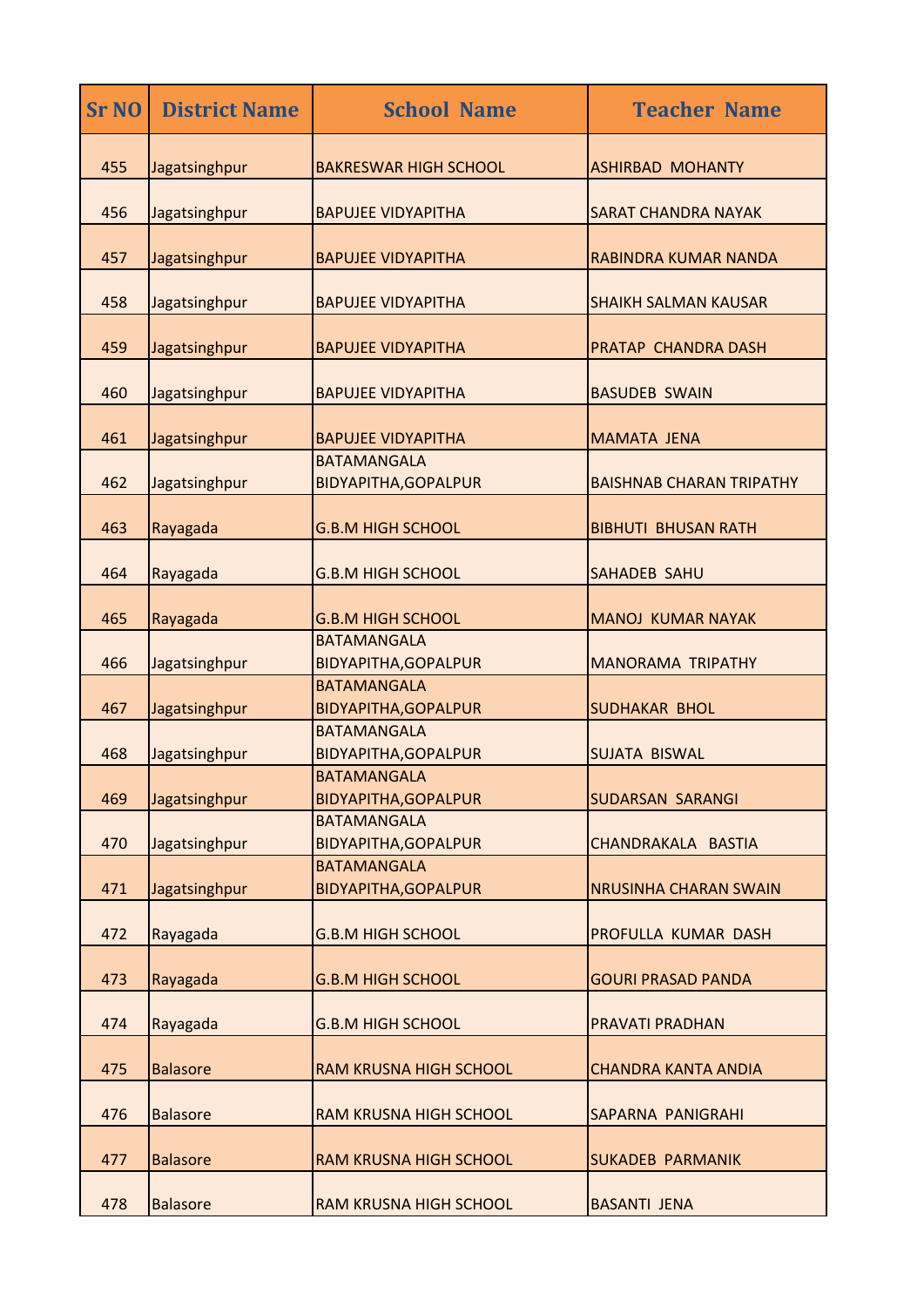| Sr NO | District Name | School Name | Teacher Name |
|---|---|---|---|
| 455 | Jagatsinghpur | BAKRESWAR HIGH SCHOOL | ASHIRBAD MOHANTY |
| 456 | Jagatsinghpur | BAPUJEE VIDYAPITHA | SARAT CHANDRA NAYAK |
| 457 | Jagatsinghpur | BAPUJEE VIDYAPITHA | RABINDRA KUMAR NANDA |
| 458 | Jagatsinghpur | BAPUJEE VIDYAPITHA | SHAIKH SALMAN KAUSAR |
| 459 | Jagatsinghpur | BAPUJEE VIDYAPITHA | PRATAP CHANDRA DASH |
| 460 | Jagatsinghpur | BAPUJEE VIDYAPITHA | BASUDEB SWAIN |
| 461 | Jagatsinghpur | BAPUJEE VIDYAPITHA | MAMATA JENA |
| 462 | Jagatsinghpur | BATAMANGALA BIDYAPITHA,GOPALPUR | BAISHNAB CHARAN TRIPATHY |
| 463 | Rayagada | G.B.M HIGH SCHOOL | BIBHUTI BHUSAN RATH |
| 464 | Rayagada | G.B.M HIGH SCHOOL | SAHADEB SAHU |
| 465 | Rayagada | G.B.M HIGH SCHOOL | MANOJ KUMAR NAYAK |
| 466 | Jagatsinghpur | BATAMANGALA BIDYAPITHA,GOPALPUR | MANORAMA TRIPATHY |
| 467 | Jagatsinghpur | BATAMANGALA BIDYAPITHA,GOPALPUR | SUDHAKAR BHOL |
| 468 | Jagatsinghpur | BATAMANGALA BIDYAPITHA,GOPALPUR | SUJATA BISWAL |
| 469 | Jagatsinghpur | BATAMANGALA BIDYAPITHA,GOPALPUR | SUDARSAN SARANGI |
| 470 | Jagatsinghpur | BATAMANGALA BIDYAPITHA,GOPALPUR | CHANDRAKALA BASTIA |
| 471 | Jagatsinghpur | BATAMANGALA BIDYAPITHA,GOPALPUR | NRUSINHA CHARAN SWAIN |
| 472 | Rayagada | G.B.M HIGH SCHOOL | PROFULLA KUMAR DASH |
| 473 | Rayagada | G.B.M HIGH SCHOOL | GOURI PRASAD PANDA |
| 474 | Rayagada | G.B.M HIGH SCHOOL | PRAVATI PRADHAN |
| 475 | Balasore | RAM KRUSNA HIGH SCHOOL | CHANDRA KANTA ANDIA |
| 476 | Balasore | RAM KRUSNA HIGH SCHOOL | SAPARNA PANIGRAHI |
| 477 | Balasore | RAM KRUSNA HIGH SCHOOL | SUKADEB PARMANIK |
| 478 | Balasore | RAM KRUSNA HIGH SCHOOL | BASANTI JENA |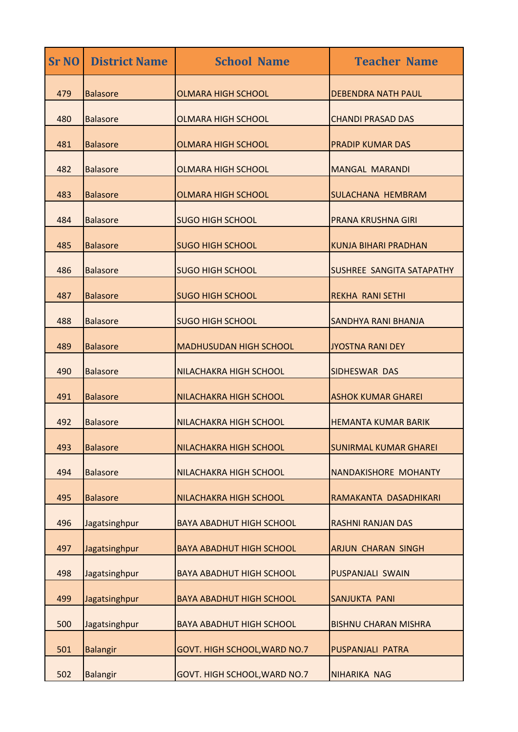| Sr NO | District Name | School Name | Teacher Name |
|---|---|---|---|
| 479 | Balasore | OLMARA HIGH SCHOOL | DEBENDRA NATH PAUL |
| 480 | Balasore | OLMARA HIGH SCHOOL | CHANDI PRASAD DAS |
| 481 | Balasore | OLMARA HIGH SCHOOL | PRADIP KUMAR DAS |
| 482 | Balasore | OLMARA HIGH SCHOOL | MANGAL MARANDI |
| 483 | Balasore | OLMARA HIGH SCHOOL | SULACHANA HEMBRAM |
| 484 | Balasore | SUGO HIGH SCHOOL | PRANA KRUSHNA GIRI |
| 485 | Balasore | SUGO HIGH SCHOOL | KUNJA BIHARI PRADHAN |
| 486 | Balasore | SUGO HIGH SCHOOL | SUSHREE SANGITA SATAPATHY |
| 487 | Balasore | SUGO HIGH SCHOOL | REKHA RANI SETHI |
| 488 | Balasore | SUGO HIGH SCHOOL | SANDHYA RANI BHANJA |
| 489 | Balasore | MADHUSUDAN HIGH SCHOOL | JYOSTNA RANI DEY |
| 490 | Balasore | NILACHAKRA HIGH SCHOOL | SIDHESWAR DAS |
| 491 | Balasore | NILACHAKRA HIGH SCHOOL | ASHOK KUMAR GHAREI |
| 492 | Balasore | NILACHAKRA HIGH SCHOOL | HEMANTA KUMAR BARIK |
| 493 | Balasore | NILACHAKRA HIGH SCHOOL | SUNIRMAL KUMAR GHAREI |
| 494 | Balasore | NILACHAKRA HIGH SCHOOL | NANDAKISHORE MOHANTY |
| 495 | Balasore | NILACHAKRA HIGH SCHOOL | RAMAKANTA DASADHIKARI |
| 496 | Jagatsinghpur | BAYA ABADHUT HIGH SCHOOL | RASHNI RANJAN DAS |
| 497 | Jagatsinghpur | BAYA ABADHUT HIGH SCHOOL | ARJUN CHARAN SINGH |
| 498 | Jagatsinghpur | BAYA ABADHUT HIGH SCHOOL | PUSPANJALI SWAIN |
| 499 | Jagatsinghpur | BAYA ABADHUT HIGH SCHOOL | SANJUKTA PANI |
| 500 | Jagatsinghpur | BAYA ABADHUT HIGH SCHOOL | BISHNU CHARAN MISHRA |
| 501 | Balangir | GOVT. HIGH SCHOOL,WARD NO.7 | PUSPANJALI PATRA |
| 502 | Balangir | GOVT. HIGH SCHOOL,WARD NO.7 | NIHARIKA NAG |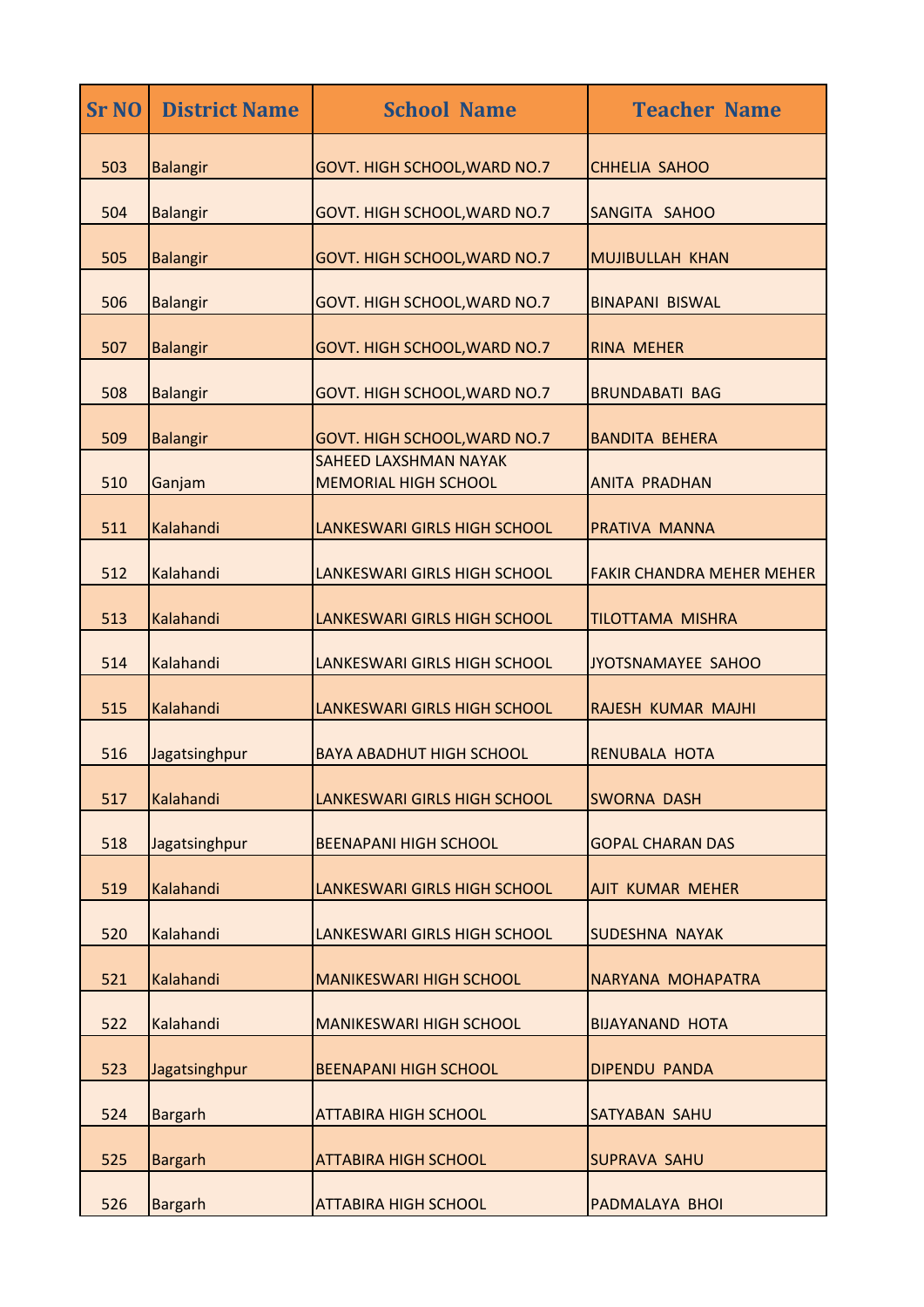| Sr NO | District Name | School Name | Teacher Name |
|---|---|---|---|
| 503 | Balangir | GOVT. HIGH SCHOOL,WARD NO.7 | CHHELIA SAHOO |
| 504 | Balangir | GOVT. HIGH SCHOOL,WARD NO.7 | SANGITA SAHOO |
| 505 | Balangir | GOVT. HIGH SCHOOL,WARD NO.7 | MUJIBULLAH KHAN |
| 506 | Balangir | GOVT. HIGH SCHOOL,WARD NO.7 | BINAPANI BISWAL |
| 507 | Balangir | GOVT. HIGH SCHOOL,WARD NO.7 | RINA MEHER |
| 508 | Balangir | GOVT. HIGH SCHOOL,WARD NO.7 | BRUNDABATI BAG |
| 509 | Balangir | GOVT. HIGH SCHOOL,WARD NO.7 | BANDITA BEHERA |
| 510 | Ganjam | SAHEED LAXSHMAN NAYAK MEMORIAL HIGH SCHOOL | ANITA PRADHAN |
| 511 | Kalahandi | LANKESWARI GIRLS HIGH SCHOOL | PRATIVA MANNA |
| 512 | Kalahandi | LANKESWARI GIRLS HIGH SCHOOL | FAKIR CHANDRA MEHER MEHER |
| 513 | Kalahandi | LANKESWARI GIRLS HIGH SCHOOL | TILOTTAMA MISHRA |
| 514 | Kalahandi | LANKESWARI GIRLS HIGH SCHOOL | JYOTSNAMAYEE SAHOO |
| 515 | Kalahandi | LANKESWARI GIRLS HIGH SCHOOL | RAJESH KUMAR MAJHI |
| 516 | Jagatsinghpur | BAYA ABADHUT HIGH SCHOOL | RENUBALA HOTA |
| 517 | Kalahandi | LANKESWARI GIRLS HIGH SCHOOL | SWORNA DASH |
| 518 | Jagatsinghpur | BEENAPANI HIGH SCHOOL | GOPAL CHARAN DAS |
| 519 | Kalahandi | LANKESWARI GIRLS HIGH SCHOOL | AJIT KUMAR MEHER |
| 520 | Kalahandi | LANKESWARI GIRLS HIGH SCHOOL | SUDESHNA NAYAK |
| 521 | Kalahandi | MANIKESWARI HIGH SCHOOL | NARYANA MOHAPATRA |
| 522 | Kalahandi | MANIKESWARI HIGH SCHOOL | BIJAYANAND HOTA |
| 523 | Jagatsinghpur | BEENAPANI HIGH SCHOOL | DIPENDU PANDA |
| 524 | Bargarh | ATTABIRA HIGH SCHOOL | SATYABAN SAHU |
| 525 | Bargarh | ATTABIRA HIGH SCHOOL | SUPRAVA SAHU |
| 526 | Bargarh | ATTABIRA HIGH SCHOOL | PADMALAYA BHOI |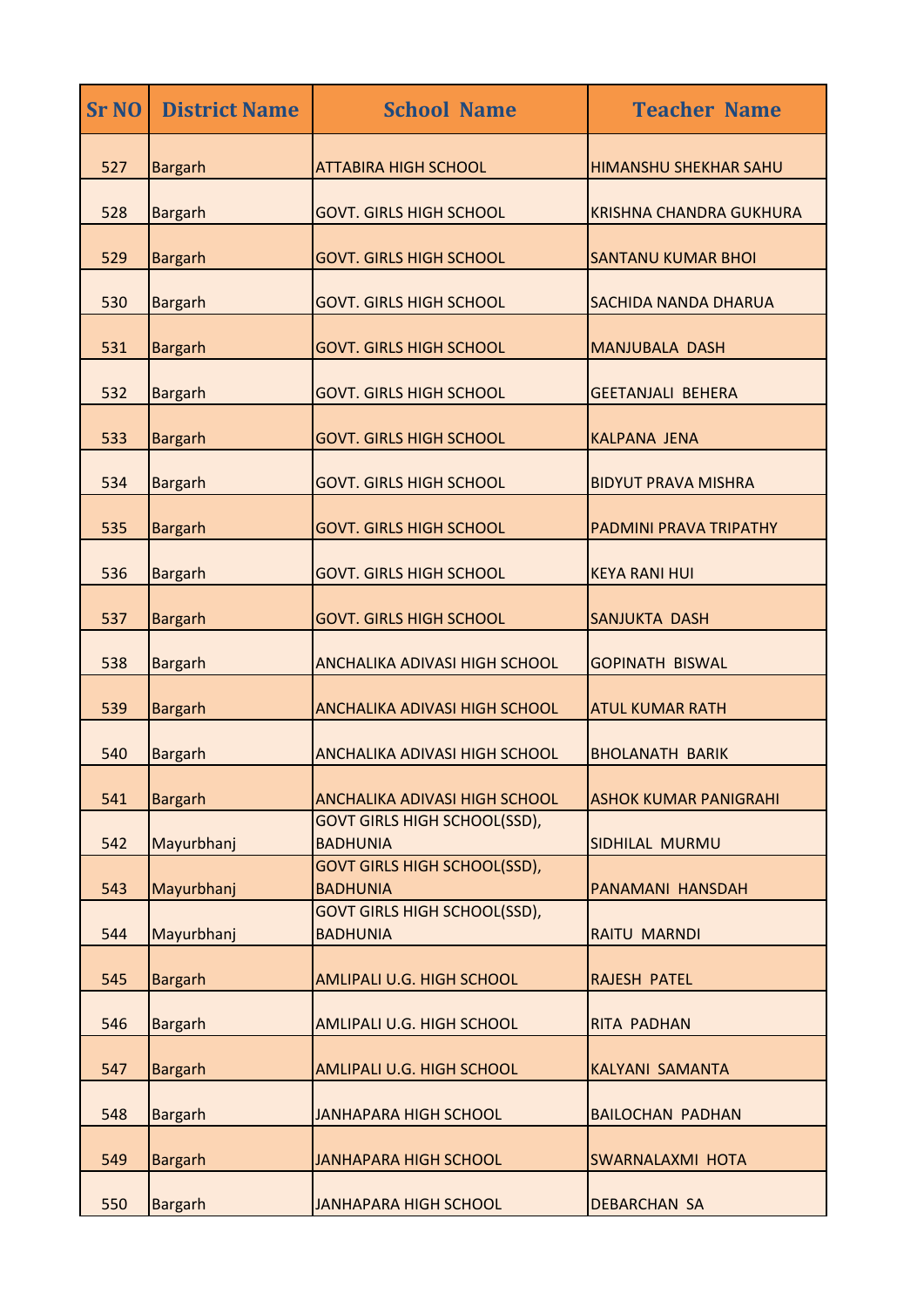| Sr NO | District Name | School Name | Teacher Name |
| --- | --- | --- | --- |
| 527 | Bargarh | ATTABIRA HIGH SCHOOL | HIMANSHU SHEKHAR SAHU |
| 528 | Bargarh | GOVT. GIRLS HIGH SCHOOL | KRISHNA CHANDRA GUKHURA |
| 529 | Bargarh | GOVT. GIRLS HIGH SCHOOL | SANTANU KUMAR BHOI |
| 530 | Bargarh | GOVT. GIRLS HIGH SCHOOL | SACHIDA NANDA DHARUA |
| 531 | Bargarh | GOVT. GIRLS HIGH SCHOOL | MANJUBALA DASH |
| 532 | Bargarh | GOVT. GIRLS HIGH SCHOOL | GEETANJALI BEHERA |
| 533 | Bargarh | GOVT. GIRLS HIGH SCHOOL | KALPANA JENA |
| 534 | Bargarh | GOVT. GIRLS HIGH SCHOOL | BIDYUT PRAVA MISHRA |
| 535 | Bargarh | GOVT. GIRLS HIGH SCHOOL | PADMINI PRAVA TRIPATHY |
| 536 | Bargarh | GOVT. GIRLS HIGH SCHOOL | KEYA RANI HUI |
| 537 | Bargarh | GOVT. GIRLS HIGH SCHOOL | SANJUKTA DASH |
| 538 | Bargarh | ANCHALIKA ADIVASI HIGH SCHOOL | GOPINATH BISWAL |
| 539 | Bargarh | ANCHALIKA ADIVASI HIGH SCHOOL | ATUL KUMAR RATH |
| 540 | Bargarh | ANCHALIKA ADIVASI HIGH SCHOOL | BHOLANATH BARIK |
| 541 | Bargarh | ANCHALIKA ADIVASI HIGH SCHOOL | ASHOK KUMAR PANIGRAHI |
| 542 | Mayurbhanj | GOVT GIRLS HIGH SCHOOL(SSD), BADHUNIA | SIDHILAL MURMU |
| 543 | Mayurbhanj | GOVT GIRLS HIGH SCHOOL(SSD), BADHUNIA | PANAMANI HANSDAH |
| 544 | Mayurbhanj | GOVT GIRLS HIGH SCHOOL(SSD), BADHUNIA | RAITU MARNDI |
| 545 | Bargarh | AMLIPALI U.G. HIGH SCHOOL | RAJESH PATEL |
| 546 | Bargarh | AMLIPALI U.G. HIGH SCHOOL | RITA PADHAN |
| 547 | Bargarh | AMLIPALI U.G. HIGH SCHOOL | KALYANI SAMANTA |
| 548 | Bargarh | JANHAPARA HIGH SCHOOL | BAILOCHAN PADHAN |
| 549 | Bargarh | JANHAPARA HIGH SCHOOL | SWARNALAXMI HOTA |
| 550 | Bargarh | JANHAPARA HIGH SCHOOL | DEBARCHAN SA |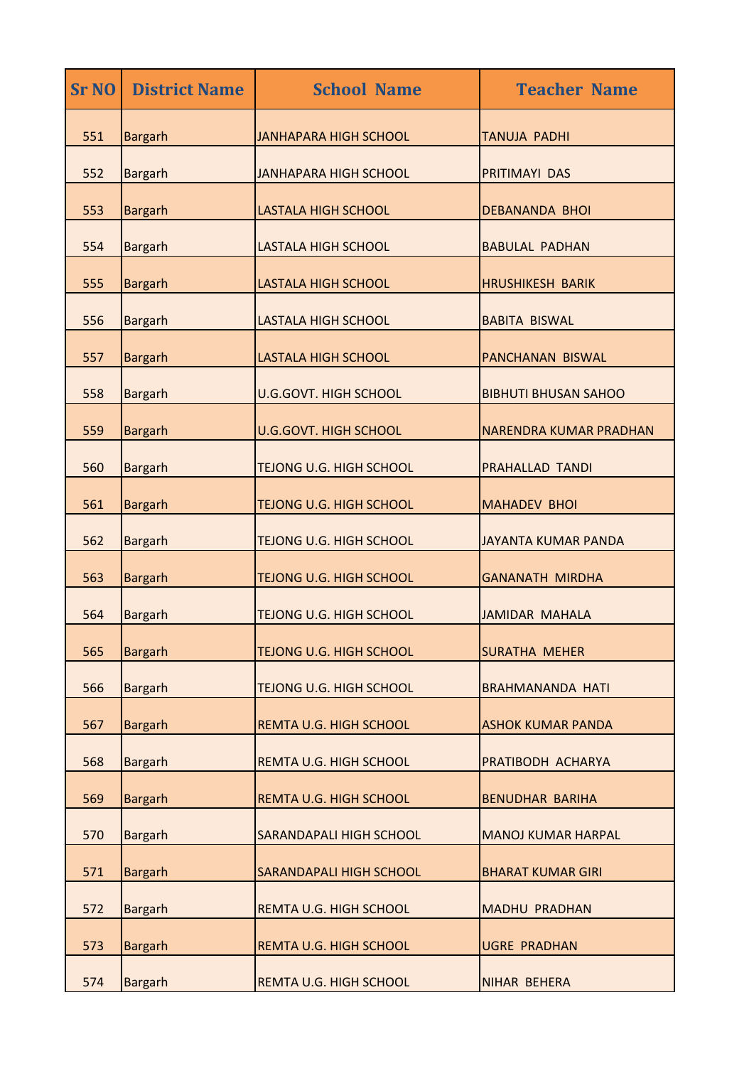| Sr NO | District Name | School Name | Teacher Name |
|---|---|---|---|
| 551 | Bargarh | JANHAPARA HIGH SCHOOL | TANUJA PADHI |
| 552 | Bargarh | JANHAPARA HIGH SCHOOL | PRITIMAYI DAS |
| 553 | Bargarh | LASTALA HIGH SCHOOL | DEBANANDA BHOI |
| 554 | Bargarh | LASTALA HIGH SCHOOL | BABULAL PADHAN |
| 555 | Bargarh | LASTALA HIGH SCHOOL | HRUSHIKESH BARIK |
| 556 | Bargarh | LASTALA HIGH SCHOOL | BABITA BISWAL |
| 557 | Bargarh | LASTALA HIGH SCHOOL | PANCHANAN BISWAL |
| 558 | Bargarh | U.G.GOVT. HIGH SCHOOL | BIBHUTI BHUSAN SAHOO |
| 559 | Bargarh | U.G.GOVT. HIGH SCHOOL | NARENDRA KUMAR PRADHAN |
| 560 | Bargarh | TEJONG U.G. HIGH SCHOOL | PRAHALLAD TANDI |
| 561 | Bargarh | TEJONG U.G. HIGH SCHOOL | MAHADEV BHOI |
| 562 | Bargarh | TEJONG U.G. HIGH SCHOOL | JAYANTA KUMAR PANDA |
| 563 | Bargarh | TEJONG U.G. HIGH SCHOOL | GANANATH MIRDHA |
| 564 | Bargarh | TEJONG U.G. HIGH SCHOOL | JAMIDAR MAHALA |
| 565 | Bargarh | TEJONG U.G. HIGH SCHOOL | SURATHA MEHER |
| 566 | Bargarh | TEJONG U.G. HIGH SCHOOL | BRAHMANANDA HATI |
| 567 | Bargarh | REMTA U.G. HIGH SCHOOL | ASHOK KUMAR PANDA |
| 568 | Bargarh | REMTA U.G. HIGH SCHOOL | PRATIBODH ACHARYA |
| 569 | Bargarh | REMTA U.G. HIGH SCHOOL | BENUDHAR BARIHA |
| 570 | Bargarh | SARANDAPALI HIGH SCHOOL | MANOJ KUMAR HARPAL |
| 571 | Bargarh | SARANDAPALI HIGH SCHOOL | BHARAT KUMAR GIRI |
| 572 | Bargarh | REMTA U.G. HIGH SCHOOL | MADHU PRADHAN |
| 573 | Bargarh | REMTA U.G. HIGH SCHOOL | UGRE PRADHAN |
| 574 | Bargarh | REMTA U.G. HIGH SCHOOL | NIHAR BEHERA |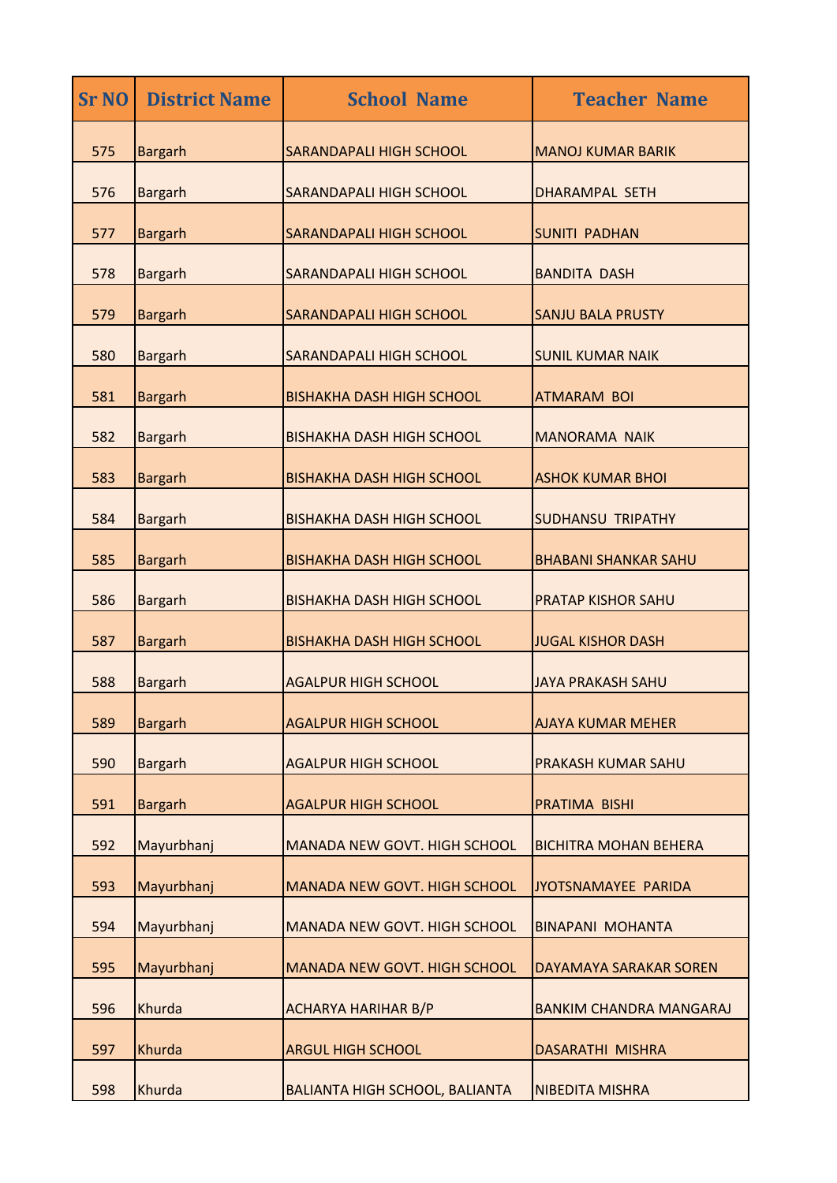| Sr NO | District Name | School Name | Teacher Name |
|---|---|---|---|
| 575 | Bargarh | SARANDAPALI HIGH SCHOOL | MANOJ KUMAR BARIK |
| 576 | Bargarh | SARANDAPALI HIGH SCHOOL | DHARAMPAL SETH |
| 577 | Bargarh | SARANDAPALI HIGH SCHOOL | SUNITI PADHAN |
| 578 | Bargarh | SARANDAPALI HIGH SCHOOL | BANDITA DASH |
| 579 | Bargarh | SARANDAPALI HIGH SCHOOL | SANJU BALA PRUSTY |
| 580 | Bargarh | SARANDAPALI HIGH SCHOOL | SUNIL KUMAR NAIK |
| 581 | Bargarh | BISHAKHA DASH HIGH SCHOOL | ATMARAM BOI |
| 582 | Bargarh | BISHAKHA DASH HIGH SCHOOL | MANORAMA NAIK |
| 583 | Bargarh | BISHAKHA DASH HIGH SCHOOL | ASHOK KUMAR BHOI |
| 584 | Bargarh | BISHAKHA DASH HIGH SCHOOL | SUDHANSU TRIPATHY |
| 585 | Bargarh | BISHAKHA DASH HIGH SCHOOL | BHABANI SHANKAR SAHU |
| 586 | Bargarh | BISHAKHA DASH HIGH SCHOOL | PRATAP KISHOR SAHU |
| 587 | Bargarh | BISHAKHA DASH HIGH SCHOOL | JUGAL KISHOR DASH |
| 588 | Bargarh | AGALPUR HIGH SCHOOL | JAYA PRAKASH SAHU |
| 589 | Bargarh | AGALPUR HIGH SCHOOL | AJAYA KUMAR MEHER |
| 590 | Bargarh | AGALPUR HIGH SCHOOL | PRAKASH KUMAR SAHU |
| 591 | Bargarh | AGALPUR HIGH SCHOOL | PRATIMA BISHI |
| 592 | Mayurbhanj | MANADA NEW GOVT. HIGH SCHOOL | BICHITRA MOHAN BEHERA |
| 593 | Mayurbhanj | MANADA NEW GOVT. HIGH SCHOOL | JYOTSNAMAYEE PARIDA |
| 594 | Mayurbhanj | MANADA NEW GOVT. HIGH SCHOOL | BINAPANI MOHANTA |
| 595 | Mayurbhanj | MANADA NEW GOVT. HIGH SCHOOL | DAYAMAYA SARAKAR SOREN |
| 596 | Khurda | ACHARYA HARIHAR B/P | BANKIM CHANDRA MANGARAJ |
| 597 | Khurda | ARGUL HIGH SCHOOL | DASARATHI MISHRA |
| 598 | Khurda | BALIANTA HIGH SCHOOL, BALIANTA | NIBEDITA MISHRA |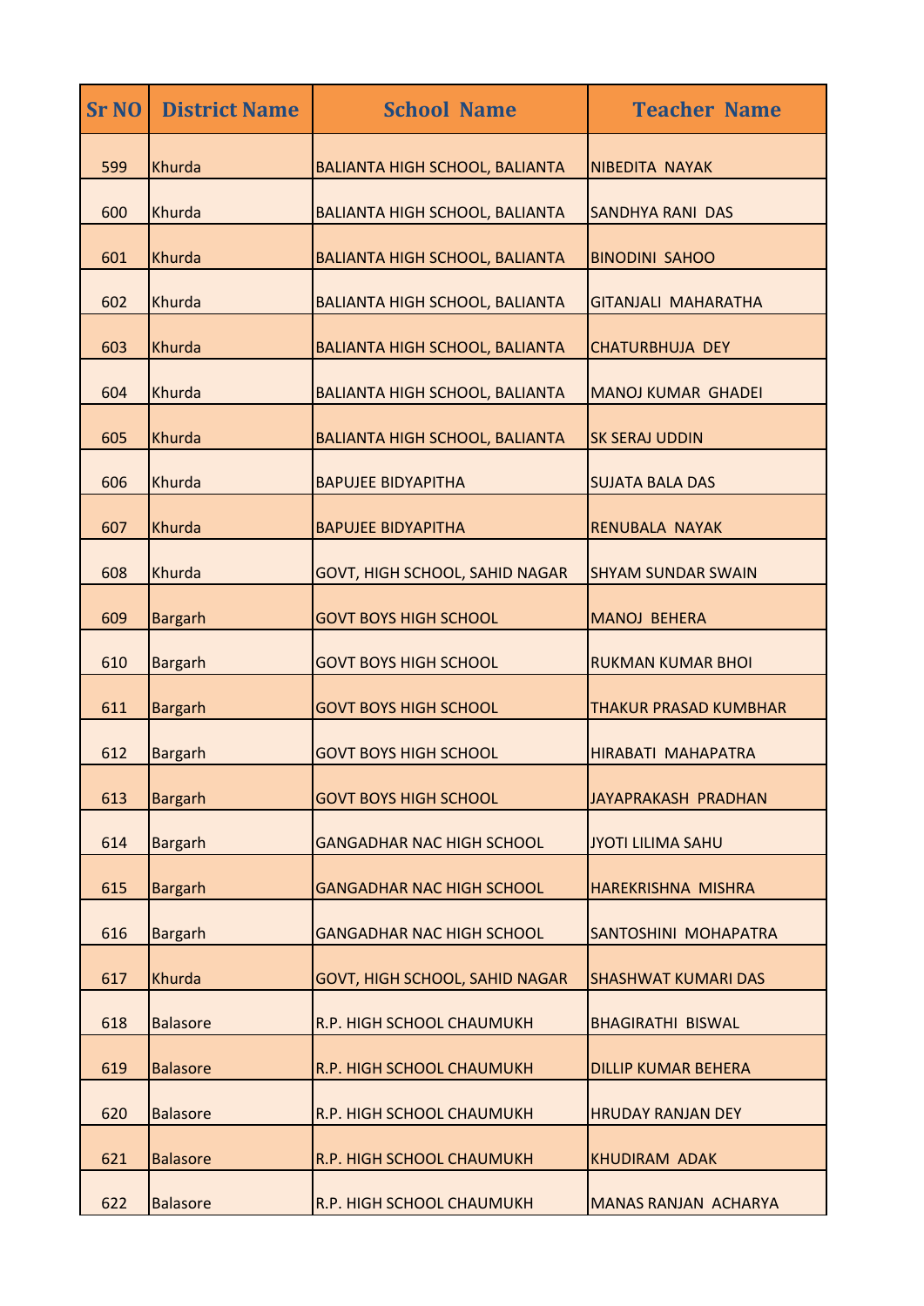| Sr NO | District Name | School Name | Teacher Name |
|---|---|---|---|
| 599 | Khurda | BALIANTA HIGH SCHOOL, BALIANTA | NIBEDITA NAYAK |
| 600 | Khurda | BALIANTA HIGH SCHOOL, BALIANTA | SANDHYA RANI DAS |
| 601 | Khurda | BALIANTA HIGH SCHOOL, BALIANTA | BINODINI SAHOO |
| 602 | Khurda | BALIANTA HIGH SCHOOL, BALIANTA | GITANJALI MAHARATHA |
| 603 | Khurda | BALIANTA HIGH SCHOOL, BALIANTA | CHATURBHUJA DEY |
| 604 | Khurda | BALIANTA HIGH SCHOOL, BALIANTA | MANOJ KUMAR GHADEI |
| 605 | Khurda | BALIANTA HIGH SCHOOL, BALIANTA | SK SERAJ UDDIN |
| 606 | Khurda | BAPUJEE BIDYAPITHA | SUJATA BALA DAS |
| 607 | Khurda | BAPUJEE BIDYAPITHA | RENUBALA NAYAK |
| 608 | Khurda | GOVT, HIGH SCHOOL, SAHID NAGAR | SHYAM SUNDAR SWAIN |
| 609 | Bargarh | GOVT BOYS HIGH SCHOOL | MANOJ BEHERA |
| 610 | Bargarh | GOVT BOYS HIGH SCHOOL | RUKMAN KUMAR BHOI |
| 611 | Bargarh | GOVT BOYS HIGH SCHOOL | THAKUR PRASAD KUMBHAR |
| 612 | Bargarh | GOVT BOYS HIGH SCHOOL | HIRABATI MAHAPATRA |
| 613 | Bargarh | GOVT BOYS HIGH SCHOOL | JAYAPRAKASH PRADHAN |
| 614 | Bargarh | GANGADHAR NAC HIGH SCHOOL | JYOTI LILIMA SAHU |
| 615 | Bargarh | GANGADHAR NAC HIGH SCHOOL | HAREKRISHNA MISHRA |
| 616 | Bargarh | GANGADHAR NAC HIGH SCHOOL | SANTOSHINI MOHAPATRA |
| 617 | Khurda | GOVT, HIGH SCHOOL, SAHID NAGAR | SHASHWAT KUMARI DAS |
| 618 | Balasore | R.P. HIGH SCHOOL CHAUMUKH | BHAGIRATHI BISWAL |
| 619 | Balasore | R.P. HIGH SCHOOL CHAUMUKH | DILLIP KUMAR BEHERA |
| 620 | Balasore | R.P. HIGH SCHOOL CHAUMUKH | HRUDAY RANJAN DEY |
| 621 | Balasore | R.P. HIGH SCHOOL CHAUMUKH | KHUDIRAM ADAK |
| 622 | Balasore | R.P. HIGH SCHOOL CHAUMUKH | MANAS RANJAN ACHARYA |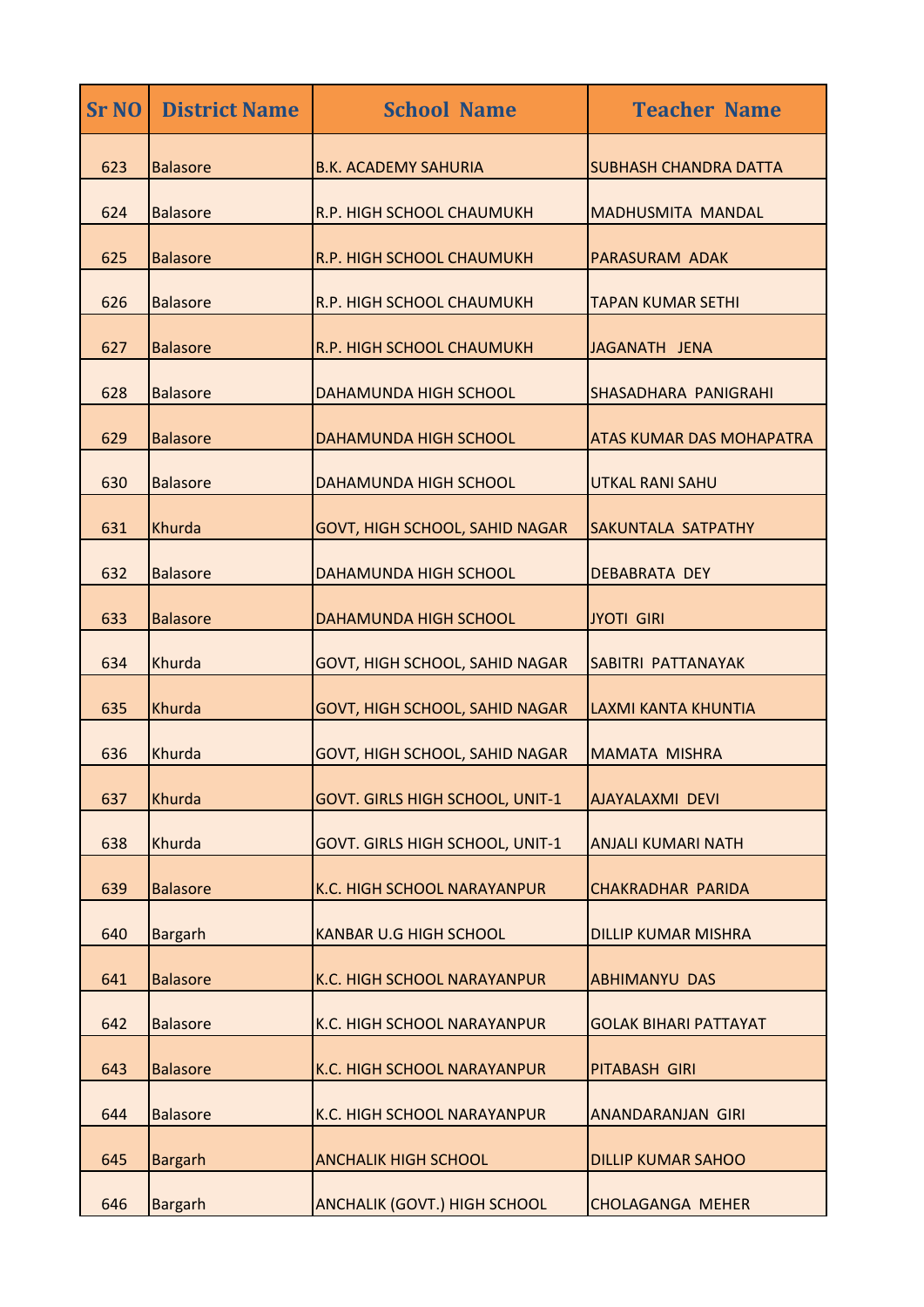| Sr NO | District Name | School Name | Teacher Name |
|---|---|---|---|
| 623 | Balasore | B.K. ACADEMY SAHURIA | SUBHASH CHANDRA DATTA |
| 624 | Balasore | R.P. HIGH SCHOOL CHAUMUKH | MADHUSMITA MANDAL |
| 625 | Balasore | R.P. HIGH SCHOOL CHAUMUKH | PARASURAM ADAK |
| 626 | Balasore | R.P. HIGH SCHOOL CHAUMUKH | TAPAN KUMAR SETHI |
| 627 | Balasore | R.P. HIGH SCHOOL CHAUMUKH | JAGANATH JENA |
| 628 | Balasore | DAHAMUNDA HIGH SCHOOL | SHASADHARA PANIGRAHI |
| 629 | Balasore | DAHAMUNDA HIGH SCHOOL | ATAS KUMAR DAS MOHAPATRA |
| 630 | Balasore | DAHAMUNDA HIGH SCHOOL | UTKAL RANI SAHU |
| 631 | Khurda | GOVT, HIGH SCHOOL, SAHID NAGAR | SAKUNTALA SATPATHY |
| 632 | Balasore | DAHAMUNDA HIGH SCHOOL | DEBABRATA DEY |
| 633 | Balasore | DAHAMUNDA HIGH SCHOOL | JYOTI GIRI |
| 634 | Khurda | GOVT, HIGH SCHOOL, SAHID NAGAR | SABITRI PATTANAYAK |
| 635 | Khurda | GOVT, HIGH SCHOOL, SAHID NAGAR | LAXMI KANTA KHUNTIA |
| 636 | Khurda | GOVT, HIGH SCHOOL, SAHID NAGAR | MAMATA MISHRA |
| 637 | Khurda | GOVT. GIRLS HIGH SCHOOL, UNIT-1 | AJAYALAXMI DEVI |
| 638 | Khurda | GOVT. GIRLS HIGH SCHOOL, UNIT-1 | ANJALI KUMARI NATH |
| 639 | Balasore | K.C. HIGH SCHOOL NARAYANPUR | CHAKRADHAR PARIDA |
| 640 | Bargarh | KANBAR U.G HIGH SCHOOL | DILLIP KUMAR MISHRA |
| 641 | Balasore | K.C. HIGH SCHOOL NARAYANPUR | ABHIMANYU DAS |
| 642 | Balasore | K.C. HIGH SCHOOL NARAYANPUR | GOLAK BIHARI PATTAYAT |
| 643 | Balasore | K.C. HIGH SCHOOL NARAYANPUR | PITABASH GIRI |
| 644 | Balasore | K.C. HIGH SCHOOL NARAYANPUR | ANANDARANJAN GIRI |
| 645 | Bargarh | ANCHALIK HIGH SCHOOL | DILLIP KUMAR SAHOO |
| 646 | Bargarh | ANCHALIK (GOVT.) HIGH SCHOOL | CHOLAGANGA MEHER |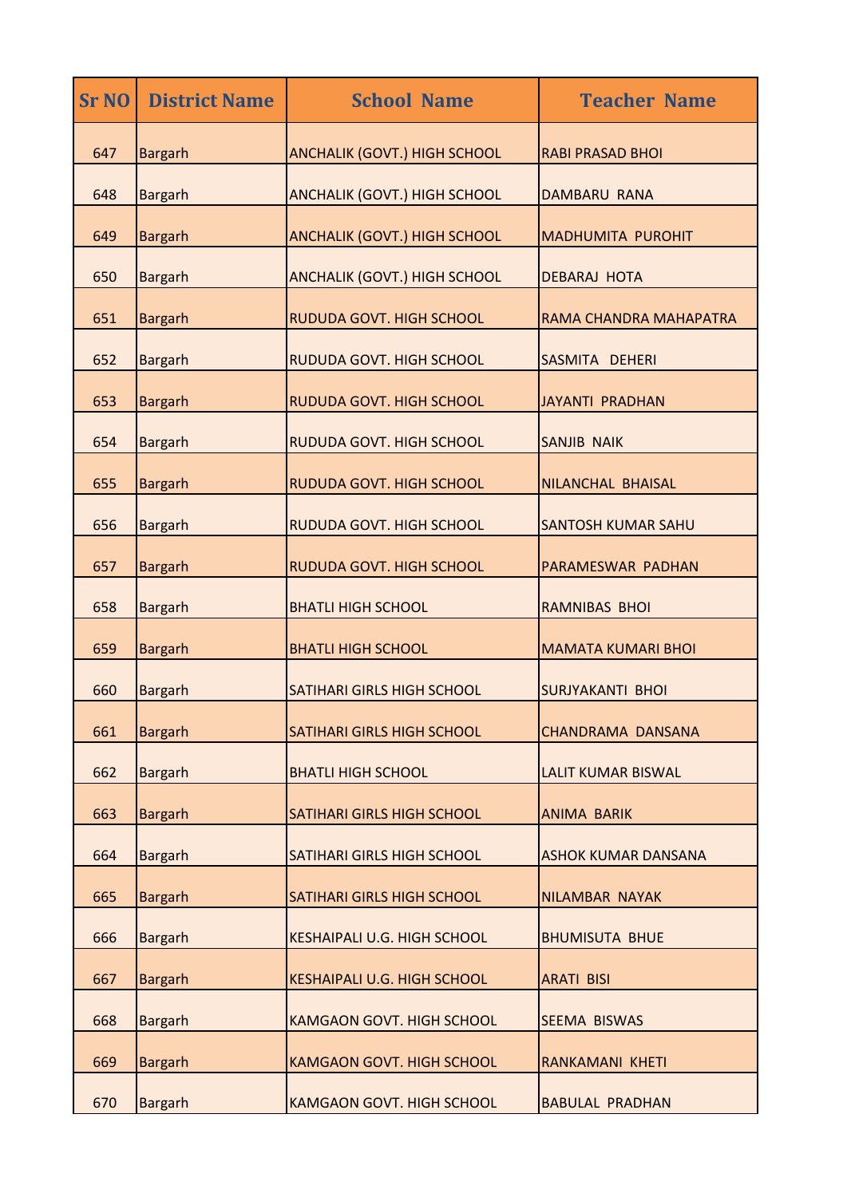| Sr NO | District Name | School Name | Teacher Name |
|---|---|---|---|
| 647 | Bargarh | ANCHALIK (GOVT.) HIGH SCHOOL | RABI PRASAD BHOI |
| 648 | Bargarh | ANCHALIK (GOVT.) HIGH SCHOOL | DAMBARU RANA |
| 649 | Bargarh | ANCHALIK (GOVT.) HIGH SCHOOL | MADHUMITA PUROHIT |
| 650 | Bargarh | ANCHALIK (GOVT.) HIGH SCHOOL | DEBARAJ HOTA |
| 651 | Bargarh | RUDUDA GOVT. HIGH SCHOOL | RAMA CHANDRA MAHAPATRA |
| 652 | Bargarh | RUDUDA GOVT. HIGH SCHOOL | SASMITA DEHERI |
| 653 | Bargarh | RUDUDA GOVT. HIGH SCHOOL | JAYANTI PRADHAN |
| 654 | Bargarh | RUDUDA GOVT. HIGH SCHOOL | SANJIB NAIK |
| 655 | Bargarh | RUDUDA GOVT. HIGH SCHOOL | NILANCHAL BHAISAL |
| 656 | Bargarh | RUDUDA GOVT. HIGH SCHOOL | SANTOSH KUMAR SAHU |
| 657 | Bargarh | RUDUDA GOVT. HIGH SCHOOL | PARAMESWAR PADHAN |
| 658 | Bargarh | BHATLI HIGH SCHOOL | RAMNIBAS BHOI |
| 659 | Bargarh | BHATLI HIGH SCHOOL | MAMATA KUMARI BHOI |
| 660 | Bargarh | SATIHARI GIRLS HIGH SCHOOL | SURJYAKANTI BHOI |
| 661 | Bargarh | SATIHARI GIRLS HIGH SCHOOL | CHANDRAMA DANSANA |
| 662 | Bargarh | BHATLI HIGH SCHOOL | LALIT KUMAR BISWAL |
| 663 | Bargarh | SATIHARI GIRLS HIGH SCHOOL | ANIMA BARIK |
| 664 | Bargarh | SATIHARI GIRLS HIGH SCHOOL | ASHOK KUMAR DANSANA |
| 665 | Bargarh | SATIHARI GIRLS HIGH SCHOOL | NILAMBAR NAYAK |
| 666 | Bargarh | KESHAIPALI U.G. HIGH SCHOOL | BHUMISUTA BHUE |
| 667 | Bargarh | KESHAIPALI U.G. HIGH SCHOOL | ARATI BISI |
| 668 | Bargarh | KAMGAON GOVT. HIGH SCHOOL | SEEMA BISWAS |
| 669 | Bargarh | KAMGAON GOVT. HIGH SCHOOL | RANKAMANI KHETI |
| 670 | Bargarh | KAMGAON GOVT. HIGH SCHOOL | BABULAL PRADHAN |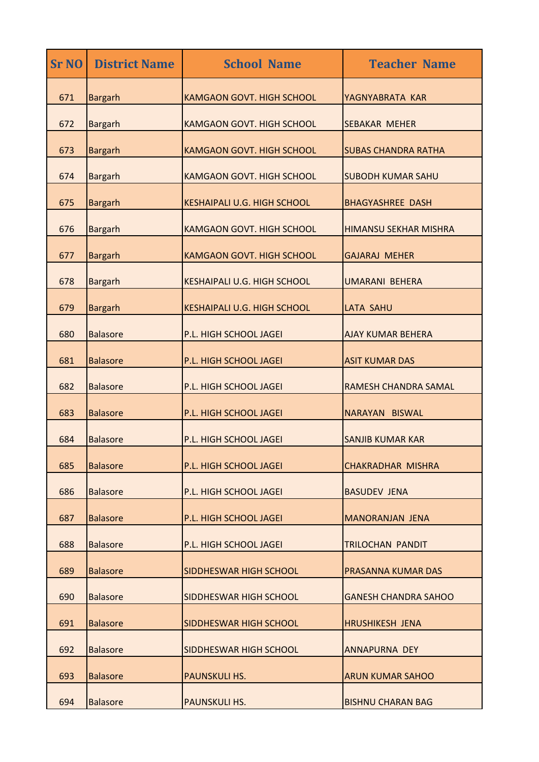| Sr NO | District Name | School Name | Teacher Name |
|---|---|---|---|
| 671 | Bargarh | KAMGAON GOVT. HIGH SCHOOL | YAGNYABRATA KAR |
| 672 | Bargarh | KAMGAON GOVT. HIGH SCHOOL | SEBAKAR MEHER |
| 673 | Bargarh | KAMGAON GOVT. HIGH SCHOOL | SUBAS CHANDRA RATHA |
| 674 | Bargarh | KAMGAON GOVT. HIGH SCHOOL | SUBODH KUMAR SAHU |
| 675 | Bargarh | KESHAIPALI U.G. HIGH SCHOOL | BHAGYASHREE DASH |
| 676 | Bargarh | KAMGAON GOVT. HIGH SCHOOL | HIMANSU SEKHAR MISHRA |
| 677 | Bargarh | KAMGAON GOVT. HIGH SCHOOL | GAJARAJ MEHER |
| 678 | Bargarh | KESHAIPALI U.G. HIGH SCHOOL | UMARANI BEHERA |
| 679 | Bargarh | KESHAIPALI U.G. HIGH SCHOOL | LATA SAHU |
| 680 | Balasore | P.L. HIGH SCHOOL JAGEI | AJAY KUMAR BEHERA |
| 681 | Balasore | P.L. HIGH SCHOOL JAGEI | ASIT KUMAR DAS |
| 682 | Balasore | P.L. HIGH SCHOOL JAGEI | RAMESH CHANDRA SAMAL |
| 683 | Balasore | P.L. HIGH SCHOOL JAGEI | NARAYAN BISWAL |
| 684 | Balasore | P.L. HIGH SCHOOL JAGEI | SANJIB KUMAR KAR |
| 685 | Balasore | P.L. HIGH SCHOOL JAGEI | CHAKRADHAR MISHRA |
| 686 | Balasore | P.L. HIGH SCHOOL JAGEI | BASUDEV JENA |
| 687 | Balasore | P.L. HIGH SCHOOL JAGEI | MANORANJAN JENA |
| 688 | Balasore | P.L. HIGH SCHOOL JAGEI | TRILOCHAN PANDIT |
| 689 | Balasore | SIDDHESWAR HIGH SCHOOL | PRASANNA KUMAR DAS |
| 690 | Balasore | SIDDHESWAR HIGH SCHOOL | GANESH CHANDRA SAHOO |
| 691 | Balasore | SIDDHESWAR HIGH SCHOOL | HRUSHIKESH JENA |
| 692 | Balasore | SIDDHESWAR HIGH SCHOOL | ANNAPURNA DEY |
| 693 | Balasore | PAUNSKULI HS. | ARUN KUMAR SAHOO |
| 694 | Balasore | PAUNSKULI HS. | BISHNU CHARAN BAG |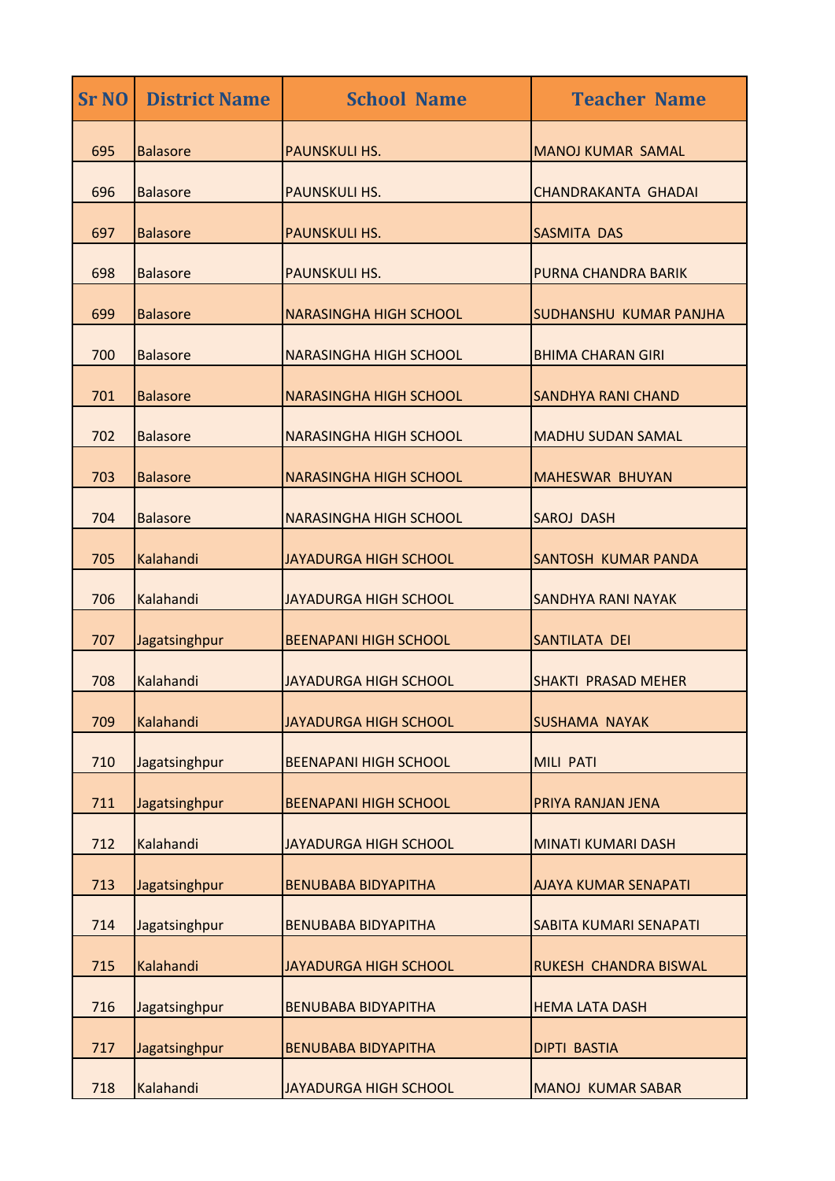| Sr NO | District Name | School Name | Teacher Name |
|---|---|---|---|
| 695 | Balasore | PAUNSKULI HS. | MANOJ KUMAR  SAMAL |
| 696 | Balasore | PAUNSKULI HS. | CHANDRAKANTA  GHADAI |
| 697 | Balasore | PAUNSKULI HS. | SASMITA  DAS |
| 698 | Balasore | PAUNSKULI HS. | PURNA CHANDRA BARIK |
| 699 | Balasore | NARASINGHA HIGH SCHOOL | SUDHANSHU  KUMAR PANJHA |
| 700 | Balasore | NARASINGHA HIGH SCHOOL | BHIMA CHARAN GIRI |
| 701 | Balasore | NARASINGHA HIGH SCHOOL | SANDHYA RANI CHAND |
| 702 | Balasore | NARASINGHA HIGH SCHOOL | MADHU SUDAN SAMAL |
| 703 | Balasore | NARASINGHA HIGH SCHOOL | MAHESWAR  BHUYAN |
| 704 | Balasore | NARASINGHA HIGH SCHOOL | SAROJ  DASH |
| 705 | Kalahandi | JAYADURGA HIGH SCHOOL | SANTOSH  KUMAR PANDA |
| 706 | Kalahandi | JAYADURGA HIGH SCHOOL | SANDHYA RANI NAYAK |
| 707 | Jagatsinghpur | BEENAPANI HIGH SCHOOL | SANTILATA  DEI |
| 708 | Kalahandi | JAYADURGA HIGH SCHOOL | SHAKTI  PRASAD MEHER |
| 709 | Kalahandi | JAYADURGA HIGH SCHOOL | SUSHAMA  NAYAK |
| 710 | Jagatsinghpur | BEENAPANI HIGH SCHOOL | MILI  PATI |
| 711 | Jagatsinghpur | BEENAPANI HIGH SCHOOL | PRIYA RANJAN JENA |
| 712 | Kalahandi | JAYADURGA HIGH SCHOOL | MINATI KUMARI DASH |
| 713 | Jagatsinghpur | BENUBABA BIDYAPITHA | AJAYA KUMAR SENAPATI |
| 714 | Jagatsinghpur | BENUBABA BIDYAPITHA | SABITA KUMARI SENAPATI |
| 715 | Kalahandi | JAYADURGA HIGH SCHOOL | RUKESH  CHANDRA BISWAL |
| 716 | Jagatsinghpur | BENUBABA BIDYAPITHA | HEMA LATA DASH |
| 717 | Jagatsinghpur | BENUBABA BIDYAPITHA | DIPTI  BASTIA |
| 718 | Kalahandi | JAYADURGA HIGH SCHOOL | MANOJ  KUMAR SABAR |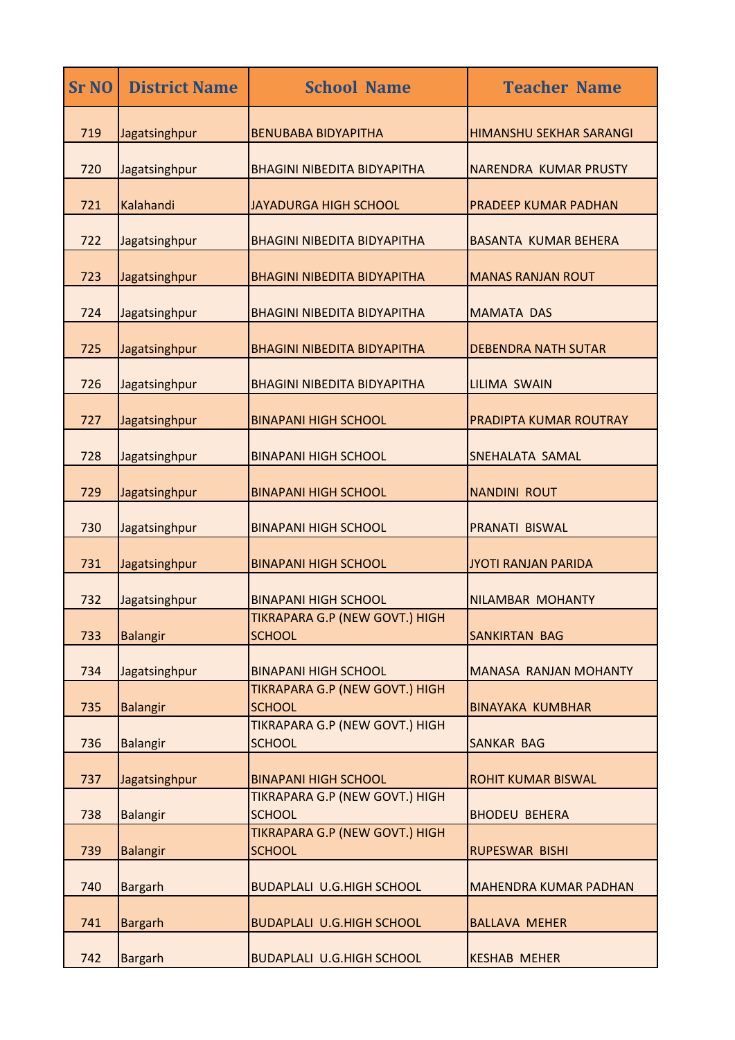| Sr NO | District Name | School Name | Teacher Name |
|---|---|---|---|
| 719 | Jagatsinghpur | BENUBABA BIDYAPITHA | HIMANSHU SEKHAR SARANGI |
| 720 | Jagatsinghpur | BHAGINI NIBEDITA BIDYAPITHA | NARENDRA KUMAR PRUSTY |
| 721 | Kalahandi | JAYADURGA HIGH SCHOOL | PRADEEP KUMAR PADHAN |
| 722 | Jagatsinghpur | BHAGINI NIBEDITA BIDYAPITHA | BASANTA KUMAR BEHERA |
| 723 | Jagatsinghpur | BHAGINI NIBEDITA BIDYAPITHA | MANAS RANJAN ROUT |
| 724 | Jagatsinghpur | BHAGINI NIBEDITA BIDYAPITHA | MAMATA DAS |
| 725 | Jagatsinghpur | BHAGINI NIBEDITA BIDYAPITHA | DEBENDRA NATH SUTAR |
| 726 | Jagatsinghpur | BHAGINI NIBEDITA BIDYAPITHA | LILIMA SWAIN |
| 727 | Jagatsinghpur | BINAPANI HIGH SCHOOL | PRADIPTA KUMAR ROUTRAY |
| 728 | Jagatsinghpur | BINAPANI HIGH SCHOOL | SNEHALATA SAMAL |
| 729 | Jagatsinghpur | BINAPANI HIGH SCHOOL | NANDINI ROUT |
| 730 | Jagatsinghpur | BINAPANI HIGH SCHOOL | PRANATI BISWAL |
| 731 | Jagatsinghpur | BINAPANI HIGH SCHOOL | JYOTI RANJAN PARIDA |
| 732 | Jagatsinghpur | BINAPANI HIGH SCHOOL | NILAMBAR MOHANTY |
| 733 | Balangir | TIKRAPARA G.P (NEW GOVT.) HIGH SCHOOL | SANKIRTAN BAG |
| 734 | Jagatsinghpur | BINAPANI HIGH SCHOOL | MANASA RANJAN MOHANTY |
| 735 | Balangir | TIKRAPARA G.P (NEW GOVT.) HIGH SCHOOL | BINAYAKA KUMBHAR |
| 736 | Balangir | TIKRAPARA G.P (NEW GOVT.) HIGH SCHOOL | SANKAR BAG |
| 737 | Jagatsinghpur | BINAPANI HIGH SCHOOL | ROHIT KUMAR BISWAL |
| 738 | Balangir | TIKRAPARA G.P (NEW GOVT.) HIGH SCHOOL | BHODEU BEHERA |
| 739 | Balangir | TIKRAPARA G.P (NEW GOVT.) HIGH SCHOOL | RUPESWAR BISHI |
| 740 | Bargarh | BUDAPLALI U.G.HIGH SCHOOL | MAHENDRA KUMAR PADHAN |
| 741 | Bargarh | BUDAPLALI U.G.HIGH SCHOOL | BALLAVA MEHER |
| 742 | Bargarh | BUDAPLALI U.G.HIGH SCHOOL | KESHAB MEHER |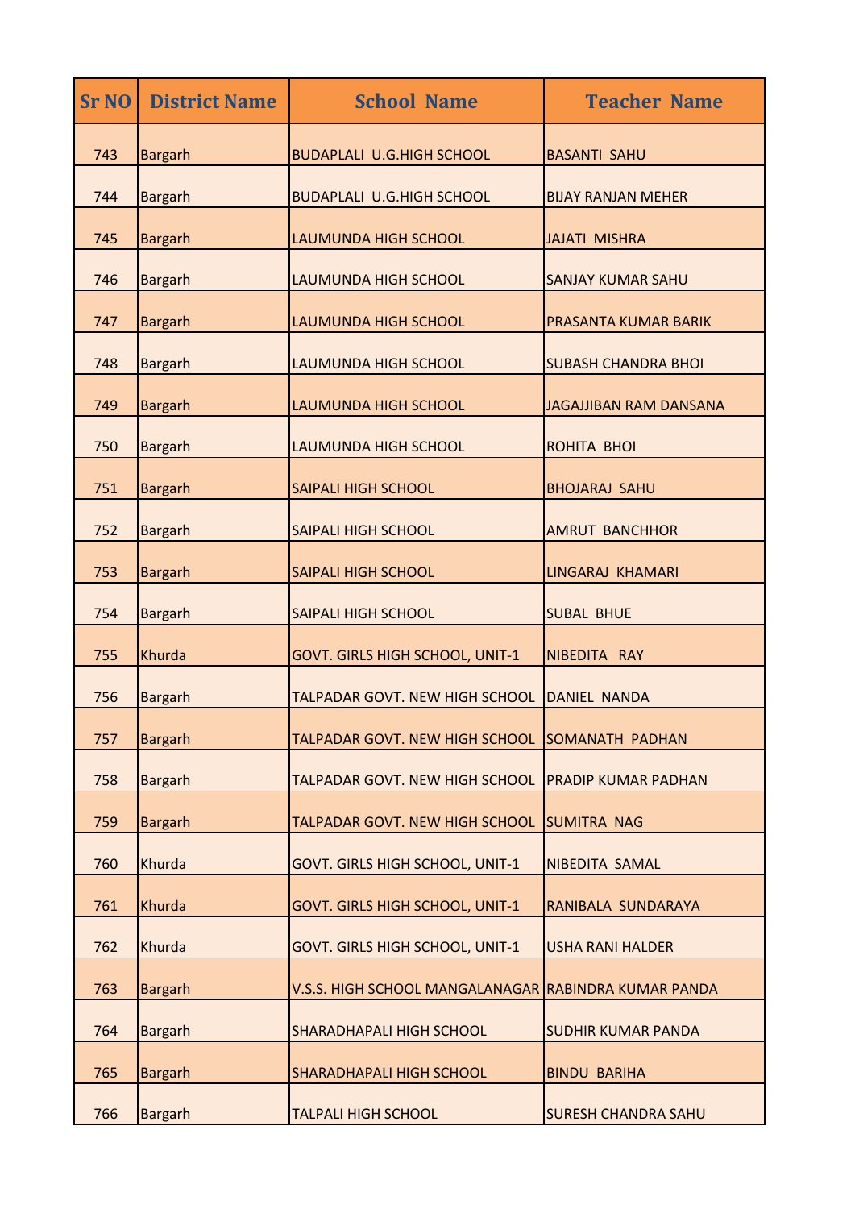| Sr NO | District Name | School  Name | Teacher  Name |
|---|---|---|---|
| 743 | Bargarh | BUDAPLALI  U.G.HIGH SCHOOL | BASANTI  SAHU |
| 744 | Bargarh | BUDAPLALI  U.G.HIGH SCHOOL | BIJAY RANJAN MEHER |
| 745 | Bargarh | LAUMUNDA HIGH SCHOOL | JAJATI  MISHRA |
| 746 | Bargarh | LAUMUNDA HIGH SCHOOL | SANJAY KUMAR SAHU |
| 747 | Bargarh | LAUMUNDA HIGH SCHOOL | PRASANTA KUMAR BARIK |
| 748 | Bargarh | LAUMUNDA HIGH SCHOOL | SUBASH CHANDRA BHOI |
| 749 | Bargarh | LAUMUNDA HIGH SCHOOL | JAGAJJIBAN RAM DANSANA |
| 750 | Bargarh | LAUMUNDA HIGH SCHOOL | ROHITA  BHOI |
| 751 | Bargarh | SAIPALI HIGH SCHOOL | BHOJARAJ  SAHU |
| 752 | Bargarh | SAIPALI HIGH SCHOOL | AMRUT  BANCHHOR |
| 753 | Bargarh | SAIPALI HIGH SCHOOL | LINGARAJ  KHAMARI |
| 754 | Bargarh | SAIPALI HIGH SCHOOL | SUBAL  BHUE |
| 755 | Khurda | GOVT. GIRLS HIGH SCHOOL, UNIT-1 | NIBEDITA   RAY |
| 756 | Bargarh | TALPADAR GOVT. NEW HIGH SCHOOL | DANIEL  NANDA |
| 757 | Bargarh | TALPADAR GOVT. NEW HIGH SCHOOL | SOMANATH  PADHAN |
| 758 | Bargarh | TALPADAR GOVT. NEW HIGH SCHOOL | PRADIP KUMAR PADHAN |
| 759 | Bargarh | TALPADAR GOVT. NEW HIGH SCHOOL | SUMITRA  NAG |
| 760 | Khurda | GOVT. GIRLS HIGH SCHOOL, UNIT-1 | NIBEDITA  SAMAL |
| 761 | Khurda | GOVT. GIRLS HIGH SCHOOL, UNIT-1 | RANIBALA  SUNDARAYA |
| 762 | Khurda | GOVT. GIRLS HIGH SCHOOL, UNIT-1 | USHA RANI HALDER |
| 763 | Bargarh | V.S.S. HIGH SCHOOL MANGALANAGAR | RABINDRA KUMAR PANDA |
| 764 | Bargarh | SHARADHAPALI HIGH SCHOOL | SUDHIR KUMAR PANDA |
| 765 | Bargarh | SHARADHAPALI HIGH SCHOOL | BINDU  BARIHA |
| 766 | Bargarh | TALPALI HIGH SCHOOL | SURESH CHANDRA SAHU |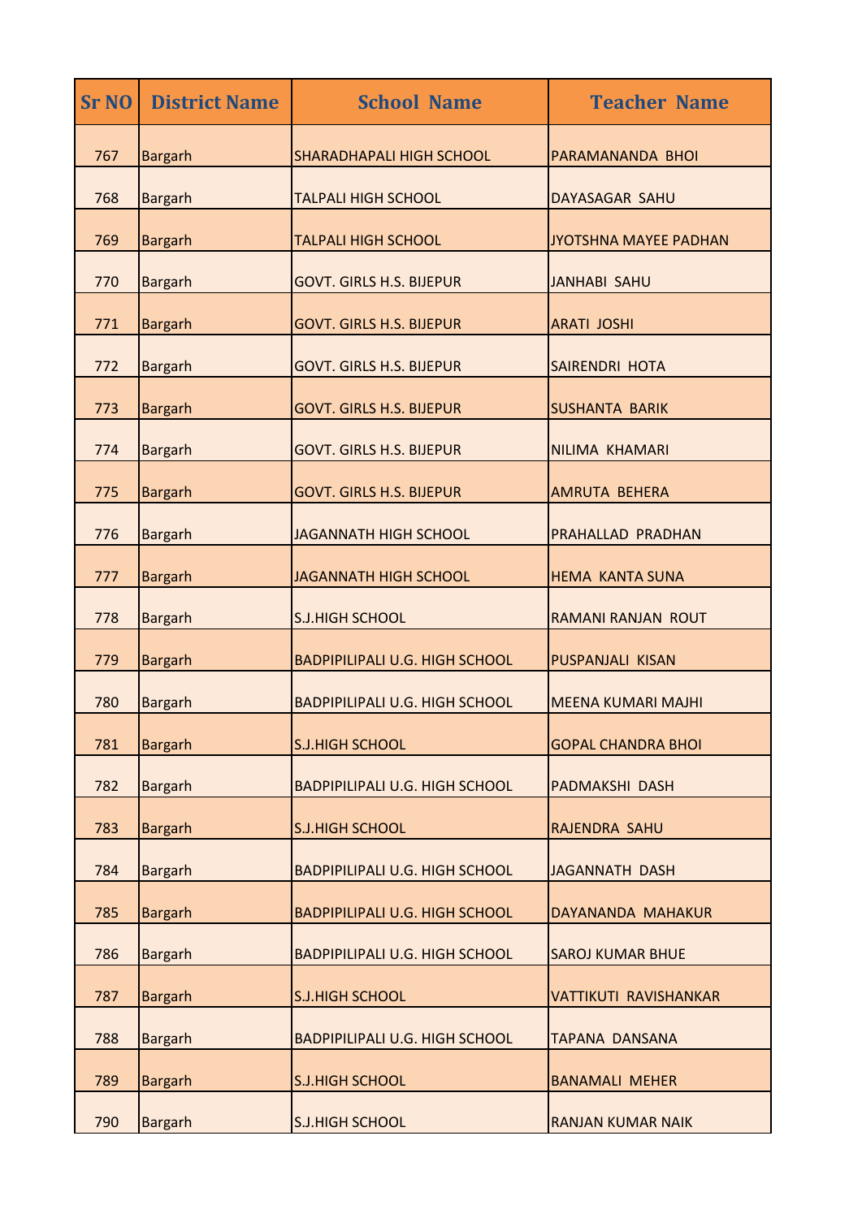| Sr NO | District Name | School Name | Teacher Name |
|---|---|---|---|
| 767 | Bargarh | SHARADHAPALI HIGH SCHOOL | PARAMANANDA BHOI |
| 768 | Bargarh | TALPALI HIGH SCHOOL | DAYASAGAR SAHU |
| 769 | Bargarh | TALPALI HIGH SCHOOL | JYOTSHNA MAYEE PADHAN |
| 770 | Bargarh | GOVT. GIRLS H.S. BIJEPUR | JANHABI SAHU |
| 771 | Bargarh | GOVT. GIRLS H.S. BIJEPUR | ARATI JOSHI |
| 772 | Bargarh | GOVT. GIRLS H.S. BIJEPUR | SAIRENDRI HOTA |
| 773 | Bargarh | GOVT. GIRLS H.S. BIJEPUR | SUSHANTA BARIK |
| 774 | Bargarh | GOVT. GIRLS H.S. BIJEPUR | NILIMA KHAMARI |
| 775 | Bargarh | GOVT. GIRLS H.S. BIJEPUR | AMRUTA BEHERA |
| 776 | Bargarh | JAGANNATH HIGH SCHOOL | PRAHALLAD PRADHAN |
| 777 | Bargarh | JAGANNATH HIGH SCHOOL | HEMA KANTA SUNA |
| 778 | Bargarh | S.J.HIGH SCHOOL | RAMANI RANJAN ROUT |
| 779 | Bargarh | BADPIPILIPALI U.G. HIGH SCHOOL | PUSPANJALI KISAN |
| 780 | Bargarh | BADPIPILIPALI U.G. HIGH SCHOOL | MEENA KUMARI MAJHI |
| 781 | Bargarh | S.J.HIGH SCHOOL | GOPAL CHANDRA BHOI |
| 782 | Bargarh | BADPIPILIPALI U.G. HIGH SCHOOL | PADMAKSHI DASH |
| 783 | Bargarh | S.J.HIGH SCHOOL | RAJENDRA SAHU |
| 784 | Bargarh | BADPIPILIPALI U.G. HIGH SCHOOL | JAGANNATH DASH |
| 785 | Bargarh | BADPIPILIPALI U.G. HIGH SCHOOL | DAYANANDA MAHAKUR |
| 786 | Bargarh | BADPIPILIPALI U.G. HIGH SCHOOL | SAROJ KUMAR BHUE |
| 787 | Bargarh | S.J.HIGH SCHOOL | VATTIKUTI RAVISHANKAR |
| 788 | Bargarh | BADPIPILIPALI U.G. HIGH SCHOOL | TAPANA DANSANA |
| 789 | Bargarh | S.J.HIGH SCHOOL | BANAMALI MEHER |
| 790 | Bargarh | S.J.HIGH SCHOOL | RANJAN KUMAR NAIK |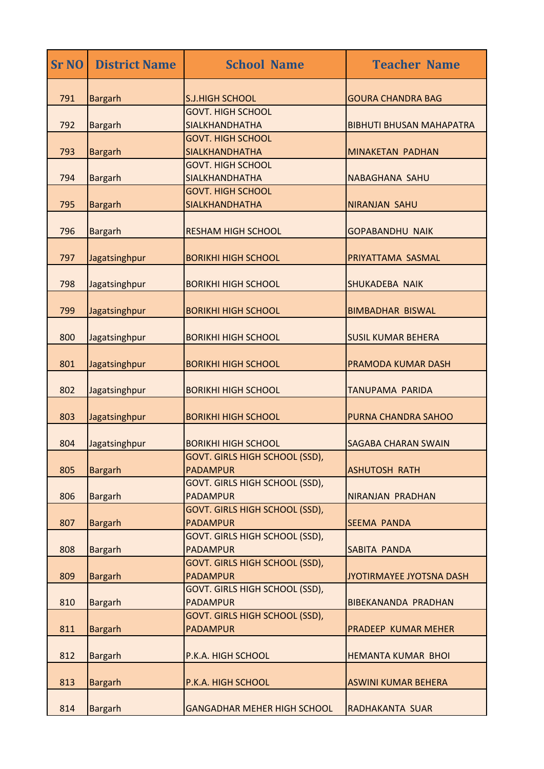| Sr NO | District Name | School Name | Teacher Name |
|---|---|---|---|
| 791 | Bargarh | S.J.HIGH SCHOOL | GOURA CHANDRA BAG |
| 792 | Bargarh | GOVT. HIGH SCHOOL SIALKHANDHATHA | BIBHUTI BHUSAN MAHAPATRA |
| 793 | Bargarh | GOVT. HIGH SCHOOL SIALKHANDHATHA | MINAKETAN PADHAN |
| 794 | Bargarh | GOVT. HIGH SCHOOL SIALKHANDHATHA | NABAGHANA SAHU |
| 795 | Bargarh | GOVT. HIGH SCHOOL SIALKHANDHATHA | NIRANJAN SAHU |
| 796 | Bargarh | RESHAM HIGH SCHOOL | GOPABANDHU NAIK |
| 797 | Jagatsinghpur | BORIKHI HIGH SCHOOL | PRIYATTAMA SASMAL |
| 798 | Jagatsinghpur | BORIKHI HIGH SCHOOL | SHUKADEBA NAIK |
| 799 | Jagatsinghpur | BORIKHI HIGH SCHOOL | BIMBADHAR BISWAL |
| 800 | Jagatsinghpur | BORIKHI HIGH SCHOOL | SUSIL KUMAR BEHERA |
| 801 | Jagatsinghpur | BORIKHI HIGH SCHOOL | PRAMODA KUMAR DASH |
| 802 | Jagatsinghpur | BORIKHI HIGH SCHOOL | TANUPAMA PARIDA |
| 803 | Jagatsinghpur | BORIKHI HIGH SCHOOL | PURNA CHANDRA SAHOO |
| 804 | Jagatsinghpur | BORIKHI HIGH SCHOOL | SAGABA CHARAN SWAIN |
| 805 | Bargarh | GOVT. GIRLS HIGH SCHOOL (SSD), PADAMPUR | ASHUTOSH RATH |
| 806 | Bargarh | GOVT. GIRLS HIGH SCHOOL (SSD), PADAMPUR | NIRANJAN PRADHAN |
| 807 | Bargarh | GOVT. GIRLS HIGH SCHOOL (SSD), PADAMPUR | SEEMA PANDA |
| 808 | Bargarh | GOVT. GIRLS HIGH SCHOOL (SSD), PADAMPUR | SABITA PANDA |
| 809 | Bargarh | GOVT. GIRLS HIGH SCHOOL (SSD), PADAMPUR | JYOTIRMAYEE JYOTSNA DASH |
| 810 | Bargarh | GOVT. GIRLS HIGH SCHOOL (SSD), PADAMPUR | BIBEKANANDA PRADHAN |
| 811 | Bargarh | GOVT. GIRLS HIGH SCHOOL (SSD), PADAMPUR | PRADEEP KUMAR MEHER |
| 812 | Bargarh | P.K.A. HIGH SCHOOL | HEMANTA KUMAR BHOI |
| 813 | Bargarh | P.K.A. HIGH SCHOOL | ASWINI KUMAR BEHERA |
| 814 | Bargarh | GANGADHAR MEHER HIGH SCHOOL | RADHAKANTA SUAR |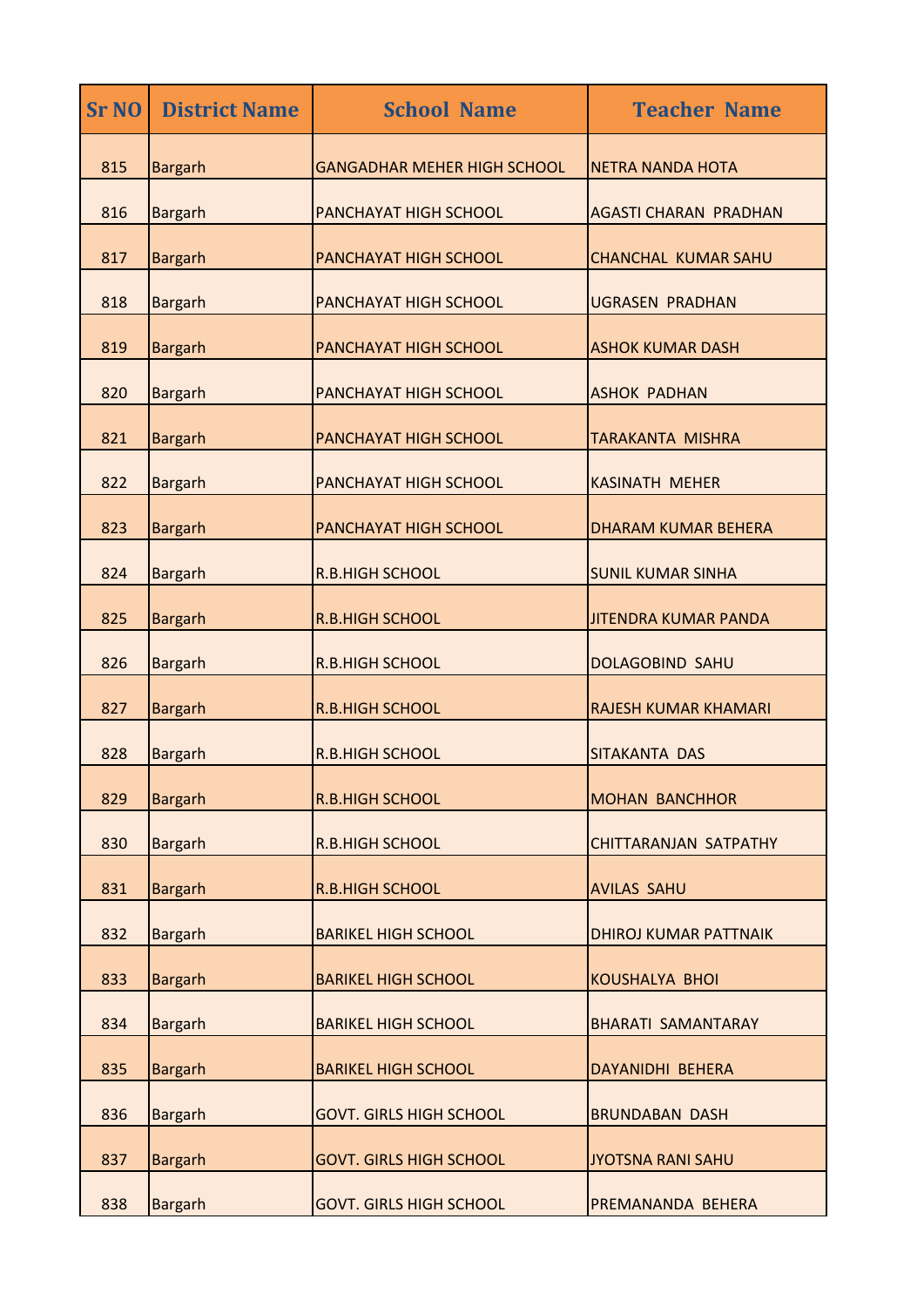| Sr NO | District Name | School Name | Teacher Name |
|---|---|---|---|
| 815 | Bargarh | GANGADHAR MEHER HIGH SCHOOL | NETRA NANDA HOTA |
| 816 | Bargarh | PANCHAYAT HIGH SCHOOL | AGASTI CHARAN PRADHAN |
| 817 | Bargarh | PANCHAYAT HIGH SCHOOL | CHANCHAL KUMAR SAHU |
| 818 | Bargarh | PANCHAYAT HIGH SCHOOL | UGRASEN PRADHAN |
| 819 | Bargarh | PANCHAYAT HIGH SCHOOL | ASHOK KUMAR DASH |
| 820 | Bargarh | PANCHAYAT HIGH SCHOOL | ASHOK PADHAN |
| 821 | Bargarh | PANCHAYAT HIGH SCHOOL | TARAKANTA MISHRA |
| 822 | Bargarh | PANCHAYAT HIGH SCHOOL | KASINATH MEHER |
| 823 | Bargarh | PANCHAYAT HIGH SCHOOL | DHARAM KUMAR BEHERA |
| 824 | Bargarh | R.B.HIGH SCHOOL | SUNIL KUMAR SINHA |
| 825 | Bargarh | R.B.HIGH SCHOOL | JITENDRA KUMAR PANDA |
| 826 | Bargarh | R.B.HIGH SCHOOL | DOLAGOBIND SAHU |
| 827 | Bargarh | R.B.HIGH SCHOOL | RAJESH KUMAR KHAMARI |
| 828 | Bargarh | R.B.HIGH SCHOOL | SITAKANTA DAS |
| 829 | Bargarh | R.B.HIGH SCHOOL | MOHAN BANCHHOR |
| 830 | Bargarh | R.B.HIGH SCHOOL | CHITTARANJAN SATPATHY |
| 831 | Bargarh | R.B.HIGH SCHOOL | AVILAS SAHU |
| 832 | Bargarh | BARIKEL HIGH SCHOOL | DHIROJ KUMAR PATTNAIK |
| 833 | Bargarh | BARIKEL HIGH SCHOOL | KOUSHALYA BHOI |
| 834 | Bargarh | BARIKEL HIGH SCHOOL | BHARATI SAMANTARAY |
| 835 | Bargarh | BARIKEL HIGH SCHOOL | DAYANIDHI BEHERA |
| 836 | Bargarh | GOVT. GIRLS HIGH SCHOOL | BRUNDABAN DASH |
| 837 | Bargarh | GOVT. GIRLS HIGH SCHOOL | JYOTSNA RANI SAHU |
| 838 | Bargarh | GOVT. GIRLS HIGH SCHOOL | PREMANANDA BEHERA |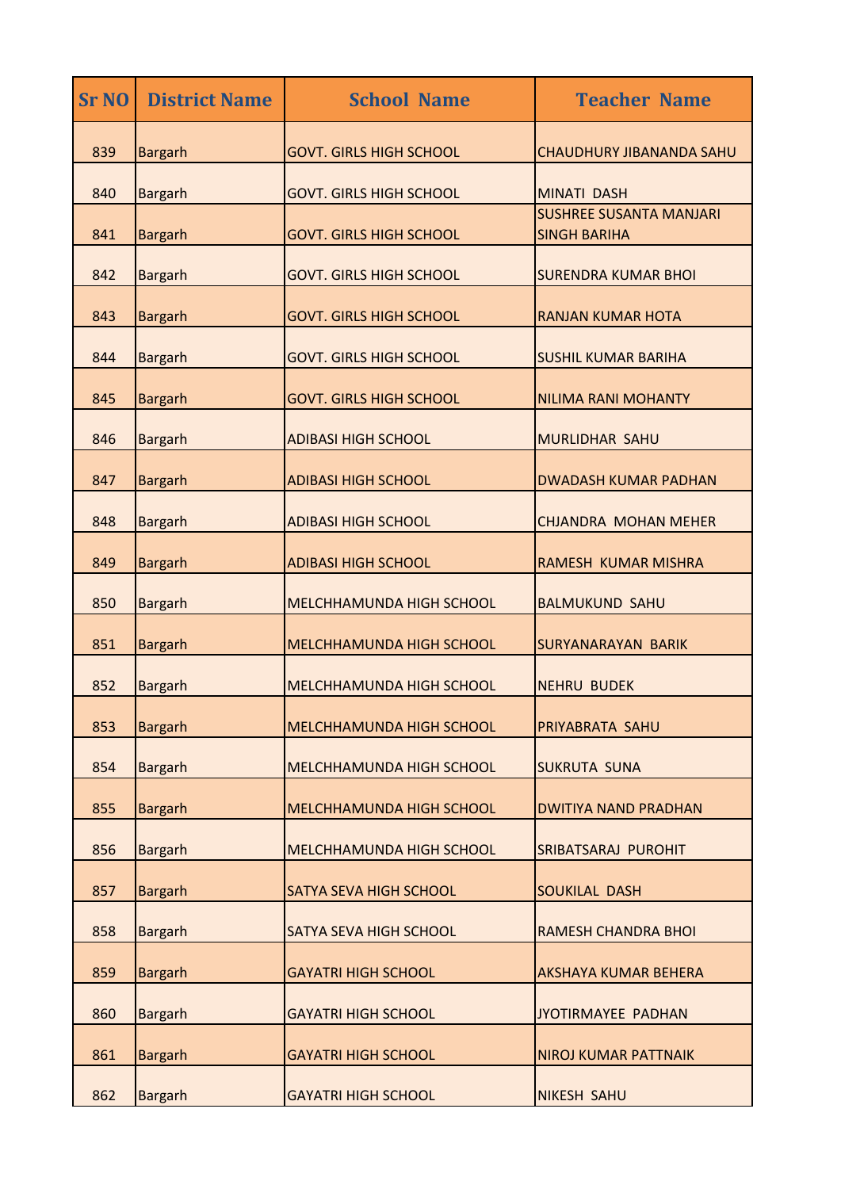| Sr NO | District Name | School Name | Teacher Name |
|---|---|---|---|
| 839 | Bargarh | GOVT. GIRLS HIGH SCHOOL | CHAUDHURY JIBANANDA SAHU |
| 840 | Bargarh | GOVT. GIRLS HIGH SCHOOL | MINATI DASH |
| 841 | Bargarh | GOVT. GIRLS HIGH SCHOOL | SUSHREE SUSANTA MANJARI SINGH BARIHA |
| 842 | Bargarh | GOVT. GIRLS HIGH SCHOOL | SURENDRA KUMAR BHOI |
| 843 | Bargarh | GOVT. GIRLS HIGH SCHOOL | RANJAN KUMAR HOTA |
| 844 | Bargarh | GOVT. GIRLS HIGH SCHOOL | SUSHIL KUMAR BARIHA |
| 845 | Bargarh | GOVT. GIRLS HIGH SCHOOL | NILIMA RANI MOHANTY |
| 846 | Bargarh | ADIBASI HIGH SCHOOL | MURLIDHAR SAHU |
| 847 | Bargarh | ADIBASI HIGH SCHOOL | DWADASH KUMAR PADHAN |
| 848 | Bargarh | ADIBASI HIGH SCHOOL | CHJANDRA MOHAN MEHER |
| 849 | Bargarh | ADIBASI HIGH SCHOOL | RAMESH KUMAR MISHRA |
| 850 | Bargarh | MELCHHAMUNDA HIGH SCHOOL | BALMUKUND SAHU |
| 851 | Bargarh | MELCHHAMUNDA HIGH SCHOOL | SURYANARAYAN BARIK |
| 852 | Bargarh | MELCHHAMUNDA HIGH SCHOOL | NEHRU BUDEK |
| 853 | Bargarh | MELCHHAMUNDA HIGH SCHOOL | PRIYABRATA SAHU |
| 854 | Bargarh | MELCHHAMUNDA HIGH SCHOOL | SUKRUTA SUNA |
| 855 | Bargarh | MELCHHAMUNDA HIGH SCHOOL | DWITIYA NAND PRADHAN |
| 856 | Bargarh | MELCHHAMUNDA HIGH SCHOOL | SRIBATSARAJ PUROHIT |
| 857 | Bargarh | SATYA SEVA HIGH SCHOOL | SOUKILAL DASH |
| 858 | Bargarh | SATYA SEVA HIGH SCHOOL | RAMESH CHANDRA BHOI |
| 859 | Bargarh | GAYATRI HIGH SCHOOL | AKSHAYA KUMAR BEHERA |
| 860 | Bargarh | GAYATRI HIGH SCHOOL | JYOTIRMAYEE PADHAN |
| 861 | Bargarh | GAYATRI HIGH SCHOOL | NIROJ KUMAR PATTNAIK |
| 862 | Bargarh | GAYATRI HIGH SCHOOL | NIKESH SAHU |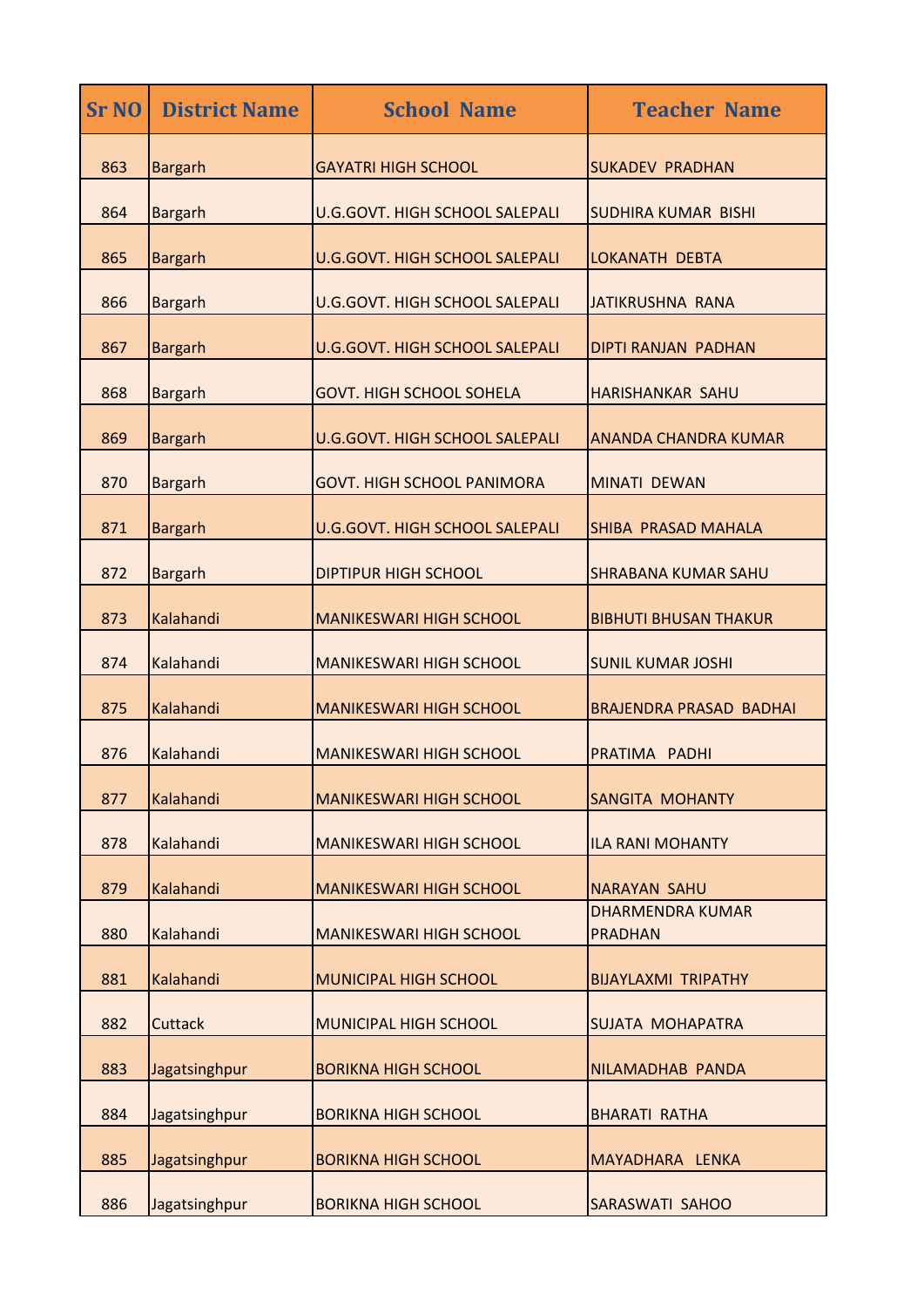| Sr NO | District Name | School Name | Teacher Name |
|---|---|---|---|
| 863 | Bargarh | GAYATRI HIGH SCHOOL | SUKADEV PRADHAN |
| 864 | Bargarh | U.G.GOVT. HIGH SCHOOL SALEPALI | SUDHIRA KUMAR BISHI |
| 865 | Bargarh | U.G.GOVT. HIGH SCHOOL SALEPALI | LOKANATH DEBTA |
| 866 | Bargarh | U.G.GOVT. HIGH SCHOOL SALEPALI | JATIKRUSHNA RANA |
| 867 | Bargarh | U.G.GOVT. HIGH SCHOOL SALEPALI | DIPTI RANJAN PADHAN |
| 868 | Bargarh | GOVT. HIGH SCHOOL SOHELA | HARISHANKAR SAHU |
| 869 | Bargarh | U.G.GOVT. HIGH SCHOOL SALEPALI | ANANDA CHANDRA KUMAR |
| 870 | Bargarh | GOVT. HIGH SCHOOL PANIMORA | MINATI DEWAN |
| 871 | Bargarh | U.G.GOVT. HIGH SCHOOL SALEPALI | SHIBA PRASAD MAHALA |
| 872 | Bargarh | DIPTIPUR HIGH SCHOOL | SHRABANA KUMAR SAHU |
| 873 | Kalahandi | MANIKESWARI HIGH SCHOOL | BIBHUTI BHUSAN THAKUR |
| 874 | Kalahandi | MANIKESWARI HIGH SCHOOL | SUNIL KUMAR JOSHI |
| 875 | Kalahandi | MANIKESWARI HIGH SCHOOL | BRAJENDRA PRASAD BADHAI |
| 876 | Kalahandi | MANIKESWARI HIGH SCHOOL | PRATIMA PADHI |
| 877 | Kalahandi | MANIKESWARI HIGH SCHOOL | SANGITA MOHANTY |
| 878 | Kalahandi | MANIKESWARI HIGH SCHOOL | ILA RANI MOHANTY |
| 879 | Kalahandi | MANIKESWARI HIGH SCHOOL | NARAYAN SAHU |
| 880 | Kalahandi | MANIKESWARI HIGH SCHOOL | DHARMENDRA KUMAR PRADHAN |
| 881 | Kalahandi | MUNICIPAL HIGH SCHOOL | BIJAYLAXMI TRIPATHY |
| 882 | Cuttack | MUNICIPAL HIGH SCHOOL | SUJATA MOHAPATRA |
| 883 | Jagatsinghpur | BORIKNA HIGH SCHOOL | NILAMADHAB PANDA |
| 884 | Jagatsinghpur | BORIKNA HIGH SCHOOL | BHARATI RATHA |
| 885 | Jagatsinghpur | BORIKNA HIGH SCHOOL | MAYADHARA LENKA |
| 886 | Jagatsinghpur | BORIKNA HIGH SCHOOL | SARASWATI SAHOO |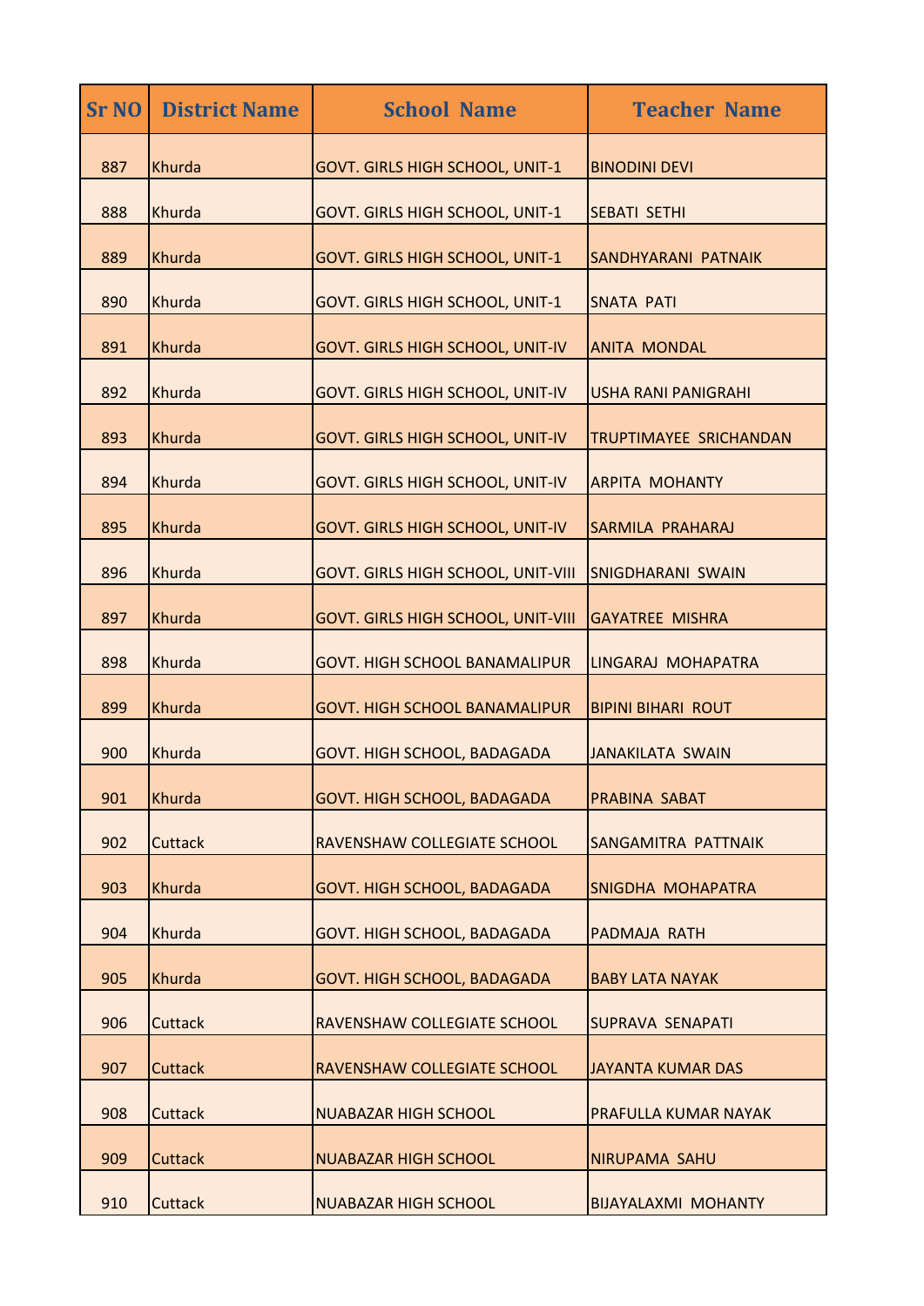| Sr NO | District Name | School Name | Teacher Name |
|---|---|---|---|
| 887 | Khurda | GOVT. GIRLS HIGH SCHOOL, UNIT-1 | BINODINI DEVI |
| 888 | Khurda | GOVT. GIRLS HIGH SCHOOL, UNIT-1 | SEBATI SETHI |
| 889 | Khurda | GOVT. GIRLS HIGH SCHOOL, UNIT-1 | SANDHYARANI PATNAIK |
| 890 | Khurda | GOVT. GIRLS HIGH SCHOOL, UNIT-1 | SNATA PATI |
| 891 | Khurda | GOVT. GIRLS HIGH SCHOOL, UNIT-IV | ANITA MONDAL |
| 892 | Khurda | GOVT. GIRLS HIGH SCHOOL, UNIT-IV | USHA RANI PANIGRAHI |
| 893 | Khurda | GOVT. GIRLS HIGH SCHOOL, UNIT-IV | TRUPTIMAYEE SRICHANDAN |
| 894 | Khurda | GOVT. GIRLS HIGH SCHOOL, UNIT-IV | ARPITA MOHANTY |
| 895 | Khurda | GOVT. GIRLS HIGH SCHOOL, UNIT-IV | SARMILA PRAHARAJ |
| 896 | Khurda | GOVT. GIRLS HIGH SCHOOL, UNIT-VIII | SNIGDHARANI SWAIN |
| 897 | Khurda | GOVT. GIRLS HIGH SCHOOL, UNIT-VIII | GAYATREE MISHRA |
| 898 | Khurda | GOVT. HIGH SCHOOL BANAMALIPUR | LINGARAJ MOHAPATRA |
| 899 | Khurda | GOVT. HIGH SCHOOL BANAMALIPUR | BIPINI BIHARI ROUT |
| 900 | Khurda | GOVT. HIGH SCHOOL, BADAGADA | JANAKILATA SWAIN |
| 901 | Khurda | GOVT. HIGH SCHOOL, BADAGADA | PRABINA SABAT |
| 902 | Cuttack | RAVENSHAW COLLEGIATE SCHOOL | SANGAMITRA PATTNAIK |
| 903 | Khurda | GOVT. HIGH SCHOOL, BADAGADA | SNIGDHA MOHAPATRA |
| 904 | Khurda | GOVT. HIGH SCHOOL, BADAGADA | PADMAJA RATH |
| 905 | Khurda | GOVT. HIGH SCHOOL, BADAGADA | BABY LATA NAYAK |
| 906 | Cuttack | RAVENSHAW COLLEGIATE SCHOOL | SUPRAVA SENAPATI |
| 907 | Cuttack | RAVENSHAW COLLEGIATE SCHOOL | JAYANTA KUMAR DAS |
| 908 | Cuttack | NUABAZAR HIGH SCHOOL | PRAFULLA KUMAR NAYAK |
| 909 | Cuttack | NUABAZAR HIGH SCHOOL | NIRUPAMA SAHU |
| 910 | Cuttack | NUABAZAR HIGH SCHOOL | BIJAYALAXMI MOHANTY |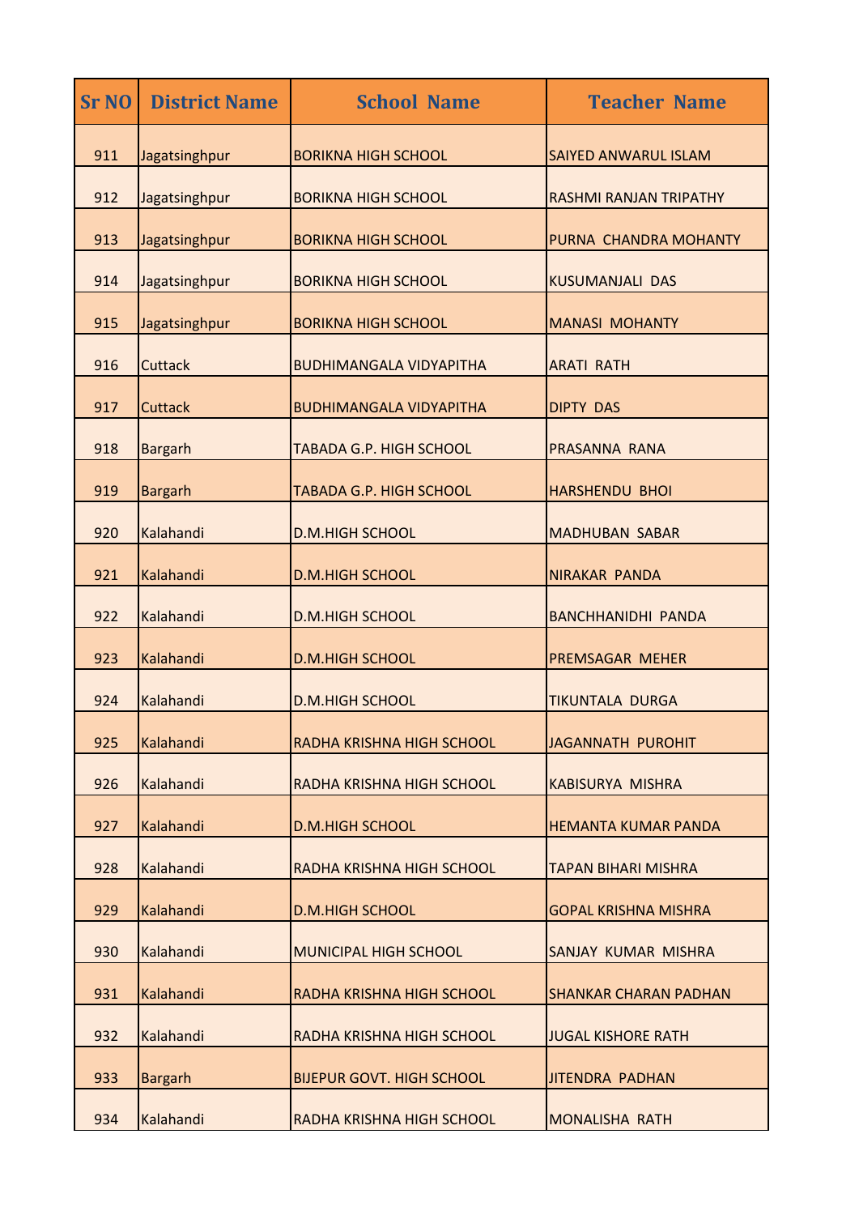| Sr NO | District Name | School Name | Teacher Name |
|---|---|---|---|
| 911 | Jagatsinghpur | BORIKNA HIGH SCHOOL | SAIYED ANWARUL ISLAM |
| 912 | Jagatsinghpur | BORIKNA HIGH SCHOOL | RASHMI RANJAN TRIPATHY |
| 913 | Jagatsinghpur | BORIKNA HIGH SCHOOL | PURNA CHANDRA MOHANTY |
| 914 | Jagatsinghpur | BORIKNA HIGH SCHOOL | KUSUMANJALI DAS |
| 915 | Jagatsinghpur | BORIKNA HIGH SCHOOL | MANASI MOHANTY |
| 916 | Cuttack | BUDHIMANGALA VIDYAPITHA | ARATI RATH |
| 917 | Cuttack | BUDHIMANGALA VIDYAPITHA | DIPTY DAS |
| 918 | Bargarh | TABADA G.P. HIGH SCHOOL | PRASANNA RANA |
| 919 | Bargarh | TABADA G.P. HIGH SCHOOL | HARSHENDU BHOI |
| 920 | Kalahandi | D.M.HIGH SCHOOL | MADHUBAN SABAR |
| 921 | Kalahandi | D.M.HIGH SCHOOL | NIRAKAR PANDA |
| 922 | Kalahandi | D.M.HIGH SCHOOL | BANCHHANIDHI PANDA |
| 923 | Kalahandi | D.M.HIGH SCHOOL | PREMSAGAR MEHER |
| 924 | Kalahandi | D.M.HIGH SCHOOL | TIKUNTALA DURGA |
| 925 | Kalahandi | RADHA KRISHNA HIGH SCHOOL | JAGANNATH PUROHIT |
| 926 | Kalahandi | RADHA KRISHNA HIGH SCHOOL | KABISURYA MISHRA |
| 927 | Kalahandi | D.M.HIGH SCHOOL | HEMANTA KUMAR PANDA |
| 928 | Kalahandi | RADHA KRISHNA HIGH SCHOOL | TAPAN BIHARI MISHRA |
| 929 | Kalahandi | D.M.HIGH SCHOOL | GOPAL KRISHNA MISHRA |
| 930 | Kalahandi | MUNICIPAL HIGH SCHOOL | SANJAY KUMAR MISHRA |
| 931 | Kalahandi | RADHA KRISHNA HIGH SCHOOL | SHANKAR CHARAN PADHAN |
| 932 | Kalahandi | RADHA KRISHNA HIGH SCHOOL | JUGAL KISHORE RATH |
| 933 | Bargarh | BIJEPUR GOVT. HIGH SCHOOL | JITENDRA PADHAN |
| 934 | Kalahandi | RADHA KRISHNA HIGH SCHOOL | MONALISHA RATH |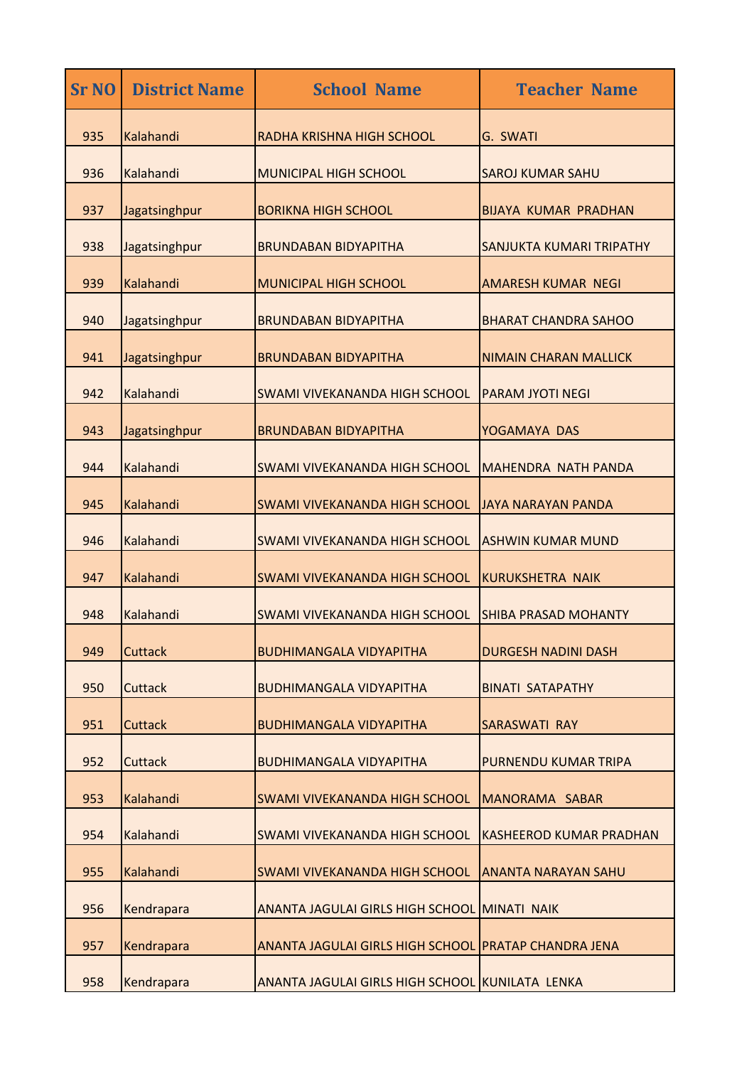| Sr NO | District Name | School Name | Teacher Name |
|---|---|---|---|
| 935 | Kalahandi | RADHA KRISHNA HIGH SCHOOL | G. SWATI |
| 936 | Kalahandi | MUNICIPAL HIGH SCHOOL | SAROJ KUMAR SAHU |
| 937 | Jagatsinghpur | BORIKNA HIGH SCHOOL | BIJAYA KUMAR PRADHAN |
| 938 | Jagatsinghpur | BRUNDABAN BIDYAPITHA | SANJUKTA KUMARI TRIPATHY |
| 939 | Kalahandi | MUNICIPAL HIGH SCHOOL | AMARESH KUMAR NEGI |
| 940 | Jagatsinghpur | BRUNDABAN BIDYAPITHA | BHARAT CHANDRA SAHOO |
| 941 | Jagatsinghpur | BRUNDABAN BIDYAPITHA | NIMAIN CHARAN MALLICK |
| 942 | Kalahandi | SWAMI VIVEKANANDA HIGH SCHOOL | PARAM JYOTI NEGI |
| 943 | Jagatsinghpur | BRUNDABAN BIDYAPITHA | YOGAMAYA DAS |
| 944 | Kalahandi | SWAMI VIVEKANANDA HIGH SCHOOL | MAHENDRA NATH PANDA |
| 945 | Kalahandi | SWAMI VIVEKANANDA HIGH SCHOOL | JAYA NARAYAN PANDA |
| 946 | Kalahandi | SWAMI VIVEKANANDA HIGH SCHOOL | ASHWIN KUMAR MUND |
| 947 | Kalahandi | SWAMI VIVEKANANDA HIGH SCHOOL | KURUKSHETRA NAIK |
| 948 | Kalahandi | SWAMI VIVEKANANDA HIGH SCHOOL | SHIBA PRASAD MOHANTY |
| 949 | Cuttack | BUDHIMANGALA VIDYAPITHA | DURGESH NADINI DASH |
| 950 | Cuttack | BUDHIMANGALA VIDYAPITHA | BINATI SATAPATHY |
| 951 | Cuttack | BUDHIMANGALA VIDYAPITHA | SARASWATI RAY |
| 952 | Cuttack | BUDHIMANGALA VIDYAPITHA | PURNENDU KUMAR TRIPA |
| 953 | Kalahandi | SWAMI VIVEKANANDA HIGH SCHOOL | MANORAMA SABAR |
| 954 | Kalahandi | SWAMI VIVEKANANDA HIGH SCHOOL | KASHEEROD KUMAR PRADHAN |
| 955 | Kalahandi | SWAMI VIVEKANANDA HIGH SCHOOL | ANANTA NARAYAN SAHU |
| 956 | Kendrapara | ANANTA JAGULAI GIRLS HIGH SCHOOL | MINATI NAIK |
| 957 | Kendrapara | ANANTA JAGULAI GIRLS HIGH SCHOOL | PRATAP CHANDRA JENA |
| 958 | Kendrapara | ANANTA JAGULAI GIRLS HIGH SCHOOL | KUNILATA LENKA |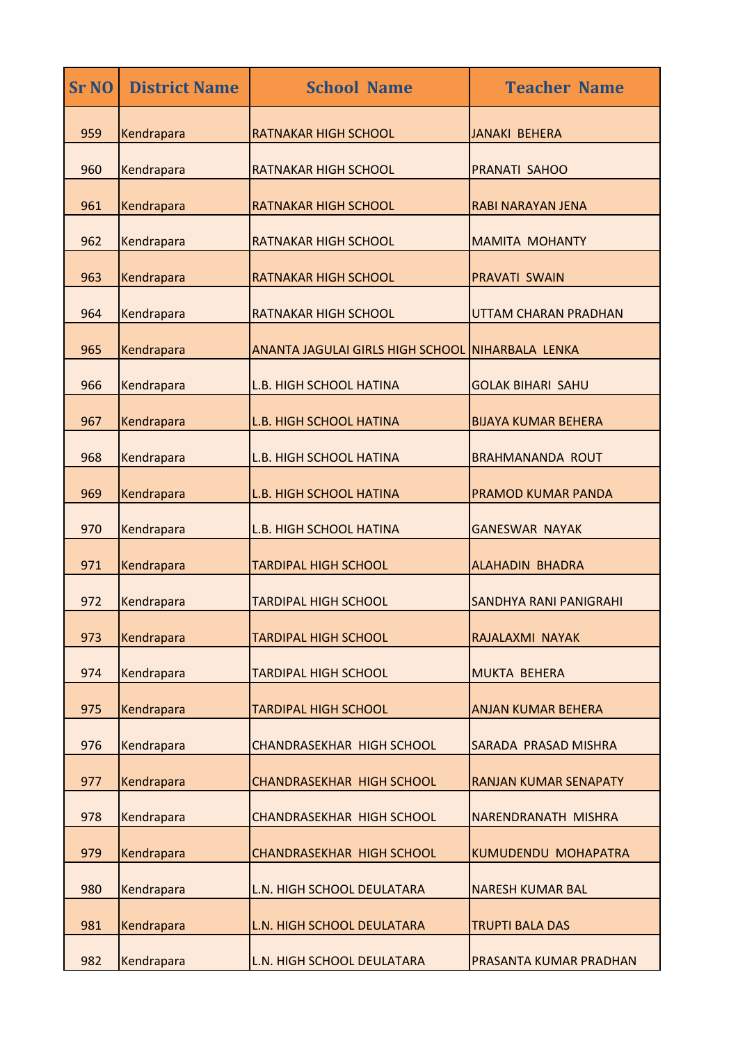| Sr NO | District Name | School Name | Teacher Name |
|---|---|---|---|
| 959 | Kendrapara | RATNAKAR HIGH SCHOOL | JANAKI BEHERA |
| 960 | Kendrapara | RATNAKAR HIGH SCHOOL | PRANATI SAHOO |
| 961 | Kendrapara | RATNAKAR HIGH SCHOOL | RABI NARAYAN JENA |
| 962 | Kendrapara | RATNAKAR HIGH SCHOOL | MAMITA MOHANTY |
| 963 | Kendrapara | RATNAKAR HIGH SCHOOL | PRAVATI SWAIN |
| 964 | Kendrapara | RATNAKAR HIGH SCHOOL | UTTAM CHARAN PRADHAN |
| 965 | Kendrapara | ANANTA JAGULAI GIRLS HIGH SCHOOL | NIHARBALA LENKA |
| 966 | Kendrapara | L.B. HIGH SCHOOL HATINA | GOLAK BIHARI SAHU |
| 967 | Kendrapara | L.B. HIGH SCHOOL HATINA | BIJAYA KUMAR BEHERA |
| 968 | Kendrapara | L.B. HIGH SCHOOL HATINA | BRAHMANANDA ROUT |
| 969 | Kendrapara | L.B. HIGH SCHOOL HATINA | PRAMOD KUMAR PANDA |
| 970 | Kendrapara | L.B. HIGH SCHOOL HATINA | GANESWAR NAYAK |
| 971 | Kendrapara | TARDIPAL HIGH SCHOOL | ALAHADIN BHADRA |
| 972 | Kendrapara | TARDIPAL HIGH SCHOOL | SANDHYA RANI PANIGRAHI |
| 973 | Kendrapara | TARDIPAL HIGH SCHOOL | RAJALAXMI NAYAK |
| 974 | Kendrapara | TARDIPAL HIGH SCHOOL | MUKTA BEHERA |
| 975 | Kendrapara | TARDIPAL HIGH SCHOOL | ANJAN KUMAR BEHERA |
| 976 | Kendrapara | CHANDRASEKHAR HIGH SCHOOL | SARADA PRASAD MISHRA |
| 977 | Kendrapara | CHANDRASEKHAR HIGH SCHOOL | RANJAN KUMAR SENAPATY |
| 978 | Kendrapara | CHANDRASEKHAR HIGH SCHOOL | NARENDRANATH MISHRA |
| 979 | Kendrapara | CHANDRASEKHAR HIGH SCHOOL | KUMUDENDU MOHAPATRA |
| 980 | Kendrapara | L.N. HIGH SCHOOL DEULATARA | NARESH KUMAR BAL |
| 981 | Kendrapara | L.N. HIGH SCHOOL DEULATARA | TRUPTI BALA DAS |
| 982 | Kendrapara | L.N. HIGH SCHOOL DEULATARA | PRASANTA KUMAR PRADHAN |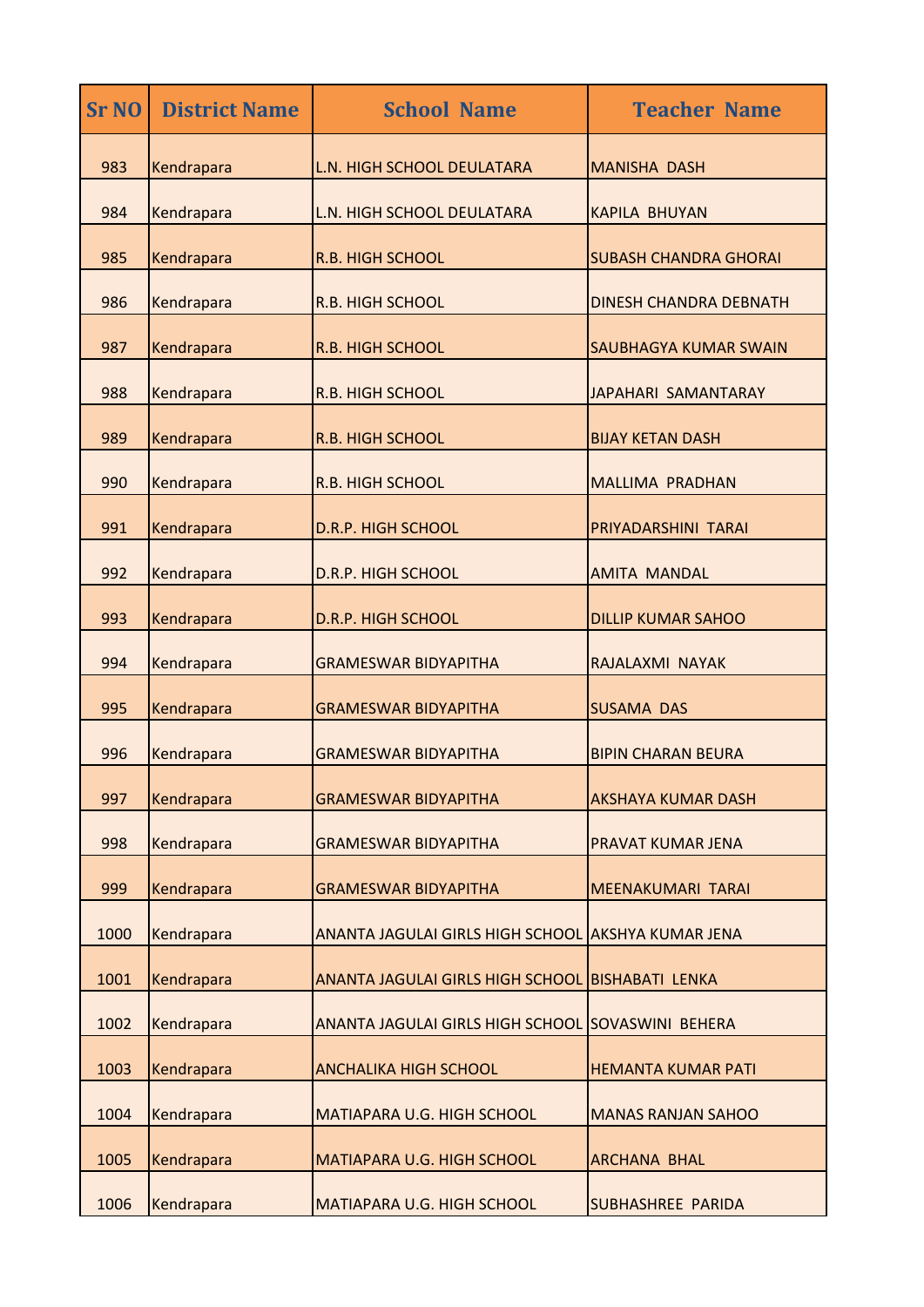| Sr NO | District Name | School Name | Teacher Name |
|---|---|---|---|
| 983 | Kendrapara | L.N. HIGH SCHOOL DEULATARA | MANISHA DASH |
| 984 | Kendrapara | L.N. HIGH SCHOOL DEULATARA | KAPILA BHUYAN |
| 985 | Kendrapara | R.B. HIGH SCHOOL | SUBASH CHANDRA GHORAI |
| 986 | Kendrapara | R.B. HIGH SCHOOL | DINESH CHANDRA DEBNATH |
| 987 | Kendrapara | R.B. HIGH SCHOOL | SAUBHAGYA KUMAR SWAIN |
| 988 | Kendrapara | R.B. HIGH SCHOOL | JAPAHARI SAMANTARAY |
| 989 | Kendrapara | R.B. HIGH SCHOOL | BIJAY KETAN DASH |
| 990 | Kendrapara | R.B. HIGH SCHOOL | MALLIMA PRADHAN |
| 991 | Kendrapara | D.R.P. HIGH SCHOOL | PRIYADARSHINI TARAI |
| 992 | Kendrapara | D.R.P. HIGH SCHOOL | AMITA MANDAL |
| 993 | Kendrapara | D.R.P. HIGH SCHOOL | DILLIP KUMAR SAHOO |
| 994 | Kendrapara | GRAMESWAR BIDYAPITHA | RAJALAXMI NAYAK |
| 995 | Kendrapara | GRAMESWAR BIDYAPITHA | SUSAMA DAS |
| 996 | Kendrapara | GRAMESWAR BIDYAPITHA | BIPIN CHARAN BEURA |
| 997 | Kendrapara | GRAMESWAR BIDYAPITHA | AKSHAYA KUMAR DASH |
| 998 | Kendrapara | GRAMESWAR BIDYAPITHA | PRAVAT KUMAR JENA |
| 999 | Kendrapara | GRAMESWAR BIDYAPITHA | MEENAKUMARI TARAI |
| 1000 | Kendrapara | ANANTA JAGULAI GIRLS HIGH SCHOOL | AKSHYA KUMAR JENA |
| 1001 | Kendrapara | ANANTA JAGULAI GIRLS HIGH SCHOOL | BISHABATI LENKA |
| 1002 | Kendrapara | ANANTA JAGULAI GIRLS HIGH SCHOOL | SOVASWINI BEHERA |
| 1003 | Kendrapara | ANCHALIKA HIGH SCHOOL | HEMANTA KUMAR PATI |
| 1004 | Kendrapara | MATIAPARA U.G. HIGH SCHOOL | MANAS RANJAN SAHOO |
| 1005 | Kendrapara | MATIAPARA U.G. HIGH SCHOOL | ARCHANA BHAL |
| 1006 | Kendrapara | MATIAPARA U.G. HIGH SCHOOL | SUBHASHREE PARIDA |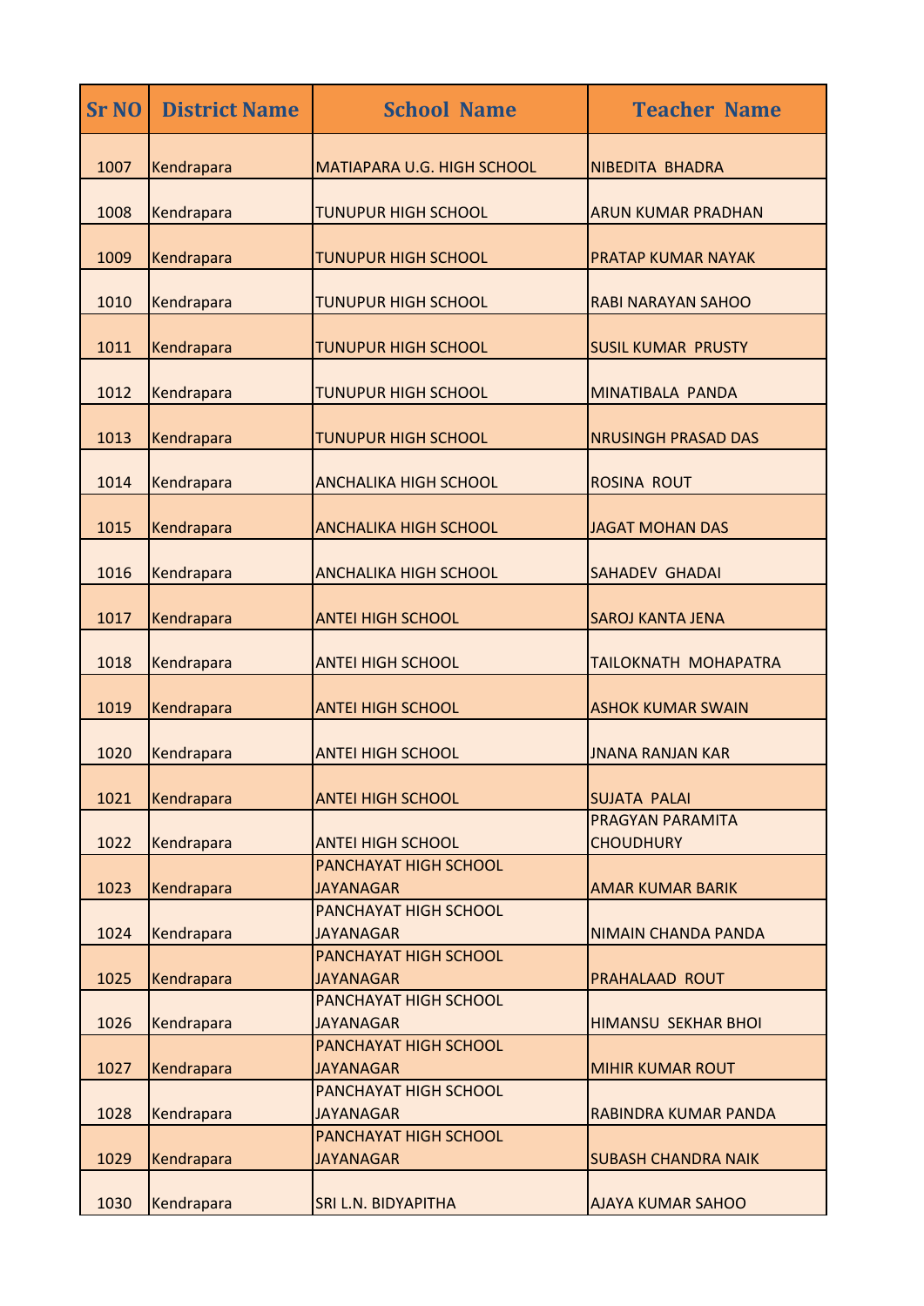| Sr NO | District Name | School Name | Teacher Name |
| --- | --- | --- | --- |
| 1007 | Kendrapara | MATIAPARA U.G. HIGH SCHOOL | NIBEDITA BHADRA |
| 1008 | Kendrapara | TUNUPUR HIGH SCHOOL | ARUN KUMAR PRADHAN |
| 1009 | Kendrapara | TUNUPUR HIGH SCHOOL | PRATAP KUMAR NAYAK |
| 1010 | Kendrapara | TUNUPUR HIGH SCHOOL | RABI NARAYAN SAHOO |
| 1011 | Kendrapara | TUNUPUR HIGH SCHOOL | SUSIL KUMAR PRUSTY |
| 1012 | Kendrapara | TUNUPUR HIGH SCHOOL | MINATIBALA PANDA |
| 1013 | Kendrapara | TUNUPUR HIGH SCHOOL | NRUSINGH PRASAD DAS |
| 1014 | Kendrapara | ANCHALIKA HIGH SCHOOL | ROSINA ROUT |
| 1015 | Kendrapara | ANCHALIKA HIGH SCHOOL | JAGAT MOHAN DAS |
| 1016 | Kendrapara | ANCHALIKA HIGH SCHOOL | SAHADEV GHADAI |
| 1017 | Kendrapara | ANTEI HIGH SCHOOL | SAROJ KANTA JENA |
| 1018 | Kendrapara | ANTEI HIGH SCHOOL | TAILOKNATH MOHAPATRA |
| 1019 | Kendrapara | ANTEI HIGH SCHOOL | ASHOK KUMAR SWAIN |
| 1020 | Kendrapara | ANTEI HIGH SCHOOL | JNANA RANJAN KAR |
| 1021 | Kendrapara | ANTEI HIGH SCHOOL | SUJATA PALAI |
| 1022 | Kendrapara | ANTEI HIGH SCHOOL | PRAGYAN PARAMITA CHOUDHURY |
| 1023 | Kendrapara | PANCHAYAT HIGH SCHOOL JAYANAGAR | AMAR KUMAR BARIK |
| 1024 | Kendrapara | PANCHAYAT HIGH SCHOOL JAYANAGAR | NIMAIN CHANDA PANDA |
| 1025 | Kendrapara | PANCHAYAT HIGH SCHOOL JAYANAGAR | PRAHALAAD ROUT |
| 1026 | Kendrapara | PANCHAYAT HIGH SCHOOL JAYANAGAR | HIMANSU SEKHAR BHOI |
| 1027 | Kendrapara | PANCHAYAT HIGH SCHOOL JAYANAGAR | MIHIR KUMAR ROUT |
| 1028 | Kendrapara | PANCHAYAT HIGH SCHOOL JAYANAGAR | RABINDRA KUMAR PANDA |
| 1029 | Kendrapara | PANCHAYAT HIGH SCHOOL JAYANAGAR | SUBASH CHANDRA NAIK |
| 1030 | Kendrapara | SRI L.N. BIDYAPITHA | AJAYA KUMAR SAHOO |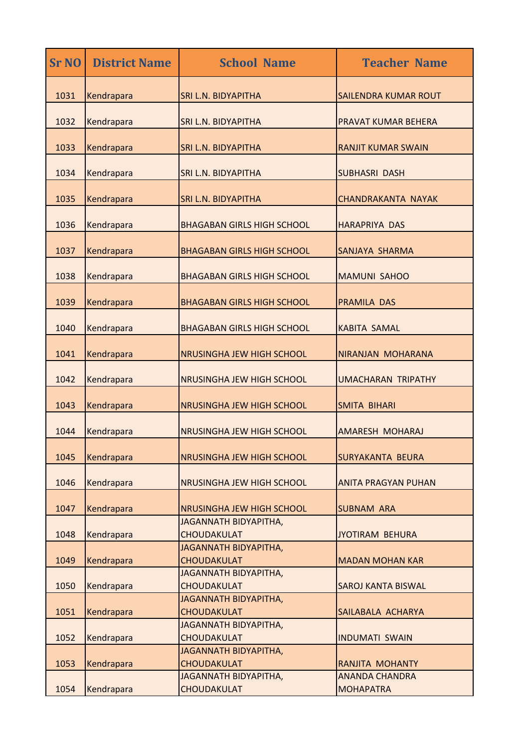| Sr NO | District Name | School Name | Teacher Name |
|---|---|---|---|
| 1031 | Kendrapara | SRI L.N. BIDYAPITHA | SAILENDRA KUMAR ROUT |
| 1032 | Kendrapara | SRI L.N. BIDYAPITHA | PRAVAT KUMAR BEHERA |
| 1033 | Kendrapara | SRI L.N. BIDYAPITHA | RANJIT KUMAR SWAIN |
| 1034 | Kendrapara | SRI L.N. BIDYAPITHA | SUBHASRI DASH |
| 1035 | Kendrapara | SRI L.N. BIDYAPITHA | CHANDRAKANTA NAYAK |
| 1036 | Kendrapara | BHAGABAN GIRLS HIGH SCHOOL | HARAPRIYA DAS |
| 1037 | Kendrapara | BHAGABAN GIRLS HIGH SCHOOL | SANJAYA SHARMA |
| 1038 | Kendrapara | BHAGABAN GIRLS HIGH SCHOOL | MAMUNI SAHOO |
| 1039 | Kendrapara | BHAGABAN GIRLS HIGH SCHOOL | PRAMILA DAS |
| 1040 | Kendrapara | BHAGABAN GIRLS HIGH SCHOOL | KABITA SAMAL |
| 1041 | Kendrapara | NRUSINGHA JEW HIGH SCHOOL | NIRANJAN MOHARANA |
| 1042 | Kendrapara | NRUSINGHA JEW HIGH SCHOOL | UMACHARAN TRIPATHY |
| 1043 | Kendrapara | NRUSINGHA JEW HIGH SCHOOL | SMITA BIHARI |
| 1044 | Kendrapara | NRUSINGHA JEW HIGH SCHOOL | AMARESH MOHARAJ |
| 1045 | Kendrapara | NRUSINGHA JEW HIGH SCHOOL | SURYAKANTA BEURA |
| 1046 | Kendrapara | NRUSINGHA JEW HIGH SCHOOL | ANITA PRAGYAN PUHAN |
| 1047 | Kendrapara | NRUSINGHA JEW HIGH SCHOOL | SUBNAM ARA |
| 1048 | Kendrapara | JAGANNATH BIDYAPITHA, CHOUDAKULAT | JYOTIRAM BEHURA |
| 1049 | Kendrapara | JAGANNATH BIDYAPITHA, CHOUDAKULAT | MADAN MOHAN KAR |
| 1050 | Kendrapara | JAGANNATH BIDYAPITHA, CHOUDAKULAT | SAROJ KANTA BISWAL |
| 1051 | Kendrapara | JAGANNATH BIDYAPITHA, CHOUDAKULAT | SAILABALA ACHARYA |
| 1052 | Kendrapara | JAGANNATH BIDYAPITHA, CHOUDAKULAT | INDUMATI SWAIN |
| 1053 | Kendrapara | JAGANNATH BIDYAPITHA, CHOUDAKULAT | RANJITA MOHANTY |
| 1054 | Kendrapara | JAGANNATH BIDYAPITHA, CHOUDAKULAT | ANANDA CHANDRA MOHAPATRA |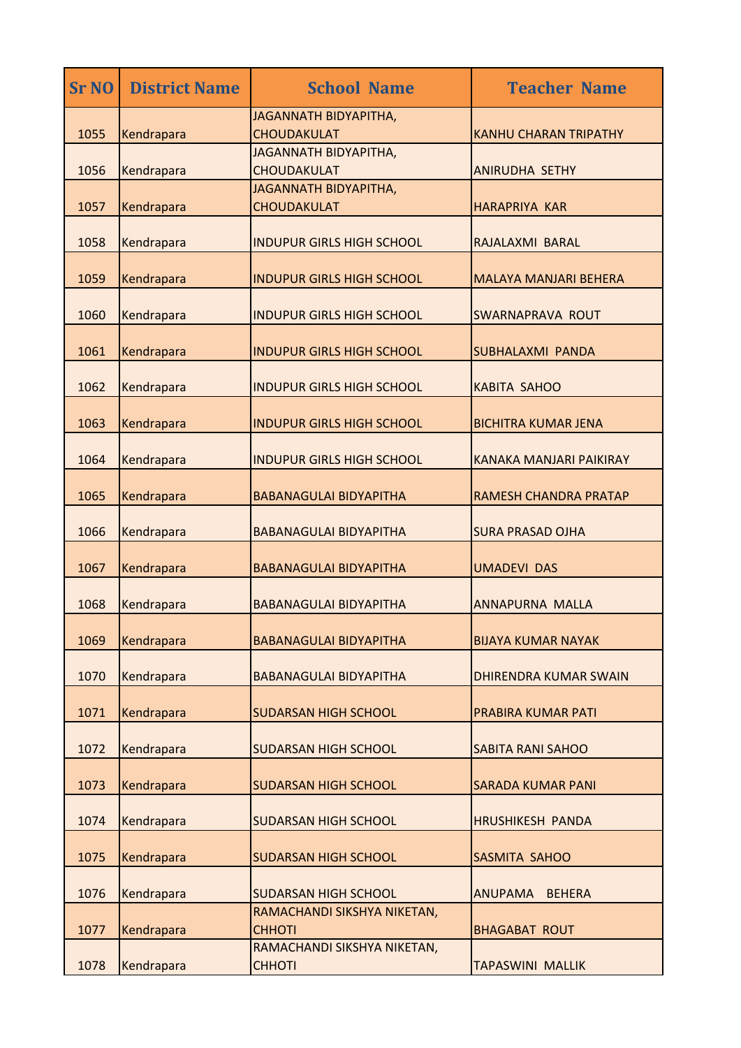| Sr NO | District Name | School Name | Teacher Name |
|---|---|---|---|
| 1055 | Kendrapara | JAGANNATH BIDYAPITHA, CHOUDAKULAT | KANHU CHARAN TRIPATHY |
| 1056 | Kendrapara | JAGANNATH BIDYAPITHA, CHOUDAKULAT | ANIRUDHA SETHY |
| 1057 | Kendrapara | JAGANNATH BIDYAPITHA, CHOUDAKULAT | HARAPRIYA KAR |
| 1058 | Kendrapara | INDUPUR GIRLS HIGH SCHOOL | RAJALAXMI BARAL |
| 1059 | Kendrapara | INDUPUR GIRLS HIGH SCHOOL | MALAYA MANJARI BEHERA |
| 1060 | Kendrapara | INDUPUR GIRLS HIGH SCHOOL | SWARNAPRAVA ROUT |
| 1061 | Kendrapara | INDUPUR GIRLS HIGH SCHOOL | SUBHALAXMI PANDA |
| 1062 | Kendrapara | INDUPUR GIRLS HIGH SCHOOL | KABITA SAHOO |
| 1063 | Kendrapara | INDUPUR GIRLS HIGH SCHOOL | BICHITRA KUMAR JENA |
| 1064 | Kendrapara | INDUPUR GIRLS HIGH SCHOOL | KANAKA MANJARI PAIKIRAY |
| 1065 | Kendrapara | BABANAGULAI BIDYAPITHA | RAMESH CHANDRA PRATAP |
| 1066 | Kendrapara | BABANAGULAI BIDYAPITHA | SURA PRASAD OJHA |
| 1067 | Kendrapara | BABANAGULAI BIDYAPITHA | UMADEVI DAS |
| 1068 | Kendrapara | BABANAGULAI BIDYAPITHA | ANNAPURNA MALLA |
| 1069 | Kendrapara | BABANAGULAI BIDYAPITHA | BIJAYA KUMAR NAYAK |
| 1070 | Kendrapara | BABANAGULAI BIDYAPITHA | DHIRENDRA KUMAR SWAIN |
| 1071 | Kendrapara | SUDARSAN HIGH SCHOOL | PRABIRA KUMAR PATI |
| 1072 | Kendrapara | SUDARSAN HIGH SCHOOL | SABITA RANI SAHOO |
| 1073 | Kendrapara | SUDARSAN HIGH SCHOOL | SARADA KUMAR PANI |
| 1074 | Kendrapara | SUDARSAN HIGH SCHOOL | HRUSHIKESH PANDA |
| 1075 | Kendrapara | SUDARSAN HIGH SCHOOL | SASMITA SAHOO |
| 1076 | Kendrapara | SUDARSAN HIGH SCHOOL | ANUPAMA BEHERA |
| 1077 | Kendrapara | RAMACHANDI SIKSHYA NIKETAN, CHHOTI | BHAGABAT ROUT |
| 1078 | Kendrapara | RAMACHANDI SIKSHYA NIKETAN, CHHOTI | TAPASWINI MALLIK |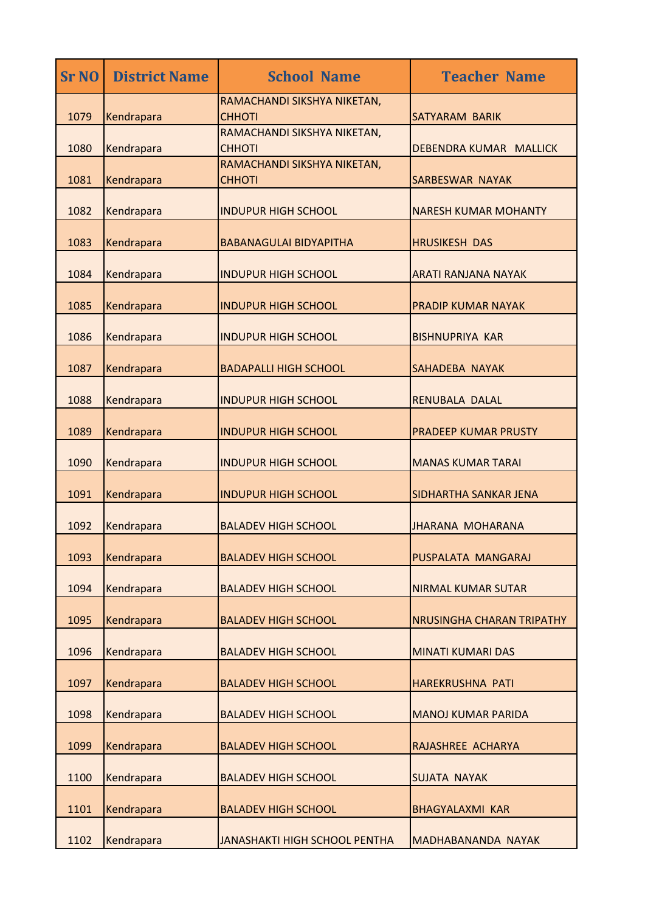| Sr NO | District Name | School Name | Teacher Name |
|---|---|---|---|
| 1079 | Kendrapara | RAMACHANDI SIKSHYA NIKETAN, CHHOTI | SATYARAM BARIK |
| 1080 | Kendrapara | RAMACHANDI SIKSHYA NIKETAN, CHHOTI | DEBENDRA KUMAR MALLICK |
| 1081 | Kendrapara | RAMACHANDI SIKSHYA NIKETAN, CHHOTI | SARBESWAR NAYAK |
| 1082 | Kendrapara | INDUPUR HIGH SCHOOL | NARESH KUMAR MOHANTY |
| 1083 | Kendrapara | BABANAGULAI BIDYAPITHA | HRUSIKESH DAS |
| 1084 | Kendrapara | INDUPUR HIGH SCHOOL | ARATI RANJANA NAYAK |
| 1085 | Kendrapara | INDUPUR HIGH SCHOOL | PRADIP KUMAR NAYAK |
| 1086 | Kendrapara | INDUPUR HIGH SCHOOL | BISHNUPRIYA KAR |
| 1087 | Kendrapara | BADAPALLI HIGH SCHOOL | SAHADEBA NAYAK |
| 1088 | Kendrapara | INDUPUR HIGH SCHOOL | RENUBALA DALAL |
| 1089 | Kendrapara | INDUPUR HIGH SCHOOL | PRADEEP KUMAR PRUSTY |
| 1090 | Kendrapara | INDUPUR HIGH SCHOOL | MANAS KUMAR TARAI |
| 1091 | Kendrapara | INDUPUR HIGH SCHOOL | SIDHARTHA SANKAR JENA |
| 1092 | Kendrapara | BALADEV HIGH SCHOOL | JHARANA MOHARANA |
| 1093 | Kendrapara | BALADEV HIGH SCHOOL | PUSPALATA MANGARAJ |
| 1094 | Kendrapara | BALADEV HIGH SCHOOL | NIRMAL KUMAR SUTAR |
| 1095 | Kendrapara | BALADEV HIGH SCHOOL | NRUSINGHA CHARAN TRIPATHY |
| 1096 | Kendrapara | BALADEV HIGH SCHOOL | MINATI KUMARI DAS |
| 1097 | Kendrapara | BALADEV HIGH SCHOOL | HAREKRUSHNA PATI |
| 1098 | Kendrapara | BALADEV HIGH SCHOOL | MANOJ KUMAR PARIDA |
| 1099 | Kendrapara | BALADEV HIGH SCHOOL | RAJASHREE ACHARYA |
| 1100 | Kendrapara | BALADEV HIGH SCHOOL | SUJATA NAYAK |
| 1101 | Kendrapara | BALADEV HIGH SCHOOL | BHAGYALAXMI KAR |
| 1102 | Kendrapara | JANASHAKTI HIGH SCHOOL PENTHA | MADHABANANDA NAYAK |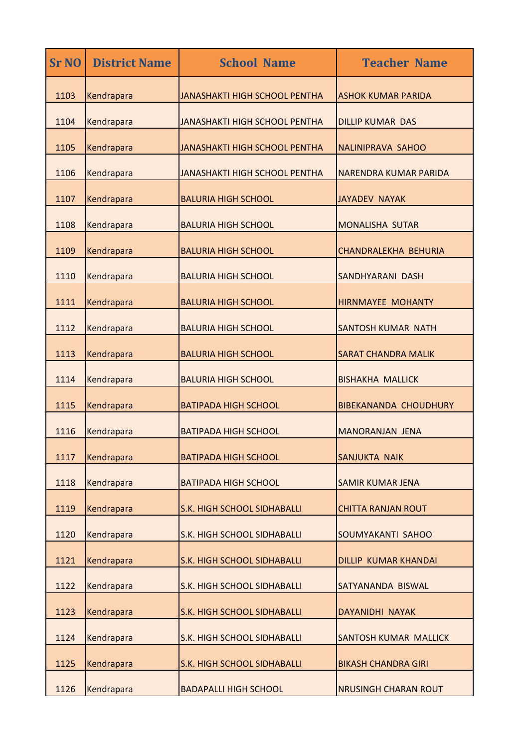| Sr NO | District Name | School Name | Teacher Name |
|---|---|---|---|
| 1103 | Kendrapara | JANASHAKTI HIGH SCHOOL PENTHA | ASHOK KUMAR PARIDA |
| 1104 | Kendrapara | JANASHAKTI HIGH SCHOOL PENTHA | DILLIP KUMAR DAS |
| 1105 | Kendrapara | JANASHAKTI HIGH SCHOOL PENTHA | NALINIPRAVA SAHOO |
| 1106 | Kendrapara | JANASHAKTI HIGH SCHOOL PENTHA | NARENDRA KUMAR PARIDA |
| 1107 | Kendrapara | BALURIA HIGH SCHOOL | JAYADEV NAYAK |
| 1108 | Kendrapara | BALURIA HIGH SCHOOL | MONALISHA SUTAR |
| 1109 | Kendrapara | BALURIA HIGH SCHOOL | CHANDRALEKHA BEHURIA |
| 1110 | Kendrapara | BALURIA HIGH SCHOOL | SANDHYARANI DASH |
| 1111 | Kendrapara | BALURIA HIGH SCHOOL | HIRNMAYEE MOHANTY |
| 1112 | Kendrapara | BALURIA HIGH SCHOOL | SANTOSH KUMAR NATH |
| 1113 | Kendrapara | BALURIA HIGH SCHOOL | SARAT CHANDRA MALIK |
| 1114 | Kendrapara | BALURIA HIGH SCHOOL | BISHAKHA MALLICK |
| 1115 | Kendrapara | BATIPADA HIGH SCHOOL | BIBEKANANDA CHOUDHURY |
| 1116 | Kendrapara | BATIPADA HIGH SCHOOL | MANORANJAN JENA |
| 1117 | Kendrapara | BATIPADA HIGH SCHOOL | SANJUKTA NAIK |
| 1118 | Kendrapara | BATIPADA HIGH SCHOOL | SAMIR KUMAR JENA |
| 1119 | Kendrapara | S.K. HIGH SCHOOL SIDHABALLI | CHITTA RANJAN ROUT |
| 1120 | Kendrapara | S.K. HIGH SCHOOL SIDHABALLI | SOUMYAKANTI SAHOO |
| 1121 | Kendrapara | S.K. HIGH SCHOOL SIDHABALLI | DILLIP KUMAR KHANDAI |
| 1122 | Kendrapara | S.K. HIGH SCHOOL SIDHABALLI | SATYANANDA BISWAL |
| 1123 | Kendrapara | S.K. HIGH SCHOOL SIDHABALLI | DAYANIDHI NAYAK |
| 1124 | Kendrapara | S.K. HIGH SCHOOL SIDHABALLI | SANTOSH KUMAR MALLICK |
| 1125 | Kendrapara | S.K. HIGH SCHOOL SIDHABALLI | BIKASH CHANDRA GIRI |
| 1126 | Kendrapara | BADAPALLI HIGH SCHOOL | NRUSINGH CHARAN ROUT |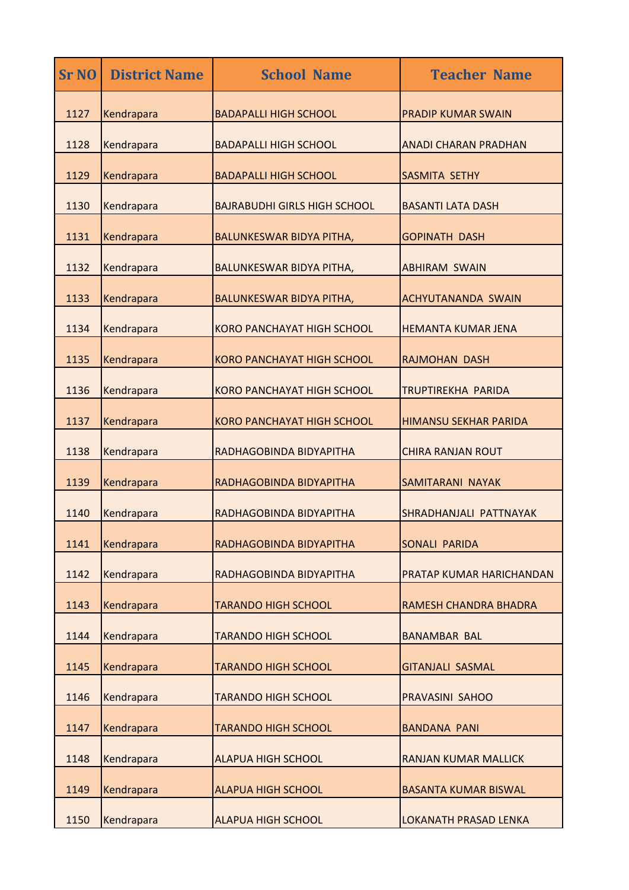| Sr NO | District Name | School Name | Teacher Name |
|---|---|---|---|
| 1127 | Kendrapara | BADAPALLI HIGH SCHOOL | PRADIP KUMAR SWAIN |
| 1128 | Kendrapara | BADAPALLI HIGH SCHOOL | ANADI CHARAN PRADHAN |
| 1129 | Kendrapara | BADAPALLI HIGH SCHOOL | SASMITA SETHY |
| 1130 | Kendrapara | BAJRABUDHI GIRLS HIGH SCHOOL | BASANTI LATA DASH |
| 1131 | Kendrapara | BALUNKESWAR BIDYA PITHA, | GOPINATH DASH |
| 1132 | Kendrapara | BALUNKESWAR BIDYA PITHA, | ABHIRAM SWAIN |
| 1133 | Kendrapara | BALUNKESWAR BIDYA PITHA, | ACHYUTANANDA SWAIN |
| 1134 | Kendrapara | KORO PANCHAYAT HIGH SCHOOL | HEMANTA KUMAR JENA |
| 1135 | Kendrapara | KORO PANCHAYAT HIGH SCHOOL | RAJMOHAN DASH |
| 1136 | Kendrapara | KORO PANCHAYAT HIGH SCHOOL | TRUPTIREKHA PARIDA |
| 1137 | Kendrapara | KORO PANCHAYAT HIGH SCHOOL | HIMANSU SEKHAR PARIDA |
| 1138 | Kendrapara | RADHAGOBINDA BIDYAPITHA | CHIRA RANJAN ROUT |
| 1139 | Kendrapara | RADHAGOBINDA BIDYAPITHA | SAMITARANI NAYAK |
| 1140 | Kendrapara | RADHAGOBINDA BIDYAPITHA | SHRADHANJALI PATTNAYAK |
| 1141 | Kendrapara | RADHAGOBINDA BIDYAPITHA | SONALI PARIDA |
| 1142 | Kendrapara | RADHAGOBINDA BIDYAPITHA | PRATAP KUMAR HARICHANDAN |
| 1143 | Kendrapara | TARANDO HIGH SCHOOL | RAMESH CHANDRA BHADRA |
| 1144 | Kendrapara | TARANDO HIGH SCHOOL | BANAMBAR BAL |
| 1145 | Kendrapara | TARANDO HIGH SCHOOL | GITANJALI SASMAL |
| 1146 | Kendrapara | TARANDO HIGH SCHOOL | PRAVASINI SAHOO |
| 1147 | Kendrapara | TARANDO HIGH SCHOOL | BANDANA PANI |
| 1148 | Kendrapara | ALAPUA HIGH SCHOOL | RANJAN KUMAR MALLICK |
| 1149 | Kendrapara | ALAPUA HIGH SCHOOL | BASANTA KUMAR BISWAL |
| 1150 | Kendrapara | ALAPUA HIGH SCHOOL | LOKANATH PRASAD LENKA |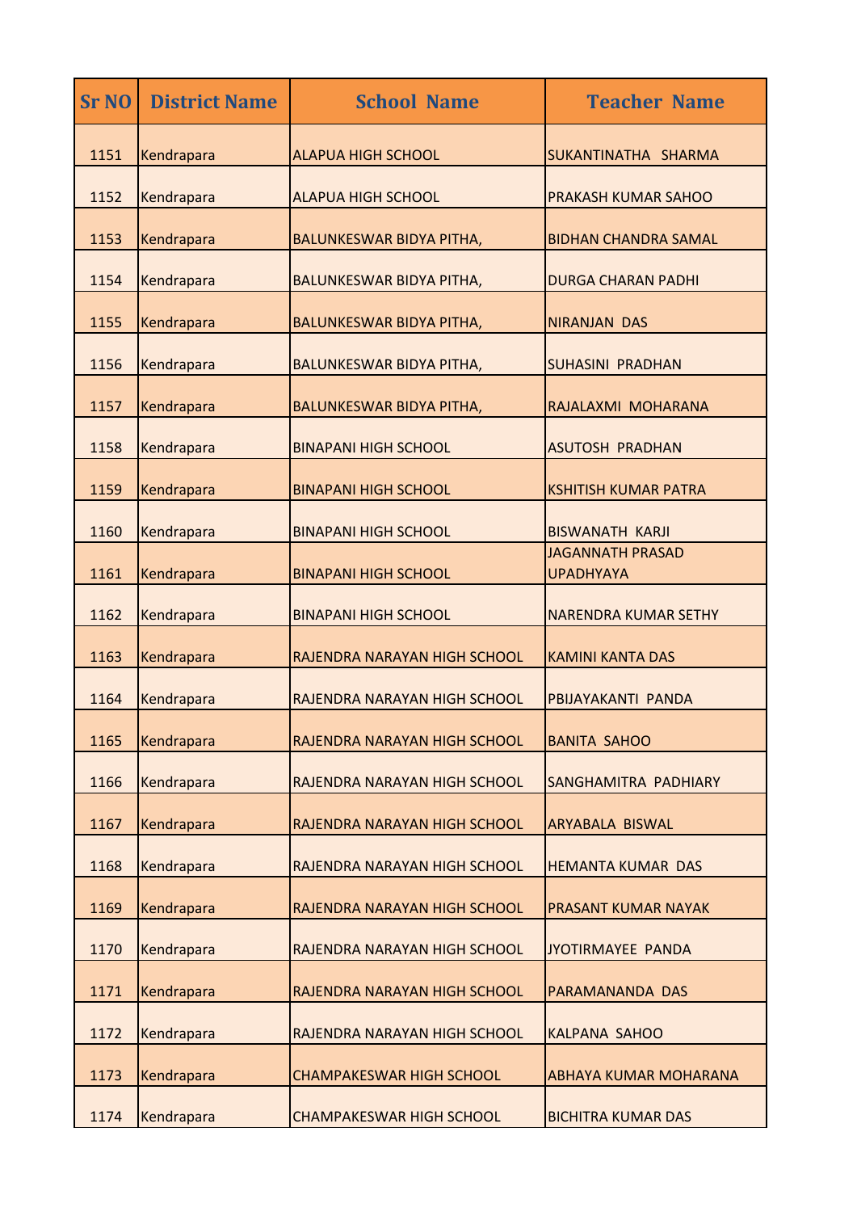| Sr NO | District Name | School Name | Teacher Name |
|---|---|---|---|
| 1151 | Kendrapara | ALAPUA HIGH SCHOOL | SUKANTINATHA SHARMA |
| 1152 | Kendrapara | ALAPUA HIGH SCHOOL | PRAKASH KUMAR SAHOO |
| 1153 | Kendrapara | BALUNKESWAR BIDYA PITHA, | BIDHAN CHANDRA SAMAL |
| 1154 | Kendrapara | BALUNKESWAR BIDYA PITHA, | DURGA CHARAN PADHI |
| 1155 | Kendrapara | BALUNKESWAR BIDYA PITHA, | NIRANJAN DAS |
| 1156 | Kendrapara | BALUNKESWAR BIDYA PITHA, | SUHASINI PRADHAN |
| 1157 | Kendrapara | BALUNKESWAR BIDYA PITHA, | RAJALAXMI MOHARANA |
| 1158 | Kendrapara | BINAPANI HIGH SCHOOL | ASUTOSH PRADHAN |
| 1159 | Kendrapara | BINAPANI HIGH SCHOOL | KSHITISH KUMAR PATRA |
| 1160 | Kendrapara | BINAPANI HIGH SCHOOL | BISWANATH KARJI |
| 1161 | Kendrapara | BINAPANI HIGH SCHOOL | JAGANNATH PRASAD UPADHYAYA |
| 1162 | Kendrapara | BINAPANI HIGH SCHOOL | NARENDRA KUMAR SETHY |
| 1163 | Kendrapara | RAJENDRA NARAYAN HIGH SCHOOL | KAMINI KANTA DAS |
| 1164 | Kendrapara | RAJENDRA NARAYAN HIGH SCHOOL | PBIJAYAKANTI PANDA |
| 1165 | Kendrapara | RAJENDRA NARAYAN HIGH SCHOOL | BANITA SAHOO |
| 1166 | Kendrapara | RAJENDRA NARAYAN HIGH SCHOOL | SANGHAMITRA PADHIARY |
| 1167 | Kendrapara | RAJENDRA NARAYAN HIGH SCHOOL | ARYABALA BISWAL |
| 1168 | Kendrapara | RAJENDRA NARAYAN HIGH SCHOOL | HEMANTA KUMAR DAS |
| 1169 | Kendrapara | RAJENDRA NARAYAN HIGH SCHOOL | PRASANT KUMAR NAYAK |
| 1170 | Kendrapara | RAJENDRA NARAYAN HIGH SCHOOL | JYOTIRMAYEE PANDA |
| 1171 | Kendrapara | RAJENDRA NARAYAN HIGH SCHOOL | PARAMANANDA DAS |
| 1172 | Kendrapara | RAJENDRA NARAYAN HIGH SCHOOL | KALPANA SAHOO |
| 1173 | Kendrapara | CHAMPAKESWAR HIGH SCHOOL | ABHAYA KUMAR MOHARANA |
| 1174 | Kendrapara | CHAMPAKESWAR HIGH SCHOOL | BICHITRA KUMAR DAS |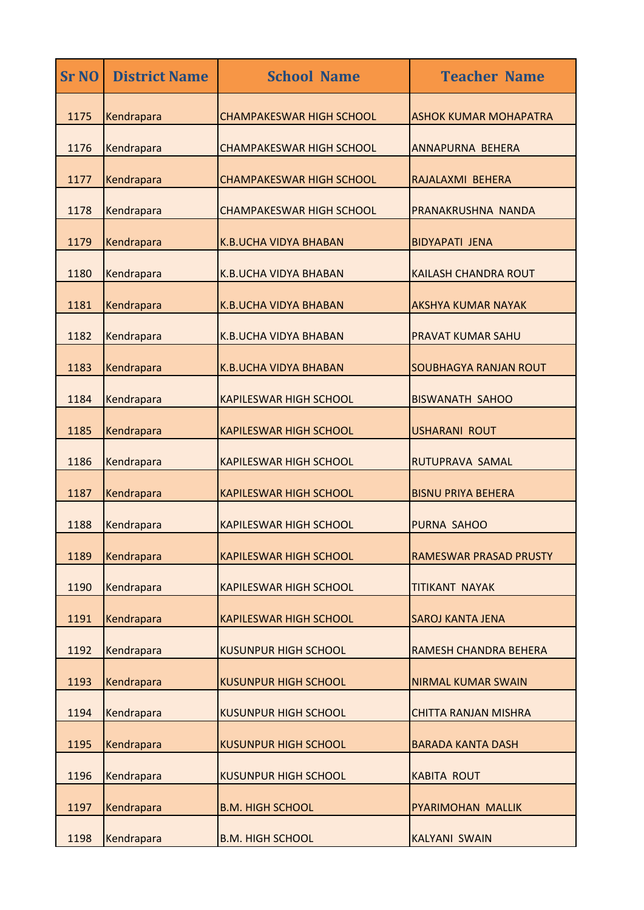| Sr NO | District Name | School  Name | Teacher  Name |
|---|---|---|---|
| 1175 | Kendrapara | CHAMPAKESWAR HIGH SCHOOL | ASHOK KUMAR MOHAPATRA |
| 1176 | Kendrapara | CHAMPAKESWAR HIGH SCHOOL | ANNAPURNA  BEHERA |
| 1177 | Kendrapara | CHAMPAKESWAR HIGH SCHOOL | RAJALAXMI  BEHERA |
| 1178 | Kendrapara | CHAMPAKESWAR HIGH SCHOOL | PRANAKRUSHNA  NANDA |
| 1179 | Kendrapara | K.B.UCHA VIDYA BHABAN | BIDYAPATI  JENA |
| 1180 | Kendrapara | K.B.UCHA VIDYA BHABAN | KAILASH CHANDRA ROUT |
| 1181 | Kendrapara | K.B.UCHA VIDYA BHABAN | AKSHYA KUMAR NAYAK |
| 1182 | Kendrapara | K.B.UCHA VIDYA BHABAN | PRAVAT KUMAR SAHU |
| 1183 | Kendrapara | K.B.UCHA VIDYA BHABAN | SOUBHAGYA RANJAN ROUT |
| 1184 | Kendrapara | KAPILESWAR HIGH SCHOOL | BISWANATH  SAHOO |
| 1185 | Kendrapara | KAPILESWAR HIGH SCHOOL | USHARANI  ROUT |
| 1186 | Kendrapara | KAPILESWAR HIGH SCHOOL | RUTUPRAVA  SAMAL |
| 1187 | Kendrapara | KAPILESWAR HIGH SCHOOL | BISNU PRIYA BEHERA |
| 1188 | Kendrapara | KAPILESWAR HIGH SCHOOL | PURNA  SAHOO |
| 1189 | Kendrapara | KAPILESWAR HIGH SCHOOL | RAMESWAR PRASAD PRUSTY |
| 1190 | Kendrapara | KAPILESWAR HIGH SCHOOL | TITIKANT  NAYAK |
| 1191 | Kendrapara | KAPILESWAR HIGH SCHOOL | SAROJ KANTA JENA |
| 1192 | Kendrapara | KUSUNPUR HIGH SCHOOL | RAMESH CHANDRA BEHERA |
| 1193 | Kendrapara | KUSUNPUR HIGH SCHOOL | NIRMAL KUMAR SWAIN |
| 1194 | Kendrapara | KUSUNPUR HIGH SCHOOL | CHITTA RANJAN MISHRA |
| 1195 | Kendrapara | KUSUNPUR HIGH SCHOOL | BARADA KANTA DASH |
| 1196 | Kendrapara | KUSUNPUR HIGH SCHOOL | KABITA  ROUT |
| 1197 | Kendrapara | B.M. HIGH SCHOOL | PYARIMOHAN  MALLIK |
| 1198 | Kendrapara | B.M. HIGH SCHOOL | KALYANI  SWAIN |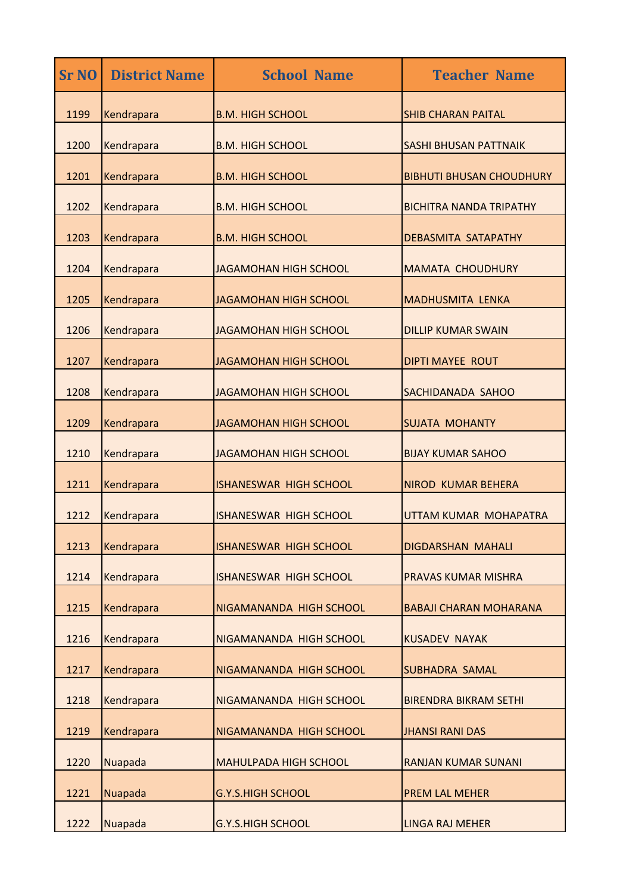| Sr NO | District Name | School Name | Teacher Name |
|---|---|---|---|
| 1199 | Kendrapara | B.M. HIGH SCHOOL | SHIB CHARAN PAITAL |
| 1200 | Kendrapara | B.M. HIGH SCHOOL | SASHI BHUSAN PATTNAIK |
| 1201 | Kendrapara | B.M. HIGH SCHOOL | BIBHUTI BHUSAN CHOUDHURY |
| 1202 | Kendrapara | B.M. HIGH SCHOOL | BICHITRA NANDA TRIPATHY |
| 1203 | Kendrapara | B.M. HIGH SCHOOL | DEBASMITA SATAPATHY |
| 1204 | Kendrapara | JAGAMOHAN HIGH SCHOOL | MAMATA CHOUDHURY |
| 1205 | Kendrapara | JAGAMOHAN HIGH SCHOOL | MADHUSMITA LENKA |
| 1206 | Kendrapara | JAGAMOHAN HIGH SCHOOL | DILLIP KUMAR SWAIN |
| 1207 | Kendrapara | JAGAMOHAN HIGH SCHOOL | DIPTI MAYEE ROUT |
| 1208 | Kendrapara | JAGAMOHAN HIGH SCHOOL | SACHIDANADA SAHOO |
| 1209 | Kendrapara | JAGAMOHAN HIGH SCHOOL | SUJATA MOHANTY |
| 1210 | Kendrapara | JAGAMOHAN HIGH SCHOOL | BIJAY KUMAR SAHOO |
| 1211 | Kendrapara | ISHANESWAR HIGH SCHOOL | NIROD KUMAR BEHERA |
| 1212 | Kendrapara | ISHANESWAR HIGH SCHOOL | UTTAM KUMAR MOHAPATRA |
| 1213 | Kendrapara | ISHANESWAR HIGH SCHOOL | DIGDARSHAN MAHALI |
| 1214 | Kendrapara | ISHANESWAR HIGH SCHOOL | PRAVAS KUMAR MISHRA |
| 1215 | Kendrapara | NIGAMANANDA HIGH SCHOOL | BABAJI CHARAN MOHARANA |
| 1216 | Kendrapara | NIGAMANANDA HIGH SCHOOL | KUSADEV NAYAK |
| 1217 | Kendrapara | NIGAMANANDA HIGH SCHOOL | SUBHADRA SAMAL |
| 1218 | Kendrapara | NIGAMANANDA HIGH SCHOOL | BIRENDRA BIKRAM SETHI |
| 1219 | Kendrapara | NIGAMANANDA HIGH SCHOOL | JHANSI RANI DAS |
| 1220 | Nuapada | MAHULPADA HIGH SCHOOL | RANJAN KUMAR SUNANI |
| 1221 | Nuapada | G.Y.S.HIGH SCHOOL | PREM LAL MEHER |
| 1222 | Nuapada | G.Y.S.HIGH SCHOOL | LINGA RAJ MEHER |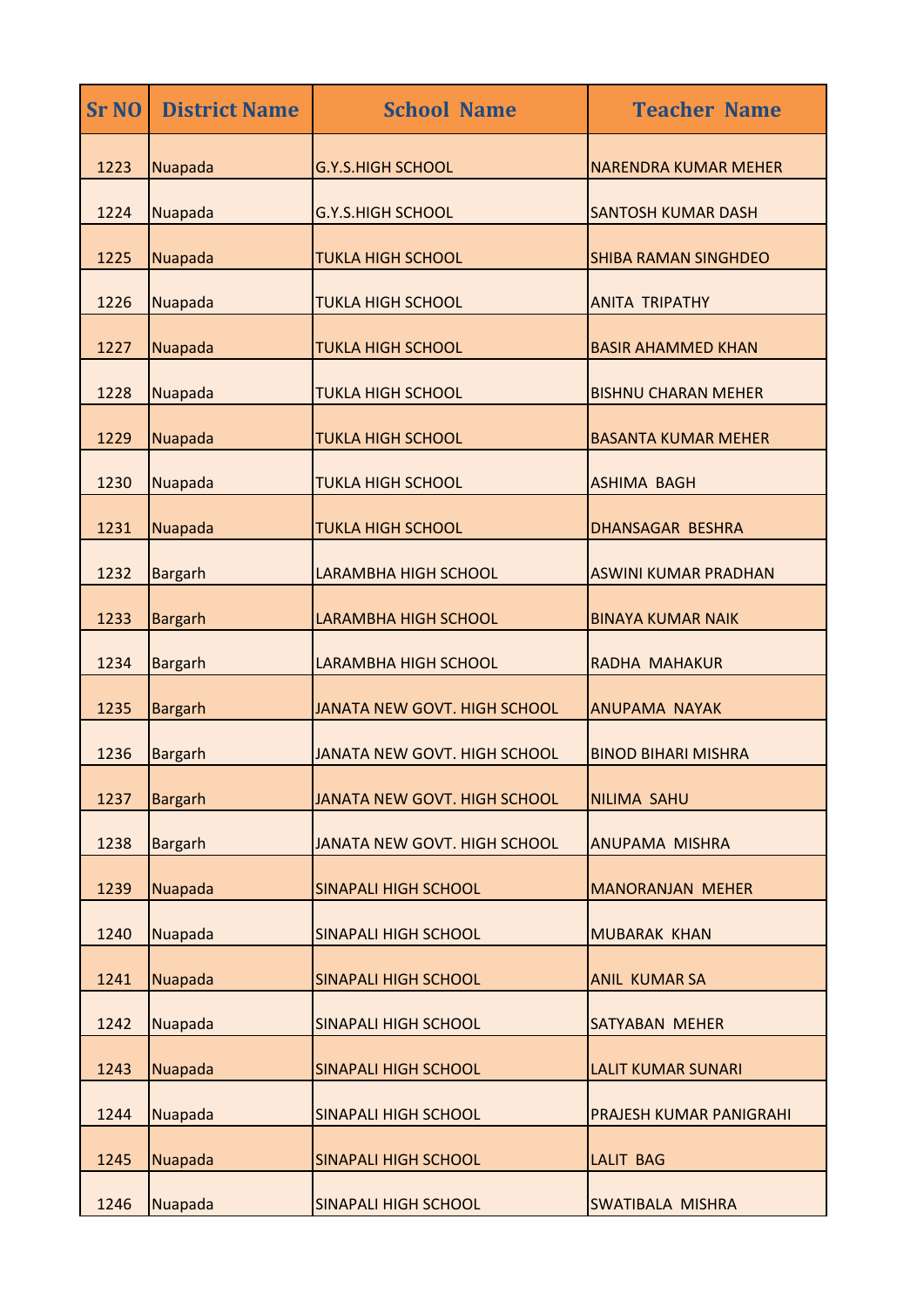| Sr NO | District Name | School Name | Teacher Name |
|---|---|---|---|
| 1223 | Nuapada | G.Y.S.HIGH SCHOOL | NARENDRA KUMAR MEHER |
| 1224 | Nuapada | G.Y.S.HIGH SCHOOL | SANTOSH KUMAR DASH |
| 1225 | Nuapada | TUKLA HIGH SCHOOL | SHIBA RAMAN SINGHDEO |
| 1226 | Nuapada | TUKLA HIGH SCHOOL | ANITA TRIPATHY |
| 1227 | Nuapada | TUKLA HIGH SCHOOL | BASIR AHAMMED KHAN |
| 1228 | Nuapada | TUKLA HIGH SCHOOL | BISHNU CHARAN MEHER |
| 1229 | Nuapada | TUKLA HIGH SCHOOL | BASANTA KUMAR MEHER |
| 1230 | Nuapada | TUKLA HIGH SCHOOL | ASHIMA BAGH |
| 1231 | Nuapada | TUKLA HIGH SCHOOL | DHANSAGAR BESHRA |
| 1232 | Bargarh | LARAMBHA HIGH SCHOOL | ASWINI KUMAR PRADHAN |
| 1233 | Bargarh | LARAMBHA HIGH SCHOOL | BINAYA KUMAR NAIK |
| 1234 | Bargarh | LARAMBHA HIGH SCHOOL | RADHA MAHAKUR |
| 1235 | Bargarh | JANATA NEW GOVT. HIGH SCHOOL | ANUPAMA NAYAK |
| 1236 | Bargarh | JANATA NEW GOVT. HIGH SCHOOL | BINOD BIHARI MISHRA |
| 1237 | Bargarh | JANATA NEW GOVT. HIGH SCHOOL | NILIMA SAHU |
| 1238 | Bargarh | JANATA NEW GOVT. HIGH SCHOOL | ANUPAMA MISHRA |
| 1239 | Nuapada | SINAPALI HIGH SCHOOL | MANORANJAN MEHER |
| 1240 | Nuapada | SINAPALI HIGH SCHOOL | MUBARAK KHAN |
| 1241 | Nuapada | SINAPALI HIGH SCHOOL | ANIL KUMAR SA |
| 1242 | Nuapada | SINAPALI HIGH SCHOOL | SATYABAN MEHER |
| 1243 | Nuapada | SINAPALI HIGH SCHOOL | LALIT KUMAR SUNARI |
| 1244 | Nuapada | SINAPALI HIGH SCHOOL | PRAJESH KUMAR PANIGRAHI |
| 1245 | Nuapada | SINAPALI HIGH SCHOOL | LALIT BAG |
| 1246 | Nuapada | SINAPALI HIGH SCHOOL | SWATIBALA MISHRA |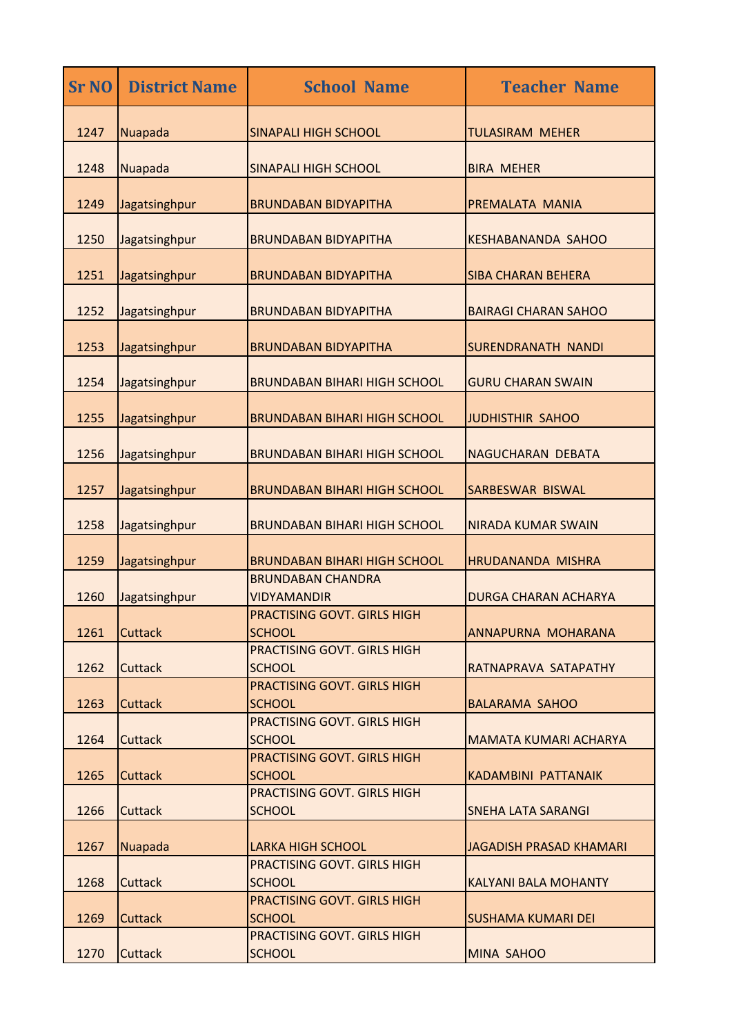| Sr NO | District Name | School Name | Teacher Name |
|---|---|---|---|
| 1247 | Nuapada | SINAPALI HIGH SCHOOL | TULASIRAM MEHER |
| 1248 | Nuapada | SINAPALI HIGH SCHOOL | BIRA MEHER |
| 1249 | Jagatsinghpur | BRUNDABAN BIDYAPITHA | PREMALATA MANIA |
| 1250 | Jagatsinghpur | BRUNDABAN BIDYAPITHA | KESHABANANDA SAHOO |
| 1251 | Jagatsinghpur | BRUNDABAN BIDYAPITHA | SIBA CHARAN BEHERA |
| 1252 | Jagatsinghpur | BRUNDABAN BIDYAPITHA | BAIRAGI CHARAN SAHOO |
| 1253 | Jagatsinghpur | BRUNDABAN BIDYAPITHA | SURENDRANATH NANDI |
| 1254 | Jagatsinghpur | BRUNDABAN BIHARI HIGH SCHOOL | GURU CHARAN SWAIN |
| 1255 | Jagatsinghpur | BRUNDABAN BIHARI HIGH SCHOOL | JUDHISTHIR SAHOO |
| 1256 | Jagatsinghpur | BRUNDABAN BIHARI HIGH SCHOOL | NAGUCHARAN DEBATA |
| 1257 | Jagatsinghpur | BRUNDABAN BIHARI HIGH SCHOOL | SARBESWAR BISWAL |
| 1258 | Jagatsinghpur | BRUNDABAN BIHARI HIGH SCHOOL | NIRADA KUMAR SWAIN |
| 1259 | Jagatsinghpur | BRUNDABAN BIHARI HIGH SCHOOL | HRUDANANDA MISHRA |
| 1260 | Jagatsinghpur | BRUNDABAN CHANDRA VIDYAMANDIR | DURGA CHARAN ACHARYA |
| 1261 | Cuttack | PRACTISING GOVT. GIRLS HIGH SCHOOL | ANNAPURNA MOHARANA |
| 1262 | Cuttack | PRACTISING GOVT. GIRLS HIGH SCHOOL | RATNAPRAVA SATAPATHY |
| 1263 | Cuttack | PRACTISING GOVT. GIRLS HIGH SCHOOL | BALARAMA SAHOO |
| 1264 | Cuttack | PRACTISING GOVT. GIRLS HIGH SCHOOL | MAMATA KUMARI ACHARYA |
| 1265 | Cuttack | PRACTISING GOVT. GIRLS HIGH SCHOOL | KADAMBINI PATTANAIK |
| 1266 | Cuttack | PRACTISING GOVT. GIRLS HIGH SCHOOL | SNEHA LATA SARANGI |
| 1267 | Nuapada | LARKA HIGH SCHOOL | JAGADISH PRASAD KHAMARI |
| 1268 | Cuttack | PRACTISING GOVT. GIRLS HIGH SCHOOL | KALYANI BALA MOHANTY |
| 1269 | Cuttack | PRACTISING GOVT. GIRLS HIGH SCHOOL | SUSHAMA KUMARI DEI |
| 1270 | Cuttack | PRACTISING GOVT. GIRLS HIGH SCHOOL | MINA SAHOO |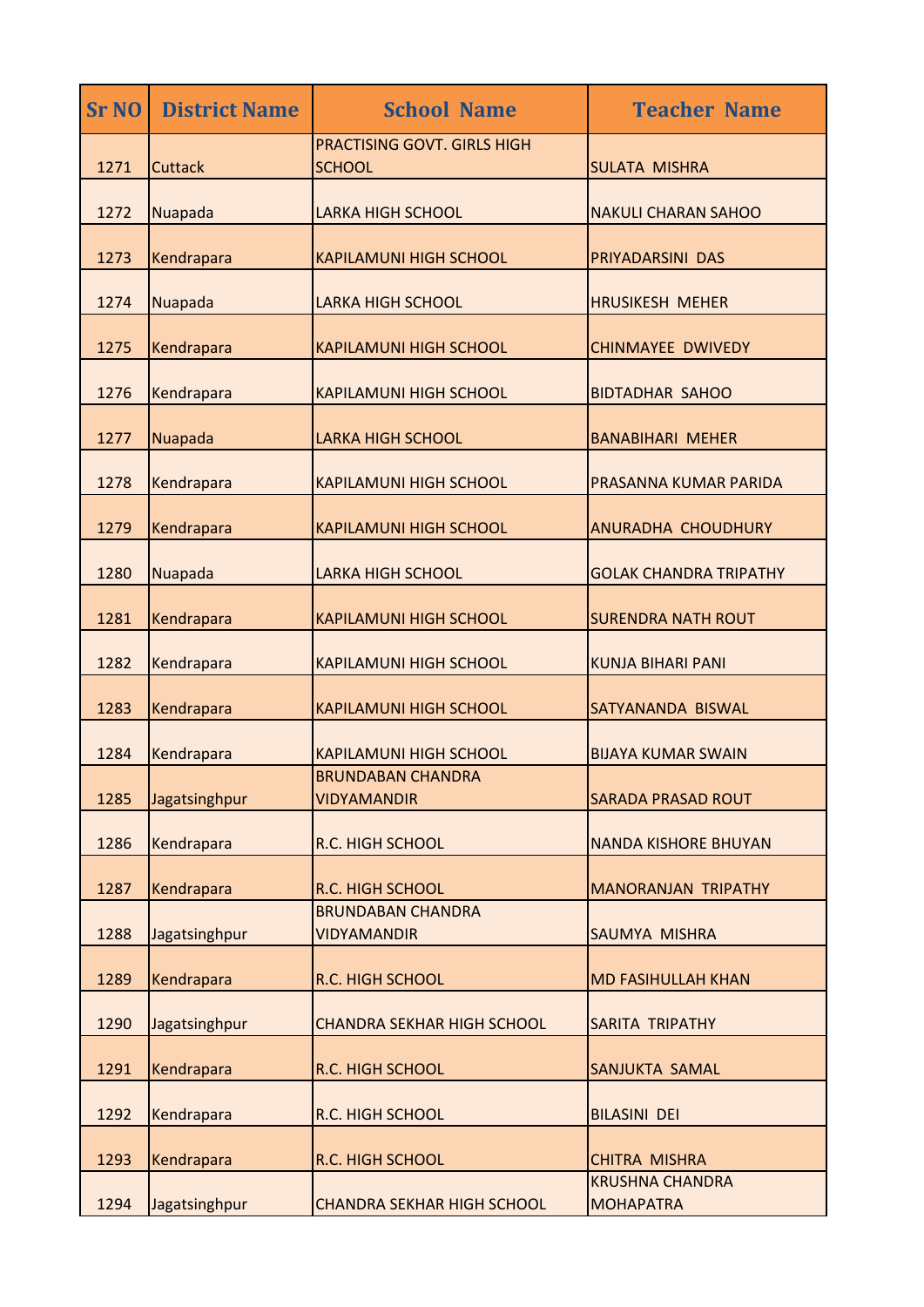| Sr NO | District Name | School Name | Teacher Name |
|---|---|---|---|
| 1271 | Cuttack | PRACTISING GOVT. GIRLS HIGH SCHOOL | SULATA MISHRA |
| 1272 | Nuapada | LARKA HIGH SCHOOL | NAKULI CHARAN SAHOO |
| 1273 | Kendrapara | KAPILAMUNI HIGH SCHOOL | PRIYADARSINI DAS |
| 1274 | Nuapada | LARKA HIGH SCHOOL | HRUSIKESH MEHER |
| 1275 | Kendrapara | KAPILAMUNI HIGH SCHOOL | CHINMAYEE DWIVEDY |
| 1276 | Kendrapara | KAPILAMUNI HIGH SCHOOL | BIDTADHAR SAHOO |
| 1277 | Nuapada | LARKA HIGH SCHOOL | BANABIHARI MEHER |
| 1278 | Kendrapara | KAPILAMUNI HIGH SCHOOL | PRASANNA KUMAR PARIDA |
| 1279 | Kendrapara | KAPILAMUNI HIGH SCHOOL | ANURADHA CHOUDHURY |
| 1280 | Nuapada | LARKA HIGH SCHOOL | GOLAK CHANDRA TRIPATHY |
| 1281 | Kendrapara | KAPILAMUNI HIGH SCHOOL | SURENDRA NATH ROUT |
| 1282 | Kendrapara | KAPILAMUNI HIGH SCHOOL | KUNJA BIHARI PANI |
| 1283 | Kendrapara | KAPILAMUNI HIGH SCHOOL | SATYANANDA BISWAL |
| 1284 | Kendrapara | KAPILAMUNI HIGH SCHOOL | BIJAYA KUMAR SWAIN |
| 1285 | Jagatsinghpur | BRUNDABAN CHANDRA VIDYAMANDIR | SARADA PRASAD ROUT |
| 1286 | Kendrapara | R.C. HIGH SCHOOL | NANDA KISHORE BHUYAN |
| 1287 | Kendrapara | R.C. HIGH SCHOOL | MANORANJAN TRIPATHY |
| 1288 | Jagatsinghpur | BRUNDABAN CHANDRA VIDYAMANDIR | SAUMYA MISHRA |
| 1289 | Kendrapara | R.C. HIGH SCHOOL | MD FASIHULLAH KHAN |
| 1290 | Jagatsinghpur | CHANDRA SEKHAR HIGH SCHOOL | SARITA TRIPATHY |
| 1291 | Kendrapara | R.C. HIGH SCHOOL | SANJUKTA SAMAL |
| 1292 | Kendrapara | R.C. HIGH SCHOOL | BILASINI DEI |
| 1293 | Kendrapara | R.C. HIGH SCHOOL | CHITRA MISHRA |
| 1294 | Jagatsinghpur | CHANDRA SEKHAR HIGH SCHOOL | KRUSHNA CHANDRA MOHAPATRA |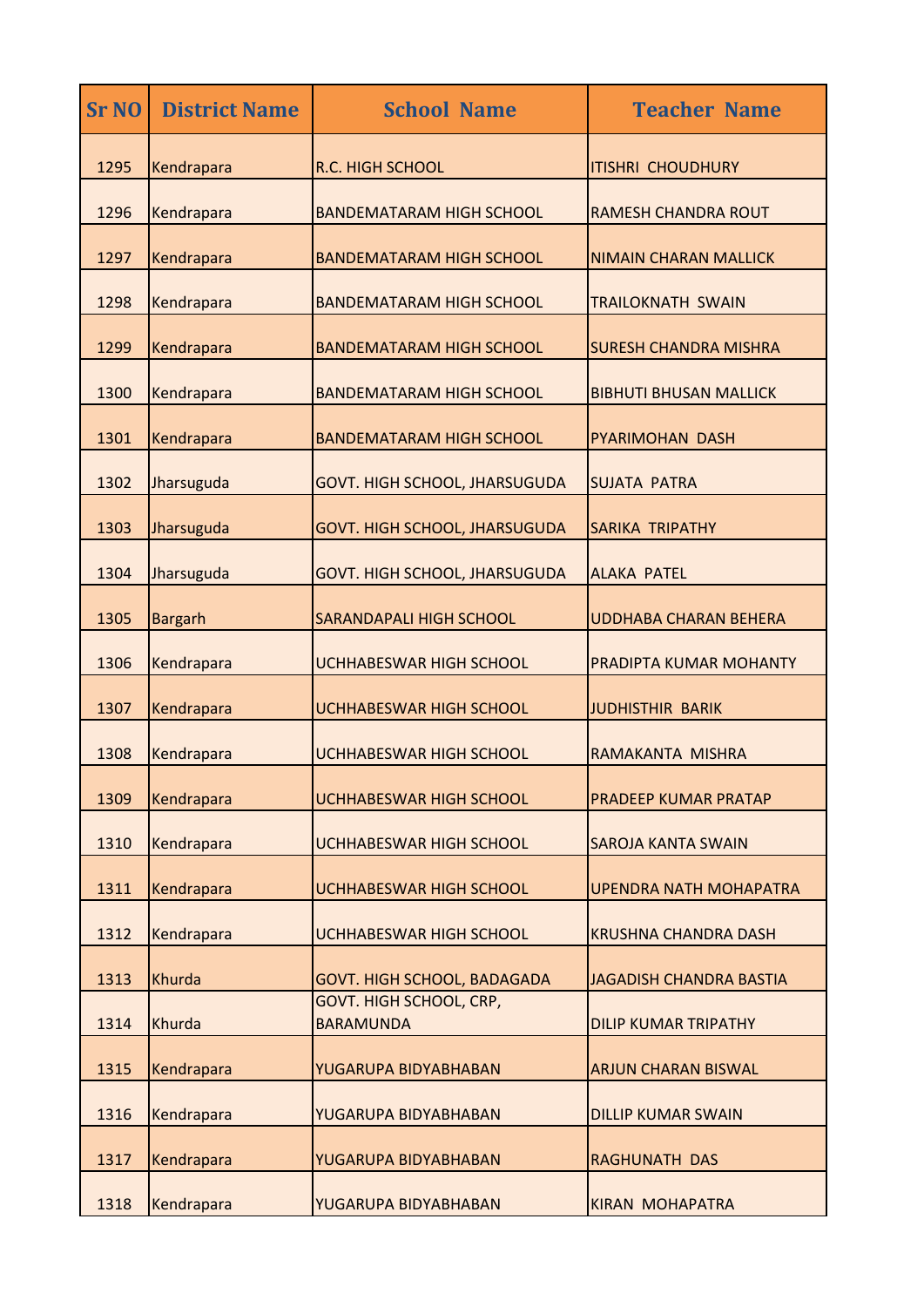| Sr NO | District Name | School Name | Teacher Name |
|---|---|---|---|
| 1295 | Kendrapara | R.C. HIGH SCHOOL | ITISHRI CHOUDHURY |
| 1296 | Kendrapara | BANDEMATARAM HIGH SCHOOL | RAMESH CHANDRA ROUT |
| 1297 | Kendrapara | BANDEMATARAM HIGH SCHOOL | NIMAIN CHARAN MALLICK |
| 1298 | Kendrapara | BANDEMATARAM HIGH SCHOOL | TRAILOKNATH SWAIN |
| 1299 | Kendrapara | BANDEMATARAM HIGH SCHOOL | SURESH CHANDRA MISHRA |
| 1300 | Kendrapara | BANDEMATARAM HIGH SCHOOL | BIBHUTI BHUSAN MALLICK |
| 1301 | Kendrapara | BANDEMATARAM HIGH SCHOOL | PYARIMOHAN DASH |
| 1302 | Jharsuguda | GOVT. HIGH SCHOOL, JHARSUGUDA | SUJATA PATRA |
| 1303 | Jharsuguda | GOVT. HIGH SCHOOL, JHARSUGUDA | SARIKA TRIPATHY |
| 1304 | Jharsuguda | GOVT. HIGH SCHOOL, JHARSUGUDA | ALAKA PATEL |
| 1305 | Bargarh | SARANDAPALI HIGH SCHOOL | UDDHABA CHARAN BEHERA |
| 1306 | Kendrapara | UCHHABESWAR HIGH SCHOOL | PRADIPTA KUMAR MOHANTY |
| 1307 | Kendrapara | UCHHABESWAR HIGH SCHOOL | JUDHISTHIR BARIK |
| 1308 | Kendrapara | UCHHABESWAR HIGH SCHOOL | RAMAKANTA MISHRA |
| 1309 | Kendrapara | UCHHABESWAR HIGH SCHOOL | PRADEEP KUMAR PRATAP |
| 1310 | Kendrapara | UCHHABESWAR HIGH SCHOOL | SAROJA KANTA SWAIN |
| 1311 | Kendrapara | UCHHABESWAR HIGH SCHOOL | UPENDRA NATH MOHAPATRA |
| 1312 | Kendrapara | UCHHABESWAR HIGH SCHOOL | KRUSHNA CHANDRA DASH |
| 1313 | Khurda | GOVT. HIGH SCHOOL, BADAGADA | JAGADISH CHANDRA BASTIA |
| 1314 | Khurda | GOVT. HIGH SCHOOL, CRP, BARAMUNDA | DILIP KUMAR TRIPATHY |
| 1315 | Kendrapara | YUGARUPA BIDYABHABAN | ARJUN CHARAN BISWAL |
| 1316 | Kendrapara | YUGARUPA BIDYABHABAN | DILLIP KUMAR SWAIN |
| 1317 | Kendrapara | YUGARUPA BIDYABHABAN | RAGHUNATH DAS |
| 1318 | Kendrapara | YUGARUPA BIDYABHABAN | KIRAN MOHAPATRA |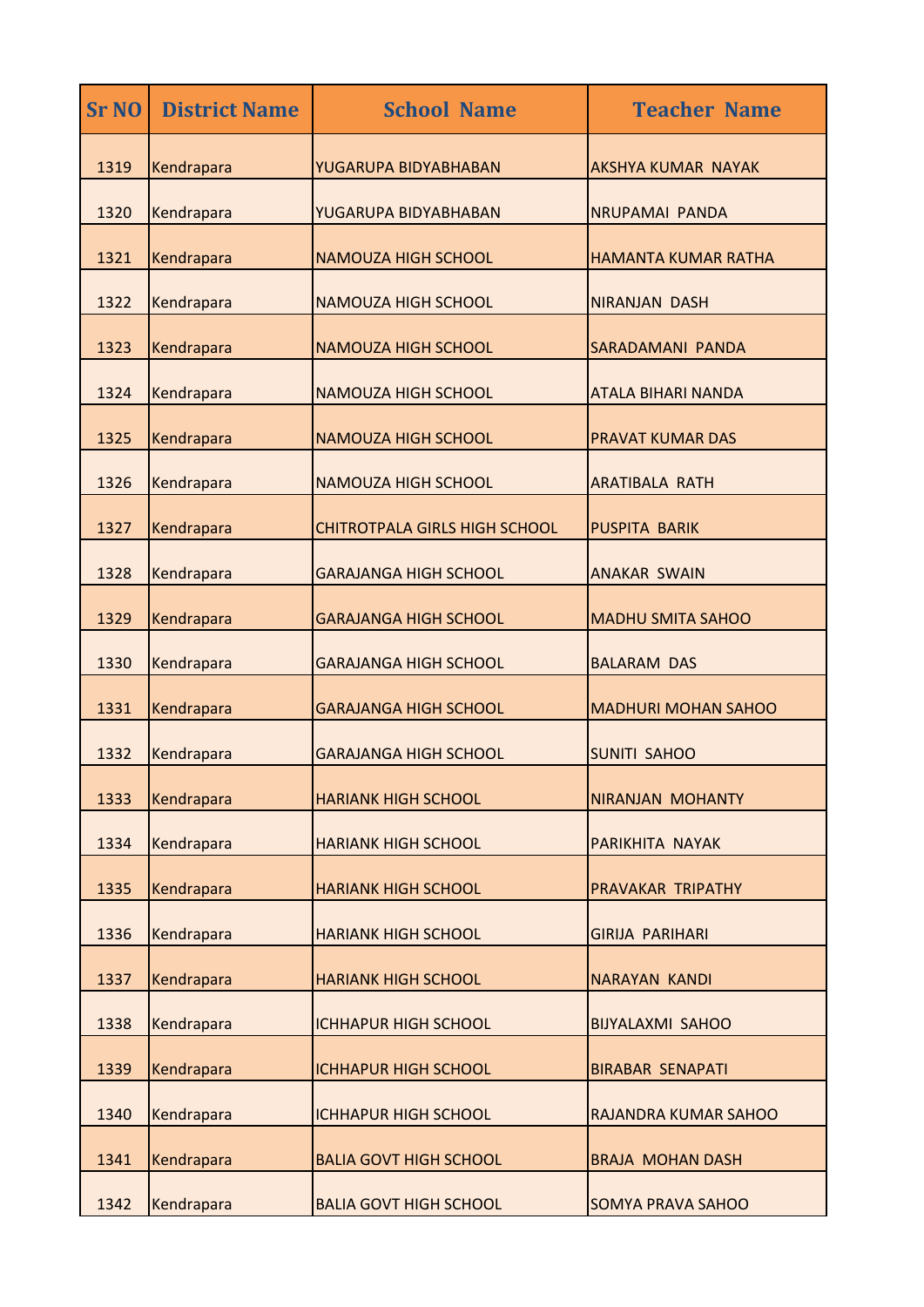| Sr NO | District Name | School Name | Teacher Name |
|---|---|---|---|
| 1319 | Kendrapara | YUGARUPA BIDYABHABAN | AKSHYA KUMAR NAYAK |
| 1320 | Kendrapara | YUGARUPA BIDYABHABAN | NRUPAMAI PANDA |
| 1321 | Kendrapara | NAMOUZA HIGH SCHOOL | HAMANTA KUMAR RATHA |
| 1322 | Kendrapara | NAMOUZA HIGH SCHOOL | NIRANJAN DASH |
| 1323 | Kendrapara | NAMOUZA HIGH SCHOOL | SARADAMANI PANDA |
| 1324 | Kendrapara | NAMOUZA HIGH SCHOOL | ATALA BIHARI NANDA |
| 1325 | Kendrapara | NAMOUZA HIGH SCHOOL | PRAVAT KUMAR DAS |
| 1326 | Kendrapara | NAMOUZA HIGH SCHOOL | ARATIBALA RATH |
| 1327 | Kendrapara | CHITROTPALA GIRLS HIGH SCHOOL | PUSPITA BARIK |
| 1328 | Kendrapara | GARAJANGA HIGH SCHOOL | ANAKAR SWAIN |
| 1329 | Kendrapara | GARAJANGA HIGH SCHOOL | MADHU SMITA SAHOO |
| 1330 | Kendrapara | GARAJANGA HIGH SCHOOL | BALARAM DAS |
| 1331 | Kendrapara | GARAJANGA HIGH SCHOOL | MADHURI MOHAN SAHOO |
| 1332 | Kendrapara | GARAJANGA HIGH SCHOOL | SUNITI SAHOO |
| 1333 | Kendrapara | HARIANK HIGH SCHOOL | NIRANJAN MOHANTY |
| 1334 | Kendrapara | HARIANK HIGH SCHOOL | PARIKHITA NAYAK |
| 1335 | Kendrapara | HARIANK HIGH SCHOOL | PRAVAKAR TRIPATHY |
| 1336 | Kendrapara | HARIANK HIGH SCHOOL | GIRIJA PARIHARI |
| 1337 | Kendrapara | HARIANK HIGH SCHOOL | NARAYAN KANDI |
| 1338 | Kendrapara | ICHHAPUR HIGH SCHOOL | BIJYALAXMI SAHOO |
| 1339 | Kendrapara | ICHHAPUR HIGH SCHOOL | BIRABAR SENAPATI |
| 1340 | Kendrapara | ICHHAPUR HIGH SCHOOL | RAJANDRA KUMAR SAHOO |
| 1341 | Kendrapara | BALIA GOVT HIGH SCHOOL | BRAJA MOHAN DASH |
| 1342 | Kendrapara | BALIA GOVT HIGH SCHOOL | SOMYA PRAVA SAHOO |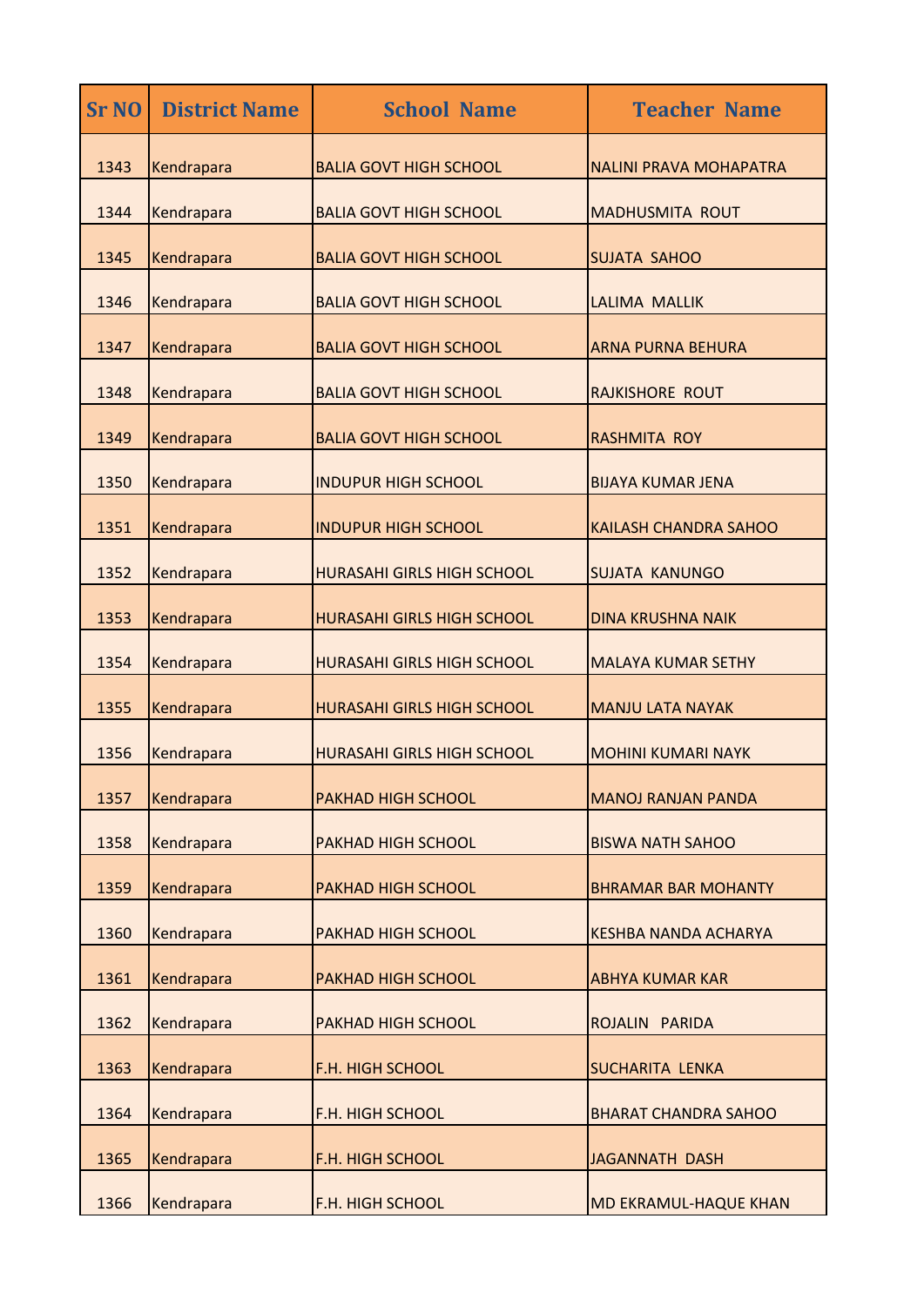| Sr NO | District Name | School Name | Teacher Name |
|---|---|---|---|
| 1343 | Kendrapara | BALIA GOVT HIGH SCHOOL | NALINI PRAVA MOHAPATRA |
| 1344 | Kendrapara | BALIA GOVT HIGH SCHOOL | MADHUSMITA ROUT |
| 1345 | Kendrapara | BALIA GOVT HIGH SCHOOL | SUJATA SAHOO |
| 1346 | Kendrapara | BALIA GOVT HIGH SCHOOL | LALIMA MALLIK |
| 1347 | Kendrapara | BALIA GOVT HIGH SCHOOL | ARNA PURNA BEHURA |
| 1348 | Kendrapara | BALIA GOVT HIGH SCHOOL | RAJKISHORE ROUT |
| 1349 | Kendrapara | BALIA GOVT HIGH SCHOOL | RASHMITA ROY |
| 1350 | Kendrapara | INDUPUR HIGH SCHOOL | BIJAYA KUMAR JENA |
| 1351 | Kendrapara | INDUPUR HIGH SCHOOL | KAILASH CHANDRA SAHOO |
| 1352 | Kendrapara | HURASAHI GIRLS HIGH SCHOOL | SUJATA KANUNGO |
| 1353 | Kendrapara | HURASAHI GIRLS HIGH SCHOOL | DINA KRUSHNA NAIK |
| 1354 | Kendrapara | HURASAHI GIRLS HIGH SCHOOL | MALAYA KUMAR SETHY |
| 1355 | Kendrapara | HURASAHI GIRLS HIGH SCHOOL | MANJU LATA NAYAK |
| 1356 | Kendrapara | HURASAHI GIRLS HIGH SCHOOL | MOHINI KUMARI NAYK |
| 1357 | Kendrapara | PAKHAD HIGH SCHOOL | MANOJ RANJAN PANDA |
| 1358 | Kendrapara | PAKHAD HIGH SCHOOL | BISWA NATH SAHOO |
| 1359 | Kendrapara | PAKHAD HIGH SCHOOL | BHRAMAR BAR MOHANTY |
| 1360 | Kendrapara | PAKHAD HIGH SCHOOL | KESHBA NANDA ACHARYA |
| 1361 | Kendrapara | PAKHAD HIGH SCHOOL | ABHYA KUMAR KAR |
| 1362 | Kendrapara | PAKHAD HIGH SCHOOL | ROJALIN PARIDA |
| 1363 | Kendrapara | F.H. HIGH SCHOOL | SUCHARITA LENKA |
| 1364 | Kendrapara | F.H. HIGH SCHOOL | BHARAT CHANDRA SAHOO |
| 1365 | Kendrapara | F.H. HIGH SCHOOL | JAGANNATH DASH |
| 1366 | Kendrapara | F.H. HIGH SCHOOL | MD EKRAMUL-HAQUE KHAN |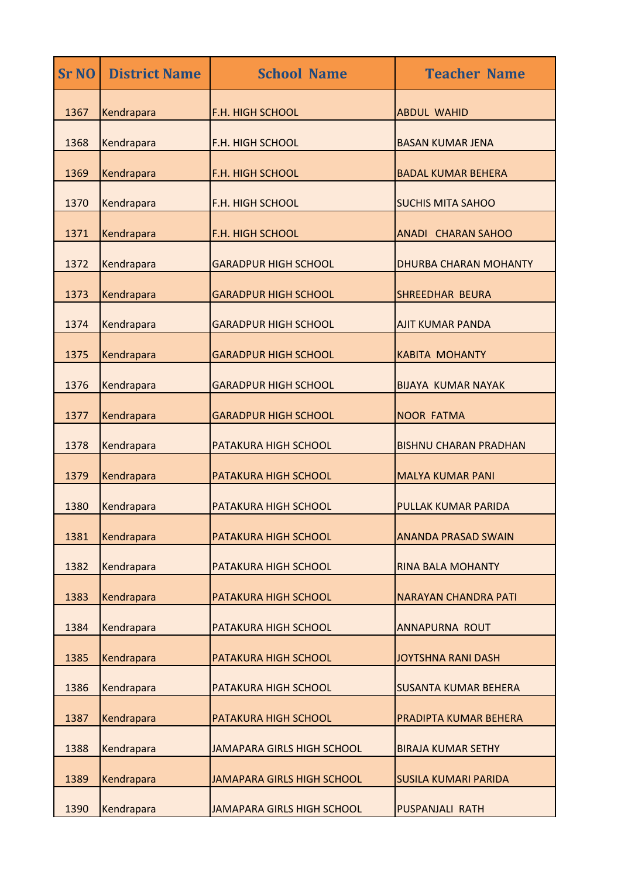| Sr NO | District Name | School Name | Teacher Name |
|---|---|---|---|
| 1367 | Kendrapara | F.H. HIGH SCHOOL | ABDUL WAHID |
| 1368 | Kendrapara | F.H. HIGH SCHOOL | BASAN KUMAR JENA |
| 1369 | Kendrapara | F.H. HIGH SCHOOL | BADAL KUMAR BEHERA |
| 1370 | Kendrapara | F.H. HIGH SCHOOL | SUCHIS MITA SAHOO |
| 1371 | Kendrapara | F.H. HIGH SCHOOL | ANADI CHARAN SAHOO |
| 1372 | Kendrapara | GARADPUR HIGH SCHOOL | DHURBA CHARAN MOHANTY |
| 1373 | Kendrapara | GARADPUR HIGH SCHOOL | SHREEDHAR BEURA |
| 1374 | Kendrapara | GARADPUR HIGH SCHOOL | AJIT KUMAR PANDA |
| 1375 | Kendrapara | GARADPUR HIGH SCHOOL | KABITA MOHANTY |
| 1376 | Kendrapara | GARADPUR HIGH SCHOOL | BIJAYA KUMAR NAYAK |
| 1377 | Kendrapara | GARADPUR HIGH SCHOOL | NOOR FATMA |
| 1378 | Kendrapara | PATAKURA HIGH SCHOOL | BISHNU CHARAN PRADHAN |
| 1379 | Kendrapara | PATAKURA HIGH SCHOOL | MALYA KUMAR PANI |
| 1380 | Kendrapara | PATAKURA HIGH SCHOOL | PULLAK KUMAR PARIDA |
| 1381 | Kendrapara | PATAKURA HIGH SCHOOL | ANANDA PRASAD SWAIN |
| 1382 | Kendrapara | PATAKURA HIGH SCHOOL | RINA BALA MOHANTY |
| 1383 | Kendrapara | PATAKURA HIGH SCHOOL | NARAYAN CHANDRA PATI |
| 1384 | Kendrapara | PATAKURA HIGH SCHOOL | ANNAPURNA ROUT |
| 1385 | Kendrapara | PATAKURA HIGH SCHOOL | JOYTSHNA RANI DASH |
| 1386 | Kendrapara | PATAKURA HIGH SCHOOL | SUSANTA KUMAR BEHERA |
| 1387 | Kendrapara | PATAKURA HIGH SCHOOL | PRADIPTA KUMAR BEHERA |
| 1388 | Kendrapara | JAMAPARA GIRLS HIGH SCHOOL | BIRAJA KUMAR SETHY |
| 1389 | Kendrapara | JAMAPARA GIRLS HIGH SCHOOL | SUSILA KUMARI PARIDA |
| 1390 | Kendrapara | JAMAPARA GIRLS HIGH SCHOOL | PUSPANJALI RATH |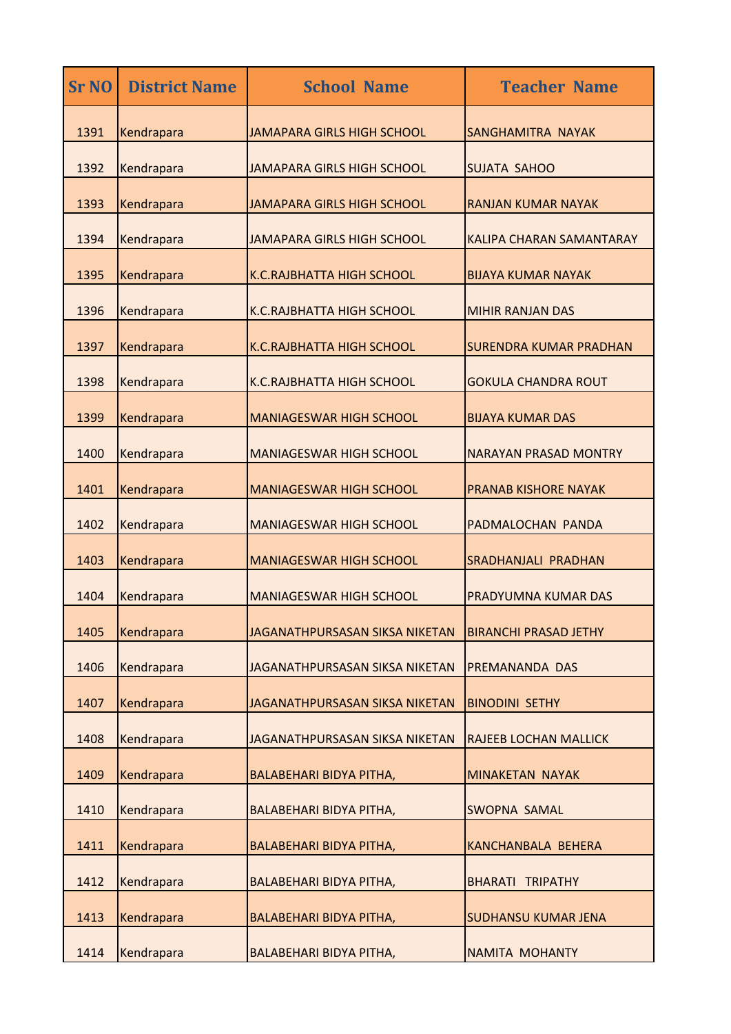| Sr NO | District Name | School Name | Teacher Name |
|---|---|---|---|
| 1391 | Kendrapara | JAMAPARA GIRLS HIGH SCHOOL | SANGHAMITRA NAYAK |
| 1392 | Kendrapara | JAMAPARA GIRLS HIGH SCHOOL | SUJATA SAHOO |
| 1393 | Kendrapara | JAMAPARA GIRLS HIGH SCHOOL | RANJAN KUMAR NAYAK |
| 1394 | Kendrapara | JAMAPARA GIRLS HIGH SCHOOL | KALIPA CHARAN SAMANTARAY |
| 1395 | Kendrapara | K.C.RAJBHATTA HIGH SCHOOL | BIJAYA KUMAR NAYAK |
| 1396 | Kendrapara | K.C.RAJBHATTA HIGH SCHOOL | MIHIR RANJAN DAS |
| 1397 | Kendrapara | K.C.RAJBHATTA HIGH SCHOOL | SURENDRA KUMAR PRADHAN |
| 1398 | Kendrapara | K.C.RAJBHATTA HIGH SCHOOL | GOKULA CHANDRA ROUT |
| 1399 | Kendrapara | MANIAGESWAR HIGH SCHOOL | BIJAYA KUMAR DAS |
| 1400 | Kendrapara | MANIAGESWAR HIGH SCHOOL | NARAYAN PRASAD MONTRY |
| 1401 | Kendrapara | MANIAGESWAR HIGH SCHOOL | PRANAB KISHORE NAYAK |
| 1402 | Kendrapara | MANIAGESWAR HIGH SCHOOL | PADMALOCHAN PANDA |
| 1403 | Kendrapara | MANIAGESWAR HIGH SCHOOL | SRADHANJALI PRADHAN |
| 1404 | Kendrapara | MANIAGESWAR HIGH SCHOOL | PRADYUMNA KUMAR DAS |
| 1405 | Kendrapara | JAGANATHPURSASAN SIKSA NIKETAN | BIRANCHI PRASAD JETHY |
| 1406 | Kendrapara | JAGANATHPURSASAN SIKSA NIKETAN | PREMANANDA DAS |
| 1407 | Kendrapara | JAGANATHPURSASAN SIKSA NIKETAN | BINODINI SETHY |
| 1408 | Kendrapara | JAGANATHPURSASAN SIKSA NIKETAN | RAJEEB LOCHAN MALLICK |
| 1409 | Kendrapara | BALABEHARI BIDYA PITHA, | MINAKETAN NAYAK |
| 1410 | Kendrapara | BALABEHARI BIDYA PITHA, | SWOPNA SAMAL |
| 1411 | Kendrapara | BALABEHARI BIDYA PITHA, | KANCHANBALA BEHERA |
| 1412 | Kendrapara | BALABEHARI BIDYA PITHA, | BHARATI TRIPATHY |
| 1413 | Kendrapara | BALABEHARI BIDYA PITHA, | SUDHANSU KUMAR JENA |
| 1414 | Kendrapara | BALABEHARI BIDYA PITHA, | NAMITA MOHANTY |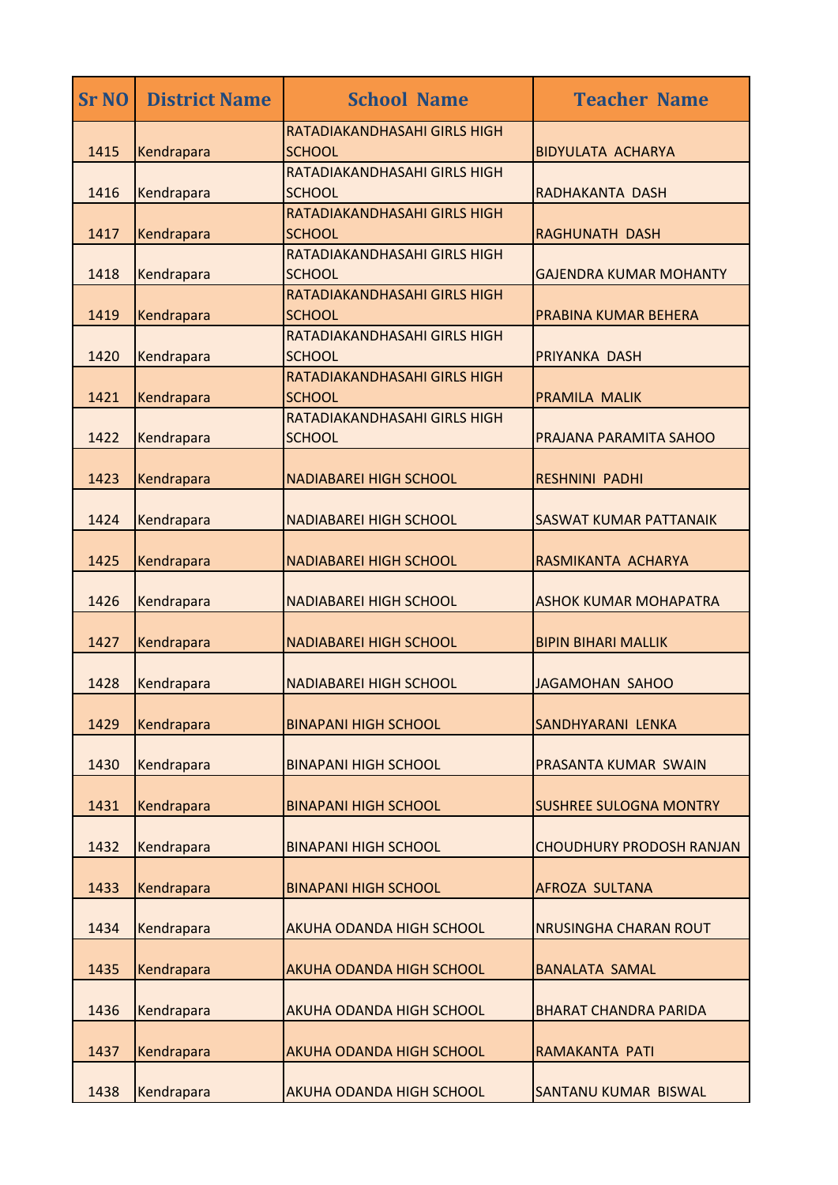| Sr NO | District Name | School Name | Teacher Name |
|---|---|---|---|
| 1415 | Kendrapara | RATADIAKANDHASAHI GIRLS HIGH SCHOOL | BIDYULATA ACHARYA |
| 1416 | Kendrapara | RATADIAKANDHASAHI GIRLS HIGH SCHOOL | RADHAKANTA DASH |
| 1417 | Kendrapara | RATADIAKANDHASAHI GIRLS HIGH SCHOOL | RAGHUNATH DASH |
| 1418 | Kendrapara | RATADIAKANDHASAHI GIRLS HIGH SCHOOL | GAJENDRA KUMAR MOHANTY |
| 1419 | Kendrapara | RATADIAKANDHASAHI GIRLS HIGH SCHOOL | PRABINA KUMAR BEHERA |
| 1420 | Kendrapara | RATADIAKANDHASAHI GIRLS HIGH SCHOOL | PRIYANKA DASH |
| 1421 | Kendrapara | RATADIAKANDHASAHI GIRLS HIGH SCHOOL | PRAMILA MALIK |
| 1422 | Kendrapara | RATADIAKANDHASAHI GIRLS HIGH SCHOOL | PRAJANA PARAMITA SAHOO |
| 1423 | Kendrapara | NADIABAREI HIGH SCHOOL | RESHNINI PADHI |
| 1424 | Kendrapara | NADIABAREI HIGH SCHOOL | SASWAT KUMAR PATTANAIK |
| 1425 | Kendrapara | NADIABAREI HIGH SCHOOL | RASMIKANTA ACHARYA |
| 1426 | Kendrapara | NADIABAREI HIGH SCHOOL | ASHOK KUMAR MOHAPATRA |
| 1427 | Kendrapara | NADIABAREI HIGH SCHOOL | BIPIN BIHARI MALLIK |
| 1428 | Kendrapara | NADIABAREI HIGH SCHOOL | JAGAMOHAN SAHOO |
| 1429 | Kendrapara | BINAPANI HIGH SCHOOL | SANDHYARANI LENKA |
| 1430 | Kendrapara | BINAPANI HIGH SCHOOL | PRASANTA KUMAR SWAIN |
| 1431 | Kendrapara | BINAPANI HIGH SCHOOL | SUSHREE SULOGNA MONTRY |
| 1432 | Kendrapara | BINAPANI HIGH SCHOOL | CHOUDHURY PRODOSH RANJAN |
| 1433 | Kendrapara | BINAPANI HIGH SCHOOL | AFROZA SULTANA |
| 1434 | Kendrapara | AKUHA ODANDA HIGH SCHOOL | NRUSINGHA CHARAN ROUT |
| 1435 | Kendrapara | AKUHA ODANDA HIGH SCHOOL | BANALATA SAMAL |
| 1436 | Kendrapara | AKUHA ODANDA HIGH SCHOOL | BHARAT CHANDRA PARIDA |
| 1437 | Kendrapara | AKUHA ODANDA HIGH SCHOOL | RAMAKANTA PATI |
| 1438 | Kendrapara | AKUHA ODANDA HIGH SCHOOL | SANTANU KUMAR BISWAL |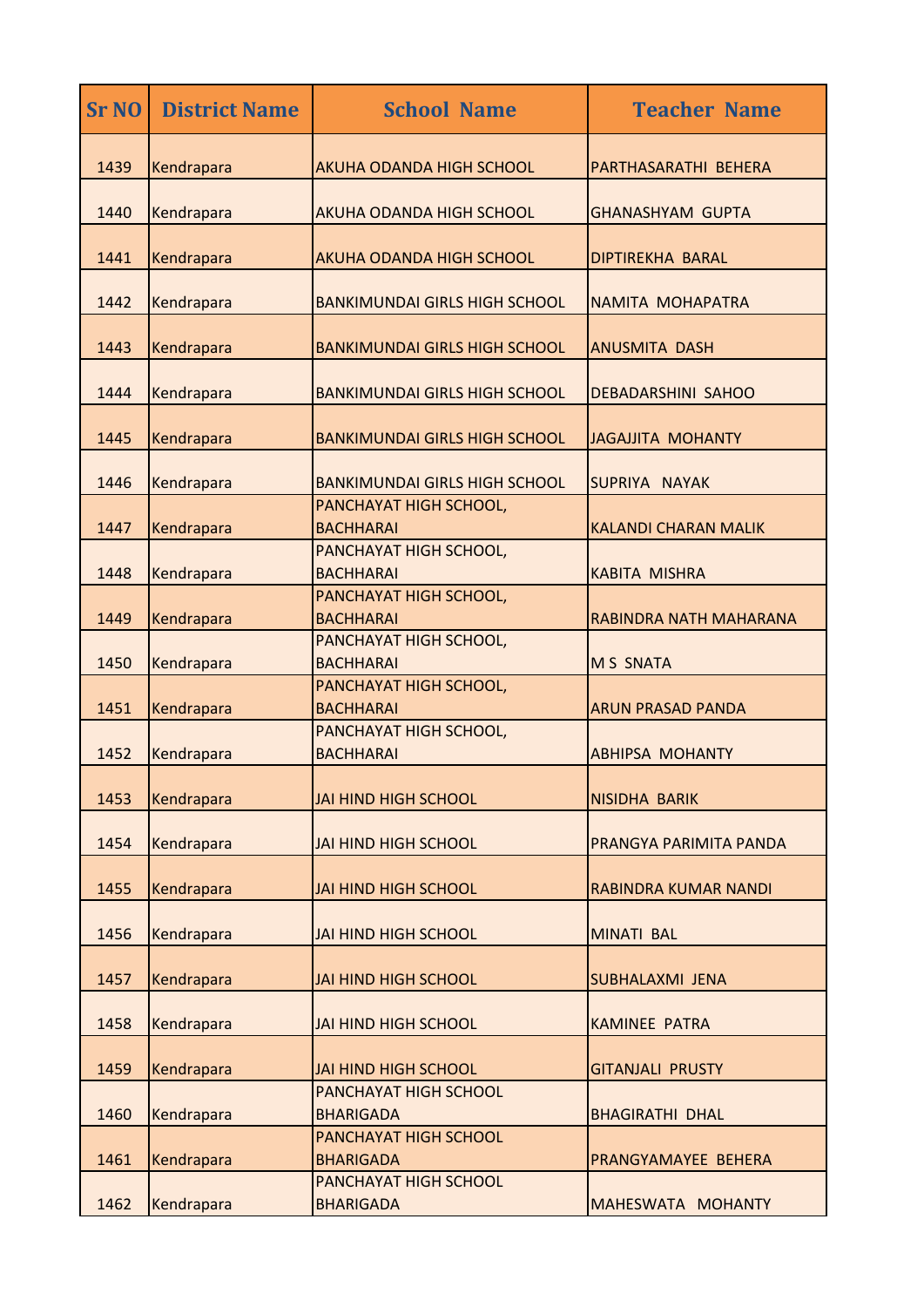| Sr NO | District Name | School Name | Teacher Name |
|---|---|---|---|
| 1439 | Kendrapara | AKUHA ODANDA HIGH SCHOOL | PARTHASARATHI BEHERA |
| 1440 | Kendrapara | AKUHA ODANDA HIGH SCHOOL | GHANASHYAM GUPTA |
| 1441 | Kendrapara | AKUHA ODANDA HIGH SCHOOL | DIPTIREKHA BARAL |
| 1442 | Kendrapara | BANKIMUNDAI GIRLS HIGH SCHOOL | NAMITA MOHAPATRA |
| 1443 | Kendrapara | BANKIMUNDAI GIRLS HIGH SCHOOL | ANUSMITA DASH |
| 1444 | Kendrapara | BANKIMUNDAI GIRLS HIGH SCHOOL | DEBADARSHINI SAHOO |
| 1445 | Kendrapara | BANKIMUNDAI GIRLS HIGH SCHOOL | JAGAJJITA MOHANTY |
| 1446 | Kendrapara | BANKIMUNDAI GIRLS HIGH SCHOOL | SUPRIYA NAYAK |
| 1447 | Kendrapara | PANCHAYAT HIGH SCHOOL, BACHHARAI | KALANDI CHARAN MALIK |
| 1448 | Kendrapara | PANCHAYAT HIGH SCHOOL, BACHHARAI | KABITA MISHRA |
| 1449 | Kendrapara | PANCHAYAT HIGH SCHOOL, BACHHARAI | RABINDRA NATH MAHARANA |
| 1450 | Kendrapara | PANCHAYAT HIGH SCHOOL, BACHHARAI | M S SNATA |
| 1451 | Kendrapara | PANCHAYAT HIGH SCHOOL, BACHHARAI | ARUN PRASAD PANDA |
| 1452 | Kendrapara | PANCHAYAT HIGH SCHOOL, BACHHARAI | ABHIPSA MOHANTY |
| 1453 | Kendrapara | JAI HIND HIGH SCHOOL | NISIDHA BARIK |
| 1454 | Kendrapara | JAI HIND HIGH SCHOOL | PRANGYA PARIMITA PANDA |
| 1455 | Kendrapara | JAI HIND HIGH SCHOOL | RABINDRA KUMAR NANDI |
| 1456 | Kendrapara | JAI HIND HIGH SCHOOL | MINATI BAL |
| 1457 | Kendrapara | JAI HIND HIGH SCHOOL | SUBHALAXMI JENA |
| 1458 | Kendrapara | JAI HIND HIGH SCHOOL | KAMINEE PATRA |
| 1459 | Kendrapara | JAI HIND HIGH SCHOOL | GITANJALI PRUSTY |
| 1460 | Kendrapara | PANCHAYAT HIGH SCHOOL BHARIGADA | BHAGIRATHI DHAL |
| 1461 | Kendrapara | PANCHAYAT HIGH SCHOOL BHARIGADA | PRANGYAMAYEE BEHERA |
| 1462 | Kendrapara | PANCHAYAT HIGH SCHOOL BHARIGADA | MAHESWATA MOHANTY |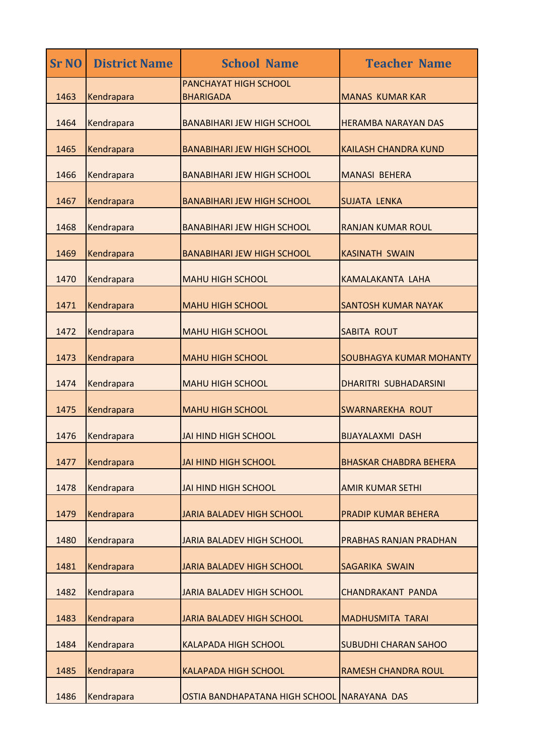| Sr NO | District Name | School Name | Teacher Name |
|---|---|---|---|
| 1463 | Kendrapara | PANCHAYAT HIGH SCHOOL BHARIGADA | MANAS KUMAR KAR |
| 1464 | Kendrapara | BANABIHARI JEW HIGH SCHOOL | HERAMBA NARAYAN DAS |
| 1465 | Kendrapara | BANABIHARI JEW HIGH SCHOOL | KAILASH CHANDRA KUND |
| 1466 | Kendrapara | BANABIHARI JEW HIGH SCHOOL | MANASI BEHERA |
| 1467 | Kendrapara | BANABIHARI JEW HIGH SCHOOL | SUJATA LENKA |
| 1468 | Kendrapara | BANABIHARI JEW HIGH SCHOOL | RANJAN KUMAR ROUL |
| 1469 | Kendrapara | BANABIHARI JEW HIGH SCHOOL | KASINATH SWAIN |
| 1470 | Kendrapara | MAHU HIGH SCHOOL | KAMALAKANTA LAHA |
| 1471 | Kendrapara | MAHU HIGH SCHOOL | SANTOSH KUMAR NAYAK |
| 1472 | Kendrapara | MAHU HIGH SCHOOL | SABITA ROUT |
| 1473 | Kendrapara | MAHU HIGH SCHOOL | SOUBHAGYA KUMAR MOHANTY |
| 1474 | Kendrapara | MAHU HIGH SCHOOL | DHARITRI SUBHADARSINI |
| 1475 | Kendrapara | MAHU HIGH SCHOOL | SWARNAREKHA ROUT |
| 1476 | Kendrapara | JAI HIND HIGH SCHOOL | BIJAYALAXMI DASH |
| 1477 | Kendrapara | JAI HIND HIGH SCHOOL | BHASKAR CHABDRA BEHERA |
| 1478 | Kendrapara | JAI HIND HIGH SCHOOL | AMIR KUMAR SETHI |
| 1479 | Kendrapara | JARIA BALADEV HIGH SCHOOL | PRADIP KUMAR BEHERA |
| 1480 | Kendrapara | JARIA BALADEV HIGH SCHOOL | PRABHAS RANJAN PRADHAN |
| 1481 | Kendrapara | JARIA BALADEV HIGH SCHOOL | SAGARIKA SWAIN |
| 1482 | Kendrapara | JARIA BALADEV HIGH SCHOOL | CHANDRAKANT PANDA |
| 1483 | Kendrapara | JARIA BALADEV HIGH SCHOOL | MADHUSMITA TARAI |
| 1484 | Kendrapara | KALAPADA HIGH SCHOOL | SUBUDHI CHARAN SAHOO |
| 1485 | Kendrapara | KALAPADA HIGH SCHOOL | RAMESH CHANDRA ROUL |
| 1486 | Kendrapara | OSTIA BANDHAPATANA HIGH SCHOOL | NARAYANA DAS |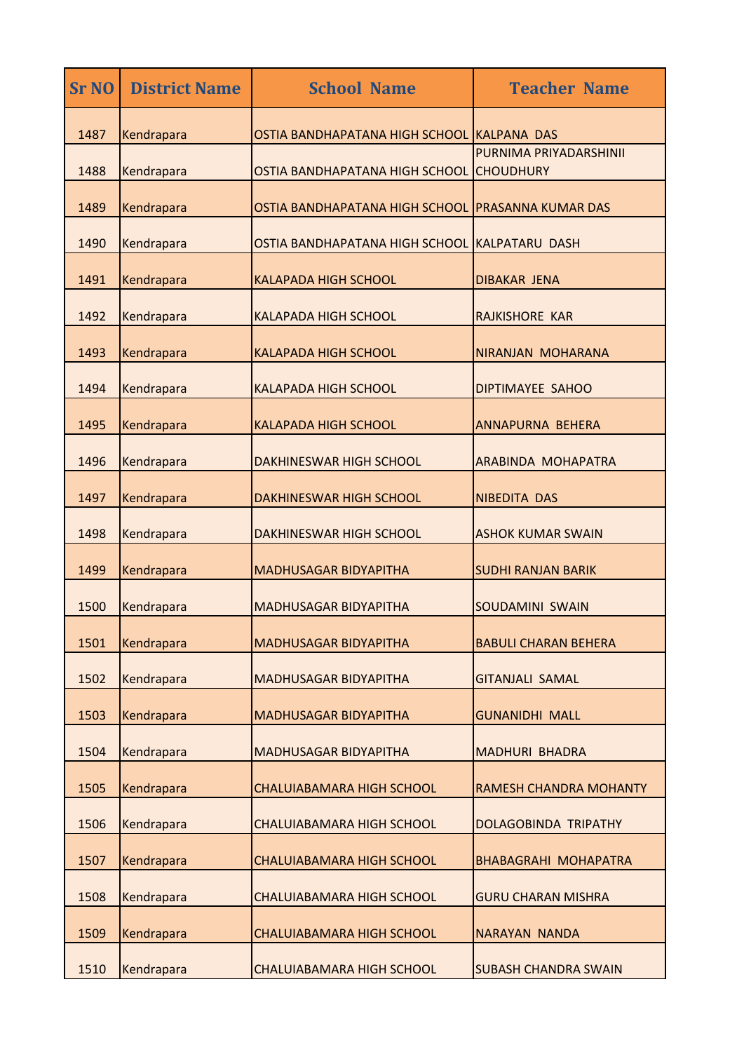| Sr NO | District Name | School Name | Teacher Name |
|---|---|---|---|
| 1487 | Kendrapara | OSTIA BANDHAPATANA HIGH SCHOOL | KALPANA DAS |
| 1488 | Kendrapara | OSTIA BANDHAPATANA HIGH SCHOOL | PURNIMA PRIYADARSHINII CHOUDHURY |
| 1489 | Kendrapara | OSTIA BANDHAPATANA HIGH SCHOOL | PRASANNA KUMAR DAS |
| 1490 | Kendrapara | OSTIA BANDHAPATANA HIGH SCHOOL | KALPATARU DASH |
| 1491 | Kendrapara | KALAPADA HIGH SCHOOL | DIBAKAR JENA |
| 1492 | Kendrapara | KALAPADA HIGH SCHOOL | RAJKISHORE KAR |
| 1493 | Kendrapara | KALAPADA HIGH SCHOOL | NIRANJAN MOHARANA |
| 1494 | Kendrapara | KALAPADA HIGH SCHOOL | DIPTIMAYEE SAHOO |
| 1495 | Kendrapara | KALAPADA HIGH SCHOOL | ANNAPURNA BEHERA |
| 1496 | Kendrapara | DAKHINESWAR HIGH SCHOOL | ARABINDA MOHAPATRA |
| 1497 | Kendrapara | DAKHINESWAR HIGH SCHOOL | NIBEDITA DAS |
| 1498 | Kendrapara | DAKHINESWAR HIGH SCHOOL | ASHOK KUMAR SWAIN |
| 1499 | Kendrapara | MADHUSAGAR BIDYAPITHA | SUDHI RANJAN BARIK |
| 1500 | Kendrapara | MADHUSAGAR BIDYAPITHA | SOUDAMINI SWAIN |
| 1501 | Kendrapara | MADHUSAGAR BIDYAPITHA | BABULI CHARAN BEHERA |
| 1502 | Kendrapara | MADHUSAGAR BIDYAPITHA | GITANJALI SAMAL |
| 1503 | Kendrapara | MADHUSAGAR BIDYAPITHA | GUNANIDHI MALL |
| 1504 | Kendrapara | MADHUSAGAR BIDYAPITHA | MADHURI BHADRA |
| 1505 | Kendrapara | CHALUIABAMARA HIGH SCHOOL | RAMESH CHANDRA MOHANTY |
| 1506 | Kendrapara | CHALUIABAMARA HIGH SCHOOL | DOLAGOBINDA TRIPATHY |
| 1507 | Kendrapara | CHALUIABAMARA HIGH SCHOOL | BHABAGRAHI MOHAPATRA |
| 1508 | Kendrapara | CHALUIABAMARA HIGH SCHOOL | GURU CHARAN MISHRA |
| 1509 | Kendrapara | CHALUIABAMARA HIGH SCHOOL | NARAYAN NANDA |
| 1510 | Kendrapara | CHALUIABAMARA HIGH SCHOOL | SUBASH CHANDRA SWAIN |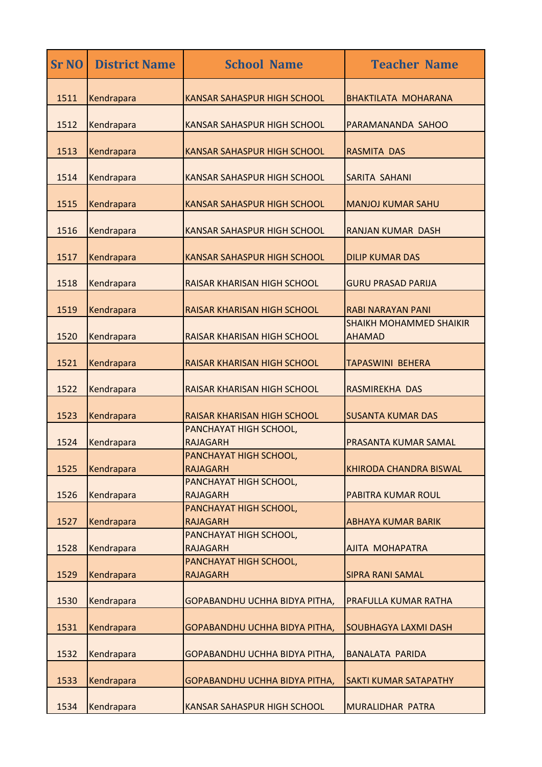| Sr NO | District Name | School Name | Teacher Name |
|---|---|---|---|
| 1511 | Kendrapara | KANSAR SAHASPUR HIGH SCHOOL | BHAKTILATA MOHARANA |
| 1512 | Kendrapara | KANSAR SAHASPUR HIGH SCHOOL | PARAMANANDA SAHOO |
| 1513 | Kendrapara | KANSAR SAHASPUR HIGH SCHOOL | RASMITA DAS |
| 1514 | Kendrapara | KANSAR SAHASPUR HIGH SCHOOL | SARITA SAHANI |
| 1515 | Kendrapara | KANSAR SAHASPUR HIGH SCHOOL | MANJOJ KUMAR SAHU |
| 1516 | Kendrapara | KANSAR SAHASPUR HIGH SCHOOL | RANJAN KUMAR DASH |
| 1517 | Kendrapara | KANSAR SAHASPUR HIGH SCHOOL | DILIP KUMAR DAS |
| 1518 | Kendrapara | RAISAR KHARISAN HIGH SCHOOL | GURU PRASAD PARIJA |
| 1519 | Kendrapara | RAISAR KHARISAN HIGH SCHOOL | RABI NARAYAN PANI |
| 1520 | Kendrapara | RAISAR KHARISAN HIGH SCHOOL | SHAIKH MOHAMMED SHAIKIR AHAMAD |
| 1521 | Kendrapara | RAISAR KHARISAN HIGH SCHOOL | TAPASWINI BEHERA |
| 1522 | Kendrapara | RAISAR KHARISAN HIGH SCHOOL | RASMIREKHA DAS |
| 1523 | Kendrapara | RAISAR KHARISAN HIGH SCHOOL | SUSANTA KUMAR DAS |
| 1524 | Kendrapara | PANCHAYAT HIGH SCHOOL, RAJAGARH | PRASANTA KUMAR SAMAL |
| 1525 | Kendrapara | PANCHAYAT HIGH SCHOOL, RAJAGARH | KHIRODA CHANDRA BISWAL |
| 1526 | Kendrapara | PANCHAYAT HIGH SCHOOL, RAJAGARH | PABITRA KUMAR ROUL |
| 1527 | Kendrapara | PANCHAYAT HIGH SCHOOL, RAJAGARH | ABHAYA KUMAR BARIK |
| 1528 | Kendrapara | PANCHAYAT HIGH SCHOOL, RAJAGARH | AJITA MOHAPATRA |
| 1529 | Kendrapara | PANCHAYAT HIGH SCHOOL, RAJAGARH | SIPRA RANI SAMAL |
| 1530 | Kendrapara | GOPABANDHU UCHHA BIDYA PITHA, | PRAFULLA KUMAR RATHA |
| 1531 | Kendrapara | GOPABANDHU UCHHA BIDYA PITHA, | SOUBHAGYA LAXMI DASH |
| 1532 | Kendrapara | GOPABANDHU UCHHA BIDYA PITHA, | BANALATA PARIDA |
| 1533 | Kendrapara | GOPABANDHU UCHHA BIDYA PITHA, | SAKTI KUMAR SATAPATHY |
| 1534 | Kendrapara | KANSAR SAHASPUR HIGH SCHOOL | MURALIDHAR PATRA |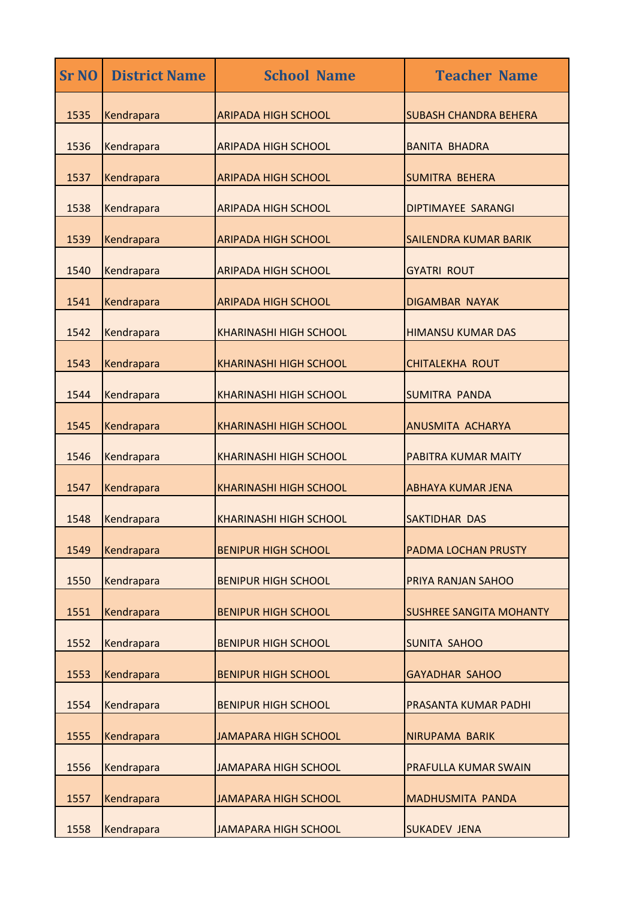| Sr NO | District Name | School Name | Teacher Name |
|---|---|---|---|
| 1535 | Kendrapara | ARIPADA HIGH SCHOOL | SUBASH CHANDRA BEHERA |
| 1536 | Kendrapara | ARIPADA HIGH SCHOOL | BANITA BHADRA |
| 1537 | Kendrapara | ARIPADA HIGH SCHOOL | SUMITRA BEHERA |
| 1538 | Kendrapara | ARIPADA HIGH SCHOOL | DIPTIMAYEE SARANGI |
| 1539 | Kendrapara | ARIPADA HIGH SCHOOL | SAILENDRA KUMAR BARIK |
| 1540 | Kendrapara | ARIPADA HIGH SCHOOL | GYATRI ROUT |
| 1541 | Kendrapara | ARIPADA HIGH SCHOOL | DIGAMBAR NAYAK |
| 1542 | Kendrapara | KHARINASHI HIGH SCHOOL | HIMANSU KUMAR DAS |
| 1543 | Kendrapara | KHARINASHI HIGH SCHOOL | CHITALEKHA ROUT |
| 1544 | Kendrapara | KHARINASHI HIGH SCHOOL | SUMITRA PANDA |
| 1545 | Kendrapara | KHARINASHI HIGH SCHOOL | ANUSMITA ACHARYA |
| 1546 | Kendrapara | KHARINASHI HIGH SCHOOL | PABITRA KUMAR MAITY |
| 1547 | Kendrapara | KHARINASHI HIGH SCHOOL | ABHAYA KUMAR JENA |
| 1548 | Kendrapara | KHARINASHI HIGH SCHOOL | SAKTIDHAR DAS |
| 1549 | Kendrapara | BENIPUR HIGH SCHOOL | PADMA LOCHAN PRUSTY |
| 1550 | Kendrapara | BENIPUR HIGH SCHOOL | PRIYA RANJAN SAHOO |
| 1551 | Kendrapara | BENIPUR HIGH SCHOOL | SUSHREE SANGITA MOHANTY |
| 1552 | Kendrapara | BENIPUR HIGH SCHOOL | SUNITA SAHOO |
| 1553 | Kendrapara | BENIPUR HIGH SCHOOL | GAYADHAR SAHOO |
| 1554 | Kendrapara | BENIPUR HIGH SCHOOL | PRASANTA KUMAR PADHI |
| 1555 | Kendrapara | JAMAPARA HIGH SCHOOL | NIRUPAMA BARIK |
| 1556 | Kendrapara | JAMAPARA HIGH SCHOOL | PRAFULLA KUMAR SWAIN |
| 1557 | Kendrapara | JAMAPARA HIGH SCHOOL | MADHUSMITA PANDA |
| 1558 | Kendrapara | JAMAPARA HIGH SCHOOL | SUKADEV JENA |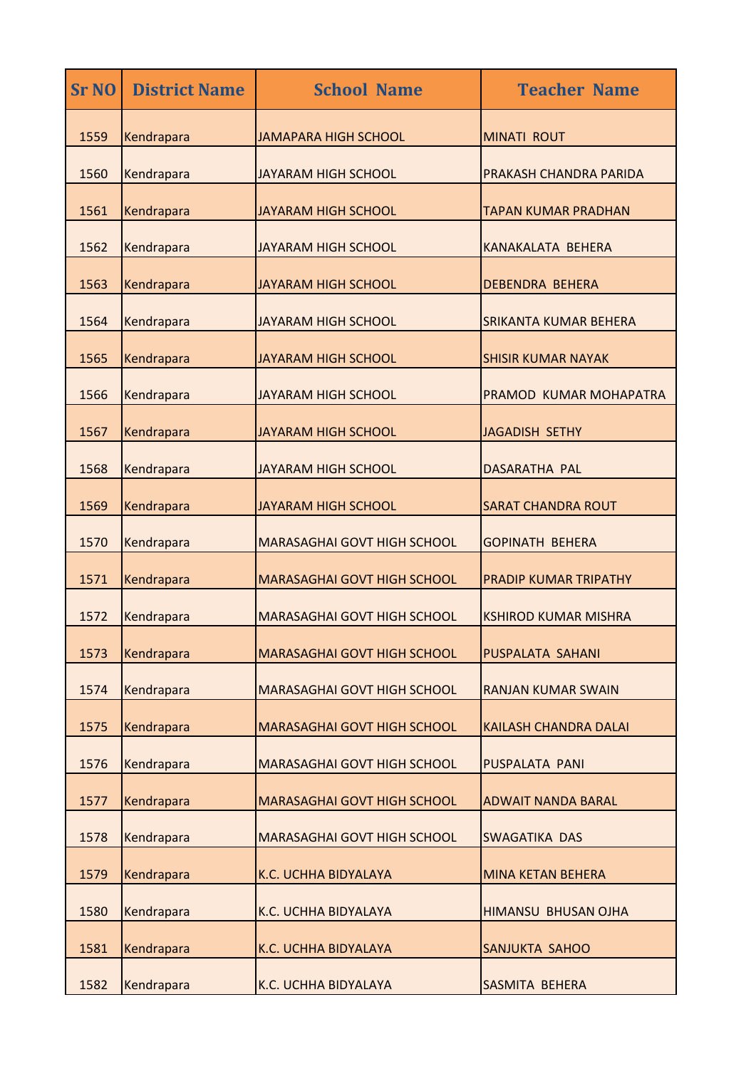| Sr NO | District Name | School Name | Teacher Name |
|---|---|---|---|
| 1559 | Kendrapara | JAMAPARA HIGH SCHOOL | MINATI ROUT |
| 1560 | Kendrapara | JAYARAM HIGH SCHOOL | PRAKASH CHANDRA PARIDA |
| 1561 | Kendrapara | JAYARAM HIGH SCHOOL | TAPAN KUMAR PRADHAN |
| 1562 | Kendrapara | JAYARAM HIGH SCHOOL | KANAKALATA BEHERA |
| 1563 | Kendrapara | JAYARAM HIGH SCHOOL | DEBENDRA BEHERA |
| 1564 | Kendrapara | JAYARAM HIGH SCHOOL | SRIKANTA KUMAR BEHERA |
| 1565 | Kendrapara | JAYARAM HIGH SCHOOL | SHISIR KUMAR NAYAK |
| 1566 | Kendrapara | JAYARAM HIGH SCHOOL | PRAMOD KUMAR MOHAPATRA |
| 1567 | Kendrapara | JAYARAM HIGH SCHOOL | JAGADISH SETHY |
| 1568 | Kendrapara | JAYARAM HIGH SCHOOL | DASARATHA PAL |
| 1569 | Kendrapara | JAYARAM HIGH SCHOOL | SARAT CHANDRA ROUT |
| 1570 | Kendrapara | MARASAGHAI GOVT HIGH SCHOOL | GOPINATH BEHERA |
| 1571 | Kendrapara | MARASAGHAI GOVT HIGH SCHOOL | PRADIP KUMAR TRIPATHY |
| 1572 | Kendrapara | MARASAGHAI GOVT HIGH SCHOOL | KSHIROD KUMAR MISHRA |
| 1573 | Kendrapara | MARASAGHAI GOVT HIGH SCHOOL | PUSPALATA SAHANI |
| 1574 | Kendrapara | MARASAGHAI GOVT HIGH SCHOOL | RANJAN KUMAR SWAIN |
| 1575 | Kendrapara | MARASAGHAI GOVT HIGH SCHOOL | KAILASH CHANDRA DALAI |
| 1576 | Kendrapara | MARASAGHAI GOVT HIGH SCHOOL | PUSPALATA PANI |
| 1577 | Kendrapara | MARASAGHAI GOVT HIGH SCHOOL | ADWAIT NANDA BARAL |
| 1578 | Kendrapara | MARASAGHAI GOVT HIGH SCHOOL | SWAGATIKA DAS |
| 1579 | Kendrapara | K.C. UCHHA BIDYALAYA | MINA KETAN BEHERA |
| 1580 | Kendrapara | K.C. UCHHA BIDYALAYA | HIMANSU BHUSAN OJHA |
| 1581 | Kendrapara | K.C. UCHHA BIDYALAYA | SANJUKTA SAHOO |
| 1582 | Kendrapara | K.C. UCHHA BIDYALAYA | SASMITA BEHERA |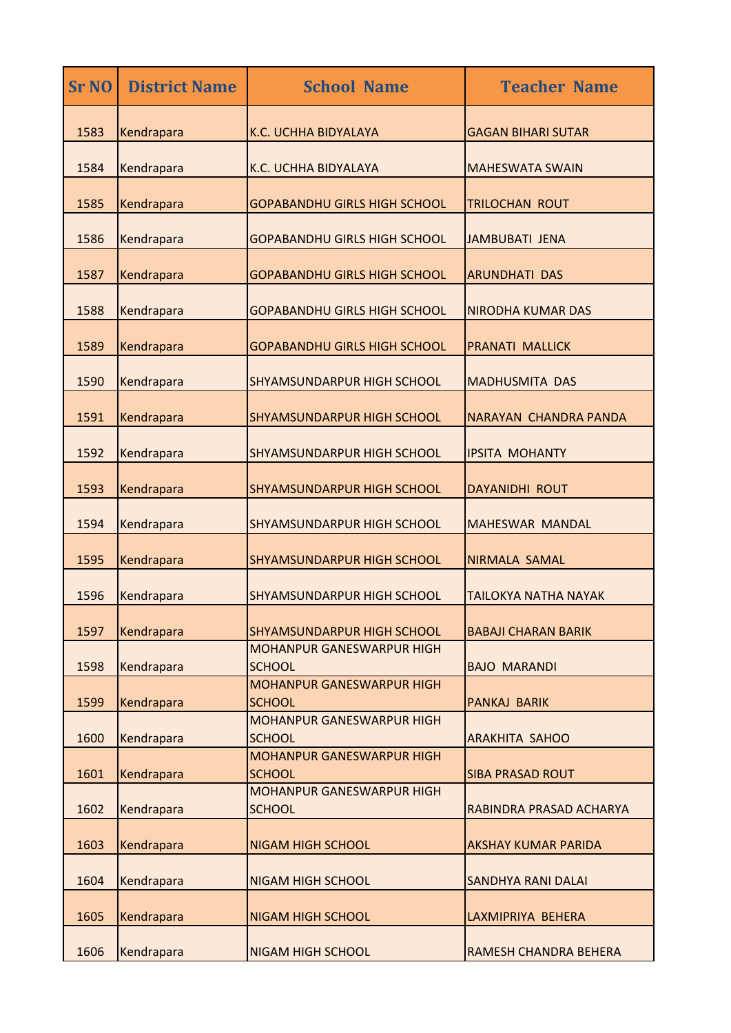| Sr NO | District Name | School Name | Teacher Name |
|---|---|---|---|
| 1583 | Kendrapara | K.C. UCHHA BIDYALAYA | GAGAN BIHARI SUTAR |
| 1584 | Kendrapara | K.C. UCHHA BIDYALAYA | MAHESWATA SWAIN |
| 1585 | Kendrapara | GOPABANDHU GIRLS HIGH SCHOOL | TRILOCHAN ROUT |
| 1586 | Kendrapara | GOPABANDHU GIRLS HIGH SCHOOL | JAMBUBATI JENA |
| 1587 | Kendrapara | GOPABANDHU GIRLS HIGH SCHOOL | ARUNDHATI DAS |
| 1588 | Kendrapara | GOPABANDHU GIRLS HIGH SCHOOL | NIRODHA KUMAR DAS |
| 1589 | Kendrapara | GOPABANDHU GIRLS HIGH SCHOOL | PRANATI MALLICK |
| 1590 | Kendrapara | SHYAMSUNDARPUR HIGH SCHOOL | MADHUSMITA DAS |
| 1591 | Kendrapara | SHYAMSUNDARPUR HIGH SCHOOL | NARAYAN CHANDRA PANDA |
| 1592 | Kendrapara | SHYAMSUNDARPUR HIGH SCHOOL | IPSITA MOHANTY |
| 1593 | Kendrapara | SHYAMSUNDARPUR HIGH SCHOOL | DAYANIDHI ROUT |
| 1594 | Kendrapara | SHYAMSUNDARPUR HIGH SCHOOL | MAHESWAR MANDAL |
| 1595 | Kendrapara | SHYAMSUNDARPUR HIGH SCHOOL | NIRMALA SAMAL |
| 1596 | Kendrapara | SHYAMSUNDARPUR HIGH SCHOOL | TAILOKYA NATHA NAYAK |
| 1597 | Kendrapara | SHYAMSUNDARPUR HIGH SCHOOL | BABAJI CHARAN BARIK |
| 1598 | Kendrapara | MOHANPUR GANESWARPUR HIGH SCHOOL | BAJO MARANDI |
| 1599 | Kendrapara | MOHANPUR GANESWARPUR HIGH SCHOOL | PANKAJ BARIK |
| 1600 | Kendrapara | MOHANPUR GANESWARPUR HIGH SCHOOL | ARAKHITA SAHOO |
| 1601 | Kendrapara | MOHANPUR GANESWARPUR HIGH SCHOOL | SIBA PRASAD ROUT |
| 1602 | Kendrapara | MOHANPUR GANESWARPUR HIGH SCHOOL | RABINDRA PRASAD ACHARYA |
| 1603 | Kendrapara | NIGAM HIGH SCHOOL | AKSHAY KUMAR PARIDA |
| 1604 | Kendrapara | NIGAM HIGH SCHOOL | SANDHYA RANI DALAI |
| 1605 | Kendrapara | NIGAM HIGH SCHOOL | LAXMIPRIYA BEHERA |
| 1606 | Kendrapara | NIGAM HIGH SCHOOL | RAMESH CHANDRA BEHERA |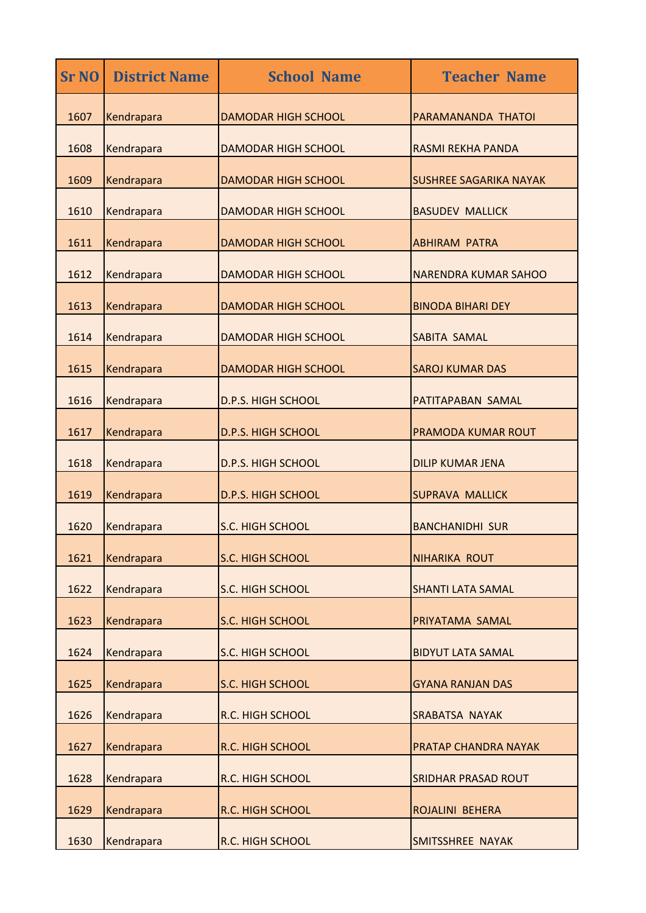| Sr NO | District Name | School Name | Teacher Name |
|---|---|---|---|
| 1607 | Kendrapara | DAMODAR HIGH SCHOOL | PARAMANANDA THATOI |
| 1608 | Kendrapara | DAMODAR HIGH SCHOOL | RASMI REKHA PANDA |
| 1609 | Kendrapara | DAMODAR HIGH SCHOOL | SUSHREE SAGARIKA NAYAK |
| 1610 | Kendrapara | DAMODAR HIGH SCHOOL | BASUDEV MALLICK |
| 1611 | Kendrapara | DAMODAR HIGH SCHOOL | ABHIRAM PATRA |
| 1612 | Kendrapara | DAMODAR HIGH SCHOOL | NARENDRA KUMAR SAHOO |
| 1613 | Kendrapara | DAMODAR HIGH SCHOOL | BINODA BIHARI DEY |
| 1614 | Kendrapara | DAMODAR HIGH SCHOOL | SABITA SAMAL |
| 1615 | Kendrapara | DAMODAR HIGH SCHOOL | SAROJ KUMAR DAS |
| 1616 | Kendrapara | D.P.S. HIGH SCHOOL | PATITAPABAN SAMAL |
| 1617 | Kendrapara | D.P.S. HIGH SCHOOL | PRAMODA KUMAR ROUT |
| 1618 | Kendrapara | D.P.S. HIGH SCHOOL | DILIP KUMAR JENA |
| 1619 | Kendrapara | D.P.S. HIGH SCHOOL | SUPRAVA MALLICK |
| 1620 | Kendrapara | S.C. HIGH SCHOOL | BANCHANIDHI SUR |
| 1621 | Kendrapara | S.C. HIGH SCHOOL | NIHARIKA ROUT |
| 1622 | Kendrapara | S.C. HIGH SCHOOL | SHANTI LATA SAMAL |
| 1623 | Kendrapara | S.C. HIGH SCHOOL | PRIYATAMA SAMAL |
| 1624 | Kendrapara | S.C. HIGH SCHOOL | BIDYUT LATA SAMAL |
| 1625 | Kendrapara | S.C. HIGH SCHOOL | GYANA RANJAN DAS |
| 1626 | Kendrapara | R.C. HIGH SCHOOL | SRABATSA NAYAK |
| 1627 | Kendrapara | R.C. HIGH SCHOOL | PRATAP CHANDRA NAYAK |
| 1628 | Kendrapara | R.C. HIGH SCHOOL | SRIDHAR PRASAD ROUT |
| 1629 | Kendrapara | R.C. HIGH SCHOOL | ROJALINI BEHERA |
| 1630 | Kendrapara | R.C. HIGH SCHOOL | SMITSSHREE NAYAK |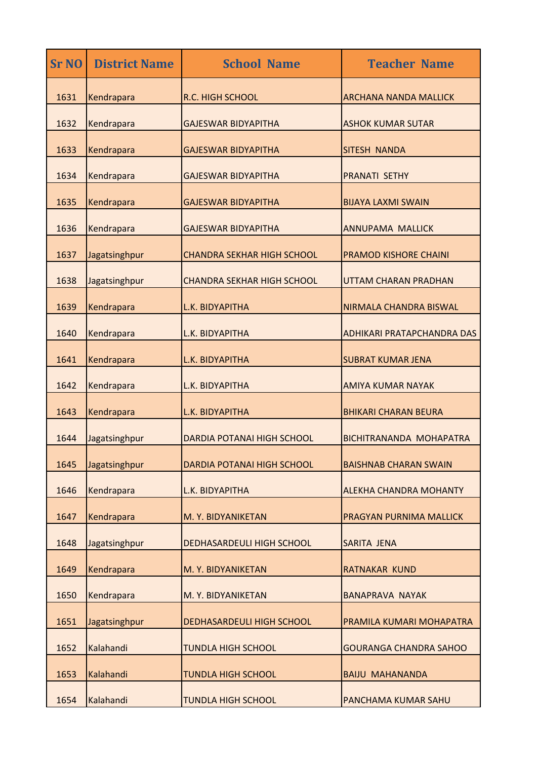| Sr NO | District Name | School Name | Teacher Name |
|---|---|---|---|
| 1631 | Kendrapara | R.C. HIGH SCHOOL | ARCHANA NANDA MALLICK |
| 1632 | Kendrapara | GAJESWAR BIDYAPITHA | ASHOK KUMAR SUTAR |
| 1633 | Kendrapara | GAJESWAR BIDYAPITHA | SITESH NANDA |
| 1634 | Kendrapara | GAJESWAR BIDYAPITHA | PRANATI SETHY |
| 1635 | Kendrapara | GAJESWAR BIDYAPITHA | BIJAYA LAXMI SWAIN |
| 1636 | Kendrapara | GAJESWAR BIDYAPITHA | ANNUPAMA MALLICK |
| 1637 | Jagatsinghpur | CHANDRA SEKHAR HIGH SCHOOL | PRAMOD KISHORE CHAINI |
| 1638 | Jagatsinghpur | CHANDRA SEKHAR HIGH SCHOOL | UTTAM CHARAN PRADHAN |
| 1639 | Kendrapara | L.K. BIDYAPITHA | NIRMALA CHANDRA BISWAL |
| 1640 | Kendrapara | L.K. BIDYAPITHA | ADHIKARI PRATAPCHANDRA DAS |
| 1641 | Kendrapara | L.K. BIDYAPITHA | SUBRAT KUMAR JENA |
| 1642 | Kendrapara | L.K. BIDYAPITHA | AMIYA KUMAR NAYAK |
| 1643 | Kendrapara | L.K. BIDYAPITHA | BHIKARI CHARAN BEURA |
| 1644 | Jagatsinghpur | DARDIA POTANAI HIGH SCHOOL | BICHITRANANDA MOHAPATRA |
| 1645 | Jagatsinghpur | DARDIA POTANAI HIGH SCHOOL | BAISHNAB CHARAN SWAIN |
| 1646 | Kendrapara | L.K. BIDYAPITHA | ALEKHA CHANDRA MOHANTY |
| 1647 | Kendrapara | M. Y. BIDYANIKETAN | PRAGYAN PURNIMA MALLICK |
| 1648 | Jagatsinghpur | DEDHASARDEULI HIGH SCHOOL | SARITA JENA |
| 1649 | Kendrapara | M. Y. BIDYANIKETAN | RATNAKAR KUND |
| 1650 | Kendrapara | M. Y. BIDYANIKETAN | BANAPRAVA NAYAK |
| 1651 | Jagatsinghpur | DEDHASARDEULI HIGH SCHOOL | PRAMILA KUMARI MOHAPATRA |
| 1652 | Kalahandi | TUNDLA HIGH SCHOOL | GOURANGA CHANDRA SAHOO |
| 1653 | Kalahandi | TUNDLA HIGH SCHOOL | BAIJU MAHANANDA |
| 1654 | Kalahandi | TUNDLA HIGH SCHOOL | PANCHAMA KUMAR SAHU |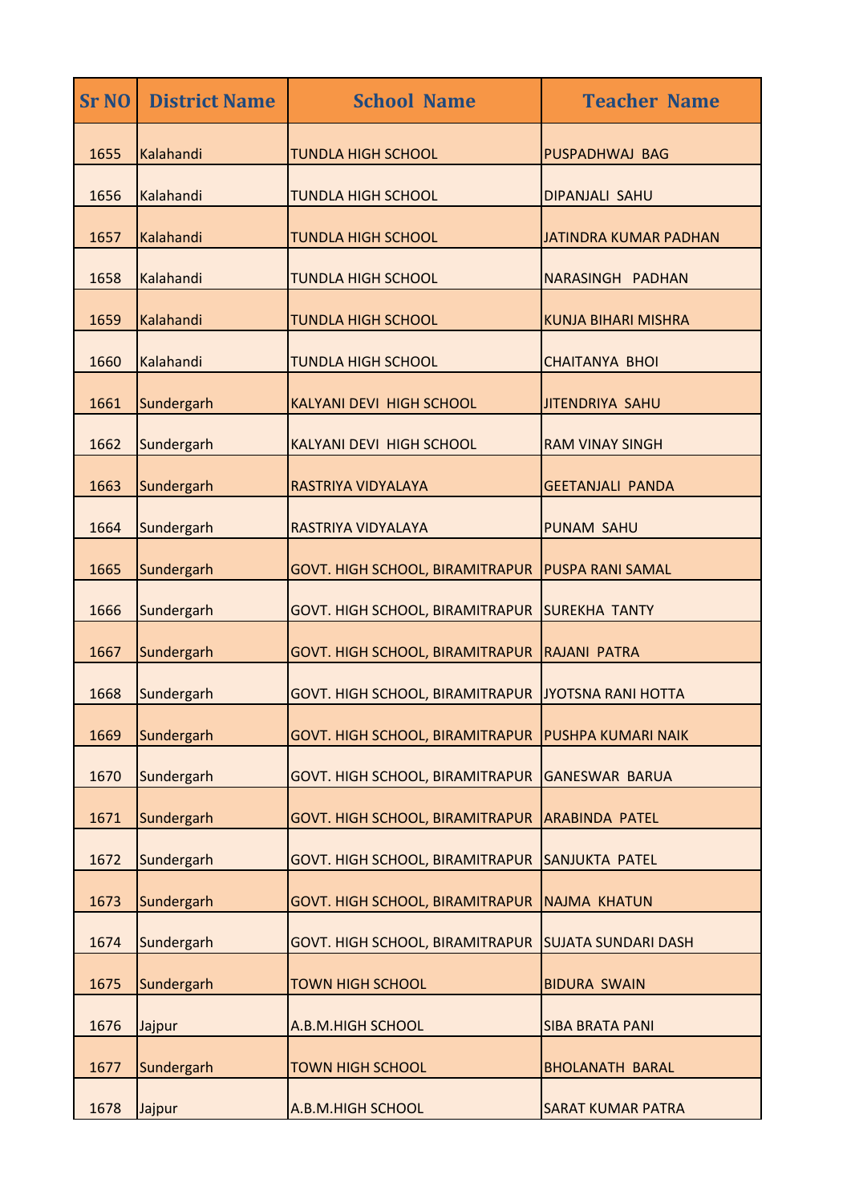| Sr NO | District Name | School Name | Teacher Name |
|---|---|---|---|
| 1655 | Kalahandi | TUNDLA HIGH SCHOOL | PUSPADHWAJ BAG |
| 1656 | Kalahandi | TUNDLA HIGH SCHOOL | DIPANJALI SAHU |
| 1657 | Kalahandi | TUNDLA HIGH SCHOOL | JATINDRA KUMAR PADHAN |
| 1658 | Kalahandi | TUNDLA HIGH SCHOOL | NARASINGH PADHAN |
| 1659 | Kalahandi | TUNDLA HIGH SCHOOL | KUNJA BIHARI MISHRA |
| 1660 | Kalahandi | TUNDLA HIGH SCHOOL | CHAITANYA BHOI |
| 1661 | Sundergarh | KALYANI DEVI HIGH SCHOOL | JITENDRIYA SAHU |
| 1662 | Sundergarh | KALYANI DEVI HIGH SCHOOL | RAM VINAY SINGH |
| 1663 | Sundergarh | RASTRIYA VIDYALAYA | GEETANJALI PANDA |
| 1664 | Sundergarh | RASTRIYA VIDYALAYA | PUNAM SAHU |
| 1665 | Sundergarh | GOVT. HIGH SCHOOL, BIRAMITRAPUR | PUSPA RANI SAMAL |
| 1666 | Sundergarh | GOVT. HIGH SCHOOL, BIRAMITRAPUR | SUREKHA TANTY |
| 1667 | Sundergarh | GOVT. HIGH SCHOOL, BIRAMITRAPUR | RAJANI PATRA |
| 1668 | Sundergarh | GOVT. HIGH SCHOOL, BIRAMITRAPUR | JYOTSNA RANI HOTTA |
| 1669 | Sundergarh | GOVT. HIGH SCHOOL, BIRAMITRAPUR | PUSHPA KUMARI NAIK |
| 1670 | Sundergarh | GOVT. HIGH SCHOOL, BIRAMITRAPUR | GANESWAR BARUA |
| 1671 | Sundergarh | GOVT. HIGH SCHOOL, BIRAMITRAPUR | ARABINDA PATEL |
| 1672 | Sundergarh | GOVT. HIGH SCHOOL, BIRAMITRAPUR | SANJUKTA PATEL |
| 1673 | Sundergarh | GOVT. HIGH SCHOOL, BIRAMITRAPUR | NAJMA KHATUN |
| 1674 | Sundergarh | GOVT. HIGH SCHOOL, BIRAMITRAPUR | SUJATA SUNDARI DASH |
| 1675 | Sundergarh | TOWN HIGH SCHOOL | BIDURA SWAIN |
| 1676 | Jajpur | A.B.M.HIGH SCHOOL | SIBA BRATA PANI |
| 1677 | Sundergarh | TOWN HIGH SCHOOL | BHOLANATH BARAL |
| 1678 | Jajpur | A.B.M.HIGH SCHOOL | SARAT KUMAR PATRA |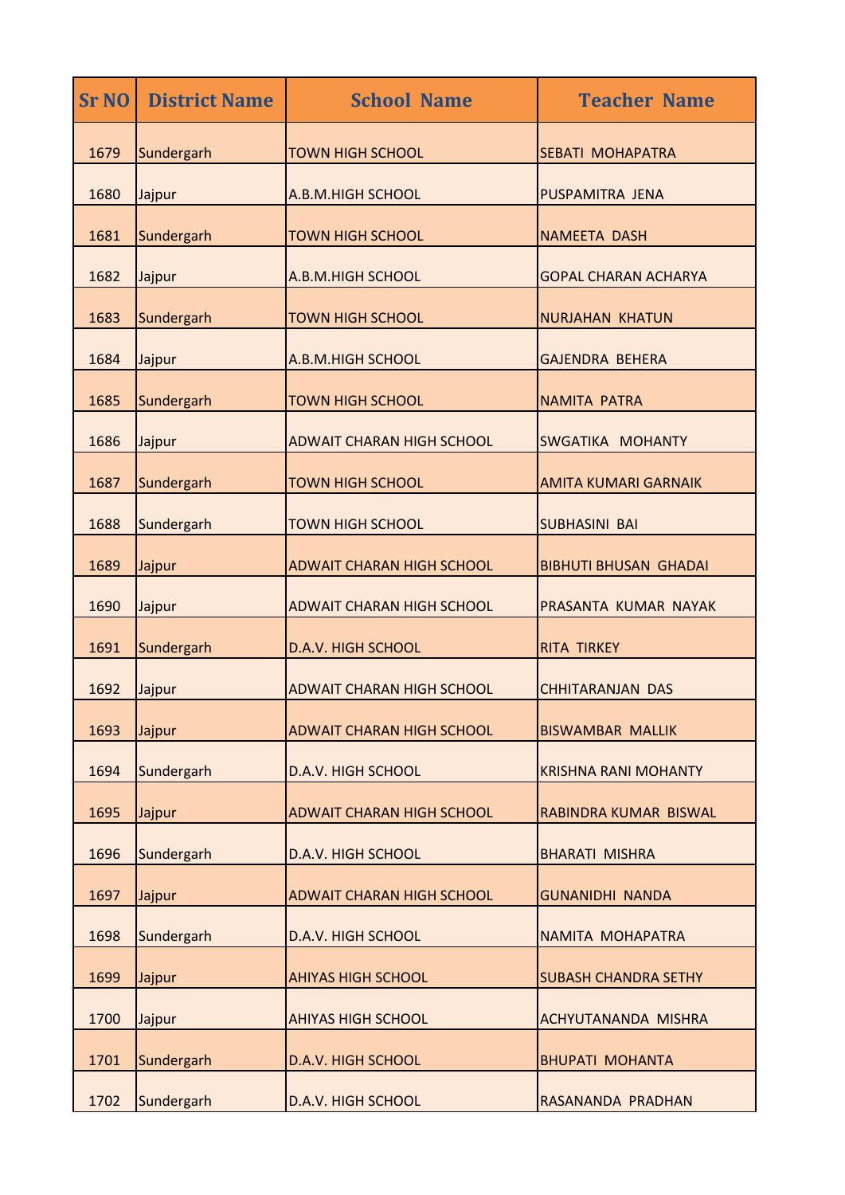| Sr NO | District Name | School  Name | Teacher  Name |
|---|---|---|---|
| 1679 | Sundergarh | TOWN HIGH SCHOOL | SEBATI  MOHAPATRA |
| 1680 | Jajpur | A.B.M.HIGH SCHOOL | PUSPAMITRA  JENA |
| 1681 | Sundergarh | TOWN HIGH SCHOOL | NAMEETA  DASH |
| 1682 | Jajpur | A.B.M.HIGH SCHOOL | GOPAL CHARAN ACHARYA |
| 1683 | Sundergarh | TOWN HIGH SCHOOL | NURJAHAN  KHATUN |
| 1684 | Jajpur | A.B.M.HIGH SCHOOL | GAJENDRA  BEHERA |
| 1685 | Sundergarh | TOWN HIGH SCHOOL | NAMITA  PATRA |
| 1686 | Jajpur | ADWAIT CHARAN HIGH SCHOOL | SWGATIKA   MOHANTY |
| 1687 | Sundergarh | TOWN HIGH SCHOOL | AMITA KUMARI GARNAIK |
| 1688 | Sundergarh | TOWN HIGH SCHOOL | SUBHASINI  BAI |
| 1689 | Jajpur | ADWAIT CHARAN HIGH SCHOOL | BIBHUTI BHUSAN  GHADAI |
| 1690 | Jajpur | ADWAIT CHARAN HIGH SCHOOL | PRASANTA  KUMAR  NAYAK |
| 1691 | Sundergarh | D.A.V. HIGH SCHOOL | RITA  TIRKEY |
| 1692 | Jajpur | ADWAIT CHARAN HIGH SCHOOL | CHHITARANJAN  DAS |
| 1693 | Jajpur | ADWAIT CHARAN HIGH SCHOOL | BISWAMBAR  MALLIK |
| 1694 | Sundergarh | D.A.V. HIGH SCHOOL | KRISHNA RANI MOHANTY |
| 1695 | Jajpur | ADWAIT CHARAN HIGH SCHOOL | RABINDRA KUMAR  BISWAL |
| 1696 | Sundergarh | D.A.V. HIGH SCHOOL | BHARATI  MISHRA |
| 1697 | Jajpur | ADWAIT CHARAN HIGH SCHOOL | GUNANIDHI  NANDA |
| 1698 | Sundergarh | D.A.V. HIGH SCHOOL | NAMITA  MOHAPATRA |
| 1699 | Jajpur | AHIYAS HIGH SCHOOL | SUBASH CHANDRA SETHY |
| 1700 | Jajpur | AHIYAS HIGH SCHOOL | ACHYUTANANDA  MISHRA |
| 1701 | Sundergarh | D.A.V. HIGH SCHOOL | BHUPATI  MOHANTA |
| 1702 | Sundergarh | D.A.V. HIGH SCHOOL | RASANANDA  PRADHAN |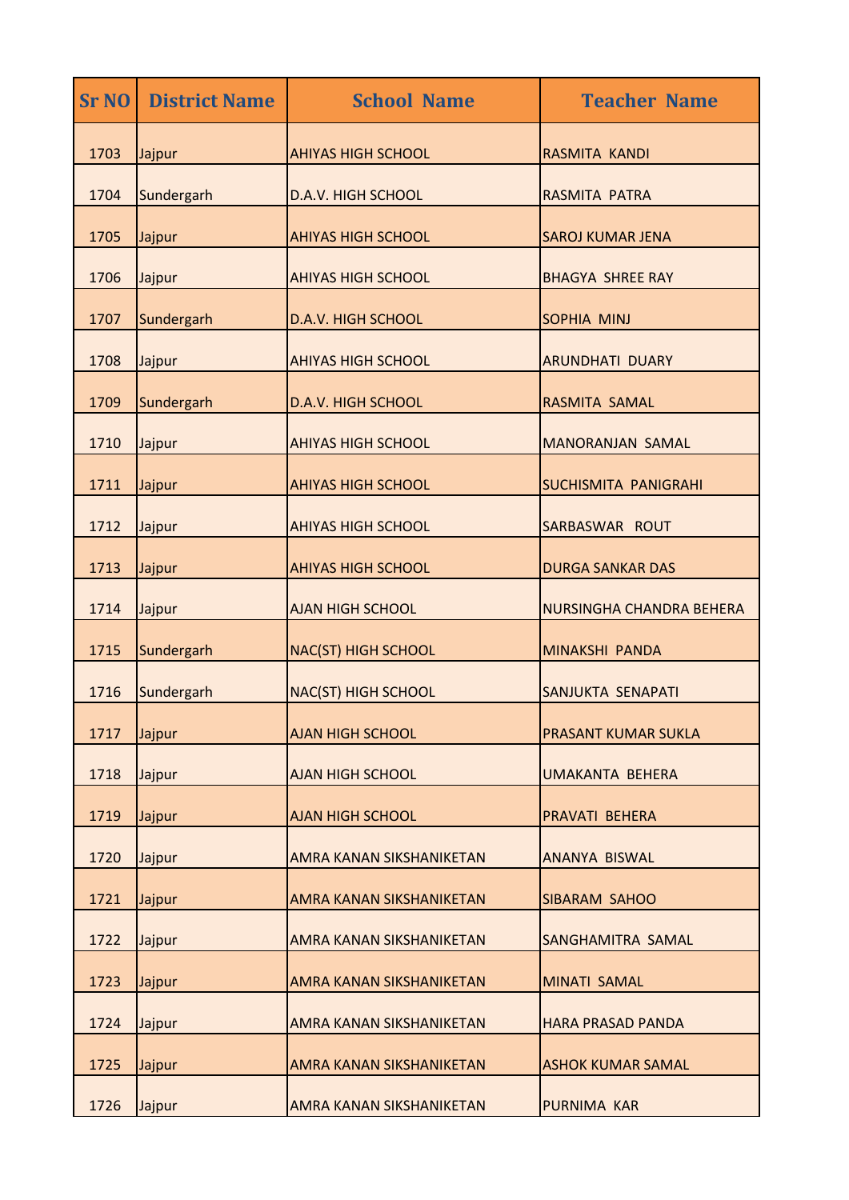| Sr NO | District Name | School Name | Teacher Name |
|---|---|---|---|
| 1703 | Jajpur | AHIYAS HIGH SCHOOL | RASMITA KANDI |
| 1704 | Sundergarh | D.A.V. HIGH SCHOOL | RASMITA PATRA |
| 1705 | Jajpur | AHIYAS HIGH SCHOOL | SAROJ KUMAR JENA |
| 1706 | Jajpur | AHIYAS HIGH SCHOOL | BHAGYA SHREE RAY |
| 1707 | Sundergarh | D.A.V. HIGH SCHOOL | SOPHIA MINJ |
| 1708 | Jajpur | AHIYAS HIGH SCHOOL | ARUNDHATI DUARY |
| 1709 | Sundergarh | D.A.V. HIGH SCHOOL | RASMITA SAMAL |
| 1710 | Jajpur | AHIYAS HIGH SCHOOL | MANORANJAN SAMAL |
| 1711 | Jajpur | AHIYAS HIGH SCHOOL | SUCHISMITA PANIGRAHI |
| 1712 | Jajpur | AHIYAS HIGH SCHOOL | SARBASWAR ROUT |
| 1713 | Jajpur | AHIYAS HIGH SCHOOL | DURGA SANKAR DAS |
| 1714 | Jajpur | AJAN HIGH SCHOOL | NURSINGHA CHANDRA BEHERA |
| 1715 | Sundergarh | NAC(ST) HIGH SCHOOL | MINAKSHI PANDA |
| 1716 | Sundergarh | NAC(ST) HIGH SCHOOL | SANJUKTA SENAPATI |
| 1717 | Jajpur | AJAN HIGH SCHOOL | PRASANT KUMAR SUKLA |
| 1718 | Jajpur | AJAN HIGH SCHOOL | UMAKANTA BEHERA |
| 1719 | Jajpur | AJAN HIGH SCHOOL | PRAVATI BEHERA |
| 1720 | Jajpur | AMRA KANAN SIKSHANIKETAN | ANANYA BISWAL |
| 1721 | Jajpur | AMRA KANAN SIKSHANIKETAN | SIBARAM SAHOO |
| 1722 | Jajpur | AMRA KANAN SIKSHANIKETAN | SANGHAMITRA SAMAL |
| 1723 | Jajpur | AMRA KANAN SIKSHANIKETAN | MINATI SAMAL |
| 1724 | Jajpur | AMRA KANAN SIKSHANIKETAN | HARA PRASAD PANDA |
| 1725 | Jajpur | AMRA KANAN SIKSHANIKETAN | ASHOK KUMAR SAMAL |
| 1726 | Jajpur | AMRA KANAN SIKSHANIKETAN | PURNIMA KAR |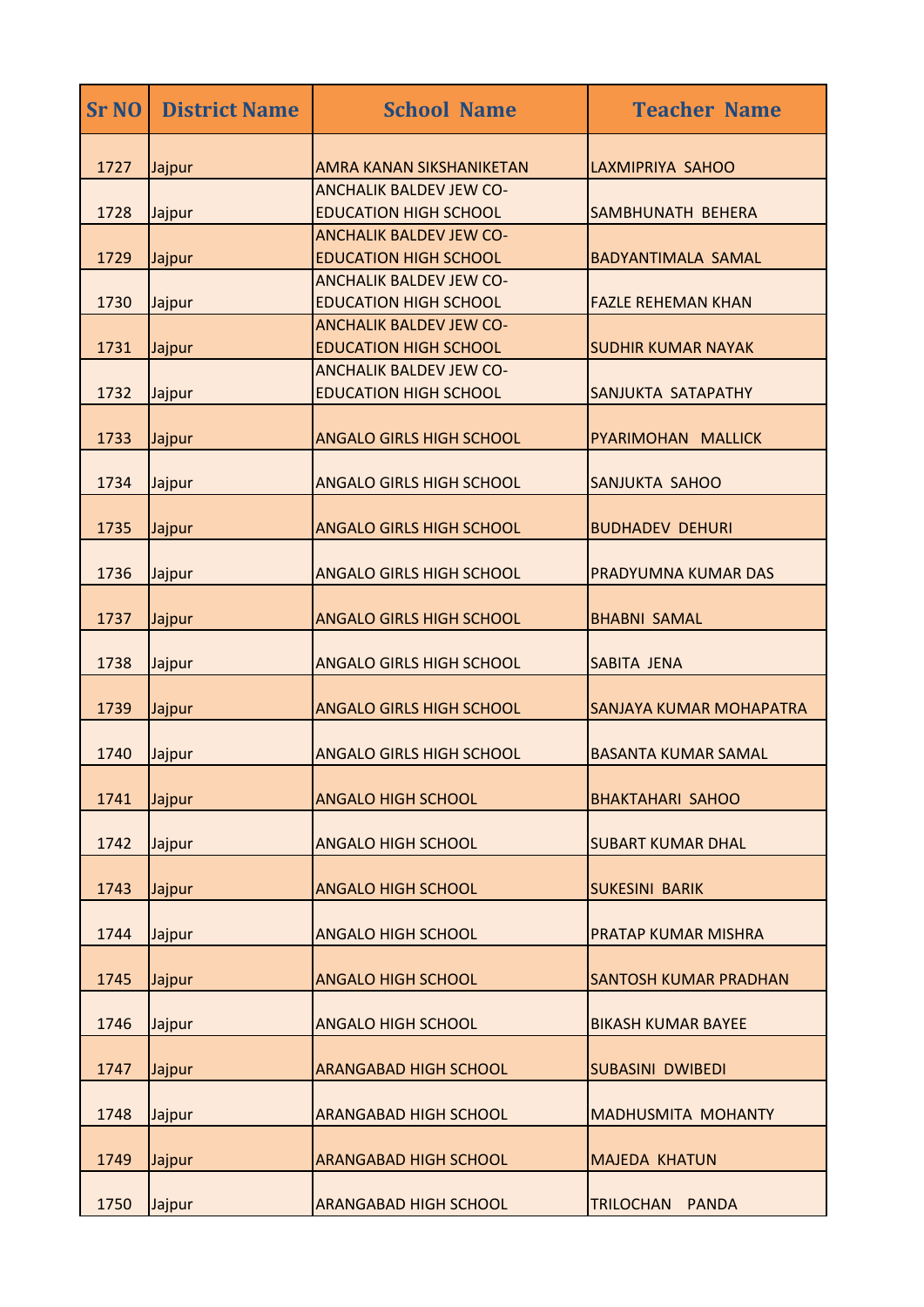| Sr NO | District Name | School Name | Teacher Name |
|---|---|---|---|
| 1727 | Jajpur | AMRA KANAN SIKSHANIKETAN | LAXMIPRIYA SAHOO |
| 1728 | Jajpur | ANCHALIK BALDEV JEW CO-EDUCATION HIGH SCHOOL | SAMBHUNATH BEHERA |
| 1729 | Jajpur | ANCHALIK BALDEV JEW CO-EDUCATION HIGH SCHOOL | BADYANTIMALA SAMAL |
| 1730 | Jajpur | ANCHALIK BALDEV JEW CO-EDUCATION HIGH SCHOOL | FAZLE REHEMAN KHAN |
| 1731 | Jajpur | ANCHALIK BALDEV JEW CO-EDUCATION HIGH SCHOOL | SUDHIR KUMAR NAYAK |
| 1732 | Jajpur | ANCHALIK BALDEV JEW CO-EDUCATION HIGH SCHOOL | SANJUKTA SATAPATHY |
| 1733 | Jajpur | ANGALO GIRLS HIGH SCHOOL | PYARIMOHAN MALLICK |
| 1734 | Jajpur | ANGALO GIRLS HIGH SCHOOL | SANJUKTA SAHOO |
| 1735 | Jajpur | ANGALO GIRLS HIGH SCHOOL | BUDHADEV DEHURI |
| 1736 | Jajpur | ANGALO GIRLS HIGH SCHOOL | PRADYUMNA KUMAR DAS |
| 1737 | Jajpur | ANGALO GIRLS HIGH SCHOOL | BHABNI SAMAL |
| 1738 | Jajpur | ANGALO GIRLS HIGH SCHOOL | SABITA JENA |
| 1739 | Jajpur | ANGALO GIRLS HIGH SCHOOL | SANJAYA KUMAR MOHAPATRA |
| 1740 | Jajpur | ANGALO GIRLS HIGH SCHOOL | BASANTA KUMAR SAMAL |
| 1741 | Jajpur | ANGALO HIGH SCHOOL | BHAKTAHARI SAHOO |
| 1742 | Jajpur | ANGALO HIGH SCHOOL | SUBART KUMAR DHAL |
| 1743 | Jajpur | ANGALO HIGH SCHOOL | SUKESINI BARIK |
| 1744 | Jajpur | ANGALO HIGH SCHOOL | PRATAP KUMAR MISHRA |
| 1745 | Jajpur | ANGALO HIGH SCHOOL | SANTOSH KUMAR PRADHAN |
| 1746 | Jajpur | ANGALO HIGH SCHOOL | BIKASH KUMAR BAYEE |
| 1747 | Jajpur | ARANGABAD HIGH SCHOOL | SUBASINI DWIBEDI |
| 1748 | Jajpur | ARANGABAD HIGH SCHOOL | MADHUSMITA MOHANTY |
| 1749 | Jajpur | ARANGABAD HIGH SCHOOL | MAJEDA KHATUN |
| 1750 | Jajpur | ARANGABAD HIGH SCHOOL | TRILOCHAN PANDA |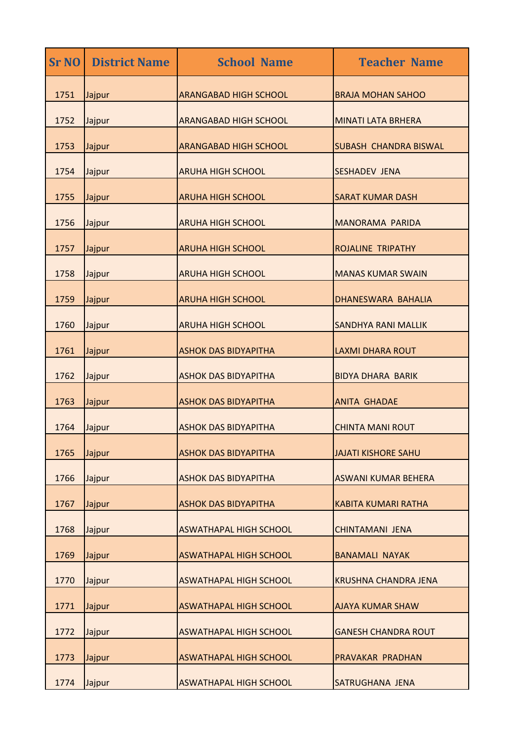| Sr NO | District Name | School Name | Teacher Name |
|---|---|---|---|
| 1751 | Jajpur | ARANGABAD HIGH SCHOOL | BRAJA MOHAN SAHOO |
| 1752 | Jajpur | ARANGABAD HIGH SCHOOL | MINATI LATA BRHERA |
| 1753 | Jajpur | ARANGABAD HIGH SCHOOL | SUBASH CHANDRA BISWAL |
| 1754 | Jajpur | ARUHA HIGH SCHOOL | SESHADEV JENA |
| 1755 | Jajpur | ARUHA HIGH SCHOOL | SARAT KUMAR DASH |
| 1756 | Jajpur | ARUHA HIGH SCHOOL | MANORAMA PARIDA |
| 1757 | Jajpur | ARUHA HIGH SCHOOL | ROJALINE TRIPATHY |
| 1758 | Jajpur | ARUHA HIGH SCHOOL | MANAS KUMAR SWAIN |
| 1759 | Jajpur | ARUHA HIGH SCHOOL | DHANESWARA BAHALIA |
| 1760 | Jajpur | ARUHA HIGH SCHOOL | SANDHYA RANI MALLIK |
| 1761 | Jajpur | ASHOK DAS BIDYAPITHA | LAXMI DHARA ROUT |
| 1762 | Jajpur | ASHOK DAS BIDYAPITHA | BIDYA DHARA BARIK |
| 1763 | Jajpur | ASHOK DAS BIDYAPITHA | ANITA GHADAE |
| 1764 | Jajpur | ASHOK DAS BIDYAPITHA | CHINTA MANI ROUT |
| 1765 | Jajpur | ASHOK DAS BIDYAPITHA | JAJATI KISHORE SAHU |
| 1766 | Jajpur | ASHOK DAS BIDYAPITHA | ASWANI KUMAR BEHERA |
| 1767 | Jajpur | ASHOK DAS BIDYAPITHA | KABITA KUMARI RATHA |
| 1768 | Jajpur | ASWATHAPAL HIGH SCHOOL | CHINTAMANI JENA |
| 1769 | Jajpur | ASWATHAPAL HIGH SCHOOL | BANAMALI NAYAK |
| 1770 | Jajpur | ASWATHAPAL HIGH SCHOOL | KRUSHNA CHANDRA JENA |
| 1771 | Jajpur | ASWATHAPAL HIGH SCHOOL | AJAYA KUMAR SHAW |
| 1772 | Jajpur | ASWATHAPAL HIGH SCHOOL | GANESH CHANDRA ROUT |
| 1773 | Jajpur | ASWATHAPAL HIGH SCHOOL | PRAVAKAR PRADHAN |
| 1774 | Jajpur | ASWATHAPAL HIGH SCHOOL | SATRUGHANA JENA |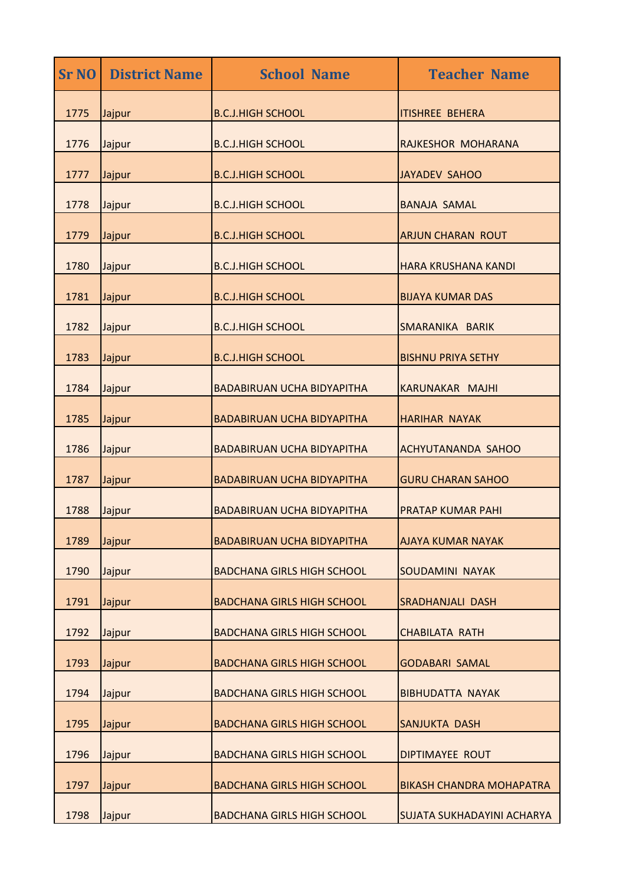| Sr NO | District Name | School Name | Teacher Name |
|---|---|---|---|
| 1775 | Jajpur | B.C.J.HIGH SCHOOL | ITISHREE BEHERA |
| 1776 | Jajpur | B.C.J.HIGH SCHOOL | RAJKESHOR MOHARANA |
| 1777 | Jajpur | B.C.J.HIGH SCHOOL | JAYADEV SAHOO |
| 1778 | Jajpur | B.C.J.HIGH SCHOOL | BANAJA SAMAL |
| 1779 | Jajpur | B.C.J.HIGH SCHOOL | ARJUN CHARAN ROUT |
| 1780 | Jajpur | B.C.J.HIGH SCHOOL | HARA KRUSHANA KANDI |
| 1781 | Jajpur | B.C.J.HIGH SCHOOL | BIJAYA KUMAR DAS |
| 1782 | Jajpur | B.C.J.HIGH SCHOOL | SMARANIKA BARIK |
| 1783 | Jajpur | B.C.J.HIGH SCHOOL | BISHNU PRIYA SETHY |
| 1784 | Jajpur | BADABIRUAN UCHA BIDYAPITHA | KARUNAKAR MAJHI |
| 1785 | Jajpur | BADABIRUAN UCHA BIDYAPITHA | HARIHAR NAYAK |
| 1786 | Jajpur | BADABIRUAN UCHA BIDYAPITHA | ACHYUTANANDA SAHOO |
| 1787 | Jajpur | BADABIRUAN UCHA BIDYAPITHA | GURU CHARAN SAHOO |
| 1788 | Jajpur | BADABIRUAN UCHA BIDYAPITHA | PRATAP KUMAR PAHI |
| 1789 | Jajpur | BADABIRUAN UCHA BIDYAPITHA | AJAYA KUMAR NAYAK |
| 1790 | Jajpur | BADCHANA GIRLS HIGH SCHOOL | SOUDAMINI NAYAK |
| 1791 | Jajpur | BADCHANA GIRLS HIGH SCHOOL | SRADHANJALI DASH |
| 1792 | Jajpur | BADCHANA GIRLS HIGH SCHOOL | CHABILATA RATH |
| 1793 | Jajpur | BADCHANA GIRLS HIGH SCHOOL | GODABARI SAMAL |
| 1794 | Jajpur | BADCHANA GIRLS HIGH SCHOOL | BIBHUDATTA NAYAK |
| 1795 | Jajpur | BADCHANA GIRLS HIGH SCHOOL | SANJUKTA DASH |
| 1796 | Jajpur | BADCHANA GIRLS HIGH SCHOOL | DIPTIMAYEE ROUT |
| 1797 | Jajpur | BADCHANA GIRLS HIGH SCHOOL | BIKASH CHANDRA MOHAPATRA |
| 1798 | Jajpur | BADCHANA GIRLS HIGH SCHOOL | SUJATA SUKHADAYINI ACHARYA |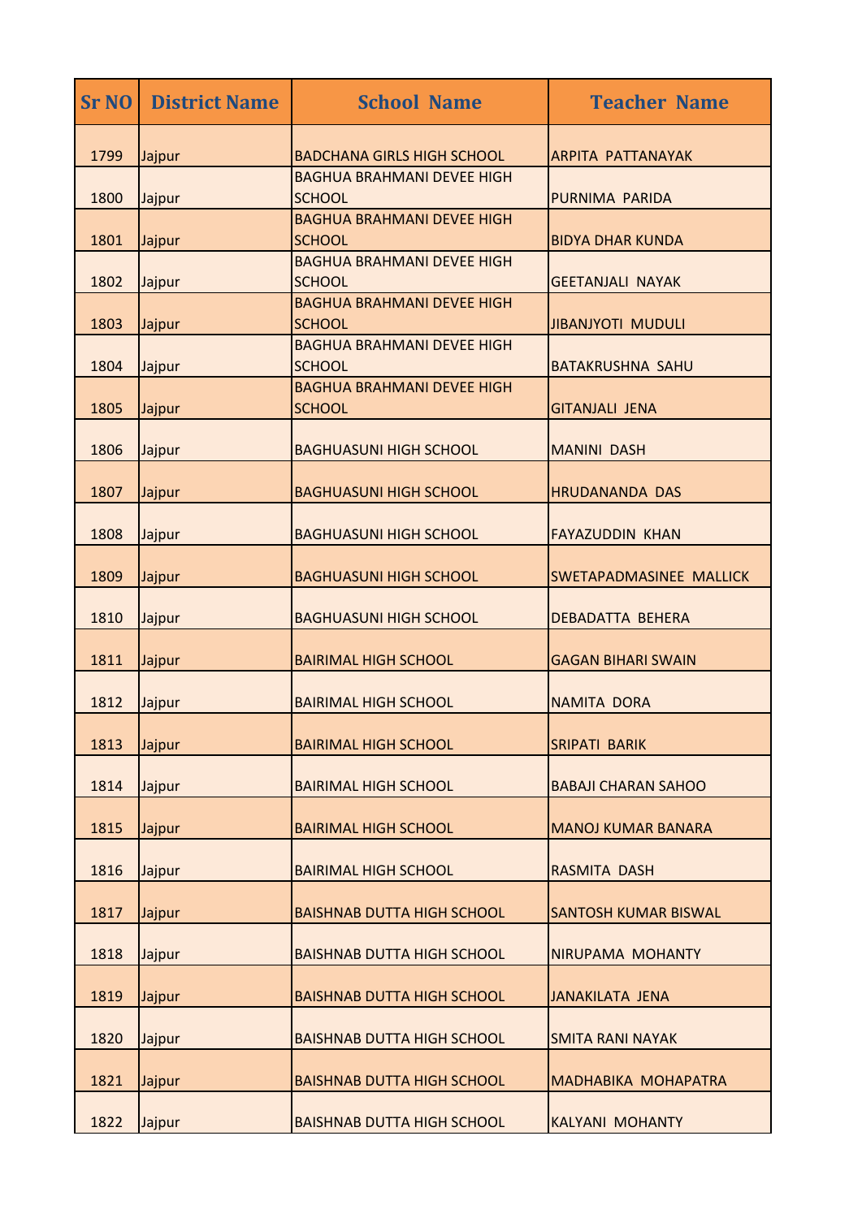| Sr NO | District Name | School Name | Teacher Name |
|---|---|---|---|
| 1799 | Jajpur | BADCHANA GIRLS HIGH SCHOOL | ARPITA PATTANAYAK |
| 1800 | Jajpur | BAGHUA BRAHMANI DEVEE HIGH SCHOOL | PURNIMA PARIDA |
| 1801 | Jajpur | BAGHUA BRAHMANI DEVEE HIGH SCHOOL | BIDYA DHAR KUNDA |
| 1802 | Jajpur | BAGHUA BRAHMANI DEVEE HIGH SCHOOL | GEETANJALI NAYAK |
| 1803 | Jajpur | BAGHUA BRAHMANI DEVEE HIGH SCHOOL | JIBANJYOTI MUDULI |
| 1804 | Jajpur | BAGHUA BRAHMANI DEVEE HIGH SCHOOL | BATAKRUSHNA SAHU |
| 1805 | Jajpur | BAGHUA BRAHMANI DEVEE HIGH SCHOOL | GITANJALI JENA |
| 1806 | Jajpur | BAGHUASUNI HIGH SCHOOL | MANINI DASH |
| 1807 | Jajpur | BAGHUASUNI HIGH SCHOOL | HRUDANANDA DAS |
| 1808 | Jajpur | BAGHUASUNI HIGH SCHOOL | FAYAZUDDIN KHAN |
| 1809 | Jajpur | BAGHUASUNI HIGH SCHOOL | SWETAPADMASINEE MALLICK |
| 1810 | Jajpur | BAGHUASUNI HIGH SCHOOL | DEBADATTA BEHERA |
| 1811 | Jajpur | BAIRIMAL HIGH SCHOOL | GAGAN BIHARI SWAIN |
| 1812 | Jajpur | BAIRIMAL HIGH SCHOOL | NAMITA DORA |
| 1813 | Jajpur | BAIRIMAL HIGH SCHOOL | SRIPATI BARIK |
| 1814 | Jajpur | BAIRIMAL HIGH SCHOOL | BABAJI CHARAN SAHOO |
| 1815 | Jajpur | BAIRIMAL HIGH SCHOOL | MANOJ KUMAR BANARA |
| 1816 | Jajpur | BAIRIMAL HIGH SCHOOL | RASMITA DASH |
| 1817 | Jajpur | BAISHNAB DUTTA HIGH SCHOOL | SANTOSH KUMAR BISWAL |
| 1818 | Jajpur | BAISHNAB DUTTA HIGH SCHOOL | NIRUPAMA MOHANTY |
| 1819 | Jajpur | BAISHNAB DUTTA HIGH SCHOOL | JANAKILATA JENA |
| 1820 | Jajpur | BAISHNAB DUTTA HIGH SCHOOL | SMITA RANI NAYAK |
| 1821 | Jajpur | BAISHNAB DUTTA HIGH SCHOOL | MADHABIKA MOHAPATRA |
| 1822 | Jajpur | BAISHNAB DUTTA HIGH SCHOOL | KALYANI MOHANTY |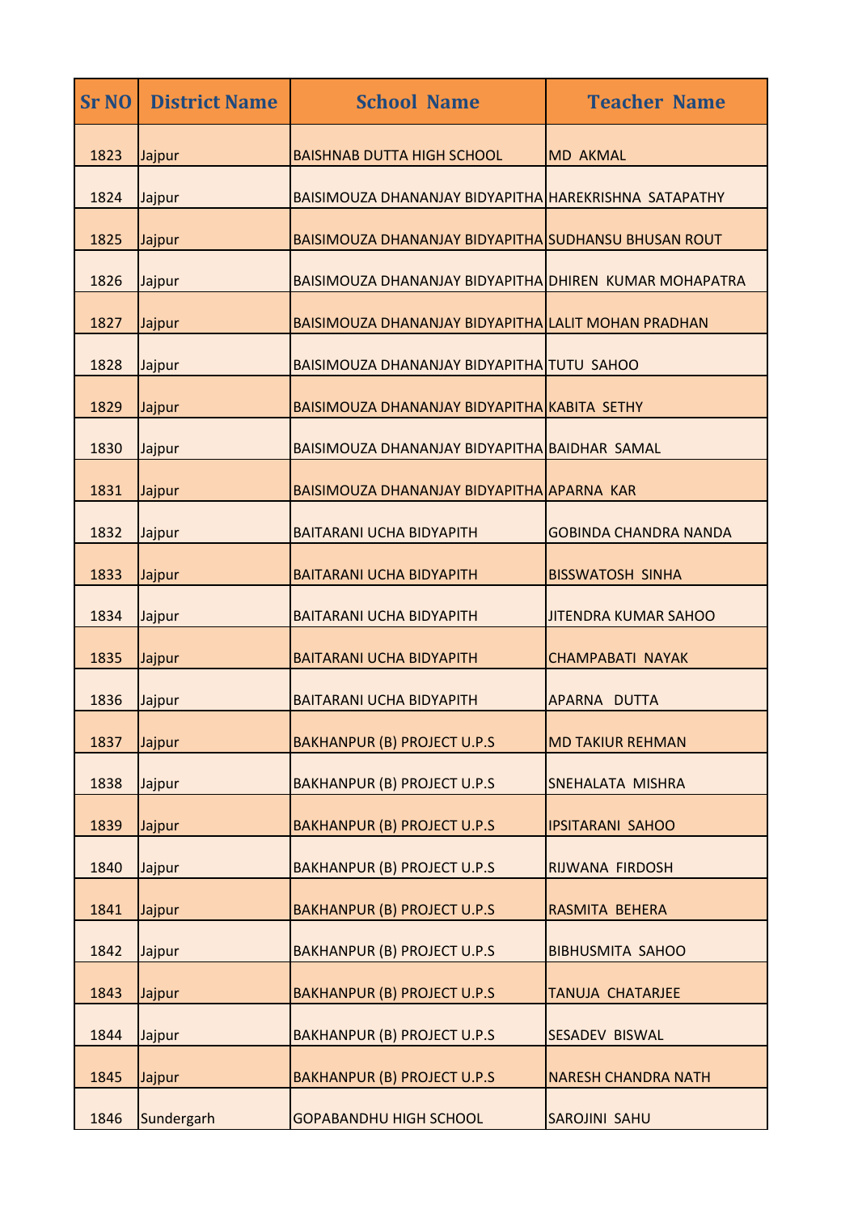| Sr NO | District Name | School Name | Teacher Name |
|---|---|---|---|
| 1823 | Jajpur | BAISHNAB DUTTA HIGH SCHOOL | MD AKMAL |
| 1824 | Jajpur | BAISIMOUZA DHANANJAY BIDYAPITHA | HAREKRISHNA SATAPATHY |
| 1825 | Jajpur | BAISIMOUZA DHANANJAY BIDYAPITHA | SUDHANSU BHUSAN ROUT |
| 1826 | Jajpur | BAISIMOUZA DHANANJAY BIDYAPITHA | DHIREN KUMAR MOHAPATRA |
| 1827 | Jajpur | BAISIMOUZA DHANANJAY BIDYAPITHA | LALIT MOHAN PRADHAN |
| 1828 | Jajpur | BAISIMOUZA DHANANJAY BIDYAPITHA | TUTU SAHOO |
| 1829 | Jajpur | BAISIMOUZA DHANANJAY BIDYAPITHA | KABITA SETHY |
| 1830 | Jajpur | BAISIMOUZA DHANANJAY BIDYAPITHA | BAIDHAR SAMAL |
| 1831 | Jajpur | BAISIMOUZA DHANANJAY BIDYAPITHA | APARNA KAR |
| 1832 | Jajpur | BAITARANI UCHA BIDYAPITH | GOBINDA CHANDRA NANDA |
| 1833 | Jajpur | BAITARANI UCHA BIDYAPITH | BISSWATOSH SINHA |
| 1834 | Jajpur | BAITARANI UCHA BIDYAPITH | JITENDRA KUMAR SAHOO |
| 1835 | Jajpur | BAITARANI UCHA BIDYAPITH | CHAMPABATI NAYAK |
| 1836 | Jajpur | BAITARANI UCHA BIDYAPITH | APARNA DUTTA |
| 1837 | Jajpur | BAKHANPUR (B) PROJECT U.P.S | MD TAKIUR REHMAN |
| 1838 | Jajpur | BAKHANPUR (B) PROJECT U.P.S | SNEHALATA MISHRA |
| 1839 | Jajpur | BAKHANPUR (B) PROJECT U.P.S | IPSITARANI SAHOO |
| 1840 | Jajpur | BAKHANPUR (B) PROJECT U.P.S | RIJWANA FIRDOSH |
| 1841 | Jajpur | BAKHANPUR (B) PROJECT U.P.S | RASMITA BEHERA |
| 1842 | Jajpur | BAKHANPUR (B) PROJECT U.P.S | BIBHUSMITA SAHOO |
| 1843 | Jajpur | BAKHANPUR (B) PROJECT U.P.S | TANUJA CHATARJEE |
| 1844 | Jajpur | BAKHANPUR (B) PROJECT U.P.S | SESADEV BISWAL |
| 1845 | Jajpur | BAKHANPUR (B) PROJECT U.P.S | NARESH CHANDRA NATH |
| 1846 | Sundergarh | GOPABANDHU HIGH SCHOOL | SAROJINI SAHU |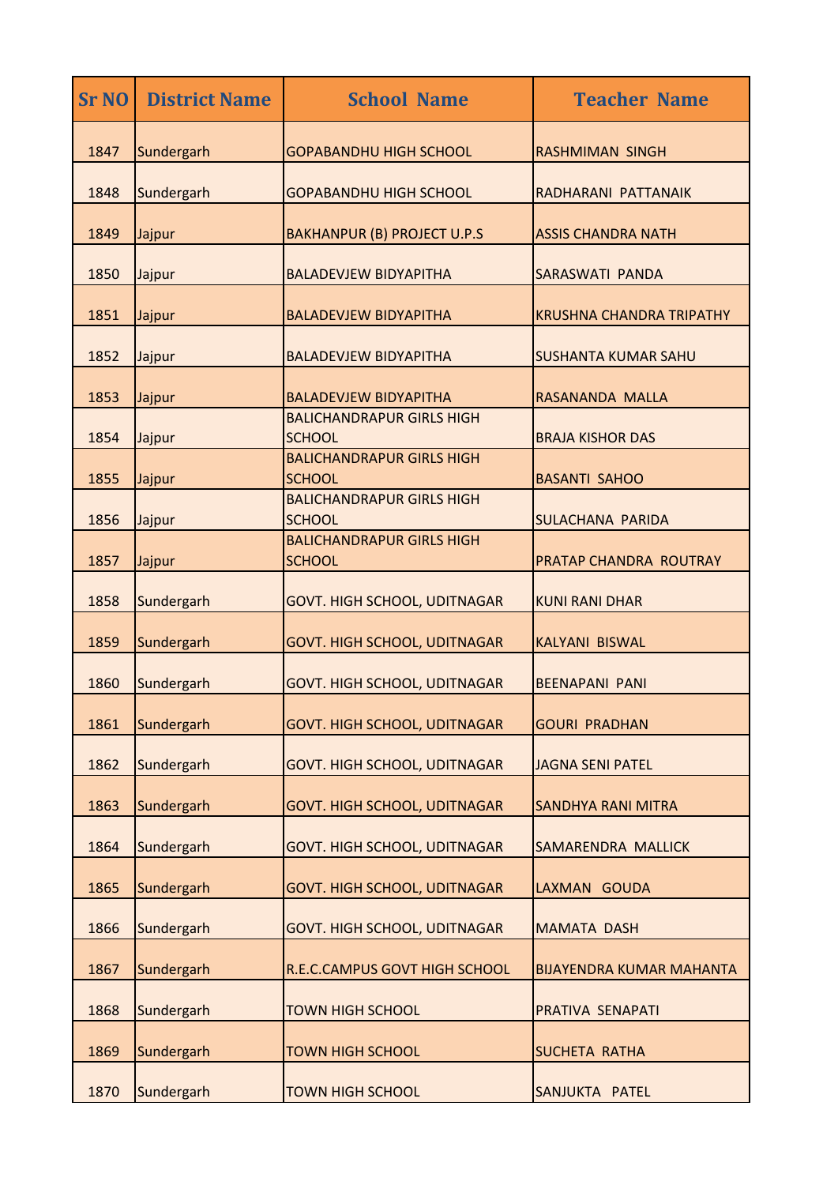| Sr NO | District Name | School Name | Teacher Name |
|---|---|---|---|
| 1847 | Sundergarh | GOPABANDHU HIGH SCHOOL | RASHMIMAN SINGH |
| 1848 | Sundergarh | GOPABANDHU HIGH SCHOOL | RADHARANI PATTANAIK |
| 1849 | Jajpur | BAKHANPUR (B) PROJECT U.P.S | ASSIS CHANDRA NATH |
| 1850 | Jajpur | BALADEVJEW BIDYAPITHA | SARASWATI PANDA |
| 1851 | Jajpur | BALADEVJEW BIDYAPITHA | KRUSHNA CHANDRA TRIPATHY |
| 1852 | Jajpur | BALADEVJEW BIDYAPITHA | SUSHANTA KUMAR SAHU |
| 1853 | Jajpur | BALADEVJEW BIDYAPITHA | RASANANDA MALLA |
| 1854 | Jajpur | BALICHANDRAPUR GIRLS HIGH SCHOOL | BRAJA KISHOR DAS |
| 1855 | Jajpur | BALICHANDRAPUR GIRLS HIGH SCHOOL | BASANTI SAHOO |
| 1856 | Jajpur | BALICHANDRAPUR GIRLS HIGH SCHOOL | SULACHANA PARIDA |
| 1857 | Jajpur | BALICHANDRAPUR GIRLS HIGH SCHOOL | PRATAP CHANDRA ROUTRAY |
| 1858 | Sundergarh | GOVT. HIGH SCHOOL, UDITNAGAR | KUNI RANI DHAR |
| 1859 | Sundergarh | GOVT. HIGH SCHOOL, UDITNAGAR | KALYANI BISWAL |
| 1860 | Sundergarh | GOVT. HIGH SCHOOL, UDITNAGAR | BEENAPANI PANI |
| 1861 | Sundergarh | GOVT. HIGH SCHOOL, UDITNAGAR | GOURI PRADHAN |
| 1862 | Sundergarh | GOVT. HIGH SCHOOL, UDITNAGAR | JAGNA SENI PATEL |
| 1863 | Sundergarh | GOVT. HIGH SCHOOL, UDITNAGAR | SANDHYA RANI MITRA |
| 1864 | Sundergarh | GOVT. HIGH SCHOOL, UDITNAGAR | SAMARENDRA MALLICK |
| 1865 | Sundergarh | GOVT. HIGH SCHOOL, UDITNAGAR | LAXMAN GOUDA |
| 1866 | Sundergarh | GOVT. HIGH SCHOOL, UDITNAGAR | MAMATA DASH |
| 1867 | Sundergarh | R.E.C.CAMPUS GOVT HIGH SCHOOL | BIJAYENDRA KUMAR MAHANTA |
| 1868 | Sundergarh | TOWN HIGH SCHOOL | PRATIVA SENAPATI |
| 1869 | Sundergarh | TOWN HIGH SCHOOL | SUCHETA RATHA |
| 1870 | Sundergarh | TOWN HIGH SCHOOL | SANJUKTA PATEL |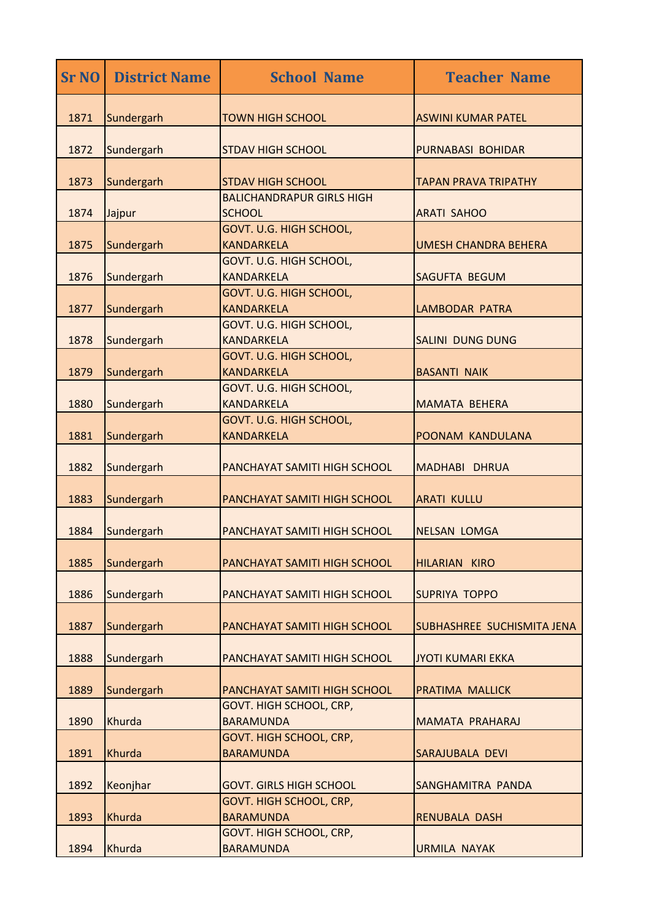| Sr NO | District Name | School Name | Teacher Name |
|---|---|---|---|
| 1871 | Sundergarh | TOWN HIGH SCHOOL | ASWINI KUMAR PATEL |
| 1872 | Sundergarh | STDAV HIGH SCHOOL | PURNABASI BOHIDAR |
| 1873 | Sundergarh | STDAV HIGH SCHOOL | TAPAN PRAVA TRIPATHY |
| 1874 | Jajpur | BALICHANDRAPUR GIRLS HIGH SCHOOL | ARATI SAHOO |
| 1875 | Sundergarh | GOVT. U.G. HIGH SCHOOL, KANDARKELA | UMESH CHANDRA BEHERA |
| 1876 | Sundergarh | GOVT. U.G. HIGH SCHOOL, KANDARKELA | SAGUFTA BEGUM |
| 1877 | Sundergarh | GOVT. U.G. HIGH SCHOOL, KANDARKELA | LAMBODAR PATRA |
| 1878 | Sundergarh | GOVT. U.G. HIGH SCHOOL, KANDARKELA | SALINI DUNG DUNG |
| 1879 | Sundergarh | GOVT. U.G. HIGH SCHOOL, KANDARKELA | BASANTI NAIK |
| 1880 | Sundergarh | GOVT. U.G. HIGH SCHOOL, KANDARKELA | MAMATA BEHERA |
| 1881 | Sundergarh | GOVT. U.G. HIGH SCHOOL, KANDARKELA | POONAM KANDULANA |
| 1882 | Sundergarh | PANCHAYAT SAMITI HIGH SCHOOL | MADHABI DHRUA |
| 1883 | Sundergarh | PANCHAYAT SAMITI HIGH SCHOOL | ARATI KULLU |
| 1884 | Sundergarh | PANCHAYAT SAMITI HIGH SCHOOL | NELSAN LOMGA |
| 1885 | Sundergarh | PANCHAYAT SAMITI HIGH SCHOOL | HILARIAN KIRO |
| 1886 | Sundergarh | PANCHAYAT SAMITI HIGH SCHOOL | SUPRIYA TOPPO |
| 1887 | Sundergarh | PANCHAYAT SAMITI HIGH SCHOOL | SUBHASHREE SUCHISMITA JENA |
| 1888 | Sundergarh | PANCHAYAT SAMITI HIGH SCHOOL | JYOTI KUMARI EKKA |
| 1889 | Sundergarh | PANCHAYAT SAMITI HIGH SCHOOL | PRATIMA MALLICK |
| 1890 | Khurda | GOVT. HIGH SCHOOL, CRP, BARAMUNDA | MAMATA PRAHARAJ |
| 1891 | Khurda | GOVT. HIGH SCHOOL, CRP, BARAMUNDA | SARAJUBALA DEVI |
| 1892 | Keonjhar | GOVT. GIRLS HIGH SCHOOL | SANGHAMITRA PANDA |
| 1893 | Khurda | GOVT. HIGH SCHOOL, CRP, BARAMUNDA | RENUBALA DASH |
| 1894 | Khurda | GOVT. HIGH SCHOOL, CRP, BARAMUNDA | URMILA NAYAK |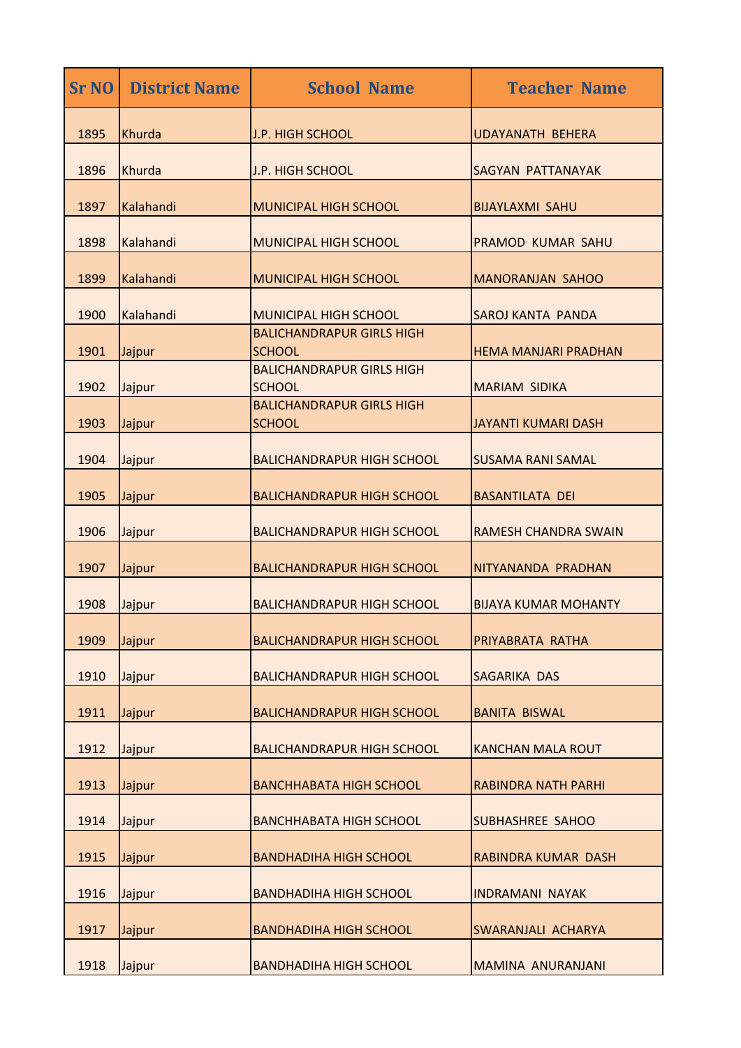| Sr NO | District Name | School Name | Teacher Name |
| --- | --- | --- | --- |
| 1895 | Khurda | J.P. HIGH SCHOOL | UDAYANATH BEHERA |
| 1896 | Khurda | J.P. HIGH SCHOOL | SAGYAN PATTANAYAK |
| 1897 | Kalahandi | MUNICIPAL HIGH SCHOOL | BIJAYLAXMI SAHU |
| 1898 | Kalahandi | MUNICIPAL HIGH SCHOOL | PRAMOD KUMAR SAHU |
| 1899 | Kalahandi | MUNICIPAL HIGH SCHOOL | MANORANJAN SAHOO |
| 1900 | Kalahandi | MUNICIPAL HIGH SCHOOL | SAROJ KANTA PANDA |
| 1901 | Jajpur | BALICHANDRAPUR GIRLS HIGH SCHOOL | HEMA MANJARI PRADHAN |
| 1902 | Jajpur | BALICHANDRAPUR GIRLS HIGH SCHOOL | MARIAM SIDIKA |
| 1903 | Jajpur | BALICHANDRAPUR GIRLS HIGH SCHOOL | JAYANTI KUMARI DASH |
| 1904 | Jajpur | BALICHANDRAPUR HIGH SCHOOL | SUSAMA RANI SAMAL |
| 1905 | Jajpur | BALICHANDRAPUR HIGH SCHOOL | BASANTILATA DEI |
| 1906 | Jajpur | BALICHANDRAPUR HIGH SCHOOL | RAMESH CHANDRA SWAIN |
| 1907 | Jajpur | BALICHANDRAPUR HIGH SCHOOL | NITYANANDA PRADHAN |
| 1908 | Jajpur | BALICHANDRAPUR HIGH SCHOOL | BIJAYA KUMAR MOHANTY |
| 1909 | Jajpur | BALICHANDRAPUR HIGH SCHOOL | PRIYABRATA RATHA |
| 1910 | Jajpur | BALICHANDRAPUR HIGH SCHOOL | SAGARIKA DAS |
| 1911 | Jajpur | BALICHANDRAPUR HIGH SCHOOL | BANITA BISWAL |
| 1912 | Jajpur | BALICHANDRAPUR HIGH SCHOOL | KANCHAN MALA ROUT |
| 1913 | Jajpur | BANCHHABATA HIGH SCHOOL | RABINDRA NATH PARHI |
| 1914 | Jajpur | BANCHHABATA HIGH SCHOOL | SUBHASHREE SAHOO |
| 1915 | Jajpur | BANDHADIHA HIGH SCHOOL | RABINDRA KUMAR DASH |
| 1916 | Jajpur | BANDHADIHA HIGH SCHOOL | INDRAMANI NAYAK |
| 1917 | Jajpur | BANDHADIHA HIGH SCHOOL | SWARANJALI ACHARYA |
| 1918 | Jajpur | BANDHADIHA HIGH SCHOOL | MAMINA ANURANJANI |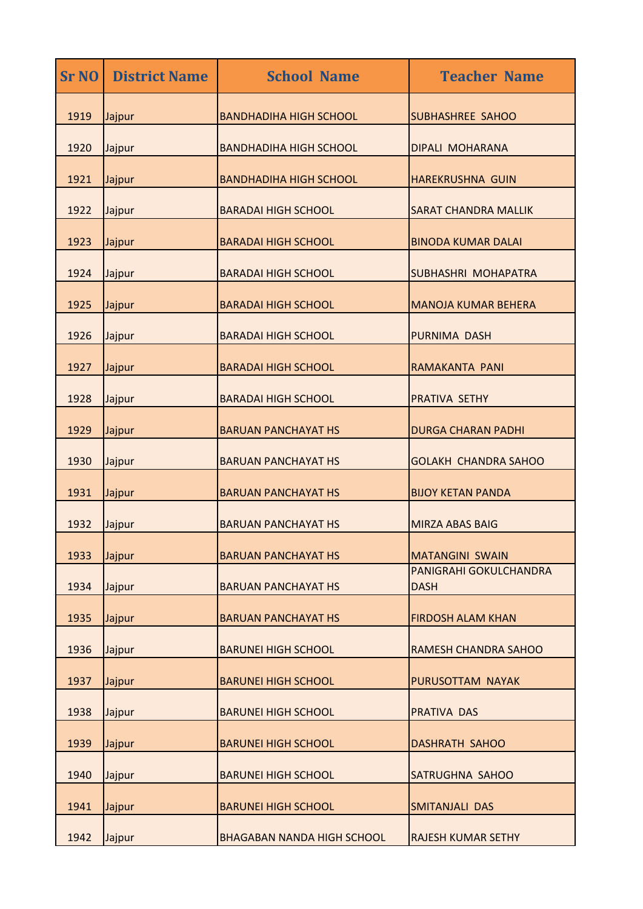| Sr NO | District Name | School  Name | Teacher  Name |
|---|---|---|---|
| 1919 | Jajpur | BANDHADIHA HIGH SCHOOL | SUBHASHREE  SAHOO |
| 1920 | Jajpur | BANDHADIHA HIGH SCHOOL | DIPALI  MOHARANA |
| 1921 | Jajpur | BANDHADIHA HIGH SCHOOL | HAREKRUSHNA  GUIN |
| 1922 | Jajpur | BARADAI HIGH SCHOOL | SARAT CHANDRA MALLIK |
| 1923 | Jajpur | BARADAI HIGH SCHOOL | BINODA KUMAR DALAI |
| 1924 | Jajpur | BARADAI HIGH SCHOOL | SUBHASHRI  MOHAPATRA |
| 1925 | Jajpur | BARADAI HIGH SCHOOL | MANOJA KUMAR BEHERA |
| 1926 | Jajpur | BARADAI HIGH SCHOOL | PURNIMA  DASH |
| 1927 | Jajpur | BARADAI HIGH SCHOOL | RAMAKANTA  PANI |
| 1928 | Jajpur | BARADAI HIGH SCHOOL | PRATIVA  SETHY |
| 1929 | Jajpur | BARUAN PANCHAYAT HS | DURGA CHARAN PADHI |
| 1930 | Jajpur | BARUAN PANCHAYAT HS | GOLAKH  CHANDRA SAHOO |
| 1931 | Jajpur | BARUAN PANCHAYAT HS | BIJOY KETAN PANDA |
| 1932 | Jajpur | BARUAN PANCHAYAT HS | MIRZA ABAS BAIG |
| 1933 | Jajpur | BARUAN PANCHAYAT HS | MATANGINI  SWAIN |
| 1934 | Jajpur | BARUAN PANCHAYAT HS | PANIGRAHI GOKULCHANDRA DASH |
| 1935 | Jajpur | BARUAN PANCHAYAT HS | FIRDOSH ALAM KHAN |
| 1936 | Jajpur | BARUNEI HIGH SCHOOL | RAMESH CHANDRA SAHOO |
| 1937 | Jajpur | BARUNEI HIGH SCHOOL | PURUSOTTAM  NAYAK |
| 1938 | Jajpur | BARUNEI HIGH SCHOOL | PRATIVA  DAS |
| 1939 | Jajpur | BARUNEI HIGH SCHOOL | DASHRATH  SAHOO |
| 1940 | Jajpur | BARUNEI HIGH SCHOOL | SATRUGHNA  SAHOO |
| 1941 | Jajpur | BARUNEI HIGH SCHOOL | SMITANJALI  DAS |
| 1942 | Jajpur | BHAGABAN NANDA HIGH SCHOOL | RAJESH KUMAR SETHY |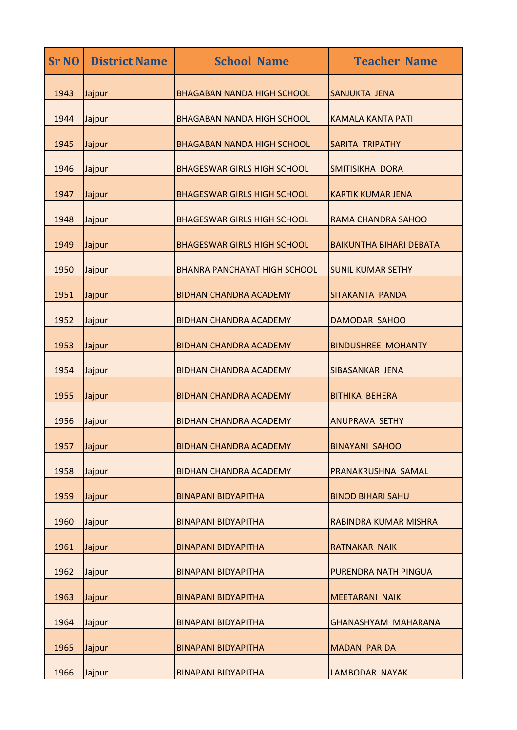| Sr NO | District Name | School Name | Teacher Name |
|---|---|---|---|
| 1943 | Jajpur | BHAGABAN NANDA HIGH SCHOOL | SANJUKTA JENA |
| 1944 | Jajpur | BHAGABAN NANDA HIGH SCHOOL | KAMALA KANTA PATI |
| 1945 | Jajpur | BHAGABAN NANDA HIGH SCHOOL | SARITA TRIPATHY |
| 1946 | Jajpur | BHAGESWAR GIRLS HIGH SCHOOL | SMITISIKHA DORA |
| 1947 | Jajpur | BHAGESWAR GIRLS HIGH SCHOOL | KARTIK KUMAR JENA |
| 1948 | Jajpur | BHAGESWAR GIRLS HIGH SCHOOL | RAMA CHANDRA SAHOO |
| 1949 | Jajpur | BHAGESWAR GIRLS HIGH SCHOOL | BAIKUNTHA BIHARI DEBATA |
| 1950 | Jajpur | BHANRA PANCHAYAT HIGH SCHOOL | SUNIL KUMAR SETHY |
| 1951 | Jajpur | BIDHAN CHANDRA ACADEMY | SITAKANTA PANDA |
| 1952 | Jajpur | BIDHAN CHANDRA ACADEMY | DAMODAR SAHOO |
| 1953 | Jajpur | BIDHAN CHANDRA ACADEMY | BINDUSHREE MOHANTY |
| 1954 | Jajpur | BIDHAN CHANDRA ACADEMY | SIBASANKAR JENA |
| 1955 | Jajpur | BIDHAN CHANDRA ACADEMY | BITHIKA BEHERA |
| 1956 | Jajpur | BIDHAN CHANDRA ACADEMY | ANUPRAVA SETHY |
| 1957 | Jajpur | BIDHAN CHANDRA ACADEMY | BINAYANI SAHOO |
| 1958 | Jajpur | BIDHAN CHANDRA ACADEMY | PRANAKRUSHNA SAMAL |
| 1959 | Jajpur | BINAPANI BIDYAPITHA | BINOD BIHARI SAHU |
| 1960 | Jajpur | BINAPANI BIDYAPITHA | RABINDRA KUMAR MISHRA |
| 1961 | Jajpur | BINAPANI BIDYAPITHA | RATNAKAR NAIK |
| 1962 | Jajpur | BINAPANI BIDYAPITHA | PURENDRA NATH PINGUA |
| 1963 | Jajpur | BINAPANI BIDYAPITHA | MEETARANI NAIK |
| 1964 | Jajpur | BINAPANI BIDYAPITHA | GHANASHYAM MAHARANA |
| 1965 | Jajpur | BINAPANI BIDYAPITHA | MADAN PARIDA |
| 1966 | Jajpur | BINAPANI BIDYAPITHA | LAMBODAR NAYAK |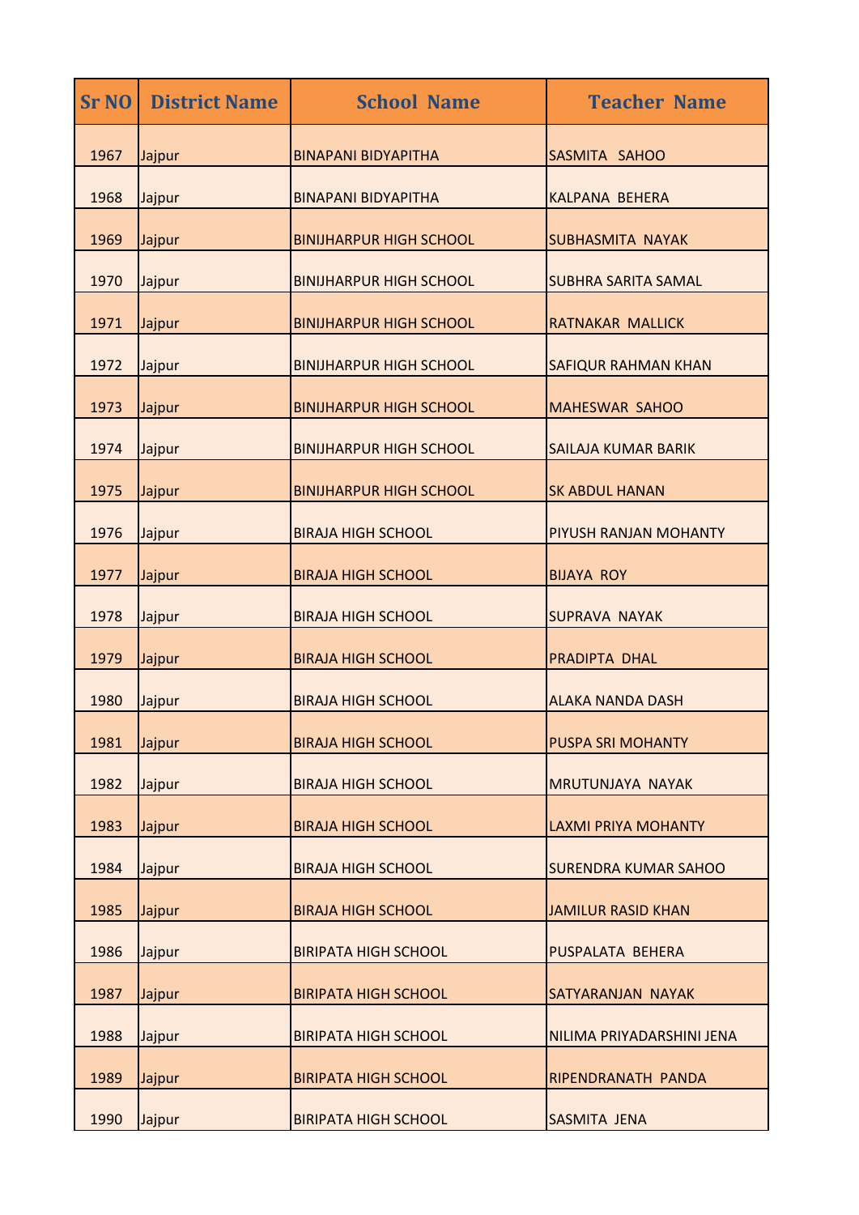| Sr NO | District Name | School Name | Teacher Name |
|---|---|---|---|
| 1967 | Jajpur | BINAPANI BIDYAPITHA | SASMITA SAHOO |
| 1968 | Jajpur | BINAPANI BIDYAPITHA | KALPANA BEHERA |
| 1969 | Jajpur | BINIJHARPUR HIGH SCHOOL | SUBHASMITA NAYAK |
| 1970 | Jajpur | BINIJHARPUR HIGH SCHOOL | SUBHRA SARITA SAMAL |
| 1971 | Jajpur | BINIJHARPUR HIGH SCHOOL | RATNAKAR MALLICK |
| 1972 | Jajpur | BINIJHARPUR HIGH SCHOOL | SAFIQUR RAHMAN KHAN |
| 1973 | Jajpur | BINIJHARPUR HIGH SCHOOL | MAHESWAR SAHOO |
| 1974 | Jajpur | BINIJHARPUR HIGH SCHOOL | SAILAJA KUMAR BARIK |
| 1975 | Jajpur | BINIJHARPUR HIGH SCHOOL | SK ABDUL HANAN |
| 1976 | Jajpur | BIRAJA HIGH SCHOOL | PIYUSH RANJAN MOHANTY |
| 1977 | Jajpur | BIRAJA HIGH SCHOOL | BIJAYA ROY |
| 1978 | Jajpur | BIRAJA HIGH SCHOOL | SUPRAVA NAYAK |
| 1979 | Jajpur | BIRAJA HIGH SCHOOL | PRADIPTA DHAL |
| 1980 | Jajpur | BIRAJA HIGH SCHOOL | ALAKA NANDA DASH |
| 1981 | Jajpur | BIRAJA HIGH SCHOOL | PUSPA SRI MOHANTY |
| 1982 | Jajpur | BIRAJA HIGH SCHOOL | MRUTUNJAYA NAYAK |
| 1983 | Jajpur | BIRAJA HIGH SCHOOL | LAXMI PRIYA MOHANTY |
| 1984 | Jajpur | BIRAJA HIGH SCHOOL | SURENDRA KUMAR SAHOO |
| 1985 | Jajpur | BIRAJA HIGH SCHOOL | JAMILUR RASID KHAN |
| 1986 | Jajpur | BIRIPATA HIGH SCHOOL | PUSPALATA BEHERA |
| 1987 | Jajpur | BIRIPATA HIGH SCHOOL | SATYARANJAN NAYAK |
| 1988 | Jajpur | BIRIPATA HIGH SCHOOL | NILIMA PRIYADARSHINI JENA |
| 1989 | Jajpur | BIRIPATA HIGH SCHOOL | RIPENDRANATH PANDA |
| 1990 | Jajpur | BIRIPATA HIGH SCHOOL | SASMITA JENA |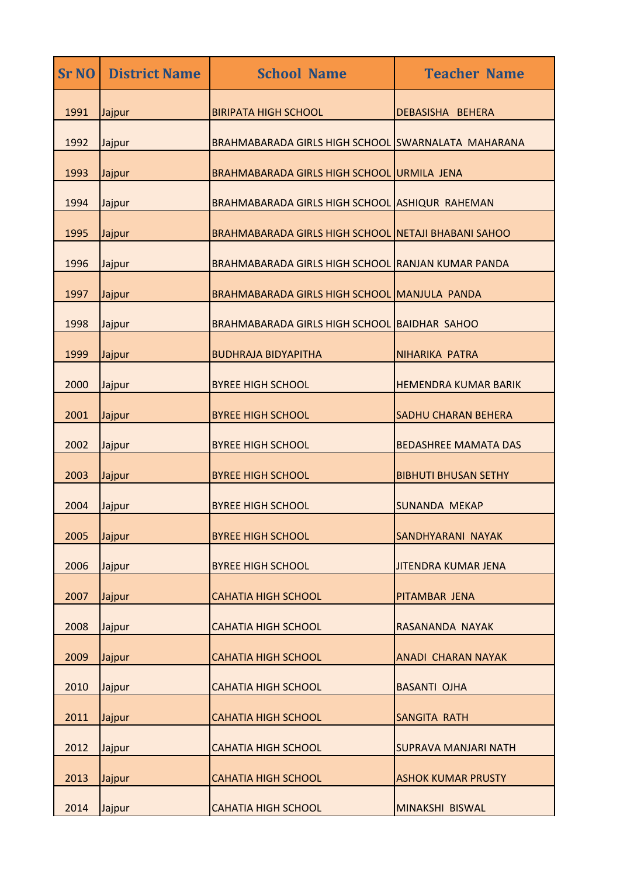| Sr NO | District Name | School Name | Teacher Name |
|---|---|---|---|
| 1991 | Jajpur | BIRIPATA HIGH SCHOOL | DEBASISHA BEHERA |
| 1992 | Jajpur | BRAHMABARADA GIRLS HIGH SCHOOL | SWARNALATA MAHARANA |
| 1993 | Jajpur | BRAHMABARADA GIRLS HIGH SCHOOL | URMILA JENA |
| 1994 | Jajpur | BRAHMABARADA GIRLS HIGH SCHOOL | ASHIQUR RAHEMAN |
| 1995 | Jajpur | BRAHMABARADA GIRLS HIGH SCHOOL | NETAJI BHABANI SAHOO |
| 1996 | Jajpur | BRAHMABARADA GIRLS HIGH SCHOOL | RANJAN KUMAR PANDA |
| 1997 | Jajpur | BRAHMABARADA GIRLS HIGH SCHOOL | MANJULA PANDA |
| 1998 | Jajpur | BRAHMABARADA GIRLS HIGH SCHOOL | BAIDHAR SAHOO |
| 1999 | Jajpur | BUDHRAJA BIDYAPITHA | NIHARIKA PATRA |
| 2000 | Jajpur | BYREE HIGH SCHOOL | HEMENDRA KUMAR BARIK |
| 2001 | Jajpur | BYREE HIGH SCHOOL | SADHU CHARAN BEHERA |
| 2002 | Jajpur | BYREE HIGH SCHOOL | BEDASHREE MAMATA DAS |
| 2003 | Jajpur | BYREE HIGH SCHOOL | BIBHUTI BHUSAN SETHY |
| 2004 | Jajpur | BYREE HIGH SCHOOL | SUNANDA MEKAP |
| 2005 | Jajpur | BYREE HIGH SCHOOL | SANDHYARANI NAYAK |
| 2006 | Jajpur | BYREE HIGH SCHOOL | JITENDRA KUMAR JENA |
| 2007 | Jajpur | CAHATIA HIGH SCHOOL | PITAMBAR JENA |
| 2008 | Jajpur | CAHATIA HIGH SCHOOL | RASANANDA NAYAK |
| 2009 | Jajpur | CAHATIA HIGH SCHOOL | ANADI CHARAN NAYAK |
| 2010 | Jajpur | CAHATIA HIGH SCHOOL | BASANTI OJHA |
| 2011 | Jajpur | CAHATIA HIGH SCHOOL | SANGITA RATH |
| 2012 | Jajpur | CAHATIA HIGH SCHOOL | SUPRAVA MANJARI NATH |
| 2013 | Jajpur | CAHATIA HIGH SCHOOL | ASHOK KUMAR PRUSTY |
| 2014 | Jajpur | CAHATIA HIGH SCHOOL | MINAKSHI BISWAL |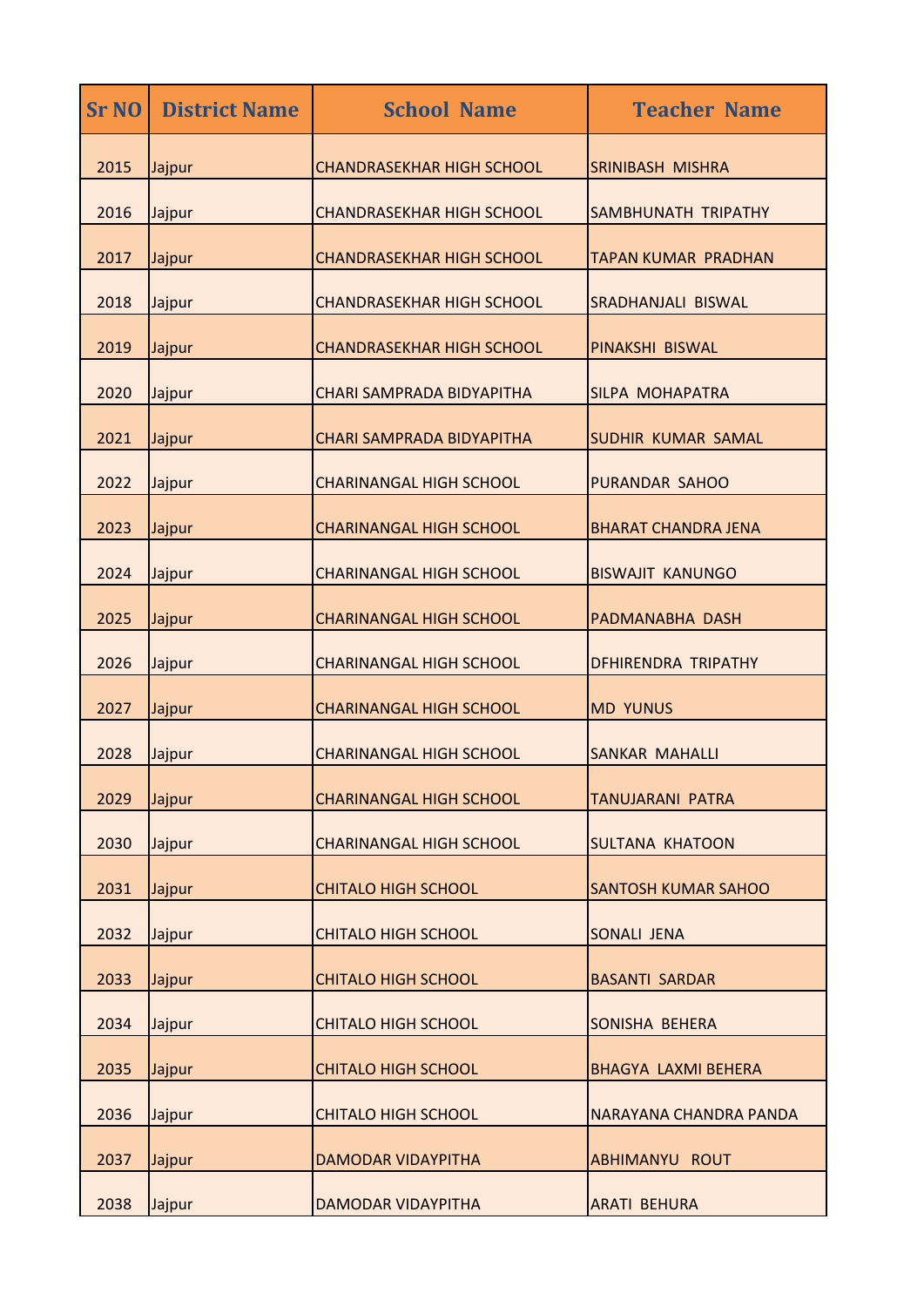| Sr NO | District Name | School Name | Teacher Name |
|---|---|---|---|
| 2015 | Jajpur | CHANDRASEKHAR HIGH SCHOOL | SRINIBASH MISHRA |
| 2016 | Jajpur | CHANDRASEKHAR HIGH SCHOOL | SAMBHUNATH TRIPATHY |
| 2017 | Jajpur | CHANDRASEKHAR HIGH SCHOOL | TAPAN KUMAR PRADHAN |
| 2018 | Jajpur | CHANDRASEKHAR HIGH SCHOOL | SRADHANJALI BISWAL |
| 2019 | Jajpur | CHANDRASEKHAR HIGH SCHOOL | PINAKSHI BISWAL |
| 2020 | Jajpur | CHARI SAMPRADA BIDYAPITHA | SILPA MOHAPATRA |
| 2021 | Jajpur | CHARI SAMPRADA BIDYAPITHA | SUDHIR KUMAR SAMAL |
| 2022 | Jajpur | CHARINANGAL HIGH SCHOOL | PURANDAR SAHOO |
| 2023 | Jajpur | CHARINANGAL HIGH SCHOOL | BHARAT CHANDRA JENA |
| 2024 | Jajpur | CHARINANGAL HIGH SCHOOL | BISWAJIT KANUNGO |
| 2025 | Jajpur | CHARINANGAL HIGH SCHOOL | PADMANABHA DASH |
| 2026 | Jajpur | CHARINANGAL HIGH SCHOOL | DFHIRENDRA TRIPATHY |
| 2027 | Jajpur | CHARINANGAL HIGH SCHOOL | MD YUNUS |
| 2028 | Jajpur | CHARINANGAL HIGH SCHOOL | SANKAR MAHALLI |
| 2029 | Jajpur | CHARINANGAL HIGH SCHOOL | TANUJARANI PATRA |
| 2030 | Jajpur | CHARINANGAL HIGH SCHOOL | SULTANA KHATOON |
| 2031 | Jajpur | CHITALO HIGH SCHOOL | SANTOSH KUMAR SAHOO |
| 2032 | Jajpur | CHITALO HIGH SCHOOL | SONALI JENA |
| 2033 | Jajpur | CHITALO HIGH SCHOOL | BASANTI SARDAR |
| 2034 | Jajpur | CHITALO HIGH SCHOOL | SONISHA BEHERA |
| 2035 | Jajpur | CHITALO HIGH SCHOOL | BHAGYA LAXMI BEHERA |
| 2036 | Jajpur | CHITALO HIGH SCHOOL | NARAYANA CHANDRA PANDA |
| 2037 | Jajpur | DAMODAR VIDAYPITHA | ABHIMANYU ROUT |
| 2038 | Jajpur | DAMODAR VIDAYPITHA | ARATI BEHURA |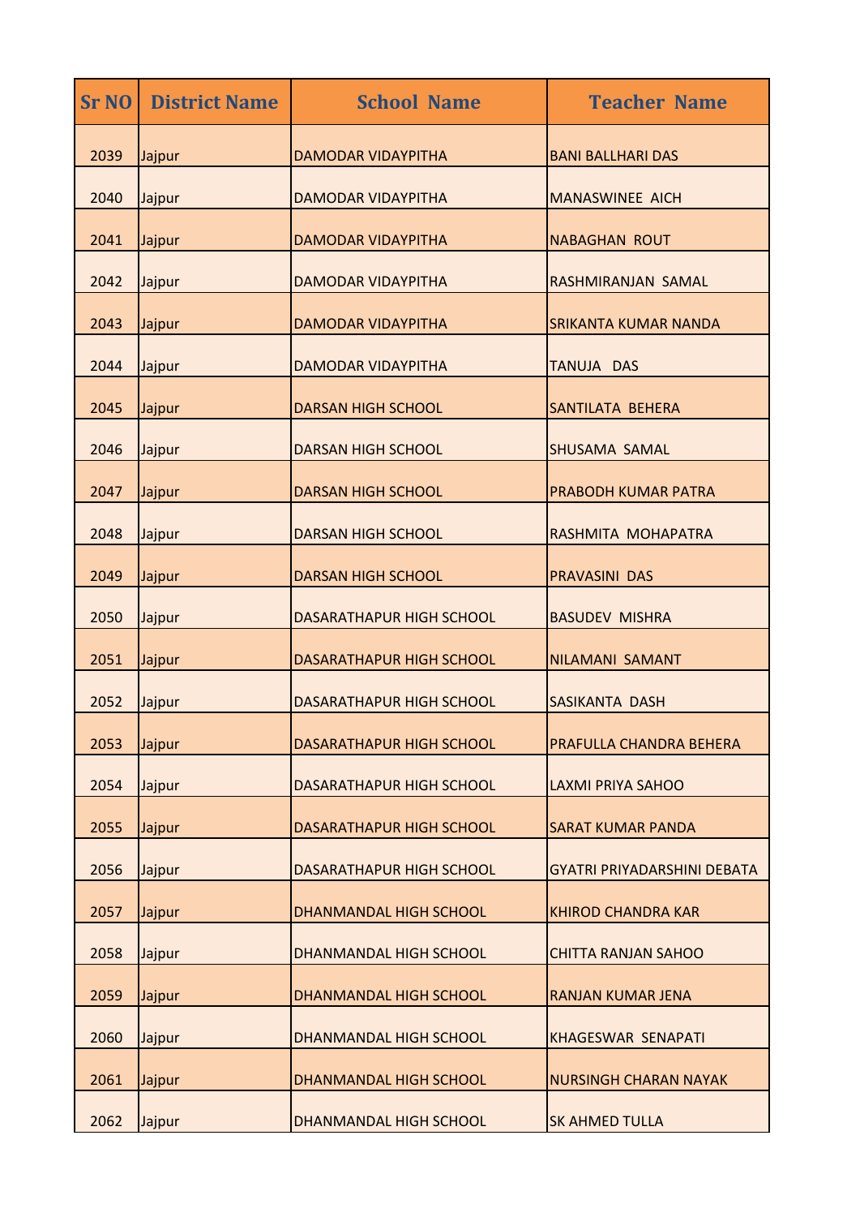| Sr NO | District Name | School Name | Teacher Name |
|---|---|---|---|
| 2039 | Jajpur | DAMODAR VIDAYPITHA | BANI BALLHARI DAS |
| 2040 | Jajpur | DAMODAR VIDAYPITHA | MANASWINEE AICH |
| 2041 | Jajpur | DAMODAR VIDAYPITHA | NABAGHAN ROUT |
| 2042 | Jajpur | DAMODAR VIDAYPITHA | RASHMIRANJAN SAMAL |
| 2043 | Jajpur | DAMODAR VIDAYPITHA | SRIKANTA KUMAR NANDA |
| 2044 | Jajpur | DAMODAR VIDAYPITHA | TANUJA DAS |
| 2045 | Jajpur | DARSAN HIGH SCHOOL | SANTILATA BEHERA |
| 2046 | Jajpur | DARSAN HIGH SCHOOL | SHUSAMA SAMAL |
| 2047 | Jajpur | DARSAN HIGH SCHOOL | PRABODH KUMAR PATRA |
| 2048 | Jajpur | DARSAN HIGH SCHOOL | RASHMITA MOHAPATRA |
| 2049 | Jajpur | DARSAN HIGH SCHOOL | PRAVASINI DAS |
| 2050 | Jajpur | DASARATHAPUR HIGH SCHOOL | BASUDEV MISHRA |
| 2051 | Jajpur | DASARATHAPUR HIGH SCHOOL | NILAMANI SAMANT |
| 2052 | Jajpur | DASARATHAPUR HIGH SCHOOL | SASIKANTA DASH |
| 2053 | Jajpur | DASARATHAPUR HIGH SCHOOL | PRAFULLA CHANDRA BEHERA |
| 2054 | Jajpur | DASARATHAPUR HIGH SCHOOL | LAXMI PRIYA SAHOO |
| 2055 | Jajpur | DASARATHAPUR HIGH SCHOOL | SARAT KUMAR PANDA |
| 2056 | Jajpur | DASARATHAPUR HIGH SCHOOL | GYATRI PRIYADARSHINI DEBATA |
| 2057 | Jajpur | DHANMANDAL HIGH SCHOOL | KHIROD CHANDRA KAR |
| 2058 | Jajpur | DHANMANDAL HIGH SCHOOL | CHITTA RANJAN SAHOO |
| 2059 | Jajpur | DHANMANDAL HIGH SCHOOL | RANJAN KUMAR JENA |
| 2060 | Jajpur | DHANMANDAL HIGH SCHOOL | KHAGESWAR SENAPATI |
| 2061 | Jajpur | DHANMANDAL HIGH SCHOOL | NURSINGH CHARAN NAYAK |
| 2062 | Jajpur | DHANMANDAL HIGH SCHOOL | SK AHMED TULLA |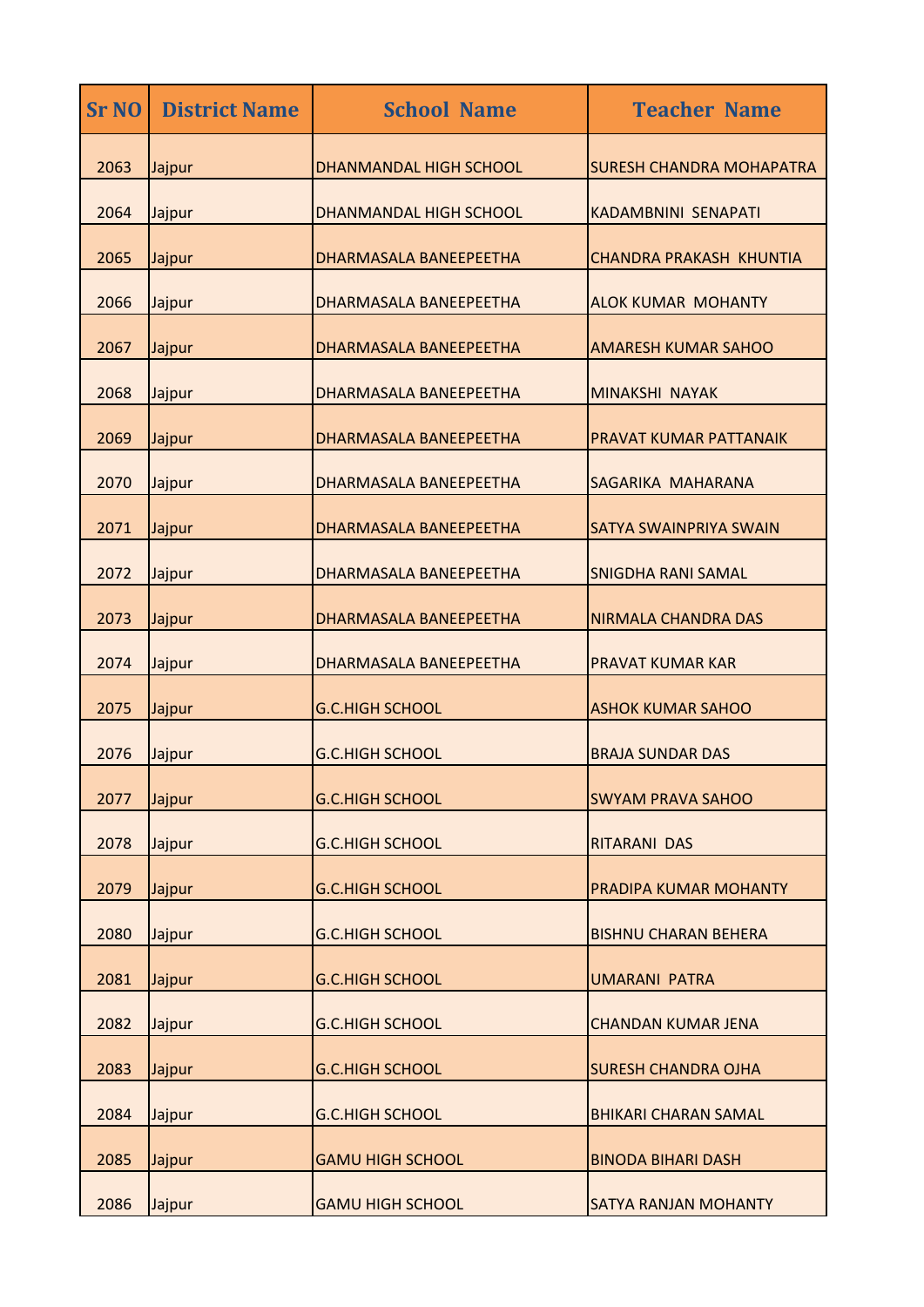| Sr NO | District Name | School Name | Teacher Name |
|---|---|---|---|
| 2063 | Jajpur | DHANMANDAL HIGH SCHOOL | SURESH CHANDRA MOHAPATRA |
| 2064 | Jajpur | DHANMANDAL HIGH SCHOOL | KADAMBNINI SENAPATI |
| 2065 | Jajpur | DHARMASALA BANEEPEETHA | CHANDRA PRAKASH KHUNTIA |
| 2066 | Jajpur | DHARMASALA BANEEPEETHA | ALOK KUMAR MOHANTY |
| 2067 | Jajpur | DHARMASALA BANEEPEETHA | AMARESH KUMAR SAHOO |
| 2068 | Jajpur | DHARMASALA BANEEPEETHA | MINAKSHI NAYAK |
| 2069 | Jajpur | DHARMASALA BANEEPEETHA | PRAVAT KUMAR PATTANAIK |
| 2070 | Jajpur | DHARMASALA BANEEPEETHA | SAGARIKA MAHARANA |
| 2071 | Jajpur | DHARMASALA BANEEPEETHA | SATYA SWAINPRIYA SWAIN |
| 2072 | Jajpur | DHARMASALA BANEEPEETHA | SNIGDHA RANI SAMAL |
| 2073 | Jajpur | DHARMASALA BANEEPEETHA | NIRMALA CHANDRA DAS |
| 2074 | Jajpur | DHARMASALA BANEEPEETHA | PRAVAT KUMAR KAR |
| 2075 | Jajpur | G.C.HIGH SCHOOL | ASHOK KUMAR SAHOO |
| 2076 | Jajpur | G.C.HIGH SCHOOL | BRAJA SUNDAR DAS |
| 2077 | Jajpur | G.C.HIGH SCHOOL | SWYAM PRAVA SAHOO |
| 2078 | Jajpur | G.C.HIGH SCHOOL | RITARANI DAS |
| 2079 | Jajpur | G.C.HIGH SCHOOL | PRADIPA KUMAR MOHANTY |
| 2080 | Jajpur | G.C.HIGH SCHOOL | BISHNU CHARAN BEHERA |
| 2081 | Jajpur | G.C.HIGH SCHOOL | UMARANI PATRA |
| 2082 | Jajpur | G.C.HIGH SCHOOL | CHANDAN KUMAR JENA |
| 2083 | Jajpur | G.C.HIGH SCHOOL | SURESH CHANDRA OJHA |
| 2084 | Jajpur | G.C.HIGH SCHOOL | BHIKARI CHARAN SAMAL |
| 2085 | Jajpur | GAMU HIGH SCHOOL | BINODA BIHARI DASH |
| 2086 | Jajpur | GAMU HIGH SCHOOL | SATYA RANJAN MOHANTY |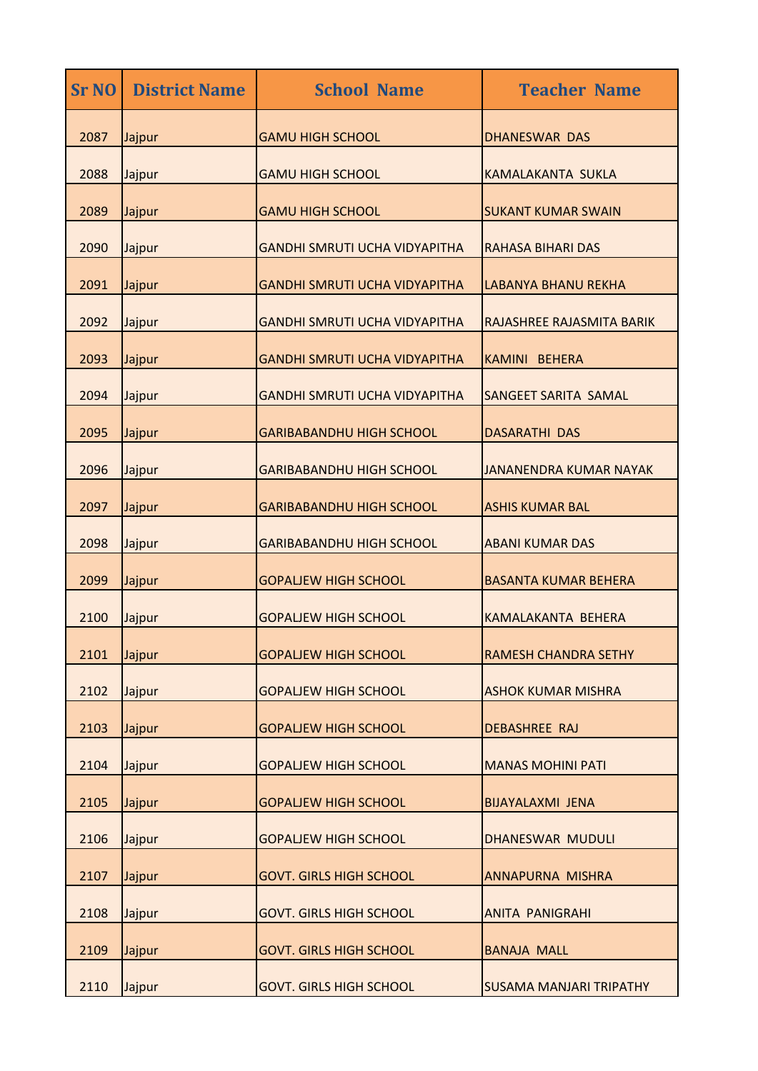| Sr NO | District Name | School Name | Teacher Name |
|---|---|---|---|
| 2087 | Jajpur | GAMU HIGH SCHOOL | DHANESWAR DAS |
| 2088 | Jajpur | GAMU HIGH SCHOOL | KAMALAKANTA SUKLA |
| 2089 | Jajpur | GAMU HIGH SCHOOL | SUKANT KUMAR SWAIN |
| 2090 | Jajpur | GANDHI SMRUTI UCHA VIDYAPITHA | RAHASA BIHARI DAS |
| 2091 | Jajpur | GANDHI SMRUTI UCHA VIDYAPITHA | LABANYA BHANU REKHA |
| 2092 | Jajpur | GANDHI SMRUTI UCHA VIDYAPITHA | RAJASHREE RAJASMITA BARIK |
| 2093 | Jajpur | GANDHI SMRUTI UCHA VIDYAPITHA | KAMINI BEHERA |
| 2094 | Jajpur | GANDHI SMRUTI UCHA VIDYAPITHA | SANGEET SARITA SAMAL |
| 2095 | Jajpur | GARIBABANDHU HIGH SCHOOL | DASARATHI DAS |
| 2096 | Jajpur | GARIBABANDHU HIGH SCHOOL | JANANENDRA KUMAR NAYAK |
| 2097 | Jajpur | GARIBABANDHU HIGH SCHOOL | ASHIS KUMAR BAL |
| 2098 | Jajpur | GARIBABANDHU HIGH SCHOOL | ABANI KUMAR DAS |
| 2099 | Jajpur | GOPALJEW HIGH SCHOOL | BASANTA KUMAR BEHERA |
| 2100 | Jajpur | GOPALJEW HIGH SCHOOL | KAMALAKANTA BEHERA |
| 2101 | Jajpur | GOPALJEW HIGH SCHOOL | RAMESH CHANDRA SETHY |
| 2102 | Jajpur | GOPALJEW HIGH SCHOOL | ASHOK KUMAR MISHRA |
| 2103 | Jajpur | GOPALJEW HIGH SCHOOL | DEBASHREE RAJ |
| 2104 | Jajpur | GOPALJEW HIGH SCHOOL | MANAS MOHINI PATI |
| 2105 | Jajpur | GOPALJEW HIGH SCHOOL | BIJAYALAXMI JENA |
| 2106 | Jajpur | GOPALJEW HIGH SCHOOL | DHANESWAR MUDULI |
| 2107 | Jajpur | GOVT. GIRLS HIGH SCHOOL | ANNAPURNA MISHRA |
| 2108 | Jajpur | GOVT. GIRLS HIGH SCHOOL | ANITA PANIGRAHI |
| 2109 | Jajpur | GOVT. GIRLS HIGH SCHOOL | BANAJA MALL |
| 2110 | Jajpur | GOVT. GIRLS HIGH SCHOOL | SUSAMA MANJARI TRIPATHY |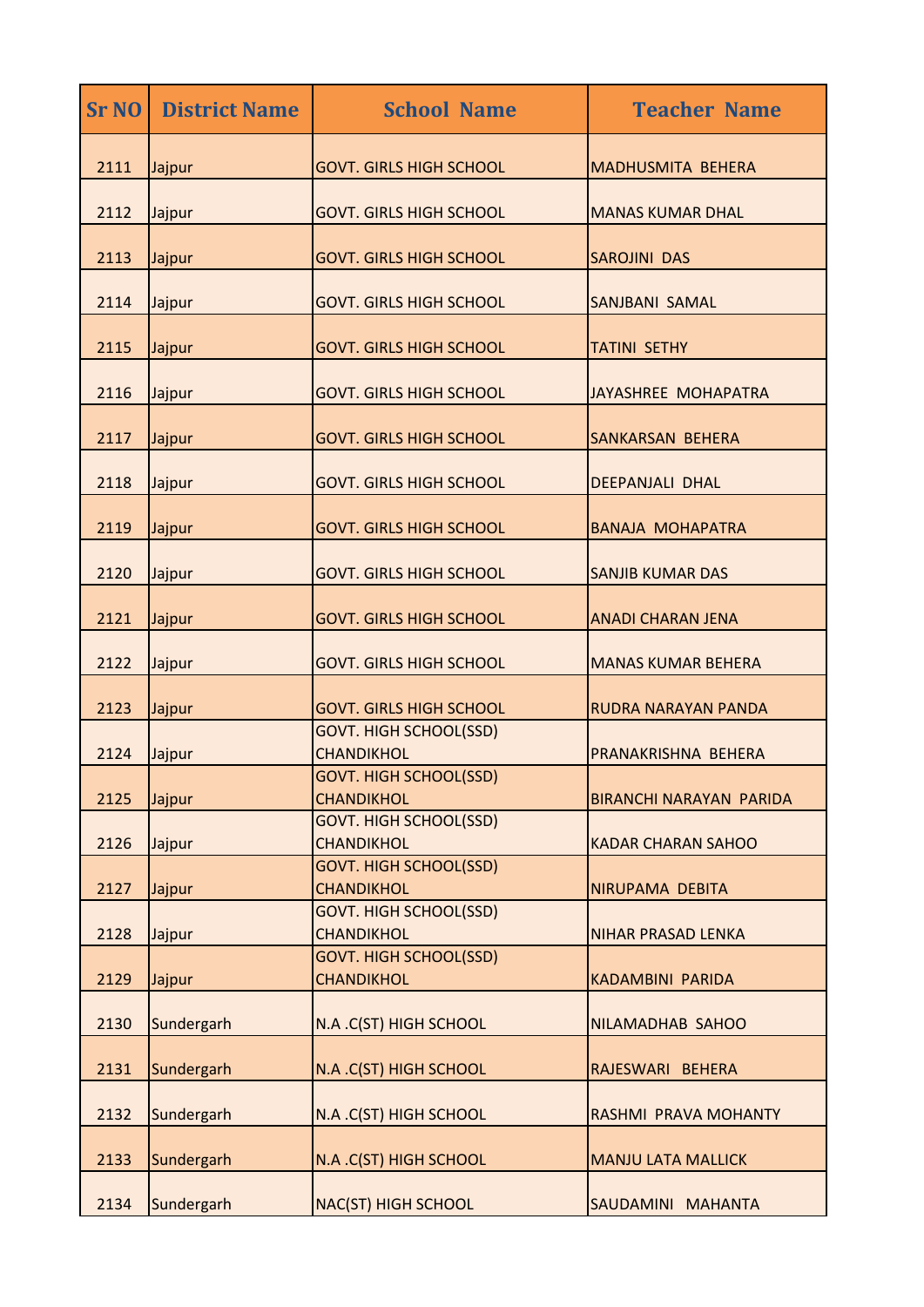| Sr NO | District Name | School Name | Teacher Name |
|---|---|---|---|
| 2111 | Jajpur | GOVT. GIRLS HIGH SCHOOL | MADHUSMITA BEHERA |
| 2112 | Jajpur | GOVT. GIRLS HIGH SCHOOL | MANAS KUMAR DHAL |
| 2113 | Jajpur | GOVT. GIRLS HIGH SCHOOL | SAROJINI DAS |
| 2114 | Jajpur | GOVT. GIRLS HIGH SCHOOL | SANJBANI SAMAL |
| 2115 | Jajpur | GOVT. GIRLS HIGH SCHOOL | TATINI SETHY |
| 2116 | Jajpur | GOVT. GIRLS HIGH SCHOOL | JAYASHREE MOHAPATRA |
| 2117 | Jajpur | GOVT. GIRLS HIGH SCHOOL | SANKARSAN BEHERA |
| 2118 | Jajpur | GOVT. GIRLS HIGH SCHOOL | DEEPANJALI DHAL |
| 2119 | Jajpur | GOVT. GIRLS HIGH SCHOOL | BANAJA MOHAPATRA |
| 2120 | Jajpur | GOVT. GIRLS HIGH SCHOOL | SANJIB KUMAR DAS |
| 2121 | Jajpur | GOVT. GIRLS HIGH SCHOOL | ANADI CHARAN JENA |
| 2122 | Jajpur | GOVT. GIRLS HIGH SCHOOL | MANAS KUMAR BEHERA |
| 2123 | Jajpur | GOVT. GIRLS HIGH SCHOOL | RUDRA NARAYAN PANDA |
| 2124 | Jajpur | GOVT. HIGH SCHOOL(SSD) CHANDIKHOL | PRANAKRISHNA BEHERA |
| 2125 | Jajpur | GOVT. HIGH SCHOOL(SSD) CHANDIKHOL | BIRANCHI NARAYAN PARIDA |
| 2126 | Jajpur | GOVT. HIGH SCHOOL(SSD) CHANDIKHOL | KADAR CHARAN SAHOO |
| 2127 | Jajpur | GOVT. HIGH SCHOOL(SSD) CHANDIKHOL | NIRUPAMA DEBITA |
| 2128 | Jajpur | GOVT. HIGH SCHOOL(SSD) CHANDIKHOL | NIHAR PRASAD LENKA |
| 2129 | Jajpur | GOVT. HIGH SCHOOL(SSD) CHANDIKHOL | KADAMBINI PARIDA |
| 2130 | Sundergarh | N.A .C(ST) HIGH SCHOOL | NILAMADHAB SAHOO |
| 2131 | Sundergarh | N.A .C(ST) HIGH SCHOOL | RAJESWARI BEHERA |
| 2132 | Sundergarh | N.A .C(ST) HIGH SCHOOL | RASHMI PRAVA MOHANTY |
| 2133 | Sundergarh | N.A .C(ST) HIGH SCHOOL | MANJU LATA MALLICK |
| 2134 | Sundergarh | NAC(ST) HIGH SCHOOL | SAUDAMINI MAHANTA |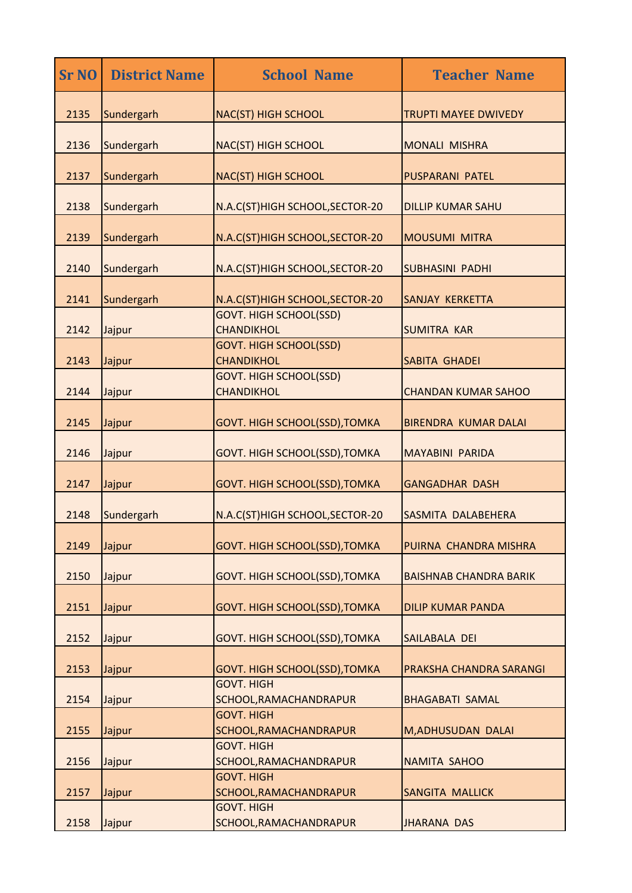| Sr NO | District Name | School Name | Teacher Name |
|---|---|---|---|
| 2135 | Sundergarh | NAC(ST) HIGH SCHOOL | TRUPTI MAYEE DWIVEDY |
| 2136 | Sundergarh | NAC(ST) HIGH SCHOOL | MONALI MISHRA |
| 2137 | Sundergarh | NAC(ST) HIGH SCHOOL | PUSPARANI PATEL |
| 2138 | Sundergarh | N.A.C(ST)HIGH SCHOOL,SECTOR-20 | DILLIP KUMAR SAHU |
| 2139 | Sundergarh | N.A.C(ST)HIGH SCHOOL,SECTOR-20 | MOUSUMI MITRA |
| 2140 | Sundergarh | N.A.C(ST)HIGH SCHOOL,SECTOR-20 | SUBHASINI PADHI |
| 2141 | Sundergarh | N.A.C(ST)HIGH SCHOOL,SECTOR-20 | SANJAY KERKETTA |
| 2142 | Jajpur | GOVT. HIGH SCHOOL(SSD) CHANDIKHOL | SUMITRA KAR |
| 2143 | Jajpur | GOVT. HIGH SCHOOL(SSD) CHANDIKHOL | SABITA GHADEI |
| 2144 | Jajpur | GOVT. HIGH SCHOOL(SSD) CHANDIKHOL | CHANDAN KUMAR SAHOO |
| 2145 | Jajpur | GOVT. HIGH SCHOOL(SSD),TOMKA | BIRENDRA KUMAR DALAI |
| 2146 | Jajpur | GOVT. HIGH SCHOOL(SSD),TOMKA | MAYABINI PARIDA |
| 2147 | Jajpur | GOVT. HIGH SCHOOL(SSD),TOMKA | GANGADHAR DASH |
| 2148 | Sundergarh | N.A.C(ST)HIGH SCHOOL,SECTOR-20 | SASMITA DALABEHERA |
| 2149 | Jajpur | GOVT. HIGH SCHOOL(SSD),TOMKA | PUIRNA CHANDRA MISHRA |
| 2150 | Jajpur | GOVT. HIGH SCHOOL(SSD),TOMKA | BAISHNAB CHANDRA BARIK |
| 2151 | Jajpur | GOVT. HIGH SCHOOL(SSD),TOMKA | DILIP KUMAR PANDA |
| 2152 | Jajpur | GOVT. HIGH SCHOOL(SSD),TOMKA | SAILABALA DEI |
| 2153 | Jajpur | GOVT. HIGH SCHOOL(SSD),TOMKA | PRAKSHA CHANDRA SARANGI |
| 2154 | Jajpur | GOVT. HIGH SCHOOL,RAMACHANDRAPUR | BHAGABATI SAMAL |
| 2155 | Jajpur | GOVT. HIGH SCHOOL,RAMACHANDRAPUR | M,ADHUSUDAN DALAI |
| 2156 | Jajpur | GOVT. HIGH SCHOOL,RAMACHANDRAPUR | NAMITA SAHOO |
| 2157 | Jajpur | GOVT. HIGH SCHOOL,RAMACHANDRAPUR | SANGITA MALLICK |
| 2158 | Jajpur | GOVT. HIGH SCHOOL,RAMACHANDRAPUR | JHARANA DAS |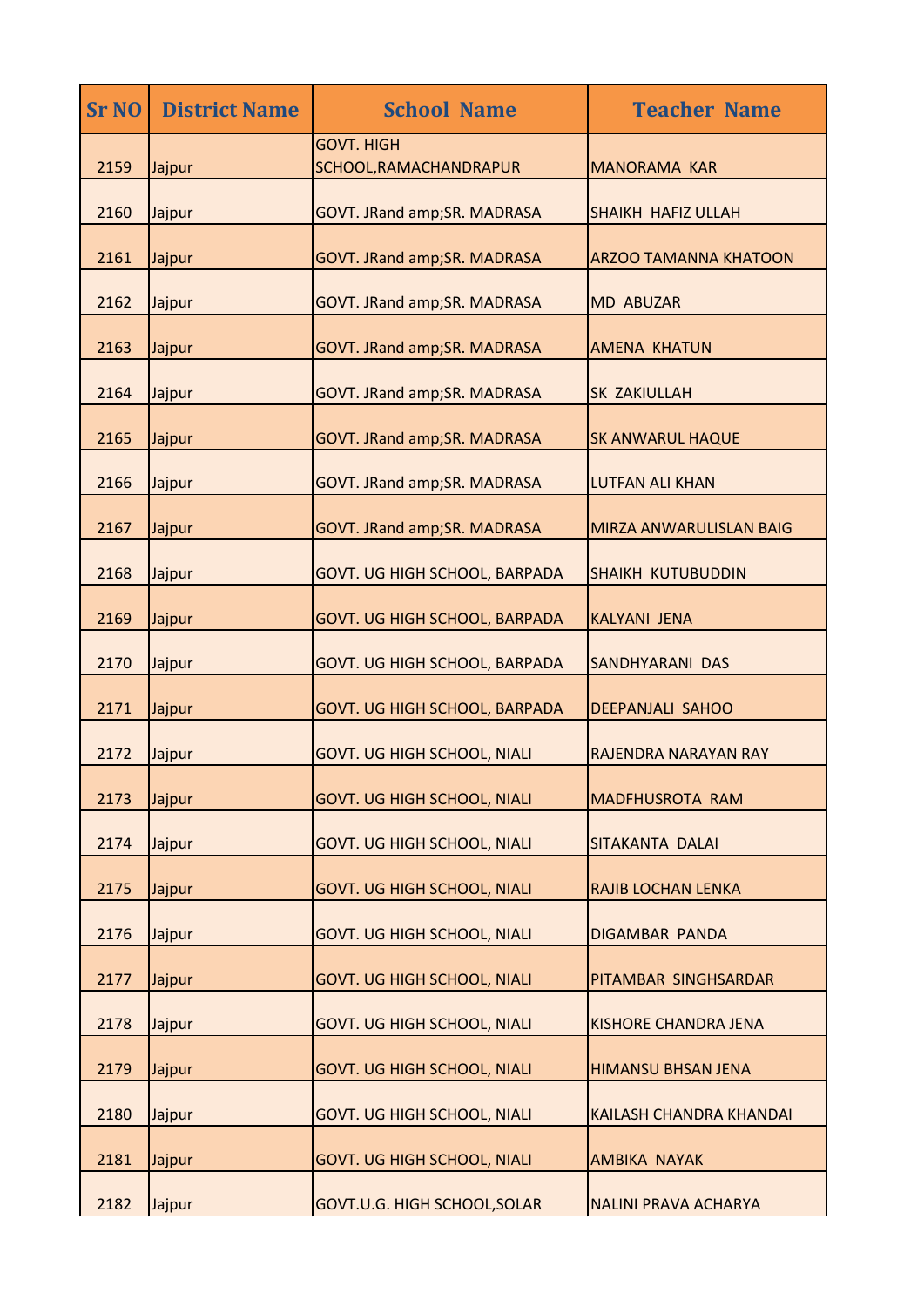| Sr NO | District Name | School Name | Teacher Name |
|---|---|---|---|
| 2159 | Jajpur | GOVT. HIGH SCHOOL,RAMACHANDRAPUR | MANORAMA KAR |
| 2160 | Jajpur | GOVT. JRand amp;SR. MADRASA | SHAIKH HAFIZ ULLAH |
| 2161 | Jajpur | GOVT. JRand amp;SR. MADRASA | ARZOO TAMANNA KHATOON |
| 2162 | Jajpur | GOVT. JRand amp;SR. MADRASA | MD ABUZAR |
| 2163 | Jajpur | GOVT. JRand amp;SR. MADRASA | AMENA KHATUN |
| 2164 | Jajpur | GOVT. JRand amp;SR. MADRASA | SK ZAKIULLAH |
| 2165 | Jajpur | GOVT. JRand amp;SR. MADRASA | SK ANWARUL HAQUE |
| 2166 | Jajpur | GOVT. JRand amp;SR. MADRASA | LUTFAN ALI KHAN |
| 2167 | Jajpur | GOVT. JRand amp;SR. MADRASA | MIRZA ANWARULISLAN BAIG |
| 2168 | Jajpur | GOVT. UG HIGH SCHOOL, BARPADA | SHAIKH KUTUBUDDIN |
| 2169 | Jajpur | GOVT. UG HIGH SCHOOL, BARPADA | KALYANI JENA |
| 2170 | Jajpur | GOVT. UG HIGH SCHOOL, BARPADA | SANDHYARANI DAS |
| 2171 | Jajpur | GOVT. UG HIGH SCHOOL, BARPADA | DEEPANJALI SAHOO |
| 2172 | Jajpur | GOVT. UG HIGH SCHOOL, NIALI | RAJENDRA NARAYAN RAY |
| 2173 | Jajpur | GOVT. UG HIGH SCHOOL, NIALI | MADFHUSROTA RAM |
| 2174 | Jajpur | GOVT. UG HIGH SCHOOL, NIALI | SITAKANTA DALAI |
| 2175 | Jajpur | GOVT. UG HIGH SCHOOL, NIALI | RAJIB LOCHAN LENKA |
| 2176 | Jajpur | GOVT. UG HIGH SCHOOL, NIALI | DIGAMBAR PANDA |
| 2177 | Jajpur | GOVT. UG HIGH SCHOOL, NIALI | PITAMBAR SINGHSARDAR |
| 2178 | Jajpur | GOVT. UG HIGH SCHOOL, NIALI | KISHORE CHANDRA JENA |
| 2179 | Jajpur | GOVT. UG HIGH SCHOOL, NIALI | HIMANSU BHSAN JENA |
| 2180 | Jajpur | GOVT. UG HIGH SCHOOL, NIALI | KAILASH CHANDRA KHANDAI |
| 2181 | Jajpur | GOVT. UG HIGH SCHOOL, NIALI | AMBIKA NAYAK |
| 2182 | Jajpur | GOVT.U.G. HIGH SCHOOL,SOLAR | NALINI PRAVA ACHARYA |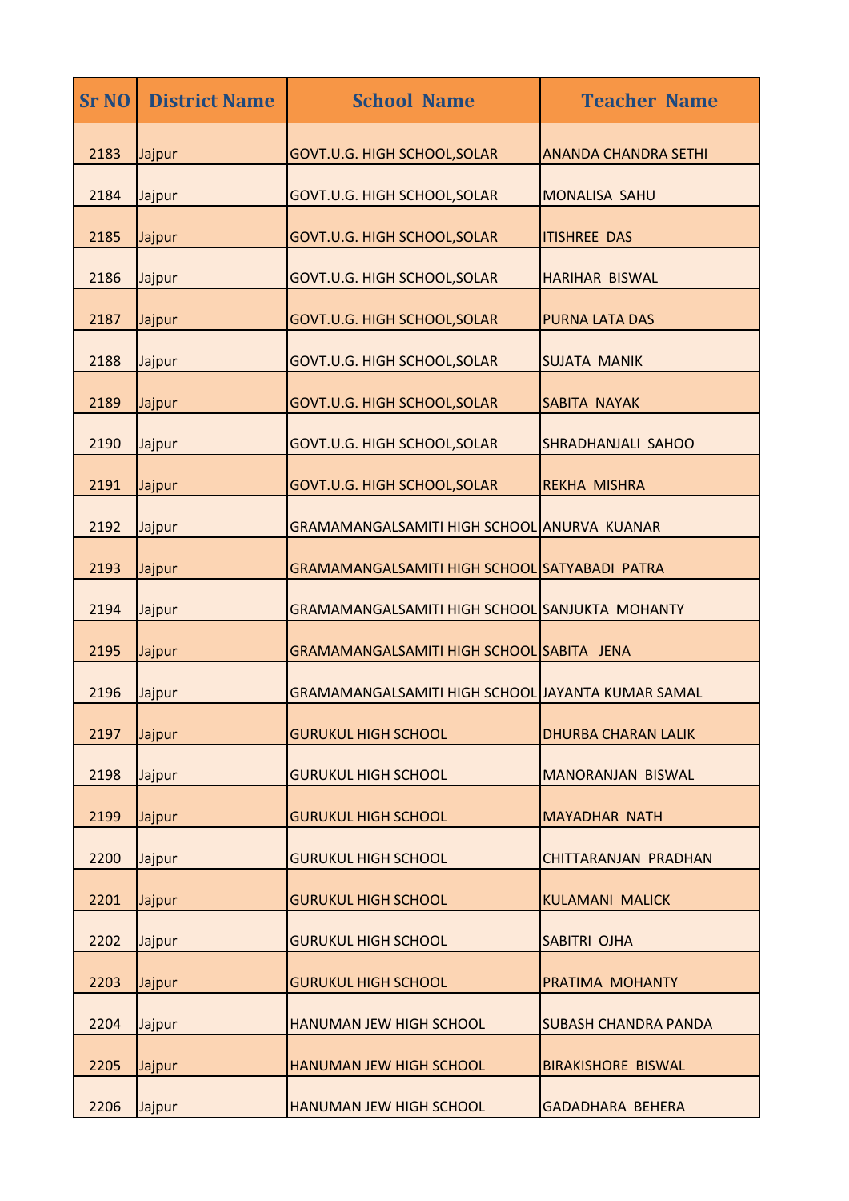| Sr NO | District Name | School Name | Teacher Name |
|---|---|---|---|
| 2183 | Jajpur | GOVT.U.G. HIGH SCHOOL,SOLAR | ANANDA CHANDRA SETHI |
| 2184 | Jajpur | GOVT.U.G. HIGH SCHOOL,SOLAR | MONALISA SAHU |
| 2185 | Jajpur | GOVT.U.G. HIGH SCHOOL,SOLAR | ITISHREE DAS |
| 2186 | Jajpur | GOVT.U.G. HIGH SCHOOL,SOLAR | HARIHAR BISWAL |
| 2187 | Jajpur | GOVT.U.G. HIGH SCHOOL,SOLAR | PURNA LATA DAS |
| 2188 | Jajpur | GOVT.U.G. HIGH SCHOOL,SOLAR | SUJATA MANIK |
| 2189 | Jajpur | GOVT.U.G. HIGH SCHOOL,SOLAR | SABITA NAYAK |
| 2190 | Jajpur | GOVT.U.G. HIGH SCHOOL,SOLAR | SHRADHANJALI SAHOO |
| 2191 | Jajpur | GOVT.U.G. HIGH SCHOOL,SOLAR | REKHA MISHRA |
| 2192 | Jajpur | GRAMAMANGALSAMITI HIGH SCHOOL | ANURVA KUANAR |
| 2193 | Jajpur | GRAMAMANGALSAMITI HIGH SCHOOL | SATYABADI PATRA |
| 2194 | Jajpur | GRAMAMANGALSAMITI HIGH SCHOOL | SANJUKTA MOHANTY |
| 2195 | Jajpur | GRAMAMANGALSAMITI HIGH SCHOOL | SABITA JENA |
| 2196 | Jajpur | GRAMAMANGALSAMITI HIGH SCHOOL | JAYANTA KUMAR SAMAL |
| 2197 | Jajpur | GURUKUL HIGH SCHOOL | DHURBA CHARAN LALIK |
| 2198 | Jajpur | GURUKUL HIGH SCHOOL | MANORANJAN BISWAL |
| 2199 | Jajpur | GURUKUL HIGH SCHOOL | MAYADHAR NATH |
| 2200 | Jajpur | GURUKUL HIGH SCHOOL | CHITTARANJAN PRADHAN |
| 2201 | Jajpur | GURUKUL HIGH SCHOOL | KULAMANI MALICK |
| 2202 | Jajpur | GURUKUL HIGH SCHOOL | SABITRI OJHA |
| 2203 | Jajpur | GURUKUL HIGH SCHOOL | PRATIMA MOHANTY |
| 2204 | Jajpur | HANUMAN JEW HIGH SCHOOL | SUBASH CHANDRA PANDA |
| 2205 | Jajpur | HANUMAN JEW HIGH SCHOOL | BIRAKISHORE BISWAL |
| 2206 | Jajpur | HANUMAN JEW HIGH SCHOOL | GADADHARA BEHERA |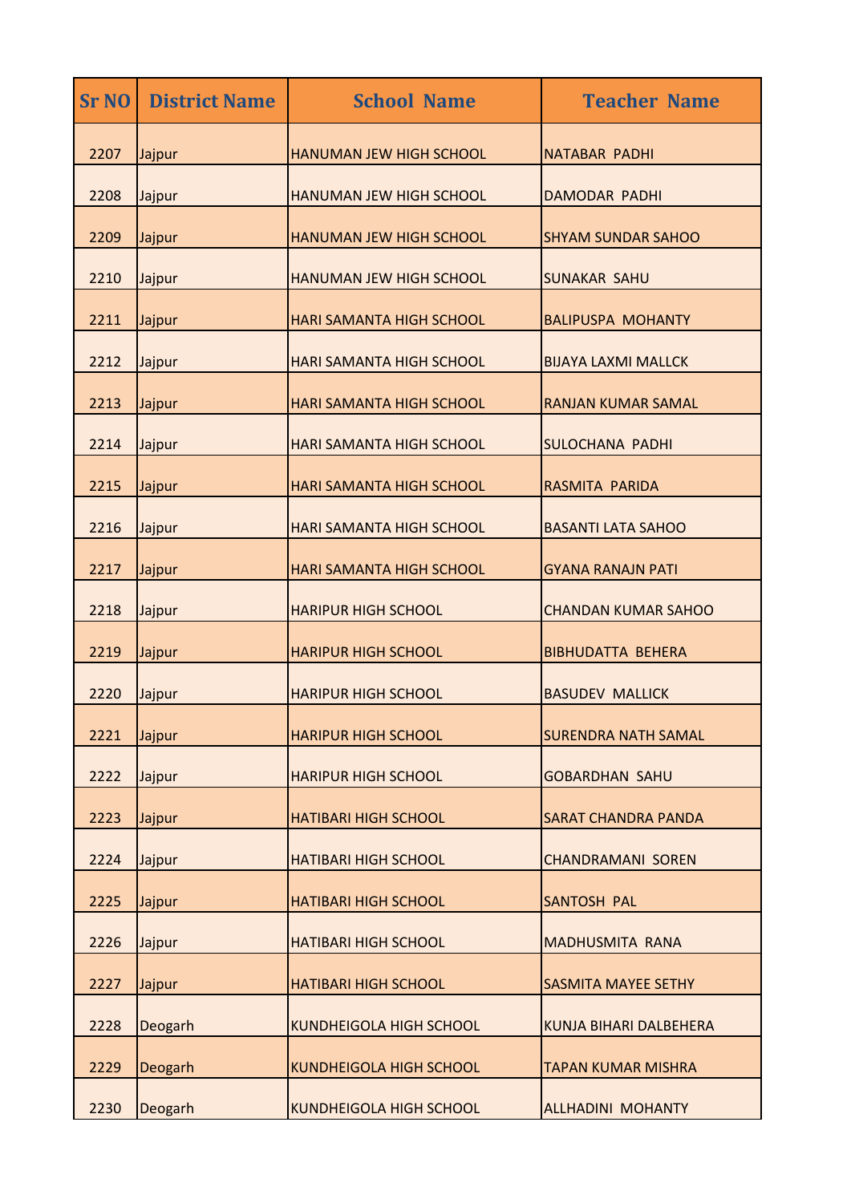| Sr NO | District Name | School Name | Teacher Name |
|---|---|---|---|
| 2207 | Jajpur | HANUMAN JEW HIGH SCHOOL | NATABAR PADHI |
| 2208 | Jajpur | HANUMAN JEW HIGH SCHOOL | DAMODAR PADHI |
| 2209 | Jajpur | HANUMAN JEW HIGH SCHOOL | SHYAM SUNDAR SAHOO |
| 2210 | Jajpur | HANUMAN JEW HIGH SCHOOL | SUNAKAR SAHU |
| 2211 | Jajpur | HARI SAMANTA HIGH SCHOOL | BALIPUSPA MOHANTY |
| 2212 | Jajpur | HARI SAMANTA HIGH SCHOOL | BIJAYA LAXMI MALLCK |
| 2213 | Jajpur | HARI SAMANTA HIGH SCHOOL | RANJAN KUMAR SAMAL |
| 2214 | Jajpur | HARI SAMANTA HIGH SCHOOL | SULOCHANA PADHI |
| 2215 | Jajpur | HARI SAMANTA HIGH SCHOOL | RASMITA PARIDA |
| 2216 | Jajpur | HARI SAMANTA HIGH SCHOOL | BASANTI LATA SAHOO |
| 2217 | Jajpur | HARI SAMANTA HIGH SCHOOL | GYANA RANAJN PATI |
| 2218 | Jajpur | HARIPUR HIGH SCHOOL | CHANDAN KUMAR SAHOO |
| 2219 | Jajpur | HARIPUR HIGH SCHOOL | BIBHUDATTA BEHERA |
| 2220 | Jajpur | HARIPUR HIGH SCHOOL | BASUDEV MALLICK |
| 2221 | Jajpur | HARIPUR HIGH SCHOOL | SURENDRA NATH SAMAL |
| 2222 | Jajpur | HARIPUR HIGH SCHOOL | GOBARDHAN SAHU |
| 2223 | Jajpur | HATIBARI HIGH SCHOOL | SARAT CHANDRA PANDA |
| 2224 | Jajpur | HATIBARI HIGH SCHOOL | CHANDRAMANI SOREN |
| 2225 | Jajpur | HATIBARI HIGH SCHOOL | SANTOSH PAL |
| 2226 | Jajpur | HATIBARI HIGH SCHOOL | MADHUSMITA RANA |
| 2227 | Jajpur | HATIBARI HIGH SCHOOL | SASMITA MAYEE SETHY |
| 2228 | Deogarh | KUNDHEIGOLA HIGH SCHOOL | KUNJA BIHARI DALBEHERA |
| 2229 | Deogarh | KUNDHEIGOLA HIGH SCHOOL | TAPAN KUMAR MISHRA |
| 2230 | Deogarh | KUNDHEIGOLA HIGH SCHOOL | ALLHADINI MOHANTY |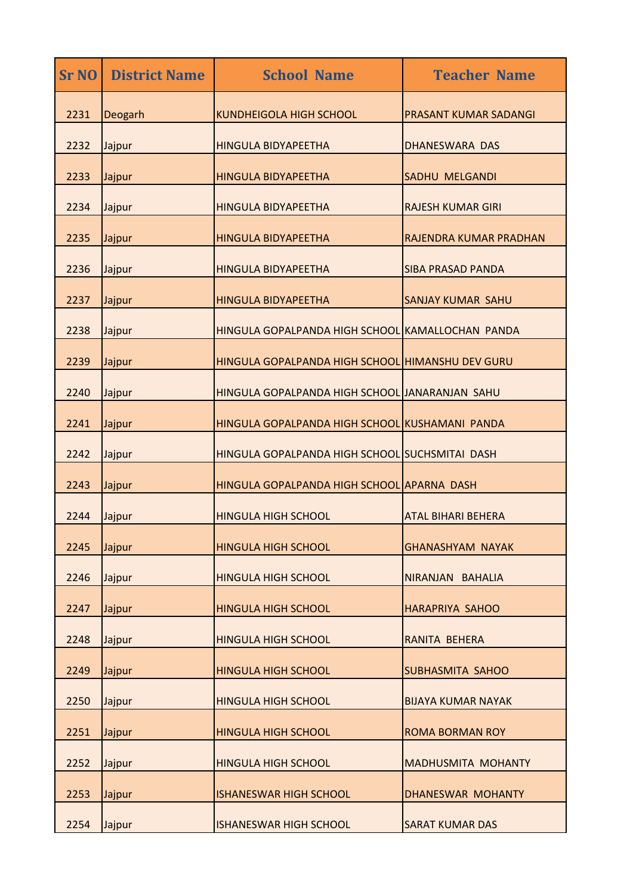| Sr NO | District Name | School Name | Teacher Name |
|---|---|---|---|
| 2231 | Deogarh | KUNDHEIGOLA HIGH SCHOOL | PRASANT KUMAR SADANGI |
| 2232 | Jajpur | HINGULA BIDYAPEETHA | DHANESWARA DAS |
| 2233 | Jajpur | HINGULA BIDYAPEETHA | SADHU MELGANDI |
| 2234 | Jajpur | HINGULA BIDYAPEETHA | RAJESH KUMAR GIRI |
| 2235 | Jajpur | HINGULA BIDYAPEETHA | RAJENDRA KUMAR PRADHAN |
| 2236 | Jajpur | HINGULA BIDYAPEETHA | SIBA PRASAD PANDA |
| 2237 | Jajpur | HINGULA BIDYAPEETHA | SANJAY KUMAR SAHU |
| 2238 | Jajpur | HINGULA GOPALPANDA HIGH SCHOOL | KAMALLOCHAN PANDA |
| 2239 | Jajpur | HINGULA GOPALPANDA HIGH SCHOOL | HIMANSHU DEV GURU |
| 2240 | Jajpur | HINGULA GOPALPANDA HIGH SCHOOL | JANARANJAN SAHU |
| 2241 | Jajpur | HINGULA GOPALPANDA HIGH SCHOOL | KUSHAMANI PANDA |
| 2242 | Jajpur | HINGULA GOPALPANDA HIGH SCHOOL | SUCHSMITAI DASH |
| 2243 | Jajpur | HINGULA GOPALPANDA HIGH SCHOOL | APARNA DASH |
| 2244 | Jajpur | HINGULA HIGH SCHOOL | ATAL BIHARI BEHERA |
| 2245 | Jajpur | HINGULA HIGH SCHOOL | GHANASHYAM NAYAK |
| 2246 | Jajpur | HINGULA HIGH SCHOOL | NIRANJAN BAHALIA |
| 2247 | Jajpur | HINGULA HIGH SCHOOL | HARAPRIYA SAHOO |
| 2248 | Jajpur | HINGULA HIGH SCHOOL | RANITA BEHERA |
| 2249 | Jajpur | HINGULA HIGH SCHOOL | SUBHASMITA SAHOO |
| 2250 | Jajpur | HINGULA HIGH SCHOOL | BIJAYA KUMAR NAYAK |
| 2251 | Jajpur | HINGULA HIGH SCHOOL | ROMA BORMAN ROY |
| 2252 | Jajpur | HINGULA HIGH SCHOOL | MADHUSMITA MOHANTY |
| 2253 | Jajpur | ISHANESWAR HIGH SCHOOL | DHANESWAR MOHANTY |
| 2254 | Jajpur | ISHANESWAR HIGH SCHOOL | SARAT KUMAR DAS |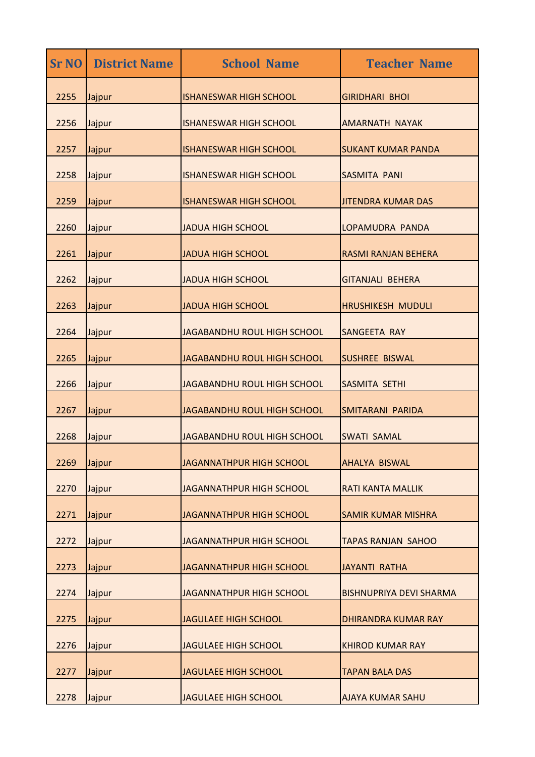| Sr NO | District Name | School Name | Teacher Name |
|---|---|---|---|
| 2255 | Jajpur | ISHANESWAR HIGH SCHOOL | GIRIDHARI BHOI |
| 2256 | Jajpur | ISHANESWAR HIGH SCHOOL | AMARNATH NAYAK |
| 2257 | Jajpur | ISHANESWAR HIGH SCHOOL | SUKANT KUMAR PANDA |
| 2258 | Jajpur | ISHANESWAR HIGH SCHOOL | SASMITA PANI |
| 2259 | Jajpur | ISHANESWAR HIGH SCHOOL | JITENDRA KUMAR DAS |
| 2260 | Jajpur | JADUA HIGH SCHOOL | LOPAMUDRA PANDA |
| 2261 | Jajpur | JADUA HIGH SCHOOL | RASMI RANJAN BEHERA |
| 2262 | Jajpur | JADUA HIGH SCHOOL | GITANJALI BEHERA |
| 2263 | Jajpur | JADUA HIGH SCHOOL | HRUSHIKESH MUDULI |
| 2264 | Jajpur | JAGABANDHU ROUL HIGH SCHOOL | SANGEETA RAY |
| 2265 | Jajpur | JAGABANDHU ROUL HIGH SCHOOL | SUSHREE BISWAL |
| 2266 | Jajpur | JAGABANDHU ROUL HIGH SCHOOL | SASMITA SETHI |
| 2267 | Jajpur | JAGABANDHU ROUL HIGH SCHOOL | SMITARANI PARIDA |
| 2268 | Jajpur | JAGABANDHU ROUL HIGH SCHOOL | SWATI SAMAL |
| 2269 | Jajpur | JAGANNATHPUR HIGH SCHOOL | AHALYA BISWAL |
| 2270 | Jajpur | JAGANNATHPUR HIGH SCHOOL | RATI KANTA MALLIK |
| 2271 | Jajpur | JAGANNATHPUR HIGH SCHOOL | SAMIR KUMAR MISHRA |
| 2272 | Jajpur | JAGANNATHPUR HIGH SCHOOL | TAPAS RANJAN SAHOO |
| 2273 | Jajpur | JAGANNATHPUR HIGH SCHOOL | JAYANTI RATHA |
| 2274 | Jajpur | JAGANNATHPUR HIGH SCHOOL | BISHNUPRIYA DEVI SHARMA |
| 2275 | Jajpur | JAGULAEE HIGH SCHOOL | DHIRANDRA KUMAR RAY |
| 2276 | Jajpur | JAGULAEE HIGH SCHOOL | KHIROD KUMAR RAY |
| 2277 | Jajpur | JAGULAEE HIGH SCHOOL | TAPAN BALA DAS |
| 2278 | Jajpur | JAGULAEE HIGH SCHOOL | AJAYA KUMAR SAHU |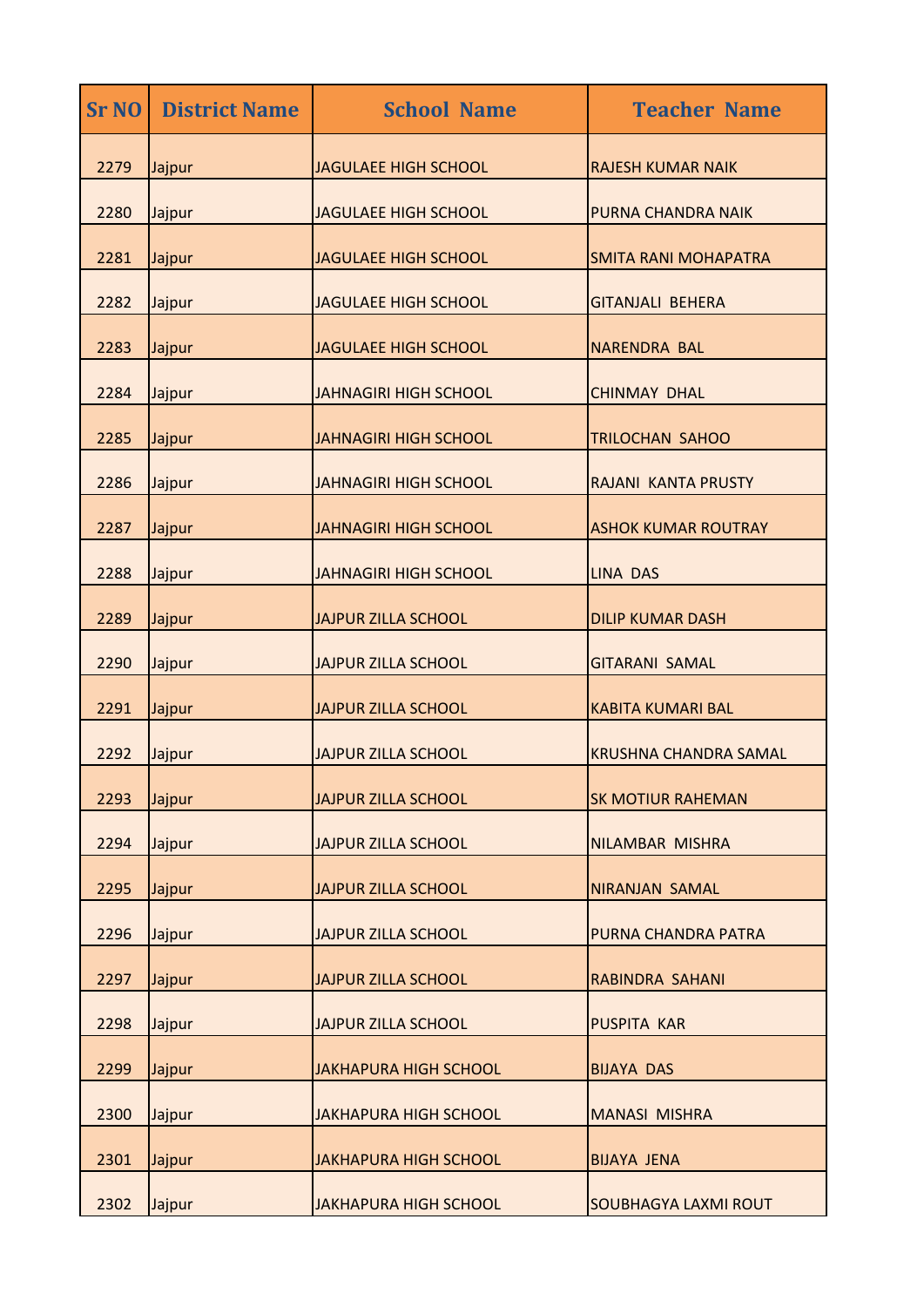| Sr NO | District Name | School Name | Teacher Name |
|---|---|---|---|
| 2279 | Jajpur | JAGULAEE HIGH SCHOOL | RAJESH KUMAR NAIK |
| 2280 | Jajpur | JAGULAEE HIGH SCHOOL | PURNA CHANDRA NAIK |
| 2281 | Jajpur | JAGULAEE HIGH SCHOOL | SMITA RANI MOHAPATRA |
| 2282 | Jajpur | JAGULAEE HIGH SCHOOL | GITANJALI BEHERA |
| 2283 | Jajpur | JAGULAEE HIGH SCHOOL | NARENDRA BAL |
| 2284 | Jajpur | JAHNAGIRI HIGH SCHOOL | CHINMAY DHAL |
| 2285 | Jajpur | JAHNAGIRI HIGH SCHOOL | TRILOCHAN SAHOO |
| 2286 | Jajpur | JAHNAGIRI HIGH SCHOOL | RAJANI KANTA PRUSTY |
| 2287 | Jajpur | JAHNAGIRI HIGH SCHOOL | ASHOK KUMAR ROUTRAY |
| 2288 | Jajpur | JAHNAGIRI HIGH SCHOOL | LINA DAS |
| 2289 | Jajpur | JAJPUR ZILLA SCHOOL | DILIP KUMAR DASH |
| 2290 | Jajpur | JAJPUR ZILLA SCHOOL | GITARANI SAMAL |
| 2291 | Jajpur | JAJPUR ZILLA SCHOOL | KABITA KUMARI BAL |
| 2292 | Jajpur | JAJPUR ZILLA SCHOOL | KRUSHNA CHANDRA SAMAL |
| 2293 | Jajpur | JAJPUR ZILLA SCHOOL | SK MOTIUR RAHEMAN |
| 2294 | Jajpur | JAJPUR ZILLA SCHOOL | NILAMBAR MISHRA |
| 2295 | Jajpur | JAJPUR ZILLA SCHOOL | NIRANJAN SAMAL |
| 2296 | Jajpur | JAJPUR ZILLA SCHOOL | PURNA CHANDRA PATRA |
| 2297 | Jajpur | JAJPUR ZILLA SCHOOL | RABINDRA SAHANI |
| 2298 | Jajpur | JAJPUR ZILLA SCHOOL | PUSPITA KAR |
| 2299 | Jajpur | JAKHAPURA HIGH SCHOOL | BIJAYA DAS |
| 2300 | Jajpur | JAKHAPURA HIGH SCHOOL | MANASI MISHRA |
| 2301 | Jajpur | JAKHAPURA HIGH SCHOOL | BIJAYA JENA |
| 2302 | Jajpur | JAKHAPURA HIGH SCHOOL | SOUBHAGYA LAXMI ROUT |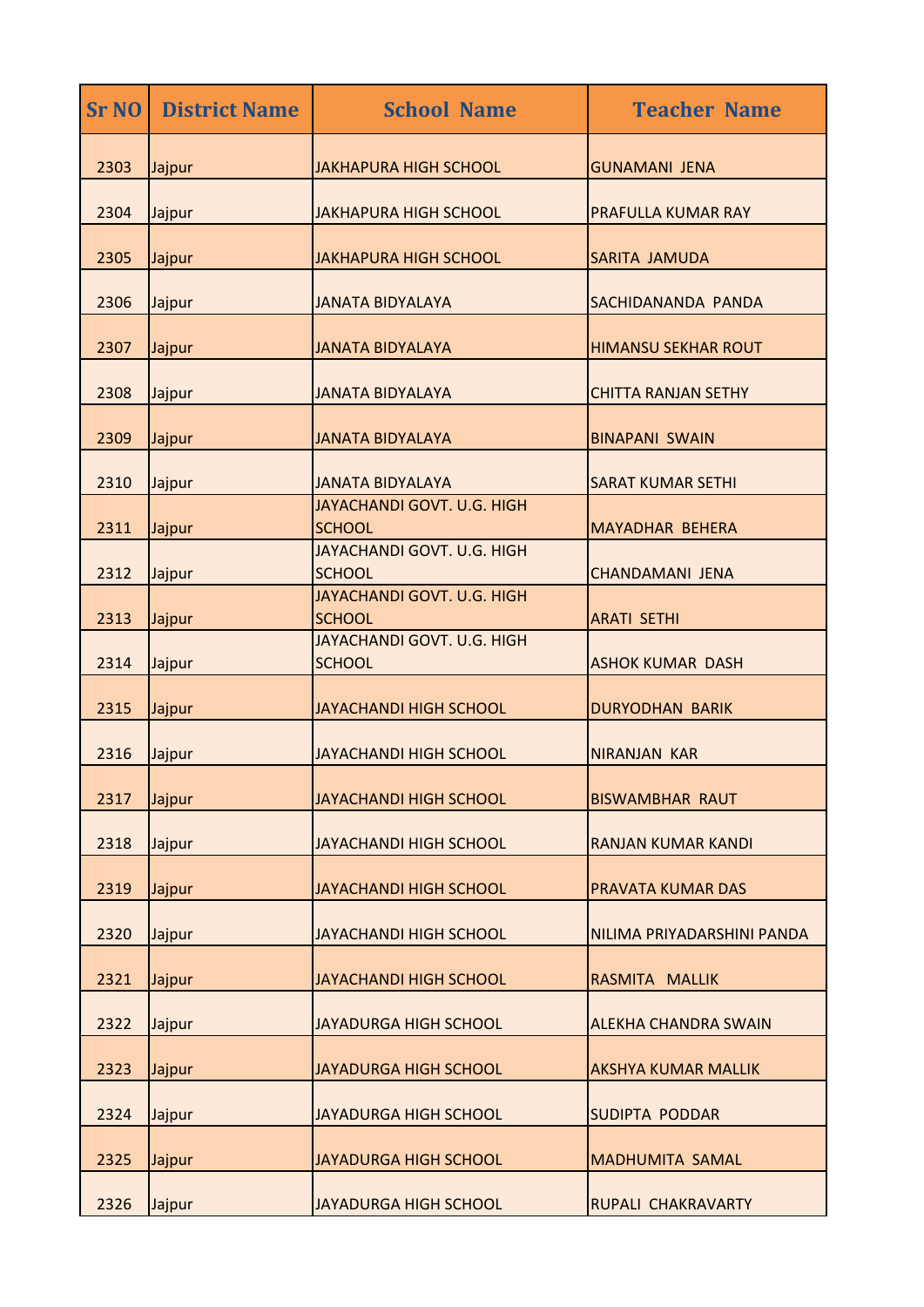| Sr NO | District Name | School Name | Teacher Name |
|---|---|---|---|
| 2303 | Jajpur | JAKHAPURA HIGH SCHOOL | GUNAMANI JENA |
| 2304 | Jajpur | JAKHAPURA HIGH SCHOOL | PRAFULLA KUMAR RAY |
| 2305 | Jajpur | JAKHAPURA HIGH SCHOOL | SARITA JAMUDA |
| 2306 | Jajpur | JANATA BIDYALAYA | SACHIDANANDA PANDA |
| 2307 | Jajpur | JANATA BIDYALAYA | HIMANSU SEKHAR ROUT |
| 2308 | Jajpur | JANATA BIDYALAYA | CHITTA RANJAN SETHY |
| 2309 | Jajpur | JANATA BIDYALAYA | BINAPANI SWAIN |
| 2310 | Jajpur | JANATA BIDYALAYA | SARAT KUMAR SETHI |
| 2311 | Jajpur | JAYACHANDI GOVT. U.G. HIGH SCHOOL | MAYADHAR BEHERA |
| 2312 | Jajpur | JAYACHANDI GOVT. U.G. HIGH SCHOOL | CHANDAMANI JENA |
| 2313 | Jajpur | JAYACHANDI GOVT. U.G. HIGH SCHOOL | ARATI SETHI |
| 2314 | Jajpur | JAYACHANDI GOVT. U.G. HIGH SCHOOL | ASHOK KUMAR DASH |
| 2315 | Jajpur | JAYACHANDI HIGH SCHOOL | DURYODHAN BARIK |
| 2316 | Jajpur | JAYACHANDI HIGH SCHOOL | NIRANJAN KAR |
| 2317 | Jajpur | JAYACHANDI HIGH SCHOOL | BISWAMBHAR RAUT |
| 2318 | Jajpur | JAYACHANDI HIGH SCHOOL | RANJAN KUMAR KANDI |
| 2319 | Jajpur | JAYACHANDI HIGH SCHOOL | PRAVATA KUMAR DAS |
| 2320 | Jajpur | JAYACHANDI HIGH SCHOOL | NILIMA PRIYADARSHINI PANDA |
| 2321 | Jajpur | JAYACHANDI HIGH SCHOOL | RASMITA MALLIK |
| 2322 | Jajpur | JAYADURGA HIGH SCHOOL | ALEKHA CHANDRA SWAIN |
| 2323 | Jajpur | JAYADURGA HIGH SCHOOL | AKSHYA KUMAR MALLIK |
| 2324 | Jajpur | JAYADURGA HIGH SCHOOL | SUDIPTA PODDAR |
| 2325 | Jajpur | JAYADURGA HIGH SCHOOL | MADHUMITA SAMAL |
| 2326 | Jajpur | JAYADURGA HIGH SCHOOL | RUPALI CHAKRAVARTY |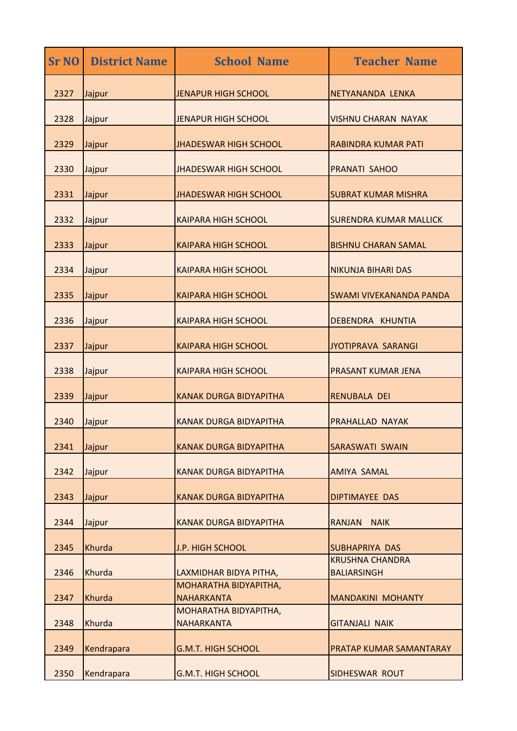| Sr NO | District Name | School Name | Teacher Name |
|---|---|---|---|
| 2327 | Jajpur | JENAPUR HIGH SCHOOL | NETYANANDA LENKA |
| 2328 | Jajpur | JENAPUR HIGH SCHOOL | VISHNU CHARAN NAYAK |
| 2329 | Jajpur | JHADESWAR HIGH SCHOOL | RABINDRA KUMAR PATI |
| 2330 | Jajpur | JHADESWAR HIGH SCHOOL | PRANATI SAHOO |
| 2331 | Jajpur | JHADESWAR HIGH SCHOOL | SUBRAT KUMAR MISHRA |
| 2332 | Jajpur | KAIPARA HIGH SCHOOL | SURENDRA KUMAR MALLICK |
| 2333 | Jajpur | KAIPARA HIGH SCHOOL | BISHNU CHARAN SAMAL |
| 2334 | Jajpur | KAIPARA HIGH SCHOOL | NIKUNJA BIHARI DAS |
| 2335 | Jajpur | KAIPARA HIGH SCHOOL | SWAMI VIVEKANANDA PANDA |
| 2336 | Jajpur | KAIPARA HIGH SCHOOL | DEBENDRA KHUNTIA |
| 2337 | Jajpur | KAIPARA HIGH SCHOOL | JYOTIPRAVA SARANGI |
| 2338 | Jajpur | KAIPARA HIGH SCHOOL | PRASANT KUMAR JENA |
| 2339 | Jajpur | KANAK DURGA BIDYAPITHA | RENUBALA DEI |
| 2340 | Jajpur | KANAK DURGA BIDYAPITHA | PRAHALLAD NAYAK |
| 2341 | Jajpur | KANAK DURGA BIDYAPITHA | SARASWATI SWAIN |
| 2342 | Jajpur | KANAK DURGA BIDYAPITHA | AMIYA SAMAL |
| 2343 | Jajpur | KANAK DURGA BIDYAPITHA | DIPTIMAYEE DAS |
| 2344 | Jajpur | KANAK DURGA BIDYAPITHA | RANJAN NAIK |
| 2345 | Khurda | J.P. HIGH SCHOOL | SUBHAPRIYA DAS |
| 2346 | Khurda | LAXMIDHAR BIDYA PITHA, | KRUSHNA CHANDRA BALIARSINGH |
| 2347 | Khurda | MOHARATHA BIDYAPITHA, NAHARKANTA | MANDAKINI MOHANTY |
| 2348 | Khurda | MOHARATHA BIDYAPITHA, NAHARKANTA | GITANJALI NAIK |
| 2349 | Kendrapara | G.M.T. HIGH SCHOOL | PRATAP KUMAR SAMANTARAY |
| 2350 | Kendrapara | G.M.T. HIGH SCHOOL | SIDHESWAR ROUT |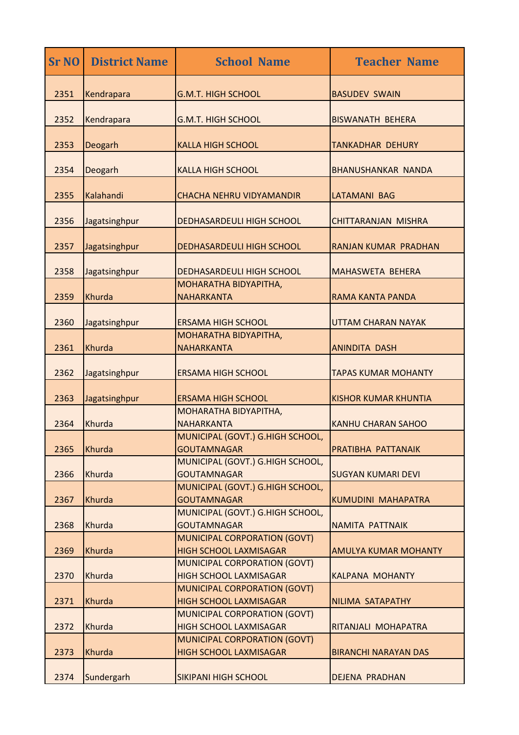| Sr NO | District Name | School Name | Teacher Name |
|---|---|---|---|
| 2351 | Kendrapara | G.M.T. HIGH SCHOOL | BASUDEV SWAIN |
| 2352 | Kendrapara | G.M.T. HIGH SCHOOL | BISWANATH BEHERA |
| 2353 | Deogarh | KALLA HIGH SCHOOL | TANKADHAR DEHURY |
| 2354 | Deogarh | KALLA HIGH SCHOOL | BHANUSHANKAR NANDA |
| 2355 | Kalahandi | CHACHA NEHRU VIDYAMANDIR | LATAMANI BAG |
| 2356 | Jagatsinghpur | DEDHASARDEULI HIGH SCHOOL | CHITTARANJAN MISHRA |
| 2357 | Jagatsinghpur | DEDHASARDEULI HIGH SCHOOL | RANJAN KUMAR PRADHAN |
| 2358 | Jagatsinghpur | DEDHASARDEULI HIGH SCHOOL | MAHASWETA BEHERA |
| 2359 | Khurda | MOHARATHA BIDYAPITHA, NAHARKANTA | RAMA KANTA PANDA |
| 2360 | Jagatsinghpur | ERSAMA HIGH SCHOOL | UTTAM CHARAN NAYAK |
| 2361 | Khurda | MOHARATHA BIDYAPITHA, NAHARKANTA | ANINDITA DASH |
| 2362 | Jagatsinghpur | ERSAMA HIGH SCHOOL | TAPAS KUMAR MOHANTY |
| 2363 | Jagatsinghpur | ERSAMA HIGH SCHOOL | KISHOR KUMAR KHUNTIA |
| 2364 | Khurda | MOHARATHA BIDYAPITHA, NAHARKANTA | KANHU CHARAN SAHOO |
| 2365 | Khurda | MUNICIPAL (GOVT.) G.HIGH SCHOOL, GOUTAMNAGAR | PRATIBHA PATTANAIK |
| 2366 | Khurda | MUNICIPAL (GOVT.) G.HIGH SCHOOL, GOUTAMNAGAR | SUGYAN KUMARI DEVI |
| 2367 | Khurda | MUNICIPAL (GOVT.) G.HIGH SCHOOL, GOUTAMNAGAR | KUMUDINI MAHAPATRA |
| 2368 | Khurda | MUNICIPAL (GOVT.) G.HIGH SCHOOL, GOUTAMNAGAR | NAMITA PATTNAIK |
| 2369 | Khurda | MUNICIPAL CORPORATION (GOVT) HIGH SCHOOL LAXMISAGAR | AMULYA KUMAR MOHANTY |
| 2370 | Khurda | MUNICIPAL CORPORATION (GOVT) HIGH SCHOOL LAXMISAGAR | KALPANA MOHANTY |
| 2371 | Khurda | MUNICIPAL CORPORATION (GOVT) HIGH SCHOOL LAXMISAGAR | NILIMA SATAPATHY |
| 2372 | Khurda | MUNICIPAL CORPORATION (GOVT) HIGH SCHOOL LAXMISAGAR | RITANJALI MOHAPATRA |
| 2373 | Khurda | MUNICIPAL CORPORATION (GOVT) HIGH SCHOOL LAXMISAGAR | BIRANCHI NARAYAN DAS |
| 2374 | Sundergarh | SIKIPANI HIGH SCHOOL | DEJENA PRADHAN |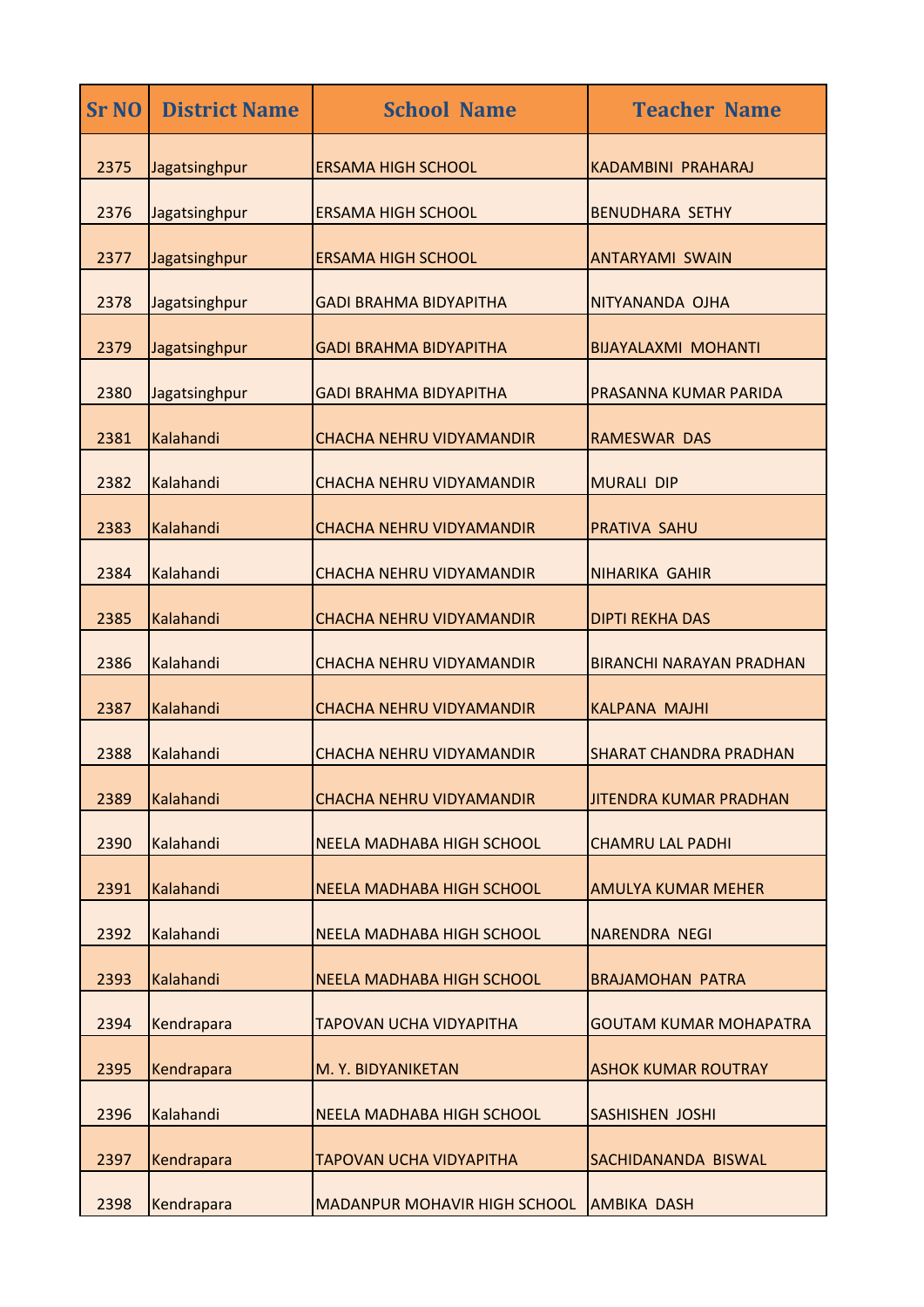| Sr NO | District Name | School Name | Teacher Name |
|---|---|---|---|
| 2375 | Jagatsinghpur | ERSAMA HIGH SCHOOL | KADAMBINI PRAHARAJ |
| 2376 | Jagatsinghpur | ERSAMA HIGH SCHOOL | BENUDHARA SETHY |
| 2377 | Jagatsinghpur | ERSAMA HIGH SCHOOL | ANTARYAMI SWAIN |
| 2378 | Jagatsinghpur | GADI BRAHMA BIDYAPITHA | NITYANANDA OJHA |
| 2379 | Jagatsinghpur | GADI BRAHMA BIDYAPITHA | BIJAYALAXMI MOHANTI |
| 2380 | Jagatsinghpur | GADI BRAHMA BIDYAPITHA | PRASANNA KUMAR PARIDA |
| 2381 | Kalahandi | CHACHA NEHRU VIDYAMANDIR | RAMESWAR DAS |
| 2382 | Kalahandi | CHACHA NEHRU VIDYAMANDIR | MURALI DIP |
| 2383 | Kalahandi | CHACHA NEHRU VIDYAMANDIR | PRATIVA SAHU |
| 2384 | Kalahandi | CHACHA NEHRU VIDYAMANDIR | NIHARIKA GAHIR |
| 2385 | Kalahandi | CHACHA NEHRU VIDYAMANDIR | DIPTI REKHA DAS |
| 2386 | Kalahandi | CHACHA NEHRU VIDYAMANDIR | BIRANCHI NARAYAN PRADHAN |
| 2387 | Kalahandi | CHACHA NEHRU VIDYAMANDIR | KALPANA MAJHI |
| 2388 | Kalahandi | CHACHA NEHRU VIDYAMANDIR | SHARAT CHANDRA PRADHAN |
| 2389 | Kalahandi | CHACHA NEHRU VIDYAMANDIR | JITENDRA KUMAR PRADHAN |
| 2390 | Kalahandi | NEELA MADHABA HIGH SCHOOL | CHAMRU LAL PADHI |
| 2391 | Kalahandi | NEELA MADHABA HIGH SCHOOL | AMULYA KUMAR MEHER |
| 2392 | Kalahandi | NEELA MADHABA HIGH SCHOOL | NARENDRA NEGI |
| 2393 | Kalahandi | NEELA MADHABA HIGH SCHOOL | BRAJAMOHAN PATRA |
| 2394 | Kendrapara | TAPOVAN UCHA VIDYAPITHA | GOUTAM KUMAR MOHAPATRA |
| 2395 | Kendrapara | M. Y. BIDYANIKETAN | ASHOK KUMAR ROUTRAY |
| 2396 | Kalahandi | NEELA MADHABA HIGH SCHOOL | SASHISHEN JOSHI |
| 2397 | Kendrapara | TAPOVAN UCHA VIDYAPITHA | SACHIDANANDA BISWAL |
| 2398 | Kendrapara | MADANPUR MOHAVIR HIGH SCHOOL | AMBIKA DASH |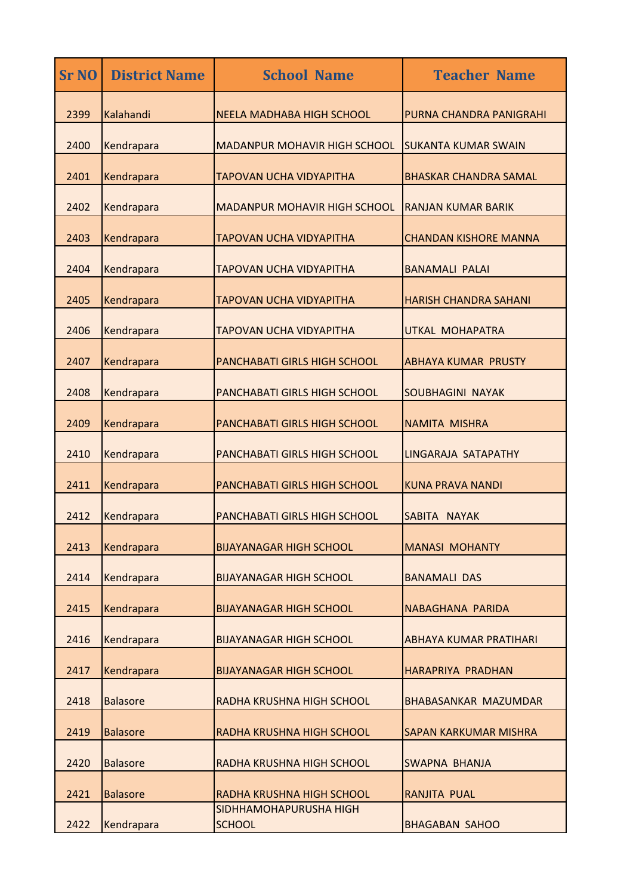| Sr NO | District Name | School Name | Teacher Name |
|---|---|---|---|
| 2399 | Kalahandi | NEELA MADHABA HIGH SCHOOL | PURNA CHANDRA PANIGRAHI |
| 2400 | Kendrapara | MADANPUR MOHAVIR HIGH SCHOOL | SUKANTA KUMAR SWAIN |
| 2401 | Kendrapara | TAPOVAN UCHA VIDYAPITHA | BHASKAR CHANDRA SAMAL |
| 2402 | Kendrapara | MADANPUR MOHAVIR HIGH SCHOOL | RANJAN KUMAR BARIK |
| 2403 | Kendrapara | TAPOVAN UCHA VIDYAPITHA | CHANDAN KISHORE MANNA |
| 2404 | Kendrapara | TAPOVAN UCHA VIDYAPITHA | BANAMALI PALAI |
| 2405 | Kendrapara | TAPOVAN UCHA VIDYAPITHA | HARISH CHANDRA SAHANI |
| 2406 | Kendrapara | TAPOVAN UCHA VIDYAPITHA | UTKAL MOHAPATRA |
| 2407 | Kendrapara | PANCHABATI GIRLS HIGH SCHOOL | ABHAYA KUMAR PRUSTY |
| 2408 | Kendrapara | PANCHABATI GIRLS HIGH SCHOOL | SOUBHAGINI NAYAK |
| 2409 | Kendrapara | PANCHABATI GIRLS HIGH SCHOOL | NAMITA MISHRA |
| 2410 | Kendrapara | PANCHABATI GIRLS HIGH SCHOOL | LINGARAJA SATAPATHY |
| 2411 | Kendrapara | PANCHABATI GIRLS HIGH SCHOOL | KUNA PRAVA NANDI |
| 2412 | Kendrapara | PANCHABATI GIRLS HIGH SCHOOL | SABITA NAYAK |
| 2413 | Kendrapara | BIJAYANAGAR HIGH SCHOOL | MANASI MOHANTY |
| 2414 | Kendrapara | BIJAYANAGAR HIGH SCHOOL | BANAMALI DAS |
| 2415 | Kendrapara | BIJAYANAGAR HIGH SCHOOL | NABAGHANA PARIDA |
| 2416 | Kendrapara | BIJAYANAGAR HIGH SCHOOL | ABHAYA KUMAR PRATIHARI |
| 2417 | Kendrapara | BIJAYANAGAR HIGH SCHOOL | HARAPRIYA PRADHAN |
| 2418 | Balasore | RADHA KRUSHNA HIGH SCHOOL | BHABASANKAR MAZUMDAR |
| 2419 | Balasore | RADHA KRUSHNA HIGH SCHOOL | SAPAN KARKUMAR MISHRA |
| 2420 | Balasore | RADHA KRUSHNA HIGH SCHOOL | SWAPNA BHANJA |
| 2421 | Balasore | RADHA KRUSHNA HIGH SCHOOL | RANJITA PUAL |
| 2422 | Kendrapara | SIDHHAMOHAPURUSHA HIGH SCHOOL | BHAGABAN SAHOO |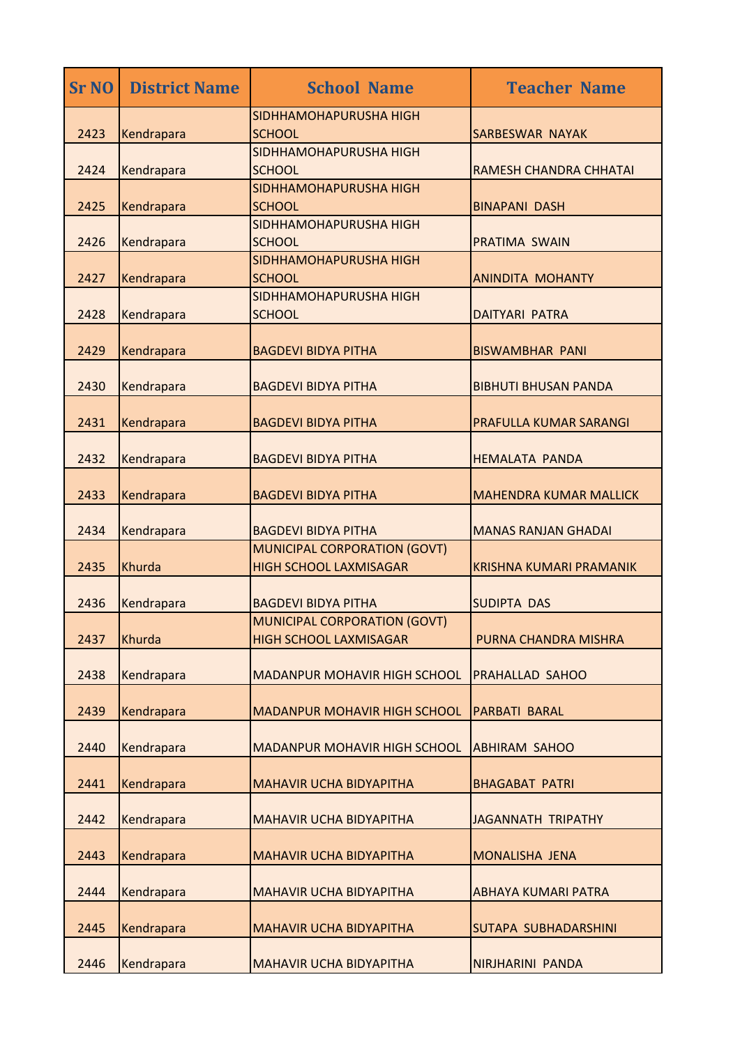| Sr NO | District Name | School Name | Teacher Name |
|---|---|---|---|
| 2423 | Kendrapara | SIDHHAMOHAPURUSHA HIGH SCHOOL | SARBESWAR NAYAK |
| 2424 | Kendrapara | SIDHHAMOHAPURUSHA HIGH SCHOOL | RAMESH CHANDRA CHHATAI |
| 2425 | Kendrapara | SIDHHAMOHAPURUSHA HIGH SCHOOL | BINAPANI DASH |
| 2426 | Kendrapara | SIDHHAMOHAPURUSHA HIGH SCHOOL | PRATIMA SWAIN |
| 2427 | Kendrapara | SIDHHAMOHAPURUSHA HIGH SCHOOL | ANINDITA MOHANTY |
| 2428 | Kendrapara | SIDHHAMOHAPURUSHA HIGH SCHOOL | DAITYARI PATRA |
| 2429 | Kendrapara | BAGDEVI BIDYA PITHA | BISWAMBHAR PANI |
| 2430 | Kendrapara | BAGDEVI BIDYA PITHA | BIBHUTI BHUSAN PANDA |
| 2431 | Kendrapara | BAGDEVI BIDYA PITHA | PRAFULLA KUMAR SARANGI |
| 2432 | Kendrapara | BAGDEVI BIDYA PITHA | HEMALATA PANDA |
| 2433 | Kendrapara | BAGDEVI BIDYA PITHA | MAHENDRA KUMAR MALLICK |
| 2434 | Kendrapara | BAGDEVI BIDYA PITHA | MANAS RANJAN GHADAI |
| 2435 | Khurda | MUNICIPAL CORPORATION (GOVT) HIGH SCHOOL LAXMISAGAR | KRISHNA KUMARI PRAMANIK |
| 2436 | Kendrapara | BAGDEVI BIDYA PITHA | SUDIPTA DAS |
| 2437 | Khurda | MUNICIPAL CORPORATION (GOVT) HIGH SCHOOL LAXMISAGAR | PURNA CHANDRA MISHRA |
| 2438 | Kendrapara | MADANPUR MOHAVIR HIGH SCHOOL | PRAHALLAD SAHOO |
| 2439 | Kendrapara | MADANPUR MOHAVIR HIGH SCHOOL | PARBATI BARAL |
| 2440 | Kendrapara | MADANPUR MOHAVIR HIGH SCHOOL | ABHIRAM SAHOO |
| 2441 | Kendrapara | MAHAVIR UCHA BIDYAPITHA | BHAGABAT PATRI |
| 2442 | Kendrapara | MAHAVIR UCHA BIDYAPITHA | JAGANNATH TRIPATHY |
| 2443 | Kendrapara | MAHAVIR UCHA BIDYAPITHA | MONALISHA JENA |
| 2444 | Kendrapara | MAHAVIR UCHA BIDYAPITHA | ABHAYA KUMARI PATRA |
| 2445 | Kendrapara | MAHAVIR UCHA BIDYAPITHA | SUTAPA SUBHADARSHINI |
| 2446 | Kendrapara | MAHAVIR UCHA BIDYAPITHA | NIRJHARINI PANDA |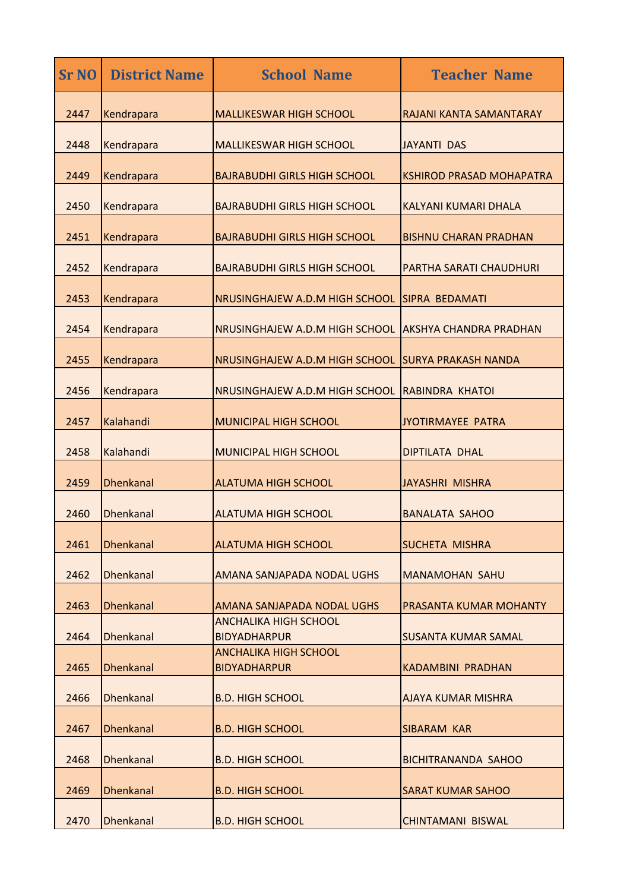| Sr NO | District Name | School Name | Teacher Name |
|---|---|---|---|
| 2447 | Kendrapara | MALLIKESWAR HIGH SCHOOL | RAJANI KANTA SAMANTARAY |
| 2448 | Kendrapara | MALLIKESWAR HIGH SCHOOL | JAYANTI DAS |
| 2449 | Kendrapara | BAJRABUDHI GIRLS HIGH SCHOOL | KSHIROD PRASAD MOHAPATRA |
| 2450 | Kendrapara | BAJRABUDHI GIRLS HIGH SCHOOL | KALYANI KUMARI DHALA |
| 2451 | Kendrapara | BAJRABUDHI GIRLS HIGH SCHOOL | BISHNU CHARAN PRADHAN |
| 2452 | Kendrapara | BAJRABUDHI GIRLS HIGH SCHOOL | PARTHA SARATI CHAUDHURI |
| 2453 | Kendrapara | NRUSINGHAJEW A.D.M HIGH SCHOOL | SIPRA BEDAMATI |
| 2454 | Kendrapara | NRUSINGHAJEW A.D.M HIGH SCHOOL | AKSHYA CHANDRA PRADHAN |
| 2455 | Kendrapara | NRUSINGHAJEW A.D.M HIGH SCHOOL | SURYA PRAKASH NANDA |
| 2456 | Kendrapara | NRUSINGHAJEW A.D.M HIGH SCHOOL | RABINDRA KHATOI |
| 2457 | Kalahandi | MUNICIPAL HIGH SCHOOL | JYOTIRMAYEE PATRA |
| 2458 | Kalahandi | MUNICIPAL HIGH SCHOOL | DIPTILATA DHAL |
| 2459 | Dhenkanal | ALATUMA HIGH SCHOOL | JAYASHRI MISHRA |
| 2460 | Dhenkanal | ALATUMA HIGH SCHOOL | BANALATA SAHOO |
| 2461 | Dhenkanal | ALATUMA HIGH SCHOOL | SUCHETA MISHRA |
| 2462 | Dhenkanal | AMANA SANJAPADA NODAL UGHS | MANAMOHAN SAHU |
| 2463 | Dhenkanal | AMANA SANJAPADA NODAL UGHS | PRASANTA KUMAR MOHANTY |
| 2464 | Dhenkanal | ANCHALIKA HIGH SCHOOL BIDYADHARPUR | SUSANTA KUMAR SAMAL |
| 2465 | Dhenkanal | ANCHALIKA HIGH SCHOOL BIDYADHARPUR | KADAMBINI PRADHAN |
| 2466 | Dhenkanal | B.D. HIGH SCHOOL | AJAYA KUMAR MISHRA |
| 2467 | Dhenkanal | B.D. HIGH SCHOOL | SIBARAM KAR |
| 2468 | Dhenkanal | B.D. HIGH SCHOOL | BICHITRANANDA SAHOO |
| 2469 | Dhenkanal | B.D. HIGH SCHOOL | SARAT KUMAR SAHOO |
| 2470 | Dhenkanal | B.D. HIGH SCHOOL | CHINTAMANI BISWAL |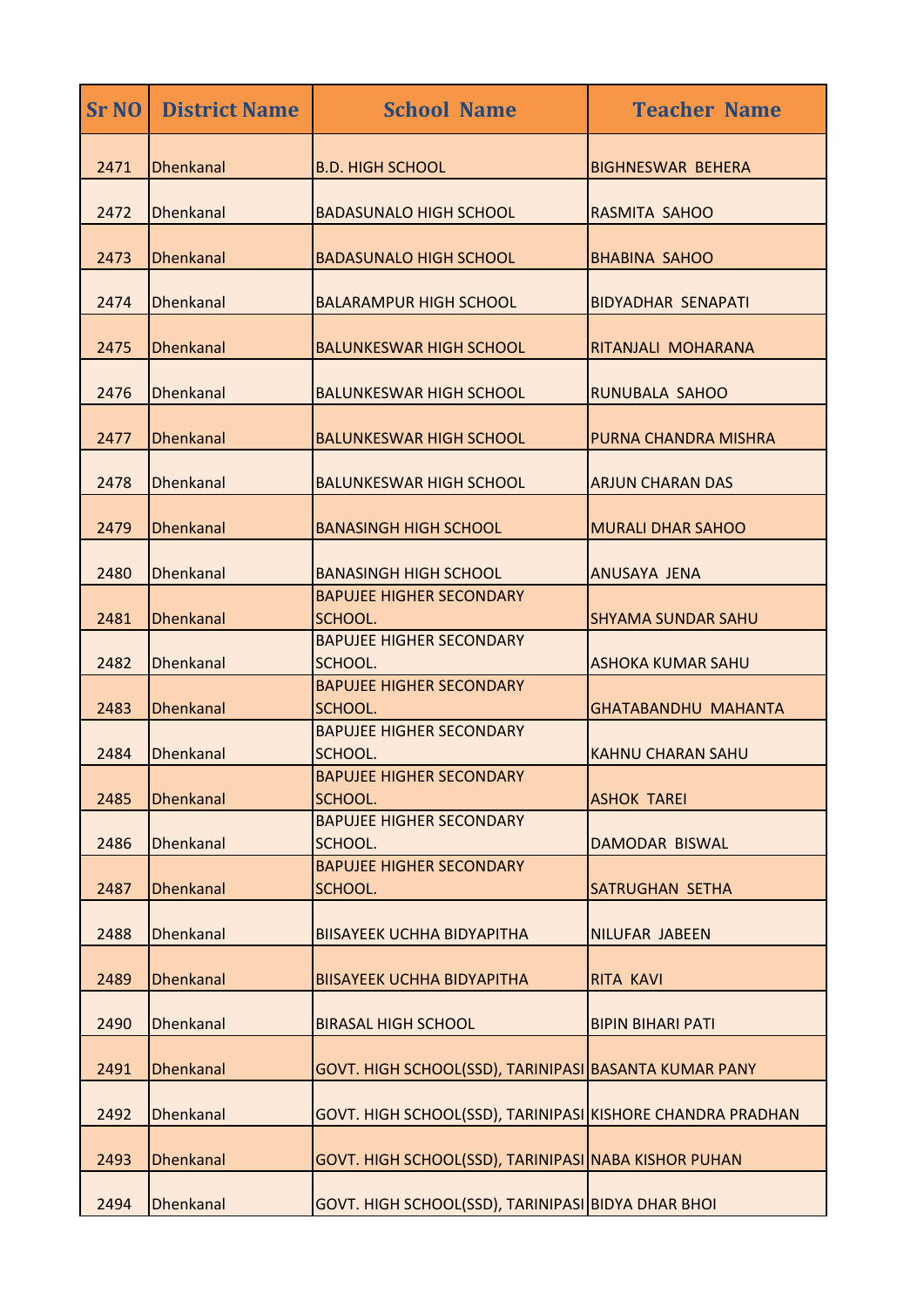| Sr NO | District Name | School Name | Teacher Name |
|---|---|---|---|
| 2471 | Dhenkanal | B.D. HIGH SCHOOL | BIGHNESWAR BEHERA |
| 2472 | Dhenkanal | BADASUNALO HIGH SCHOOL | RASMITA SAHOO |
| 2473 | Dhenkanal | BADASUNALO HIGH SCHOOL | BHABINA SAHOO |
| 2474 | Dhenkanal | BALARAMPUR HIGH SCHOOL | BIDYADHAR SENAPATI |
| 2475 | Dhenkanal | BALUNKESWAR HIGH SCHOOL | RITANJALI MOHARANA |
| 2476 | Dhenkanal | BALUNKESWAR HIGH SCHOOL | RUNUBALA SAHOO |
| 2477 | Dhenkanal | BALUNKESWAR HIGH SCHOOL | PURNA CHANDRA MISHRA |
| 2478 | Dhenkanal | BALUNKESWAR HIGH SCHOOL | ARJUN CHARAN DAS |
| 2479 | Dhenkanal | BANASINGH HIGH SCHOOL | MURALI DHAR SAHOO |
| 2480 | Dhenkanal | BANASINGH HIGH SCHOOL | ANUSAYA JENA |
| 2481 | Dhenkanal | BAPUJEE HIGHER SECONDARY SCHOOL. | SHYAMA SUNDAR SAHU |
| 2482 | Dhenkanal | BAPUJEE HIGHER SECONDARY SCHOOL. | ASHOKA KUMAR SAHU |
| 2483 | Dhenkanal | BAPUJEE HIGHER SECONDARY SCHOOL. | GHATABANDHU MAHANTA |
| 2484 | Dhenkanal | BAPUJEE HIGHER SECONDARY SCHOOL. | KAHNU CHARAN SAHU |
| 2485 | Dhenkanal | BAPUJEE HIGHER SECONDARY SCHOOL. | ASHOK TAREI |
| 2486 | Dhenkanal | BAPUJEE HIGHER SECONDARY SCHOOL. | DAMODAR BISWAL |
| 2487 | Dhenkanal | BAPUJEE HIGHER SECONDARY SCHOOL. | SATRUGHAN SETHA |
| 2488 | Dhenkanal | BIISAYEEK UCHHA BIDYAPITHA | NILUFAR JABEEN |
| 2489 | Dhenkanal | BIISAYEEK UCHHA BIDYAPITHA | RITA KAVI |
| 2490 | Dhenkanal | BIRASAL HIGH SCHOOL | BIPIN BIHARI PATI |
| 2491 | Dhenkanal | GOVT. HIGH SCHOOL(SSD), TARINIPASI | BASANTA KUMAR PANY |
| 2492 | Dhenkanal | GOVT. HIGH SCHOOL(SSD), TARINIPASI | KISHORE CHANDRA PRADHAN |
| 2493 | Dhenkanal | GOVT. HIGH SCHOOL(SSD), TARINIPASI | NABA KISHOR PUHAN |
| 2494 | Dhenkanal | GOVT. HIGH SCHOOL(SSD), TARINIPASI | BIDYA DHAR BHOI |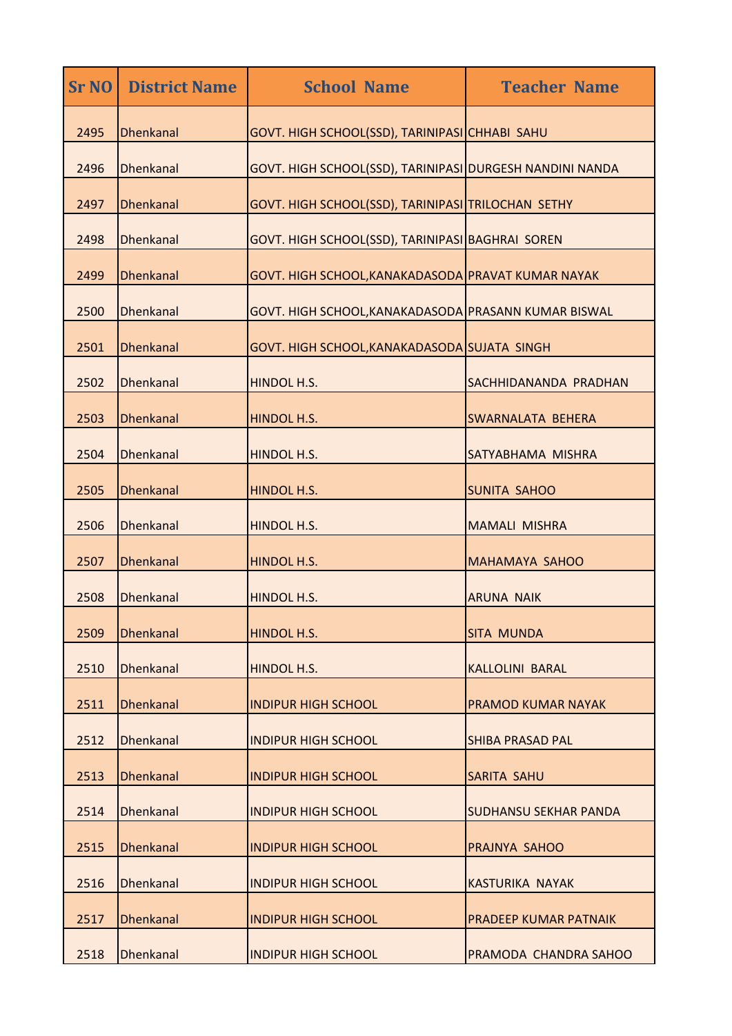| Sr NO | District Name | School Name | Teacher Name |
|---|---|---|---|
| 2495 | Dhenkanal | GOVT. HIGH SCHOOL(SSD), TARINIPASI | CHHABI SAHU |
| 2496 | Dhenkanal | GOVT. HIGH SCHOOL(SSD), TARINIPASI | DURGESH NANDINI NANDA |
| 2497 | Dhenkanal | GOVT. HIGH SCHOOL(SSD), TARINIPASI | TRILOCHAN SETHY |
| 2498 | Dhenkanal | GOVT. HIGH SCHOOL(SSD), TARINIPASI | BAGHRAI SOREN |
| 2499 | Dhenkanal | GOVT. HIGH SCHOOL,KANAKADASODA | PRAVAT KUMAR NAYAK |
| 2500 | Dhenkanal | GOVT. HIGH SCHOOL,KANAKADASODA | PRASANN KUMAR BISWAL |
| 2501 | Dhenkanal | GOVT. HIGH SCHOOL,KANAKADASODA | SUJATA SINGH |
| 2502 | Dhenkanal | HINDOL H.S. | SACHHIDANANDA PRADHAN |
| 2503 | Dhenkanal | HINDOL H.S. | SWARNALATA BEHERA |
| 2504 | Dhenkanal | HINDOL H.S. | SATYABHAMA MISHRA |
| 2505 | Dhenkanal | HINDOL H.S. | SUNITA SAHOO |
| 2506 | Dhenkanal | HINDOL H.S. | MAMALI MISHRA |
| 2507 | Dhenkanal | HINDOL H.S. | MAHAMAYA SAHOO |
| 2508 | Dhenkanal | HINDOL H.S. | ARUNA NAIK |
| 2509 | Dhenkanal | HINDOL H.S. | SITA MUNDA |
| 2510 | Dhenkanal | HINDOL H.S. | KALLOLINI BARAL |
| 2511 | Dhenkanal | INDIPUR HIGH SCHOOL | PRAMOD KUMAR NAYAK |
| 2512 | Dhenkanal | INDIPUR HIGH SCHOOL | SHIBA PRASAD PAL |
| 2513 | Dhenkanal | INDIPUR HIGH SCHOOL | SARITA SAHU |
| 2514 | Dhenkanal | INDIPUR HIGH SCHOOL | SUDHANSU SEKHAR PANDA |
| 2515 | Dhenkanal | INDIPUR HIGH SCHOOL | PRAJNYA SAHOO |
| 2516 | Dhenkanal | INDIPUR HIGH SCHOOL | KASTURIKA NAYAK |
| 2517 | Dhenkanal | INDIPUR HIGH SCHOOL | PRADEEP KUMAR PATNAIK |
| 2518 | Dhenkanal | INDIPUR HIGH SCHOOL | PRAMODA CHANDRA SAHOO |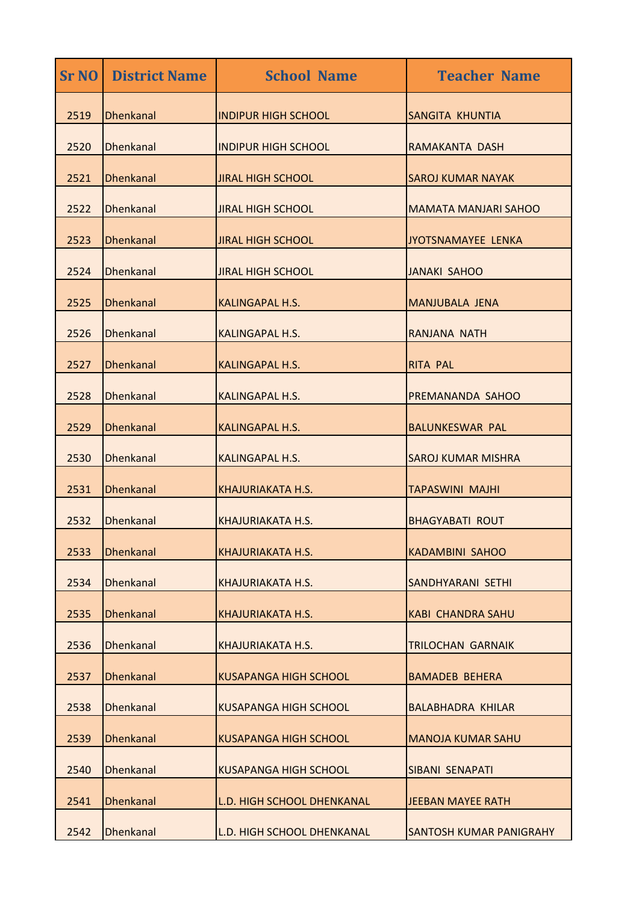| Sr NO | District Name | School Name | Teacher Name |
|---|---|---|---|
| 2519 | Dhenkanal | INDIPUR HIGH SCHOOL | SANGITA KHUNTIA |
| 2520 | Dhenkanal | INDIPUR HIGH SCHOOL | RAMAKANTA DASH |
| 2521 | Dhenkanal | JIRAL HIGH SCHOOL | SAROJ KUMAR NAYAK |
| 2522 | Dhenkanal | JIRAL HIGH SCHOOL | MAMATA MANJARI SAHOO |
| 2523 | Dhenkanal | JIRAL HIGH SCHOOL | JYOTSNAMAYEE LENKA |
| 2524 | Dhenkanal | JIRAL HIGH SCHOOL | JANAKI SAHOO |
| 2525 | Dhenkanal | KALINGAPAL H.S. | MANJUBALA JENA |
| 2526 | Dhenkanal | KALINGAPAL H.S. | RANJANA NATH |
| 2527 | Dhenkanal | KALINGAPAL H.S. | RITA PAL |
| 2528 | Dhenkanal | KALINGAPAL H.S. | PREMANANDA SAHOO |
| 2529 | Dhenkanal | KALINGAPAL H.S. | BALUNKESWAR PAL |
| 2530 | Dhenkanal | KALINGAPAL H.S. | SAROJ KUMAR MISHRA |
| 2531 | Dhenkanal | KHAJURIAKATA H.S. | TAPASWINI MAJHI |
| 2532 | Dhenkanal | KHAJURIAKATA H.S. | BHAGYABATI ROUT |
| 2533 | Dhenkanal | KHAJURIAKATA H.S. | KADAMBINI SAHOO |
| 2534 | Dhenkanal | KHAJURIAKATA H.S. | SANDHYARANI SETHI |
| 2535 | Dhenkanal | KHAJURIAKATA H.S. | KABI CHANDRA SAHU |
| 2536 | Dhenkanal | KHAJURIAKATA H.S. | TRILOCHAN GARNAIK |
| 2537 | Dhenkanal | KUSAPANGA HIGH SCHOOL | BAMADEB BEHERA |
| 2538 | Dhenkanal | KUSAPANGA HIGH SCHOOL | BALABHADRA KHILAR |
| 2539 | Dhenkanal | KUSAPANGA HIGH SCHOOL | MANOJA KUMAR SAHU |
| 2540 | Dhenkanal | KUSAPANGA HIGH SCHOOL | SIBANI SENAPATI |
| 2541 | Dhenkanal | L.D. HIGH SCHOOL DHENKANAL | JEEBAN MAYEE RATH |
| 2542 | Dhenkanal | L.D. HIGH SCHOOL DHENKANAL | SANTOSH KUMAR PANIGRAHY |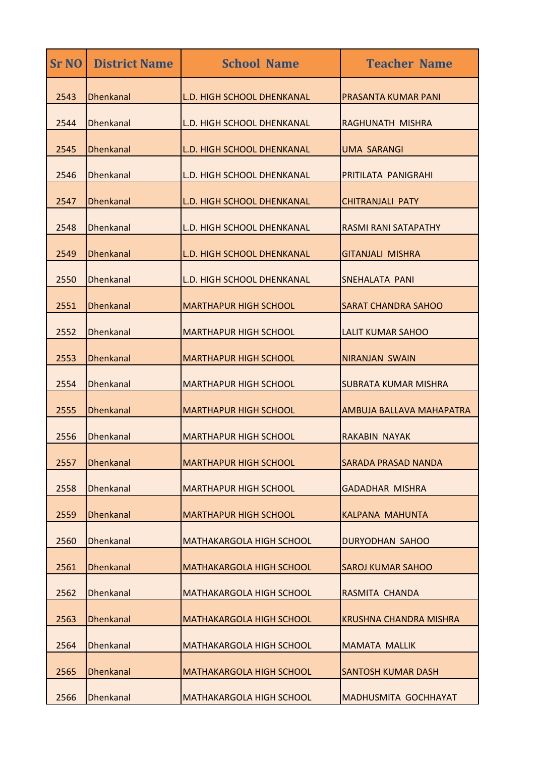| Sr NO | District Name | School Name | Teacher Name |
| --- | --- | --- | --- |
| 2543 | Dhenkanal | L.D. HIGH SCHOOL DHENKANAL | PRASANTA KUMAR PANI |
| 2544 | Dhenkanal | L.D. HIGH SCHOOL DHENKANAL | RAGHUNATH MISHRA |
| 2545 | Dhenkanal | L.D. HIGH SCHOOL DHENKANAL | UMA SARANGI |
| 2546 | Dhenkanal | L.D. HIGH SCHOOL DHENKANAL | PRITILATA PANIGRAHI |
| 2547 | Dhenkanal | L.D. HIGH SCHOOL DHENKANAL | CHITRANJALI PATY |
| 2548 | Dhenkanal | L.D. HIGH SCHOOL DHENKANAL | RASMI RANI SATAPATHY |
| 2549 | Dhenkanal | L.D. HIGH SCHOOL DHENKANAL | GITANJALI MISHRA |
| 2550 | Dhenkanal | L.D. HIGH SCHOOL DHENKANAL | SNEHALATA PANI |
| 2551 | Dhenkanal | MARTHAPUR HIGH SCHOOL | SARAT CHANDRA SAHOO |
| 2552 | Dhenkanal | MARTHAPUR HIGH SCHOOL | LALIT KUMAR SAHOO |
| 2553 | Dhenkanal | MARTHAPUR HIGH SCHOOL | NIRANJAN SWAIN |
| 2554 | Dhenkanal | MARTHAPUR HIGH SCHOOL | SUBRATA KUMAR MISHRA |
| 2555 | Dhenkanal | MARTHAPUR HIGH SCHOOL | AMBUJA BALLAVA MAHAPATRA |
| 2556 | Dhenkanal | MARTHAPUR HIGH SCHOOL | RAKABIN NAYAK |
| 2557 | Dhenkanal | MARTHAPUR HIGH SCHOOL | SARADA PRASAD NANDA |
| 2558 | Dhenkanal | MARTHAPUR HIGH SCHOOL | GADADHAR MISHRA |
| 2559 | Dhenkanal | MARTHAPUR HIGH SCHOOL | KALPANA MAHUNTA |
| 2560 | Dhenkanal | MATHAKARGOLA HIGH SCHOOL | DURYODHAN SAHOO |
| 2561 | Dhenkanal | MATHAKARGOLA HIGH SCHOOL | SAROJ KUMAR SAHOO |
| 2562 | Dhenkanal | MATHAKARGOLA HIGH SCHOOL | RASMITA CHANDA |
| 2563 | Dhenkanal | MATHAKARGOLA HIGH SCHOOL | KRUSHNA CHANDRA MISHRA |
| 2564 | Dhenkanal | MATHAKARGOLA HIGH SCHOOL | MAMATA MALLIK |
| 2565 | Dhenkanal | MATHAKARGOLA HIGH SCHOOL | SANTOSH KUMAR DASH |
| 2566 | Dhenkanal | MATHAKARGOLA HIGH SCHOOL | MADHUSMITA GOCHHAYAT |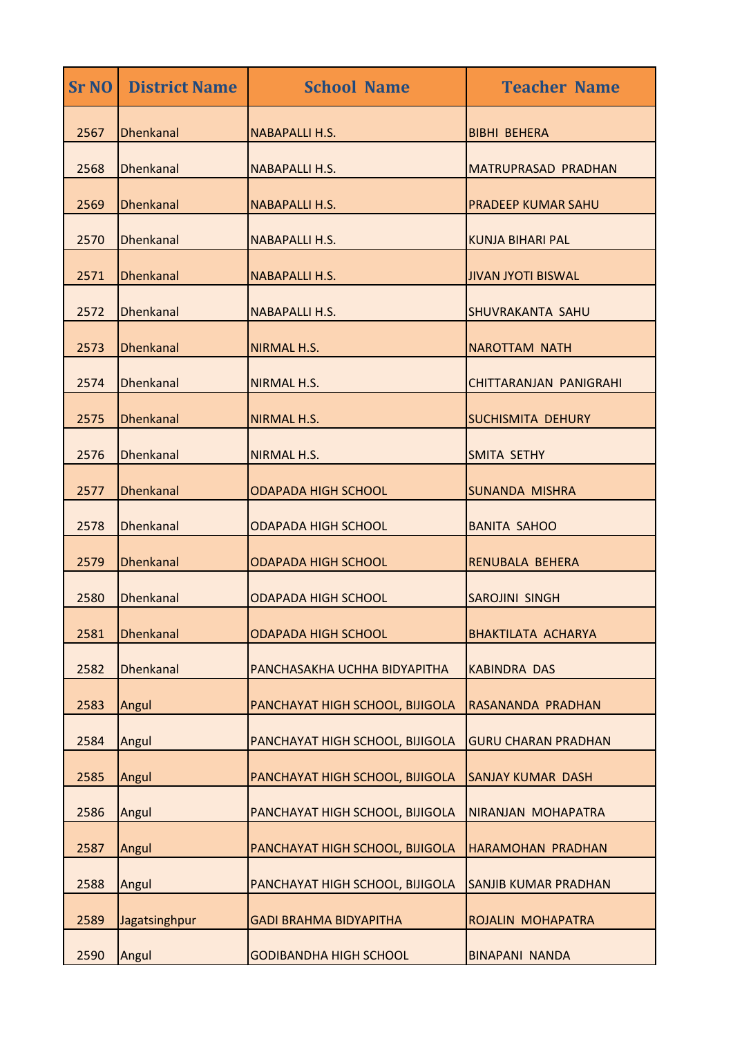| Sr NO | District Name | School Name | Teacher Name |
|---|---|---|---|
| 2567 | Dhenkanal | NABAPALLI H.S. | BIBHI BEHERA |
| 2568 | Dhenkanal | NABAPALLI H.S. | MATRUPRASAD PRADHAN |
| 2569 | Dhenkanal | NABAPALLI H.S. | PRADEEP KUMAR SAHU |
| 2570 | Dhenkanal | NABAPALLI H.S. | KUNJA BIHARI PAL |
| 2571 | Dhenkanal | NABAPALLI H.S. | JIVAN JYOTI BISWAL |
| 2572 | Dhenkanal | NABAPALLI H.S. | SHUVRAKANTA SAHU |
| 2573 | Dhenkanal | NIRMAL H.S. | NAROTTAM NATH |
| 2574 | Dhenkanal | NIRMAL H.S. | CHITTARANJAN PANIGRAHI |
| 2575 | Dhenkanal | NIRMAL H.S. | SUCHISMITA DEHURY |
| 2576 | Dhenkanal | NIRMAL H.S. | SMITA SETHY |
| 2577 | Dhenkanal | ODAPADA HIGH SCHOOL | SUNANDA MISHRA |
| 2578 | Dhenkanal | ODAPADA HIGH SCHOOL | BANITA SAHOO |
| 2579 | Dhenkanal | ODAPADA HIGH SCHOOL | RENUBALA BEHERA |
| 2580 | Dhenkanal | ODAPADA HIGH SCHOOL | SAROJINI SINGH |
| 2581 | Dhenkanal | ODAPADA HIGH SCHOOL | BHAKTILATA ACHARYA |
| 2582 | Dhenkanal | PANCHASAKHA UCHHA BIDYAPITHA | KABINDRA DAS |
| 2583 | Angul | PANCHAYAT HIGH SCHOOL, BIJIGOLA | RASANANDA PRADHAN |
| 2584 | Angul | PANCHAYAT HIGH SCHOOL, BIJIGOLA | GURU CHARAN PRADHAN |
| 2585 | Angul | PANCHAYAT HIGH SCHOOL, BIJIGOLA | SANJAY KUMAR DASH |
| 2586 | Angul | PANCHAYAT HIGH SCHOOL, BIJIGOLA | NIRANJAN MOHAPATRA |
| 2587 | Angul | PANCHAYAT HIGH SCHOOL, BIJIGOLA | HARAMOHAN PRADHAN |
| 2588 | Angul | PANCHAYAT HIGH SCHOOL, BIJIGOLA | SANJIB KUMAR PRADHAN |
| 2589 | Jagatsinghpur | GADI BRAHMA BIDYAPITHA | ROJALIN MOHAPATRA |
| 2590 | Angul | GODIBANDHA HIGH SCHOOL | BINAPANI NANDA |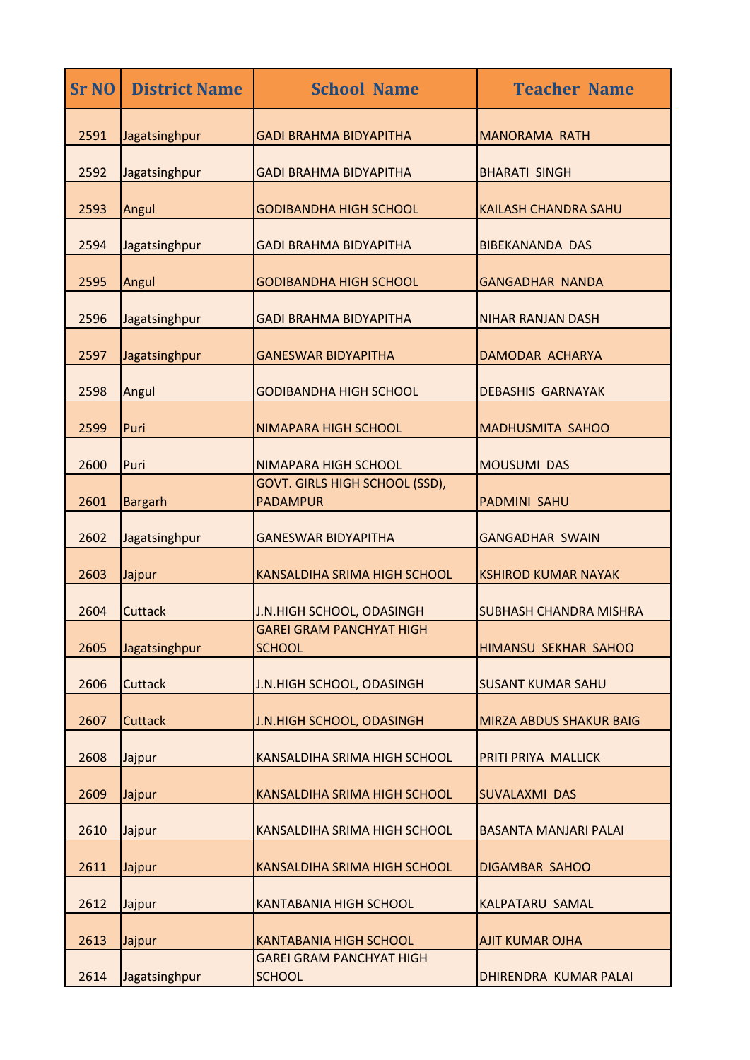| Sr NO | District Name | School Name | Teacher Name |
|---|---|---|---|
| 2591 | Jagatsinghpur | GADI BRAHMA BIDYAPITHA | MANORAMA RATH |
| 2592 | Jagatsinghpur | GADI BRAHMA BIDYAPITHA | BHARATI SINGH |
| 2593 | Angul | GODIBANDHA HIGH SCHOOL | KAILASH CHANDRA SAHU |
| 2594 | Jagatsinghpur | GADI BRAHMA BIDYAPITHA | BIBEKANANDA DAS |
| 2595 | Angul | GODIBANDHA HIGH SCHOOL | GANGADHAR NANDA |
| 2596 | Jagatsinghpur | GADI BRAHMA BIDYAPITHA | NIHAR RANJAN DASH |
| 2597 | Jagatsinghpur | GANESWAR BIDYAPITHA | DAMODAR ACHARYA |
| 2598 | Angul | GODIBANDHA HIGH SCHOOL | DEBASHIS GARNAYAK |
| 2599 | Puri | NIMAPARA HIGH SCHOOL | MADHUSMITA SAHOO |
| 2600 | Puri | NIMAPARA HIGH SCHOOL | MOUSUMI DAS |
| 2601 | Bargarh | GOVT. GIRLS HIGH SCHOOL (SSD), PADAMPUR | PADMINI SAHU |
| 2602 | Jagatsinghpur | GANESWAR BIDYAPITHA | GANGADHAR SWAIN |
| 2603 | Jajpur | KANSALDIHA SRIMA HIGH SCHOOL | KSHIROD KUMAR NAYAK |
| 2604 | Cuttack | J.N.HIGH SCHOOL, ODASINGH | SUBHASH CHANDRA MISHRA |
| 2605 | Jagatsinghpur | GAREI GRAM PANCHYAT HIGH SCHOOL | HIMANSU SEKHAR SAHOO |
| 2606 | Cuttack | J.N.HIGH SCHOOL, ODASINGH | SUSANT KUMAR SAHU |
| 2607 | Cuttack | J.N.HIGH SCHOOL, ODASINGH | MIRZA ABDUS SHAKUR BAIG |
| 2608 | Jajpur | KANSALDIHA SRIMA HIGH SCHOOL | PRITI PRIYA MALLICK |
| 2609 | Jajpur | KANSALDIHA SRIMA HIGH SCHOOL | SUVALAXMI DAS |
| 2610 | Jajpur | KANSALDIHA SRIMA HIGH SCHOOL | BASANTA MANJARI PALAI |
| 2611 | Jajpur | KANSALDIHA SRIMA HIGH SCHOOL | DIGAMBAR SAHOO |
| 2612 | Jajpur | KANTABANIA HIGH SCHOOL | KALPATARU SAMAL |
| 2613 | Jajpur | KANTABANIA HIGH SCHOOL | AJIT KUMAR OJHA |
| 2614 | Jagatsinghpur | GAREI GRAM PANCHYAT HIGH SCHOOL | DHIRENDRA KUMAR PALAI |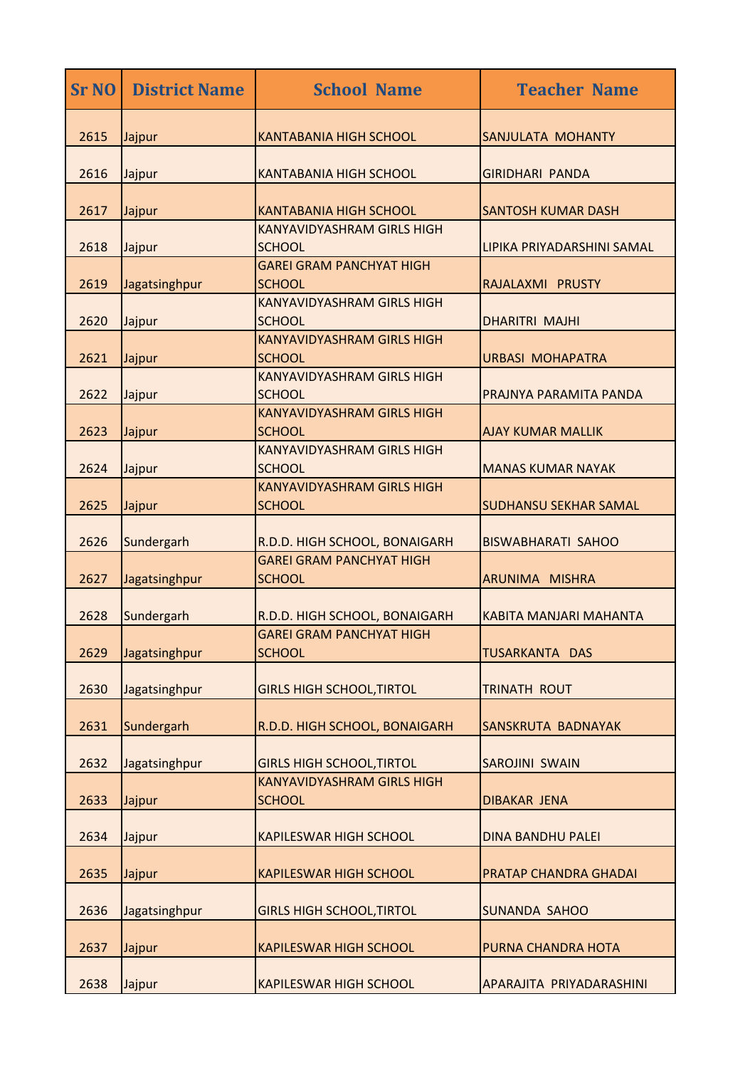| Sr NO | District Name | School Name | Teacher Name |
|---|---|---|---|
| 2615 | Jajpur | KANTABANIA HIGH SCHOOL | SANJULATA MOHANTY |
| 2616 | Jajpur | KANTABANIA HIGH SCHOOL | GIRIDHARI PANDA |
| 2617 | Jajpur | KANTABANIA HIGH SCHOOL | SANTOSH KUMAR DASH |
| 2618 | Jajpur | KANYAVIDYASHRAM GIRLS HIGH SCHOOL | LIPIKA PRIYADARSHINI SAMAL |
| 2619 | Jagatsinghpur | GAREI GRAM PANCHYAT HIGH SCHOOL | RAJALAXMI PRUSTY |
| 2620 | Jajpur | KANYAVIDYASHRAM GIRLS HIGH SCHOOL | DHARITRI MAJHI |
| 2621 | Jajpur | KANYAVIDYASHRAM GIRLS HIGH SCHOOL | URBASI MOHAPATRA |
| 2622 | Jajpur | KANYAVIDYASHRAM GIRLS HIGH SCHOOL | PRAJNYA PARAMITA PANDA |
| 2623 | Jajpur | KANYAVIDYASHRAM GIRLS HIGH SCHOOL | AJAY KUMAR MALLIK |
| 2624 | Jajpur | KANYAVIDYASHRAM GIRLS HIGH SCHOOL | MANAS KUMAR NAYAK |
| 2625 | Jajpur | KANYAVIDYASHRAM GIRLS HIGH SCHOOL | SUDHANSU SEKHAR SAMAL |
| 2626 | Sundergarh | R.D.D. HIGH SCHOOL, BONAIGARH | BISWABHARATI SAHOO |
| 2627 | Jagatsinghpur | GAREI GRAM PANCHYAT HIGH SCHOOL | ARUNIMA MISHRA |
| 2628 | Sundergarh | R.D.D. HIGH SCHOOL, BONAIGARH | KABITA MANJARI MAHANTA |
| 2629 | Jagatsinghpur | GAREI GRAM PANCHYAT HIGH SCHOOL | TUSARKANTA DAS |
| 2630 | Jagatsinghpur | GIRLS HIGH SCHOOL,TIRTOL | TRINATH ROUT |
| 2631 | Sundergarh | R.D.D. HIGH SCHOOL, BONAIGARH | SANSKRUTA BADNAYAK |
| 2632 | Jagatsinghpur | GIRLS HIGH SCHOOL,TIRTOL | SAROJINI SWAIN |
| 2633 | Jajpur | KANYAVIDYASHRAM GIRLS HIGH SCHOOL | DIBAKAR JENA |
| 2634 | Jajpur | KAPILESWAR HIGH SCHOOL | DINA BANDHU PALEI |
| 2635 | Jajpur | KAPILESWAR HIGH SCHOOL | PRATAP CHANDRA GHADAI |
| 2636 | Jagatsinghpur | GIRLS HIGH SCHOOL,TIRTOL | SUNANDA SAHOO |
| 2637 | Jajpur | KAPILESWAR HIGH SCHOOL | PURNA CHANDRA HOTA |
| 2638 | Jajpur | KAPILESWAR HIGH SCHOOL | APARAJITA PRIYADARASHINI |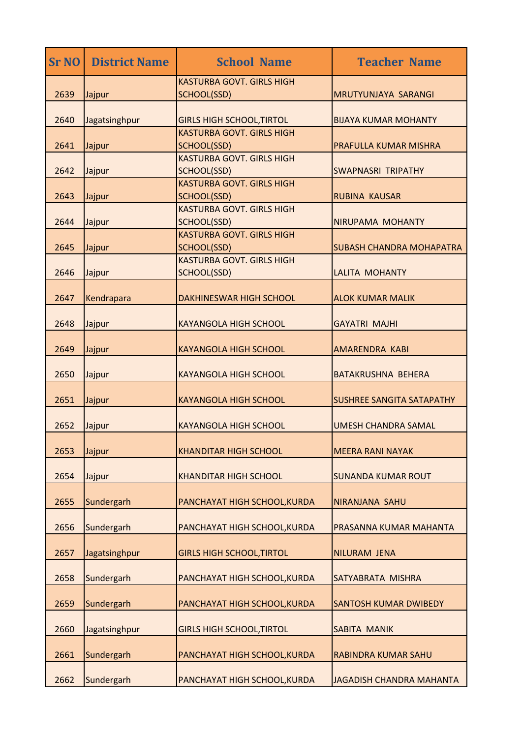| Sr NO | District Name | School Name | Teacher Name |
|---|---|---|---|
| 2639 | Jajpur | KASTURBA GOVT. GIRLS HIGH SCHOOL(SSD) | MRUTYUNJAYA SARANGI |
| 2640 | Jagatsinghpur | GIRLS HIGH SCHOOL,TIRTOL | BIJAYA KUMAR MOHANTY |
| 2641 | Jajpur | KASTURBA GOVT. GIRLS HIGH SCHOOL(SSD) | PRAFULLA KUMAR MISHRA |
| 2642 | Jajpur | KASTURBA GOVT. GIRLS HIGH SCHOOL(SSD) | SWAPNASRI TRIPATHY |
| 2643 | Jajpur | KASTURBA GOVT. GIRLS HIGH SCHOOL(SSD) | RUBINA KAUSAR |
| 2644 | Jajpur | KASTURBA GOVT. GIRLS HIGH SCHOOL(SSD) | NIRUPAMA MOHANTY |
| 2645 | Jajpur | KASTURBA GOVT. GIRLS HIGH SCHOOL(SSD) | SUBASH CHANDRA MOHAPATRA |
| 2646 | Jajpur | KASTURBA GOVT. GIRLS HIGH SCHOOL(SSD) | LALITA MOHANTY |
| 2647 | Kendrapara | DAKHINESWAR HIGH SCHOOL | ALOK KUMAR MALIK |
| 2648 | Jajpur | KAYANGOLA HIGH SCHOOL | GAYATRI MAJHI |
| 2649 | Jajpur | KAYANGOLA HIGH SCHOOL | AMARENDRA KABI |
| 2650 | Jajpur | KAYANGOLA HIGH SCHOOL | BATAKRUSHNA BEHERA |
| 2651 | Jajpur | KAYANGOLA HIGH SCHOOL | SUSHREE SANGITA SATAPATHY |
| 2652 | Jajpur | KAYANGOLA HIGH SCHOOL | UMESH CHANDRA SAMAL |
| 2653 | Jajpur | KHANDITAR HIGH SCHOOL | MEERA RANI NAYAK |
| 2654 | Jajpur | KHANDITAR HIGH SCHOOL | SUNANDA KUMAR ROUT |
| 2655 | Sundergarh | PANCHAYAT HIGH SCHOOL,KURDA | NIRANJANA SAHU |
| 2656 | Sundergarh | PANCHAYAT HIGH SCHOOL,KURDA | PRASANNA KUMAR MAHANTA |
| 2657 | Jagatsinghpur | GIRLS HIGH SCHOOL,TIRTOL | NILURAM JENA |
| 2658 | Sundergarh | PANCHAYAT HIGH SCHOOL,KURDA | SATYABRATA MISHRA |
| 2659 | Sundergarh | PANCHAYAT HIGH SCHOOL,KURDA | SANTOSH KUMAR DWIBEDY |
| 2660 | Jagatsinghpur | GIRLS HIGH SCHOOL,TIRTOL | SABITA MANIK |
| 2661 | Sundergarh | PANCHAYAT HIGH SCHOOL,KURDA | RABINDRA KUMAR SAHU |
| 2662 | Sundergarh | PANCHAYAT HIGH SCHOOL,KURDA | JAGADISH CHANDRA MAHANTA |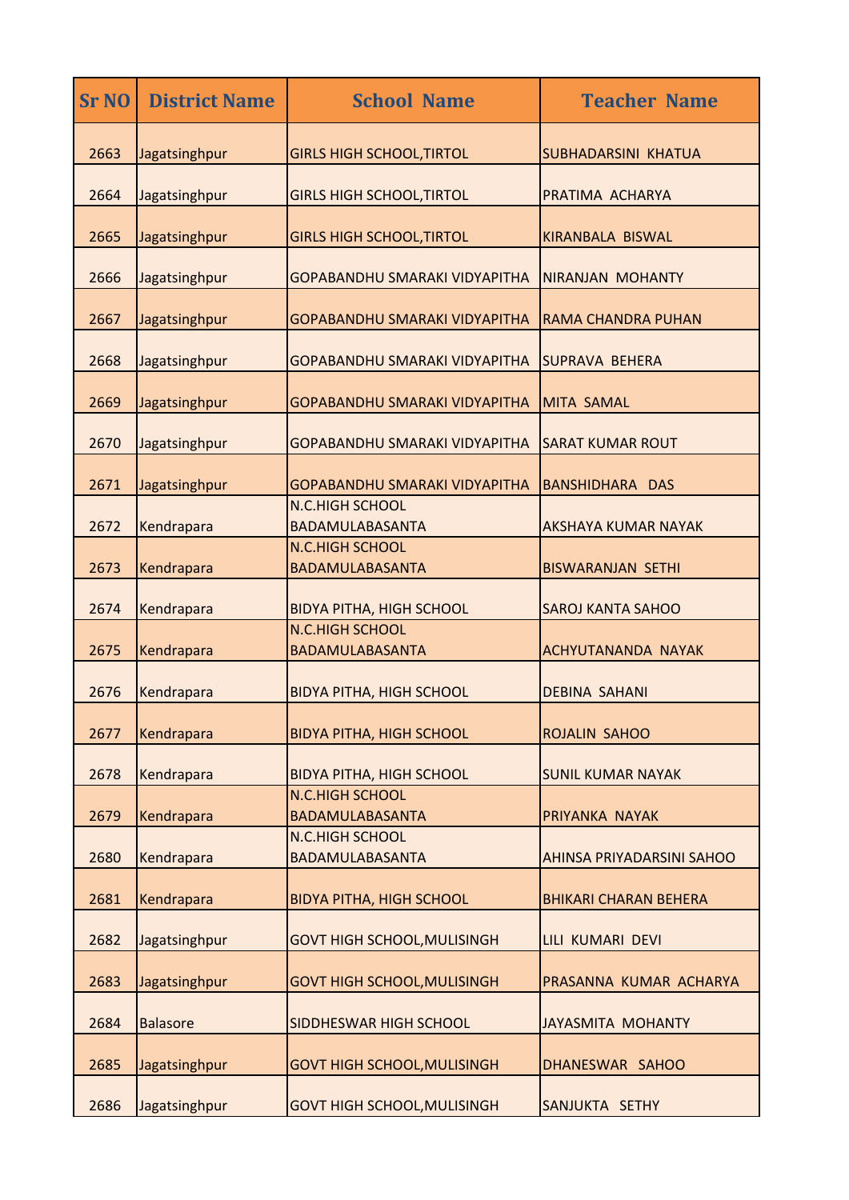| Sr NO | District Name | School Name | Teacher Name |
|---|---|---|---|
| 2663 | Jagatsinghpur | GIRLS HIGH SCHOOL,TIRTOL | SUBHADARSINI KHATUA |
| 2664 | Jagatsinghpur | GIRLS HIGH SCHOOL,TIRTOL | PRATIMA ACHARYA |
| 2665 | Jagatsinghpur | GIRLS HIGH SCHOOL,TIRTOL | KIRANBALA BISWAL |
| 2666 | Jagatsinghpur | GOPABANDHU SMARAKI VIDYAPITHA | NIRANJAN MOHANTY |
| 2667 | Jagatsinghpur | GOPABANDHU SMARAKI VIDYAPITHA | RAMA CHANDRA PUHAN |
| 2668 | Jagatsinghpur | GOPABANDHU SMARAKI VIDYAPITHA | SUPRAVA BEHERA |
| 2669 | Jagatsinghpur | GOPABANDHU SMARAKI VIDYAPITHA | MITA SAMAL |
| 2670 | Jagatsinghpur | GOPABANDHU SMARAKI VIDYAPITHA | SARAT KUMAR ROUT |
| 2671 | Jagatsinghpur | GOPABANDHU SMARAKI VIDYAPITHA | BANSHIDHARA DAS |
| 2672 | Kendrapara | N.C.HIGH SCHOOL BADAMULABASANTA | AKSHAYA KUMAR NAYAK |
| 2673 | Kendrapara | N.C.HIGH SCHOOL BADAMULABASANTA | BISWARANJAN SETHI |
| 2674 | Kendrapara | BIDYA PITHA, HIGH SCHOOL | SAROJ KANTA SAHOO |
| 2675 | Kendrapara | N.C.HIGH SCHOOL BADAMULABASANTA | ACHYUTANANDA NAYAK |
| 2676 | Kendrapara | BIDYA PITHA, HIGH SCHOOL | DEBINA SAHANI |
| 2677 | Kendrapara | BIDYA PITHA, HIGH SCHOOL | ROJALIN SAHOO |
| 2678 | Kendrapara | BIDYA PITHA, HIGH SCHOOL | SUNIL KUMAR NAYAK |
| 2679 | Kendrapara | N.C.HIGH SCHOOL BADAMULABASANTA | PRIYANKA NAYAK |
| 2680 | Kendrapara | N.C.HIGH SCHOOL BADAMULABASANTA | AHINSA PRIYADARSINI SAHOO |
| 2681 | Kendrapara | BIDYA PITHA, HIGH SCHOOL | BHIKARI CHARAN BEHERA |
| 2682 | Jagatsinghpur | GOVT HIGH SCHOOL,MULISINGH | LILI KUMARI DEVI |
| 2683 | Jagatsinghpur | GOVT HIGH SCHOOL,MULISINGH | PRASANNA KUMAR ACHARYA |
| 2684 | Balasore | SIDDHESWAR HIGH SCHOOL | JAYASMITA MOHANTY |
| 2685 | Jagatsinghpur | GOVT HIGH SCHOOL,MULISINGH | DHANESWAR SAHOO |
| 2686 | Jagatsinghpur | GOVT HIGH SCHOOL,MULISINGH | SANJUKTA SETHY |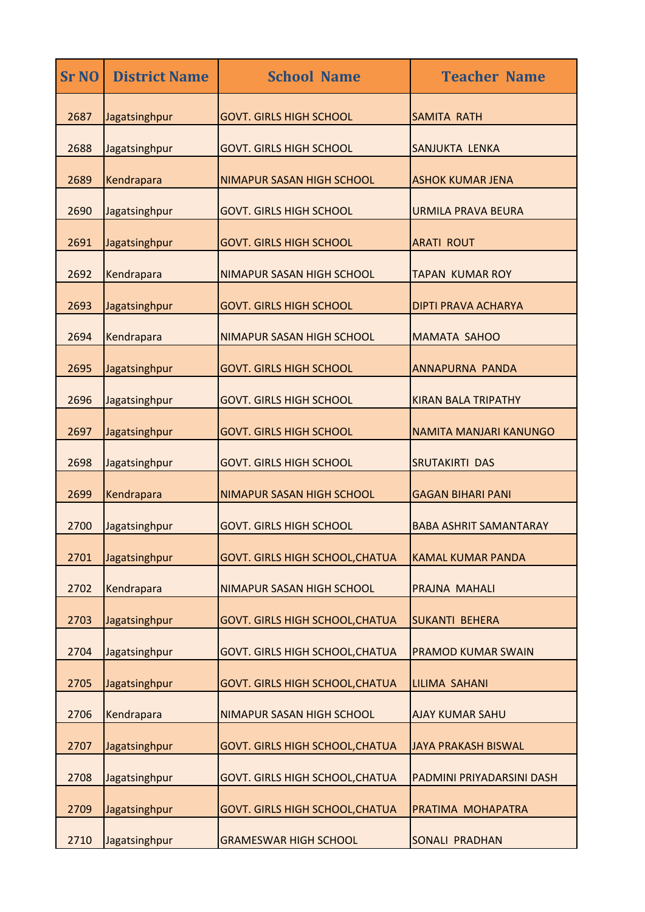| Sr NO | District Name | School  Name | Teacher  Name |
|---|---|---|---|
| 2687 | Jagatsinghpur | GOVT. GIRLS HIGH SCHOOL | SAMITA  RATH |
| 2688 | Jagatsinghpur | GOVT. GIRLS HIGH SCHOOL | SANJUKTA  LENKA |
| 2689 | Kendrapara | NIMAPUR SASAN HIGH SCHOOL | ASHOK KUMAR JENA |
| 2690 | Jagatsinghpur | GOVT. GIRLS HIGH SCHOOL | URMILA PRAVA BEURA |
| 2691 | Jagatsinghpur | GOVT. GIRLS HIGH SCHOOL | ARATI  ROUT |
| 2692 | Kendrapara | NIMAPUR SASAN HIGH SCHOOL | TAPAN  KUMAR ROY |
| 2693 | Jagatsinghpur | GOVT. GIRLS HIGH SCHOOL | DIPTI PRAVA ACHARYA |
| 2694 | Kendrapara | NIMAPUR SASAN HIGH SCHOOL | MAMATA  SAHOO |
| 2695 | Jagatsinghpur | GOVT. GIRLS HIGH SCHOOL | ANNAPURNA  PANDA |
| 2696 | Jagatsinghpur | GOVT. GIRLS HIGH SCHOOL | KIRAN BALA TRIPATHY |
| 2697 | Jagatsinghpur | GOVT. GIRLS HIGH SCHOOL | NAMITA MANJARI KANUNGO |
| 2698 | Jagatsinghpur | GOVT. GIRLS HIGH SCHOOL | SRUTAKIRTI  DAS |
| 2699 | Kendrapara | NIMAPUR SASAN HIGH SCHOOL | GAGAN BIHARI PANI |
| 2700 | Jagatsinghpur | GOVT. GIRLS HIGH SCHOOL | BABA ASHRIT SAMANTARAY |
| 2701 | Jagatsinghpur | GOVT. GIRLS HIGH SCHOOL,CHATUA | KAMAL KUMAR PANDA |
| 2702 | Kendrapara | NIMAPUR SASAN HIGH SCHOOL | PRAJNA  MAHALI |
| 2703 | Jagatsinghpur | GOVT. GIRLS HIGH SCHOOL,CHATUA | SUKANTI  BEHERA |
| 2704 | Jagatsinghpur | GOVT. GIRLS HIGH SCHOOL,CHATUA | PRAMOD KUMAR SWAIN |
| 2705 | Jagatsinghpur | GOVT. GIRLS HIGH SCHOOL,CHATUA | LILIMA  SAHANI |
| 2706 | Kendrapara | NIMAPUR SASAN HIGH SCHOOL | AJAY KUMAR SAHU |
| 2707 | Jagatsinghpur | GOVT. GIRLS HIGH SCHOOL,CHATUA | JAYA PRAKASH BISWAL |
| 2708 | Jagatsinghpur | GOVT. GIRLS HIGH SCHOOL,CHATUA | PADMINI PRIYADARSINI DASH |
| 2709 | Jagatsinghpur | GOVT. GIRLS HIGH SCHOOL,CHATUA | PRATIMA  MOHAPATRA |
| 2710 | Jagatsinghpur | GRAMESWAR HIGH SCHOOL | SONALI  PRADHAN |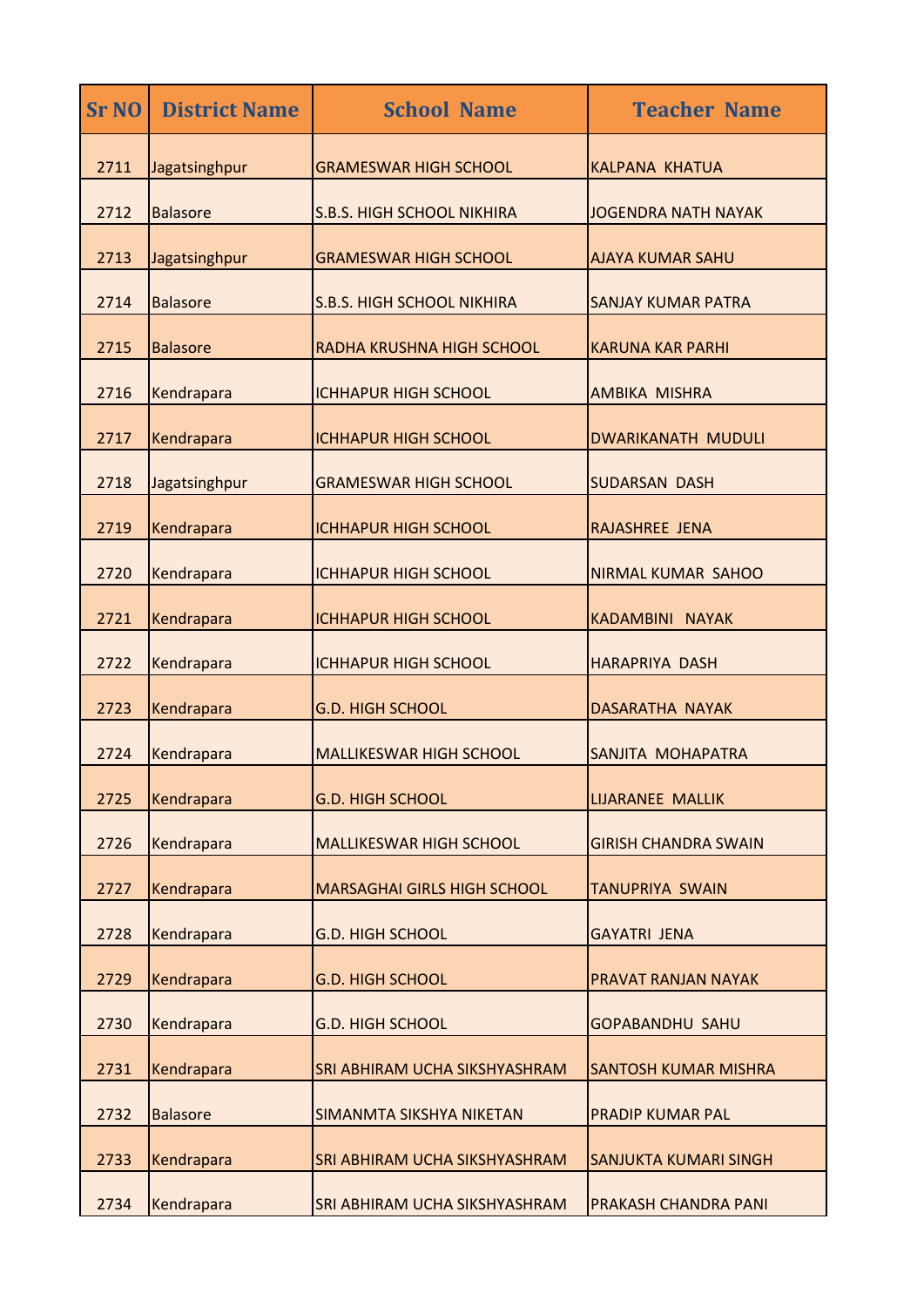| Sr NO | District Name | School Name | Teacher Name |
|---|---|---|---|
| 2711 | Jagatsinghpur | GRAMESWAR HIGH SCHOOL | KALPANA KHATUA |
| 2712 | Balasore | S.B.S. HIGH SCHOOL NIKHIRA | JOGENDRA NATH NAYAK |
| 2713 | Jagatsinghpur | GRAMESWAR HIGH SCHOOL | AJAYA KUMAR SAHU |
| 2714 | Balasore | S.B.S. HIGH SCHOOL NIKHIRA | SANJAY KUMAR PATRA |
| 2715 | Balasore | RADHA KRUSHNA HIGH SCHOOL | KARUNA KAR PARHI |
| 2716 | Kendrapara | ICHHAPUR HIGH SCHOOL | AMBIKA MISHRA |
| 2717 | Kendrapara | ICHHAPUR HIGH SCHOOL | DWARIKANATH MUDULI |
| 2718 | Jagatsinghpur | GRAMESWAR HIGH SCHOOL | SUDARSAN DASH |
| 2719 | Kendrapara | ICHHAPUR HIGH SCHOOL | RAJASHREE JENA |
| 2720 | Kendrapara | ICHHAPUR HIGH SCHOOL | NIRMAL KUMAR SAHOO |
| 2721 | Kendrapara | ICHHAPUR HIGH SCHOOL | KADAMBINI NAYAK |
| 2722 | Kendrapara | ICHHAPUR HIGH SCHOOL | HARAPRIYA DASH |
| 2723 | Kendrapara | G.D. HIGH SCHOOL | DASARATHA NAYAK |
| 2724 | Kendrapara | MALLIKESWAR HIGH SCHOOL | SANJITA MOHAPATRA |
| 2725 | Kendrapara | G.D. HIGH SCHOOL | LIJARANEE MALLIK |
| 2726 | Kendrapara | MALLIKESWAR HIGH SCHOOL | GIRISH CHANDRA SWAIN |
| 2727 | Kendrapara | MARSAGHAI GIRLS HIGH SCHOOL | TANUPRIYA SWAIN |
| 2728 | Kendrapara | G.D. HIGH SCHOOL | GAYATRI JENA |
| 2729 | Kendrapara | G.D. HIGH SCHOOL | PRAVAT RANJAN NAYAK |
| 2730 | Kendrapara | G.D. HIGH SCHOOL | GOPABANDHU SAHU |
| 2731 | Kendrapara | SRI ABHIRAM UCHA SIKSHYASHRAM | SANTOSH KUMAR MISHRA |
| 2732 | Balasore | SIMANMTA SIKSHYA NIKETAN | PRADIP KUMAR PAL |
| 2733 | Kendrapara | SRI ABHIRAM UCHA SIKSHYASHRAM | SANJUKTA KUMARI SINGH |
| 2734 | Kendrapara | SRI ABHIRAM UCHA SIKSHYASHRAM | PRAKASH CHANDRA PANI |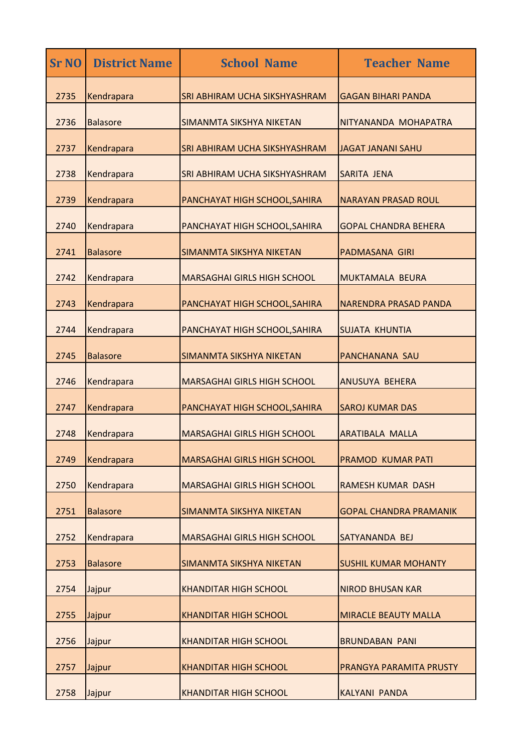| Sr NO | District Name | School Name | Teacher Name |
|---|---|---|---|
| 2735 | Kendrapara | SRI ABHIRAM UCHA SIKSHYASHRAM | GAGAN BIHARI PANDA |
| 2736 | Balasore | SIMANMTA SIKSHYA NIKETAN | NITYANANDA MOHAPATRA |
| 2737 | Kendrapara | SRI ABHIRAM UCHA SIKSHYASHRAM | JAGAT JANANI SAHU |
| 2738 | Kendrapara | SRI ABHIRAM UCHA SIKSHYASHRAM | SARITA JENA |
| 2739 | Kendrapara | PANCHAYAT HIGH SCHOOL,SAHIRA | NARAYAN PRASAD ROUL |
| 2740 | Kendrapara | PANCHAYAT HIGH SCHOOL,SAHIRA | GOPAL CHANDRA BEHERA |
| 2741 | Balasore | SIMANMTA SIKSHYA NIKETAN | PADMASANA GIRI |
| 2742 | Kendrapara | MARSAGHAI GIRLS HIGH SCHOOL | MUKTAMALA BEURA |
| 2743 | Kendrapara | PANCHAYAT HIGH SCHOOL,SAHIRA | NARENDRA PRASAD PANDA |
| 2744 | Kendrapara | PANCHAYAT HIGH SCHOOL,SAHIRA | SUJATA KHUNTIA |
| 2745 | Balasore | SIMANMTA SIKSHYA NIKETAN | PANCHANANA SAU |
| 2746 | Kendrapara | MARSAGHAI GIRLS HIGH SCHOOL | ANUSUYA BEHERA |
| 2747 | Kendrapara | PANCHAYAT HIGH SCHOOL,SAHIRA | SAROJ KUMAR DAS |
| 2748 | Kendrapara | MARSAGHAI GIRLS HIGH SCHOOL | ARATIBALA MALLA |
| 2749 | Kendrapara | MARSAGHAI GIRLS HIGH SCHOOL | PRAMOD KUMAR PATI |
| 2750 | Kendrapara | MARSAGHAI GIRLS HIGH SCHOOL | RAMESH KUMAR DASH |
| 2751 | Balasore | SIMANMTA SIKSHYA NIKETAN | GOPAL CHANDRA PRAMANIK |
| 2752 | Kendrapara | MARSAGHAI GIRLS HIGH SCHOOL | SATYANANDA BEJ |
| 2753 | Balasore | SIMANMTA SIKSHYA NIKETAN | SUSHIL KUMAR MOHANTY |
| 2754 | Jajpur | KHANDITAR HIGH SCHOOL | NIROD BHUSAN KAR |
| 2755 | Jajpur | KHANDITAR HIGH SCHOOL | MIRACLE BEAUTY MALLA |
| 2756 | Jajpur | KHANDITAR HIGH SCHOOL | BRUNDABAN PANI |
| 2757 | Jajpur | KHANDITAR HIGH SCHOOL | PRANGYA PARAMITA PRUSTY |
| 2758 | Jajpur | KHANDITAR HIGH SCHOOL | KALYANI PANDA |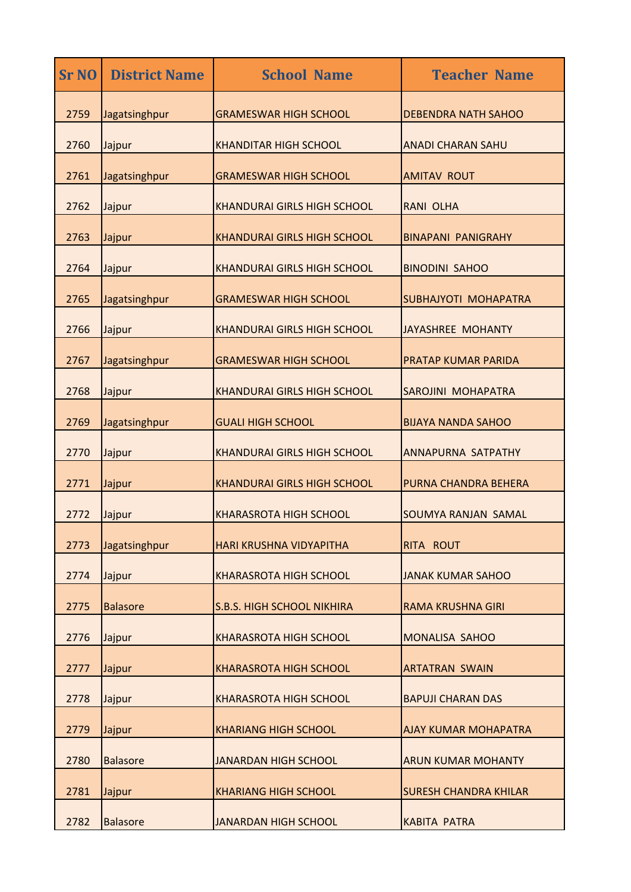| Sr NO | District Name | School Name | Teacher Name |
|---|---|---|---|
| 2759 | Jagatsinghpur | GRAMESWAR HIGH SCHOOL | DEBENDRA NATH SAHOO |
| 2760 | Jajpur | KHANDITAR HIGH SCHOOL | ANADI CHARAN SAHU |
| 2761 | Jagatsinghpur | GRAMESWAR HIGH SCHOOL | AMITAV ROUT |
| 2762 | Jajpur | KHANDURAI GIRLS HIGH SCHOOL | RANI OLHA |
| 2763 | Jajpur | KHANDURAI GIRLS HIGH SCHOOL | BINAPANI PANIGRAHY |
| 2764 | Jajpur | KHANDURAI GIRLS HIGH SCHOOL | BINODINI SAHOO |
| 2765 | Jagatsinghpur | GRAMESWAR HIGH SCHOOL | SUBHAJYOTI MOHAPATRA |
| 2766 | Jajpur | KHANDURAI GIRLS HIGH SCHOOL | JAYASHREE MOHANTY |
| 2767 | Jagatsinghpur | GRAMESWAR HIGH SCHOOL | PRATAP KUMAR PARIDA |
| 2768 | Jajpur | KHANDURAI GIRLS HIGH SCHOOL | SAROJINI MOHAPATRA |
| 2769 | Jagatsinghpur | GUALI HIGH SCHOOL | BIJAYA NANDA SAHOO |
| 2770 | Jajpur | KHANDURAI GIRLS HIGH SCHOOL | ANNAPURNA SATPATHY |
| 2771 | Jajpur | KHANDURAI GIRLS HIGH SCHOOL | PURNA CHANDRA BEHERA |
| 2772 | Jajpur | KHARASROTA HIGH SCHOOL | SOUMYA RANJAN SAMAL |
| 2773 | Jagatsinghpur | HARI KRUSHNA VIDYAPITHA | RITA ROUT |
| 2774 | Jajpur | KHARASROTA HIGH SCHOOL | JANAK KUMAR SAHOO |
| 2775 | Balasore | S.B.S. HIGH SCHOOL NIKHIRA | RAMA KRUSHNA GIRI |
| 2776 | Jajpur | KHARASROTA HIGH SCHOOL | MONALISA SAHOO |
| 2777 | Jajpur | KHARASROTA HIGH SCHOOL | ARTATRAN SWAIN |
| 2778 | Jajpur | KHARASROTA HIGH SCHOOL | BAPUJI CHARAN DAS |
| 2779 | Jajpur | KHARIANG HIGH SCHOOL | AJAY KUMAR MOHAPATRA |
| 2780 | Balasore | JANARDAN HIGH SCHOOL | ARUN KUMAR MOHANTY |
| 2781 | Jajpur | KHARIANG HIGH SCHOOL | SURESH CHANDRA KHILAR |
| 2782 | Balasore | JANARDAN HIGH SCHOOL | KABITA PATRA |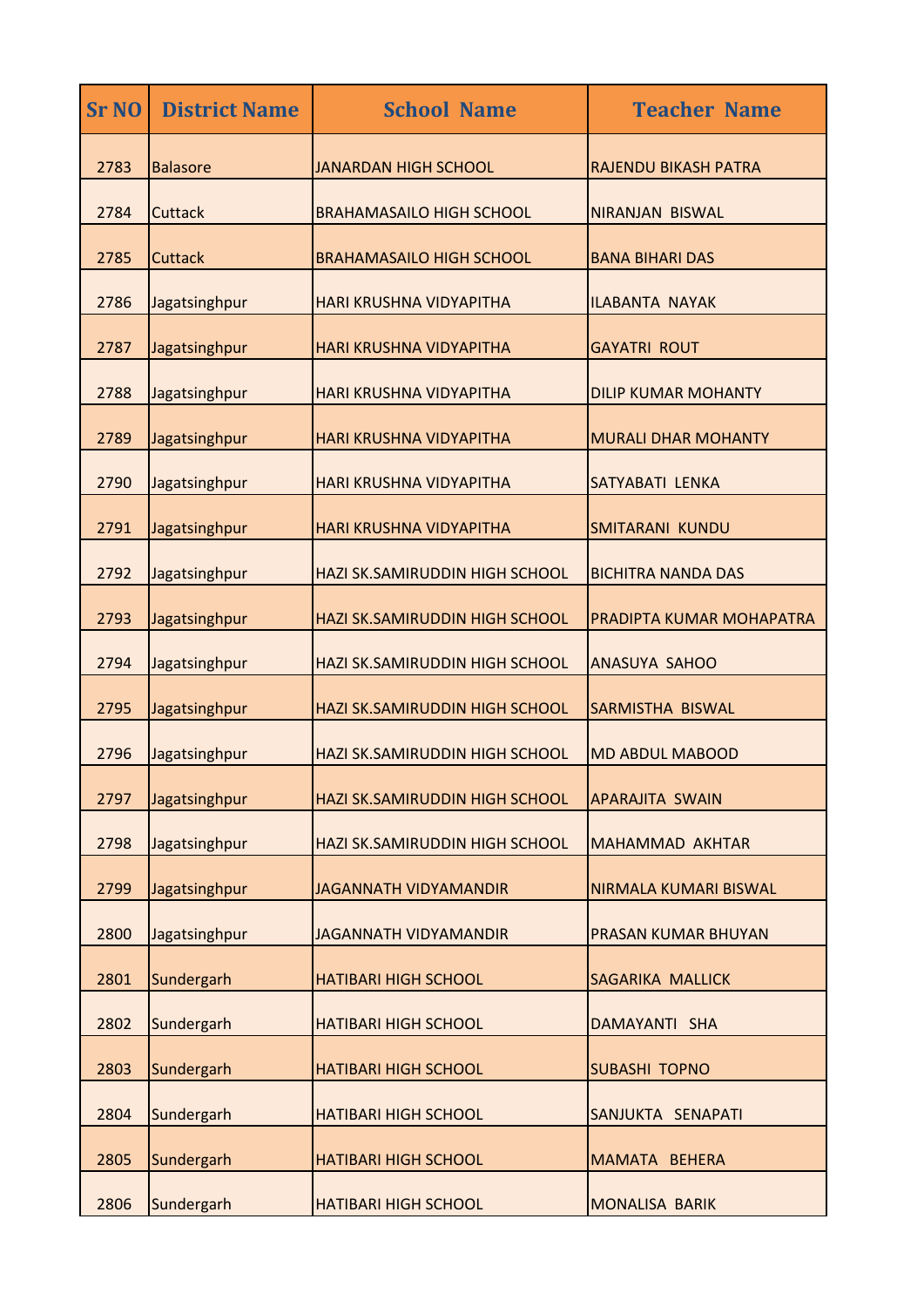| Sr NO | District Name | School Name | Teacher Name |
|---|---|---|---|
| 2783 | Balasore | JANARDAN HIGH SCHOOL | RAJENDU BIKASH PATRA |
| 2784 | Cuttack | BRAHAMASAILO HIGH SCHOOL | NIRANJAN BISWAL |
| 2785 | Cuttack | BRAHAMASAILO HIGH SCHOOL | BANA BIHARI DAS |
| 2786 | Jagatsinghpur | HARI KRUSHNA VIDYAPITHA | ILABANTA NAYAK |
| 2787 | Jagatsinghpur | HARI KRUSHNA VIDYAPITHA | GAYATRI ROUT |
| 2788 | Jagatsinghpur | HARI KRUSHNA VIDYAPITHA | DILIP KUMAR MOHANTY |
| 2789 | Jagatsinghpur | HARI KRUSHNA VIDYAPITHA | MURALI DHAR MOHANTY |
| 2790 | Jagatsinghpur | HARI KRUSHNA VIDYAPITHA | SATYABATI LENKA |
| 2791 | Jagatsinghpur | HARI KRUSHNA VIDYAPITHA | SMITARANI KUNDU |
| 2792 | Jagatsinghpur | HAZI SK.SAMIRUDDIN HIGH SCHOOL | BICHITRA NANDA DAS |
| 2793 | Jagatsinghpur | HAZI SK.SAMIRUDDIN HIGH SCHOOL | PRADIPTA KUMAR MOHAPATRA |
| 2794 | Jagatsinghpur | HAZI SK.SAMIRUDDIN HIGH SCHOOL | ANASUYA SAHOO |
| 2795 | Jagatsinghpur | HAZI SK.SAMIRUDDIN HIGH SCHOOL | SARMISTHA BISWAL |
| 2796 | Jagatsinghpur | HAZI SK.SAMIRUDDIN HIGH SCHOOL | MD ABDUL MABOOD |
| 2797 | Jagatsinghpur | HAZI SK.SAMIRUDDIN HIGH SCHOOL | APARAJITA SWAIN |
| 2798 | Jagatsinghpur | HAZI SK.SAMIRUDDIN HIGH SCHOOL | MAHAMMAD AKHTAR |
| 2799 | Jagatsinghpur | JAGANNATH VIDYAMANDIR | NIRMALA KUMARI BISWAL |
| 2800 | Jagatsinghpur | JAGANNATH VIDYAMANDIR | PRASAN KUMAR BHUYAN |
| 2801 | Sundergarh | HATIBARI HIGH SCHOOL | SAGARIKA MALLICK |
| 2802 | Sundergarh | HATIBARI HIGH SCHOOL | DAMAYANTI SHA |
| 2803 | Sundergarh | HATIBARI HIGH SCHOOL | SUBASHI TOPNO |
| 2804 | Sundergarh | HATIBARI HIGH SCHOOL | SANJUKTA SENAPATI |
| 2805 | Sundergarh | HATIBARI HIGH SCHOOL | MAMATA BEHERA |
| 2806 | Sundergarh | HATIBARI HIGH SCHOOL | MONALISA BARIK |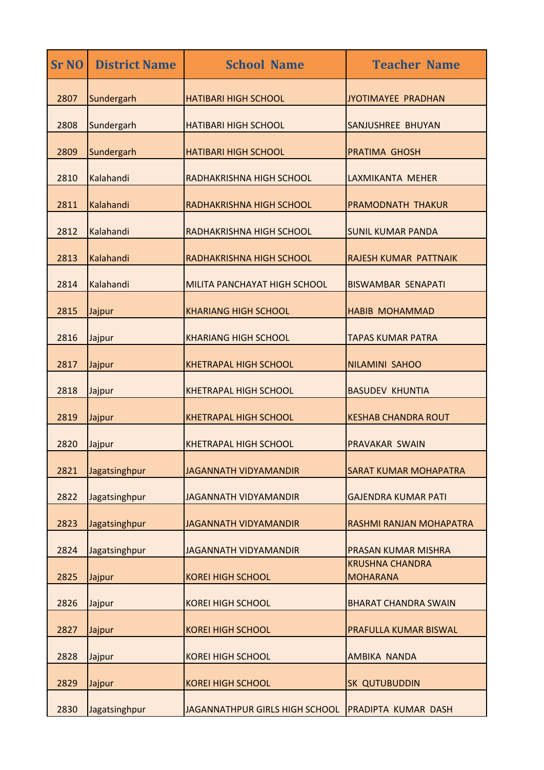| Sr NO | District Name | School Name | Teacher Name |
|---|---|---|---|
| 2807 | Sundergarh | HATIBARI HIGH SCHOOL | JYOTIMAYEE PRADHAN |
| 2808 | Sundergarh | HATIBARI HIGH SCHOOL | SANJUSHREE BHUYAN |
| 2809 | Sundergarh | HATIBARI HIGH SCHOOL | PRATIMA GHOSH |
| 2810 | Kalahandi | RADHAKRISHNA HIGH SCHOOL | LAXMIKANTA MEHER |
| 2811 | Kalahandi | RADHAKRISHNA HIGH SCHOOL | PRAMODNATH THAKUR |
| 2812 | Kalahandi | RADHAKRISHNA HIGH SCHOOL | SUNIL KUMAR PANDA |
| 2813 | Kalahandi | RADHAKRISHNA HIGH SCHOOL | RAJESH KUMAR PATTNAIK |
| 2814 | Kalahandi | MILITA PANCHAYAT HIGH SCHOOL | BISWAMBAR SENAPATI |
| 2815 | Jajpur | KHARIANG HIGH SCHOOL | HABIB MOHAMMAD |
| 2816 | Jajpur | KHARIANG HIGH SCHOOL | TAPAS KUMAR PATRA |
| 2817 | Jajpur | KHETRAPAL HIGH SCHOOL | NILAMINI SAHOO |
| 2818 | Jajpur | KHETRAPAL HIGH SCHOOL | BASUDEV KHUNTIA |
| 2819 | Jajpur | KHETRAPAL HIGH SCHOOL | KESHAB CHANDRA ROUT |
| 2820 | Jajpur | KHETRAPAL HIGH SCHOOL | PRAVAKAR SWAIN |
| 2821 | Jagatsinghpur | JAGANNATH VIDYAMANDIR | SARAT KUMAR MOHAPATRA |
| 2822 | Jagatsinghpur | JAGANNATH VIDYAMANDIR | GAJENDRA KUMAR PATI |
| 2823 | Jagatsinghpur | JAGANNATH VIDYAMANDIR | RASHMI RANJAN MOHAPATRA |
| 2824 | Jagatsinghpur | JAGANNATH VIDYAMANDIR | PRASAN KUMAR MISHRA |
| 2825 | Jajpur | KOREI HIGH SCHOOL | KRUSHNA CHANDRA MOHARANA |
| 2826 | Jajpur | KOREI HIGH SCHOOL | BHARAT CHANDRA SWAIN |
| 2827 | Jajpur | KOREI HIGH SCHOOL | PRAFULLA KUMAR BISWAL |
| 2828 | Jajpur | KOREI HIGH SCHOOL | AMBIKA NANDA |
| 2829 | Jajpur | KOREI HIGH SCHOOL | SK QUTUBUDDIN |
| 2830 | Jagatsinghpur | JAGANNATHPUR GIRLS HIGH SCHOOL | PRADIPTA KUMAR DASH |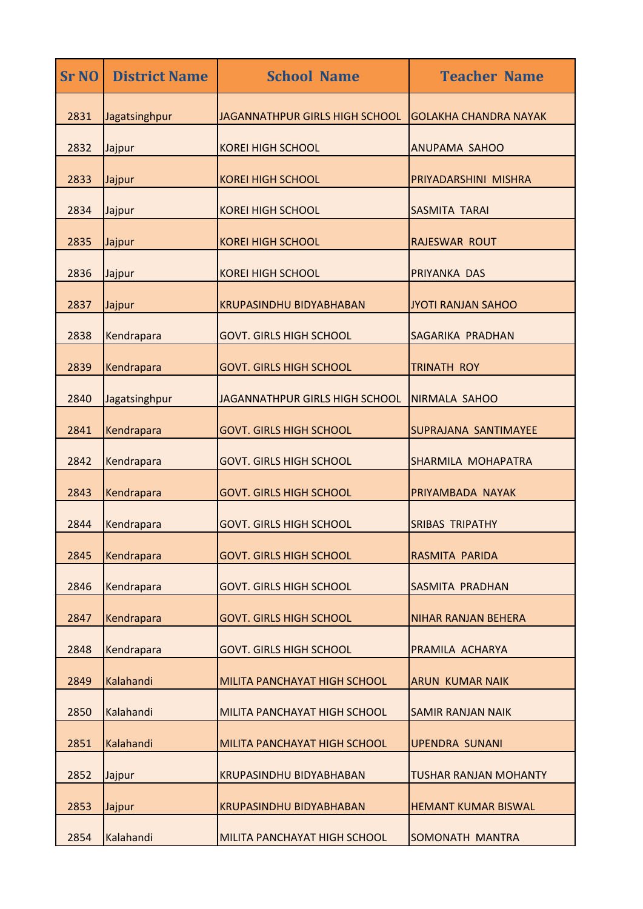| Sr NO | District Name | School Name | Teacher Name |
|---|---|---|---|
| 2831 | Jagatsinghpur | JAGANNATHPUR GIRLS HIGH SCHOOL | GOLAKHA CHANDRA NAYAK |
| 2832 | Jajpur | KOREI HIGH SCHOOL | ANUPAMA SAHOO |
| 2833 | Jajpur | KOREI HIGH SCHOOL | PRIYADARSHINI MISHRA |
| 2834 | Jajpur | KOREI HIGH SCHOOL | SASMITA TARAI |
| 2835 | Jajpur | KOREI HIGH SCHOOL | RAJESWAR ROUT |
| 2836 | Jajpur | KOREI HIGH SCHOOL | PRIYANKA DAS |
| 2837 | Jajpur | KRUPASINDHU BIDYABHABAN | JYOTI RANJAN SAHOO |
| 2838 | Kendrapara | GOVT. GIRLS HIGH SCHOOL | SAGARIKA PRADHAN |
| 2839 | Kendrapara | GOVT. GIRLS HIGH SCHOOL | TRINATH ROY |
| 2840 | Jagatsinghpur | JAGANNATHPUR GIRLS HIGH SCHOOL | NIRMALA SAHOO |
| 2841 | Kendrapara | GOVT. GIRLS HIGH SCHOOL | SUPRAJANA SANTIMAYEE |
| 2842 | Kendrapara | GOVT. GIRLS HIGH SCHOOL | SHARMILA MOHAPATRA |
| 2843 | Kendrapara | GOVT. GIRLS HIGH SCHOOL | PRIYAMBADA NAYAK |
| 2844 | Kendrapara | GOVT. GIRLS HIGH SCHOOL | SRIBAS TRIPATHY |
| 2845 | Kendrapara | GOVT. GIRLS HIGH SCHOOL | RASMITA PARIDA |
| 2846 | Kendrapara | GOVT. GIRLS HIGH SCHOOL | SASMITA PRADHAN |
| 2847 | Kendrapara | GOVT. GIRLS HIGH SCHOOL | NIHAR RANJAN BEHERA |
| 2848 | Kendrapara | GOVT. GIRLS HIGH SCHOOL | PRAMILA ACHARYA |
| 2849 | Kalahandi | MILITA PANCHAYAT HIGH SCHOOL | ARUN KUMAR NAIK |
| 2850 | Kalahandi | MILITA PANCHAYAT HIGH SCHOOL | SAMIR RANJAN NAIK |
| 2851 | Kalahandi | MILITA PANCHAYAT HIGH SCHOOL | UPENDRA SUNANI |
| 2852 | Jajpur | KRUPASINDHU BIDYABHABAN | TUSHAR RANJAN MOHANTY |
| 2853 | Jajpur | KRUPASINDHU BIDYABHABAN | HEMANT KUMAR BISWAL |
| 2854 | Kalahandi | MILITA PANCHAYAT HIGH SCHOOL | SOMONATH MANTRA |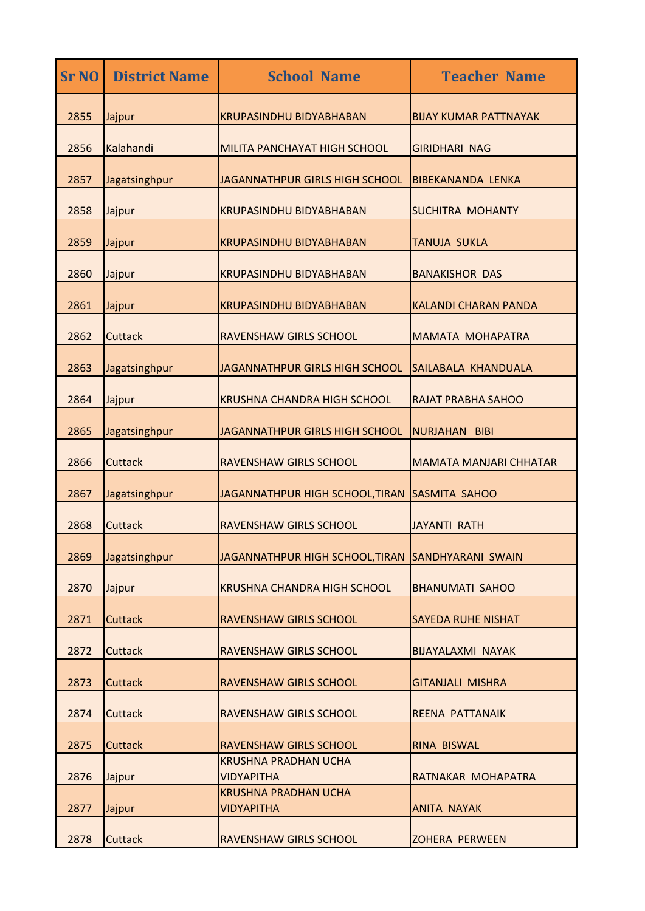| Sr NO | District Name | School Name | Teacher Name |
|---|---|---|---|
| 2855 | Jajpur | KRUPASINDHU BIDYABHABAN | BIJAY KUMAR PATTNAYAK |
| 2856 | Kalahandi | MILITA PANCHAYAT HIGH SCHOOL | GIRIDHARI NAG |
| 2857 | Jagatsinghpur | JAGANNATHPUR GIRLS HIGH SCHOOL | BIBEKANANDA LENKA |
| 2858 | Jajpur | KRUPASINDHU BIDYABHABAN | SUCHITRA MOHANTY |
| 2859 | Jajpur | KRUPASINDHU BIDYABHABAN | TANUJA SUKLA |
| 2860 | Jajpur | KRUPASINDHU BIDYABHABAN | BANAKISHOR DAS |
| 2861 | Jajpur | KRUPASINDHU BIDYABHABAN | KALANDI CHARAN PANDA |
| 2862 | Cuttack | RAVENSHAW GIRLS SCHOOL | MAMATA MOHAPATRA |
| 2863 | Jagatsinghpur | JAGANNATHPUR GIRLS HIGH SCHOOL | SAILABALA KHANDUALA |
| 2864 | Jajpur | KRUSHNA CHANDRA HIGH SCHOOL | RAJAT PRABHA SAHOO |
| 2865 | Jagatsinghpur | JAGANNATHPUR GIRLS HIGH SCHOOL | NURJAHAN BIBI |
| 2866 | Cuttack | RAVENSHAW GIRLS SCHOOL | MAMATA MANJARI CHHATAR |
| 2867 | Jagatsinghpur | JAGANNATHPUR HIGH SCHOOL,TIRAN | SASMITA SAHOO |
| 2868 | Cuttack | RAVENSHAW GIRLS SCHOOL | JAYANTI RATH |
| 2869 | Jagatsinghpur | JAGANNATHPUR HIGH SCHOOL,TIRAN | SANDHYARANI SWAIN |
| 2870 | Jajpur | KRUSHNA CHANDRA HIGH SCHOOL | BHANUMATI SAHOO |
| 2871 | Cuttack | RAVENSHAW GIRLS SCHOOL | SAYEDA RUHE NISHAT |
| 2872 | Cuttack | RAVENSHAW GIRLS SCHOOL | BIJAYALAXMI NAYAK |
| 2873 | Cuttack | RAVENSHAW GIRLS SCHOOL | GITANJALI MISHRA |
| 2874 | Cuttack | RAVENSHAW GIRLS SCHOOL | REENA PATTANAIK |
| 2875 | Cuttack | RAVENSHAW GIRLS SCHOOL | RINA BISWAL |
| 2876 | Jajpur | KRUSHNA PRADHAN UCHA VIDYAPITHA | RATNAKAR MOHAPATRA |
| 2877 | Jajpur | KRUSHNA PRADHAN UCHA VIDYAPITHA | ANITA NAYAK |
| 2878 | Cuttack | RAVENSHAW GIRLS SCHOOL | ZOHERA PERWEEN |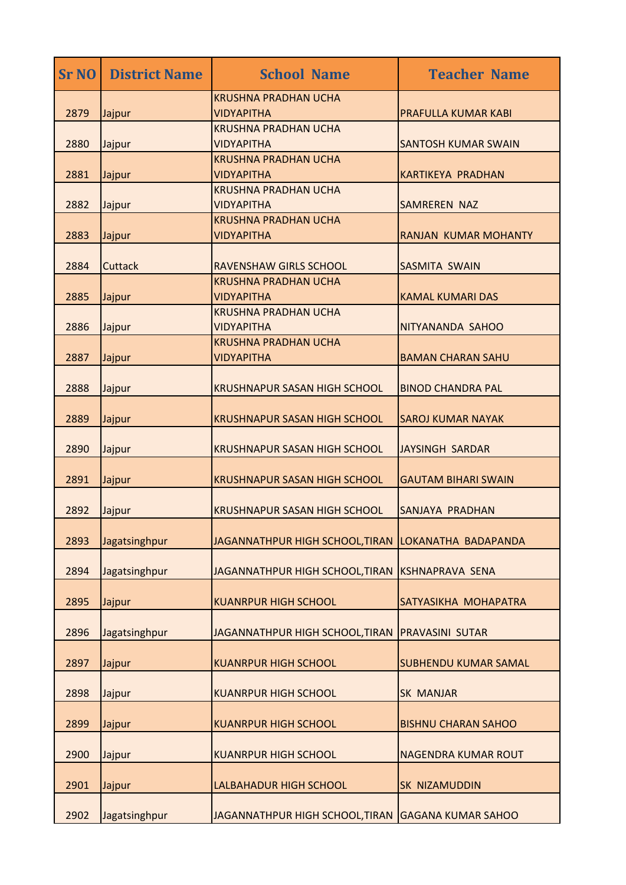| Sr NO | District Name | School  Name | Teacher  Name |
|---|---|---|---|
| 2879 | Jajpur | KRUSHNA PRADHAN UCHA VIDYAPITHA | PRAFULLA KUMAR KABI |
| 2880 | Jajpur | KRUSHNA PRADHAN UCHA VIDYAPITHA | SANTOSH KUMAR SWAIN |
| 2881 | Jajpur | KRUSHNA PRADHAN UCHA VIDYAPITHA | KARTIKEYA  PRADHAN |
| 2882 | Jajpur | KRUSHNA PRADHAN UCHA VIDYAPITHA | SAMREREN  NAZ |
| 2883 | Jajpur | KRUSHNA PRADHAN UCHA VIDYAPITHA | RANJAN  KUMAR MOHANTY |
| 2884 | Cuttack | RAVENSHAW GIRLS SCHOOL | SASMITA  SWAIN |
| 2885 | Jajpur | KRUSHNA PRADHAN UCHA VIDYAPITHA | KAMAL KUMARI DAS |
| 2886 | Jajpur | KRUSHNA PRADHAN UCHA VIDYAPITHA | NITYANANDA  SAHOO |
| 2887 | Jajpur | KRUSHNA PRADHAN UCHA VIDYAPITHA | BAMAN CHARAN SAHU |
| 2888 | Jajpur | KRUSHNAPUR SASAN HIGH SCHOOL | BINOD CHANDRA PAL |
| 2889 | Jajpur | KRUSHNAPUR SASAN HIGH SCHOOL | SAROJ KUMAR NAYAK |
| 2890 | Jajpur | KRUSHNAPUR SASAN HIGH SCHOOL | JAYSINGH  SARDAR |
| 2891 | Jajpur | KRUSHNAPUR SASAN HIGH SCHOOL | GAUTAM BIHARI SWAIN |
| 2892 | Jajpur | KRUSHNAPUR SASAN HIGH SCHOOL | SANJAYA  PRADHAN |
| 2893 | Jagatsinghpur | JAGANNATHPUR HIGH SCHOOL,TIRAN | LOKANATHA  BADAPANDA |
| 2894 | Jagatsinghpur | JAGANNATHPUR HIGH SCHOOL,TIRAN | KSHNAPRAVA  SENA |
| 2895 | Jajpur | KUANRPUR HIGH SCHOOL | SATYASIKHA  MOHAPATRA |
| 2896 | Jagatsinghpur | JAGANNATHPUR HIGH SCHOOL,TIRAN | PRAVASINI  SUTAR |
| 2897 | Jajpur | KUANRPUR HIGH SCHOOL | SUBHENDU KUMAR SAMAL |
| 2898 | Jajpur | KUANRPUR HIGH SCHOOL | SK  MANJAR |
| 2899 | Jajpur | KUANRPUR HIGH SCHOOL | BISHNU CHARAN SAHOO |
| 2900 | Jajpur | KUANRPUR HIGH SCHOOL | NAGENDRA KUMAR ROUT |
| 2901 | Jajpur | LALBAHADUR HIGH SCHOOL | SK  NIZAMUDDIN |
| 2902 | Jagatsinghpur | JAGANNATHPUR HIGH SCHOOL,TIRAN | GAGANA KUMAR SAHOO |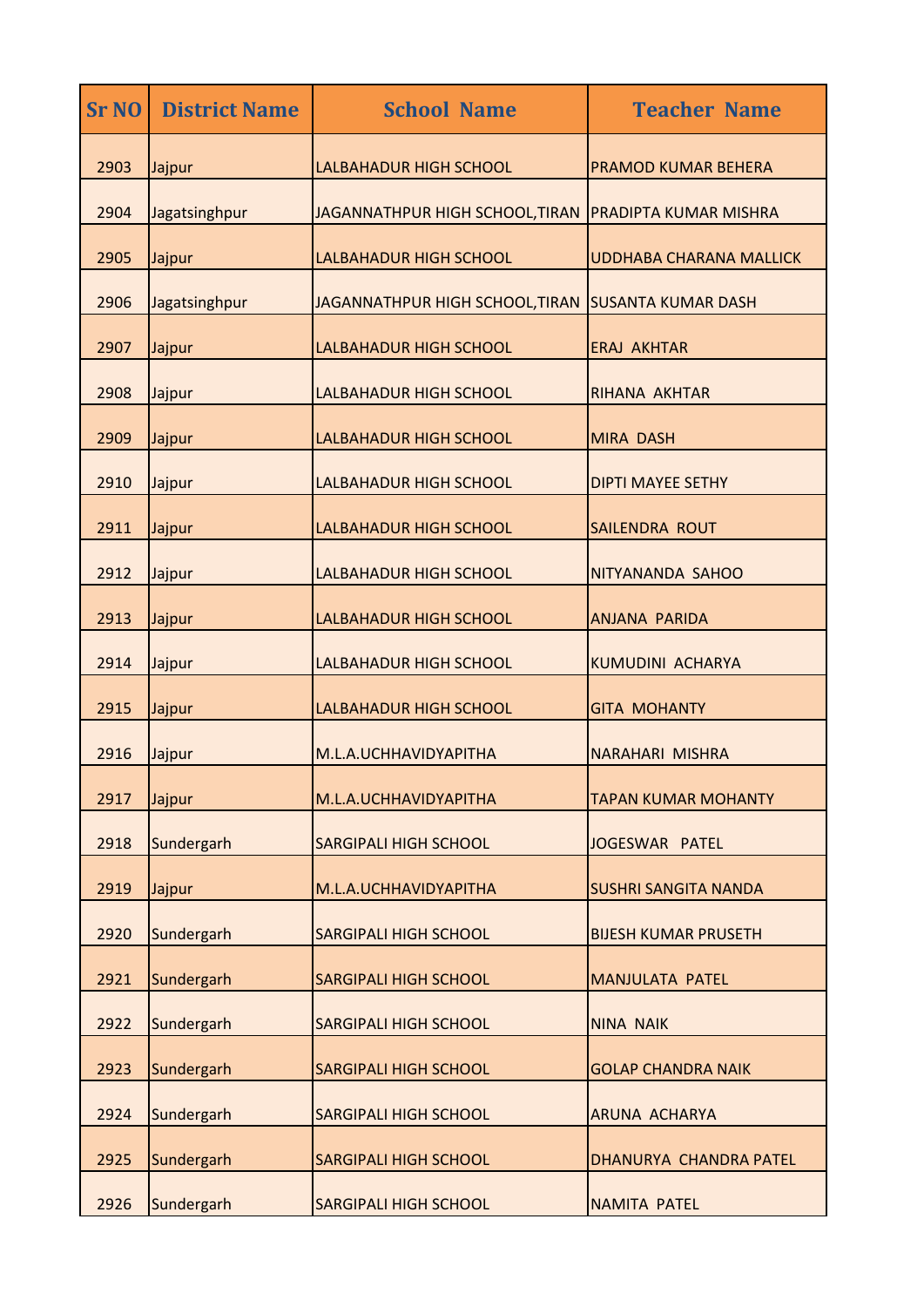| Sr NO | District Name | School Name | Teacher Name |
|---|---|---|---|
| 2903 | Jajpur | LALBAHADUR HIGH SCHOOL | PRAMOD KUMAR BEHERA |
| 2904 | Jagatsinghpur | JAGANNATHPUR HIGH SCHOOL,TIRAN | PRADIPTA KUMAR MISHRA |
| 2905 | Jajpur | LALBAHADUR HIGH SCHOOL | UDDHABA CHARANA MALLICK |
| 2906 | Jagatsinghpur | JAGANNATHPUR HIGH SCHOOL,TIRAN | SUSANTA KUMAR DASH |
| 2907 | Jajpur | LALBAHADUR HIGH SCHOOL | ERAJ AKHTAR |
| 2908 | Jajpur | LALBAHADUR HIGH SCHOOL | RIHANA AKHTAR |
| 2909 | Jajpur | LALBAHADUR HIGH SCHOOL | MIRA DASH |
| 2910 | Jajpur | LALBAHADUR HIGH SCHOOL | DIPTI MAYEE SETHY |
| 2911 | Jajpur | LALBAHADUR HIGH SCHOOL | SAILENDRA ROUT |
| 2912 | Jajpur | LALBAHADUR HIGH SCHOOL | NITYANANDA SAHOO |
| 2913 | Jajpur | LALBAHADUR HIGH SCHOOL | ANJANA PARIDA |
| 2914 | Jajpur | LALBAHADUR HIGH SCHOOL | KUMUDINI ACHARYA |
| 2915 | Jajpur | LALBAHADUR HIGH SCHOOL | GITA MOHANTY |
| 2916 | Jajpur | M.L.A.UCHHAVIDYAPITHA | NARAHARI MISHRA |
| 2917 | Jajpur | M.L.A.UCHHAVIDYAPITHA | TAPAN KUMAR MOHANTY |
| 2918 | Sundergarh | SARGIPALI HIGH SCHOOL | JOGESWAR PATEL |
| 2919 | Jajpur | M.L.A.UCHHAVIDYAPITHA | SUSHRI SANGITA NANDA |
| 2920 | Sundergarh | SARGIPALI HIGH SCHOOL | BIJESH KUMAR PRUSETH |
| 2921 | Sundergarh | SARGIPALI HIGH SCHOOL | MANJULATA PATEL |
| 2922 | Sundergarh | SARGIPALI HIGH SCHOOL | NINA NAIK |
| 2923 | Sundergarh | SARGIPALI HIGH SCHOOL | GOLAP CHANDRA NAIK |
| 2924 | Sundergarh | SARGIPALI HIGH SCHOOL | ARUNA ACHARYA |
| 2925 | Sundergarh | SARGIPALI HIGH SCHOOL | DHANURYA CHANDRA PATEL |
| 2926 | Sundergarh | SARGIPALI HIGH SCHOOL | NAMITA PATEL |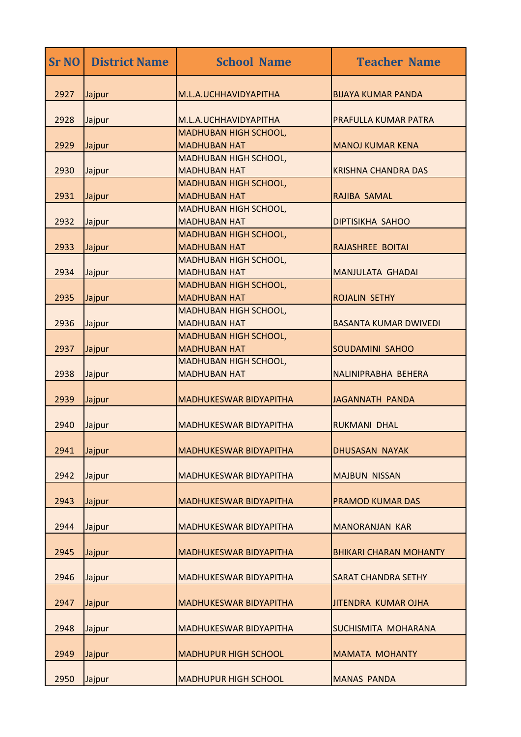| Sr NO | District Name | School Name | Teacher Name |
|---|---|---|---|
| 2927 | Jajpur | M.L.A.UCHHAVIDYAPITHA | BIJAYA KUMAR PANDA |
| 2928 | Jajpur | M.L.A.UCHHAVIDYAPITHA | PRAFULLA KUMAR PATRA |
| 2929 | Jajpur | MADHUBAN HIGH SCHOOL, MADHUBAN HAT | MANOJ KUMAR KENA |
| 2930 | Jajpur | MADHUBAN HIGH SCHOOL, MADHUBAN HAT | KRISHNA CHANDRA DAS |
| 2931 | Jajpur | MADHUBAN HIGH SCHOOL, MADHUBAN HAT | RAJIBA SAMAL |
| 2932 | Jajpur | MADHUBAN HIGH SCHOOL, MADHUBAN HAT | DIPTISIKHA SAHOO |
| 2933 | Jajpur | MADHUBAN HIGH SCHOOL, MADHUBAN HAT | RAJASHREE BOITAI |
| 2934 | Jajpur | MADHUBAN HIGH SCHOOL, MADHUBAN HAT | MANJULATA GHADAI |
| 2935 | Jajpur | MADHUBAN HIGH SCHOOL, MADHUBAN HAT | ROJALIN SETHY |
| 2936 | Jajpur | MADHUBAN HIGH SCHOOL, MADHUBAN HAT | BASANTA KUMAR DWIVEDI |
| 2937 | Jajpur | MADHUBAN HIGH SCHOOL, MADHUBAN HAT | SOUDAMINI SAHOO |
| 2938 | Jajpur | MADHUBAN HIGH SCHOOL, MADHUBAN HAT | NALINIPRABHA BEHERA |
| 2939 | Jajpur | MADHUKESWAR BIDYAPITHA | JAGANNATH PANDA |
| 2940 | Jajpur | MADHUKESWAR BIDYAPITHA | RUKMANI DHAL |
| 2941 | Jajpur | MADHUKESWAR BIDYAPITHA | DHUSASAN NAYAK |
| 2942 | Jajpur | MADHUKESWAR BIDYAPITHA | MAJBUN NISSAN |
| 2943 | Jajpur | MADHUKESWAR BIDYAPITHA | PRAMOD KUMAR DAS |
| 2944 | Jajpur | MADHUKESWAR BIDYAPITHA | MANORANJAN KAR |
| 2945 | Jajpur | MADHUKESWAR BIDYAPITHA | BHIKARI CHARAN MOHANTY |
| 2946 | Jajpur | MADHUKESWAR BIDYAPITHA | SARAT CHANDRA SETHY |
| 2947 | Jajpur | MADHUKESWAR BIDYAPITHA | JITENDRA KUMAR OJHA |
| 2948 | Jajpur | MADHUKESWAR BIDYAPITHA | SUCHISMITA MOHARANA |
| 2949 | Jajpur | MADHUPUR HIGH SCHOOL | MAMATA MOHANTY |
| 2950 | Jajpur | MADHUPUR HIGH SCHOOL | MANAS PANDA |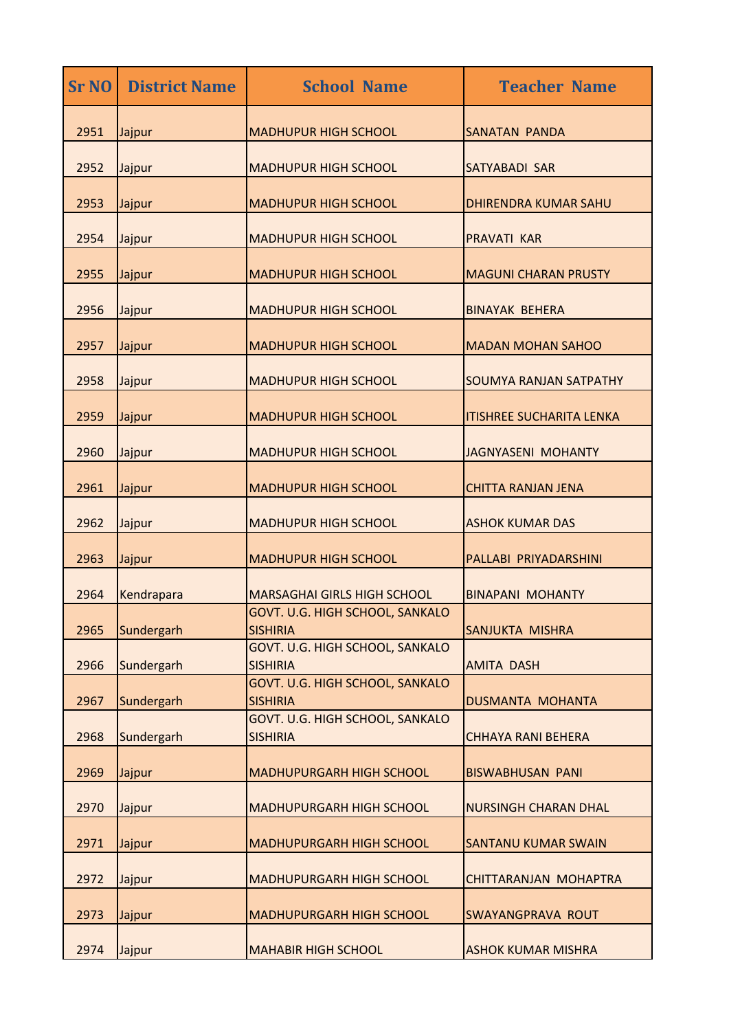| Sr NO | District Name | School Name | Teacher Name |
|---|---|---|---|
| 2951 | Jajpur | MADHUPUR HIGH SCHOOL | SANATAN PANDA |
| 2952 | Jajpur | MADHUPUR HIGH SCHOOL | SATYABADI SAR |
| 2953 | Jajpur | MADHUPUR HIGH SCHOOL | DHIRENDRA KUMAR SAHU |
| 2954 | Jajpur | MADHUPUR HIGH SCHOOL | PRAVATI KAR |
| 2955 | Jajpur | MADHUPUR HIGH SCHOOL | MAGUNI CHARAN PRUSTY |
| 2956 | Jajpur | MADHUPUR HIGH SCHOOL | BINAYAK BEHERA |
| 2957 | Jajpur | MADHUPUR HIGH SCHOOL | MADAN MOHAN SAHOO |
| 2958 | Jajpur | MADHUPUR HIGH SCHOOL | SOUMYA RANJAN SATPATHY |
| 2959 | Jajpur | MADHUPUR HIGH SCHOOL | ITISHREE SUCHARITA LENKA |
| 2960 | Jajpur | MADHUPUR HIGH SCHOOL | JAGNYASENI MOHANTY |
| 2961 | Jajpur | MADHUPUR HIGH SCHOOL | CHITTA RANJAN JENA |
| 2962 | Jajpur | MADHUPUR HIGH SCHOOL | ASHOK KUMAR DAS |
| 2963 | Jajpur | MADHUPUR HIGH SCHOOL | PALLABI PRIYADARSHINI |
| 2964 | Kendrapara | MARSAGHAI GIRLS HIGH SCHOOL | BINAPANI MOHANTY |
| 2965 | Sundergarh | GOVT. U.G. HIGH SCHOOL, SANKALO SISHIRIA | SANJUKTA MISHRA |
| 2966 | Sundergarh | GOVT. U.G. HIGH SCHOOL, SANKALO SISHIRIA | AMITA DASH |
| 2967 | Sundergarh | GOVT. U.G. HIGH SCHOOL, SANKALO SISHIRIA | DUSMANTA MOHANTA |
| 2968 | Sundergarh | GOVT. U.G. HIGH SCHOOL, SANKALO SISHIRIA | CHHAYA RANI BEHERA |
| 2969 | Jajpur | MADHUPURGARH HIGH SCHOOL | BISWABHUSAN PANI |
| 2970 | Jajpur | MADHUPURGARH HIGH SCHOOL | NURSINGH CHARAN DHAL |
| 2971 | Jajpur | MADHUPURGARH HIGH SCHOOL | SANTANU KUMAR SWAIN |
| 2972 | Jajpur | MADHUPURGARH HIGH SCHOOL | CHITTARANJAN MOHAPTRA |
| 2973 | Jajpur | MADHUPURGARH HIGH SCHOOL | SWAYANGPRAVA ROUT |
| 2974 | Jajpur | MAHABIR HIGH SCHOOL | ASHOK KUMAR MISHRA |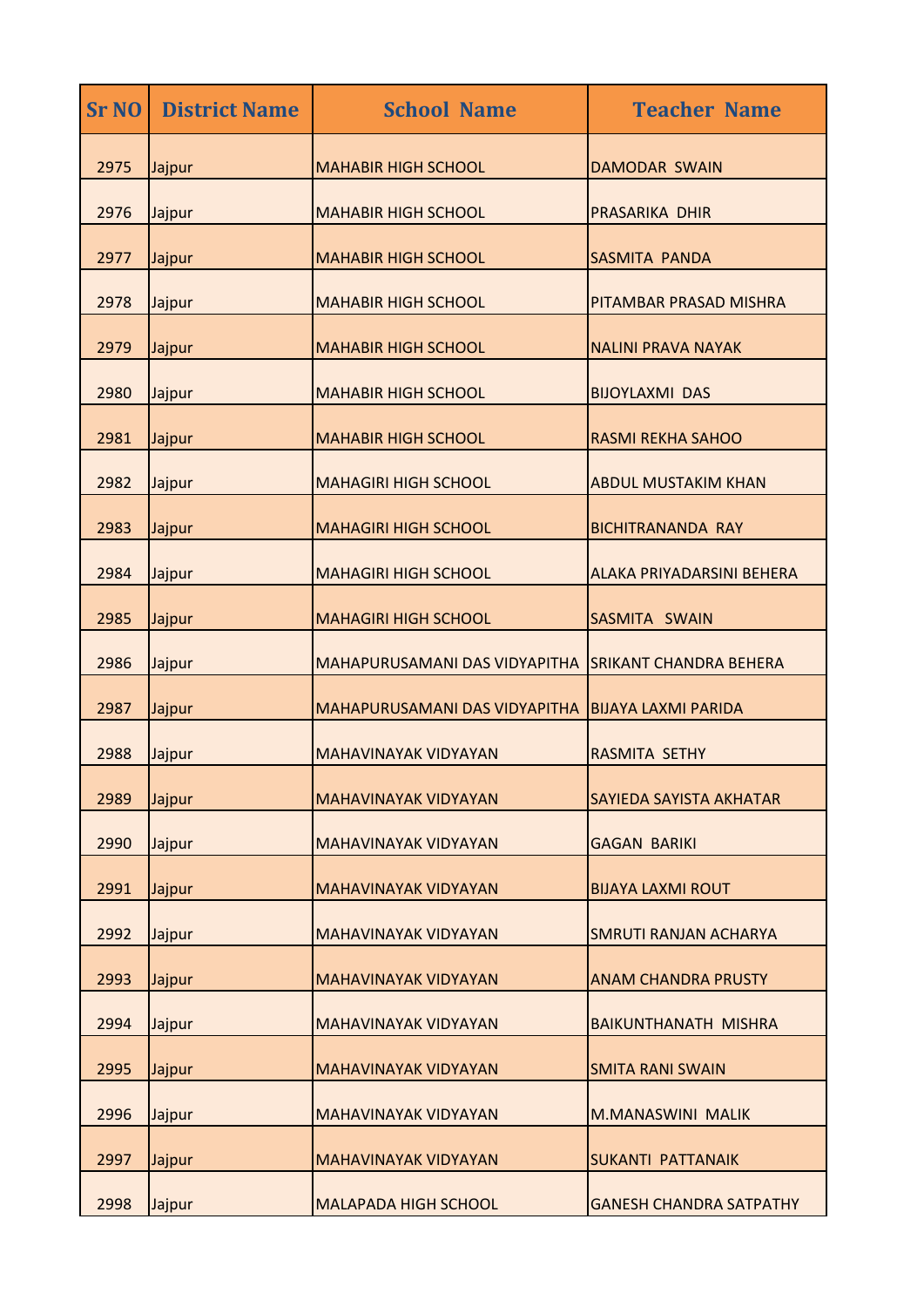| Sr NO | District Name | School Name | Teacher Name |
|---|---|---|---|
| 2975 | Jajpur | MAHABIR HIGH SCHOOL | DAMODAR SWAIN |
| 2976 | Jajpur | MAHABIR HIGH SCHOOL | PRASARIKA DHIR |
| 2977 | Jajpur | MAHABIR HIGH SCHOOL | SASMITA PANDA |
| 2978 | Jajpur | MAHABIR HIGH SCHOOL | PITAMBAR PRASAD MISHRA |
| 2979 | Jajpur | MAHABIR HIGH SCHOOL | NALINI PRAVA NAYAK |
| 2980 | Jajpur | MAHABIR HIGH SCHOOL | BIJOYLAXMI DAS |
| 2981 | Jajpur | MAHABIR HIGH SCHOOL | RASMI REKHA SAHOO |
| 2982 | Jajpur | MAHAGIRI HIGH SCHOOL | ABDUL MUSTAKIM KHAN |
| 2983 | Jajpur | MAHAGIRI HIGH SCHOOL | BICHITRANANDA RAY |
| 2984 | Jajpur | MAHAGIRI HIGH SCHOOL | ALAKA PRIYADARSINI BEHERA |
| 2985 | Jajpur | MAHAGIRI HIGH SCHOOL | SASMITA SWAIN |
| 2986 | Jajpur | MAHAPURUSAMANI DAS VIDYAPITHA | SRIKANT CHANDRA BEHERA |
| 2987 | Jajpur | MAHAPURUSAMANI DAS VIDYAPITHA | BIJAYA LAXMI PARIDA |
| 2988 | Jajpur | MAHAVINAYAK VIDYAYAN | RASMITA SETHY |
| 2989 | Jajpur | MAHAVINAYAK VIDYAYAN | SAYIEDA SAYISTA AKHATAR |
| 2990 | Jajpur | MAHAVINAYAK VIDYAYAN | GAGAN BARIKI |
| 2991 | Jajpur | MAHAVINAYAK VIDYAYAN | BIJAYA LAXMI ROUT |
| 2992 | Jajpur | MAHAVINAYAK VIDYAYAN | SMRUTI RANJAN ACHARYA |
| 2993 | Jajpur | MAHAVINAYAK VIDYAYAN | ANAM CHANDRA PRUSTY |
| 2994 | Jajpur | MAHAVINAYAK VIDYAYAN | BAIKUNTHANATH MISHRA |
| 2995 | Jajpur | MAHAVINAYAK VIDYAYAN | SMITA RANI SWAIN |
| 2996 | Jajpur | MAHAVINAYAK VIDYAYAN | M.MANASWINI MALIK |
| 2997 | Jajpur | MAHAVINAYAK VIDYAYAN | SUKANTI PATTANAIK |
| 2998 | Jajpur | MALAPADA HIGH SCHOOL | GANESH CHANDRA SATPATHY |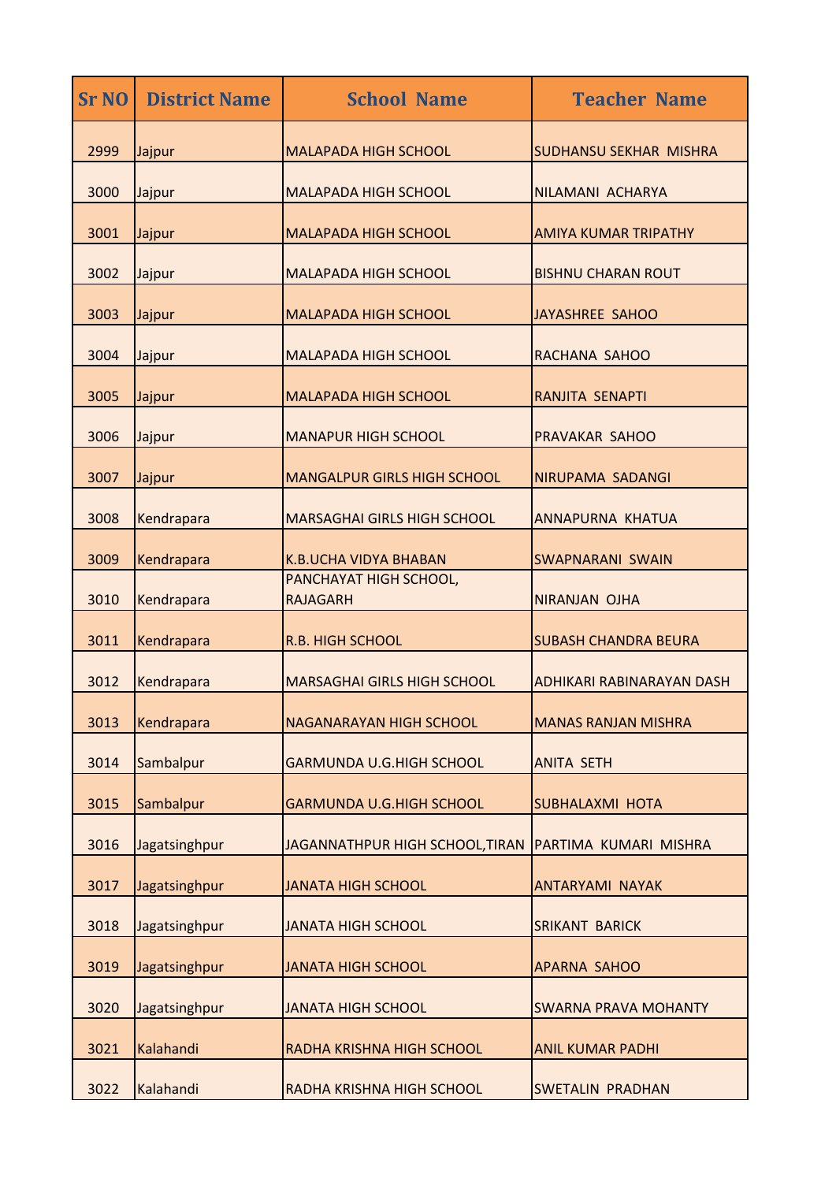| Sr NO | District Name | School Name | Teacher Name |
|---|---|---|---|
| 2999 | Jajpur | MALAPADA HIGH SCHOOL | SUDHANSU SEKHAR MISHRA |
| 3000 | Jajpur | MALAPADA HIGH SCHOOL | NILAMANI ACHARYA |
| 3001 | Jajpur | MALAPADA HIGH SCHOOL | AMIYA KUMAR TRIPATHY |
| 3002 | Jajpur | MALAPADA HIGH SCHOOL | BISHNU CHARAN ROUT |
| 3003 | Jajpur | MALAPADA HIGH SCHOOL | JAYASHREE SAHOO |
| 3004 | Jajpur | MALAPADA HIGH SCHOOL | RACHANA SAHOO |
| 3005 | Jajpur | MALAPADA HIGH SCHOOL | RANJITA SENAPTI |
| 3006 | Jajpur | MANAPUR HIGH SCHOOL | PRAVAKAR SAHOO |
| 3007 | Jajpur | MANGALPUR GIRLS HIGH SCHOOL | NIRUPAMA SADANGI |
| 3008 | Kendrapara | MARSAGHAI GIRLS HIGH SCHOOL | ANNAPURNA KHATUA |
| 3009 | Kendrapara | K.B.UCHA VIDYA BHABAN | SWAPNARANI SWAIN |
| 3010 | Kendrapara | PANCHAYAT HIGH SCHOOL, RAJAGARH | NIRANJAN OJHA |
| 3011 | Kendrapara | R.B. HIGH SCHOOL | SUBASH CHANDRA BEURA |
| 3012 | Kendrapara | MARSAGHAI GIRLS HIGH SCHOOL | ADHIKARI RABINARAYAN DASH |
| 3013 | Kendrapara | NAGANARAYAN HIGH SCHOOL | MANAS RANJAN MISHRA |
| 3014 | Sambalpur | GARMUNDA U.G.HIGH SCHOOL | ANITA SETH |
| 3015 | Sambalpur | GARMUNDA U.G.HIGH SCHOOL | SUBHALAXMI HOTA |
| 3016 | Jagatsinghpur | JAGANNATHPUR HIGH SCHOOL,TIRAN | PARTIMA KUMARI MISHRA |
| 3017 | Jagatsinghpur | JANATA HIGH SCHOOL | ANTARYAMI NAYAK |
| 3018 | Jagatsinghpur | JANATA HIGH SCHOOL | SRIKANT BARICK |
| 3019 | Jagatsinghpur | JANATA HIGH SCHOOL | APARNA SAHOO |
| 3020 | Jagatsinghpur | JANATA HIGH SCHOOL | SWARNA PRAVA MOHANTY |
| 3021 | Kalahandi | RADHA KRISHNA HIGH SCHOOL | ANIL KUMAR PADHI |
| 3022 | Kalahandi | RADHA KRISHNA HIGH SCHOOL | SWETALIN PRADHAN |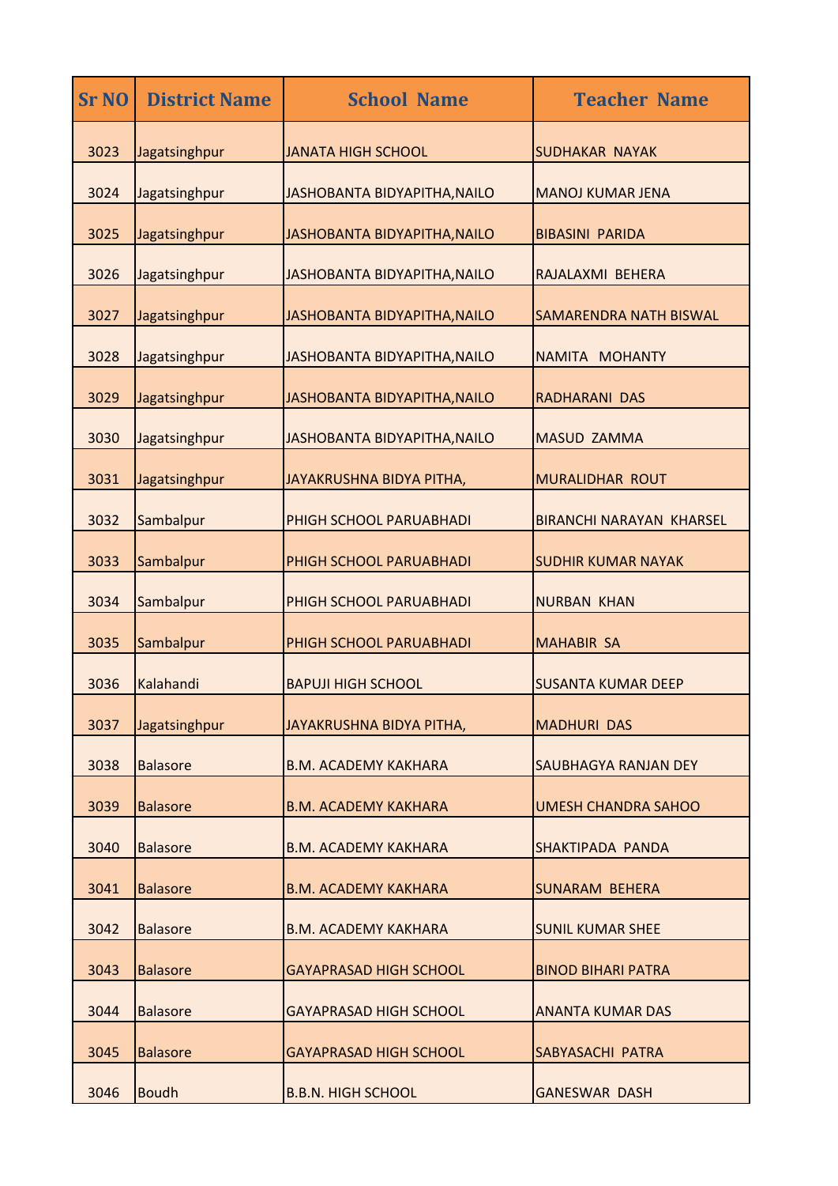| Sr NO | District Name | School Name | Teacher Name |
|---|---|---|---|
| 3023 | Jagatsinghpur | JANATA HIGH SCHOOL | SUDHAKAR NAYAK |
| 3024 | Jagatsinghpur | JASHOBANTA BIDYAPITHA,NAILO | MANOJ KUMAR JENA |
| 3025 | Jagatsinghpur | JASHOBANTA BIDYAPITHA,NAILO | BIBASINI PARIDA |
| 3026 | Jagatsinghpur | JASHOBANTA BIDYAPITHA,NAILO | RAJALAXMI BEHERA |
| 3027 | Jagatsinghpur | JASHOBANTA BIDYAPITHA,NAILO | SAMARENDRA NATH BISWAL |
| 3028 | Jagatsinghpur | JASHOBANTA BIDYAPITHA,NAILO | NAMITA MOHANTY |
| 3029 | Jagatsinghpur | JASHOBANTA BIDYAPITHA,NAILO | RADHARANI DAS |
| 3030 | Jagatsinghpur | JASHOBANTA BIDYAPITHA,NAILO | MASUD ZAMMA |
| 3031 | Jagatsinghpur | JAYAKRUSHNA BIDYA PITHA, | MURALIDHAR ROUT |
| 3032 | Sambalpur | PHIGH SCHOOL PARUABHADI | BIRANCHI NARAYAN KHARSEL |
| 3033 | Sambalpur | PHIGH SCHOOL PARUABHADI | SUDHIR KUMAR NAYAK |
| 3034 | Sambalpur | PHIGH SCHOOL PARUABHADI | NURBAN KHAN |
| 3035 | Sambalpur | PHIGH SCHOOL PARUABHADI | MAHABIR SA |
| 3036 | Kalahandi | BAPUJI HIGH SCHOOL | SUSANTA KUMAR DEEP |
| 3037 | Jagatsinghpur | JAYAKRUSHNA BIDYA PITHA, | MADHURI DAS |
| 3038 | Balasore | B.M. ACADEMY KAKHARA | SAUBHAGYA RANJAN DEY |
| 3039 | Balasore | B.M. ACADEMY KAKHARA | UMESH CHANDRA SAHOO |
| 3040 | Balasore | B.M. ACADEMY KAKHARA | SHAKTIPADA PANDA |
| 3041 | Balasore | B.M. ACADEMY KAKHARA | SUNARAM BEHERA |
| 3042 | Balasore | B.M. ACADEMY KAKHARA | SUNIL KUMAR SHEE |
| 3043 | Balasore | GAYAPRASAD HIGH SCHOOL | BINOD BIHARI PATRA |
| 3044 | Balasore | GAYAPRASAD HIGH SCHOOL | ANANTA KUMAR DAS |
| 3045 | Balasore | GAYAPRASAD HIGH SCHOOL | SABYASACHI PATRA |
| 3046 | Boudh | B.B.N. HIGH SCHOOL | GANESWAR DASH |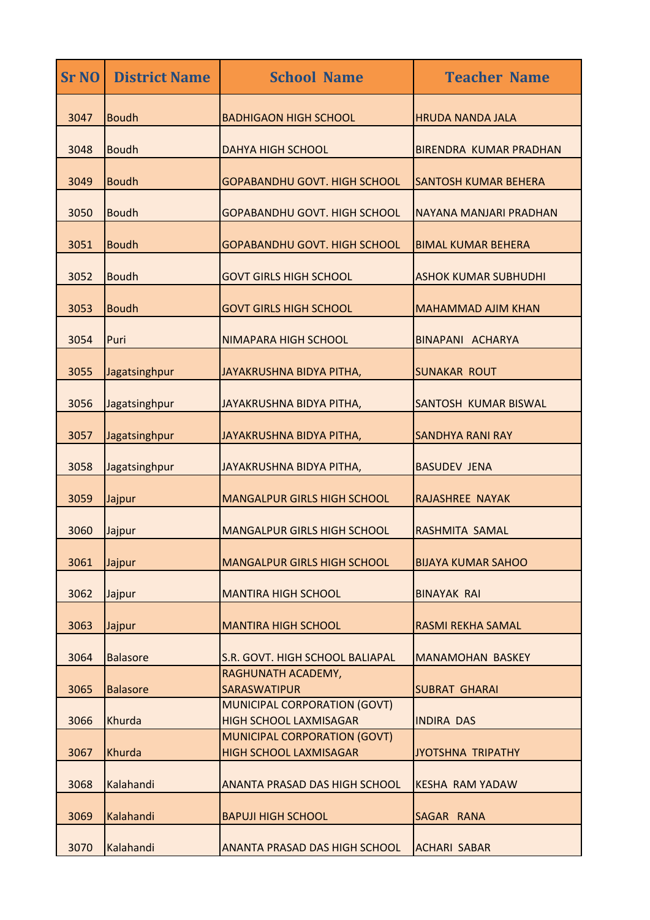| Sr NO | District Name | School Name | Teacher Name |
|---|---|---|---|
| 3047 | Boudh | BADHIGAON HIGH SCHOOL | HRUDA NANDA JALA |
| 3048 | Boudh | DAHYA HIGH SCHOOL | BIRENDRA KUMAR PRADHAN |
| 3049 | Boudh | GOPABANDHU GOVT. HIGH SCHOOL | SANTOSH KUMAR BEHERA |
| 3050 | Boudh | GOPABANDHU GOVT. HIGH SCHOOL | NAYANA MANJARI PRADHAN |
| 3051 | Boudh | GOPABANDHU GOVT. HIGH SCHOOL | BIMAL KUMAR BEHERA |
| 3052 | Boudh | GOVT GIRLS HIGH SCHOOL | ASHOK KUMAR SUBHUDHI |
| 3053 | Boudh | GOVT GIRLS HIGH SCHOOL | MAHAMMAD AJIM KHAN |
| 3054 | Puri | NIMAPARA HIGH SCHOOL | BINAPANI ACHARYA |
| 3055 | Jagatsinghpur | JAYAKRUSHNA BIDYA PITHA, | SUNAKAR ROUT |
| 3056 | Jagatsinghpur | JAYAKRUSHNA BIDYA PITHA, | SANTOSH KUMAR BISWAL |
| 3057 | Jagatsinghpur | JAYAKRUSHNA BIDYA PITHA, | SANDHYA RANI RAY |
| 3058 | Jagatsinghpur | JAYAKRUSHNA BIDYA PITHA, | BASUDEV JENA |
| 3059 | Jajpur | MANGALPUR GIRLS HIGH SCHOOL | RAJASHREE NAYAK |
| 3060 | Jajpur | MANGALPUR GIRLS HIGH SCHOOL | RASHMITA SAMAL |
| 3061 | Jajpur | MANGALPUR GIRLS HIGH SCHOOL | BIJAYA KUMAR SAHOO |
| 3062 | Jajpur | MANTIRA HIGH SCHOOL | BINAYAK RAI |
| 3063 | Jajpur | MANTIRA HIGH SCHOOL | RASMI REKHA SAMAL |
| 3064 | Balasore | S.R. GOVT. HIGH SCHOOL BALIAPAL | MANAMOHAN BASKEY |
| 3065 | Balasore | RAGHUNATH ACADEMY, SARASWATIPUR | SUBRAT GHARAI |
| 3066 | Khurda | MUNICIPAL CORPORATION (GOVT) HIGH SCHOOL LAXMISAGAR | INDIRA DAS |
| 3067 | Khurda | MUNICIPAL CORPORATION (GOVT) HIGH SCHOOL LAXMISAGAR | JYOTSHNA TRIPATHY |
| 3068 | Kalahandi | ANANTA PRASAD DAS HIGH SCHOOL | KESHA RAM YADAW |
| 3069 | Kalahandi | BAPUJI HIGH SCHOOL | SAGAR RANA |
| 3070 | Kalahandi | ANANTA PRASAD DAS HIGH SCHOOL | ACHARI SABAR |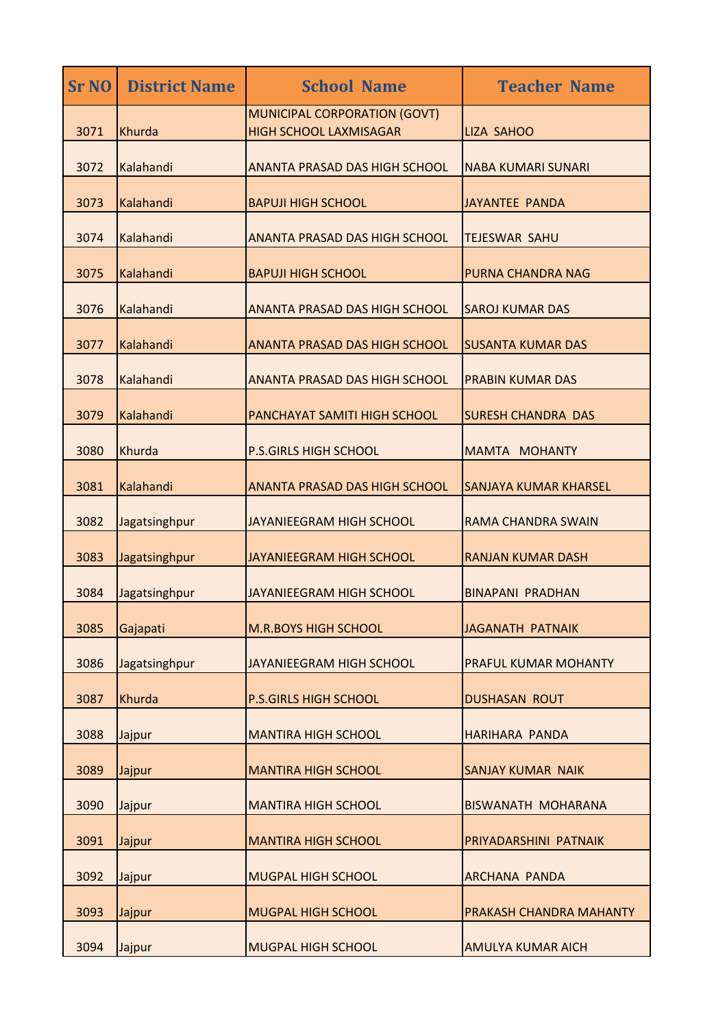| Sr NO | District Name | School Name | Teacher Name |
|---|---|---|---|
| 3071 | Khurda | MUNICIPAL CORPORATION (GOVT) HIGH SCHOOL LAXMISAGAR | LIZA SAHOO |
| 3072 | Kalahandi | ANANTA PRASAD DAS HIGH SCHOOL | NABA KUMARI SUNARI |
| 3073 | Kalahandi | BAPUJI HIGH SCHOOL | JAYANTEE PANDA |
| 3074 | Kalahandi | ANANTA PRASAD DAS HIGH SCHOOL | TEJESWAR SAHU |
| 3075 | Kalahandi | BAPUJI HIGH SCHOOL | PURNA CHANDRA NAG |
| 3076 | Kalahandi | ANANTA PRASAD DAS HIGH SCHOOL | SAROJ KUMAR DAS |
| 3077 | Kalahandi | ANANTA PRASAD DAS HIGH SCHOOL | SUSANTA KUMAR DAS |
| 3078 | Kalahandi | ANANTA PRASAD DAS HIGH SCHOOL | PRABIN KUMAR DAS |
| 3079 | Kalahandi | PANCHAYAT SAMITI HIGH SCHOOL | SURESH CHANDRA DAS |
| 3080 | Khurda | P.S.GIRLS HIGH SCHOOL | MAMTA MOHANTY |
| 3081 | Kalahandi | ANANTA PRASAD DAS HIGH SCHOOL | SANJAYA KUMAR KHARSEL |
| 3082 | Jagatsinghpur | JAYANIEEGRAM HIGH SCHOOL | RAMA CHANDRA SWAIN |
| 3083 | Jagatsinghpur | JAYANIEEGRAM HIGH SCHOOL | RANJAN KUMAR DASH |
| 3084 | Jagatsinghpur | JAYANIEEGRAM HIGH SCHOOL | BINAPANI PRADHAN |
| 3085 | Gajapati | M.R.BOYS HIGH SCHOOL | JAGANATH PATNAIK |
| 3086 | Jagatsinghpur | JAYANIEEGRAM HIGH SCHOOL | PRAFUL KUMAR MOHANTY |
| 3087 | Khurda | P.S.GIRLS HIGH SCHOOL | DUSHASAN ROUT |
| 3088 | Jajpur | MANTIRA HIGH SCHOOL | HARIHARA PANDA |
| 3089 | Jajpur | MANTIRA HIGH SCHOOL | SANJAY KUMAR NAIK |
| 3090 | Jajpur | MANTIRA HIGH SCHOOL | BISWANATH MOHARANA |
| 3091 | Jajpur | MANTIRA HIGH SCHOOL | PRIYADARSHINI PATNAIK |
| 3092 | Jajpur | MUGPAL HIGH SCHOOL | ARCHANA PANDA |
| 3093 | Jajpur | MUGPAL HIGH SCHOOL | PRAKASH CHANDRA MAHANTY |
| 3094 | Jajpur | MUGPAL HIGH SCHOOL | AMULYA KUMAR AICH |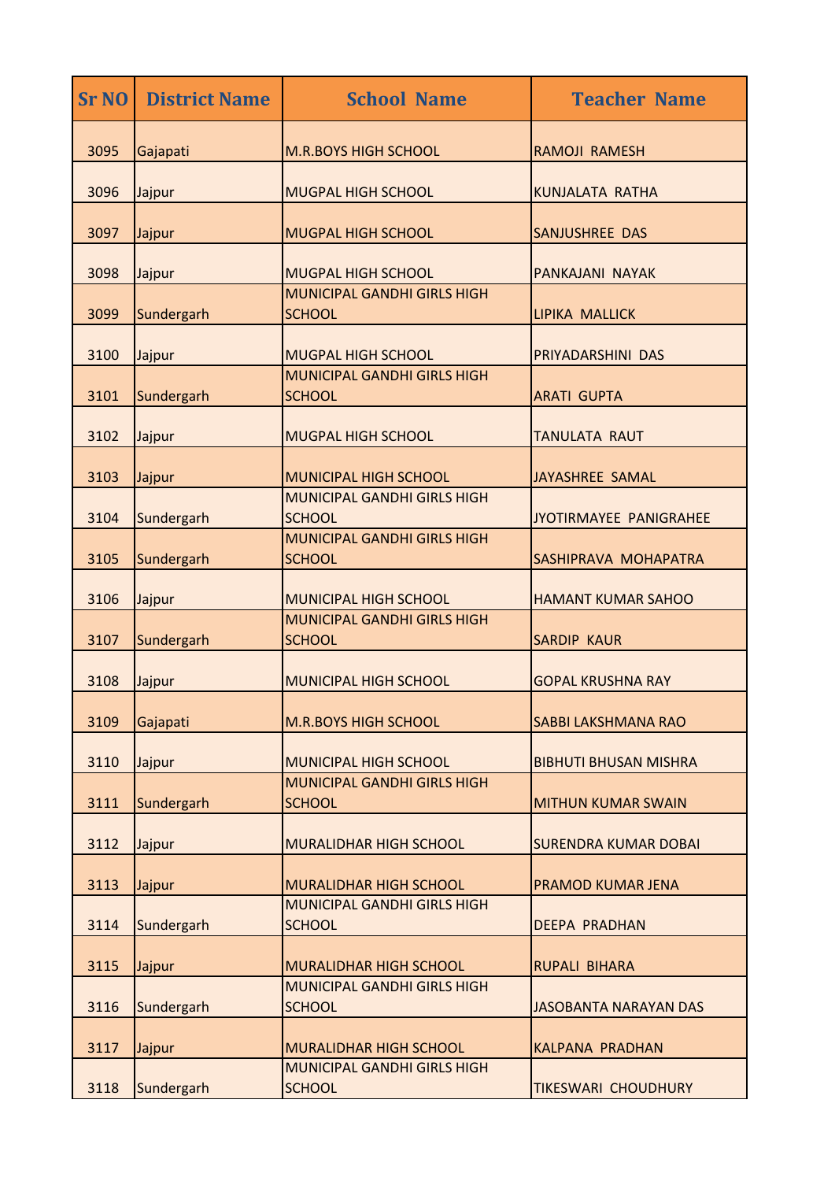| Sr NO | District Name | School Name | Teacher Name |
|---|---|---|---|
| 3095 | Gajapati | M.R.BOYS HIGH SCHOOL | RAMOJI RAMESH |
| 3096 | Jajpur | MUGPAL HIGH SCHOOL | KUNJALATA RATHA |
| 3097 | Jajpur | MUGPAL HIGH SCHOOL | SANJUSHREE DAS |
| 3098 | Jajpur | MUGPAL HIGH SCHOOL | PANKAJANI NAYAK |
| 3099 | Sundergarh | MUNICIPAL GANDHI GIRLS HIGH SCHOOL | LIPIKA MALLICK |
| 3100 | Jajpur | MUGPAL HIGH SCHOOL | PRIYADARSHINI DAS |
| 3101 | Sundergarh | MUNICIPAL GANDHI GIRLS HIGH SCHOOL | ARATI GUPTA |
| 3102 | Jajpur | MUGPAL HIGH SCHOOL | TANULATA RAUT |
| 3103 | Jajpur | MUNICIPAL HIGH SCHOOL | JAYASHREE SAMAL |
| 3104 | Sundergarh | MUNICIPAL GANDHI GIRLS HIGH SCHOOL | JYOTIRMAYEE PANIGRAHEE |
| 3105 | Sundergarh | MUNICIPAL GANDHI GIRLS HIGH SCHOOL | SASHIPRAVA MOHAPATRA |
| 3106 | Jajpur | MUNICIPAL HIGH SCHOOL | HAMANT KUMAR SAHOO |
| 3107 | Sundergarh | MUNICIPAL GANDHI GIRLS HIGH SCHOOL | SARDIP KAUR |
| 3108 | Jajpur | MUNICIPAL HIGH SCHOOL | GOPAL KRUSHNA RAY |
| 3109 | Gajapati | M.R.BOYS HIGH SCHOOL | SABBI LAKSHMANA RAO |
| 3110 | Jajpur | MUNICIPAL HIGH SCHOOL | BIBHUTI BHUSAN MISHRA |
| 3111 | Sundergarh | MUNICIPAL GANDHI GIRLS HIGH SCHOOL | MITHUN KUMAR SWAIN |
| 3112 | Jajpur | MURALIDHAR HIGH SCHOOL | SURENDRA KUMAR DOBAI |
| 3113 | Jajpur | MURALIDHAR HIGH SCHOOL | PRAMOD KUMAR JENA |
| 3114 | Sundergarh | MUNICIPAL GANDHI GIRLS HIGH SCHOOL | DEEPA PRADHAN |
| 3115 | Jajpur | MURALIDHAR HIGH SCHOOL | RUPALI BIHARA |
| 3116 | Sundergarh | MUNICIPAL GANDHI GIRLS HIGH SCHOOL | JASOBANTA NARAYAN DAS |
| 3117 | Jajpur | MURALIDHAR HIGH SCHOOL | KALPANA PRADHAN |
| 3118 | Sundergarh | MUNICIPAL GANDHI GIRLS HIGH SCHOOL | TIKESWARI CHOUDHURY |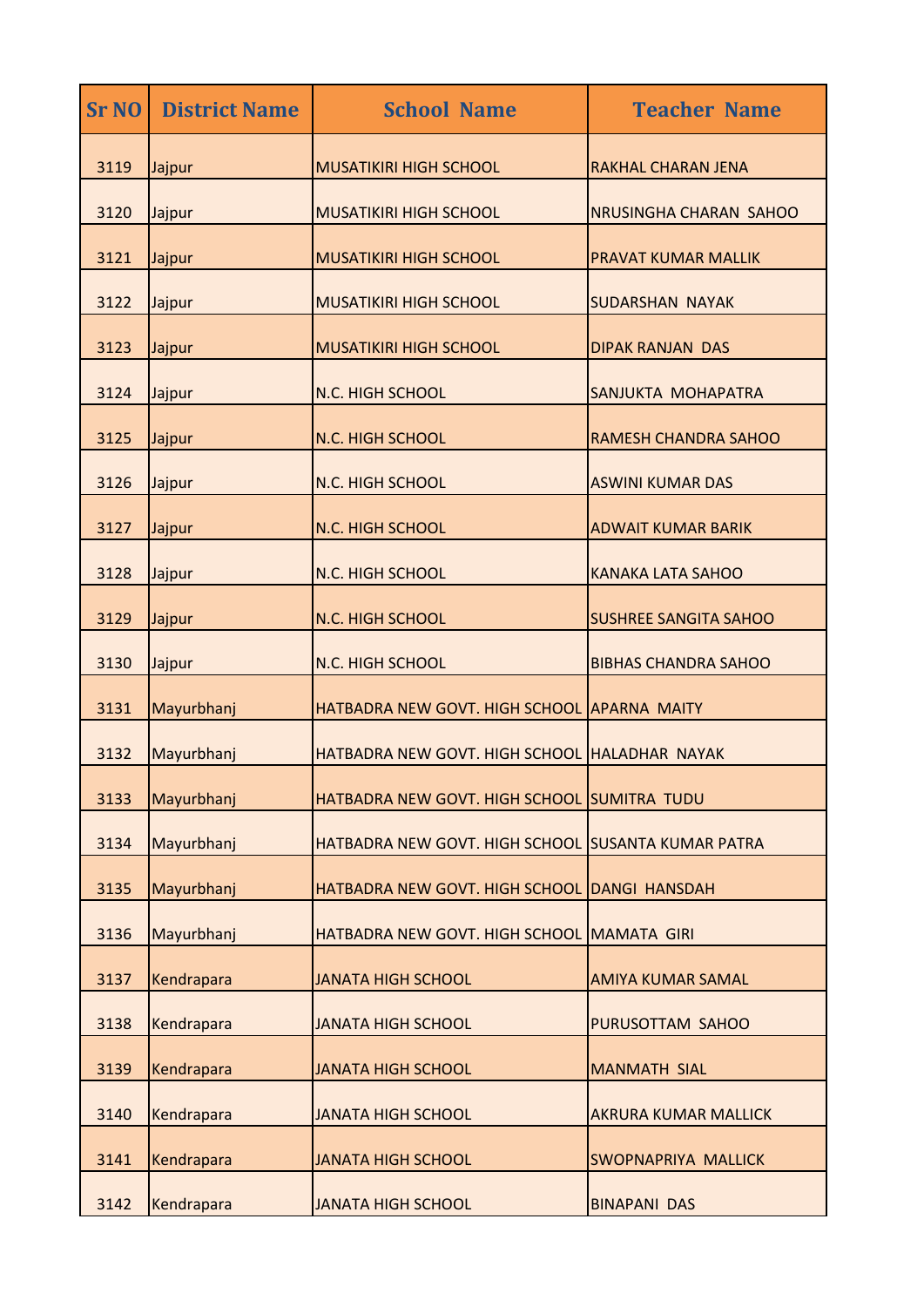| Sr NO | District Name | School Name | Teacher Name |
|---|---|---|---|
| 3119 | Jajpur | MUSATIKIRI HIGH SCHOOL | RAKHAL CHARAN JENA |
| 3120 | Jajpur | MUSATIKIRI HIGH SCHOOL | NRUSINGHA CHARAN SAHOO |
| 3121 | Jajpur | MUSATIKIRI HIGH SCHOOL | PRAVAT KUMAR MALLIK |
| 3122 | Jajpur | MUSATIKIRI HIGH SCHOOL | SUDARSHAN NAYAK |
| 3123 | Jajpur | MUSATIKIRI HIGH SCHOOL | DIPAK RANJAN DAS |
| 3124 | Jajpur | N.C. HIGH SCHOOL | SANJUKTA MOHAPATRA |
| 3125 | Jajpur | N.C. HIGH SCHOOL | RAMESH CHANDRA SAHOO |
| 3126 | Jajpur | N.C. HIGH SCHOOL | ASWINI KUMAR DAS |
| 3127 | Jajpur | N.C. HIGH SCHOOL | ADWAIT KUMAR BARIK |
| 3128 | Jajpur | N.C. HIGH SCHOOL | KANAKA LATA SAHOO |
| 3129 | Jajpur | N.C. HIGH SCHOOL | SUSHREE SANGITA SAHOO |
| 3130 | Jajpur | N.C. HIGH SCHOOL | BIBHAS CHANDRA SAHOO |
| 3131 | Mayurbhanj | HATBADRA NEW GOVT. HIGH SCHOOL | APARNA MAITY |
| 3132 | Mayurbhanj | HATBADRA NEW GOVT. HIGH SCHOOL | HALADHAR NAYAK |
| 3133 | Mayurbhanj | HATBADRA NEW GOVT. HIGH SCHOOL | SUMITRA TUDU |
| 3134 | Mayurbhanj | HATBADRA NEW GOVT. HIGH SCHOOL | SUSANTA KUMAR PATRA |
| 3135 | Mayurbhanj | HATBADRA NEW GOVT. HIGH SCHOOL | DANGI HANSDAH |
| 3136 | Mayurbhanj | HATBADRA NEW GOVT. HIGH SCHOOL | MAMATA GIRI |
| 3137 | Kendrapara | JANATA HIGH SCHOOL | AMIYA KUMAR SAMAL |
| 3138 | Kendrapara | JANATA HIGH SCHOOL | PURUSOTTAM SAHOO |
| 3139 | Kendrapara | JANATA HIGH SCHOOL | MANMATH SIAL |
| 3140 | Kendrapara | JANATA HIGH SCHOOL | AKRURA KUMAR MALLICK |
| 3141 | Kendrapara | JANATA HIGH SCHOOL | SWOPNAPRIYA MALLICK |
| 3142 | Kendrapara | JANATA HIGH SCHOOL | BINAPANI DAS |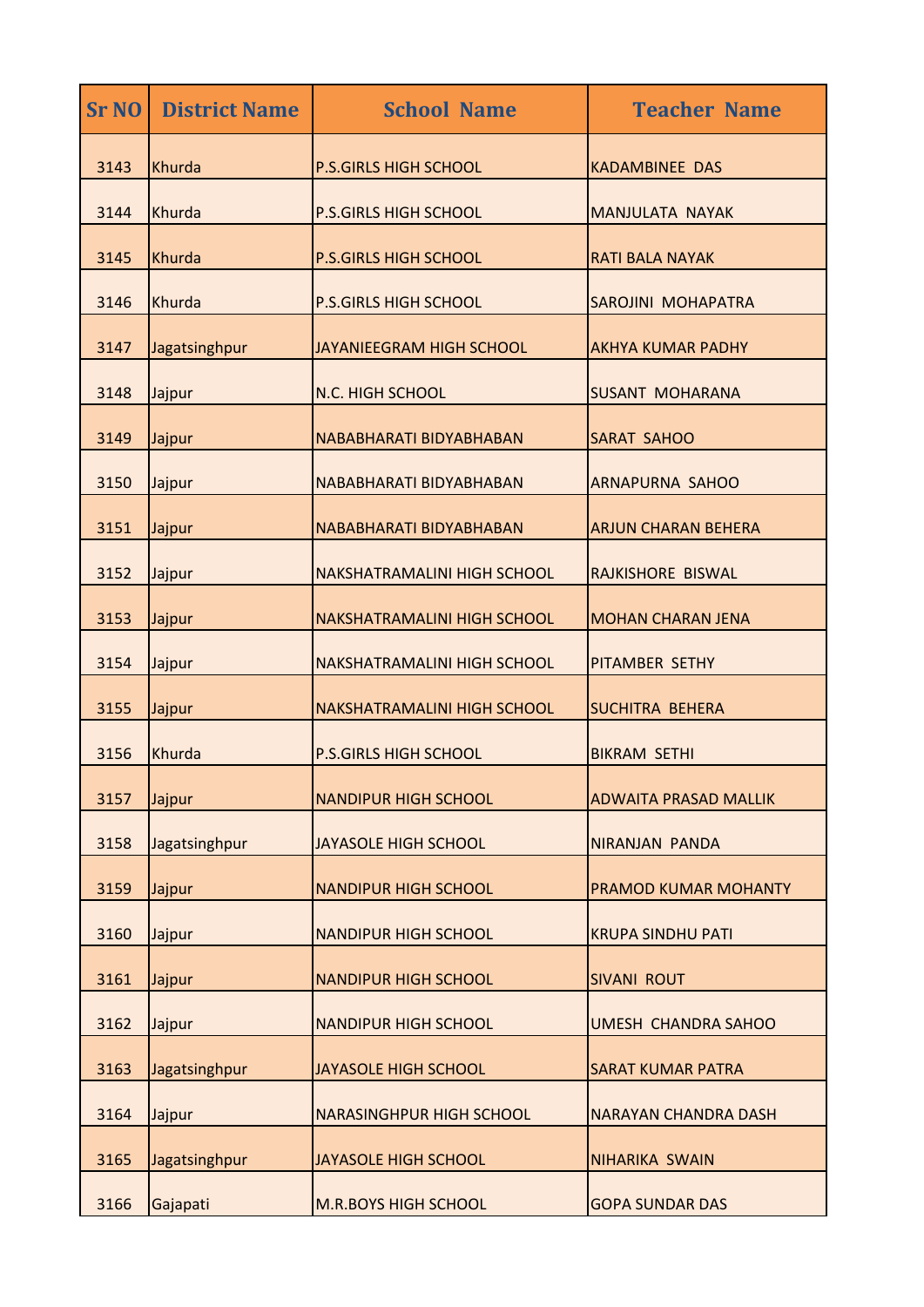| Sr NO | District Name | School Name | Teacher Name |
| --- | --- | --- | --- |
| 3143 | Khurda | P.S.GIRLS HIGH SCHOOL | KADAMBINEE DAS |
| 3144 | Khurda | P.S.GIRLS HIGH SCHOOL | MANJULATA NAYAK |
| 3145 | Khurda | P.S.GIRLS HIGH SCHOOL | RATI BALA NAYAK |
| 3146 | Khurda | P.S.GIRLS HIGH SCHOOL | SAROJINI MOHAPATRA |
| 3147 | Jagatsinghpur | JAYANIEEGRAM HIGH SCHOOL | AKHYA KUMAR PADHY |
| 3148 | Jajpur | N.C. HIGH SCHOOL | SUSANT MOHARANA |
| 3149 | Jajpur | NABABHARATI BIDYABHABAN | SARAT SAHOO |
| 3150 | Jajpur | NABABHARATI BIDYABHABAN | ARNAPURNA SAHOO |
| 3151 | Jajpur | NABABHARATI BIDYABHABAN | ARJUN CHARAN BEHERA |
| 3152 | Jajpur | NAKSHATRAMALINI HIGH SCHOOL | RAJKISHORE BISWAL |
| 3153 | Jajpur | NAKSHATRAMALINI HIGH SCHOOL | MOHAN CHARAN JENA |
| 3154 | Jajpur | NAKSHATRAMALINI HIGH SCHOOL | PITAMBER SETHY |
| 3155 | Jajpur | NAKSHATRAMALINI HIGH SCHOOL | SUCHITRA BEHERA |
| 3156 | Khurda | P.S.GIRLS HIGH SCHOOL | BIKRAM SETHI |
| 3157 | Jajpur | NANDIPUR HIGH SCHOOL | ADWAITA PRASAD MALLIK |
| 3158 | Jagatsinghpur | JAYASOLE HIGH SCHOOL | NIRANJAN PANDA |
| 3159 | Jajpur | NANDIPUR HIGH SCHOOL | PRAMOD KUMAR MOHANTY |
| 3160 | Jajpur | NANDIPUR HIGH SCHOOL | KRUPA SINDHU PATI |
| 3161 | Jajpur | NANDIPUR HIGH SCHOOL | SIVANI ROUT |
| 3162 | Jajpur | NANDIPUR HIGH SCHOOL | UMESH CHANDRA SAHOO |
| 3163 | Jagatsinghpur | JAYASOLE HIGH SCHOOL | SARAT KUMAR PATRA |
| 3164 | Jajpur | NARASINGHPUR HIGH SCHOOL | NARAYAN CHANDRA DASH |
| 3165 | Jagatsinghpur | JAYASOLE HIGH SCHOOL | NIHARIKA SWAIN |
| 3166 | Gajapati | M.R.BOYS HIGH SCHOOL | GOPA SUNDAR DAS |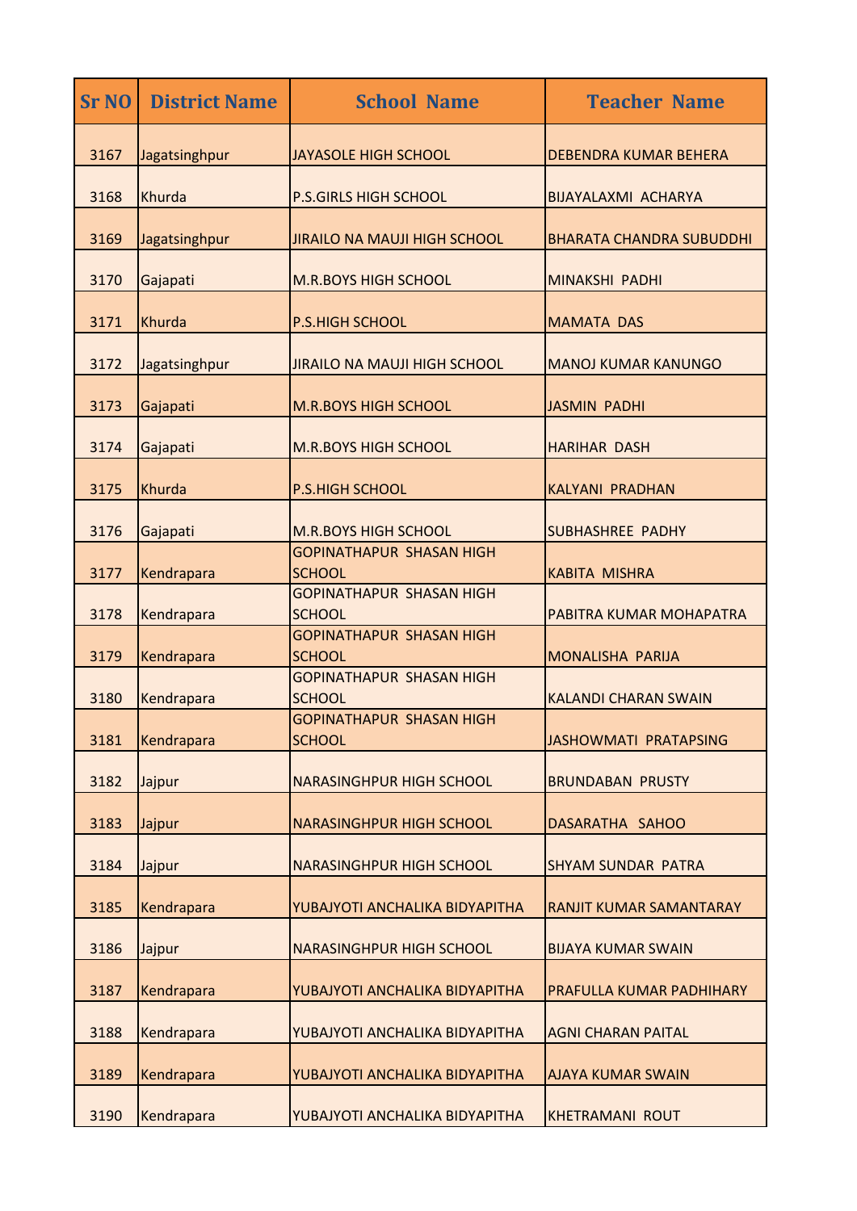| Sr NO | District Name | School Name | Teacher Name |
|---|---|---|---|
| 3167 | Jagatsinghpur | JAYASOLE HIGH SCHOOL | DEBENDRA KUMAR BEHERA |
| 3168 | Khurda | P.S.GIRLS HIGH SCHOOL | BIJAYALAXMI ACHARYA |
| 3169 | Jagatsinghpur | JIRAILO NA MAUJI HIGH SCHOOL | BHARATA CHANDRA SUBUDDHI |
| 3170 | Gajapati | M.R.BOYS HIGH SCHOOL | MINAKSHI PADHI |
| 3171 | Khurda | P.S.HIGH SCHOOL | MAMATA DAS |
| 3172 | Jagatsinghpur | JIRAILO NA MAUJI HIGH SCHOOL | MANOJ KUMAR KANUNGO |
| 3173 | Gajapati | M.R.BOYS HIGH SCHOOL | JASMIN PADHI |
| 3174 | Gajapati | M.R.BOYS HIGH SCHOOL | HARIHAR DASH |
| 3175 | Khurda | P.S.HIGH SCHOOL | KALYANI PRADHAN |
| 3176 | Gajapati | M.R.BOYS HIGH SCHOOL | SUBHASHREE PADHY |
| 3177 | Kendrapara | GOPINATHAPUR SHASAN HIGH SCHOOL | KABITA MISHRA |
| 3178 | Kendrapara | GOPINATHAPUR SHASAN HIGH SCHOOL | PABITRA KUMAR MOHAPATRA |
| 3179 | Kendrapara | GOPINATHAPUR SHASAN HIGH SCHOOL | MONALISHA PARIJA |
| 3180 | Kendrapara | GOPINATHAPUR SHASAN HIGH SCHOOL | KALANDI CHARAN SWAIN |
| 3181 | Kendrapara | GOPINATHAPUR SHASAN HIGH SCHOOL | JASHOWMATI PRATAPSING |
| 3182 | Jajpur | NARASINGHPUR HIGH SCHOOL | BRUNDABAN PRUSTY |
| 3183 | Jajpur | NARASINGHPUR HIGH SCHOOL | DASARATHA SAHOO |
| 3184 | Jajpur | NARASINGHPUR HIGH SCHOOL | SHYAM SUNDAR PATRA |
| 3185 | Kendrapara | YUBAJYOTI ANCHALIKA BIDYAPITHA | RANJIT KUMAR SAMANTARAY |
| 3186 | Jajpur | NARASINGHPUR HIGH SCHOOL | BIJAYA KUMAR SWAIN |
| 3187 | Kendrapara | YUBAJYOTI ANCHALIKA BIDYAPITHA | PRAFULLA KUMAR PADHIHARY |
| 3188 | Kendrapara | YUBAJYOTI ANCHALIKA BIDYAPITHA | AGNI CHARAN PAITAL |
| 3189 | Kendrapara | YUBAJYOTI ANCHALIKA BIDYAPITHA | AJAYA KUMAR SWAIN |
| 3190 | Kendrapara | YUBAJYOTI ANCHALIKA BIDYAPITHA | KHETRAMANI ROUT |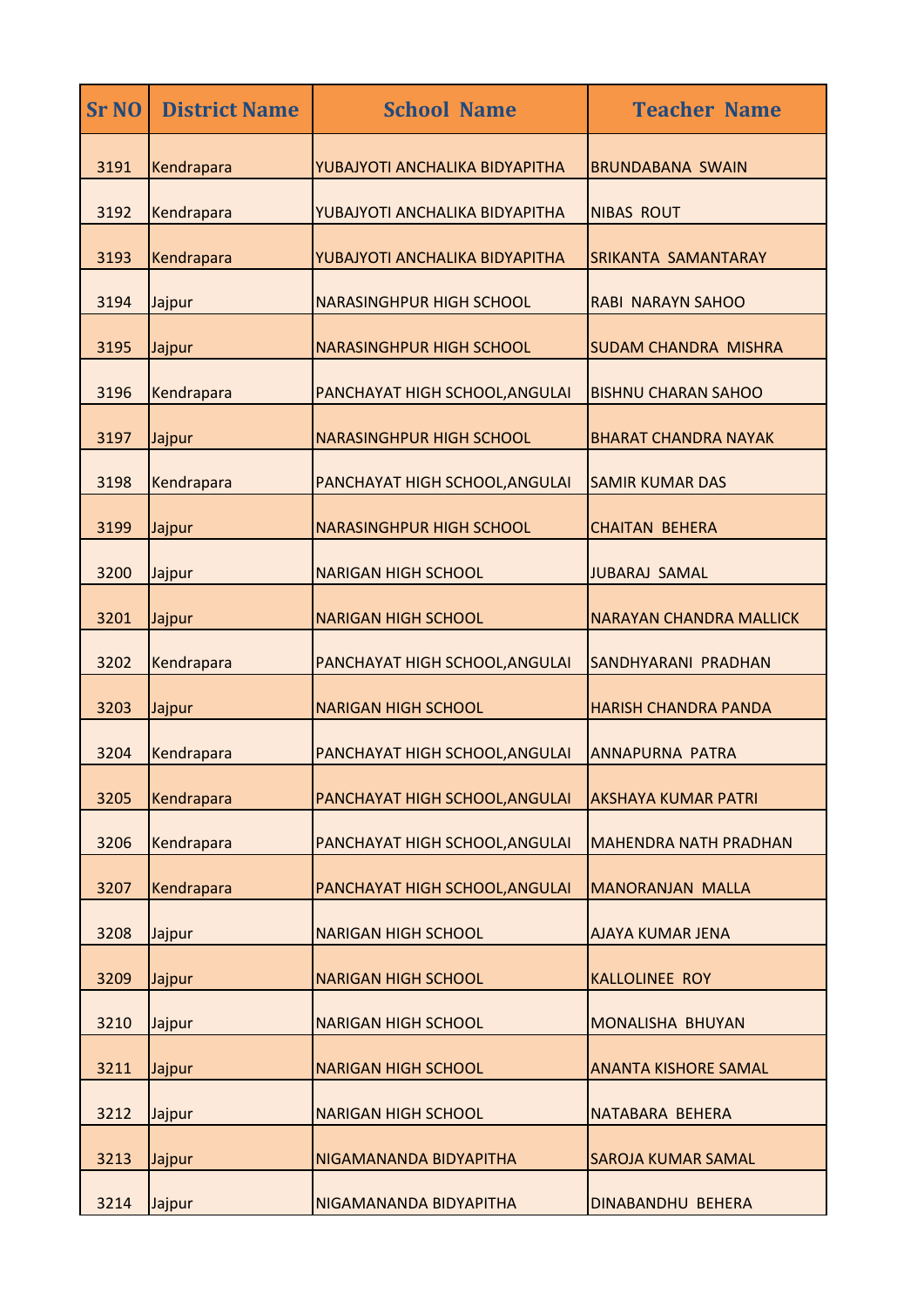| Sr NO | District Name | School Name | Teacher Name |
|---|---|---|---|
| 3191 | Kendrapara | YUBAJYOTI ANCHALIKA BIDYAPITHA | BRUNDABANA SWAIN |
| 3192 | Kendrapara | YUBAJYOTI ANCHALIKA BIDYAPITHA | NIBAS ROUT |
| 3193 | Kendrapara | YUBAJYOTI ANCHALIKA BIDYAPITHA | SRIKANTA SAMANTARAY |
| 3194 | Jajpur | NARASINGHPUR HIGH SCHOOL | RABI NARAYN SAHOO |
| 3195 | Jajpur | NARASINGHPUR HIGH SCHOOL | SUDAM CHANDRA MISHRA |
| 3196 | Kendrapara | PANCHAYAT HIGH SCHOOL,ANGULAI | BISHNU CHARAN SAHOO |
| 3197 | Jajpur | NARASINGHPUR HIGH SCHOOL | BHARAT CHANDRA NAYAK |
| 3198 | Kendrapara | PANCHAYAT HIGH SCHOOL,ANGULAI | SAMIR KUMAR DAS |
| 3199 | Jajpur | NARASINGHPUR HIGH SCHOOL | CHAITAN BEHERA |
| 3200 | Jajpur | NARIGAN HIGH SCHOOL | JUBARAJ SAMAL |
| 3201 | Jajpur | NARIGAN HIGH SCHOOL | NARAYAN CHANDRA MALLICK |
| 3202 | Kendrapara | PANCHAYAT HIGH SCHOOL,ANGULAI | SANDHYARANI PRADHAN |
| 3203 | Jajpur | NARIGAN HIGH SCHOOL | HARISH CHANDRA PANDA |
| 3204 | Kendrapara | PANCHAYAT HIGH SCHOOL,ANGULAI | ANNAPURNA PATRA |
| 3205 | Kendrapara | PANCHAYAT HIGH SCHOOL,ANGULAI | AKSHAYA KUMAR PATRI |
| 3206 | Kendrapara | PANCHAYAT HIGH SCHOOL,ANGULAI | MAHENDRA NATH PRADHAN |
| 3207 | Kendrapara | PANCHAYAT HIGH SCHOOL,ANGULAI | MANORANJAN MALLA |
| 3208 | Jajpur | NARIGAN HIGH SCHOOL | AJAYA KUMAR JENA |
| 3209 | Jajpur | NARIGAN HIGH SCHOOL | KALLOLINEE ROY |
| 3210 | Jajpur | NARIGAN HIGH SCHOOL | MONALISHA BHUYAN |
| 3211 | Jajpur | NARIGAN HIGH SCHOOL | ANANTA KISHORE SAMAL |
| 3212 | Jajpur | NARIGAN HIGH SCHOOL | NATABARA BEHERA |
| 3213 | Jajpur | NIGAMANANDA BIDYAPITHA | SAROJA KUMAR SAMAL |
| 3214 | Jajpur | NIGAMANANDA BIDYAPITHA | DINABANDHU BEHERA |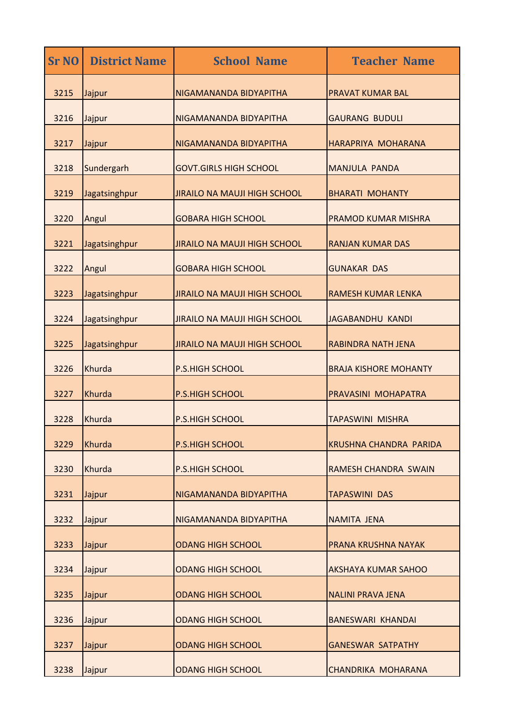| Sr NO | District Name | School Name | Teacher Name |
|---|---|---|---|
| 3215 | Jajpur | NIGAMANANDA BIDYAPITHA | PRAVAT KUMAR BAL |
| 3216 | Jajpur | NIGAMANANDA BIDYAPITHA | GAURANG  BUDULI |
| 3217 | Jajpur | NIGAMANANDA BIDYAPITHA | HARAPRIYA  MOHARANA |
| 3218 | Sundergarh | GOVT.GIRLS HIGH SCHOOL | MANJULA  PANDA |
| 3219 | Jagatsinghpur | JIRAILO NA MAUJI HIGH SCHOOL | BHARATI  MOHANTY |
| 3220 | Angul | GOBARA HIGH SCHOOL | PRAMOD KUMAR MISHRA |
| 3221 | Jagatsinghpur | JIRAILO NA MAUJI HIGH SCHOOL | RANJAN KUMAR DAS |
| 3222 | Angul | GOBARA HIGH SCHOOL | GUNAKAR  DAS |
| 3223 | Jagatsinghpur | JIRAILO NA MAUJI HIGH SCHOOL | RAMESH KUMAR LENKA |
| 3224 | Jagatsinghpur | JIRAILO NA MAUJI HIGH SCHOOL | JAGABANDHU  KANDI |
| 3225 | Jagatsinghpur | JIRAILO NA MAUJI HIGH SCHOOL | RABINDRA NATH JENA |
| 3226 | Khurda | P.S.HIGH SCHOOL | BRAJA KISHORE MOHANTY |
| 3227 | Khurda | P.S.HIGH SCHOOL | PRAVASINI  MOHAPATRA |
| 3228 | Khurda | P.S.HIGH SCHOOL | TAPASWINI  MISHRA |
| 3229 | Khurda | P.S.HIGH SCHOOL | KRUSHNA CHANDRA  PARIDA |
| 3230 | Khurda | P.S.HIGH SCHOOL | RAMESH CHANDRA  SWAIN |
| 3231 | Jajpur | NIGAMANANDA BIDYAPITHA | TAPASWINI  DAS |
| 3232 | Jajpur | NIGAMANANDA BIDYAPITHA | NAMITA  JENA |
| 3233 | Jajpur | ODANG HIGH SCHOOL | PRANA KRUSHNA NAYAK |
| 3234 | Jajpur | ODANG HIGH SCHOOL | AKSHAYA KUMAR SAHOO |
| 3235 | Jajpur | ODANG HIGH SCHOOL | NALINI PRAVA JENA |
| 3236 | Jajpur | ODANG HIGH SCHOOL | BANESWARI  KHANDAI |
| 3237 | Jajpur | ODANG HIGH SCHOOL | GANESWAR  SATPATHY |
| 3238 | Jajpur | ODANG HIGH SCHOOL | CHANDRIKA  MOHARANA |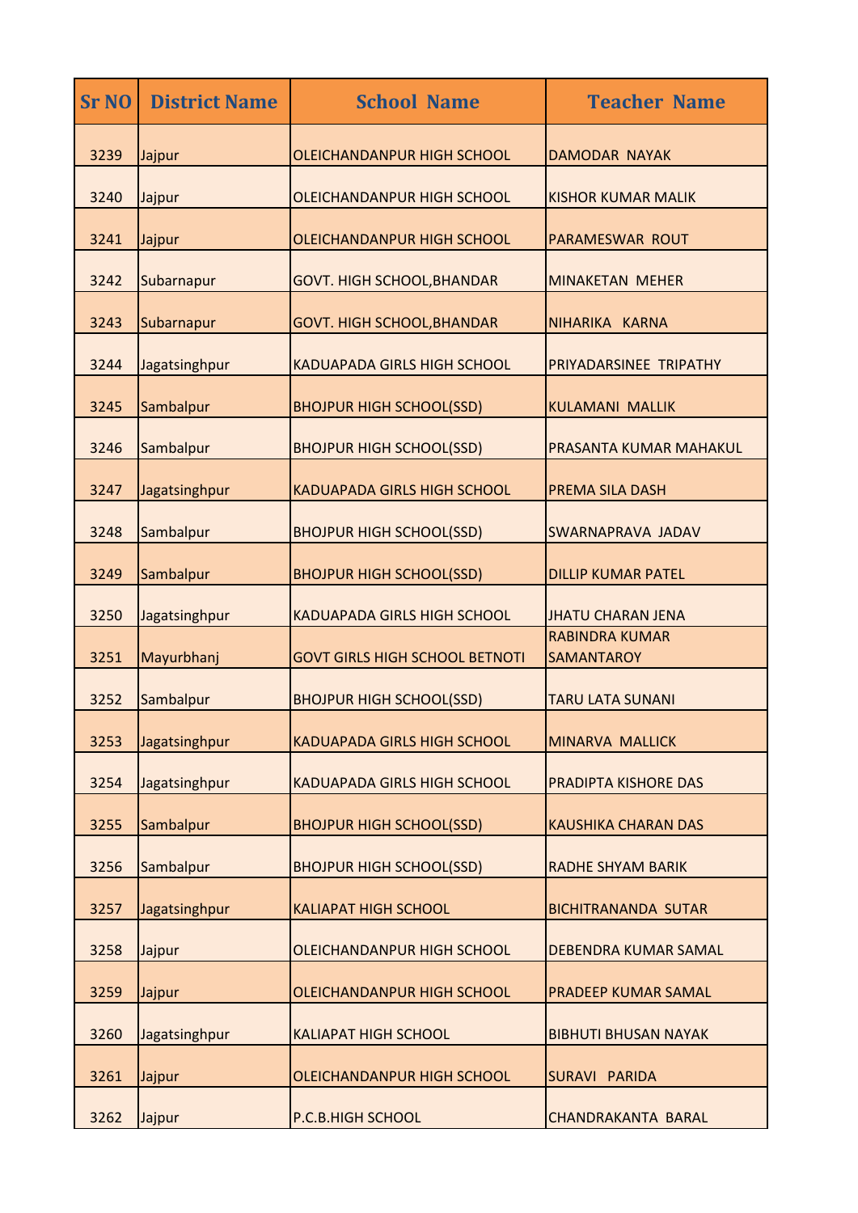| Sr NO | District Name | School Name | Teacher Name |
|---|---|---|---|
| 3239 | Jajpur | OLEICHANDANPUR HIGH SCHOOL | DAMODAR NAYAK |
| 3240 | Jajpur | OLEICHANDANPUR HIGH SCHOOL | KISHOR KUMAR MALIK |
| 3241 | Jajpur | OLEICHANDANPUR HIGH SCHOOL | PARAMESWAR ROUT |
| 3242 | Subarnapur | GOVT. HIGH SCHOOL,BHANDAR | MINAKETAN MEHER |
| 3243 | Subarnapur | GOVT. HIGH SCHOOL,BHANDAR | NIHARIKA KARNA |
| 3244 | Jagatsinghpur | KADUAPADA GIRLS HIGH SCHOOL | PRIYADARSINEE TRIPATHY |
| 3245 | Sambalpur | BHOJPUR HIGH SCHOOL(SSD) | KULAMANI MALLIK |
| 3246 | Sambalpur | BHOJPUR HIGH SCHOOL(SSD) | PRASANTA KUMAR MAHAKUL |
| 3247 | Jagatsinghpur | KADUAPADA GIRLS HIGH SCHOOL | PREMA SILA DASH |
| 3248 | Sambalpur | BHOJPUR HIGH SCHOOL(SSD) | SWARNAPRAVA JADAV |
| 3249 | Sambalpur | BHOJPUR HIGH SCHOOL(SSD) | DILLIP KUMAR PATEL |
| 3250 | Jagatsinghpur | KADUAPADA GIRLS HIGH SCHOOL | JHATU CHARAN JENA |
| 3251 | Mayurbhanj | GOVT GIRLS HIGH SCHOOL BETNOTI | RABINDRA KUMAR SAMANTAROY |
| 3252 | Sambalpur | BHOJPUR HIGH SCHOOL(SSD) | TARU LATA SUNANI |
| 3253 | Jagatsinghpur | KADUAPADA GIRLS HIGH SCHOOL | MINARVA MALLICK |
| 3254 | Jagatsinghpur | KADUAPADA GIRLS HIGH SCHOOL | PRADIPTA KISHORE DAS |
| 3255 | Sambalpur | BHOJPUR HIGH SCHOOL(SSD) | KAUSHIKA CHARAN DAS |
| 3256 | Sambalpur | BHOJPUR HIGH SCHOOL(SSD) | RADHE SHYAM BARIK |
| 3257 | Jagatsinghpur | KALIAPAT HIGH SCHOOL | BICHITRANANDA SUTAR |
| 3258 | Jajpur | OLEICHANDANPUR HIGH SCHOOL | DEBENDRA KUMAR SAMAL |
| 3259 | Jajpur | OLEICHANDANPUR HIGH SCHOOL | PRADEEP KUMAR SAMAL |
| 3260 | Jagatsinghpur | KALIAPAT HIGH SCHOOL | BIBHUTI BHUSAN NAYAK |
| 3261 | Jajpur | OLEICHANDANPUR HIGH SCHOOL | SURAVI PARIDA |
| 3262 | Jajpur | P.C.B.HIGH SCHOOL | CHANDRAKANTA BARAL |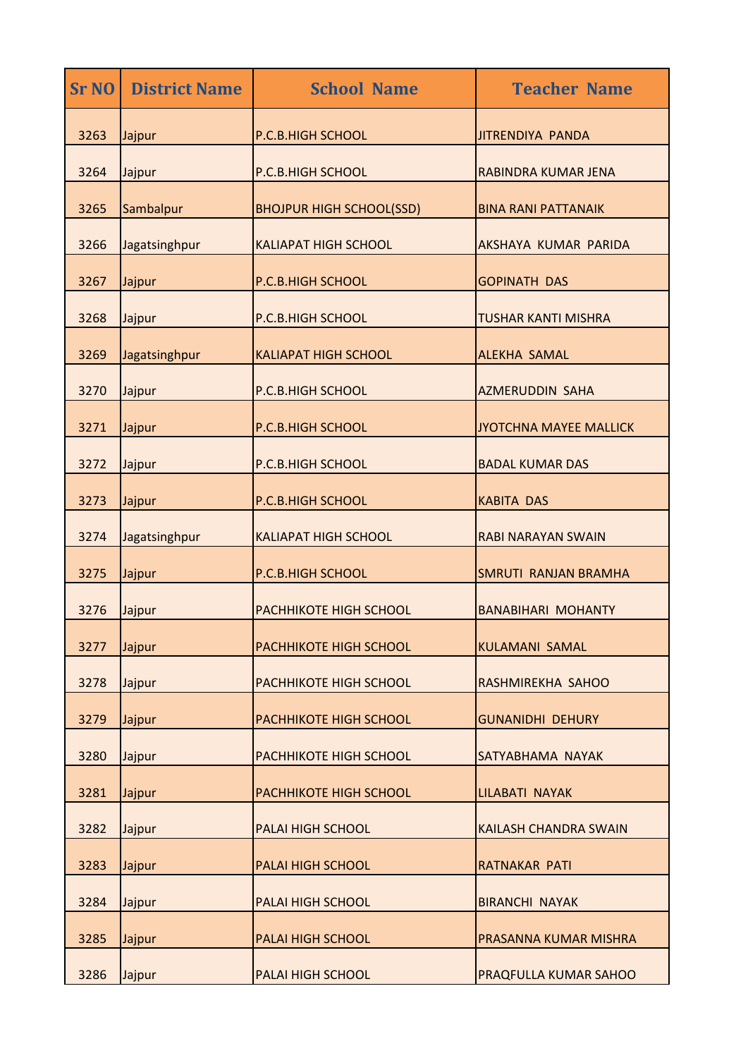| Sr NO | District Name | School Name | Teacher Name |
|---|---|---|---|
| 3263 | Jajpur | P.C.B.HIGH SCHOOL | JITRENDIYA PANDA |
| 3264 | Jajpur | P.C.B.HIGH SCHOOL | RABINDRA KUMAR JENA |
| 3265 | Sambalpur | BHOJPUR HIGH SCHOOL(SSD) | BINA RANI PATTANAIK |
| 3266 | Jagatsinghpur | KALIAPAT HIGH SCHOOL | AKSHAYA KUMAR PARIDA |
| 3267 | Jajpur | P.C.B.HIGH SCHOOL | GOPINATH DAS |
| 3268 | Jajpur | P.C.B.HIGH SCHOOL | TUSHAR KANTI MISHRA |
| 3269 | Jagatsinghpur | KALIAPAT HIGH SCHOOL | ALEKHA SAMAL |
| 3270 | Jajpur | P.C.B.HIGH SCHOOL | AZMERUDDIN SAHA |
| 3271 | Jajpur | P.C.B.HIGH SCHOOL | JYOTCHNA MAYEE MALLICK |
| 3272 | Jajpur | P.C.B.HIGH SCHOOL | BADAL KUMAR DAS |
| 3273 | Jajpur | P.C.B.HIGH SCHOOL | KABITA DAS |
| 3274 | Jagatsinghpur | KALIAPAT HIGH SCHOOL | RABI NARAYAN SWAIN |
| 3275 | Jajpur | P.C.B.HIGH SCHOOL | SMRUTI RANJAN BRAMHA |
| 3276 | Jajpur | PACHHIKOTE HIGH SCHOOL | BANABIHARI MOHANTY |
| 3277 | Jajpur | PACHHIKOTE HIGH SCHOOL | KULAMANI SAMAL |
| 3278 | Jajpur | PACHHIKOTE HIGH SCHOOL | RASHMIREKHA SAHOO |
| 3279 | Jajpur | PACHHIKOTE HIGH SCHOOL | GUNANIDHI DEHURY |
| 3280 | Jajpur | PACHHIKOTE HIGH SCHOOL | SATYABHAMA NAYAK |
| 3281 | Jajpur | PACHHIKOTE HIGH SCHOOL | LILABATI NAYAK |
| 3282 | Jajpur | PALAI HIGH SCHOOL | KAILASH CHANDRA SWAIN |
| 3283 | Jajpur | PALAI HIGH SCHOOL | RATNAKAR PATI |
| 3284 | Jajpur | PALAI HIGH SCHOOL | BIRANCHI NAYAK |
| 3285 | Jajpur | PALAI HIGH SCHOOL | PRASANNA KUMAR MISHRA |
| 3286 | Jajpur | PALAI HIGH SCHOOL | PRAQFULLA KUMAR SAHOO |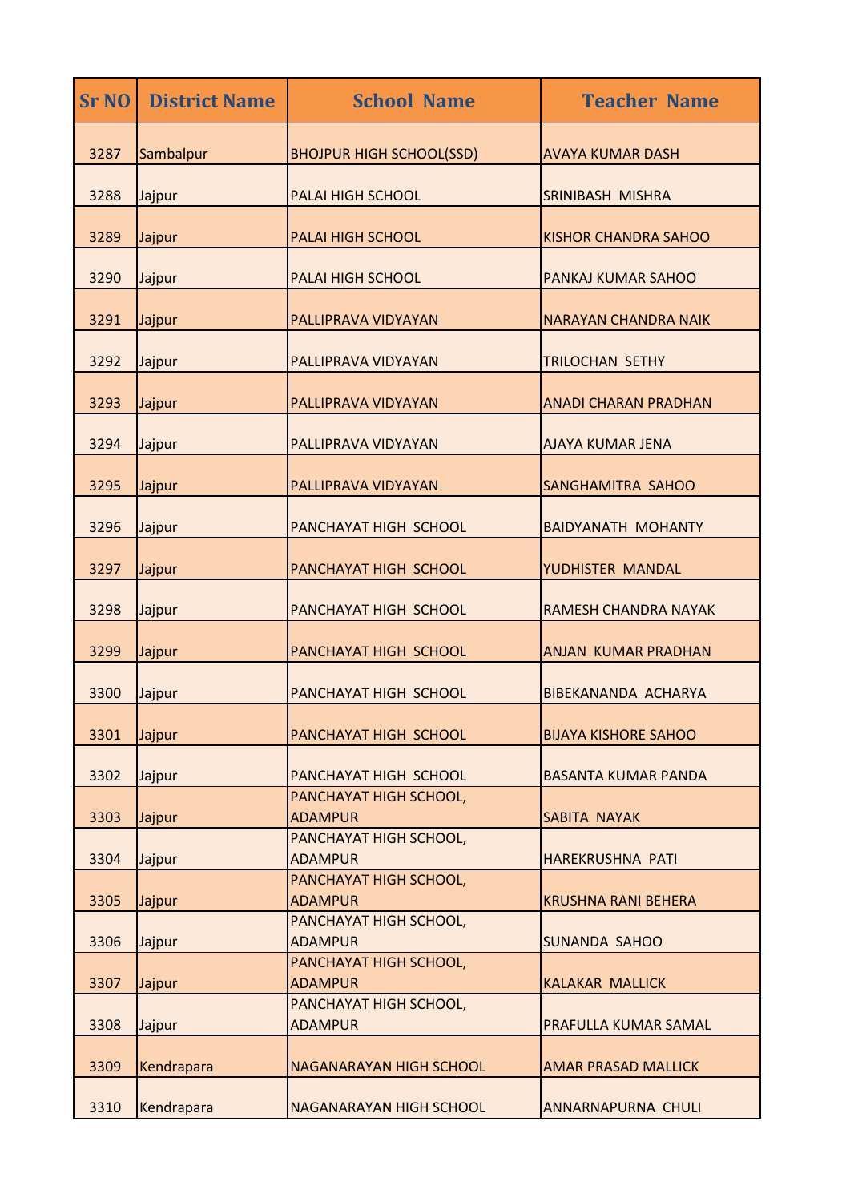| Sr NO | District Name | School  Name | Teacher  Name |
|---|---|---|---|
| 3287 | Sambalpur | BHOJPUR HIGH SCHOOL(SSD) | AVAYA KUMAR DASH |
| 3288 | Jajpur | PALAI HIGH SCHOOL | SRINIBASH  MISHRA |
| 3289 | Jajpur | PALAI HIGH SCHOOL | KISHOR CHANDRA SAHOO |
| 3290 | Jajpur | PALAI HIGH SCHOOL | PANKAJ KUMAR SAHOO |
| 3291 | Jajpur | PALLIPRAVA VIDYAYAN | NARAYAN CHANDRA NAIK |
| 3292 | Jajpur | PALLIPRAVA VIDYAYAN | TRILOCHAN  SETHY |
| 3293 | Jajpur | PALLIPRAVA VIDYAYAN | ANADI CHARAN PRADHAN |
| 3294 | Jajpur | PALLIPRAVA VIDYAYAN | AJAYA KUMAR JENA |
| 3295 | Jajpur | PALLIPRAVA VIDYAYAN | SANGHAMITRA  SAHOO |
| 3296 | Jajpur | PANCHAYAT HIGH  SCHOOL | BAIDYANATH  MOHANTY |
| 3297 | Jajpur | PANCHAYAT HIGH  SCHOOL | YUDHISTER  MANDAL |
| 3298 | Jajpur | PANCHAYAT HIGH  SCHOOL | RAMESH CHANDRA NAYAK |
| 3299 | Jajpur | PANCHAYAT HIGH  SCHOOL | ANJAN  KUMAR PRADHAN |
| 3300 | Jajpur | PANCHAYAT HIGH  SCHOOL | BIBEKANANDA  ACHARYA |
| 3301 | Jajpur | PANCHAYAT HIGH  SCHOOL | BIJAYA KISHORE SAHOO |
| 3302 | Jajpur | PANCHAYAT HIGH  SCHOOL | BASANTA KUMAR PANDA |
| 3303 | Jajpur | PANCHAYAT HIGH SCHOOL, ADAMPUR | SABITA  NAYAK |
| 3304 | Jajpur | PANCHAYAT HIGH SCHOOL, ADAMPUR | HAREKRUSHNA  PATI |
| 3305 | Jajpur | PANCHAYAT HIGH SCHOOL, ADAMPUR | KRUSHNA RANI BEHERA |
| 3306 | Jajpur | PANCHAYAT HIGH SCHOOL, ADAMPUR | SUNANDA  SAHOO |
| 3307 | Jajpur | PANCHAYAT HIGH SCHOOL, ADAMPUR | KALAKAR  MALLICK |
| 3308 | Jajpur | PANCHAYAT HIGH SCHOOL, ADAMPUR | PRAFULLA KUMAR SAMAL |
| 3309 | Kendrapara | NAGANARAYAN HIGH SCHOOL | AMAR PRASAD MALLICK |
| 3310 | Kendrapara | NAGANARAYAN HIGH SCHOOL | ANNARNAPURNA  CHULI |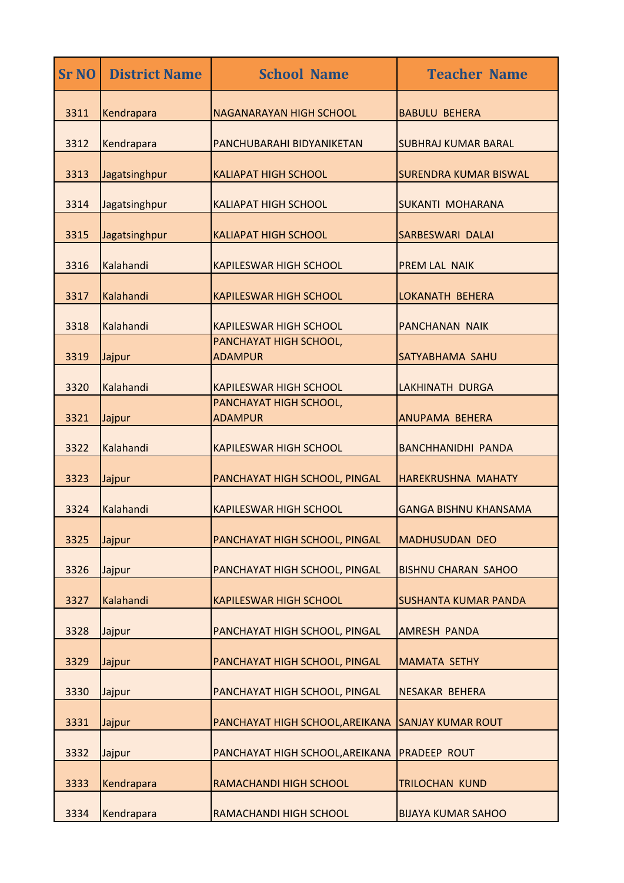| Sr NO | District Name | School Name | Teacher Name |
|---|---|---|---|
| 3311 | Kendrapara | NAGANARAYAN HIGH SCHOOL | BABULU BEHERA |
| 3312 | Kendrapara | PANCHUBARAHI BIDYANIKETAN | SUBHRAJ KUMAR BARAL |
| 3313 | Jagatsinghpur | KALIAPAT HIGH SCHOOL | SURENDRA KUMAR BISWAL |
| 3314 | Jagatsinghpur | KALIAPAT HIGH SCHOOL | SUKANTI MOHARANA |
| 3315 | Jagatsinghpur | KALIAPAT HIGH SCHOOL | SARBESWARI DALAI |
| 3316 | Kalahandi | KAPILESWAR HIGH SCHOOL | PREM LAL NAIK |
| 3317 | Kalahandi | KAPILESWAR HIGH SCHOOL | LOKANATH BEHERA |
| 3318 | Kalahandi | KAPILESWAR HIGH SCHOOL | PANCHANAN NAIK |
| 3319 | Jajpur | PANCHAYAT HIGH SCHOOL, ADAMPUR | SATYABHAMA SAHU |
| 3320 | Kalahandi | KAPILESWAR HIGH SCHOOL | LAKHINATH DURGA |
| 3321 | Jajpur | PANCHAYAT HIGH SCHOOL, ADAMPUR | ANUPAMA BEHERA |
| 3322 | Kalahandi | KAPILESWAR HIGH SCHOOL | BANCHHANIDHI PANDA |
| 3323 | Jajpur | PANCHAYAT HIGH SCHOOL, PINGAL | HAREKRUSHNA MAHATY |
| 3324 | Kalahandi | KAPILESWAR HIGH SCHOOL | GANGA BISHNU KHANSAMA |
| 3325 | Jajpur | PANCHAYAT HIGH SCHOOL, PINGAL | MADHUSUDAN DEO |
| 3326 | Jajpur | PANCHAYAT HIGH SCHOOL, PINGAL | BISHNU CHARAN SAHOO |
| 3327 | Kalahandi | KAPILESWAR HIGH SCHOOL | SUSHANTA KUMAR PANDA |
| 3328 | Jajpur | PANCHAYAT HIGH SCHOOL, PINGAL | AMRESH PANDA |
| 3329 | Jajpur | PANCHAYAT HIGH SCHOOL, PINGAL | MAMATA SETHY |
| 3330 | Jajpur | PANCHAYAT HIGH SCHOOL, PINGAL | NESAKAR BEHERA |
| 3331 | Jajpur | PANCHAYAT HIGH SCHOOL,AREIKANA | SANJAY KUMAR ROUT |
| 3332 | Jajpur | PANCHAYAT HIGH SCHOOL,AREIKANA | PRADEEP ROUT |
| 3333 | Kendrapara | RAMACHANDI HIGH SCHOOL | TRILOCHAN KUND |
| 3334 | Kendrapara | RAMACHANDI HIGH SCHOOL | BIJAYA KUMAR SAHOO |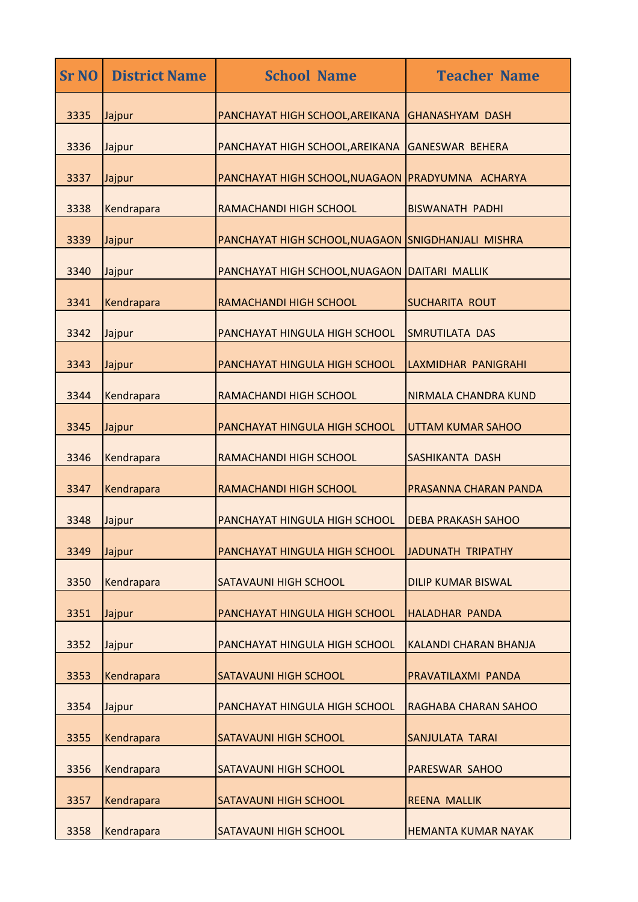| Sr NO | District Name | School Name | Teacher Name |
|---|---|---|---|
| 3335 | Jajpur | PANCHAYAT HIGH SCHOOL,AREIKANA | GHANASHYAM DASH |
| 3336 | Jajpur | PANCHAYAT HIGH SCHOOL,AREIKANA | GANESWAR BEHERA |
| 3337 | Jajpur | PANCHAYAT HIGH SCHOOL,NUAGAON | PRADYUMNA ACHARYA |
| 3338 | Kendrapara | RAMACHANDI HIGH SCHOOL | BISWANATH PADHI |
| 3339 | Jajpur | PANCHAYAT HIGH SCHOOL,NUAGAON | SNIGDHANJALI MISHRA |
| 3340 | Jajpur | PANCHAYAT HIGH SCHOOL,NUAGAON | DAITARI MALLIK |
| 3341 | Kendrapara | RAMACHANDI HIGH SCHOOL | SUCHARITA ROUT |
| 3342 | Jajpur | PANCHAYAT HINGULA HIGH SCHOOL | SMRUTILATA DAS |
| 3343 | Jajpur | PANCHAYAT HINGULA HIGH SCHOOL | LAXMIDHAR PANIGRAHI |
| 3344 | Kendrapara | RAMACHANDI HIGH SCHOOL | NIRMALA CHANDRA KUND |
| 3345 | Jajpur | PANCHAYAT HINGULA HIGH SCHOOL | UTTAM KUMAR SAHOO |
| 3346 | Kendrapara | RAMACHANDI HIGH SCHOOL | SASHIKANTA DASH |
| 3347 | Kendrapara | RAMACHANDI HIGH SCHOOL | PRASANNA CHARAN PANDA |
| 3348 | Jajpur | PANCHAYAT HINGULA HIGH SCHOOL | DEBA PRAKASH SAHOO |
| 3349 | Jajpur | PANCHAYAT HINGULA HIGH SCHOOL | JADUNATH TRIPATHY |
| 3350 | Kendrapara | SATAVAUNI HIGH SCHOOL | DILIP KUMAR BISWAL |
| 3351 | Jajpur | PANCHAYAT HINGULA HIGH SCHOOL | HALADHAR PANDA |
| 3352 | Jajpur | PANCHAYAT HINGULA HIGH SCHOOL | KALANDI CHARAN BHANJA |
| 3353 | Kendrapara | SATAVAUNI HIGH SCHOOL | PRAVATILAXMI PANDA |
| 3354 | Jajpur | PANCHAYAT HINGULA HIGH SCHOOL | RAGHABA CHARAN SAHOO |
| 3355 | Kendrapara | SATAVAUNI HIGH SCHOOL | SANJULATA TARAI |
| 3356 | Kendrapara | SATAVAUNI HIGH SCHOOL | PARESWAR SAHOO |
| 3357 | Kendrapara | SATAVAUNI HIGH SCHOOL | REENA MALLIK |
| 3358 | Kendrapara | SATAVAUNI HIGH SCHOOL | HEMANTA KUMAR NAYAK |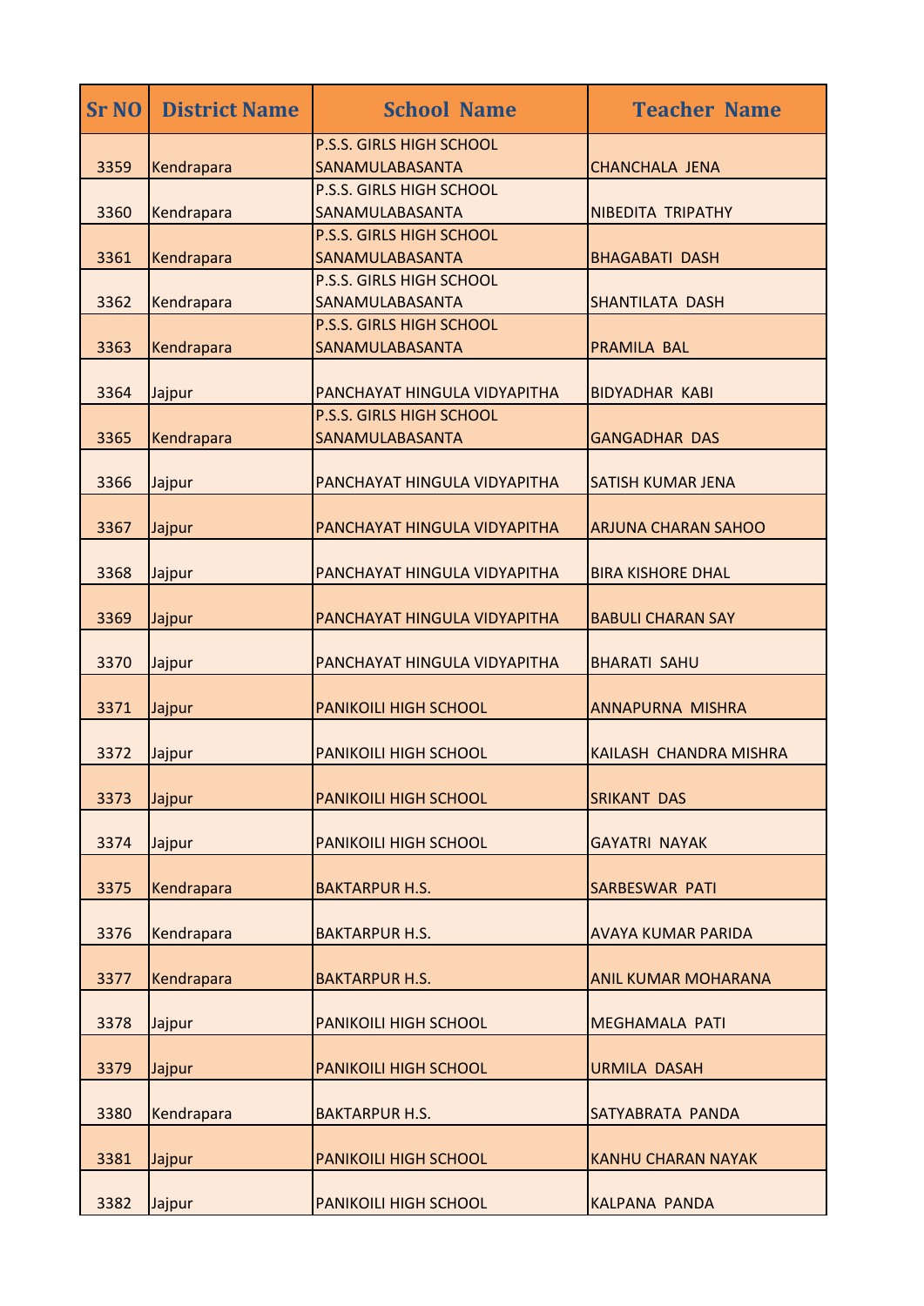| Sr NO | District Name | School Name | Teacher Name |
|---|---|---|---|
| 3359 | Kendrapara | P.S.S. GIRLS HIGH SCHOOL SANAMULABASANTA | CHANCHALA JENA |
| 3360 | Kendrapara | P.S.S. GIRLS HIGH SCHOOL SANAMULABASANTA | NIBEDITA TRIPATHY |
| 3361 | Kendrapara | P.S.S. GIRLS HIGH SCHOOL SANAMULABASANTA | BHAGABATI DASH |
| 3362 | Kendrapara | P.S.S. GIRLS HIGH SCHOOL SANAMULABASANTA | SHANTILATA DASH |
| 3363 | Kendrapara | P.S.S. GIRLS HIGH SCHOOL SANAMULABASANTA | PRAMILA BAL |
| 3364 | Jajpur | PANCHAYAT HINGULA VIDYAPITHA | BIDYADHAR KABI |
| 3365 | Kendrapara | P.S.S. GIRLS HIGH SCHOOL SANAMULABASANTA | GANGADHAR DAS |
| 3366 | Jajpur | PANCHAYAT HINGULA VIDYAPITHA | SATISH KUMAR JENA |
| 3367 | Jajpur | PANCHAYAT HINGULA VIDYAPITHA | ARJUNA CHARAN SAHOO |
| 3368 | Jajpur | PANCHAYAT HINGULA VIDYAPITHA | BIRA KISHORE DHAL |
| 3369 | Jajpur | PANCHAYAT HINGULA VIDYAPITHA | BABULI CHARAN SAY |
| 3370 | Jajpur | PANCHAYAT HINGULA VIDYAPITHA | BHARATI SAHU |
| 3371 | Jajpur | PANIKOILI HIGH SCHOOL | ANNAPURNA MISHRA |
| 3372 | Jajpur | PANIKOILI HIGH SCHOOL | KAILASH CHANDRA MISHRA |
| 3373 | Jajpur | PANIKOILI HIGH SCHOOL | SRIKANT DAS |
| 3374 | Jajpur | PANIKOILI HIGH SCHOOL | GAYATRI NAYAK |
| 3375 | Kendrapara | BAKTARPUR H.S. | SARBESWAR PATI |
| 3376 | Kendrapara | BAKTARPUR H.S. | AVAYA KUMAR PARIDA |
| 3377 | Kendrapara | BAKTARPUR H.S. | ANIL KUMAR MOHARANA |
| 3378 | Jajpur | PANIKOILI HIGH SCHOOL | MEGHAMALA PATI |
| 3379 | Jajpur | PANIKOILI HIGH SCHOOL | URMILA DASAH |
| 3380 | Kendrapara | BAKTARPUR H.S. | SATYABRATA PANDA |
| 3381 | Jajpur | PANIKOILI HIGH SCHOOL | KANHU CHARAN NAYAK |
| 3382 | Jajpur | PANIKOILI HIGH SCHOOL | KALPANA PANDA |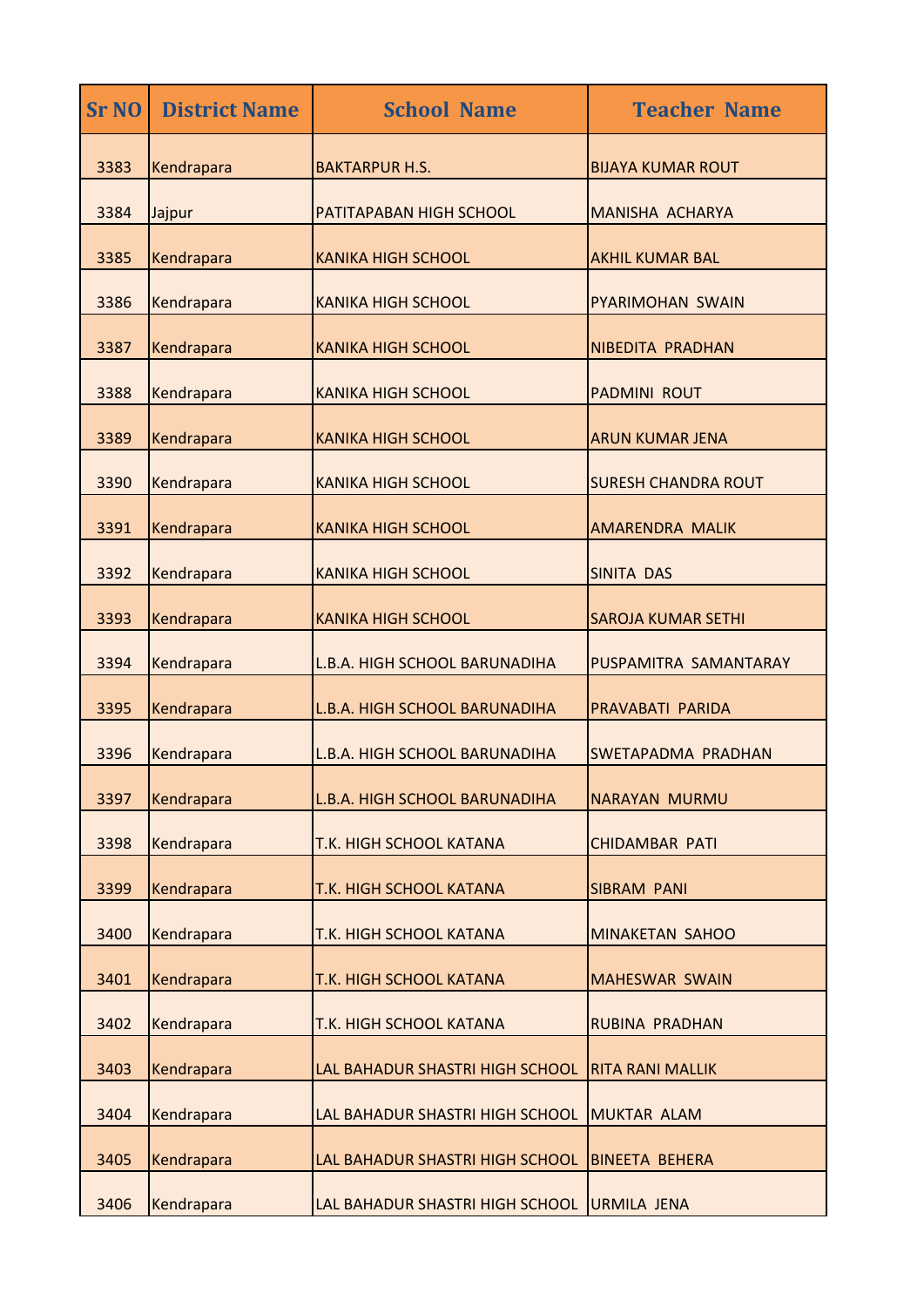| Sr NO | District Name | School Name | Teacher Name |
|---|---|---|---|
| 3383 | Kendrapara | BAKTARPUR H.S. | BIJAYA KUMAR ROUT |
| 3384 | Jajpur | PATITAPABAN HIGH SCHOOL | MANISHA ACHARYA |
| 3385 | Kendrapara | KANIKA HIGH SCHOOL | AKHIL KUMAR BAL |
| 3386 | Kendrapara | KANIKA HIGH SCHOOL | PYARIMOHAN SWAIN |
| 3387 | Kendrapara | KANIKA HIGH SCHOOL | NIBEDITA PRADHAN |
| 3388 | Kendrapara | KANIKA HIGH SCHOOL | PADMINI ROUT |
| 3389 | Kendrapara | KANIKA HIGH SCHOOL | ARUN KUMAR JENA |
| 3390 | Kendrapara | KANIKA HIGH SCHOOL | SURESH CHANDRA ROUT |
| 3391 | Kendrapara | KANIKA HIGH SCHOOL | AMARENDRA MALIK |
| 3392 | Kendrapara | KANIKA HIGH SCHOOL | SINITA DAS |
| 3393 | Kendrapara | KANIKA HIGH SCHOOL | SAROJA KUMAR SETHI |
| 3394 | Kendrapara | L.B.A. HIGH SCHOOL BARUNADIHA | PUSPAMITRA SAMANTARAY |
| 3395 | Kendrapara | L.B.A. HIGH SCHOOL BARUNADIHA | PRAVABATI PARIDA |
| 3396 | Kendrapara | L.B.A. HIGH SCHOOL BARUNADIHA | SWETAPADMA PRADHAN |
| 3397 | Kendrapara | L.B.A. HIGH SCHOOL BARUNADIHA | NARAYAN MURMU |
| 3398 | Kendrapara | T.K. HIGH SCHOOL KATANA | CHIDAMBAR PATI |
| 3399 | Kendrapara | T.K. HIGH SCHOOL KATANA | SIBRAM PANI |
| 3400 | Kendrapara | T.K. HIGH SCHOOL KATANA | MINAKETAN SAHOO |
| 3401 | Kendrapara | T.K. HIGH SCHOOL KATANA | MAHESWAR SWAIN |
| 3402 | Kendrapara | T.K. HIGH SCHOOL KATANA | RUBINA PRADHAN |
| 3403 | Kendrapara | LAL BAHADUR SHASTRI HIGH SCHOOL | RITA RANI MALLIK |
| 3404 | Kendrapara | LAL BAHADUR SHASTRI HIGH SCHOOL | MUKTAR ALAM |
| 3405 | Kendrapara | LAL BAHADUR SHASTRI HIGH SCHOOL | BINEETA BEHERA |
| 3406 | Kendrapara | LAL BAHADUR SHASTRI HIGH SCHOOL | URMILA JENA |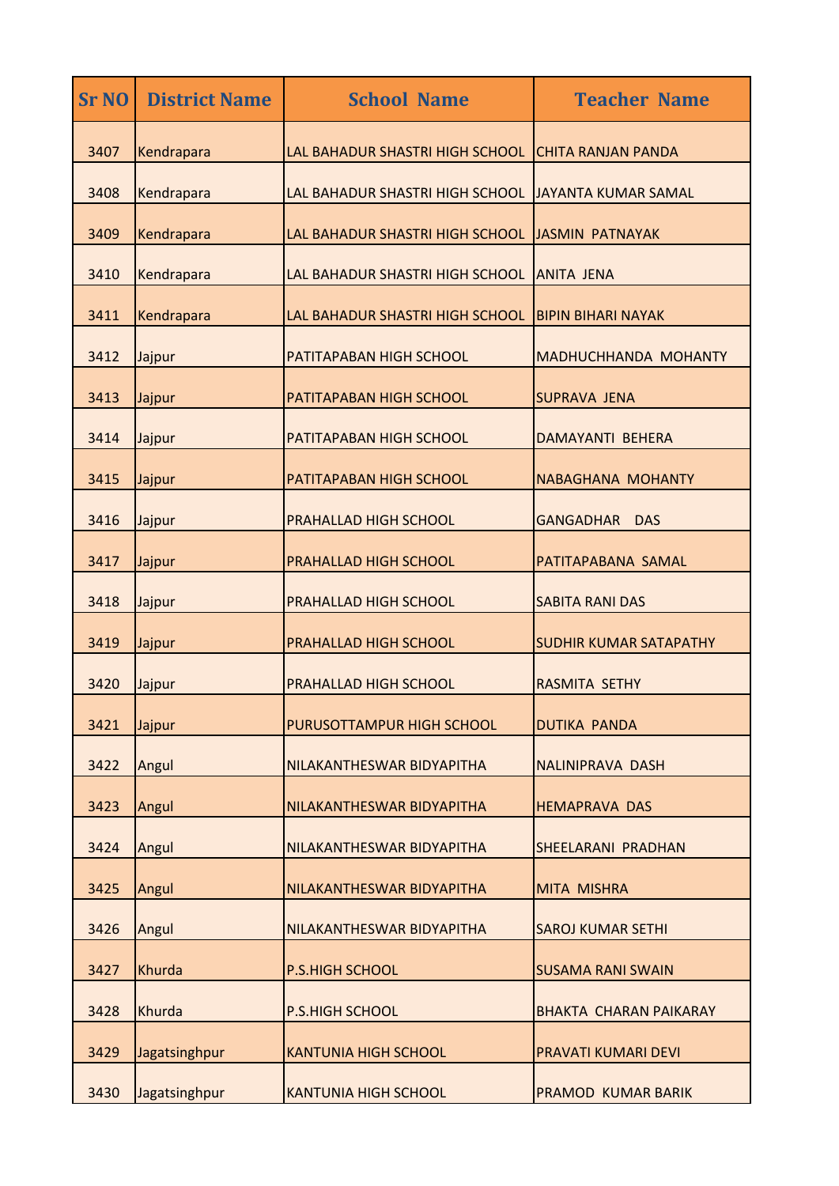| Sr NO | District Name | School Name | Teacher Name |
|---|---|---|---|
| 3407 | Kendrapara | LAL BAHADUR SHASTRI HIGH SCHOOL | CHITA RANJAN PANDA |
| 3408 | Kendrapara | LAL BAHADUR SHASTRI HIGH SCHOOL | JAYANTA KUMAR SAMAL |
| 3409 | Kendrapara | LAL BAHADUR SHASTRI HIGH SCHOOL | JASMIN PATNAYAK |
| 3410 | Kendrapara | LAL BAHADUR SHASTRI HIGH SCHOOL | ANITA JENA |
| 3411 | Kendrapara | LAL BAHADUR SHASTRI HIGH SCHOOL | BIPIN BIHARI NAYAK |
| 3412 | Jajpur | PATITAPABAN HIGH SCHOOL | MADHUCHHANDA MOHANTY |
| 3413 | Jajpur | PATITAPABAN HIGH SCHOOL | SUPRAVA JENA |
| 3414 | Jajpur | PATITAPABAN HIGH SCHOOL | DAMAYANTI BEHERA |
| 3415 | Jajpur | PATITAPABAN HIGH SCHOOL | NABAGHANA MOHANTY |
| 3416 | Jajpur | PRAHALLAD HIGH SCHOOL | GANGADHAR DAS |
| 3417 | Jajpur | PRAHALLAD HIGH SCHOOL | PATITAPABANA SAMAL |
| 3418 | Jajpur | PRAHALLAD HIGH SCHOOL | SABITA RANI DAS |
| 3419 | Jajpur | PRAHALLAD HIGH SCHOOL | SUDHIR KUMAR SATAPATHY |
| 3420 | Jajpur | PRAHALLAD HIGH SCHOOL | RASMITA SETHY |
| 3421 | Jajpur | PURUSOTTAMPUR HIGH SCHOOL | DUTIKA PANDA |
| 3422 | Angul | NILAKANTHESWAR BIDYAPITHA | NALINIPRAVA DASH |
| 3423 | Angul | NILAKANTHESWAR BIDYAPITHA | HEMAPRAVA DAS |
| 3424 | Angul | NILAKANTHESWAR BIDYAPITHA | SHEELARANI PRADHAN |
| 3425 | Angul | NILAKANTHESWAR BIDYAPITHA | MITA MISHRA |
| 3426 | Angul | NILAKANTHESWAR BIDYAPITHA | SAROJ KUMAR SETHI |
| 3427 | Khurda | P.S.HIGH SCHOOL | SUSAMA RANI SWAIN |
| 3428 | Khurda | P.S.HIGH SCHOOL | BHAKTA CHARAN PAIKARAY |
| 3429 | Jagatsinghpur | KANTUNIA HIGH SCHOOL | PRAVATI KUMARI DEVI |
| 3430 | Jagatsinghpur | KANTUNIA HIGH SCHOOL | PRAMOD KUMAR BARIK |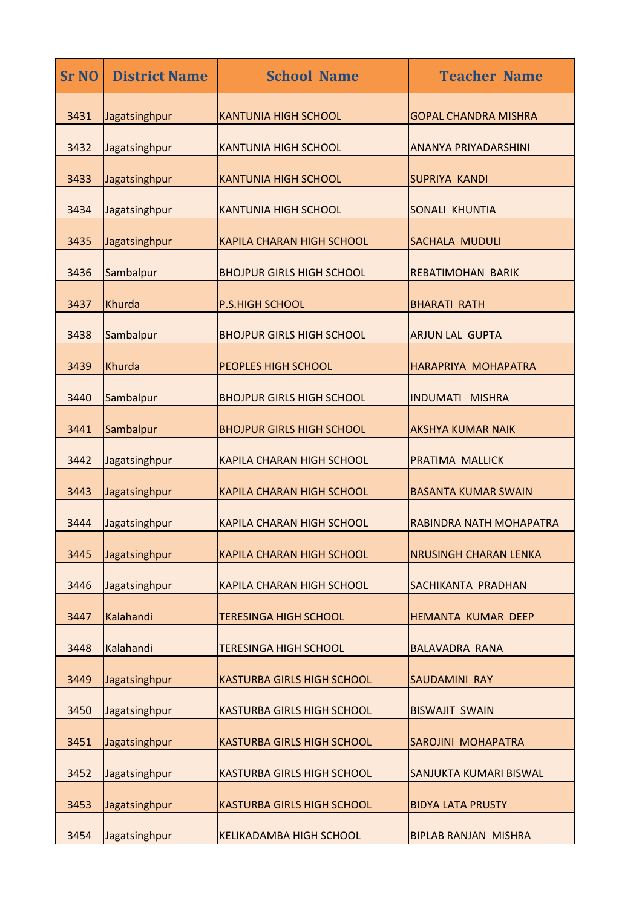| Sr NO | District Name | School Name | Teacher Name |
|---|---|---|---|
| 3431 | Jagatsinghpur | KANTUNIA HIGH SCHOOL | GOPAL CHANDRA MISHRA |
| 3432 | Jagatsinghpur | KANTUNIA HIGH SCHOOL | ANANYA PRIYADARSHINI |
| 3433 | Jagatsinghpur | KANTUNIA HIGH SCHOOL | SUPRIYA KANDI |
| 3434 | Jagatsinghpur | KANTUNIA HIGH SCHOOL | SONALI KHUNTIA |
| 3435 | Jagatsinghpur | KAPILA CHARAN HIGH SCHOOL | SACHALA MUDULI |
| 3436 | Sambalpur | BHOJPUR GIRLS HIGH SCHOOL | REBATIMOHAN BARIK |
| 3437 | Khurda | P.S.HIGH SCHOOL | BHARATI RATH |
| 3438 | Sambalpur | BHOJPUR GIRLS HIGH SCHOOL | ARJUN LAL GUPTA |
| 3439 | Khurda | PEOPLES HIGH SCHOOL | HARAPRIYA MOHAPATRA |
| 3440 | Sambalpur | BHOJPUR GIRLS HIGH SCHOOL | INDUMATI MISHRA |
| 3441 | Sambalpur | BHOJPUR GIRLS HIGH SCHOOL | AKSHYA KUMAR NAIK |
| 3442 | Jagatsinghpur | KAPILA CHARAN HIGH SCHOOL | PRATIMA MALLICK |
| 3443 | Jagatsinghpur | KAPILA CHARAN HIGH SCHOOL | BASANTA KUMAR SWAIN |
| 3444 | Jagatsinghpur | KAPILA CHARAN HIGH SCHOOL | RABINDRA NATH MOHAPATRA |
| 3445 | Jagatsinghpur | KAPILA CHARAN HIGH SCHOOL | NRUSINGH CHARAN LENKA |
| 3446 | Jagatsinghpur | KAPILA CHARAN HIGH SCHOOL | SACHIKANTA PRADHAN |
| 3447 | Kalahandi | TERESINGA HIGH SCHOOL | HEMANTA KUMAR DEEP |
| 3448 | Kalahandi | TERESINGA HIGH SCHOOL | BALAVADRA RANA |
| 3449 | Jagatsinghpur | KASTURBA GIRLS HIGH SCHOOL | SAUDAMINI RAY |
| 3450 | Jagatsinghpur | KASTURBA GIRLS HIGH SCHOOL | BISWAJIT SWAIN |
| 3451 | Jagatsinghpur | KASTURBA GIRLS HIGH SCHOOL | SAROJINI MOHAPATRA |
| 3452 | Jagatsinghpur | KASTURBA GIRLS HIGH SCHOOL | SANJUKTA KUMARI BISWAL |
| 3453 | Jagatsinghpur | KASTURBA GIRLS HIGH SCHOOL | BIDYA LATA PRUSTY |
| 3454 | Jagatsinghpur | KELIKADAMBA HIGH SCHOOL | BIPLAB RANJAN MISHRA |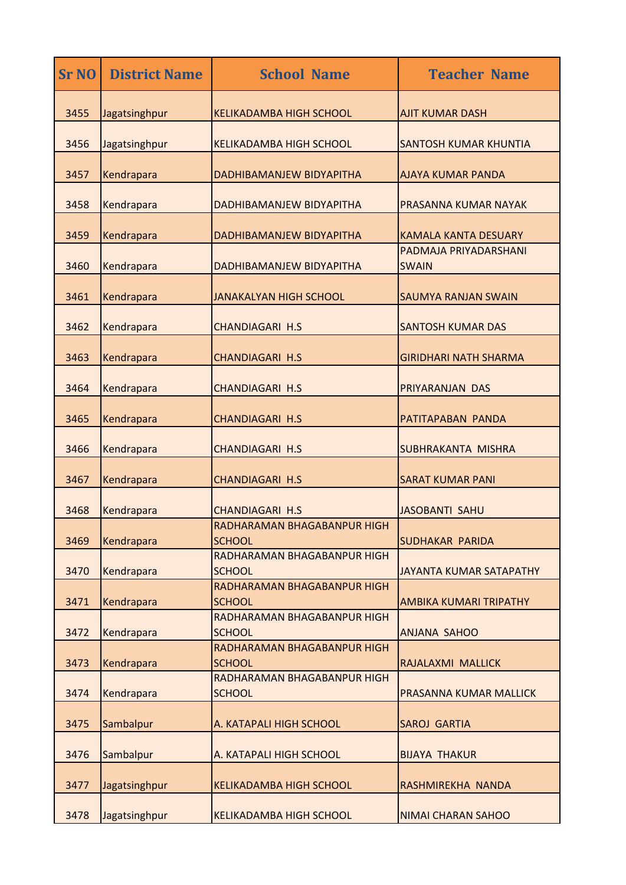| Sr NO | District Name | School Name | Teacher Name |
|---|---|---|---|
| 3455 | Jagatsinghpur | KELIKADAMBA HIGH SCHOOL | AJIT KUMAR DASH |
| 3456 | Jagatsinghpur | KELIKADAMBA HIGH SCHOOL | SANTOSH KUMAR KHUNTIA |
| 3457 | Kendrapara | DADHIBAMANJEW BIDYAPITHA | AJAYA KUMAR PANDA |
| 3458 | Kendrapara | DADHIBAMANJEW BIDYAPITHA | PRASANNA KUMAR NAYAK |
| 3459 | Kendrapara | DADHIBAMANJEW BIDYAPITHA | KAMALA KANTA DESUARY |
| 3460 | Kendrapara | DADHIBAMANJEW BIDYAPITHA | PADMAJA PRIYADARSHANI SWAIN |
| 3461 | Kendrapara | JANAKALYAN HIGH SCHOOL | SAUMYA RANJAN SWAIN |
| 3462 | Kendrapara | CHANDIAGARI H.S | SANTOSH KUMAR DAS |
| 3463 | Kendrapara | CHANDIAGARI H.S | GIRIDHARI NATH SHARMA |
| 3464 | Kendrapara | CHANDIAGARI H.S | PRIYARANJAN DAS |
| 3465 | Kendrapara | CHANDIAGARI H.S | PATITAPABAN PANDA |
| 3466 | Kendrapara | CHANDIAGARI H.S | SUBHRAKANTA MISHRA |
| 3467 | Kendrapara | CHANDIAGARI H.S | SARAT KUMAR PANI |
| 3468 | Kendrapara | CHANDIAGARI H.S | JASOBANTI SAHU |
| 3469 | Kendrapara | RADHARAMAN BHAGABANPUR HIGH SCHOOL | SUDHAKAR PARIDA |
| 3470 | Kendrapara | RADHARAMAN BHAGABANPUR HIGH SCHOOL | JAYANTA KUMAR SATAPATHY |
| 3471 | Kendrapara | RADHARAMAN BHAGABANPUR HIGH SCHOOL | AMBIKA KUMARI TRIPATHY |
| 3472 | Kendrapara | RADHARAMAN BHAGABANPUR HIGH SCHOOL | ANJANA SAHOO |
| 3473 | Kendrapara | RADHARAMAN BHAGABANPUR HIGH SCHOOL | RAJALAXMI MALLICK |
| 3474 | Kendrapara | RADHARAMAN BHAGABANPUR HIGH SCHOOL | PRASANNA KUMAR MALLICK |
| 3475 | Sambalpur | A. KATAPALI HIGH SCHOOL | SAROJ GARTIA |
| 3476 | Sambalpur | A. KATAPALI HIGH SCHOOL | BIJAYA THAKUR |
| 3477 | Jagatsinghpur | KELIKADAMBA HIGH SCHOOL | RASHMIREKHA NANDA |
| 3478 | Jagatsinghpur | KELIKADAMBA HIGH SCHOOL | NIMAI CHARAN SAHOO |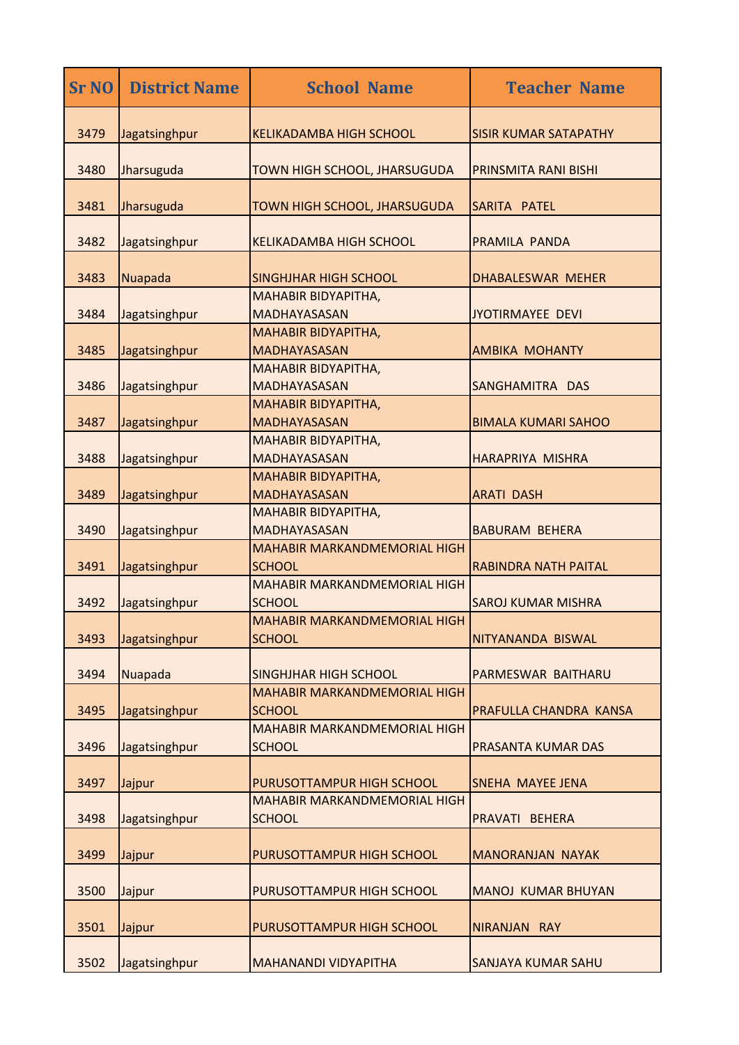| Sr NO | District Name | School Name | Teacher Name |
|---|---|---|---|
| 3479 | Jagatsinghpur | KELIKADAMBA HIGH SCHOOL | SISIR KUMAR SATAPATHY |
| 3480 | Jharsuguda | TOWN HIGH SCHOOL, JHARSUGUDA | PRINSMITA RANI BISHI |
| 3481 | Jharsuguda | TOWN HIGH SCHOOL, JHARSUGUDA | SARITA PATEL |
| 3482 | Jagatsinghpur | KELIKADAMBA HIGH SCHOOL | PRAMILA PANDA |
| 3483 | Nuapada | SINGHJHAR HIGH SCHOOL | DHABALESWAR MEHER |
| 3484 | Jagatsinghpur | MAHABIR BIDYAPITHA, MADHAYASASAN | JYOTIRMAYEE DEVI |
| 3485 | Jagatsinghpur | MAHABIR BIDYAPITHA, MADHAYASASAN | AMBIKA MOHANTY |
| 3486 | Jagatsinghpur | MAHABIR BIDYAPITHA, MADHAYASASAN | SANGHAMITRA DAS |
| 3487 | Jagatsinghpur | MAHABIR BIDYAPITHA, MADHAYASASAN | BIMALA KUMARI SAHOO |
| 3488 | Jagatsinghpur | MAHABIR BIDYAPITHA, MADHAYASASAN | HARAPRIYA MISHRA |
| 3489 | Jagatsinghpur | MAHABIR BIDYAPITHA, MADHAYASASAN | ARATI DASH |
| 3490 | Jagatsinghpur | MAHABIR BIDYAPITHA, MADHAYASASAN | BABURAM BEHERA |
| 3491 | Jagatsinghpur | MAHABIR MARKANDMEMORIAL HIGH SCHOOL | RABINDRA NATH PAITAL |
| 3492 | Jagatsinghpur | MAHABIR MARKANDMEMORIAL HIGH SCHOOL | SAROJ KUMAR MISHRA |
| 3493 | Jagatsinghpur | MAHABIR MARKANDMEMORIAL HIGH SCHOOL | NITYANANDA BISWAL |
| 3494 | Nuapada | SINGHJHAR HIGH SCHOOL | PARMESWAR BAITHARU |
| 3495 | Jagatsinghpur | MAHABIR MARKANDMEMORIAL HIGH SCHOOL | PRAFULLA CHANDRA KANSA |
| 3496 | Jagatsinghpur | MAHABIR MARKANDMEMORIAL HIGH SCHOOL | PRASANTA KUMAR DAS |
| 3497 | Jajpur | PURUSOTTAMPUR HIGH SCHOOL | SNEHA MAYEE JENA |
| 3498 | Jagatsinghpur | MAHABIR MARKANDMEMORIAL HIGH SCHOOL | PRAVATI BEHERA |
| 3499 | Jajpur | PURUSOTTAMPUR HIGH SCHOOL | MANORANJAN NAYAK |
| 3500 | Jajpur | PURUSOTTAMPUR HIGH SCHOOL | MANOJ KUMAR BHUYAN |
| 3501 | Jajpur | PURUSOTTAMPUR HIGH SCHOOL | NIRANJAN RAY |
| 3502 | Jagatsinghpur | MAHANANDI VIDYAPITHA | SANJAYA KUMAR SAHU |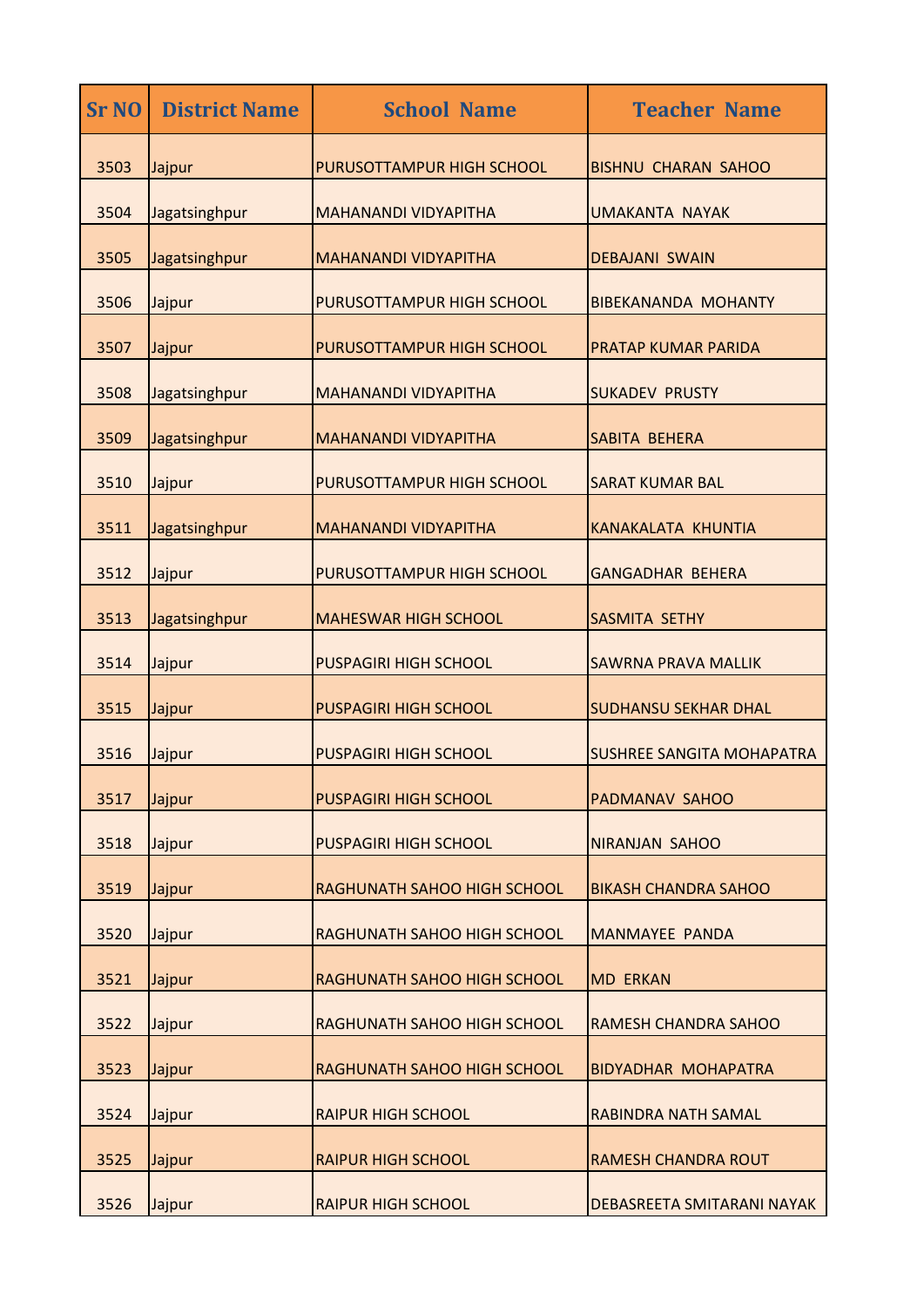| Sr NO | District Name | School  Name | Teacher  Name |
|---|---|---|---|
| 3503 | Jajpur | PURUSOTTAMPUR HIGH SCHOOL | BISHNU  CHARAN  SAHOO |
| 3504 | Jagatsinghpur | MAHANANDI VIDYAPITHA | UMAKANTA  NAYAK |
| 3505 | Jagatsinghpur | MAHANANDI VIDYAPITHA | DEBAJANI  SWAIN |
| 3506 | Jajpur | PURUSOTTAMPUR HIGH SCHOOL | BIBEKANANDA  MOHANTY |
| 3507 | Jajpur | PURUSOTTAMPUR HIGH SCHOOL | PRATAP KUMAR PARIDA |
| 3508 | Jagatsinghpur | MAHANANDI VIDYAPITHA | SUKADEV  PRUSTY |
| 3509 | Jagatsinghpur | MAHANANDI VIDYAPITHA | SABITA  BEHERA |
| 3510 | Jajpur | PURUSOTTAMPUR HIGH SCHOOL | SARAT KUMAR BAL |
| 3511 | Jagatsinghpur | MAHANANDI VIDYAPITHA | KANAKALATA  KHUNTIA |
| 3512 | Jajpur | PURUSOTTAMPUR HIGH SCHOOL | GANGADHAR  BEHERA |
| 3513 | Jagatsinghpur | MAHESWAR HIGH SCHOOL | SASMITA  SETHY |
| 3514 | Jajpur | PUSPAGIRI HIGH SCHOOL | SAWRNA PRAVA MALLIK |
| 3515 | Jajpur | PUSPAGIRI HIGH SCHOOL | SUDHANSU SEKHAR DHAL |
| 3516 | Jajpur | PUSPAGIRI HIGH SCHOOL | SUSHREE SANGITA MOHAPATRA |
| 3517 | Jajpur | PUSPAGIRI HIGH SCHOOL | PADMANAV  SAHOO |
| 3518 | Jajpur | PUSPAGIRI HIGH SCHOOL | NIRANJAN  SAHOO |
| 3519 | Jajpur | RAGHUNATH SAHOO HIGH SCHOOL | BIKASH CHANDRA SAHOO |
| 3520 | Jajpur | RAGHUNATH SAHOO HIGH SCHOOL | MANMAYEE  PANDA |
| 3521 | Jajpur | RAGHUNATH SAHOO HIGH SCHOOL | MD  ERKAN |
| 3522 | Jajpur | RAGHUNATH SAHOO HIGH SCHOOL | RAMESH CHANDRA SAHOO |
| 3523 | Jajpur | RAGHUNATH SAHOO HIGH SCHOOL | BIDYADHAR  MOHAPATRA |
| 3524 | Jajpur | RAIPUR HIGH SCHOOL | RABINDRA NATH SAMAL |
| 3525 | Jajpur | RAIPUR HIGH SCHOOL | RAMESH CHANDRA ROUT |
| 3526 | Jajpur | RAIPUR HIGH SCHOOL | DEBASREETA SMITARANI NAYAK |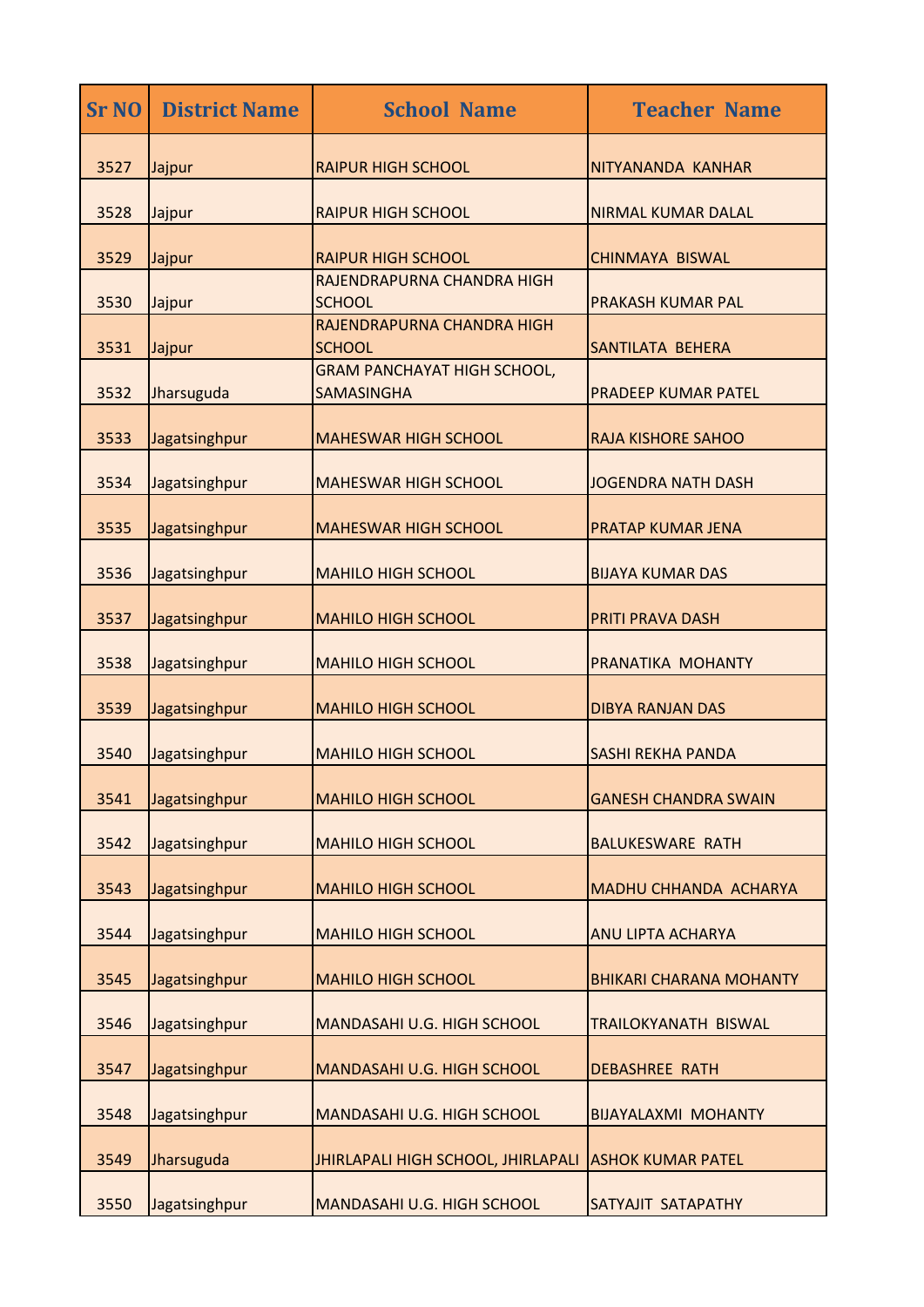| Sr NO | District Name | School Name | Teacher Name |
|---|---|---|---|
| 3527 | Jajpur | RAIPUR HIGH SCHOOL | NITYANANDA KANHAR |
| 3528 | Jajpur | RAIPUR HIGH SCHOOL | NIRMAL KUMAR DALAL |
| 3529 | Jajpur | RAIPUR HIGH SCHOOL | CHINMAYA BISWAL |
| 3530 | Jajpur | RAJENDRAPURNA CHANDRA HIGH SCHOOL | PRAKASH KUMAR PAL |
| 3531 | Jajpur | RAJENDRAPURNA CHANDRA HIGH SCHOOL | SANTILATA BEHERA |
| 3532 | Jharsuguda | GRAM PANCHAYAT HIGH SCHOOL, SAMASINGHA | PRADEEP KUMAR PATEL |
| 3533 | Jagatsinghpur | MAHESWAR HIGH SCHOOL | RAJA KISHORE SAHOO |
| 3534 | Jagatsinghpur | MAHESWAR HIGH SCHOOL | JOGENDRA NATH DASH |
| 3535 | Jagatsinghpur | MAHESWAR HIGH SCHOOL | PRATAP KUMAR JENA |
| 3536 | Jagatsinghpur | MAHILO HIGH SCHOOL | BIJAYA KUMAR DAS |
| 3537 | Jagatsinghpur | MAHILO HIGH SCHOOL | PRITI PRAVA DASH |
| 3538 | Jagatsinghpur | MAHILO HIGH SCHOOL | PRANATIKA MOHANTY |
| 3539 | Jagatsinghpur | MAHILO HIGH SCHOOL | DIBYA RANJAN DAS |
| 3540 | Jagatsinghpur | MAHILO HIGH SCHOOL | SASHI REKHA PANDA |
| 3541 | Jagatsinghpur | MAHILO HIGH SCHOOL | GANESH CHANDRA SWAIN |
| 3542 | Jagatsinghpur | MAHILO HIGH SCHOOL | BALUKESWARE RATH |
| 3543 | Jagatsinghpur | MAHILO HIGH SCHOOL | MADHU CHHANDA ACHARYA |
| 3544 | Jagatsinghpur | MAHILO HIGH SCHOOL | ANU LIPTA ACHARYA |
| 3545 | Jagatsinghpur | MAHILO HIGH SCHOOL | BHIKARI CHARANA MOHANTY |
| 3546 | Jagatsinghpur | MANDASAHI U.G. HIGH SCHOOL | TRAILOKYANATH BISWAL |
| 3547 | Jagatsinghpur | MANDASAHI U.G. HIGH SCHOOL | DEBASHREE RATH |
| 3548 | Jagatsinghpur | MANDASAHI U.G. HIGH SCHOOL | BIJAYALAXMI MOHANTY |
| 3549 | Jharsuguda | JHIRLAPALI HIGH SCHOOL, JHIRLAPALI | ASHOK KUMAR PATEL |
| 3550 | Jagatsinghpur | MANDASAHI U.G. HIGH SCHOOL | SATYAJIT SATAPATHY |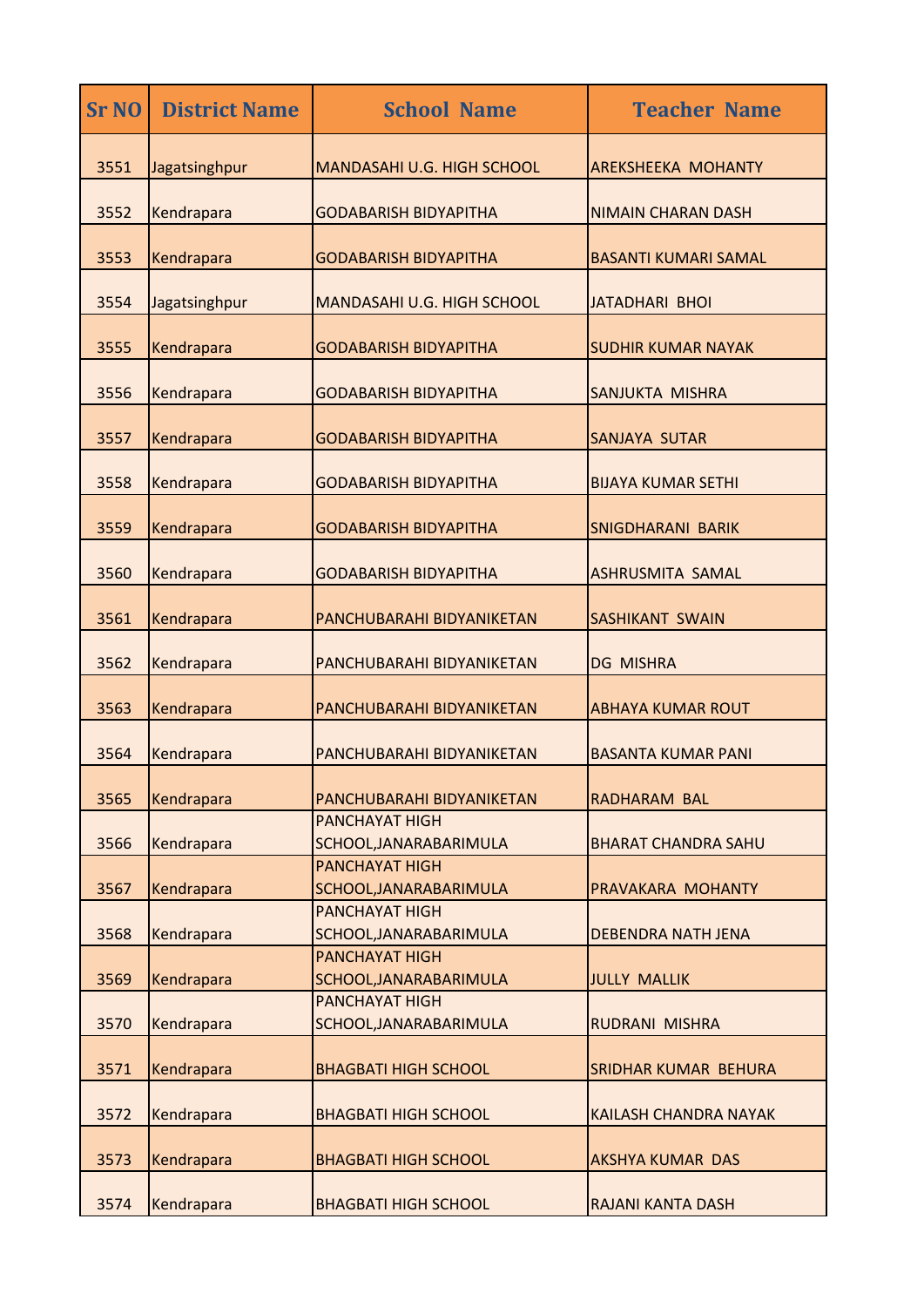| Sr NO | District Name | School Name | Teacher Name |
|---|---|---|---|
| 3551 | Jagatsinghpur | MANDASAHI U.G. HIGH SCHOOL | AREKSHEEKA MOHANTY |
| 3552 | Kendrapara | GODABARISH BIDYAPITHA | NIMAIN CHARAN DASH |
| 3553 | Kendrapara | GODABARISH BIDYAPITHA | BASANTI KUMARI SAMAL |
| 3554 | Jagatsinghpur | MANDASAHI U.G. HIGH SCHOOL | JATADHARI BHOI |
| 3555 | Kendrapara | GODABARISH BIDYAPITHA | SUDHIR KUMAR NAYAK |
| 3556 | Kendrapara | GODABARISH BIDYAPITHA | SANJUKTA MISHRA |
| 3557 | Kendrapara | GODABARISH BIDYAPITHA | SANJAYA SUTAR |
| 3558 | Kendrapara | GODABARISH BIDYAPITHA | BIJAYA KUMAR SETHI |
| 3559 | Kendrapara | GODABARISH BIDYAPITHA | SNIGDHARANI BARIK |
| 3560 | Kendrapara | GODABARISH BIDYAPITHA | ASHRUSMITA SAMAL |
| 3561 | Kendrapara | PANCHUBARAHI BIDYANIKETAN | SASHIKANT SWAIN |
| 3562 | Kendrapara | PANCHUBARAHI BIDYANIKETAN | DG MISHRA |
| 3563 | Kendrapara | PANCHUBARAHI BIDYANIKETAN | ABHAYA KUMAR ROUT |
| 3564 | Kendrapara | PANCHUBARAHI BIDYANIKETAN | BASANTA KUMAR PANI |
| 3565 | Kendrapara | PANCHUBARAHI BIDYANIKETAN | RADHARAM BAL |
| 3566 | Kendrapara | PANCHAYAT HIGH SCHOOL,JANARABARIMULA | BHARAT CHANDRA SAHU |
| 3567 | Kendrapara | PANCHAYAT HIGH SCHOOL,JANARABARIMULA | PRAVAKARA MOHANTY |
| 3568 | Kendrapara | PANCHAYAT HIGH SCHOOL,JANARABARIMULA | DEBENDRA NATH JENA |
| 3569 | Kendrapara | PANCHAYAT HIGH SCHOOL,JANARABARIMULA | JULLY MALLIK |
| 3570 | Kendrapara | PANCHAYAT HIGH SCHOOL,JANARABARIMULA | RUDRANI MISHRA |
| 3571 | Kendrapara | BHAGBATI HIGH SCHOOL | SRIDHAR KUMAR BEHURA |
| 3572 | Kendrapara | BHAGBATI HIGH SCHOOL | KAILASH CHANDRA NAYAK |
| 3573 | Kendrapara | BHAGBATI HIGH SCHOOL | AKSHYA KUMAR DAS |
| 3574 | Kendrapara | BHAGBATI HIGH SCHOOL | RAJANI KANTA DASH |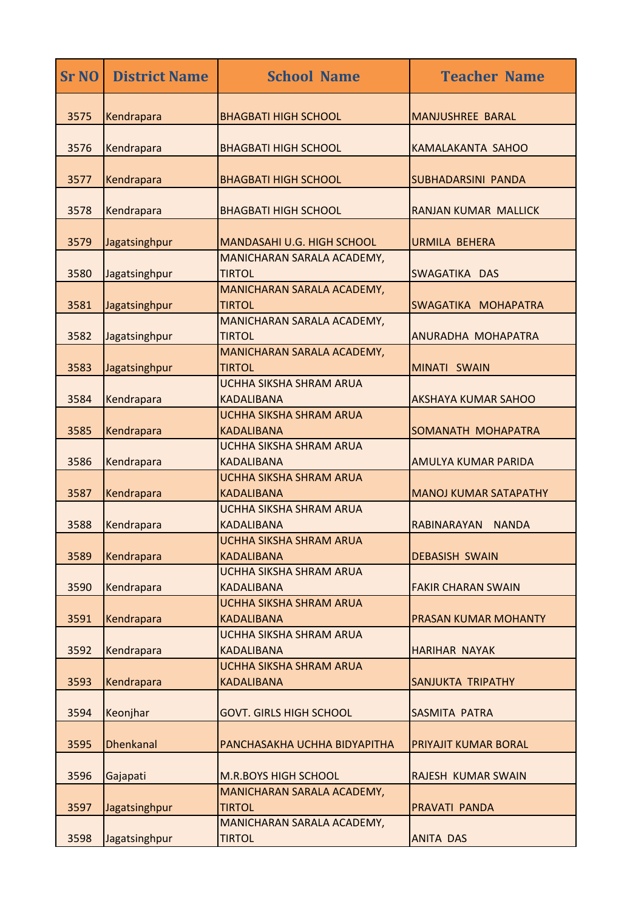| Sr NO | District Name | School Name | Teacher Name |
|---|---|---|---|
| 3575 | Kendrapara | BHAGBATI HIGH SCHOOL | MANJUSHREE BARAL |
| 3576 | Kendrapara | BHAGBATI HIGH SCHOOL | KAMALAKANTA SAHOO |
| 3577 | Kendrapara | BHAGBATI HIGH SCHOOL | SUBHADARSINI PANDA |
| 3578 | Kendrapara | BHAGBATI HIGH SCHOOL | RANJAN KUMAR MALLICK |
| 3579 | Jagatsinghpur | MANDASAHI U.G. HIGH SCHOOL | URMILA BEHERA |
| 3580 | Jagatsinghpur | MANICHARAN SARALA ACADEMY, TIRTOL | SWAGATIKA DAS |
| 3581 | Jagatsinghpur | MANICHARAN SARALA ACADEMY, TIRTOL | SWAGATIKA MOHAPATRA |
| 3582 | Jagatsinghpur | MANICHARAN SARALA ACADEMY, TIRTOL | ANURADHA MOHAPATRA |
| 3583 | Jagatsinghpur | MANICHARAN SARALA ACADEMY, TIRTOL | MINATI SWAIN |
| 3584 | Kendrapara | UCHHA SIKSHA SHRAM ARUA KADALIBANA | AKSHAYA KUMAR SAHOO |
| 3585 | Kendrapara | UCHHA SIKSHA SHRAM ARUA KADALIBANA | SOMANATH MOHAPATRA |
| 3586 | Kendrapara | UCHHA SIKSHA SHRAM ARUA KADALIBANA | AMULYA KUMAR PARIDA |
| 3587 | Kendrapara | UCHHA SIKSHA SHRAM ARUA KADALIBANA | MANOJ KUMAR SATAPATHY |
| 3588 | Kendrapara | UCHHA SIKSHA SHRAM ARUA KADALIBANA | RABINARAYAN NANDA |
| 3589 | Kendrapara | UCHHA SIKSHA SHRAM ARUA KADALIBANA | DEBASISH SWAIN |
| 3590 | Kendrapara | UCHHA SIKSHA SHRAM ARUA KADALIBANA | FAKIR CHARAN SWAIN |
| 3591 | Kendrapara | UCHHA SIKSHA SHRAM ARUA KADALIBANA | PRASAN KUMAR MOHANTY |
| 3592 | Kendrapara | UCHHA SIKSHA SHRAM ARUA KADALIBANA | HARIHAR NAYAK |
| 3593 | Kendrapara | UCHHA SIKSHA SHRAM ARUA KADALIBANA | SANJUKTA TRIPATHY |
| 3594 | Keonjhar | GOVT. GIRLS HIGH SCHOOL | SASMITA PATRA |
| 3595 | Dhenkanal | PANCHASAKHA UCHHA BIDYAPITHA | PRIYAJIT KUMAR BORAL |
| 3596 | Gajapati | M.R.BOYS HIGH SCHOOL | RAJESH KUMAR SWAIN |
| 3597 | Jagatsinghpur | MANICHARAN SARALA ACADEMY, TIRTOL | PRAVATI PANDA |
| 3598 | Jagatsinghpur | MANICHARAN SARALA ACADEMY, TIRTOL | ANITA DAS |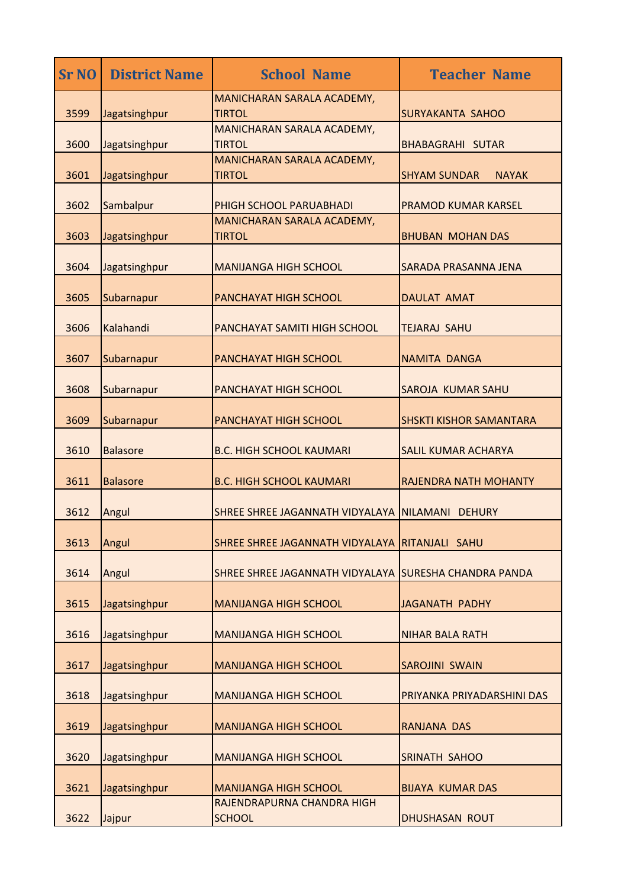| Sr NO | District Name | School Name | Teacher Name |
|---|---|---|---|
| 3599 | Jagatsinghpur | MANICHARAN SARALA ACADEMY, TIRTOL | SURYAKANTA SAHOO |
| 3600 | Jagatsinghpur | MANICHARAN SARALA ACADEMY, TIRTOL | BHABAGRAHI SUTAR |
| 3601 | Jagatsinghpur | MANICHARAN SARALA ACADEMY, TIRTOL | SHYAM SUNDAR NAYAK |
| 3602 | Sambalpur | PHIGH SCHOOL PARUABHADI | PRAMOD KUMAR KARSEL |
| 3603 | Jagatsinghpur | MANICHARAN SARALA ACADEMY, TIRTOL | BHUBAN MOHAN DAS |
| 3604 | Jagatsinghpur | MANIJANGA HIGH SCHOOL | SARADA PRASANNA JENA |
| 3605 | Subarnapur | PANCHAYAT HIGH SCHOOL | DAULAT AMAT |
| 3606 | Kalahandi | PANCHAYAT SAMITI HIGH SCHOOL | TEJARAJ SAHU |
| 3607 | Subarnapur | PANCHAYAT HIGH SCHOOL | NAMITA DANGA |
| 3608 | Subarnapur | PANCHAYAT HIGH SCHOOL | SAROJA KUMAR SAHU |
| 3609 | Subarnapur | PANCHAYAT HIGH SCHOOL | SHSKTI KISHOR SAMANTARA |
| 3610 | Balasore | B.C. HIGH SCHOOL KAUMARI | SALIL KUMAR ACHARYA |
| 3611 | Balasore | B.C. HIGH SCHOOL KAUMARI | RAJENDRA NATH MOHANTY |
| 3612 | Angul | SHREE SHREE JAGANNATH VIDYALAYA | NILAMANI DEHURY |
| 3613 | Angul | SHREE SHREE JAGANNATH VIDYALAYA | RITANJALI SAHU |
| 3614 | Angul | SHREE SHREE JAGANNATH VIDYALAYA | SURESHA CHANDRA PANDA |
| 3615 | Jagatsinghpur | MANIJANGA HIGH SCHOOL | JAGANATH PADHY |
| 3616 | Jagatsinghpur | MANIJANGA HIGH SCHOOL | NIHAR BALA RATH |
| 3617 | Jagatsinghpur | MANIJANGA HIGH SCHOOL | SAROJINI SWAIN |
| 3618 | Jagatsinghpur | MANIJANGA HIGH SCHOOL | PRIYANKA PRIYADARSHINI DAS |
| 3619 | Jagatsinghpur | MANIJANGA HIGH SCHOOL | RANJANA DAS |
| 3620 | Jagatsinghpur | MANIJANGA HIGH SCHOOL | SRINATH SAHOO |
| 3621 | Jagatsinghpur | MANIJANGA HIGH SCHOOL | BIJAYA KUMAR DAS |
| 3622 | Jajpur | RAJENDRAPURNA CHANDRA HIGH SCHOOL | DHUSHASAN ROUT |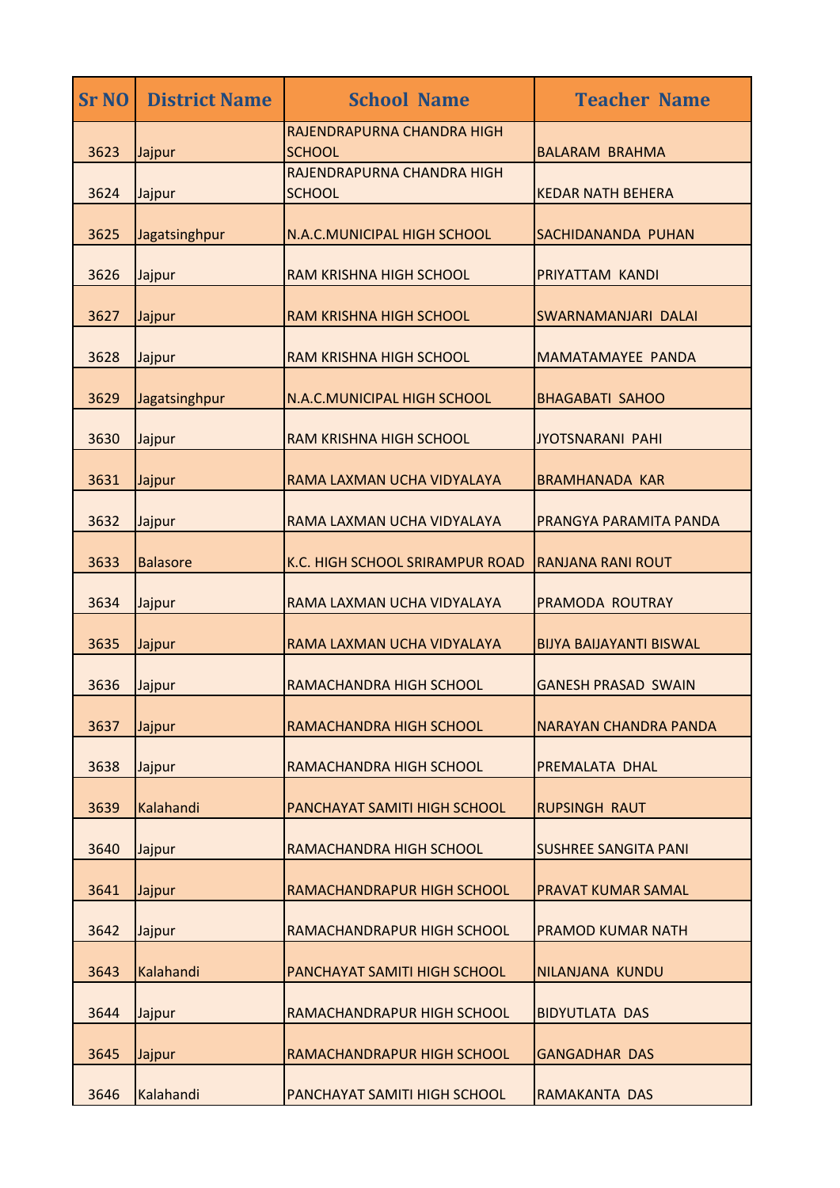| Sr NO | District Name | School Name | Teacher Name |
|---|---|---|---|
| 3623 | Jajpur | RAJENDRAPURNA CHANDRA HIGH SCHOOL | BALARAM BRAHMA |
| 3624 | Jajpur | RAJENDRAPURNA CHANDRA HIGH SCHOOL | KEDAR NATH BEHERA |
| 3625 | Jagatsinghpur | N.A.C.MUNICIPAL HIGH SCHOOL | SACHIDANANDA PUHAN |
| 3626 | Jajpur | RAM KRISHNA HIGH SCHOOL | PRIYATTAM KANDI |
| 3627 | Jajpur | RAM KRISHNA HIGH SCHOOL | SWARNAMANJARI DALAI |
| 3628 | Jajpur | RAM KRISHNA HIGH SCHOOL | MAMATAMAYEE PANDA |
| 3629 | Jagatsinghpur | N.A.C.MUNICIPAL HIGH SCHOOL | BHAGABATI SAHOO |
| 3630 | Jajpur | RAM KRISHNA HIGH SCHOOL | JYOTSNARANI PAHI |
| 3631 | Jajpur | RAMA LAXMAN UCHA VIDYALAYA | BRAMHANADA KAR |
| 3632 | Jajpur | RAMA LAXMAN UCHA VIDYALAYA | PRANGYA PARAMITA PANDA |
| 3633 | Balasore | K.C. HIGH SCHOOL SRIRAMPUR ROAD | RANJANA RANI ROUT |
| 3634 | Jajpur | RAMA LAXMAN UCHA VIDYALAYA | PRAMODA ROUTRAY |
| 3635 | Jajpur | RAMA LAXMAN UCHA VIDYALAYA | BIJYA BAIJAYANTI BISWAL |
| 3636 | Jajpur | RAMACHANDRA HIGH SCHOOL | GANESH PRASAD SWAIN |
| 3637 | Jajpur | RAMACHANDRA HIGH SCHOOL | NARAYAN CHANDRA PANDA |
| 3638 | Jajpur | RAMACHANDRA HIGH SCHOOL | PREMALATA DHAL |
| 3639 | Kalahandi | PANCHAYAT SAMITI HIGH SCHOOL | RUPSINGH RAUT |
| 3640 | Jajpur | RAMACHANDRA HIGH SCHOOL | SUSHREE SANGITA PANI |
| 3641 | Jajpur | RAMACHANDRAPUR HIGH SCHOOL | PRAVAT KUMAR SAMAL |
| 3642 | Jajpur | RAMACHANDRAPUR HIGH SCHOOL | PRAMOD KUMAR NATH |
| 3643 | Kalahandi | PANCHAYAT SAMITI HIGH SCHOOL | NILANJANA KUNDU |
| 3644 | Jajpur | RAMACHANDRAPUR HIGH SCHOOL | BIDYUTLATA DAS |
| 3645 | Jajpur | RAMACHANDRAPUR HIGH SCHOOL | GANGADHAR DAS |
| 3646 | Kalahandi | PANCHAYAT SAMITI HIGH SCHOOL | RAMAKANTA DAS |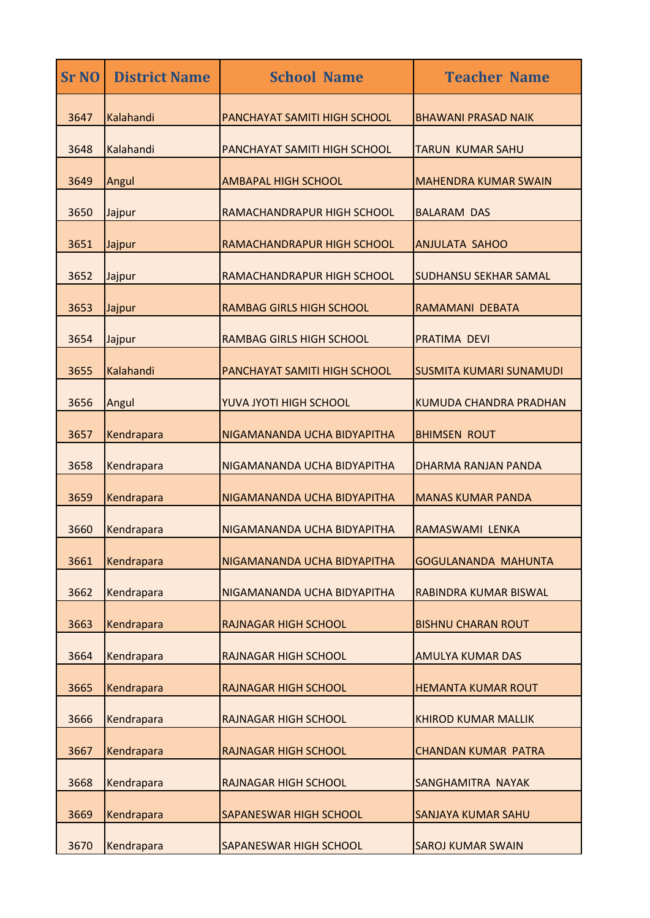| Sr NO | District Name | School Name | Teacher Name |
|---|---|---|---|
| 3647 | Kalahandi | PANCHAYAT SAMITI HIGH SCHOOL | BHAWANI PRASAD NAIK |
| 3648 | Kalahandi | PANCHAYAT SAMITI HIGH SCHOOL | TARUN KUMAR SAHU |
| 3649 | Angul | AMBAPAL HIGH SCHOOL | MAHENDRA KUMAR SWAIN |
| 3650 | Jajpur | RAMACHANDRAPUR HIGH SCHOOL | BALARAM DAS |
| 3651 | Jajpur | RAMACHANDRAPUR HIGH SCHOOL | ANJULATA SAHOO |
| 3652 | Jajpur | RAMACHANDRAPUR HIGH SCHOOL | SUDHANSU SEKHAR SAMAL |
| 3653 | Jajpur | RAMBAG GIRLS HIGH SCHOOL | RAMAMANI DEBATA |
| 3654 | Jajpur | RAMBAG GIRLS HIGH SCHOOL | PRATIMA DEVI |
| 3655 | Kalahandi | PANCHAYAT SAMITI HIGH SCHOOL | SUSMITA KUMARI SUNAMUDI |
| 3656 | Angul | YUVA JYOTI HIGH SCHOOL | KUMUDA CHANDRA PRADHAN |
| 3657 | Kendrapara | NIGAMANANDA UCHA BIDYAPITHA | BHIMSEN ROUT |
| 3658 | Kendrapara | NIGAMANANDA UCHA BIDYAPITHA | DHARMA RANJAN PANDA |
| 3659 | Kendrapara | NIGAMANANDA UCHA BIDYAPITHA | MANAS KUMAR PANDA |
| 3660 | Kendrapara | NIGAMANANDA UCHA BIDYAPITHA | RAMASWAMI LENKA |
| 3661 | Kendrapara | NIGAMANANDA UCHA BIDYAPITHA | GOGULANANDA MAHUNTA |
| 3662 | Kendrapara | NIGAMANANDA UCHA BIDYAPITHA | RABINDRA KUMAR BISWAL |
| 3663 | Kendrapara | RAJNAGAR HIGH SCHOOL | BISHNU CHARAN ROUT |
| 3664 | Kendrapara | RAJNAGAR HIGH SCHOOL | AMULYA KUMAR DAS |
| 3665 | Kendrapara | RAJNAGAR HIGH SCHOOL | HEMANTA KUMAR ROUT |
| 3666 | Kendrapara | RAJNAGAR HIGH SCHOOL | KHIROD KUMAR MALLIK |
| 3667 | Kendrapara | RAJNAGAR HIGH SCHOOL | CHANDAN KUMAR PATRA |
| 3668 | Kendrapara | RAJNAGAR HIGH SCHOOL | SANGHAMITRA NAYAK |
| 3669 | Kendrapara | SAPANESWAR HIGH SCHOOL | SANJAYA KUMAR SAHU |
| 3670 | Kendrapara | SAPANESWAR HIGH SCHOOL | SAROJ KUMAR SWAIN |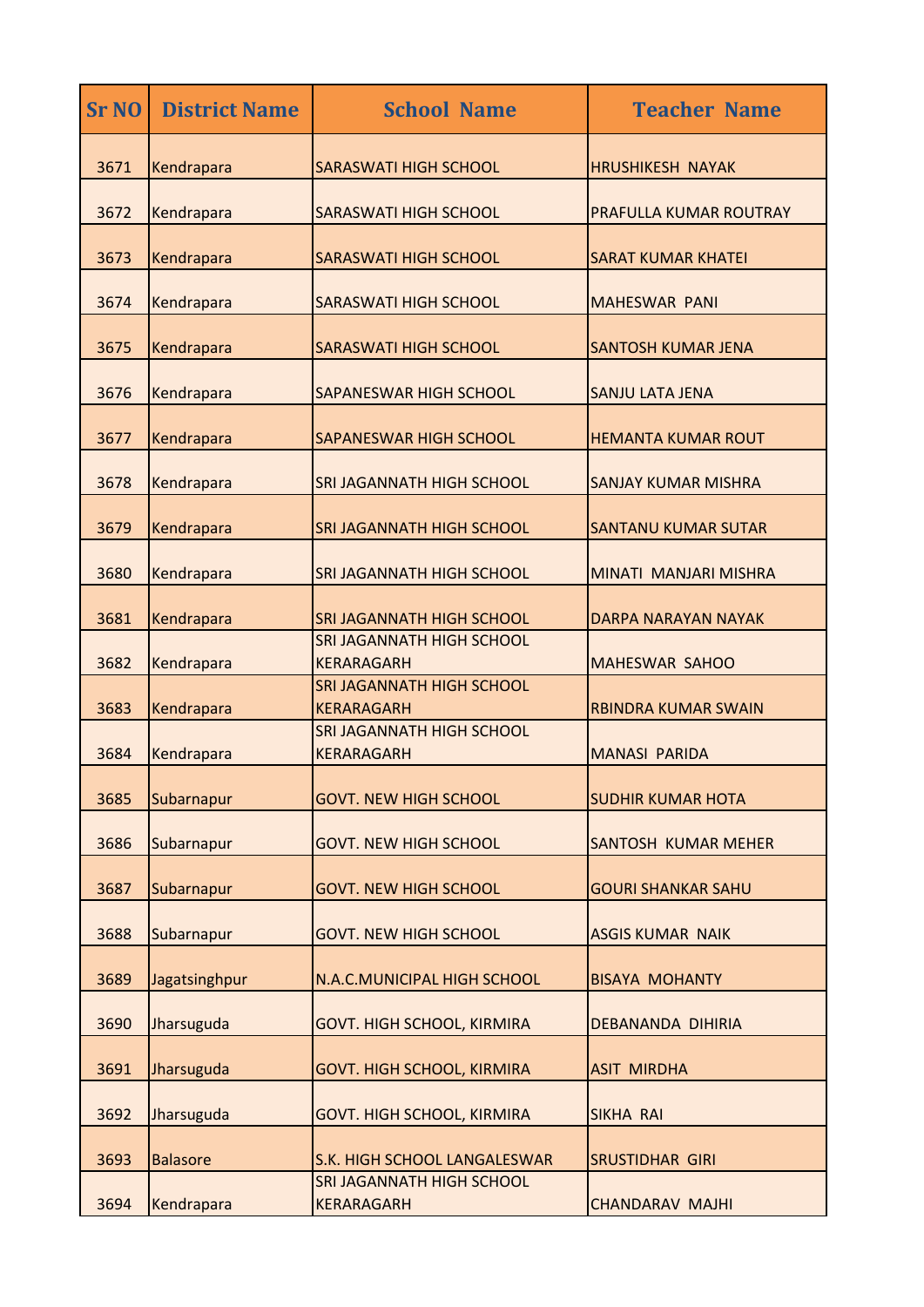| Sr NO | District Name | School Name | Teacher Name |
|---|---|---|---|
| 3671 | Kendrapara | SARASWATI HIGH SCHOOL | HRUSHIKESH NAYAK |
| 3672 | Kendrapara | SARASWATI HIGH SCHOOL | PRAFULLA KUMAR ROUTRAY |
| 3673 | Kendrapara | SARASWATI HIGH SCHOOL | SARAT KUMAR KHATEI |
| 3674 | Kendrapara | SARASWATI HIGH SCHOOL | MAHESWAR PANI |
| 3675 | Kendrapara | SARASWATI HIGH SCHOOL | SANTOSH KUMAR JENA |
| 3676 | Kendrapara | SAPANESWAR HIGH SCHOOL | SANJU LATA JENA |
| 3677 | Kendrapara | SAPANESWAR HIGH SCHOOL | HEMANTA KUMAR ROUT |
| 3678 | Kendrapara | SRI JAGANNATH HIGH SCHOOL | SANJAY KUMAR MISHRA |
| 3679 | Kendrapara | SRI JAGANNATH HIGH SCHOOL | SANTANU KUMAR SUTAR |
| 3680 | Kendrapara | SRI JAGANNATH HIGH SCHOOL | MINATI MANJARI MISHRA |
| 3681 | Kendrapara | SRI JAGANNATH HIGH SCHOOL | DARPA NARAYAN NAYAK |
| 3682 | Kendrapara | SRI JAGANNATH HIGH SCHOOL KERARAGARH | MAHESWAR SAHOO |
| 3683 | Kendrapara | SRI JAGANNATH HIGH SCHOOL KERARAGARH | RBINDRA KUMAR SWAIN |
| 3684 | Kendrapara | SRI JAGANNATH HIGH SCHOOL KERARAGARH | MANASI PARIDA |
| 3685 | Subarnapur | GOVT. NEW HIGH SCHOOL | SUDHIR KUMAR HOTA |
| 3686 | Subarnapur | GOVT. NEW HIGH SCHOOL | SANTOSH KUMAR MEHER |
| 3687 | Subarnapur | GOVT. NEW HIGH SCHOOL | GOURI SHANKAR SAHU |
| 3688 | Subarnapur | GOVT. NEW HIGH SCHOOL | ASGIS KUMAR NAIK |
| 3689 | Jagatsinghpur | N.A.C.MUNICIPAL HIGH SCHOOL | BISAYA MOHANTY |
| 3690 | Jharsuguda | GOVT. HIGH SCHOOL, KIRMIRA | DEBANANDA DIHIRIA |
| 3691 | Jharsuguda | GOVT. HIGH SCHOOL, KIRMIRA | ASIT MIRDHA |
| 3692 | Jharsuguda | GOVT. HIGH SCHOOL, KIRMIRA | SIKHA RAI |
| 3693 | Balasore | S.K. HIGH SCHOOL LANGALESWAR | SRUSTIDHAR GIRI |
| 3694 | Kendrapara | SRI JAGANNATH HIGH SCHOOL KERARAGARH | CHANDARAV MAJHI |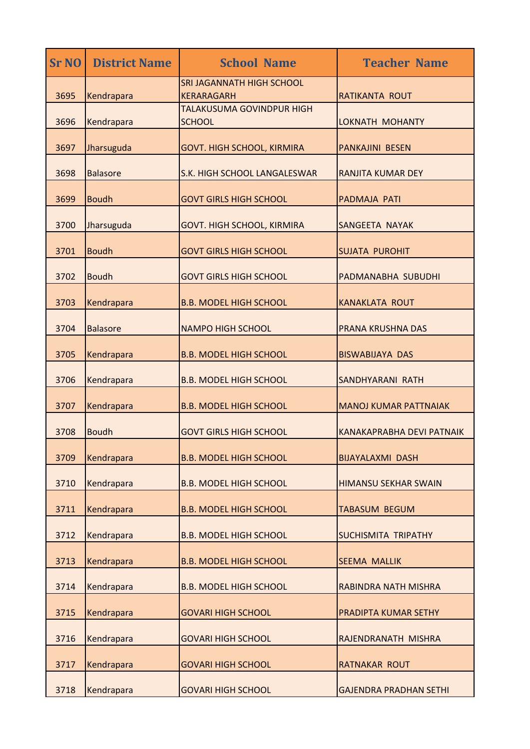| Sr NO | District Name | School Name | Teacher Name |
|---|---|---|---|
| 3695 | Kendrapara | SRI JAGANNATH HIGH SCHOOL KERARAGARH | RATIKANTA ROUT |
| 3696 | Kendrapara | TALAKUSUMA GOVINDPUR HIGH SCHOOL | LOKNATH MOHANTY |
| 3697 | Jharsuguda | GOVT. HIGH SCHOOL, KIRMIRA | PANKAJINI BESEN |
| 3698 | Balasore | S.K. HIGH SCHOOL LANGALESWAR | RANJITA KUMAR DEY |
| 3699 | Boudh | GOVT GIRLS HIGH SCHOOL | PADMAJA PATI |
| 3700 | Jharsuguda | GOVT. HIGH SCHOOL, KIRMIRA | SANGEETA NAYAK |
| 3701 | Boudh | GOVT GIRLS HIGH SCHOOL | SUJATA PUROHIT |
| 3702 | Boudh | GOVT GIRLS HIGH SCHOOL | PADMANABHA SUBUDHI |
| 3703 | Kendrapara | B.B. MODEL HIGH SCHOOL | KANAKLATA ROUT |
| 3704 | Balasore | NAMPO HIGH SCHOOL | PRANA KRUSHNA DAS |
| 3705 | Kendrapara | B.B. MODEL HIGH SCHOOL | BISWABIJAYA DAS |
| 3706 | Kendrapara | B.B. MODEL HIGH SCHOOL | SANDHYARANI RATH |
| 3707 | Kendrapara | B.B. MODEL HIGH SCHOOL | MANOJ KUMAR PATTNAIAK |
| 3708 | Boudh | GOVT GIRLS HIGH SCHOOL | KANAKAPRABHA DEVI PATNAIK |
| 3709 | Kendrapara | B.B. MODEL HIGH SCHOOL | BIJAYALAXMI DASH |
| 3710 | Kendrapara | B.B. MODEL HIGH SCHOOL | HIMANSU SEKHAR SWAIN |
| 3711 | Kendrapara | B.B. MODEL HIGH SCHOOL | TABASUM BEGUM |
| 3712 | Kendrapara | B.B. MODEL HIGH SCHOOL | SUCHISMITA TRIPATHY |
| 3713 | Kendrapara | B.B. MODEL HIGH SCHOOL | SEEMA MALLIK |
| 3714 | Kendrapara | B.B. MODEL HIGH SCHOOL | RABINDRA NATH MISHRA |
| 3715 | Kendrapara | GOVARI HIGH SCHOOL | PRADIPTA KUMAR SETHY |
| 3716 | Kendrapara | GOVARI HIGH SCHOOL | RAJENDRANATH MISHRA |
| 3717 | Kendrapara | GOVARI HIGH SCHOOL | RATNAKAR ROUT |
| 3718 | Kendrapara | GOVARI HIGH SCHOOL | GAJENDRA PRADHAN SETHI |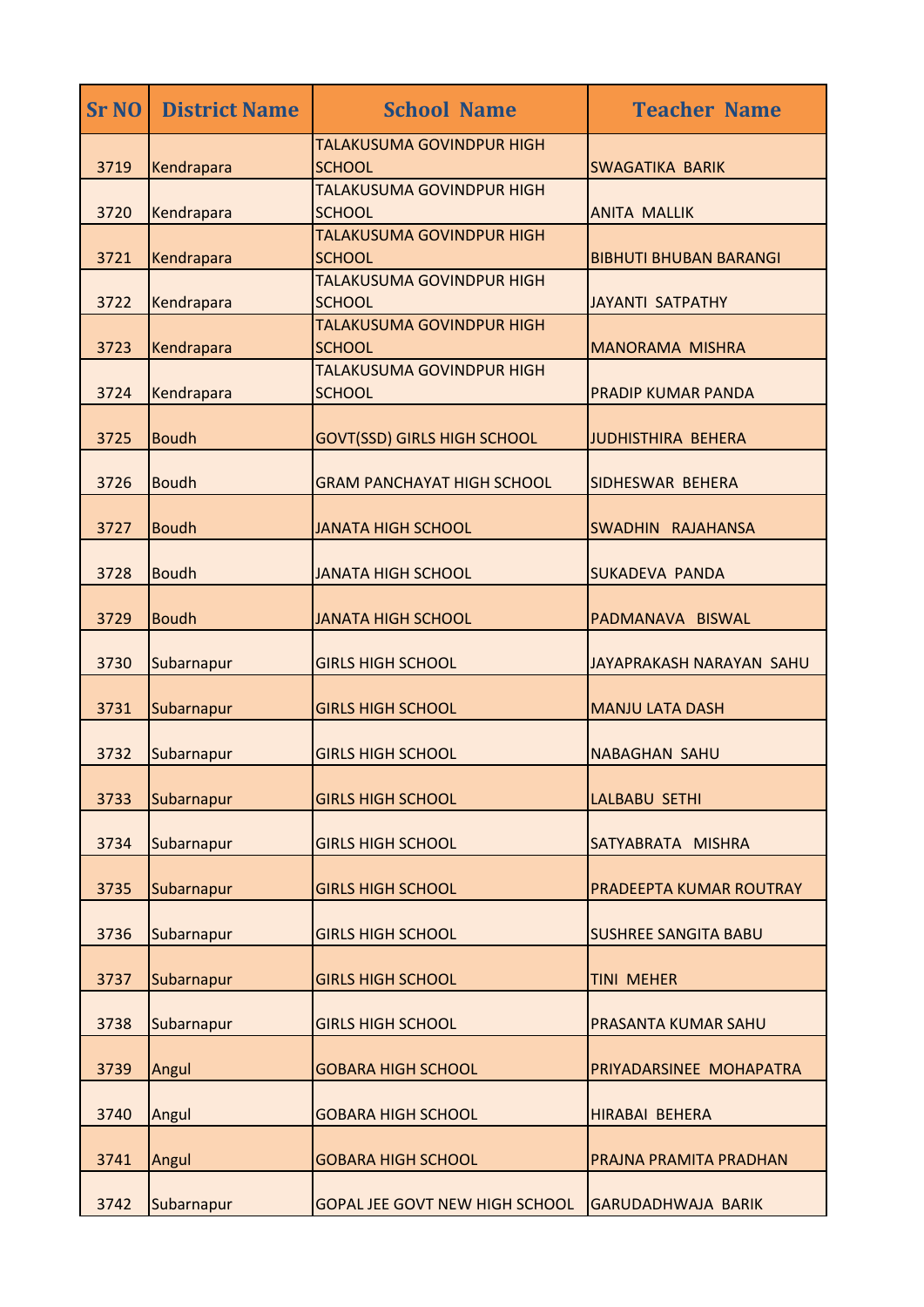| Sr NO | District Name | School Name | Teacher Name |
|---|---|---|---|
| 3719 | Kendrapara | TALAKUSUMA GOVINDPUR HIGH SCHOOL | SWAGATIKA BARIK |
| 3720 | Kendrapara | TALAKUSUMA GOVINDPUR HIGH SCHOOL | ANITA MALLIK |
| 3721 | Kendrapara | TALAKUSUMA GOVINDPUR HIGH SCHOOL | BIBHUTI BHUBAN BARANGI |
| 3722 | Kendrapara | TALAKUSUMA GOVINDPUR HIGH SCHOOL | JAYANTI SATPATHY |
| 3723 | Kendrapara | TALAKUSUMA GOVINDPUR HIGH SCHOOL | MANORAMA MISHRA |
| 3724 | Kendrapara | TALAKUSUMA GOVINDPUR HIGH SCHOOL | PRADIP KUMAR PANDA |
| 3725 | Boudh | GOVT(SSD) GIRLS HIGH SCHOOL | JUDHISTHIRA BEHERA |
| 3726 | Boudh | GRAM PANCHAYAT HIGH SCHOOL | SIDHESWAR BEHERA |
| 3727 | Boudh | JANATA HIGH SCHOOL | SWADHIN RAJAHANSA |
| 3728 | Boudh | JANATA HIGH SCHOOL | SUKADEVA PANDA |
| 3729 | Boudh | JANATA HIGH SCHOOL | PADMANAVA BISWAL |
| 3730 | Subarnapur | GIRLS HIGH SCHOOL | JAYAPRAKASH NARAYAN SAHU |
| 3731 | Subarnapur | GIRLS HIGH SCHOOL | MANJU LATA DASH |
| 3732 | Subarnapur | GIRLS HIGH SCHOOL | NABAGHAN SAHU |
| 3733 | Subarnapur | GIRLS HIGH SCHOOL | LALBABU SETHI |
| 3734 | Subarnapur | GIRLS HIGH SCHOOL | SATYABRATA MISHRA |
| 3735 | Subarnapur | GIRLS HIGH SCHOOL | PRADEEPTA KUMAR ROUTRAY |
| 3736 | Subarnapur | GIRLS HIGH SCHOOL | SUSHREE SANGITA BABU |
| 3737 | Subarnapur | GIRLS HIGH SCHOOL | TINI MEHER |
| 3738 | Subarnapur | GIRLS HIGH SCHOOL | PRASANTA KUMAR SAHU |
| 3739 | Angul | GOBARA HIGH SCHOOL | PRIYADARSINEE MOHAPATRA |
| 3740 | Angul | GOBARA HIGH SCHOOL | HIRABAI BEHERA |
| 3741 | Angul | GOBARA HIGH SCHOOL | PRAJNA PRAMITA PRADHAN |
| 3742 | Subarnapur | GOPAL JEE GOVT NEW HIGH SCHOOL | GARUDADHWAJA BARIK |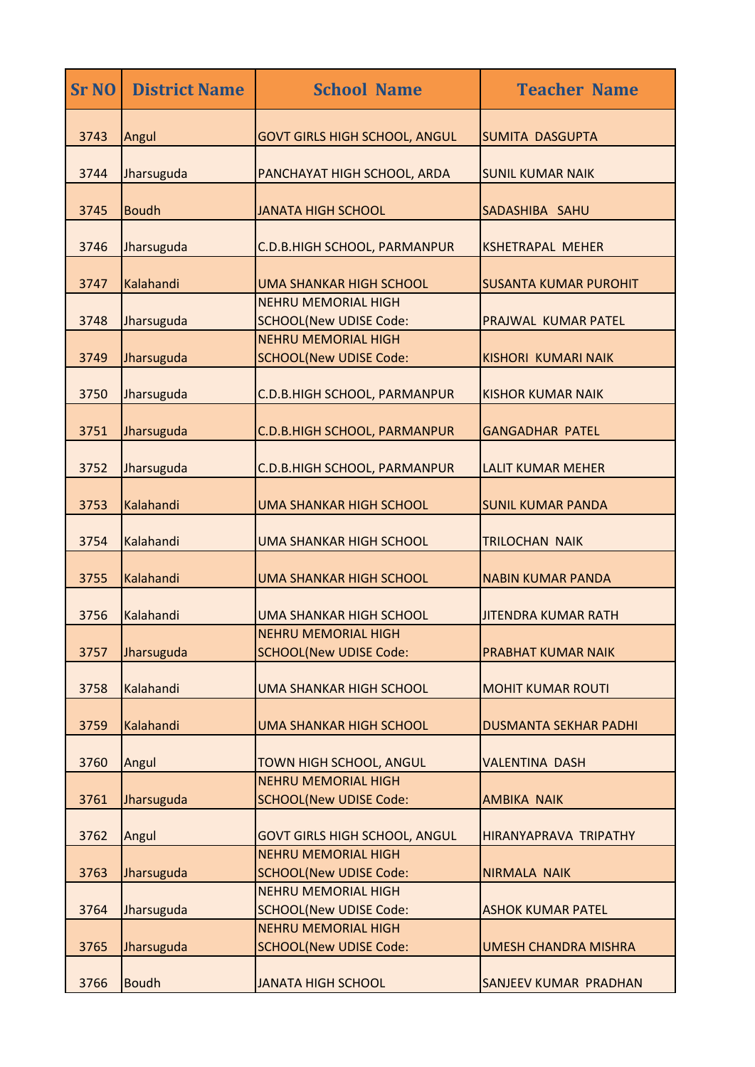| Sr NO | District Name | School Name | Teacher Name |
|---|---|---|---|
| 3743 | Angul | GOVT GIRLS HIGH SCHOOL, ANGUL | SUMITA DASGUPTA |
| 3744 | Jharsuguda | PANCHAYAT HIGH SCHOOL, ARDA | SUNIL KUMAR NAIK |
| 3745 | Boudh | JANATA HIGH SCHOOL | SADASHIBA SAHU |
| 3746 | Jharsuguda | C.D.B.HIGH SCHOOL, PARMANPUR | KSHETRAPAL MEHER |
| 3747 | Kalahandi | UMA SHANKAR HIGH SCHOOL | SUSANTA KUMAR PUROHIT |
| 3748 | Jharsuguda | NEHRU MEMORIAL HIGH SCHOOL(New UDISE Code: | PRAJWAL KUMAR PATEL |
| 3749 | Jharsuguda | NEHRU MEMORIAL HIGH SCHOOL(New UDISE Code: | KISHORI KUMARI NAIK |
| 3750 | Jharsuguda | C.D.B.HIGH SCHOOL, PARMANPUR | KISHOR KUMAR NAIK |
| 3751 | Jharsuguda | C.D.B.HIGH SCHOOL, PARMANPUR | GANGADHAR PATEL |
| 3752 | Jharsuguda | C.D.B.HIGH SCHOOL, PARMANPUR | LALIT KUMAR MEHER |
| 3753 | Kalahandi | UMA SHANKAR HIGH SCHOOL | SUNIL KUMAR PANDA |
| 3754 | Kalahandi | UMA SHANKAR HIGH SCHOOL | TRILOCHAN NAIK |
| 3755 | Kalahandi | UMA SHANKAR HIGH SCHOOL | NABIN KUMAR PANDA |
| 3756 | Kalahandi | UMA SHANKAR HIGH SCHOOL | JITENDRA KUMAR RATH |
| 3757 | Jharsuguda | NEHRU MEMORIAL HIGH SCHOOL(New UDISE Code: | PRABHAT KUMAR NAIK |
| 3758 | Kalahandi | UMA SHANKAR HIGH SCHOOL | MOHIT KUMAR ROUTI |
| 3759 | Kalahandi | UMA SHANKAR HIGH SCHOOL | DUSMANTA SEKHAR PADHI |
| 3760 | Angul | TOWN HIGH SCHOOL, ANGUL | VALENTINA DASH |
| 3761 | Jharsuguda | NEHRU MEMORIAL HIGH SCHOOL(New UDISE Code: | AMBIKA NAIK |
| 3762 | Angul | GOVT GIRLS HIGH SCHOOL, ANGUL | HIRANYAPRAVA TRIPATHY |
| 3763 | Jharsuguda | NEHRU MEMORIAL HIGH SCHOOL(New UDISE Code: | NIRMALA NAIK |
| 3764 | Jharsuguda | NEHRU MEMORIAL HIGH SCHOOL(New UDISE Code: | ASHOK KUMAR PATEL |
| 3765 | Jharsuguda | NEHRU MEMORIAL HIGH SCHOOL(New UDISE Code: | UMESH CHANDRA MISHRA |
| 3766 | Boudh | JANATA HIGH SCHOOL | SANJEEV KUMAR PRADHAN |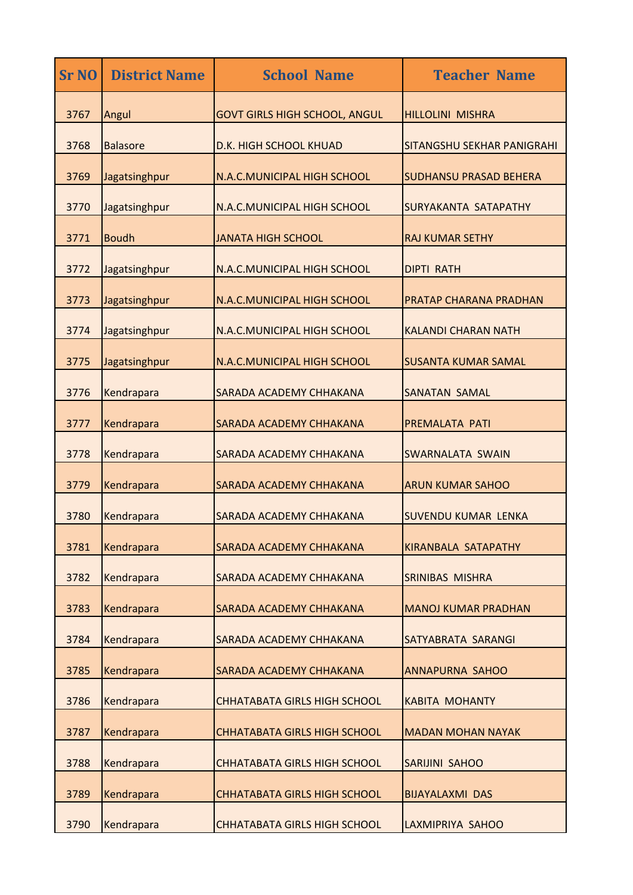| Sr NO | District Name | School Name | Teacher Name |
|---|---|---|---|
| 3767 | Angul | GOVT GIRLS HIGH SCHOOL, ANGUL | HILLOLINI MISHRA |
| 3768 | Balasore | D.K. HIGH SCHOOL KHUAD | SITANGSHU SEKHAR PANIGRAHI |
| 3769 | Jagatsinghpur | N.A.C.MUNICIPAL HIGH SCHOOL | SUDHANSU PRASAD BEHERA |
| 3770 | Jagatsinghpur | N.A.C.MUNICIPAL HIGH SCHOOL | SURYAKANTA SATAPATHY |
| 3771 | Boudh | JANATA HIGH SCHOOL | RAJ KUMAR SETHY |
| 3772 | Jagatsinghpur | N.A.C.MUNICIPAL HIGH SCHOOL | DIPTI RATH |
| 3773 | Jagatsinghpur | N.A.C.MUNICIPAL HIGH SCHOOL | PRATAP CHARANA PRADHAN |
| 3774 | Jagatsinghpur | N.A.C.MUNICIPAL HIGH SCHOOL | KALANDI CHARAN NATH |
| 3775 | Jagatsinghpur | N.A.C.MUNICIPAL HIGH SCHOOL | SUSANTA KUMAR SAMAL |
| 3776 | Kendrapara | SARADA ACADEMY CHHAKANA | SANATAN SAMAL |
| 3777 | Kendrapara | SARADA ACADEMY CHHAKANA | PREMALATA PATI |
| 3778 | Kendrapara | SARADA ACADEMY CHHAKANA | SWARNALATA SWAIN |
| 3779 | Kendrapara | SARADA ACADEMY CHHAKANA | ARUN KUMAR SAHOO |
| 3780 | Kendrapara | SARADA ACADEMY CHHAKANA | SUVENDU KUMAR LENKA |
| 3781 | Kendrapara | SARADA ACADEMY CHHAKANA | KIRANBALA SATAPATHY |
| 3782 | Kendrapara | SARADA ACADEMY CHHAKANA | SRINIBAS MISHRA |
| 3783 | Kendrapara | SARADA ACADEMY CHHAKANA | MANOJ KUMAR PRADHAN |
| 3784 | Kendrapara | SARADA ACADEMY CHHAKANA | SATYABRATA SARANGI |
| 3785 | Kendrapara | SARADA ACADEMY CHHAKANA | ANNAPURNA SAHOO |
| 3786 | Kendrapara | CHHATABATA GIRLS HIGH SCHOOL | KABITA MOHANTY |
| 3787 | Kendrapara | CHHATABATA GIRLS HIGH SCHOOL | MADAN MOHAN NAYAK |
| 3788 | Kendrapara | CHHATABATA GIRLS HIGH SCHOOL | SARIJINI SAHOO |
| 3789 | Kendrapara | CHHATABATA GIRLS HIGH SCHOOL | BIJAYALAXMI DAS |
| 3790 | Kendrapara | CHHATABATA GIRLS HIGH SCHOOL | LAXMIPRIYA SAHOO |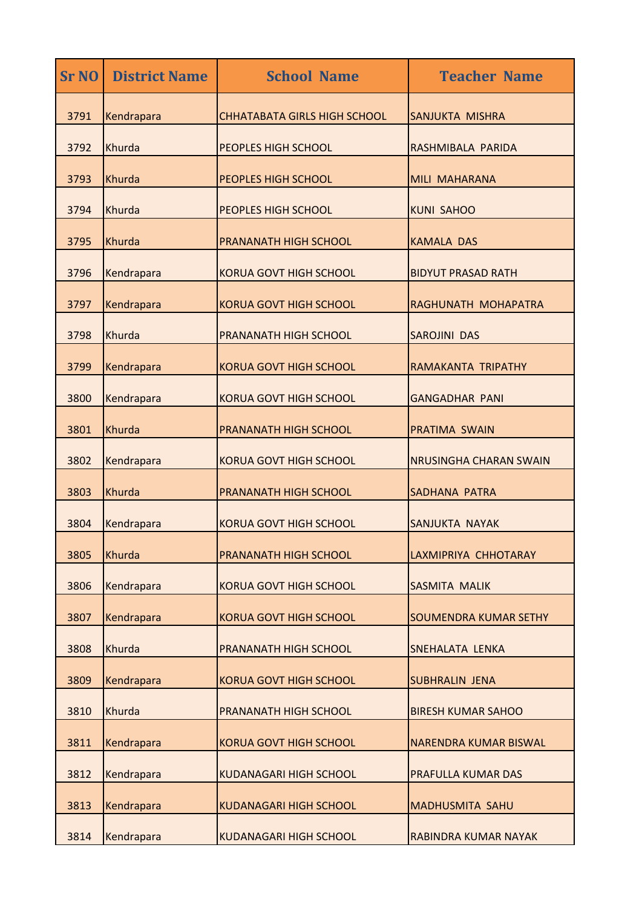| Sr NO | District Name | School Name | Teacher Name |
|---|---|---|---|
| 3791 | Kendrapara | CHHATABATA GIRLS HIGH SCHOOL | SANJUKTA MISHRA |
| 3792 | Khurda | PEOPLES HIGH SCHOOL | RASHMIBALA PARIDA |
| 3793 | Khurda | PEOPLES HIGH SCHOOL | MILI MAHARANA |
| 3794 | Khurda | PEOPLES HIGH SCHOOL | KUNI SAHOO |
| 3795 | Khurda | PRANANATH HIGH SCHOOL | KAMALA DAS |
| 3796 | Kendrapara | KORUA GOVT HIGH SCHOOL | BIDYUT PRASAD RATH |
| 3797 | Kendrapara | KORUA GOVT HIGH SCHOOL | RAGHUNATH MOHAPATRA |
| 3798 | Khurda | PRANANATH HIGH SCHOOL | SAROJINI DAS |
| 3799 | Kendrapara | KORUA GOVT HIGH SCHOOL | RAMAKANTA TRIPATHY |
| 3800 | Kendrapara | KORUA GOVT HIGH SCHOOL | GANGADHAR PANI |
| 3801 | Khurda | PRANANATH HIGH SCHOOL | PRATIMA SWAIN |
| 3802 | Kendrapara | KORUA GOVT HIGH SCHOOL | NRUSINGHA CHARAN SWAIN |
| 3803 | Khurda | PRANANATH HIGH SCHOOL | SADHANA PATRA |
| 3804 | Kendrapara | KORUA GOVT HIGH SCHOOL | SANJUKTA NAYAK |
| 3805 | Khurda | PRANANATH HIGH SCHOOL | LAXMIPRIYA CHHOTARAY |
| 3806 | Kendrapara | KORUA GOVT HIGH SCHOOL | SASMITA MALIK |
| 3807 | Kendrapara | KORUA GOVT HIGH SCHOOL | SOUMENDRA KUMAR SETHY |
| 3808 | Khurda | PRANANATH HIGH SCHOOL | SNEHALATA LENKA |
| 3809 | Kendrapara | KORUA GOVT HIGH SCHOOL | SUBHRALIN JENA |
| 3810 | Khurda | PRANANATH HIGH SCHOOL | BIRESH KUMAR SAHOO |
| 3811 | Kendrapara | KORUA GOVT HIGH SCHOOL | NARENDRA KUMAR BISWAL |
| 3812 | Kendrapara | KUDANAGARI HIGH SCHOOL | PRAFULLA KUMAR DAS |
| 3813 | Kendrapara | KUDANAGARI HIGH SCHOOL | MADHUSMITA SAHU |
| 3814 | Kendrapara | KUDANAGARI HIGH SCHOOL | RABINDRA KUMAR NAYAK |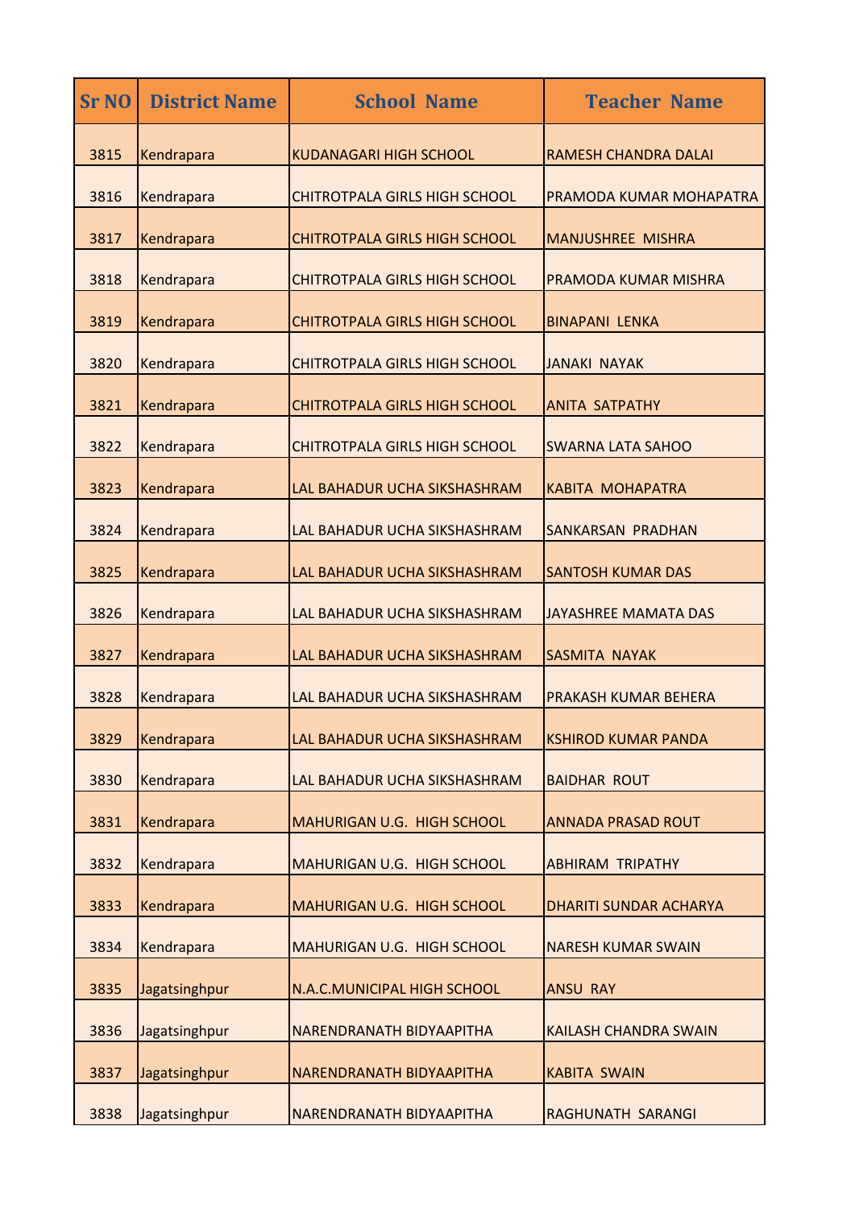| Sr NO | District Name | School Name | Teacher Name |
|---|---|---|---|
| 3815 | Kendrapara | KUDANAGARI HIGH SCHOOL | RAMESH CHANDRA DALAI |
| 3816 | Kendrapara | CHITROTPALA GIRLS HIGH SCHOOL | PRAMODA KUMAR MOHAPATRA |
| 3817 | Kendrapara | CHITROTPALA GIRLS HIGH SCHOOL | MANJUSHREE MISHRA |
| 3818 | Kendrapara | CHITROTPALA GIRLS HIGH SCHOOL | PRAMODA KUMAR MISHRA |
| 3819 | Kendrapara | CHITROTPALA GIRLS HIGH SCHOOL | BINAPANI LENKA |
| 3820 | Kendrapara | CHITROTPALA GIRLS HIGH SCHOOL | JANAKI NAYAK |
| 3821 | Kendrapara | CHITROTPALA GIRLS HIGH SCHOOL | ANITA SATPATHY |
| 3822 | Kendrapara | CHITROTPALA GIRLS HIGH SCHOOL | SWARNA LATA SAHOO |
| 3823 | Kendrapara | LAL BAHADUR UCHA SIKSHASHRAM | KABITA MOHAPATRA |
| 3824 | Kendrapara | LAL BAHADUR UCHA SIKSHASHRAM | SANKARSAN PRADHAN |
| 3825 | Kendrapara | LAL BAHADUR UCHA SIKSHASHRAM | SANTOSH KUMAR DAS |
| 3826 | Kendrapara | LAL BAHADUR UCHA SIKSHASHRAM | JAYASHREE MAMATA DAS |
| 3827 | Kendrapara | LAL BAHADUR UCHA SIKSHASHRAM | SASMITA NAYAK |
| 3828 | Kendrapara | LAL BAHADUR UCHA SIKSHASHRAM | PRAKASH KUMAR BEHERA |
| 3829 | Kendrapara | LAL BAHADUR UCHA SIKSHASHRAM | KSHIROD KUMAR PANDA |
| 3830 | Kendrapara | LAL BAHADUR UCHA SIKSHASHRAM | BAIDHAR ROUT |
| 3831 | Kendrapara | MAHURIGAN U.G. HIGH SCHOOL | ANNADA PRASAD ROUT |
| 3832 | Kendrapara | MAHURIGAN U.G. HIGH SCHOOL | ABHIRAM TRIPATHY |
| 3833 | Kendrapara | MAHURIGAN U.G. HIGH SCHOOL | DHARITI SUNDAR ACHARYA |
| 3834 | Kendrapara | MAHURIGAN U.G. HIGH SCHOOL | NARESH KUMAR SWAIN |
| 3835 | Jagatsinghpur | N.A.C.MUNICIPAL HIGH SCHOOL | ANSU RAY |
| 3836 | Jagatsinghpur | NARENDRANATH BIDYAAPITHA | KAILASH CHANDRA SWAIN |
| 3837 | Jagatsinghpur | NARENDRANATH BIDYAAPITHA | KABITA SWAIN |
| 3838 | Jagatsinghpur | NARENDRANATH BIDYAAPITHA | RAGHUNATH SARANGI |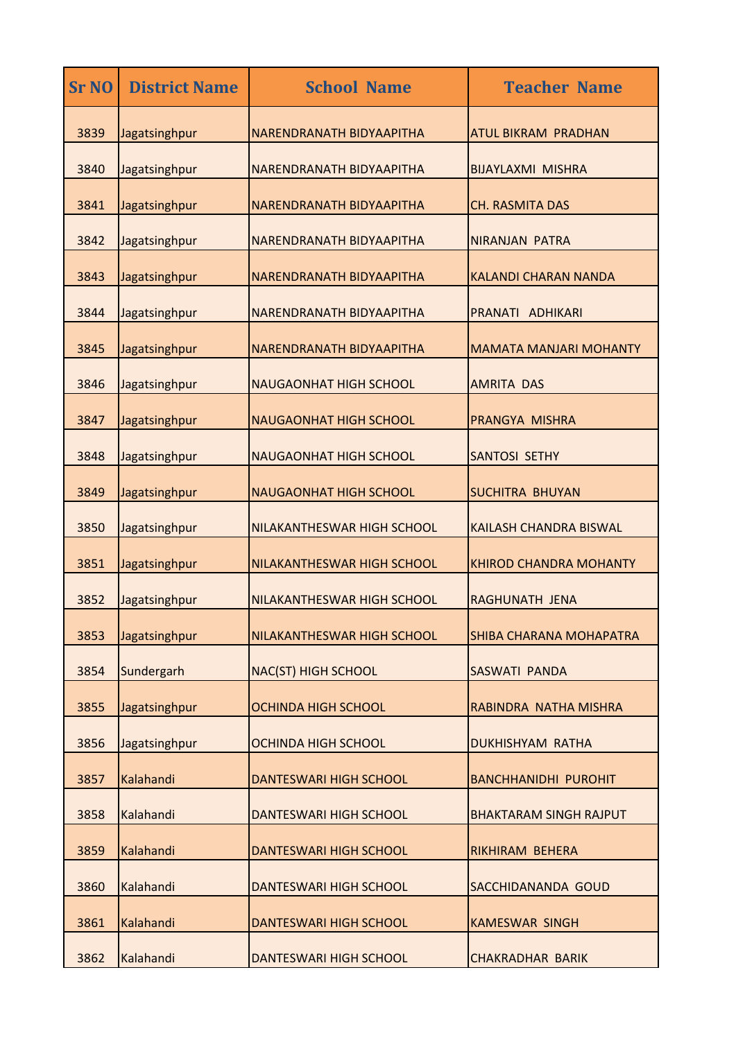| Sr NO | District Name | School Name | Teacher Name |
|---|---|---|---|
| 3839 | Jagatsinghpur | NARENDRANATH BIDYAAPITHA | ATUL BIKRAM PRADHAN |
| 3840 | Jagatsinghpur | NARENDRANATH BIDYAAPITHA | BIJAYLAXMI MISHRA |
| 3841 | Jagatsinghpur | NARENDRANATH BIDYAAPITHA | CH. RASMITA DAS |
| 3842 | Jagatsinghpur | NARENDRANATH BIDYAAPITHA | NIRANJAN PATRA |
| 3843 | Jagatsinghpur | NARENDRANATH BIDYAAPITHA | KALANDI CHARAN NANDA |
| 3844 | Jagatsinghpur | NARENDRANATH BIDYAAPITHA | PRANATI ADHIKARI |
| 3845 | Jagatsinghpur | NARENDRANATH BIDYAAPITHA | MAMATA MANJARI MOHANTY |
| 3846 | Jagatsinghpur | NAUGAONHAT HIGH SCHOOL | AMRITA DAS |
| 3847 | Jagatsinghpur | NAUGAONHAT HIGH SCHOOL | PRANGYA MISHRA |
| 3848 | Jagatsinghpur | NAUGAONHAT HIGH SCHOOL | SANTOSI SETHY |
| 3849 | Jagatsinghpur | NAUGAONHAT HIGH SCHOOL | SUCHITRA BHUYAN |
| 3850 | Jagatsinghpur | NILAKANTHESWAR HIGH SCHOOL | KAILASH CHANDRA BISWAL |
| 3851 | Jagatsinghpur | NILAKANTHESWAR HIGH SCHOOL | KHIROD CHANDRA MOHANTY |
| 3852 | Jagatsinghpur | NILAKANTHESWAR HIGH SCHOOL | RAGHUNATH JENA |
| 3853 | Jagatsinghpur | NILAKANTHESWAR HIGH SCHOOL | SHIBA CHARANA MOHAPATRA |
| 3854 | Sundergarh | NAC(ST) HIGH SCHOOL | SASWATI PANDA |
| 3855 | Jagatsinghpur | OCHINDA HIGH SCHOOL | RABINDRA NATHA MISHRA |
| 3856 | Jagatsinghpur | OCHINDA HIGH SCHOOL | DUKHISHYAM RATHA |
| 3857 | Kalahandi | DANTESWARI HIGH SCHOOL | BANCHHANIDHI PUROHIT |
| 3858 | Kalahandi | DANTESWARI HIGH SCHOOL | BHAKTARAM SINGH RAJPUT |
| 3859 | Kalahandi | DANTESWARI HIGH SCHOOL | RIKHIRAM BEHERA |
| 3860 | Kalahandi | DANTESWARI HIGH SCHOOL | SACCHIDANANDA GOUD |
| 3861 | Kalahandi | DANTESWARI HIGH SCHOOL | KAMESWAR SINGH |
| 3862 | Kalahandi | DANTESWARI HIGH SCHOOL | CHAKRADHAR BARIK |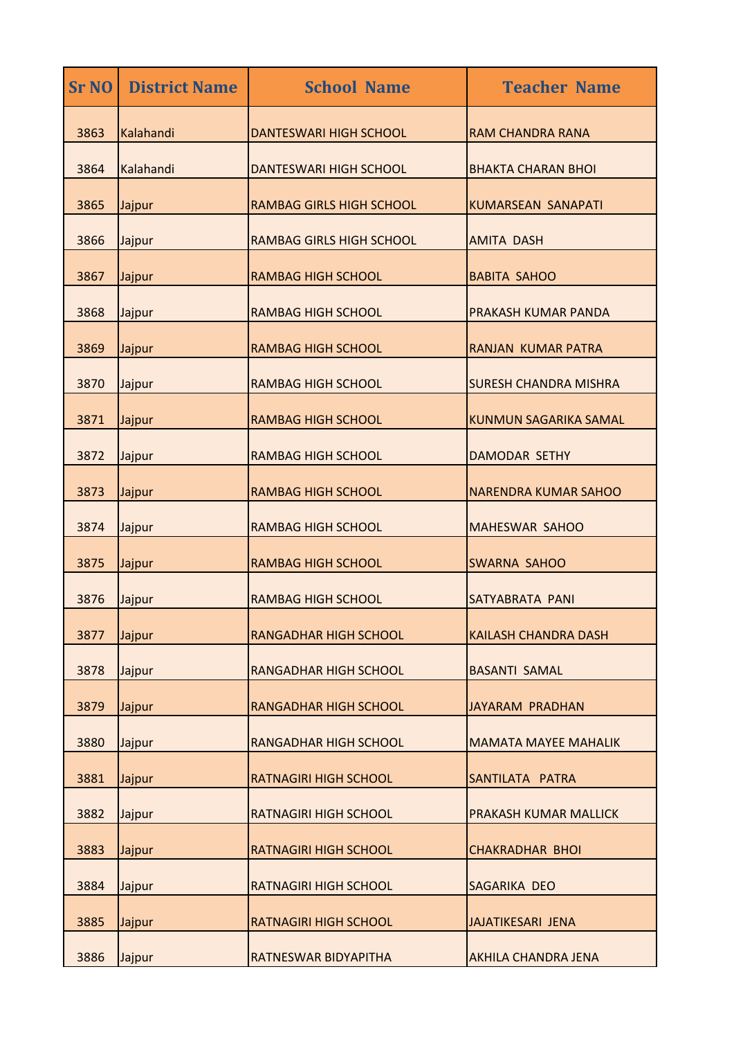| Sr NO | District Name | School Name | Teacher Name |
|---|---|---|---|
| 3863 | Kalahandi | DANTESWARI HIGH SCHOOL | RAM CHANDRA RANA |
| 3864 | Kalahandi | DANTESWARI HIGH SCHOOL | BHAKTA CHARAN BHOI |
| 3865 | Jajpur | RAMBAG GIRLS HIGH SCHOOL | KUMARSEAN SANAPATI |
| 3866 | Jajpur | RAMBAG GIRLS HIGH SCHOOL | AMITA DASH |
| 3867 | Jajpur | RAMBAG HIGH SCHOOL | BABITA SAHOO |
| 3868 | Jajpur | RAMBAG HIGH SCHOOL | PRAKASH KUMAR PANDA |
| 3869 | Jajpur | RAMBAG HIGH SCHOOL | RANJAN KUMAR PATRA |
| 3870 | Jajpur | RAMBAG HIGH SCHOOL | SURESH CHANDRA MISHRA |
| 3871 | Jajpur | RAMBAG HIGH SCHOOL | KUNMUN SAGARIKA SAMAL |
| 3872 | Jajpur | RAMBAG HIGH SCHOOL | DAMODAR SETHY |
| 3873 | Jajpur | RAMBAG HIGH SCHOOL | NARENDRA KUMAR SAHOO |
| 3874 | Jajpur | RAMBAG HIGH SCHOOL | MAHESWAR SAHOO |
| 3875 | Jajpur | RAMBAG HIGH SCHOOL | SWARNA SAHOO |
| 3876 | Jajpur | RAMBAG HIGH SCHOOL | SATYABRATA PANI |
| 3877 | Jajpur | RANGADHAR HIGH SCHOOL | KAILASH CHANDRA DASH |
| 3878 | Jajpur | RANGADHAR HIGH SCHOOL | BASANTI SAMAL |
| 3879 | Jajpur | RANGADHAR HIGH SCHOOL | JAYARAM PRADHAN |
| 3880 | Jajpur | RANGADHAR HIGH SCHOOL | MAMATA MAYEE MAHALIK |
| 3881 | Jajpur | RATNAGIRI HIGH SCHOOL | SANTILATA PATRA |
| 3882 | Jajpur | RATNAGIRI HIGH SCHOOL | PRAKASH KUMAR MALLICK |
| 3883 | Jajpur | RATNAGIRI HIGH SCHOOL | CHAKRADHAR BHOI |
| 3884 | Jajpur | RATNAGIRI HIGH SCHOOL | SAGARIKA DEO |
| 3885 | Jajpur | RATNAGIRI HIGH SCHOOL | JAJATIKESARI JENA |
| 3886 | Jajpur | RATNESWAR BIDYAPITHA | AKHILA CHANDRA JENA |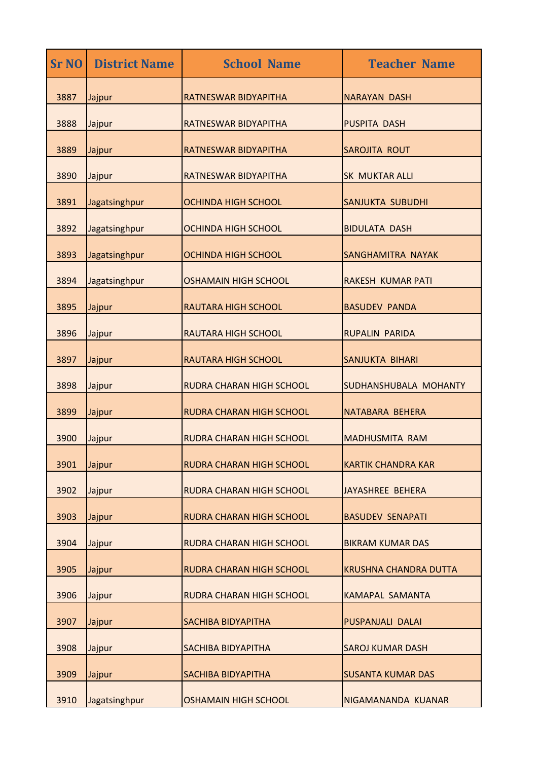| Sr NO | District Name | School  Name | Teacher  Name |
|---|---|---|---|
| 3887 | Jajpur | RATNESWAR BIDYAPITHA | NARAYAN  DASH |
| 3888 | Jajpur | RATNESWAR BIDYAPITHA | PUSPITA  DASH |
| 3889 | Jajpur | RATNESWAR BIDYAPITHA | SAROJITA  ROUT |
| 3890 | Jajpur | RATNESWAR BIDYAPITHA | SK  MUKTAR ALLI |
| 3891 | Jagatsinghpur | OCHINDA HIGH SCHOOL | SANJUKTA  SUBUDHI |
| 3892 | Jagatsinghpur | OCHINDA HIGH SCHOOL | BIDULATA  DASH |
| 3893 | Jagatsinghpur | OCHINDA HIGH SCHOOL | SANGHAMITRA  NAYAK |
| 3894 | Jagatsinghpur | OSHAMAIN HIGH SCHOOL | RAKESH  KUMAR PATI |
| 3895 | Jajpur | RAUTARA HIGH SCHOOL | BASUDEV  PANDA |
| 3896 | Jajpur | RAUTARA HIGH SCHOOL | RUPALIN  PARIDA |
| 3897 | Jajpur | RAUTARA HIGH SCHOOL | SANJUKTA  BIHARI |
| 3898 | Jajpur | RUDRA CHARAN HIGH SCHOOL | SUDHANSHUBALA  MOHANTY |
| 3899 | Jajpur | RUDRA CHARAN HIGH SCHOOL | NATABARA  BEHERA |
| 3900 | Jajpur | RUDRA CHARAN HIGH SCHOOL | MADHUSMITA  RAM |
| 3901 | Jajpur | RUDRA CHARAN HIGH SCHOOL | KARTIK CHANDRA KAR |
| 3902 | Jajpur | RUDRA CHARAN HIGH SCHOOL | JAYASHREE  BEHERA |
| 3903 | Jajpur | RUDRA CHARAN HIGH SCHOOL | BASUDEV  SENAPATI |
| 3904 | Jajpur | RUDRA CHARAN HIGH SCHOOL | BIKRAM KUMAR DAS |
| 3905 | Jajpur | RUDRA CHARAN HIGH SCHOOL | KRUSHNA CHANDRA DUTTA |
| 3906 | Jajpur | RUDRA CHARAN HIGH SCHOOL | KAMAPAL  SAMANTA |
| 3907 | Jajpur | SACHIBA BIDYAPITHA | PUSPANJALI  DALAI |
| 3908 | Jajpur | SACHIBA BIDYAPITHA | SAROJ KUMAR DASH |
| 3909 | Jajpur | SACHIBA BIDYAPITHA | SUSANTA KUMAR DAS |
| 3910 | Jagatsinghpur | OSHAMAIN HIGH SCHOOL | NIGAMANANDA  KUANAR |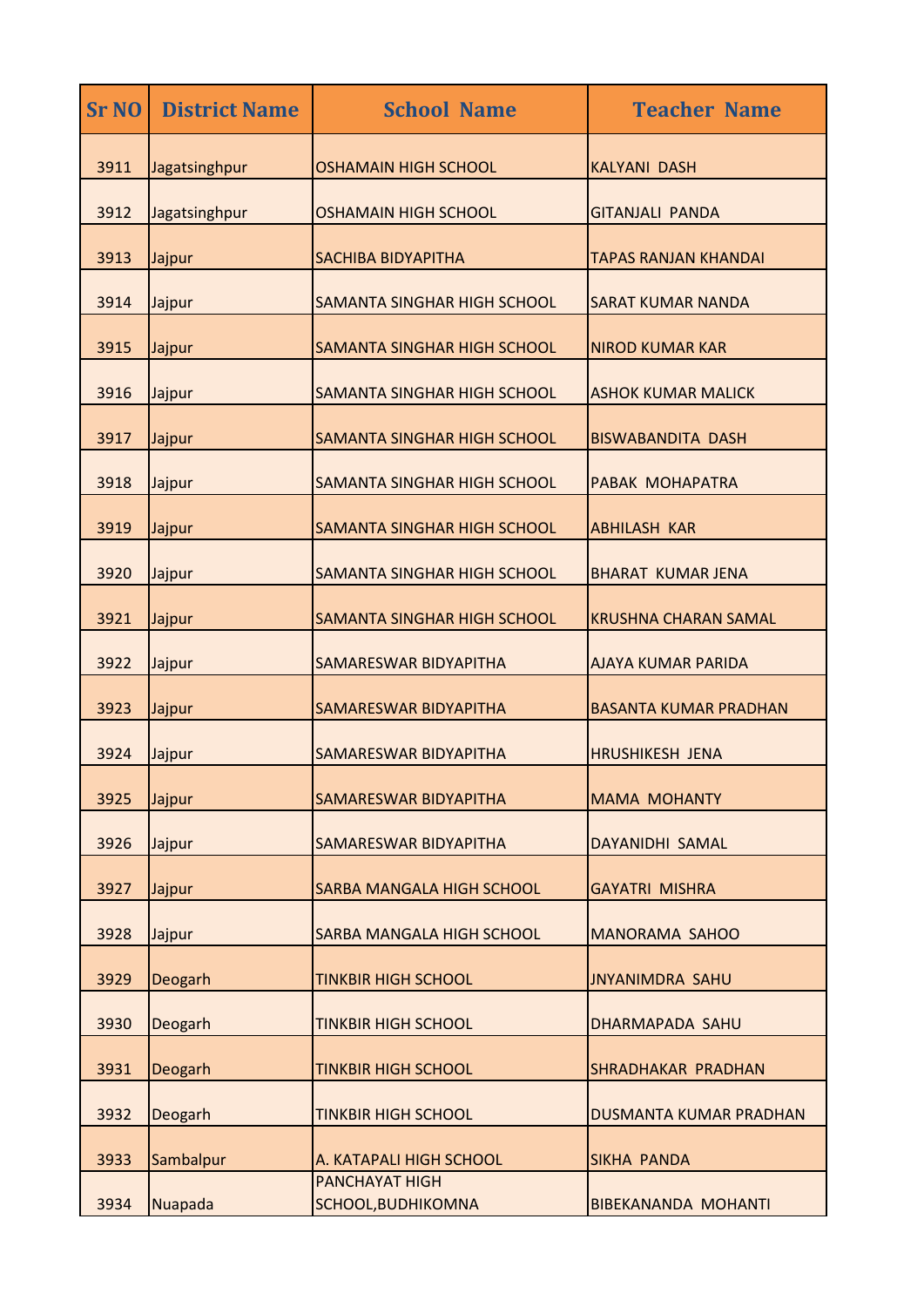| Sr NO | District Name | School Name | Teacher Name |
|---|---|---|---|
| 3911 | Jagatsinghpur | OSHAMAIN HIGH SCHOOL | KALYANI  DASH |
| 3912 | Jagatsinghpur | OSHAMAIN HIGH SCHOOL | GITANJALI  PANDA |
| 3913 | Jajpur | SACHIBA BIDYAPITHA | TAPAS RANJAN KHANDAI |
| 3914 | Jajpur | SAMANTA SINGHAR HIGH SCHOOL | SARAT KUMAR NANDA |
| 3915 | Jajpur | SAMANTA SINGHAR HIGH SCHOOL | NIROD KUMAR KAR |
| 3916 | Jajpur | SAMANTA SINGHAR HIGH SCHOOL | ASHOK KUMAR MALICK |
| 3917 | Jajpur | SAMANTA SINGHAR HIGH SCHOOL | BISWABANDITA  DASH |
| 3918 | Jajpur | SAMANTA SINGHAR HIGH SCHOOL | PABAK  MOHAPATRA |
| 3919 | Jajpur | SAMANTA SINGHAR HIGH SCHOOL | ABHILASH  KAR |
| 3920 | Jajpur | SAMANTA SINGHAR HIGH SCHOOL | BHARAT  KUMAR JENA |
| 3921 | Jajpur | SAMANTA SINGHAR HIGH SCHOOL | KRUSHNA CHARAN SAMAL |
| 3922 | Jajpur | SAMARESWAR BIDYAPITHA | AJAYA KUMAR PARIDA |
| 3923 | Jajpur | SAMARESWAR BIDYAPITHA | BASANTA KUMAR PRADHAN |
| 3924 | Jajpur | SAMARESWAR BIDYAPITHA | HRUSHIKESH  JENA |
| 3925 | Jajpur | SAMARESWAR BIDYAPITHA | MAMA  MOHANTY |
| 3926 | Jajpur | SAMARESWAR BIDYAPITHA | DAYANIDHI  SAMAL |
| 3927 | Jajpur | SARBA MANGALA HIGH SCHOOL | GAYATRI  MISHRA |
| 3928 | Jajpur | SARBA MANGALA HIGH SCHOOL | MANORAMA  SAHOO |
| 3929 | Deogarh | TINKBIR HIGH SCHOOL | JNYANIMDRA  SAHU |
| 3930 | Deogarh | TINKBIR HIGH SCHOOL | DHARMAPADA  SAHU |
| 3931 | Deogarh | TINKBIR HIGH SCHOOL | SHRADHAKAR  PRADHAN |
| 3932 | Deogarh | TINKBIR HIGH SCHOOL | DUSMANTA KUMAR PRADHAN |
| 3933 | Sambalpur | A. KATAPALI HIGH SCHOOL | SIKHA  PANDA |
| 3934 | Nuapada | PANCHAYAT HIGH SCHOOL,BUDHIKOMNA | BIBEKANANDA  MOHANTI |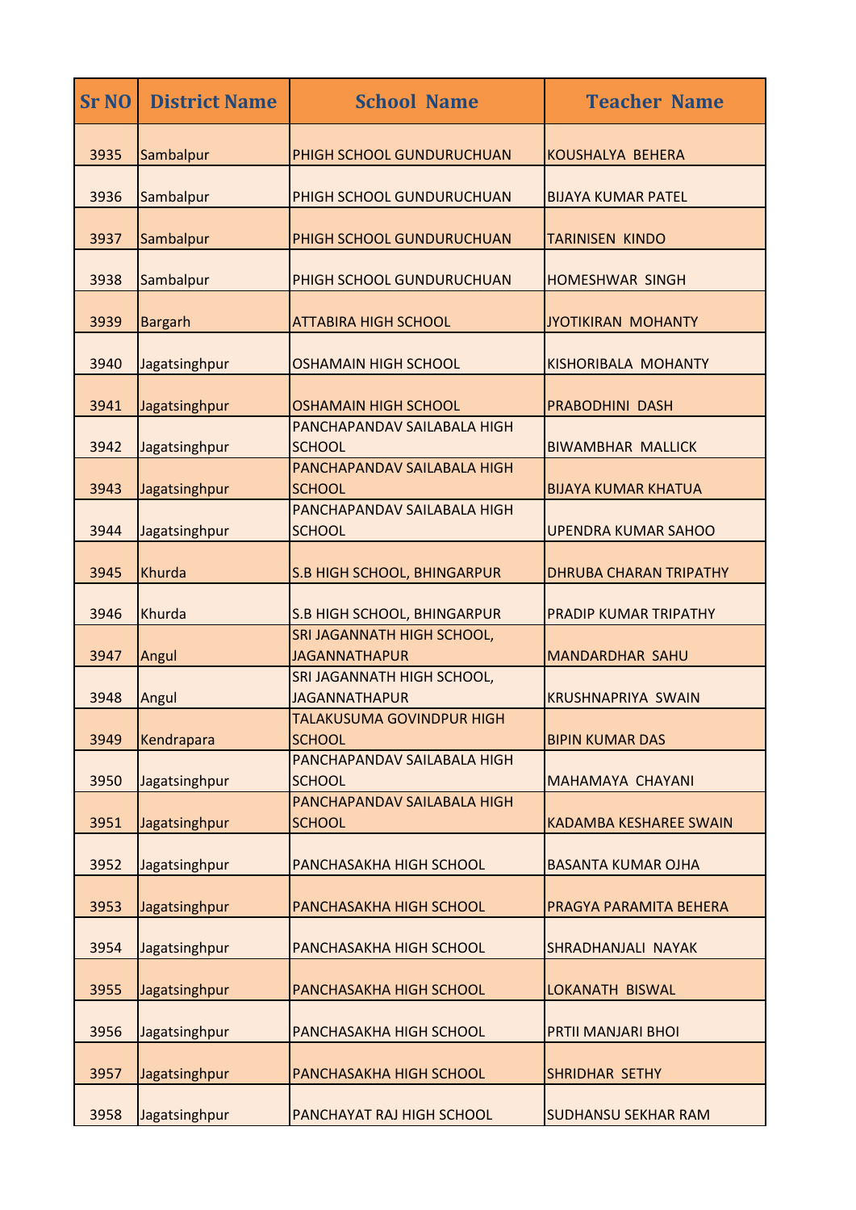| Sr NO | District Name | School Name | Teacher Name |
|---|---|---|---|
| 3935 | Sambalpur | PHIGH SCHOOL GUNDURUCHUAN | KOUSHALYA BEHERA |
| 3936 | Sambalpur | PHIGH SCHOOL GUNDURUCHUAN | BIJAYA KUMAR PATEL |
| 3937 | Sambalpur | PHIGH SCHOOL GUNDURUCHUAN | TARINISEN KINDO |
| 3938 | Sambalpur | PHIGH SCHOOL GUNDURUCHUAN | HOMESHWAR SINGH |
| 3939 | Bargarh | ATTABIRA HIGH SCHOOL | JYOTIKIRAN MOHANTY |
| 3940 | Jagatsinghpur | OSHAMAIN HIGH SCHOOL | KISHORIBALA MOHANTY |
| 3941 | Jagatsinghpur | OSHAMAIN HIGH SCHOOL | PRABODHINI DASH |
| 3942 | Jagatsinghpur | PANCHAPANDAV SAILABALA HIGH SCHOOL | BIWAMBHAR MALLICK |
| 3943 | Jagatsinghpur | PANCHAPANDAV SAILABALA HIGH SCHOOL | BIJAYA KUMAR KHATUA |
| 3944 | Jagatsinghpur | PANCHAPANDAV SAILABALA HIGH SCHOOL | UPENDRA KUMAR SAHOO |
| 3945 | Khurda | S.B HIGH SCHOOL, BHINGARPUR | DHRUBA CHARAN TRIPATHY |
| 3946 | Khurda | S.B HIGH SCHOOL, BHINGARPUR | PRADIP KUMAR TRIPATHY |
| 3947 | Angul | SRI JAGANNATH HIGH SCHOOL, JAGANNATHAPUR | MANDARDHAR SAHU |
| 3948 | Angul | SRI JAGANNATH HIGH SCHOOL, JAGANNATHAPUR | KRUSHNAPRIYA SWAIN |
| 3949 | Kendrapara | TALAKUSUMA GOVINDPUR HIGH SCHOOL | BIPIN KUMAR DAS |
| 3950 | Jagatsinghpur | PANCHAPANDAV SAILABALA HIGH SCHOOL | MAHAMAYA CHAYANI |
| 3951 | Jagatsinghpur | PANCHAPANDAV SAILABALA HIGH SCHOOL | KADAMBA KESHAREE SWAIN |
| 3952 | Jagatsinghpur | PANCHASAKHA HIGH SCHOOL | BASANTA KUMAR OJHA |
| 3953 | Jagatsinghpur | PANCHASAKHA HIGH SCHOOL | PRAGYA PARAMITA BEHERA |
| 3954 | Jagatsinghpur | PANCHASAKHA HIGH SCHOOL | SHRADHANJALI NAYAK |
| 3955 | Jagatsinghpur | PANCHASAKHA HIGH SCHOOL | LOKANATH BISWAL |
| 3956 | Jagatsinghpur | PANCHASAKHA HIGH SCHOOL | PRTII MANJARI BHOI |
| 3957 | Jagatsinghpur | PANCHASAKHA HIGH SCHOOL | SHRIDHAR SETHY |
| 3958 | Jagatsinghpur | PANCHAYAT RAJ HIGH SCHOOL | SUDHANSU SEKHAR RAM |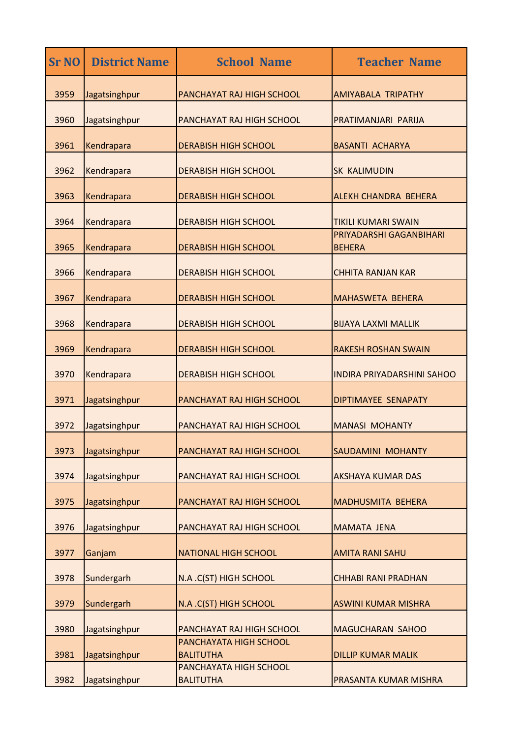| Sr NO | District Name | School Name | Teacher Name |
|---|---|---|---|
| 3959 | Jagatsinghpur | PANCHAYAT RAJ HIGH SCHOOL | AMIYABALA TRIPATHY |
| 3960 | Jagatsinghpur | PANCHAYAT RAJ HIGH SCHOOL | PRATIMANJARI PARIJA |
| 3961 | Kendrapara | DERABISH HIGH SCHOOL | BASANTI ACHARYA |
| 3962 | Kendrapara | DERABISH HIGH SCHOOL | SK KALIMUDIN |
| 3963 | Kendrapara | DERABISH HIGH SCHOOL | ALEKH CHANDRA BEHERA |
| 3964 | Kendrapara | DERABISH HIGH SCHOOL | TIKILI KUMARI SWAIN |
| 3965 | Kendrapara | DERABISH HIGH SCHOOL | PRIYADARSHI GAGANBIHARI BEHERA |
| 3966 | Kendrapara | DERABISH HIGH SCHOOL | CHHITA RANJAN KAR |
| 3967 | Kendrapara | DERABISH HIGH SCHOOL | MAHASWETA BEHERA |
| 3968 | Kendrapara | DERABISH HIGH SCHOOL | BIJAYA LAXMI MALLIK |
| 3969 | Kendrapara | DERABISH HIGH SCHOOL | RAKESH ROSHAN SWAIN |
| 3970 | Kendrapara | DERABISH HIGH SCHOOL | INDIRA PRIYADARSHINI SAHOO |
| 3971 | Jagatsinghpur | PANCHAYAT RAJ HIGH SCHOOL | DIPTIMAYEE SENAPATY |
| 3972 | Jagatsinghpur | PANCHAYAT RAJ HIGH SCHOOL | MANASI MOHANTY |
| 3973 | Jagatsinghpur | PANCHAYAT RAJ HIGH SCHOOL | SAUDAMINI MOHANTY |
| 3974 | Jagatsinghpur | PANCHAYAT RAJ HIGH SCHOOL | AKSHAYA KUMAR DAS |
| 3975 | Jagatsinghpur | PANCHAYAT RAJ HIGH SCHOOL | MADHUSMITA BEHERA |
| 3976 | Jagatsinghpur | PANCHAYAT RAJ HIGH SCHOOL | MAMATA JENA |
| 3977 | Ganjam | NATIONAL HIGH SCHOOL | AMITA RANI SAHU |
| 3978 | Sundergarh | N.A .C(ST) HIGH SCHOOL | CHHABI RANI PRADHAN |
| 3979 | Sundergarh | N.A .C(ST) HIGH SCHOOL | ASWINI KUMAR MISHRA |
| 3980 | Jagatsinghpur | PANCHAYAT RAJ HIGH SCHOOL | MAGUCHARAN SAHOO |
| 3981 | Jagatsinghpur | PANCHAYATA HIGH SCHOOL BALITUTHA | DILLIP KUMAR MALIK |
| 3982 | Jagatsinghpur | PANCHAYATA HIGH SCHOOL BALITUTHA | PRASANTA KUMAR MISHRA |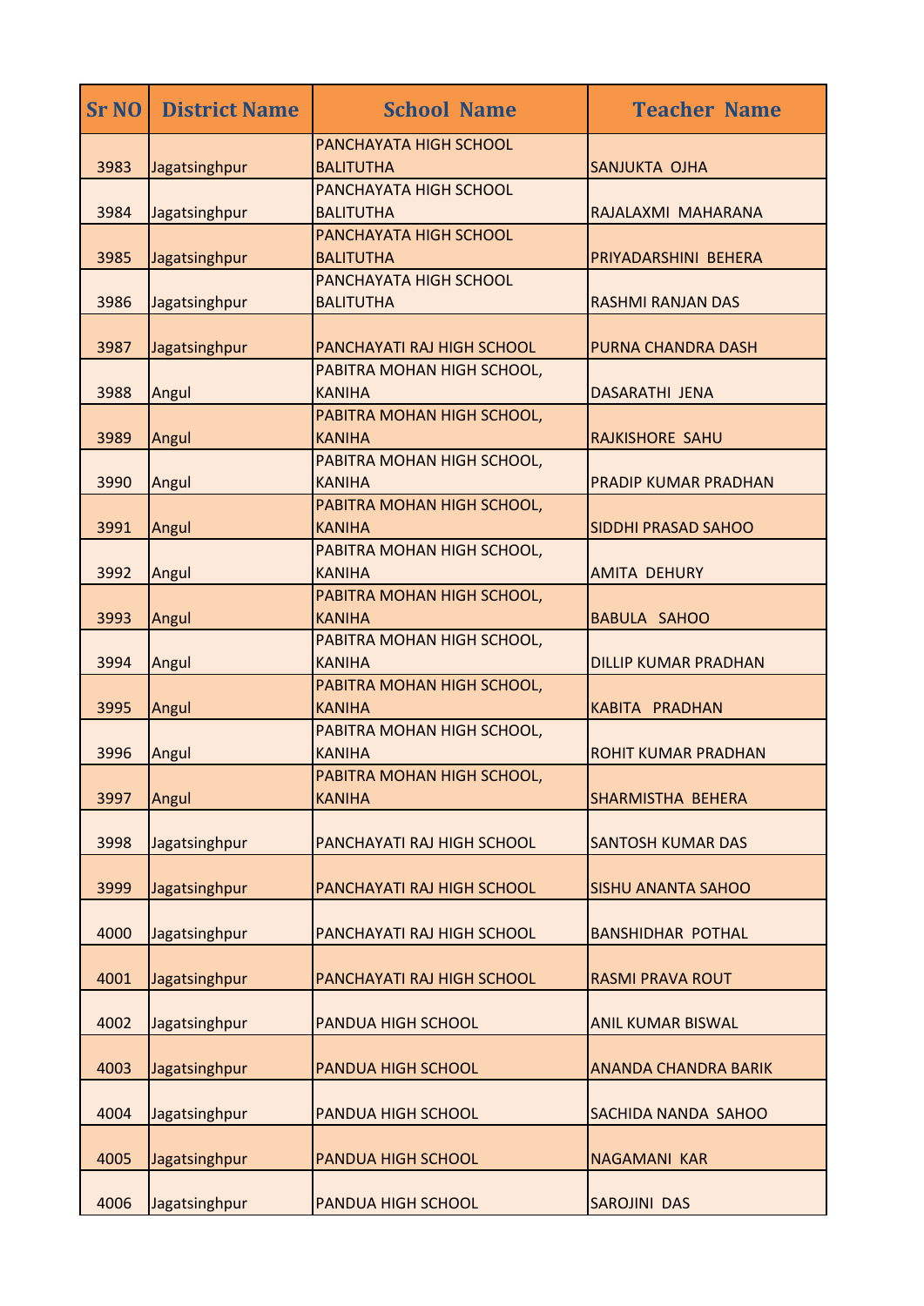| Sr NO | District Name | School Name | Teacher Name |
|---|---|---|---|
| 3983 | Jagatsinghpur | PANCHAYATA HIGH SCHOOL BALITUTHA | SANJUKTA OJHA |
| 3984 | Jagatsinghpur | PANCHAYATA HIGH SCHOOL BALITUTHA | RAJALAXMI MAHARANA |
| 3985 | Jagatsinghpur | PANCHAYATA HIGH SCHOOL BALITUTHA | PRIYADARSHINI BEHERA |
| 3986 | Jagatsinghpur | PANCHAYATA HIGH SCHOOL BALITUTHA | RASHMI RANJAN DAS |
| 3987 | Jagatsinghpur | PANCHAYATI RAJ HIGH SCHOOL | PURNA CHANDRA DASH |
| 3988 | Angul | PABITRA MOHAN HIGH SCHOOL, KANIHA | DASARATHI JENA |
| 3989 | Angul | PABITRA MOHAN HIGH SCHOOL, KANIHA | RAJKISHORE SAHU |
| 3990 | Angul | PABITRA MOHAN HIGH SCHOOL, KANIHA | PRADIP KUMAR PRADHAN |
| 3991 | Angul | PABITRA MOHAN HIGH SCHOOL, KANIHA | SIDDHI PRASAD SAHOO |
| 3992 | Angul | PABITRA MOHAN HIGH SCHOOL, KANIHA | AMITA DEHURY |
| 3993 | Angul | PABITRA MOHAN HIGH SCHOOL, KANIHA | BABULA SAHOO |
| 3994 | Angul | PABITRA MOHAN HIGH SCHOOL, KANIHA | DILLIP KUMAR PRADHAN |
| 3995 | Angul | PABITRA MOHAN HIGH SCHOOL, KANIHA | KABITA PRADHAN |
| 3996 | Angul | PABITRA MOHAN HIGH SCHOOL, KANIHA | ROHIT KUMAR PRADHAN |
| 3997 | Angul | PABITRA MOHAN HIGH SCHOOL, KANIHA | SHARMISTHA BEHERA |
| 3998 | Jagatsinghpur | PANCHAYATI RAJ HIGH SCHOOL | SANTOSH KUMAR DAS |
| 3999 | Jagatsinghpur | PANCHAYATI RAJ HIGH SCHOOL | SISHU ANANTA SAHOO |
| 4000 | Jagatsinghpur | PANCHAYATI RAJ HIGH SCHOOL | BANSHIDHAR POTHAL |
| 4001 | Jagatsinghpur | PANCHAYATI RAJ HIGH SCHOOL | RASMI PRAVA ROUT |
| 4002 | Jagatsinghpur | PANDUA HIGH SCHOOL | ANIL KUMAR BISWAL |
| 4003 | Jagatsinghpur | PANDUA HIGH SCHOOL | ANANDA CHANDRA BARIK |
| 4004 | Jagatsinghpur | PANDUA HIGH SCHOOL | SACHIDA NANDA SAHOO |
| 4005 | Jagatsinghpur | PANDUA HIGH SCHOOL | NAGAMANI KAR |
| 4006 | Jagatsinghpur | PANDUA HIGH SCHOOL | SAROJINI DAS |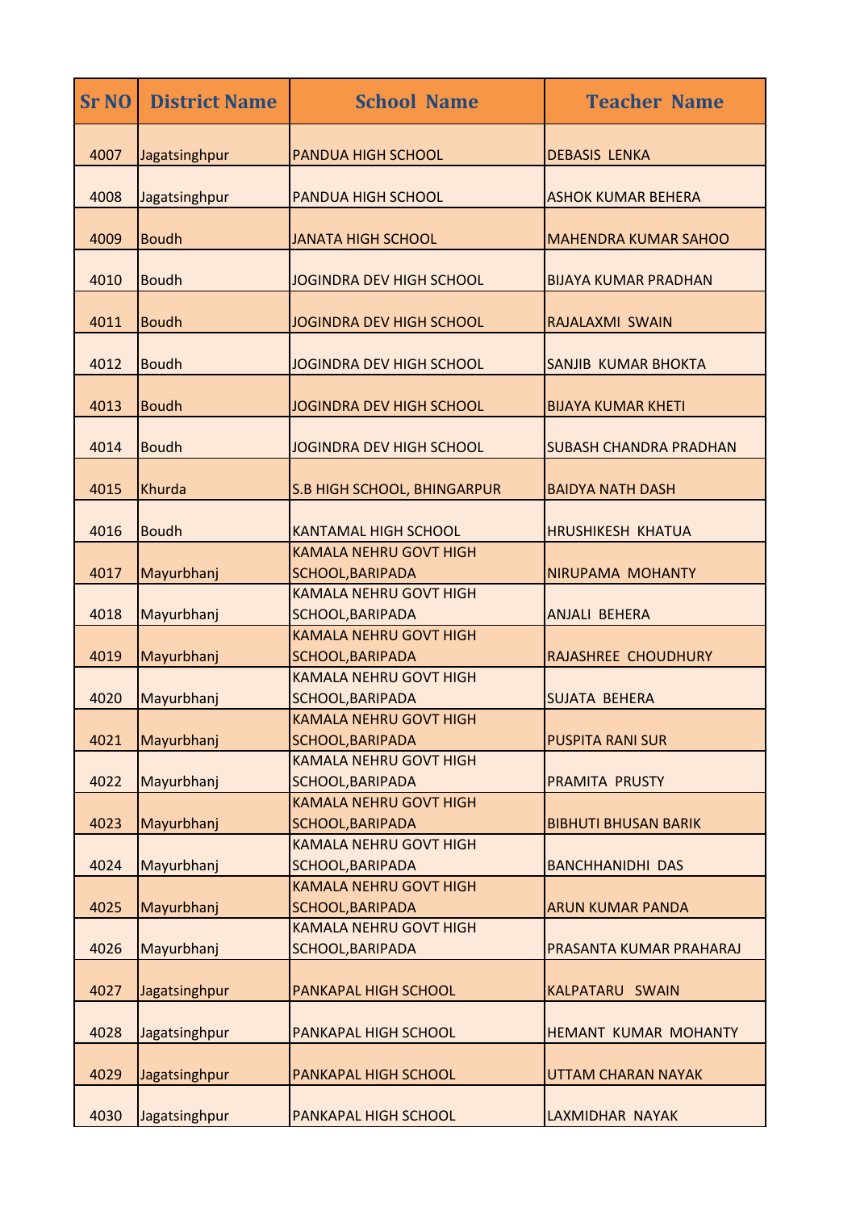| Sr NO | District Name | School Name | Teacher Name |
|---|---|---|---|
| 4007 | Jagatsinghpur | PANDUA HIGH SCHOOL | DEBASIS LENKA |
| 4008 | Jagatsinghpur | PANDUA HIGH SCHOOL | ASHOK KUMAR BEHERA |
| 4009 | Boudh | JANATA HIGH SCHOOL | MAHENDRA KUMAR SAHOO |
| 4010 | Boudh | JOGINDRA DEV HIGH SCHOOL | BIJAYA KUMAR PRADHAN |
| 4011 | Boudh | JOGINDRA DEV HIGH SCHOOL | RAJALAXMI SWAIN |
| 4012 | Boudh | JOGINDRA DEV HIGH SCHOOL | SANJIB KUMAR BHOKTA |
| 4013 | Boudh | JOGINDRA DEV HIGH SCHOOL | BIJAYA KUMAR KHETI |
| 4014 | Boudh | JOGINDRA DEV HIGH SCHOOL | SUBASH CHANDRA PRADHAN |
| 4015 | Khurda | S.B HIGH SCHOOL, BHINGARPUR | BAIDYA NATH DASH |
| 4016 | Boudh | KANTAMAL HIGH SCHOOL | HRUSHIKESH KHATUA |
| 4017 | Mayurbhanj | KAMALA NEHRU GOVT HIGH SCHOOL,BARIPADA | NIRUPAMA MOHANTY |
| 4018 | Mayurbhanj | KAMALA NEHRU GOVT HIGH SCHOOL,BARIPADA | ANJALI BEHERA |
| 4019 | Mayurbhanj | KAMALA NEHRU GOVT HIGH SCHOOL,BARIPADA | RAJASHREE CHOUDHURY |
| 4020 | Mayurbhanj | KAMALA NEHRU GOVT HIGH SCHOOL,BARIPADA | SUJATA BEHERA |
| 4021 | Mayurbhanj | KAMALA NEHRU GOVT HIGH SCHOOL,BARIPADA | PUSPITA RANI SUR |
| 4022 | Mayurbhanj | KAMALA NEHRU GOVT HIGH SCHOOL,BARIPADA | PRAMITA PRUSTY |
| 4023 | Mayurbhanj | KAMALA NEHRU GOVT HIGH SCHOOL,BARIPADA | BIBHUTI BHUSAN BARIK |
| 4024 | Mayurbhanj | KAMALA NEHRU GOVT HIGH SCHOOL,BARIPADA | BANCHHANIDHI DAS |
| 4025 | Mayurbhanj | KAMALA NEHRU GOVT HIGH SCHOOL,BARIPADA | ARUN KUMAR PANDA |
| 4026 | Mayurbhanj | KAMALA NEHRU GOVT HIGH SCHOOL,BARIPADA | PRASANTA KUMAR PRAHARAJ |
| 4027 | Jagatsinghpur | PANKAPAL HIGH SCHOOL | KALPATARU SWAIN |
| 4028 | Jagatsinghpur | PANKAPAL HIGH SCHOOL | HEMANT KUMAR MOHANTY |
| 4029 | Jagatsinghpur | PANKAPAL HIGH SCHOOL | UTTAM CHARAN NAYAK |
| 4030 | Jagatsinghpur | PANKAPAL HIGH SCHOOL | LAXMIDHAR NAYAK |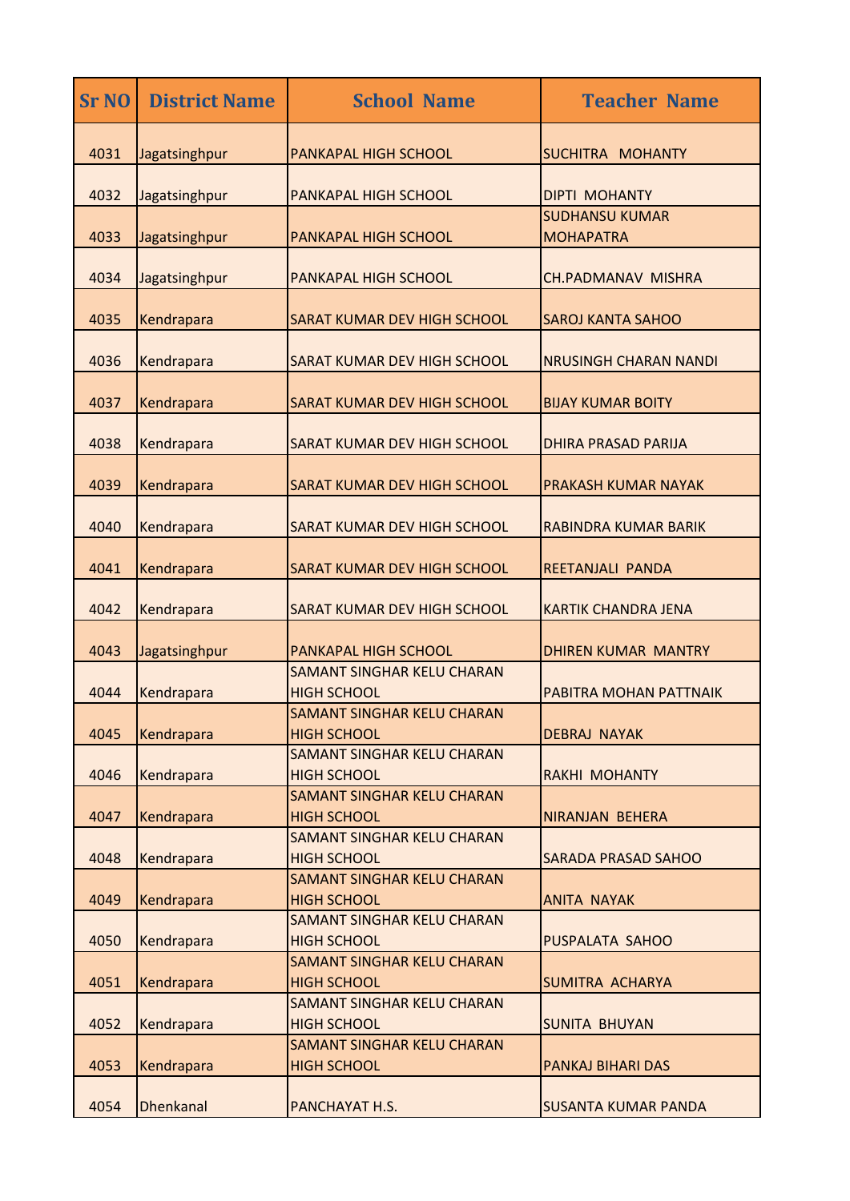| Sr NO | District Name | School Name | Teacher Name |
|---|---|---|---|
| 4031 | Jagatsinghpur | PANKAPAL HIGH SCHOOL | SUCHITRA MOHANTY |
| 4032 | Jagatsinghpur | PANKAPAL HIGH SCHOOL | DIPTI MOHANTY |
| 4033 | Jagatsinghpur | PANKAPAL HIGH SCHOOL | SUDHANSU KUMAR MOHAPATRA |
| 4034 | Jagatsinghpur | PANKAPAL HIGH SCHOOL | CH.PADMANAV MISHRA |
| 4035 | Kendrapara | SARAT KUMAR DEV HIGH SCHOOL | SAROJ KANTA SAHOO |
| 4036 | Kendrapara | SARAT KUMAR DEV HIGH SCHOOL | NRUSINGH CHARAN NANDI |
| 4037 | Kendrapara | SARAT KUMAR DEV HIGH SCHOOL | BIJAY KUMAR BOITY |
| 4038 | Kendrapara | SARAT KUMAR DEV HIGH SCHOOL | DHIRA PRASAD PARIJA |
| 4039 | Kendrapara | SARAT KUMAR DEV HIGH SCHOOL | PRAKASH KUMAR NAYAK |
| 4040 | Kendrapara | SARAT KUMAR DEV HIGH SCHOOL | RABINDRA KUMAR BARIK |
| 4041 | Kendrapara | SARAT KUMAR DEV HIGH SCHOOL | REETANJALI PANDA |
| 4042 | Kendrapara | SARAT KUMAR DEV HIGH SCHOOL | KARTIK CHANDRA JENA |
| 4043 | Jagatsinghpur | PANKAPAL HIGH SCHOOL | DHIREN KUMAR MANTRY |
| 4044 | Kendrapara | SAMANT SINGHAR KELU CHARAN HIGH SCHOOL | PABITRA MOHAN PATTNAIK |
| 4045 | Kendrapara | SAMANT SINGHAR KELU CHARAN HIGH SCHOOL | DEBRAJ NAYAK |
| 4046 | Kendrapara | SAMANT SINGHAR KELU CHARAN HIGH SCHOOL | RAKHI MOHANTY |
| 4047 | Kendrapara | SAMANT SINGHAR KELU CHARAN HIGH SCHOOL | NIRANJAN BEHERA |
| 4048 | Kendrapara | SAMANT SINGHAR KELU CHARAN HIGH SCHOOL | SARADA PRASAD SAHOO |
| 4049 | Kendrapara | SAMANT SINGHAR KELU CHARAN HIGH SCHOOL | ANITA NAYAK |
| 4050 | Kendrapara | SAMANT SINGHAR KELU CHARAN HIGH SCHOOL | PUSPALATA SAHOO |
| 4051 | Kendrapara | SAMANT SINGHAR KELU CHARAN HIGH SCHOOL | SUMITRA ACHARYA |
| 4052 | Kendrapara | SAMANT SINGHAR KELU CHARAN HIGH SCHOOL | SUNITA BHUYAN |
| 4053 | Kendrapara | SAMANT SINGHAR KELU CHARAN HIGH SCHOOL | PANKAJ BIHARI DAS |
| 4054 | Dhenkanal | PANCHAYAT H.S. | SUSANTA KUMAR PANDA |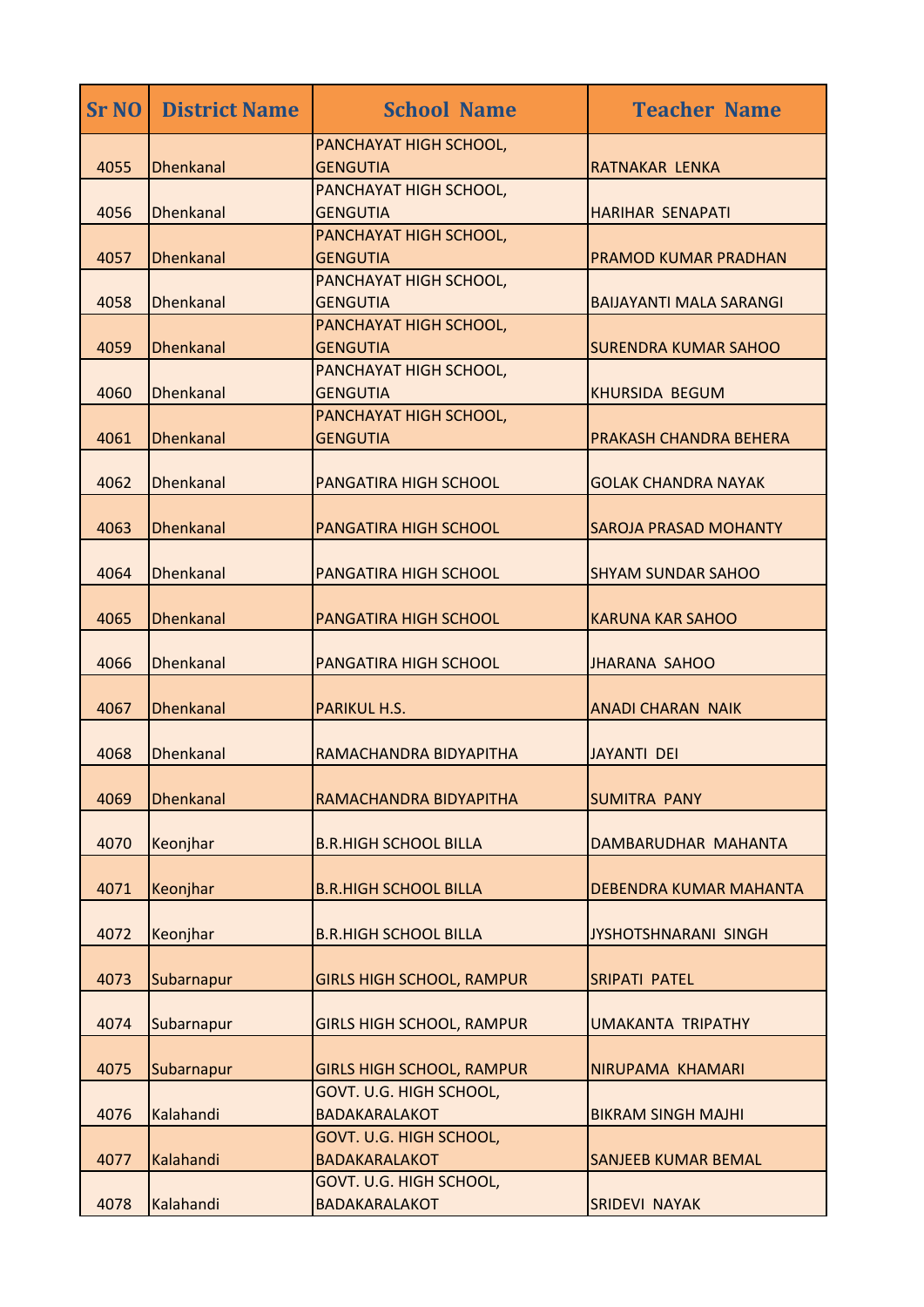| Sr NO | District Name | School Name | Teacher Name |
|---|---|---|---|
| 4055 | Dhenkanal | PANCHAYAT HIGH SCHOOL, GENGUTIA | RATNAKAR LENKA |
| 4056 | Dhenkanal | PANCHAYAT HIGH SCHOOL, GENGUTIA | HARIHAR SENAPATI |
| 4057 | Dhenkanal | PANCHAYAT HIGH SCHOOL, GENGUTIA | PRAMOD KUMAR PRADHAN |
| 4058 | Dhenkanal | PANCHAYAT HIGH SCHOOL, GENGUTIA | BAIJAYANTI MALA SARANGI |
| 4059 | Dhenkanal | PANCHAYAT HIGH SCHOOL, GENGUTIA | SURENDRA KUMAR SAHOO |
| 4060 | Dhenkanal | PANCHAYAT HIGH SCHOOL, GENGUTIA | KHURSIDA BEGUM |
| 4061 | Dhenkanal | PANCHAYAT HIGH SCHOOL, GENGUTIA | PRAKASH CHANDRA BEHERA |
| 4062 | Dhenkanal | PANGATIRA HIGH SCHOOL | GOLAK CHANDRA NAYAK |
| 4063 | Dhenkanal | PANGATIRA HIGH SCHOOL | SAROJA PRASAD MOHANTY |
| 4064 | Dhenkanal | PANGATIRA HIGH SCHOOL | SHYAM SUNDAR SAHOO |
| 4065 | Dhenkanal | PANGATIRA HIGH SCHOOL | KARUNA KAR SAHOO |
| 4066 | Dhenkanal | PANGATIRA HIGH SCHOOL | JHARANA SAHOO |
| 4067 | Dhenkanal | PARIKUL H.S. | ANADI CHARAN NAIK |
| 4068 | Dhenkanal | RAMACHANDRA BIDYAPITHA | JAYANTI DEI |
| 4069 | Dhenkanal | RAMACHANDRA BIDYAPITHA | SUMITRA PANY |
| 4070 | Keonjhar | B.R.HIGH SCHOOL BILLA | DAMBARUDHAR MAHANTA |
| 4071 | Keonjhar | B.R.HIGH SCHOOL BILLA | DEBENDRA KUMAR MAHANTA |
| 4072 | Keonjhar | B.R.HIGH SCHOOL BILLA | JYSHOTSHNARANI SINGH |
| 4073 | Subarnapur | GIRLS HIGH SCHOOL, RAMPUR | SRIPATI PATEL |
| 4074 | Subarnapur | GIRLS HIGH SCHOOL, RAMPUR | UMAKANTA TRIPATHY |
| 4075 | Subarnapur | GIRLS HIGH SCHOOL, RAMPUR | NIRUPAMA KHAMARI |
| 4076 | Kalahandi | GOVT. U.G. HIGH SCHOOL, BADAKARALAKOT | BIKRAM SINGH MAJHI |
| 4077 | Kalahandi | GOVT. U.G. HIGH SCHOOL, BADAKARALAKOT | SANJEEB KUMAR BEMAL |
| 4078 | Kalahandi | GOVT. U.G. HIGH SCHOOL, BADAKARALAKOT | SRIDEVI NAYAK |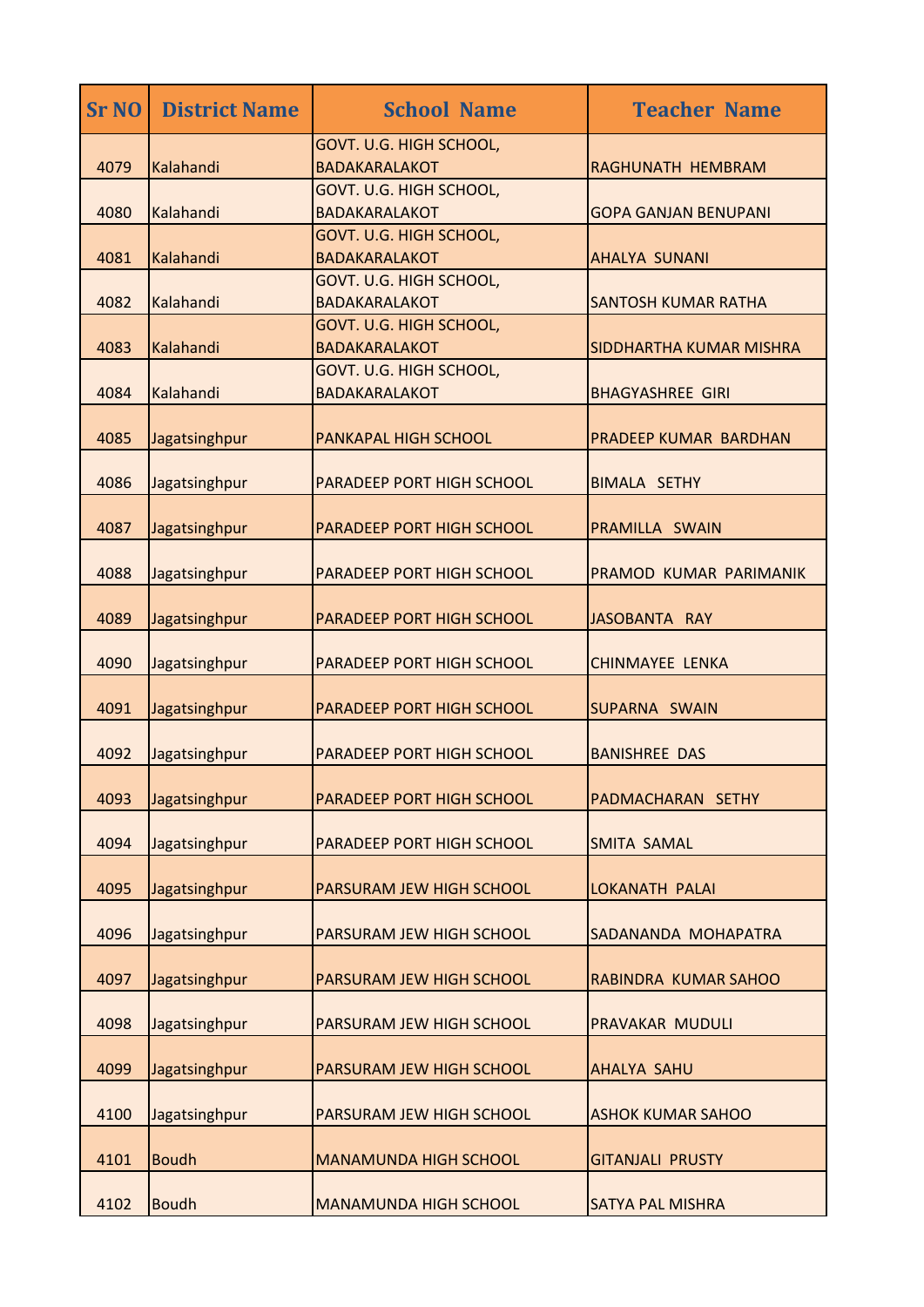| Sr NO | District Name | School Name | Teacher Name |
|---|---|---|---|
| 4079 | Kalahandi | GOVT. U.G. HIGH SCHOOL, BADAKARALAKOT | RAGHUNATH HEMBRAM |
| 4080 | Kalahandi | GOVT. U.G. HIGH SCHOOL, BADAKARALAKOT | GOPA GANJAN BENUPANI |
| 4081 | Kalahandi | GOVT. U.G. HIGH SCHOOL, BADAKARALAKOT | AHALYA SUNANI |
| 4082 | Kalahandi | GOVT. U.G. HIGH SCHOOL, BADAKARALAKOT | SANTOSH KUMAR RATHA |
| 4083 | Kalahandi | GOVT. U.G. HIGH SCHOOL, BADAKARALAKOT | SIDDHARTHA KUMAR MISHRA |
| 4084 | Kalahandi | GOVT. U.G. HIGH SCHOOL, BADAKARALAKOT | BHAGYASHREE GIRI |
| 4085 | Jagatsinghpur | PANKAPAL HIGH SCHOOL | PRADEEP KUMAR BARDHAN |
| 4086 | Jagatsinghpur | PARADEEP PORT HIGH SCHOOL | BIMALA SETHY |
| 4087 | Jagatsinghpur | PARADEEP PORT HIGH SCHOOL | PRAMILLA SWAIN |
| 4088 | Jagatsinghpur | PARADEEP PORT HIGH SCHOOL | PRAMOD KUMAR PARIMANIK |
| 4089 | Jagatsinghpur | PARADEEP PORT HIGH SCHOOL | JASOBANTA RAY |
| 4090 | Jagatsinghpur | PARADEEP PORT HIGH SCHOOL | CHINMAYEE LENKA |
| 4091 | Jagatsinghpur | PARADEEP PORT HIGH SCHOOL | SUPARNA SWAIN |
| 4092 | Jagatsinghpur | PARADEEP PORT HIGH SCHOOL | BANISHREE DAS |
| 4093 | Jagatsinghpur | PARADEEP PORT HIGH SCHOOL | PADMACHARAN SETHY |
| 4094 | Jagatsinghpur | PARADEEP PORT HIGH SCHOOL | SMITA SAMAL |
| 4095 | Jagatsinghpur | PARSURAM JEW HIGH SCHOOL | LOKANATH PALAI |
| 4096 | Jagatsinghpur | PARSURAM JEW HIGH SCHOOL | SADANANDA MOHAPATRA |
| 4097 | Jagatsinghpur | PARSURAM JEW HIGH SCHOOL | RABINDRA KUMAR SAHOO |
| 4098 | Jagatsinghpur | PARSURAM JEW HIGH SCHOOL | PRAVAKAR MUDULI |
| 4099 | Jagatsinghpur | PARSURAM JEW HIGH SCHOOL | AHALYA SAHU |
| 4100 | Jagatsinghpur | PARSURAM JEW HIGH SCHOOL | ASHOK KUMAR SAHOO |
| 4101 | Boudh | MANAMUNDA HIGH SCHOOL | GITANJALI PRUSTY |
| 4102 | Boudh | MANAMUNDA HIGH SCHOOL | SATYA PAL MISHRA |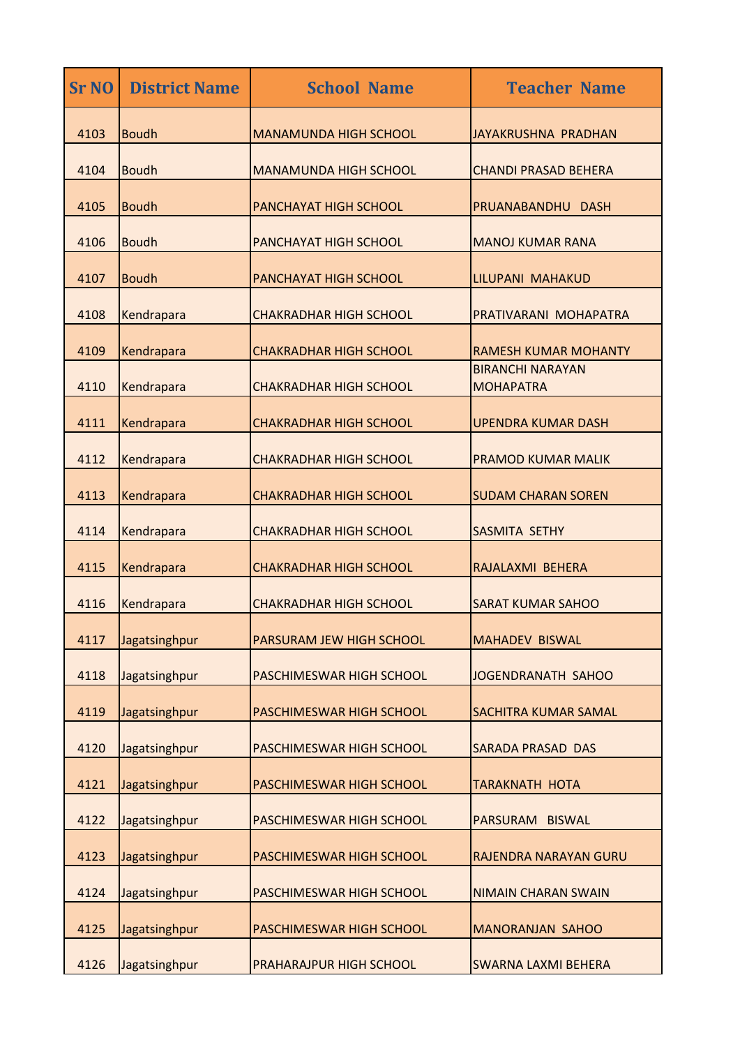| Sr NO | District Name | School Name | Teacher Name |
|---|---|---|---|
| 4103 | Boudh | MANAMUNDA HIGH SCHOOL | JAYAKRUSHNA PRADHAN |
| 4104 | Boudh | MANAMUNDA HIGH SCHOOL | CHANDI PRASAD BEHERA |
| 4105 | Boudh | PANCHAYAT HIGH SCHOOL | PRUANABANDHU DASH |
| 4106 | Boudh | PANCHAYAT HIGH SCHOOL | MANOJ KUMAR RANA |
| 4107 | Boudh | PANCHAYAT HIGH SCHOOL | LILUPANI MAHAKUD |
| 4108 | Kendrapara | CHAKRADHAR HIGH SCHOOL | PRATIVARANI MOHAPATRA |
| 4109 | Kendrapara | CHAKRADHAR HIGH SCHOOL | RAMESH KUMAR MOHANTY |
| 4110 | Kendrapara | CHAKRADHAR HIGH SCHOOL | BIRANCHI NARAYAN MOHAPATRA |
| 4111 | Kendrapara | CHAKRADHAR HIGH SCHOOL | UPENDRA KUMAR DASH |
| 4112 | Kendrapara | CHAKRADHAR HIGH SCHOOL | PRAMOD KUMAR MALIK |
| 4113 | Kendrapara | CHAKRADHAR HIGH SCHOOL | SUDAM CHARAN SOREN |
| 4114 | Kendrapara | CHAKRADHAR HIGH SCHOOL | SASMITA SETHY |
| 4115 | Kendrapara | CHAKRADHAR HIGH SCHOOL | RAJALAXMI BEHERA |
| 4116 | Kendrapara | CHAKRADHAR HIGH SCHOOL | SARAT KUMAR SAHOO |
| 4117 | Jagatsinghpur | PARSURAM JEW HIGH SCHOOL | MAHADEV BISWAL |
| 4118 | Jagatsinghpur | PASCHIMESWAR HIGH SCHOOL | JOGENDRANATH SAHOO |
| 4119 | Jagatsinghpur | PASCHIMESWAR HIGH SCHOOL | SACHITRA KUMAR SAMAL |
| 4120 | Jagatsinghpur | PASCHIMESWAR HIGH SCHOOL | SARADA PRASAD DAS |
| 4121 | Jagatsinghpur | PASCHIMESWAR HIGH SCHOOL | TARAKNATH HOTA |
| 4122 | Jagatsinghpur | PASCHIMESWAR HIGH SCHOOL | PARSURAM BISWAL |
| 4123 | Jagatsinghpur | PASCHIMESWAR HIGH SCHOOL | RAJENDRA NARAYAN GURU |
| 4124 | Jagatsinghpur | PASCHIMESWAR HIGH SCHOOL | NIMAIN CHARAN SWAIN |
| 4125 | Jagatsinghpur | PASCHIMESWAR HIGH SCHOOL | MANORANJAN SAHOO |
| 4126 | Jagatsinghpur | PRAHARAJPUR HIGH SCHOOL | SWARNA LAXMI BEHERA |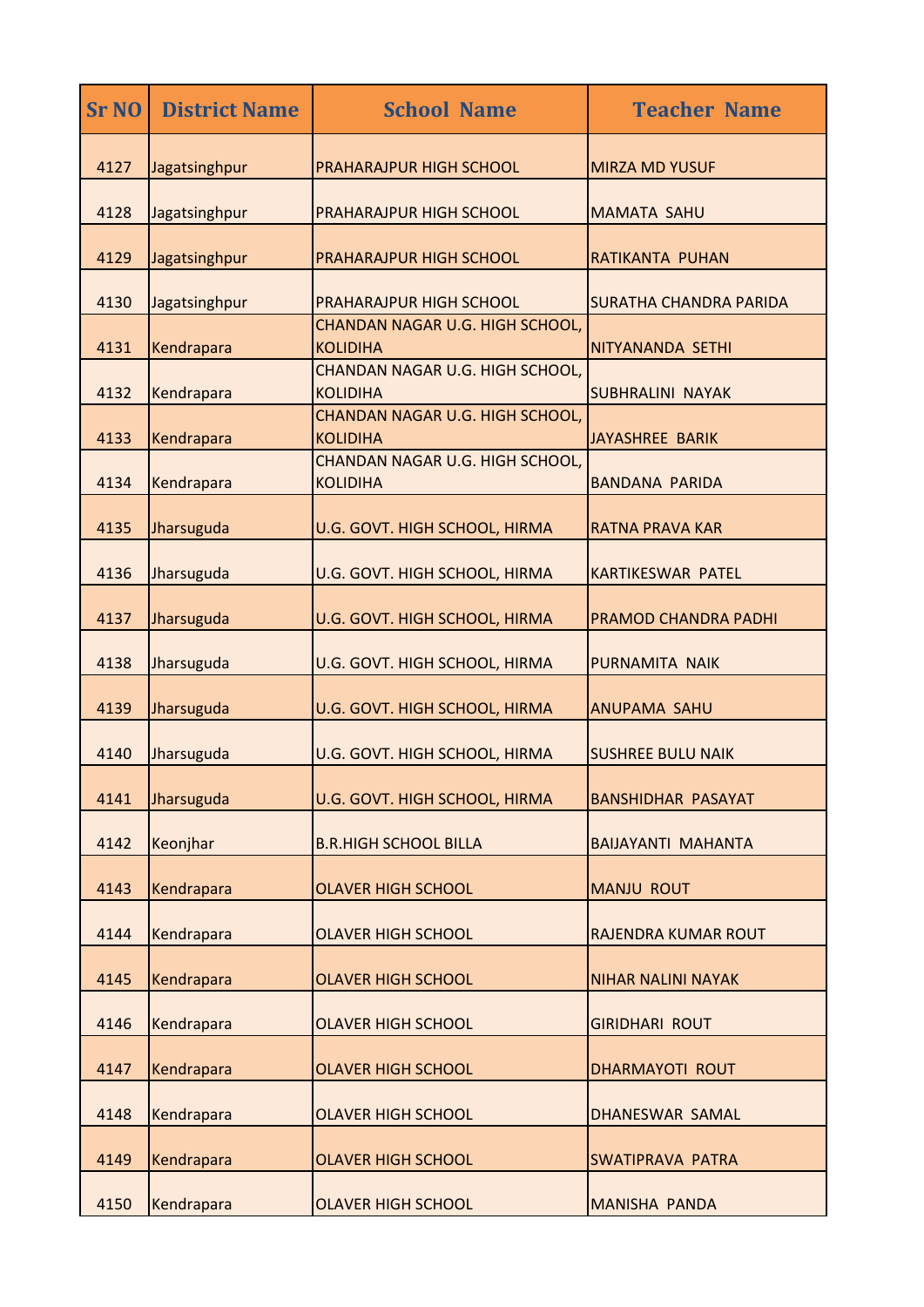| Sr NO | District Name | School Name | Teacher Name |
|---|---|---|---|
| 4127 | Jagatsinghpur | PRAHARAJPUR HIGH SCHOOL | MIRZA MD YUSUF |
| 4128 | Jagatsinghpur | PRAHARAJPUR HIGH SCHOOL | MAMATA SAHU |
| 4129 | Jagatsinghpur | PRAHARAJPUR HIGH SCHOOL | RATIKANTA PUHAN |
| 4130 | Jagatsinghpur | PRAHARAJPUR HIGH SCHOOL | SURATHA CHANDRA PARIDA |
| 4131 | Kendrapara | CHANDAN NAGAR U.G. HIGH SCHOOL, KOLIDIHA | NITYANANDA SETHI |
| 4132 | Kendrapara | CHANDAN NAGAR U.G. HIGH SCHOOL, KOLIDIHA | SUBHRALINI NAYAK |
| 4133 | Kendrapara | CHANDAN NAGAR U.G. HIGH SCHOOL, KOLIDIHA | JAYASHREE BARIK |
| 4134 | Kendrapara | CHANDAN NAGAR U.G. HIGH SCHOOL, KOLIDIHA | BANDANA PARIDA |
| 4135 | Jharsuguda | U.G. GOVT. HIGH SCHOOL, HIRMA | RATNA PRAVA KAR |
| 4136 | Jharsuguda | U.G. GOVT. HIGH SCHOOL, HIRMA | KARTIKESWAR PATEL |
| 4137 | Jharsuguda | U.G. GOVT. HIGH SCHOOL, HIRMA | PRAMOD CHANDRA PADHI |
| 4138 | Jharsuguda | U.G. GOVT. HIGH SCHOOL, HIRMA | PURNAMITA NAIK |
| 4139 | Jharsuguda | U.G. GOVT. HIGH SCHOOL, HIRMA | ANUPAMA SAHU |
| 4140 | Jharsuguda | U.G. GOVT. HIGH SCHOOL, HIRMA | SUSHREE BULU NAIK |
| 4141 | Jharsuguda | U.G. GOVT. HIGH SCHOOL, HIRMA | BANSHIDHAR PASAYAT |
| 4142 | Keonjhar | B.R.HIGH SCHOOL BILLA | BAIJAYANTI MAHANTA |
| 4143 | Kendrapara | OLAVER HIGH SCHOOL | MANJU ROUT |
| 4144 | Kendrapara | OLAVER HIGH SCHOOL | RAJENDRA KUMAR ROUT |
| 4145 | Kendrapara | OLAVER HIGH SCHOOL | NIHAR NALINI NAYAK |
| 4146 | Kendrapara | OLAVER HIGH SCHOOL | GIRIDHARI ROUT |
| 4147 | Kendrapara | OLAVER HIGH SCHOOL | DHARMAYOTI ROUT |
| 4148 | Kendrapara | OLAVER HIGH SCHOOL | DHANESWAR SAMAL |
| 4149 | Kendrapara | OLAVER HIGH SCHOOL | SWATIPRAVA PATRA |
| 4150 | Kendrapara | OLAVER HIGH SCHOOL | MANISHA PANDA |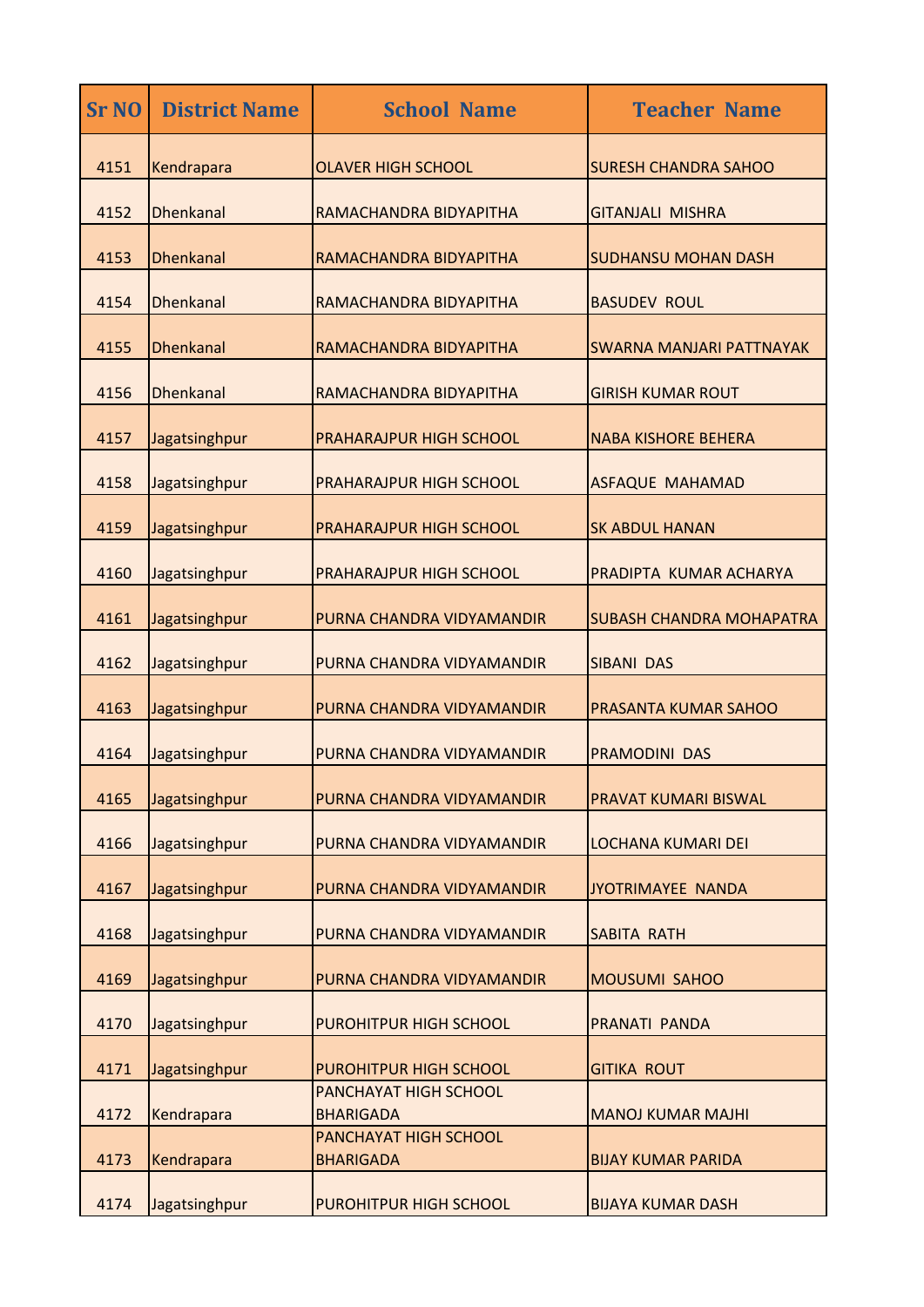| Sr NO | District Name | School Name | Teacher Name |
|---|---|---|---|
| 4151 | Kendrapara | OLAVER HIGH SCHOOL | SURESH CHANDRA SAHOO |
| 4152 | Dhenkanal | RAMACHANDRA BIDYAPITHA | GITANJALI MISHRA |
| 4153 | Dhenkanal | RAMACHANDRA BIDYAPITHA | SUDHANSU MOHAN DASH |
| 4154 | Dhenkanal | RAMACHANDRA BIDYAPITHA | BASUDEV ROUL |
| 4155 | Dhenkanal | RAMACHANDRA BIDYAPITHA | SWARNA MANJARI PATTNAYAK |
| 4156 | Dhenkanal | RAMACHANDRA BIDYAPITHA | GIRISH KUMAR ROUT |
| 4157 | Jagatsinghpur | PRAHARAJPUR HIGH SCHOOL | NABA KISHORE BEHERA |
| 4158 | Jagatsinghpur | PRAHARAJPUR HIGH SCHOOL | ASFAQUE MAHAMAD |
| 4159 | Jagatsinghpur | PRAHARAJPUR HIGH SCHOOL | SK ABDUL HANAN |
| 4160 | Jagatsinghpur | PRAHARAJPUR HIGH SCHOOL | PRADIPTA KUMAR ACHARYA |
| 4161 | Jagatsinghpur | PURNA CHANDRA VIDYAMANDIR | SUBASH CHANDRA MOHAPATRA |
| 4162 | Jagatsinghpur | PURNA CHANDRA VIDYAMANDIR | SIBANI DAS |
| 4163 | Jagatsinghpur | PURNA CHANDRA VIDYAMANDIR | PRASANTA KUMAR SAHOO |
| 4164 | Jagatsinghpur | PURNA CHANDRA VIDYAMANDIR | PRAMODINI DAS |
| 4165 | Jagatsinghpur | PURNA CHANDRA VIDYAMANDIR | PRAVAT KUMARI BISWAL |
| 4166 | Jagatsinghpur | PURNA CHANDRA VIDYAMANDIR | LOCHANA KUMARI DEI |
| 4167 | Jagatsinghpur | PURNA CHANDRA VIDYAMANDIR | JYOTRIMAYEE NANDA |
| 4168 | Jagatsinghpur | PURNA CHANDRA VIDYAMANDIR | SABITA RATH |
| 4169 | Jagatsinghpur | PURNA CHANDRA VIDYAMANDIR | MOUSUMI SAHOO |
| 4170 | Jagatsinghpur | PUROHITPUR HIGH SCHOOL | PRANATI PANDA |
| 4171 | Jagatsinghpur | PUROHITPUR HIGH SCHOOL | GITIKA ROUT |
| 4172 | Kendrapara | PANCHAYAT HIGH SCHOOL BHARIGADA | MANOJ KUMAR MAJHI |
| 4173 | Kendrapara | PANCHAYAT HIGH SCHOOL BHARIGADA | BIJAY KUMAR PARIDA |
| 4174 | Jagatsinghpur | PUROHITPUR HIGH SCHOOL | BIJAYA KUMAR DASH |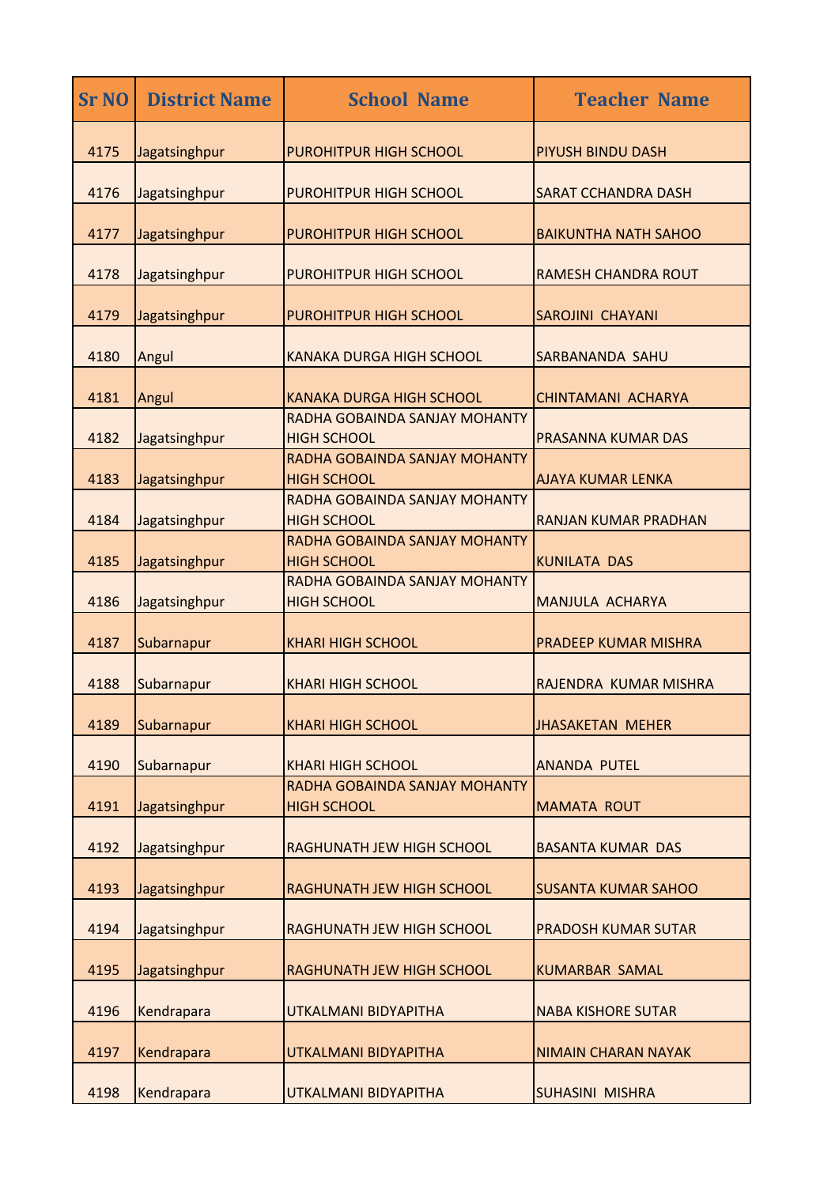| Sr NO | District Name | School Name | Teacher Name |
|---|---|---|---|
| 4175 | Jagatsinghpur | PUROHITPUR HIGH SCHOOL | PIYUSH BINDU DASH |
| 4176 | Jagatsinghpur | PUROHITPUR HIGH SCHOOL | SARAT CCHANDRA DASH |
| 4177 | Jagatsinghpur | PUROHITPUR HIGH SCHOOL | BAIKUNTHA NATH SAHOO |
| 4178 | Jagatsinghpur | PUROHITPUR HIGH SCHOOL | RAMESH CHANDRA ROUT |
| 4179 | Jagatsinghpur | PUROHITPUR HIGH SCHOOL | SAROJINI CHAYANI |
| 4180 | Angul | KANAKA DURGA HIGH SCHOOL | SARBANANDA SAHU |
| 4181 | Angul | KANAKA DURGA HIGH SCHOOL | CHINTAMANI ACHARYA |
| 4182 | Jagatsinghpur | RADHA GOBAINDA SANJAY MOHANTY HIGH SCHOOL | PRASANNA KUMAR DAS |
| 4183 | Jagatsinghpur | RADHA GOBAINDA SANJAY MOHANTY HIGH SCHOOL | AJAYA KUMAR LENKA |
| 4184 | Jagatsinghpur | RADHA GOBAINDA SANJAY MOHANTY HIGH SCHOOL | RANJAN KUMAR PRADHAN |
| 4185 | Jagatsinghpur | RADHA GOBAINDA SANJAY MOHANTY HIGH SCHOOL | KUNILATA DAS |
| 4186 | Jagatsinghpur | RADHA GOBAINDA SANJAY MOHANTY HIGH SCHOOL | MANJULA ACHARYA |
| 4187 | Subarnapur | KHARI HIGH SCHOOL | PRADEEP KUMAR MISHRA |
| 4188 | Subarnapur | KHARI HIGH SCHOOL | RAJENDRA KUMAR MISHRA |
| 4189 | Subarnapur | KHARI HIGH SCHOOL | JHASAKETAN MEHER |
| 4190 | Subarnapur | KHARI HIGH SCHOOL | ANANDA PUTEL |
| 4191 | Jagatsinghpur | RADHA GOBAINDA SANJAY MOHANTY HIGH SCHOOL | MAMATA ROUT |
| 4192 | Jagatsinghpur | RAGHUNATH JEW HIGH SCHOOL | BASANTA KUMAR DAS |
| 4193 | Jagatsinghpur | RAGHUNATH JEW HIGH SCHOOL | SUSANTA KUMAR SAHOO |
| 4194 | Jagatsinghpur | RAGHUNATH JEW HIGH SCHOOL | PRADOSH KUMAR SUTAR |
| 4195 | Jagatsinghpur | RAGHUNATH JEW HIGH SCHOOL | KUMARBAR SAMAL |
| 4196 | Kendrapara | UTKALMANI BIDYAPITHA | NABA KISHORE SUTAR |
| 4197 | Kendrapara | UTKALMANI BIDYAPITHA | NIMAIN CHARAN NAYAK |
| 4198 | Kendrapara | UTKALMANI BIDYAPITHA | SUHASINI MISHRA |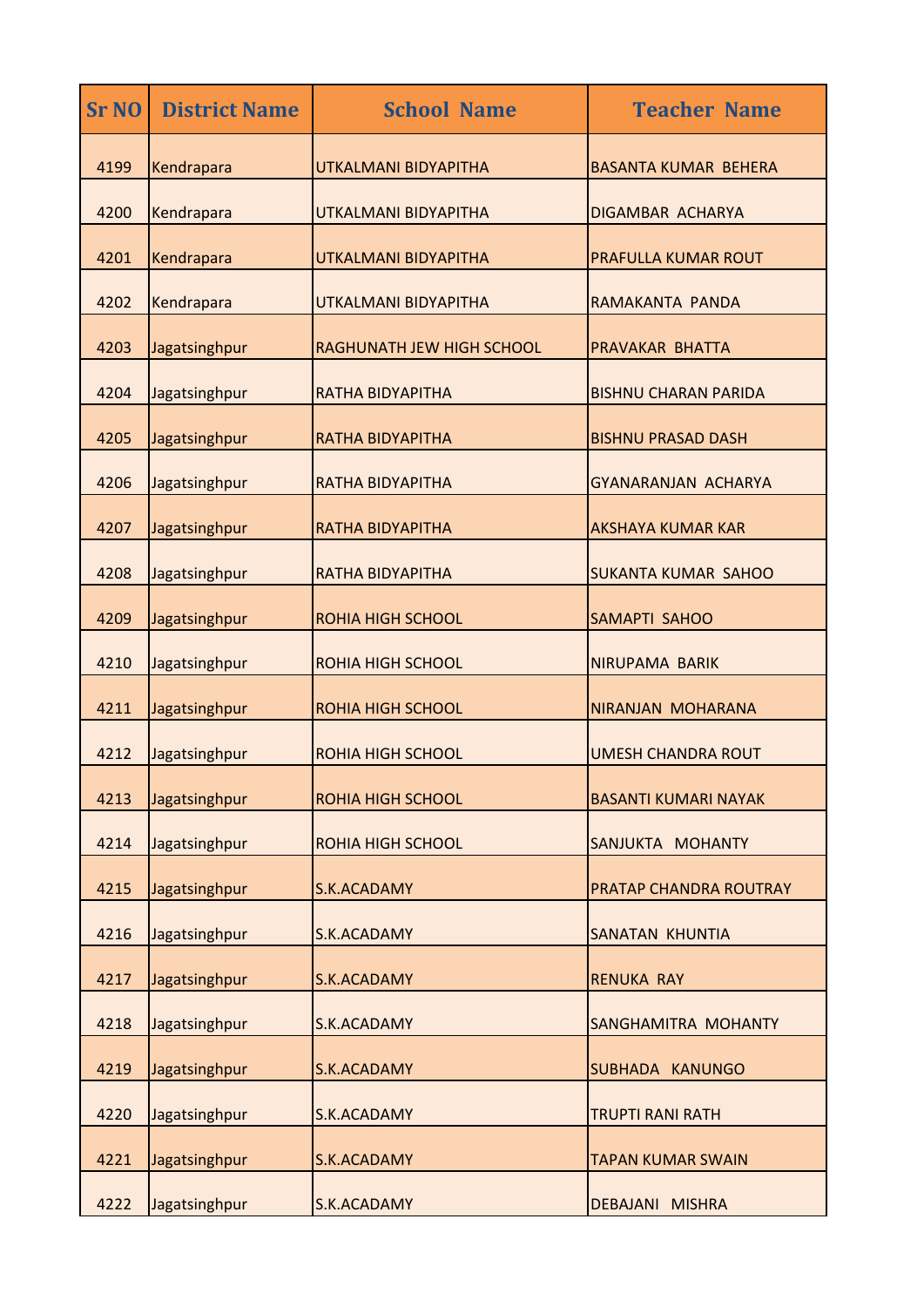| Sr NO | District Name | School Name | Teacher Name |
|---|---|---|---|
| 4199 | Kendrapara | UTKALMANI BIDYAPITHA | BASANTA KUMAR BEHERA |
| 4200 | Kendrapara | UTKALMANI BIDYAPITHA | DIGAMBAR ACHARYA |
| 4201 | Kendrapara | UTKALMANI BIDYAPITHA | PRAFULLA KUMAR ROUT |
| 4202 | Kendrapara | UTKALMANI BIDYAPITHA | RAMAKANTA PANDA |
| 4203 | Jagatsinghpur | RAGHUNATH JEW HIGH SCHOOL | PRAVAKAR BHATTA |
| 4204 | Jagatsinghpur | RATHA BIDYAPITHA | BISHNU CHARAN PARIDA |
| 4205 | Jagatsinghpur | RATHA BIDYAPITHA | BISHNU PRASAD DASH |
| 4206 | Jagatsinghpur | RATHA BIDYAPITHA | GYANARANJAN ACHARYA |
| 4207 | Jagatsinghpur | RATHA BIDYAPITHA | AKSHAYA KUMAR KAR |
| 4208 | Jagatsinghpur | RATHA BIDYAPITHA | SUKANTA KUMAR SAHOO |
| 4209 | Jagatsinghpur | ROHIA HIGH SCHOOL | SAMAPTI SAHOO |
| 4210 | Jagatsinghpur | ROHIA HIGH SCHOOL | NIRUPAMA BARIK |
| 4211 | Jagatsinghpur | ROHIA HIGH SCHOOL | NIRANJAN MOHARANA |
| 4212 | Jagatsinghpur | ROHIA HIGH SCHOOL | UMESH CHANDRA ROUT |
| 4213 | Jagatsinghpur | ROHIA HIGH SCHOOL | BASANTI KUMARI NAYAK |
| 4214 | Jagatsinghpur | ROHIA HIGH SCHOOL | SANJUKTA MOHANTY |
| 4215 | Jagatsinghpur | S.K.ACADAMY | PRATAP CHANDRA ROUTRAY |
| 4216 | Jagatsinghpur | S.K.ACADAMY | SANATAN KHUNTIA |
| 4217 | Jagatsinghpur | S.K.ACADAMY | RENUKA RAY |
| 4218 | Jagatsinghpur | S.K.ACADAMY | SANGHAMITRA MOHANTY |
| 4219 | Jagatsinghpur | S.K.ACADAMY | SUBHADA KANUNGO |
| 4220 | Jagatsinghpur | S.K.ACADAMY | TRUPTI RANI RATH |
| 4221 | Jagatsinghpur | S.K.ACADAMY | TAPAN KUMAR SWAIN |
| 4222 | Jagatsinghpur | S.K.ACADAMY | DEBAJANI MISHRA |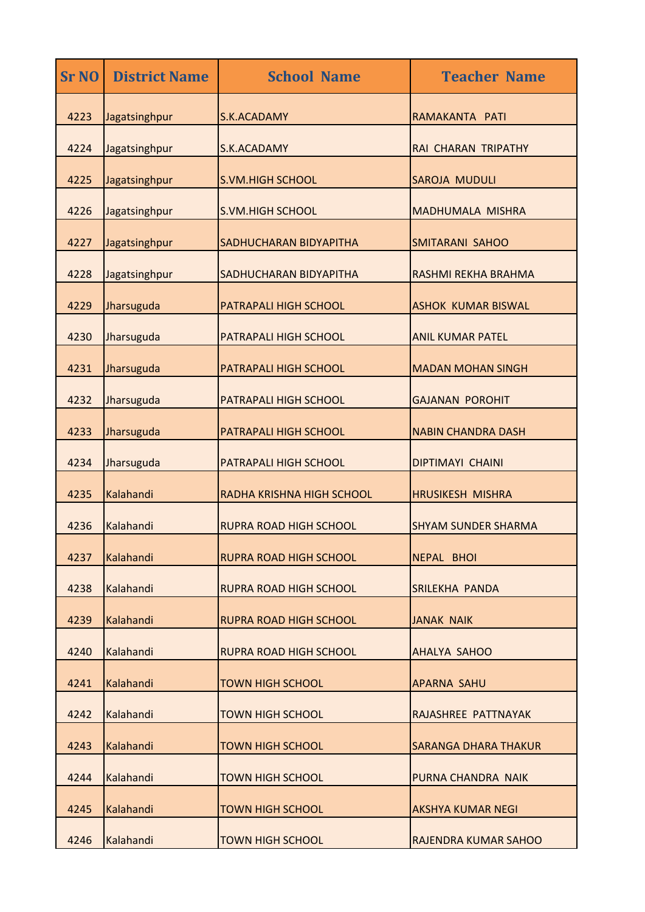| Sr NO | District Name | School Name | Teacher Name |
|---|---|---|---|
| 4223 | Jagatsinghpur | S.K.ACADAMY | RAMAKANTA PATI |
| 4224 | Jagatsinghpur | S.K.ACADAMY | RAI CHARAN TRIPATHY |
| 4225 | Jagatsinghpur | S.VM.HIGH SCHOOL | SAROJA MUDULI |
| 4226 | Jagatsinghpur | S.VM.HIGH SCHOOL | MADHUMALA MISHRA |
| 4227 | Jagatsinghpur | SADHUCHARAN BIDYAPITHA | SMITARANI SAHOO |
| 4228 | Jagatsinghpur | SADHUCHARAN BIDYAPITHA | RASHMI REKHA BRAHMA |
| 4229 | Jharsuguda | PATRAPALI HIGH SCHOOL | ASHOK KUMAR BISWAL |
| 4230 | Jharsuguda | PATRAPALI HIGH SCHOOL | ANIL KUMAR PATEL |
| 4231 | Jharsuguda | PATRAPALI HIGH SCHOOL | MADAN MOHAN SINGH |
| 4232 | Jharsuguda | PATRAPALI HIGH SCHOOL | GAJANAN POROHIT |
| 4233 | Jharsuguda | PATRAPALI HIGH SCHOOL | NABIN CHANDRA DASH |
| 4234 | Jharsuguda | PATRAPALI HIGH SCHOOL | DIPTIMAYI CHAINI |
| 4235 | Kalahandi | RADHA KRISHNA HIGH SCHOOL | HRUSIKESH MISHRA |
| 4236 | Kalahandi | RUPRA ROAD HIGH SCHOOL | SHYAM SUNDER SHARMA |
| 4237 | Kalahandi | RUPRA ROAD HIGH SCHOOL | NEPAL BHOI |
| 4238 | Kalahandi | RUPRA ROAD HIGH SCHOOL | SRILEKHA PANDA |
| 4239 | Kalahandi | RUPRA ROAD HIGH SCHOOL | JANAK NAIK |
| 4240 | Kalahandi | RUPRA ROAD HIGH SCHOOL | AHALYA SAHOO |
| 4241 | Kalahandi | TOWN HIGH SCHOOL | APARNA SAHU |
| 4242 | Kalahandi | TOWN HIGH SCHOOL | RAJASHREE PATTNAYAK |
| 4243 | Kalahandi | TOWN HIGH SCHOOL | SARANGA DHARA THAKUR |
| 4244 | Kalahandi | TOWN HIGH SCHOOL | PURNA CHANDRA NAIK |
| 4245 | Kalahandi | TOWN HIGH SCHOOL | AKSHYA KUMAR NEGI |
| 4246 | Kalahandi | TOWN HIGH SCHOOL | RAJENDRA KUMAR SAHOO |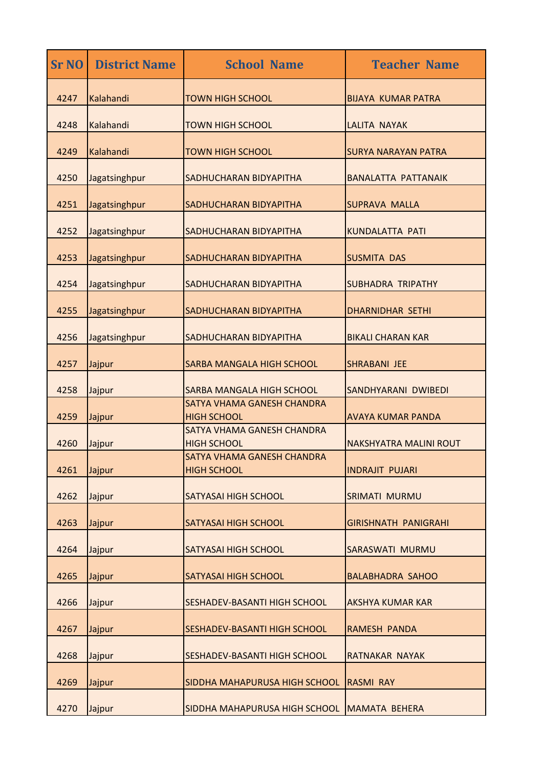| Sr NO | District Name | School Name | Teacher Name |
|---|---|---|---|
| 4247 | Kalahandi | TOWN HIGH SCHOOL | BIJAYA KUMAR PATRA |
| 4248 | Kalahandi | TOWN HIGH SCHOOL | LALITA NAYAK |
| 4249 | Kalahandi | TOWN HIGH SCHOOL | SURYA NARAYAN PATRA |
| 4250 | Jagatsinghpur | SADHUCHARAN BIDYAPITHA | BANALATTA PATTANAIK |
| 4251 | Jagatsinghpur | SADHUCHARAN BIDYAPITHA | SUPRAVA MALLA |
| 4252 | Jagatsinghpur | SADHUCHARAN BIDYAPITHA | KUNDALATTA PATI |
| 4253 | Jagatsinghpur | SADHUCHARAN BIDYAPITHA | SUSMITA DAS |
| 4254 | Jagatsinghpur | SADHUCHARAN BIDYAPITHA | SUBHADRA TRIPATHY |
| 4255 | Jagatsinghpur | SADHUCHARAN BIDYAPITHA | DHARNIDHAR SETHI |
| 4256 | Jagatsinghpur | SADHUCHARAN BIDYAPITHA | BIKALI CHARAN KAR |
| 4257 | Jajpur | SARBA MANGALA HIGH SCHOOL | SHRABANI JEE |
| 4258 | Jajpur | SARBA MANGALA HIGH SCHOOL | SANDHYARANI DWIBEDI |
| 4259 | Jajpur | SATYA VHAMA GANESH CHANDRA HIGH SCHOOL | AVAYA KUMAR PANDA |
| 4260 | Jajpur | SATYA VHAMA GANESH CHANDRA HIGH SCHOOL | NAKSHYATRA MALINI ROUT |
| 4261 | Jajpur | SATYA VHAMA GANESH CHANDRA HIGH SCHOOL | INDRAJIT PUJARI |
| 4262 | Jajpur | SATYASAI HIGH SCHOOL | SRIMATI MURMU |
| 4263 | Jajpur | SATYASAI HIGH SCHOOL | GIRISHNATH PANIGRAHI |
| 4264 | Jajpur | SATYASAI HIGH SCHOOL | SARASWATI MURMU |
| 4265 | Jajpur | SATYASAI HIGH SCHOOL | BALABHADRA SAHOO |
| 4266 | Jajpur | SESHADEV-BASANTI HIGH SCHOOL | AKSHYA KUMAR KAR |
| 4267 | Jajpur | SESHADEV-BASANTI HIGH SCHOOL | RAMESH PANDA |
| 4268 | Jajpur | SESHADEV-BASANTI HIGH SCHOOL | RATNAKAR NAYAK |
| 4269 | Jajpur | SIDDHA MAHAPURUSA HIGH SCHOOL | RASMI RAY |
| 4270 | Jajpur | SIDDHA MAHAPURUSA HIGH SCHOOL | MAMATA BEHERA |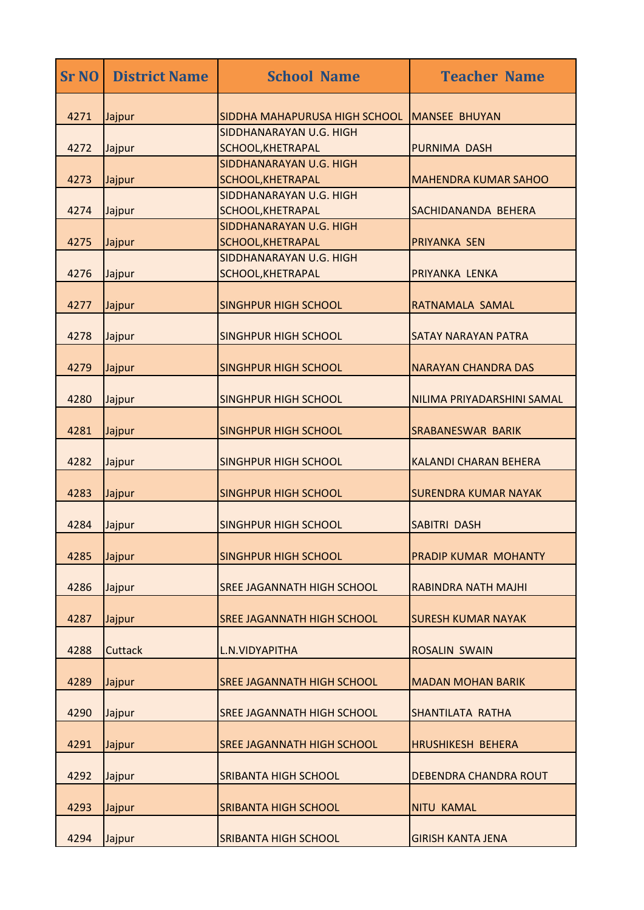| Sr NO | District Name | School Name | Teacher Name |
|---|---|---|---|
| 4271 | Jajpur | SIDDHA MAHAPURUSA HIGH SCHOOL | MANSEE BHUYAN |
| 4272 | Jajpur | SIDDHANARAYAN U.G. HIGH SCHOOL,KHETRAPAL | PURNIMA DASH |
| 4273 | Jajpur | SIDDHANARAYAN U.G. HIGH SCHOOL,KHETRAPAL | MAHENDRA KUMAR SAHOO |
| 4274 | Jajpur | SIDDHANARAYAN U.G. HIGH SCHOOL,KHETRAPAL | SACHIDANANDA BEHERA |
| 4275 | Jajpur | SIDDHANARAYAN U.G. HIGH SCHOOL,KHETRAPAL | PRIYANKA SEN |
| 4276 | Jajpur | SIDDHANARAYAN U.G. HIGH SCHOOL,KHETRAPAL | PRIYANKA LENKA |
| 4277 | Jajpur | SINGHPUR HIGH SCHOOL | RATNAMALA SAMAL |
| 4278 | Jajpur | SINGHPUR HIGH SCHOOL | SATAY NARAYAN PATRA |
| 4279 | Jajpur | SINGHPUR HIGH SCHOOL | NARAYAN CHANDRA DAS |
| 4280 | Jajpur | SINGHPUR HIGH SCHOOL | NILIMA PRIYADARSHINI SAMAL |
| 4281 | Jajpur | SINGHPUR HIGH SCHOOL | SRABANESWAR BARIK |
| 4282 | Jajpur | SINGHPUR HIGH SCHOOL | KALANDI CHARAN BEHERA |
| 4283 | Jajpur | SINGHPUR HIGH SCHOOL | SURENDRA KUMAR NAYAK |
| 4284 | Jajpur | SINGHPUR HIGH SCHOOL | SABITRI DASH |
| 4285 | Jajpur | SINGHPUR HIGH SCHOOL | PRADIP KUMAR MOHANTY |
| 4286 | Jajpur | SREE JAGANNATH HIGH SCHOOL | RABINDRA NATH MAJHI |
| 4287 | Jajpur | SREE JAGANNATH HIGH SCHOOL | SURESH KUMAR NAYAK |
| 4288 | Cuttack | L.N.VIDYAPITHA | ROSALIN SWAIN |
| 4289 | Jajpur | SREE JAGANNATH HIGH SCHOOL | MADAN MOHAN BARIK |
| 4290 | Jajpur | SREE JAGANNATH HIGH SCHOOL | SHANTILATA RATHA |
| 4291 | Jajpur | SREE JAGANNATH HIGH SCHOOL | HRUSHIKESH BEHERA |
| 4292 | Jajpur | SRIBANTA HIGH SCHOOL | DEBENDRA CHANDRA ROUT |
| 4293 | Jajpur | SRIBANTA HIGH SCHOOL | NITU KAMAL |
| 4294 | Jajpur | SRIBANTA HIGH SCHOOL | GIRISH KANTA JENA |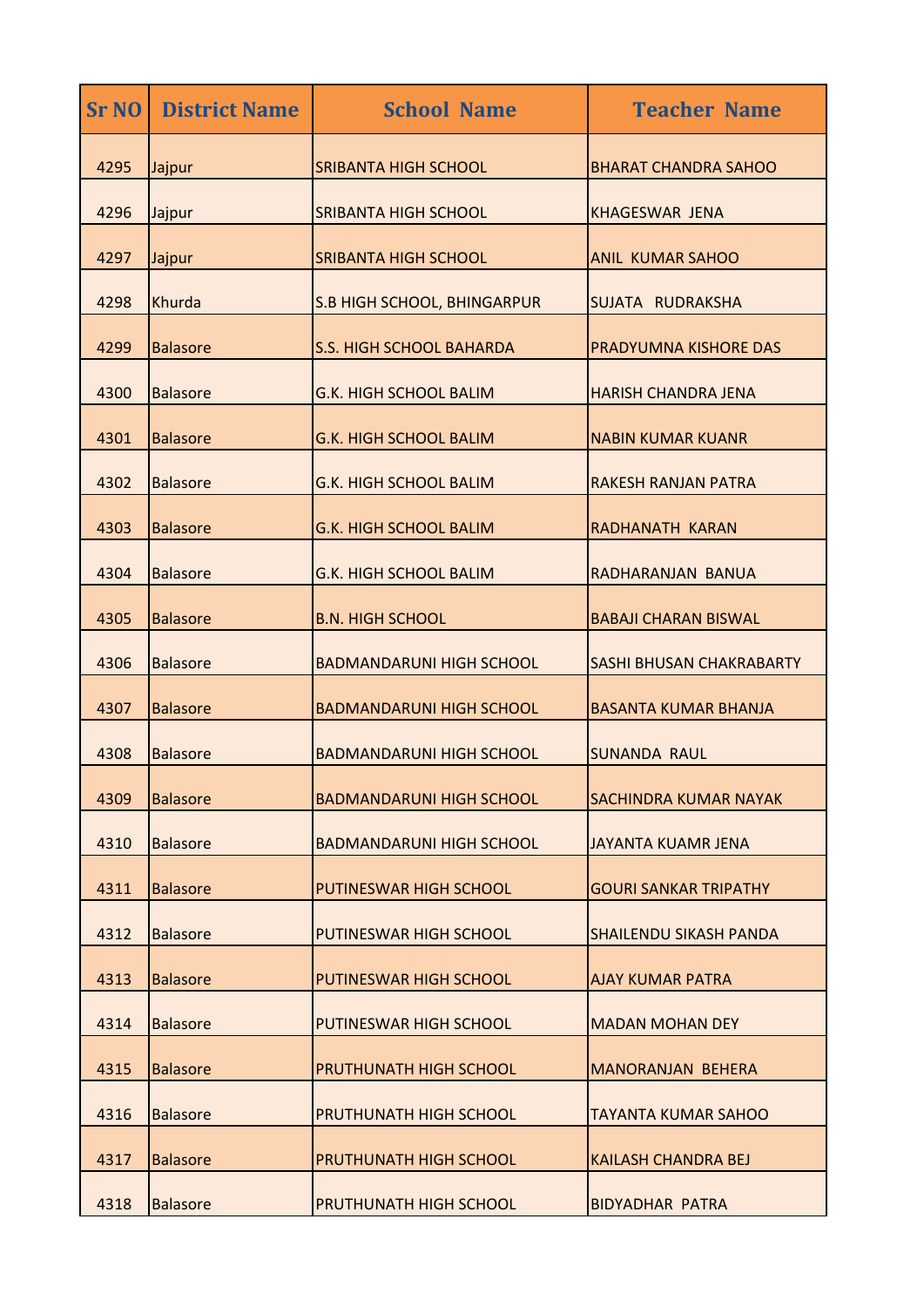| Sr NO | District Name | School  Name | Teacher  Name |
|---|---|---|---|
| 4295 | Jajpur | SRIBANTA HIGH SCHOOL | BHARAT CHANDRA SAHOO |
| 4296 | Jajpur | SRIBANTA HIGH SCHOOL | KHAGESWAR  JENA |
| 4297 | Jajpur | SRIBANTA HIGH SCHOOL | ANIL  KUMAR SAHOO |
| 4298 | Khurda | S.B HIGH SCHOOL, BHINGARPUR | SUJATA   RUDRAKSHA |
| 4299 | Balasore | S.S. HIGH SCHOOL BAHARDA | PRADYUMNA KISHORE DAS |
| 4300 | Balasore | G.K. HIGH SCHOOL BALIM | HARISH CHANDRA JENA |
| 4301 | Balasore | G.K. HIGH SCHOOL BALIM | NABIN KUMAR KUANR |
| 4302 | Balasore | G.K. HIGH SCHOOL BALIM | RAKESH RANJAN PATRA |
| 4303 | Balasore | G.K. HIGH SCHOOL BALIM | RADHANATH  KARAN |
| 4304 | Balasore | G.K. HIGH SCHOOL BALIM | RADHARANJAN  BANUA |
| 4305 | Balasore | B.N. HIGH SCHOOL | BABAJI CHARAN BISWAL |
| 4306 | Balasore | BADMANDARUNI HIGH SCHOOL | SASHI BHUSAN CHAKRABARTY |
| 4307 | Balasore | BADMANDARUNI HIGH SCHOOL | BASANTA KUMAR BHANJA |
| 4308 | Balasore | BADMANDARUNI HIGH SCHOOL | SUNANDA  RAUL |
| 4309 | Balasore | BADMANDARUNI HIGH SCHOOL | SACHINDRA KUMAR NAYAK |
| 4310 | Balasore | BADMANDARUNI HIGH SCHOOL | JAYANTA KUAMR JENA |
| 4311 | Balasore | PUTINESWAR HIGH SCHOOL | GOURI SANKAR TRIPATHY |
| 4312 | Balasore | PUTINESWAR HIGH SCHOOL | SHAILENDU SIKASH PANDA |
| 4313 | Balasore | PUTINESWAR HIGH SCHOOL | AJAY KUMAR PATRA |
| 4314 | Balasore | PUTINESWAR HIGH SCHOOL | MADAN MOHAN DEY |
| 4315 | Balasore | PRUTHUNATH HIGH SCHOOL | MANORANJAN  BEHERA |
| 4316 | Balasore | PRUTHUNATH HIGH SCHOOL | TAYANTA KUMAR SAHOO |
| 4317 | Balasore | PRUTHUNATH HIGH SCHOOL | KAILASH CHANDRA BEJ |
| 4318 | Balasore | PRUTHUNATH HIGH SCHOOL | BIDYADHAR  PATRA |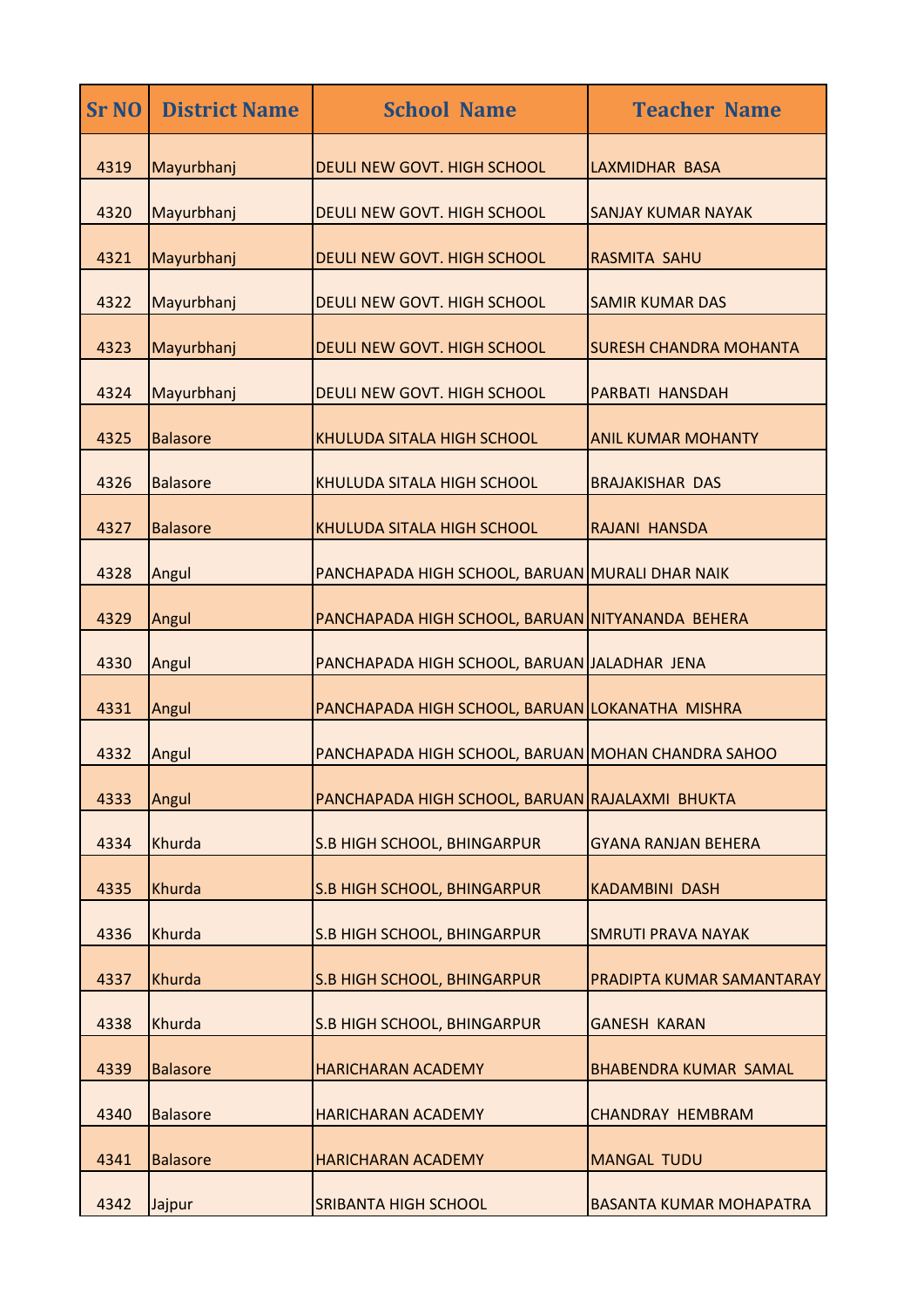| Sr NO | District Name | School Name | Teacher Name |
|---|---|---|---|
| 4319 | Mayurbhanj | DEULI NEW GOVT. HIGH SCHOOL | LAXMIDHAR BASA |
| 4320 | Mayurbhanj | DEULI NEW GOVT. HIGH SCHOOL | SANJAY KUMAR NAYAK |
| 4321 | Mayurbhanj | DEULI NEW GOVT. HIGH SCHOOL | RASMITA SAHU |
| 4322 | Mayurbhanj | DEULI NEW GOVT. HIGH SCHOOL | SAMIR KUMAR DAS |
| 4323 | Mayurbhanj | DEULI NEW GOVT. HIGH SCHOOL | SURESH CHANDRA MOHANTA |
| 4324 | Mayurbhanj | DEULI NEW GOVT. HIGH SCHOOL | PARBATI HANSDAH |
| 4325 | Balasore | KHULUDA SITALA HIGH SCHOOL | ANIL KUMAR MOHANTY |
| 4326 | Balasore | KHULUDA SITALA HIGH SCHOOL | BRAJAKISHAR DAS |
| 4327 | Balasore | KHULUDA SITALA HIGH SCHOOL | RAJANI HANSDA |
| 4328 | Angul | PANCHAPADA HIGH SCHOOL, BARUAN | MURALI DHAR NAIK |
| 4329 | Angul | PANCHAPADA HIGH SCHOOL, BARUAN | NITYANANDA BEHERA |
| 4330 | Angul | PANCHAPADA HIGH SCHOOL, BARUAN | JALADHAR JENA |
| 4331 | Angul | PANCHAPADA HIGH SCHOOL, BARUAN | LOKANATHA MISHRA |
| 4332 | Angul | PANCHAPADA HIGH SCHOOL, BARUAN | MOHAN CHANDRA SAHOO |
| 4333 | Angul | PANCHAPADA HIGH SCHOOL, BARUAN | RAJALAXMI BHUKTA |
| 4334 | Khurda | S.B HIGH SCHOOL, BHINGARPUR | GYANA RANJAN BEHERA |
| 4335 | Khurda | S.B HIGH SCHOOL, BHINGARPUR | KADAMBINI DASH |
| 4336 | Khurda | S.B HIGH SCHOOL, BHINGARPUR | SMRUTI PRAVA NAYAK |
| 4337 | Khurda | S.B HIGH SCHOOL, BHINGARPUR | PRADIPTA KUMAR SAMANTARAY |
| 4338 | Khurda | S.B HIGH SCHOOL, BHINGARPUR | GANESH KARAN |
| 4339 | Balasore | HARICHARAN ACADEMY | BHABENDRA KUMAR SAMAL |
| 4340 | Balasore | HARICHARAN ACADEMY | CHANDRAY HEMBRAM |
| 4341 | Balasore | HARICHARAN ACADEMY | MANGAL TUDU |
| 4342 | Jajpur | SRIBANTA HIGH SCHOOL | BASANTA KUMAR MOHAPATRA |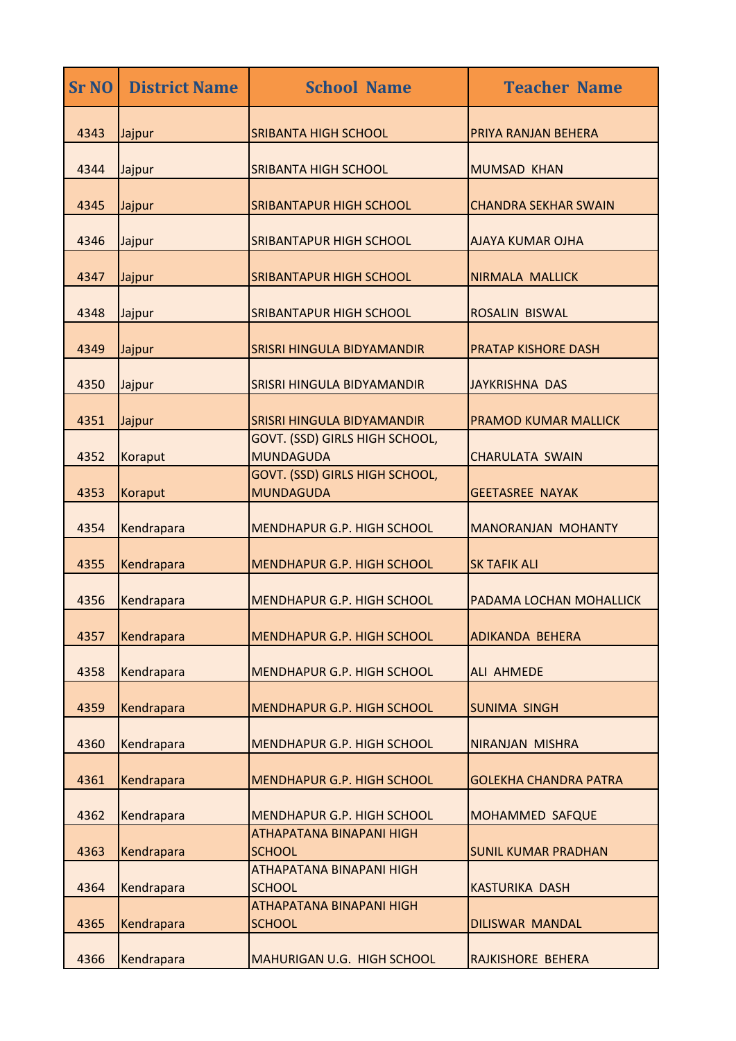| Sr NO | District Name | School Name | Teacher Name |
|---|---|---|---|
| 4343 | Jajpur | SRIBANTA HIGH SCHOOL | PRIYA RANJAN BEHERA |
| 4344 | Jajpur | SRIBANTA HIGH SCHOOL | MUMSAD KHAN |
| 4345 | Jajpur | SRIBANTAPUR HIGH SCHOOL | CHANDRA SEKHAR SWAIN |
| 4346 | Jajpur | SRIBANTAPUR HIGH SCHOOL | AJAYA KUMAR OJHA |
| 4347 | Jajpur | SRIBANTAPUR HIGH SCHOOL | NIRMALA MALLICK |
| 4348 | Jajpur | SRIBANTAPUR HIGH SCHOOL | ROSALIN BISWAL |
| 4349 | Jajpur | SRISRI HINGULA BIDYAMANDIR | PRATAP KISHORE DASH |
| 4350 | Jajpur | SRISRI HINGULA BIDYAMANDIR | JAYKRISHNA DAS |
| 4351 | Jajpur | SRISRI HINGULA BIDYAMANDIR | PRAMOD KUMAR MALLICK |
| 4352 | Koraput | GOVT. (SSD) GIRLS HIGH SCHOOL, MUNDAGUDA | CHARULATA SWAIN |
| 4353 | Koraput | GOVT. (SSD) GIRLS HIGH SCHOOL, MUNDAGUDA | GEETASREE NAYAK |
| 4354 | Kendrapara | MENDHAPUR G.P. HIGH SCHOOL | MANORANJAN MOHANTY |
| 4355 | Kendrapara | MENDHAPUR G.P. HIGH SCHOOL | SK TAFIK ALI |
| 4356 | Kendrapara | MENDHAPUR G.P. HIGH SCHOOL | PADAMA LOCHAN MOHALLICK |
| 4357 | Kendrapara | MENDHAPUR G.P. HIGH SCHOOL | ADIKANDA BEHERA |
| 4358 | Kendrapara | MENDHAPUR G.P. HIGH SCHOOL | ALI AHMEDE |
| 4359 | Kendrapara | MENDHAPUR G.P. HIGH SCHOOL | SUNIMA SINGH |
| 4360 | Kendrapara | MENDHAPUR G.P. HIGH SCHOOL | NIRANJAN MISHRA |
| 4361 | Kendrapara | MENDHAPUR G.P. HIGH SCHOOL | GOLEKHA CHANDRA PATRA |
| 4362 | Kendrapara | MENDHAPUR G.P. HIGH SCHOOL | MOHAMMED SAFQUE |
| 4363 | Kendrapara | ATHAPATANA BINAPANI HIGH SCHOOL | SUNIL KUMAR PRADHAN |
| 4364 | Kendrapara | ATHAPATANA BINAPANI HIGH SCHOOL | KASTURIKA DASH |
| 4365 | Kendrapara | ATHAPATANA BINAPANI HIGH SCHOOL | DILISWAR MANDAL |
| 4366 | Kendrapara | MAHURIGAN U.G. HIGH SCHOOL | RAJKISHORE BEHERA |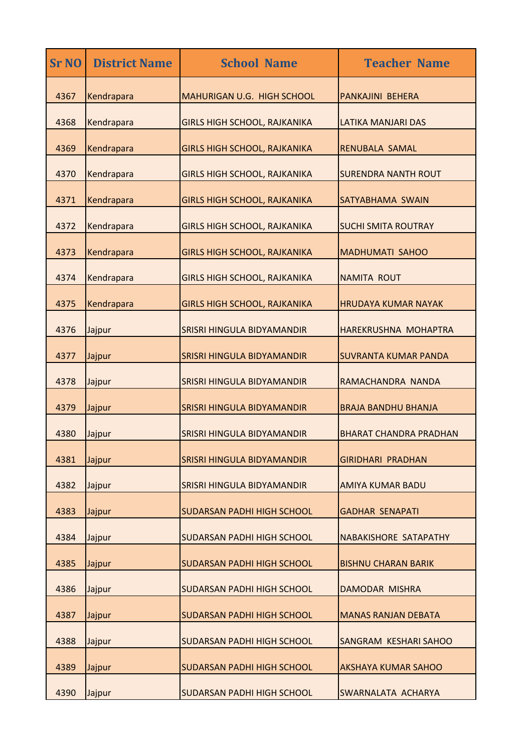| Sr NO | District Name | School Name | Teacher Name |
|---|---|---|---|
| 4367 | Kendrapara | MAHURIGAN U.G. HIGH SCHOOL | PANKAJINI BEHERA |
| 4368 | Kendrapara | GIRLS HIGH SCHOOL, RAJKANIKA | LATIKA MANJARI DAS |
| 4369 | Kendrapara | GIRLS HIGH SCHOOL, RAJKANIKA | RENUBALA SAMAL |
| 4370 | Kendrapara | GIRLS HIGH SCHOOL, RAJKANIKA | SURENDRA NANTH ROUT |
| 4371 | Kendrapara | GIRLS HIGH SCHOOL, RAJKANIKA | SATYABHAMA SWAIN |
| 4372 | Kendrapara | GIRLS HIGH SCHOOL, RAJKANIKA | SUCHI SMITA ROUTRAY |
| 4373 | Kendrapara | GIRLS HIGH SCHOOL, RAJKANIKA | MADHUMATI SAHOO |
| 4374 | Kendrapara | GIRLS HIGH SCHOOL, RAJKANIKA | NAMITA ROUT |
| 4375 | Kendrapara | GIRLS HIGH SCHOOL, RAJKANIKA | HRUDAYA KUMAR NAYAK |
| 4376 | Jajpur | SRISRI HINGULA BIDYAMANDIR | HAREKRUSHNA MOHAPTRA |
| 4377 | Jajpur | SRISRI HINGULA BIDYAMANDIR | SUVRANTA KUMAR PANDA |
| 4378 | Jajpur | SRISRI HINGULA BIDYAMANDIR | RAMACHANDRA NANDA |
| 4379 | Jajpur | SRISRI HINGULA BIDYAMANDIR | BRAJA BANDHU BHANJA |
| 4380 | Jajpur | SRISRI HINGULA BIDYAMANDIR | BHARAT CHANDRA PRADHAN |
| 4381 | Jajpur | SRISRI HINGULA BIDYAMANDIR | GIRIDHARI PRADHAN |
| 4382 | Jajpur | SRISRI HINGULA BIDYAMANDIR | AMIYA KUMAR BADU |
| 4383 | Jajpur | SUDARSAN PADHI HIGH SCHOOL | GADHAR SENAPATI |
| 4384 | Jajpur | SUDARSAN PADHI HIGH SCHOOL | NABAKISHORE SATAPATHY |
| 4385 | Jajpur | SUDARSAN PADHI HIGH SCHOOL | BISHNU CHARAN BARIK |
| 4386 | Jajpur | SUDARSAN PADHI HIGH SCHOOL | DAMODAR MISHRA |
| 4387 | Jajpur | SUDARSAN PADHI HIGH SCHOOL | MANAS RANJAN DEBATA |
| 4388 | Jajpur | SUDARSAN PADHI HIGH SCHOOL | SANGRAM KESHARI SAHOO |
| 4389 | Jajpur | SUDARSAN PADHI HIGH SCHOOL | AKSHAYA KUMAR SAHOO |
| 4390 | Jajpur | SUDARSAN PADHI HIGH SCHOOL | SWARNALATA ACHARYA |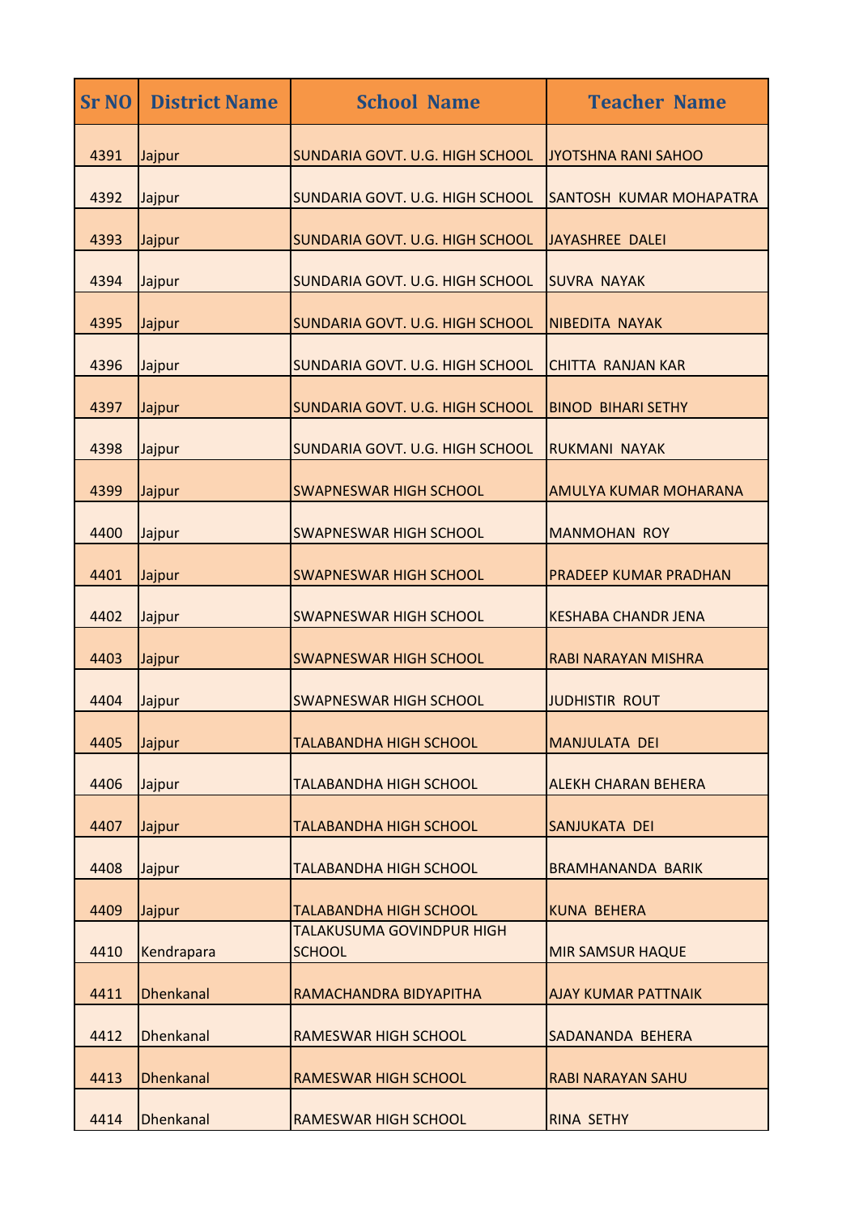| Sr NO | District Name | School Name | Teacher Name |
|---|---|---|---|
| 4391 | Jajpur | SUNDARIA GOVT. U.G. HIGH SCHOOL | JYOTSHNA RANI SAHOO |
| 4392 | Jajpur | SUNDARIA GOVT. U.G. HIGH SCHOOL | SANTOSH KUMAR MOHAPATRA |
| 4393 | Jajpur | SUNDARIA GOVT. U.G. HIGH SCHOOL | JAYASHREE DALEI |
| 4394 | Jajpur | SUNDARIA GOVT. U.G. HIGH SCHOOL | SUVRA NAYAK |
| 4395 | Jajpur | SUNDARIA GOVT. U.G. HIGH SCHOOL | NIBEDITA NAYAK |
| 4396 | Jajpur | SUNDARIA GOVT. U.G. HIGH SCHOOL | CHITTA RANJAN KAR |
| 4397 | Jajpur | SUNDARIA GOVT. U.G. HIGH SCHOOL | BINOD BIHARI SETHY |
| 4398 | Jajpur | SUNDARIA GOVT. U.G. HIGH SCHOOL | RUKMANI NAYAK |
| 4399 | Jajpur | SWAPNESWAR HIGH SCHOOL | AMULYA KUMAR MOHARANA |
| 4400 | Jajpur | SWAPNESWAR HIGH SCHOOL | MANMOHAN ROY |
| 4401 | Jajpur | SWAPNESWAR HIGH SCHOOL | PRADEEP KUMAR PRADHAN |
| 4402 | Jajpur | SWAPNESWAR HIGH SCHOOL | KESHABA CHANDR JENA |
| 4403 | Jajpur | SWAPNESWAR HIGH SCHOOL | RABI NARAYAN MISHRA |
| 4404 | Jajpur | SWAPNESWAR HIGH SCHOOL | JUDHISTIR ROUT |
| 4405 | Jajpur | TALABANDHA HIGH SCHOOL | MANJULATA DEI |
| 4406 | Jajpur | TALABANDHA HIGH SCHOOL | ALEKH CHARAN BEHERA |
| 4407 | Jajpur | TALABANDHA HIGH SCHOOL | SANJUKATA DEI |
| 4408 | Jajpur | TALABANDHA HIGH SCHOOL | BRAMHANANDA BARIK |
| 4409 | Jajpur | TALABANDHA HIGH SCHOOL | KUNA BEHERA |
| 4410 | Kendrapara | TALAKUSUMA GOVINDPUR HIGH SCHOOL | MIR SAMSUR HAQUE |
| 4411 | Dhenkanal | RAMACHANDRA BIDYAPITHA | AJAY KUMAR PATTNAIK |
| 4412 | Dhenkanal | RAMESWAR HIGH SCHOOL | SADANANDA BEHERA |
| 4413 | Dhenkanal | RAMESWAR HIGH SCHOOL | RABI NARAYAN SAHU |
| 4414 | Dhenkanal | RAMESWAR HIGH SCHOOL | RINA SETHY |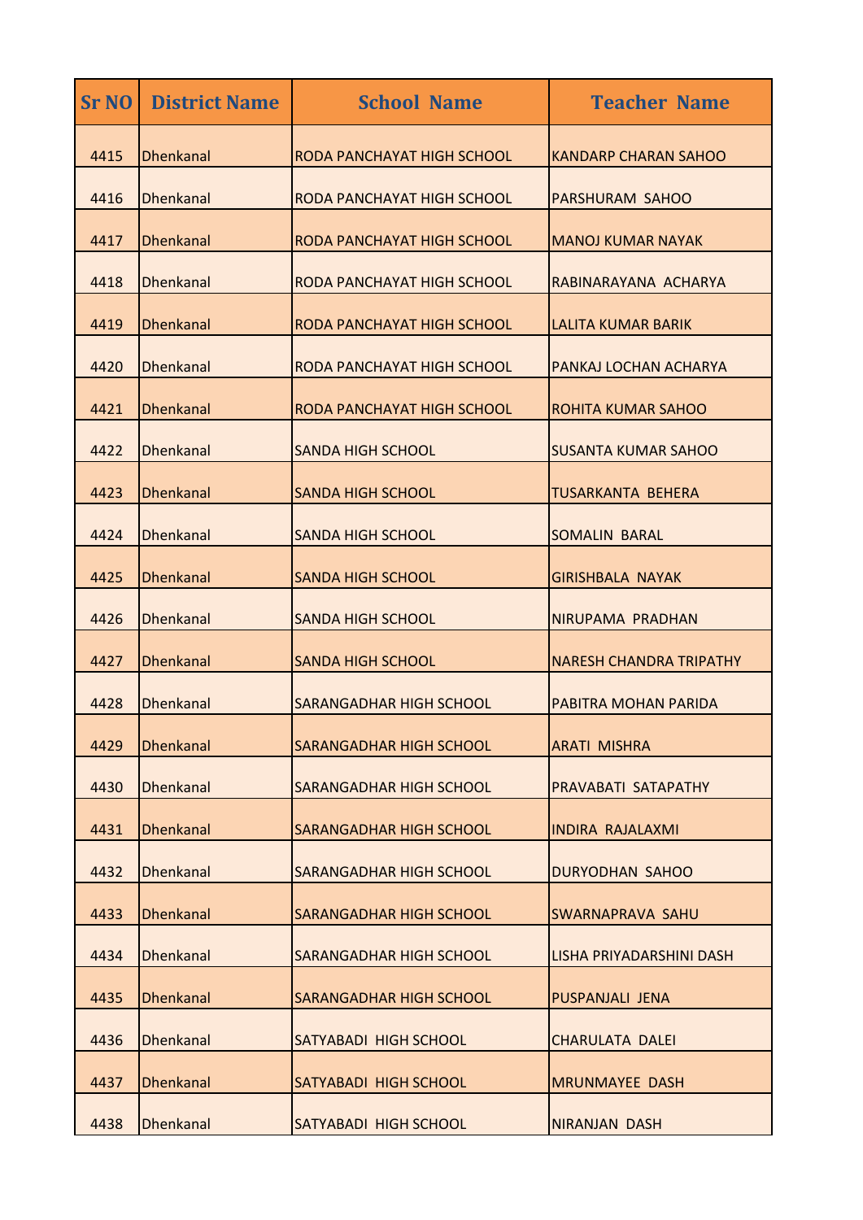| Sr NO | District Name | School Name | Teacher Name |
|---|---|---|---|
| 4415 | Dhenkanal | RODA PANCHAYAT HIGH SCHOOL | KANDARP CHARAN SAHOO |
| 4416 | Dhenkanal | RODA PANCHAYAT HIGH SCHOOL | PARSHURAM SAHOO |
| 4417 | Dhenkanal | RODA PANCHAYAT HIGH SCHOOL | MANOJ KUMAR NAYAK |
| 4418 | Dhenkanal | RODA PANCHAYAT HIGH SCHOOL | RABINARAYANA ACHARYA |
| 4419 | Dhenkanal | RODA PANCHAYAT HIGH SCHOOL | LALITA KUMAR BARIK |
| 4420 | Dhenkanal | RODA PANCHAYAT HIGH SCHOOL | PANKAJ LOCHAN ACHARYA |
| 4421 | Dhenkanal | RODA PANCHAYAT HIGH SCHOOL | ROHITA KUMAR SAHOO |
| 4422 | Dhenkanal | SANDA HIGH SCHOOL | SUSANTA KUMAR SAHOO |
| 4423 | Dhenkanal | SANDA HIGH SCHOOL | TUSARKANTA BEHERA |
| 4424 | Dhenkanal | SANDA HIGH SCHOOL | SOMALIN BARAL |
| 4425 | Dhenkanal | SANDA HIGH SCHOOL | GIRISHBALA NAYAK |
| 4426 | Dhenkanal | SANDA HIGH SCHOOL | NIRUPAMA PRADHAN |
| 4427 | Dhenkanal | SANDA HIGH SCHOOL | NARESH CHANDRA TRIPATHY |
| 4428 | Dhenkanal | SARANGADHAR HIGH SCHOOL | PABITRA MOHAN PARIDA |
| 4429 | Dhenkanal | SARANGADHAR HIGH SCHOOL | ARATI MISHRA |
| 4430 | Dhenkanal | SARANGADHAR HIGH SCHOOL | PRAVABATI SATAPATHY |
| 4431 | Dhenkanal | SARANGADHAR HIGH SCHOOL | INDIRA RAJALAXMI |
| 4432 | Dhenkanal | SARANGADHAR HIGH SCHOOL | DURYODHAN SAHOO |
| 4433 | Dhenkanal | SARANGADHAR HIGH SCHOOL | SWARNAPRAVA SAHU |
| 4434 | Dhenkanal | SARANGADHAR HIGH SCHOOL | LISHA PRIYADARSHINI DASH |
| 4435 | Dhenkanal | SARANGADHAR HIGH SCHOOL | PUSPANJALI JENA |
| 4436 | Dhenkanal | SATYABADI HIGH SCHOOL | CHARULATA DALEI |
| 4437 | Dhenkanal | SATYABADI HIGH SCHOOL | MRUNMAYEE DASH |
| 4438 | Dhenkanal | SATYABADI HIGH SCHOOL | NIRANJAN DASH |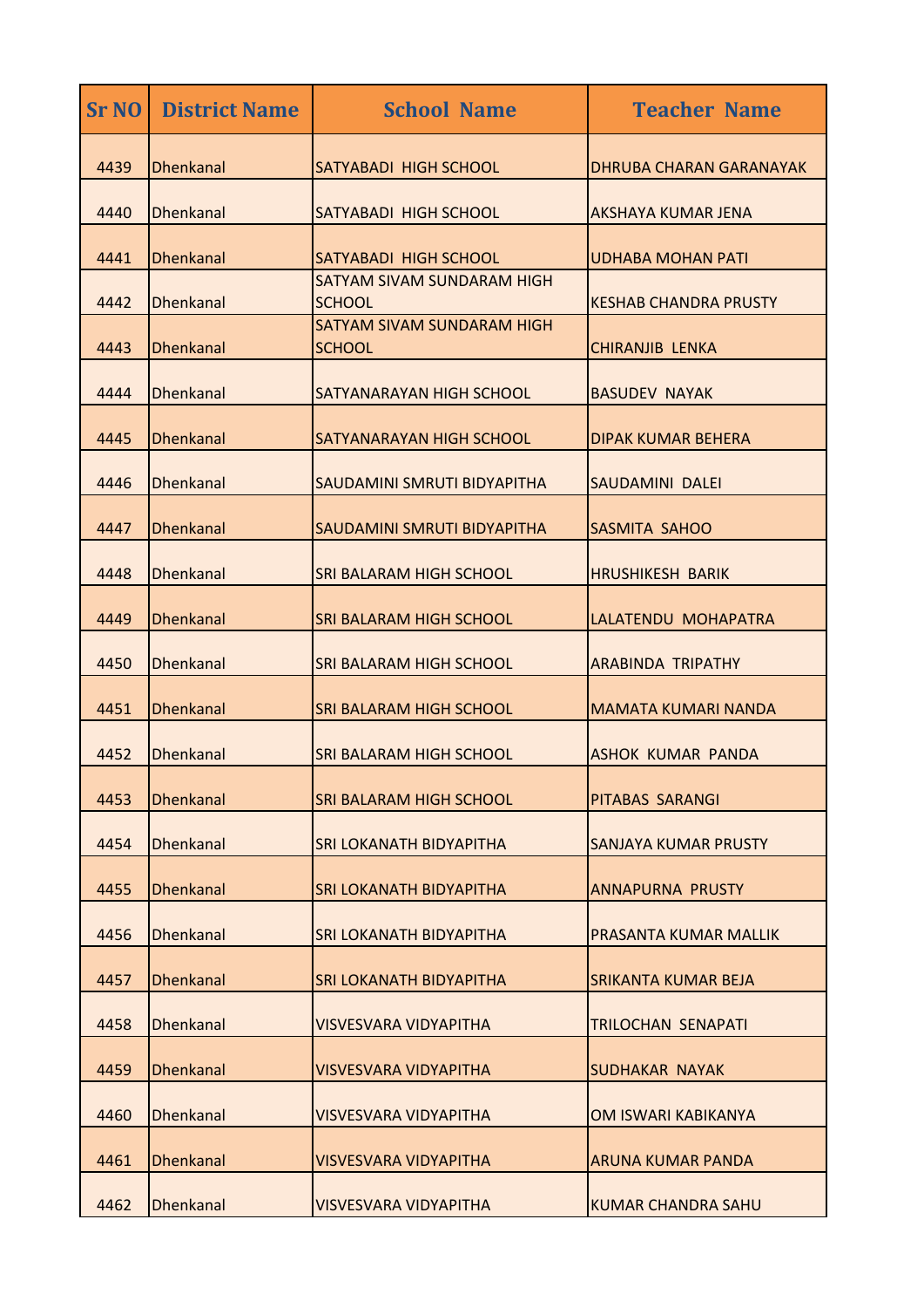| Sr NO | District Name | School Name | Teacher Name |
| --- | --- | --- | --- |
| 4439 | Dhenkanal | SATYABADI HIGH SCHOOL | DHRUBA CHARAN GARANAYAK |
| 4440 | Dhenkanal | SATYABADI HIGH SCHOOL | AKSHAYA KUMAR JENA |
| 4441 | Dhenkanal | SATYABADI HIGH SCHOOL | UDHABA MOHAN PATI |
| 4442 | Dhenkanal | SATYAM SIVAM SUNDARAM HIGH SCHOOL | KESHAB CHANDRA PRUSTY |
| 4443 | Dhenkanal | SATYAM SIVAM SUNDARAM HIGH SCHOOL | CHIRANJIB LENKA |
| 4444 | Dhenkanal | SATYANARAYAN HIGH SCHOOL | BASUDEV NAYAK |
| 4445 | Dhenkanal | SATYANARAYAN HIGH SCHOOL | DIPAK KUMAR BEHERA |
| 4446 | Dhenkanal | SAUDAMINI SMRUTI BIDYAPITHA | SAUDAMINI DALEI |
| 4447 | Dhenkanal | SAUDAMINI SMRUTI BIDYAPITHA | SASMITA SAHOO |
| 4448 | Dhenkanal | SRI BALARAM HIGH SCHOOL | HRUSHIKESH BARIK |
| 4449 | Dhenkanal | SRI BALARAM HIGH SCHOOL | LALATENDU MOHAPATRA |
| 4450 | Dhenkanal | SRI BALARAM HIGH SCHOOL | ARABINDA TRIPATHY |
| 4451 | Dhenkanal | SRI BALARAM HIGH SCHOOL | MAMATA KUMARI NANDA |
| 4452 | Dhenkanal | SRI BALARAM HIGH SCHOOL | ASHOK KUMAR PANDA |
| 4453 | Dhenkanal | SRI BALARAM HIGH SCHOOL | PITABAS SARANGI |
| 4454 | Dhenkanal | SRI LOKANATH BIDYAPITHA | SANJAYA KUMAR PRUSTY |
| 4455 | Dhenkanal | SRI LOKANATH BIDYAPITHA | ANNAPURNA PRUSTY |
| 4456 | Dhenkanal | SRI LOKANATH BIDYAPITHA | PRASANTA KUMAR MALLIK |
| 4457 | Dhenkanal | SRI LOKANATH BIDYAPITHA | SRIKANTA KUMAR BEJA |
| 4458 | Dhenkanal | VISVESVARA VIDYAPITHA | TRILOCHAN SENAPATI |
| 4459 | Dhenkanal | VISVESVARA VIDYAPITHA | SUDHAKAR NAYAK |
| 4460 | Dhenkanal | VISVESVARA VIDYAPITHA | OM ISWARI KABIKANYA |
| 4461 | Dhenkanal | VISVESVARA VIDYAPITHA | ARUNA KUMAR PANDA |
| 4462 | Dhenkanal | VISVESVARA VIDYAPITHA | KUMAR CHANDRA SAHU |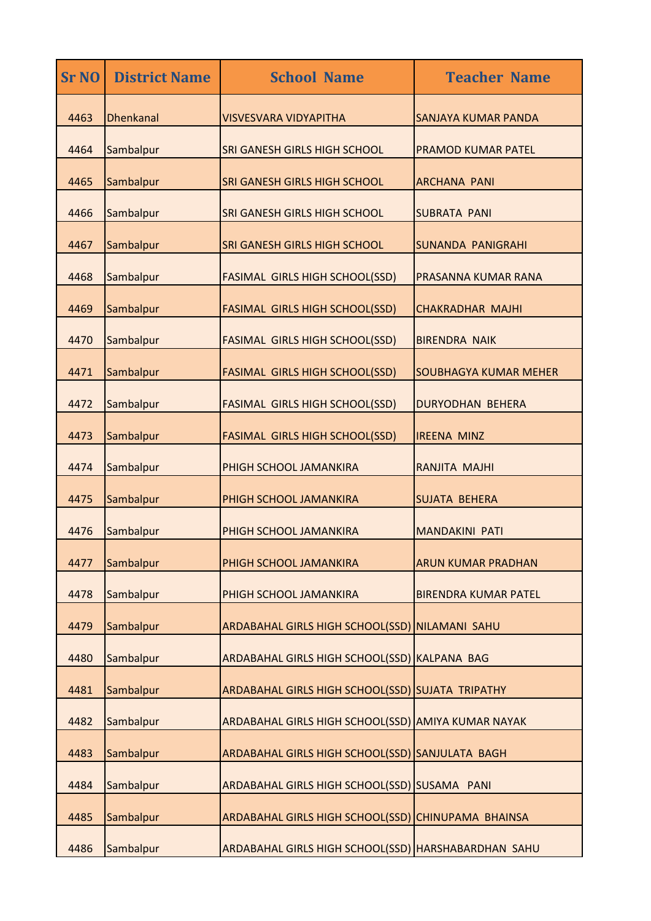| Sr NO | District Name | School Name | Teacher Name |
|---|---|---|---|
| 4463 | Dhenkanal | VISVESVARA VIDYAPITHA | SANJAYA KUMAR PANDA |
| 4464 | Sambalpur | SRI GANESH GIRLS HIGH SCHOOL | PRAMOD KUMAR PATEL |
| 4465 | Sambalpur | SRI GANESH GIRLS HIGH SCHOOL | ARCHANA PANI |
| 4466 | Sambalpur | SRI GANESH GIRLS HIGH SCHOOL | SUBRATA PANI |
| 4467 | Sambalpur | SRI GANESH GIRLS HIGH SCHOOL | SUNANDA PANIGRAHI |
| 4468 | Sambalpur | FASIMAL GIRLS HIGH SCHOOL(SSD) | PRASANNA KUMAR RANA |
| 4469 | Sambalpur | FASIMAL GIRLS HIGH SCHOOL(SSD) | CHAKRADHAR MAJHI |
| 4470 | Sambalpur | FASIMAL GIRLS HIGH SCHOOL(SSD) | BIRENDRA NAIK |
| 4471 | Sambalpur | FASIMAL GIRLS HIGH SCHOOL(SSD) | SOUBHAGYA KUMAR MEHER |
| 4472 | Sambalpur | FASIMAL GIRLS HIGH SCHOOL(SSD) | DURYODHAN BEHERA |
| 4473 | Sambalpur | FASIMAL GIRLS HIGH SCHOOL(SSD) | IREENA MINZ |
| 4474 | Sambalpur | PHIGH SCHOOL JAMANKIRA | RANJITA MAJHI |
| 4475 | Sambalpur | PHIGH SCHOOL JAMANKIRA | SUJATA BEHERA |
| 4476 | Sambalpur | PHIGH SCHOOL JAMANKIRA | MANDAKINI PATI |
| 4477 | Sambalpur | PHIGH SCHOOL JAMANKIRA | ARUN KUMAR PRADHAN |
| 4478 | Sambalpur | PHIGH SCHOOL JAMANKIRA | BIRENDRA KUMAR PATEL |
| 4479 | Sambalpur | ARDABAHAL GIRLS HIGH SCHOOL(SSD) | NILAMANI SAHU |
| 4480 | Sambalpur | ARDABAHAL GIRLS HIGH SCHOOL(SSD) | KALPANA BAG |
| 4481 | Sambalpur | ARDABAHAL GIRLS HIGH SCHOOL(SSD) | SUJATA TRIPATHY |
| 4482 | Sambalpur | ARDABAHAL GIRLS HIGH SCHOOL(SSD) | AMIYA KUMAR NAYAK |
| 4483 | Sambalpur | ARDABAHAL GIRLS HIGH SCHOOL(SSD) | SANJULATA BAGH |
| 4484 | Sambalpur | ARDABAHAL GIRLS HIGH SCHOOL(SSD) | SUSAMA PANI |
| 4485 | Sambalpur | ARDABAHAL GIRLS HIGH SCHOOL(SSD) | CHINUPAMA BHAINSA |
| 4486 | Sambalpur | ARDABAHAL GIRLS HIGH SCHOOL(SSD) | HARSHABARDHAN SAHU |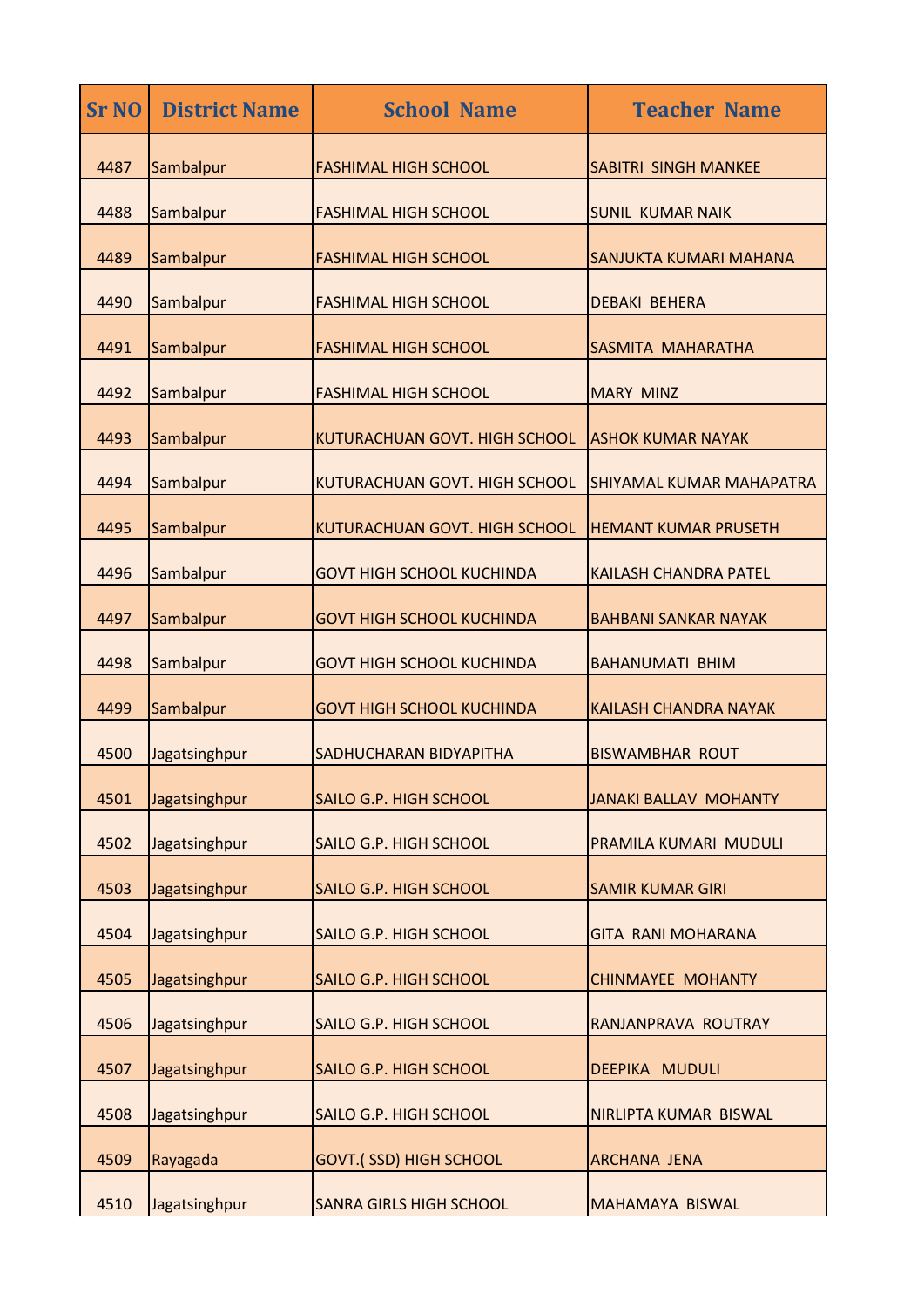| Sr NO | District Name | School Name | Teacher Name |
|---|---|---|---|
| 4487 | Sambalpur | FASHIMAL HIGH SCHOOL | SABITRI SINGH MANKEE |
| 4488 | Sambalpur | FASHIMAL HIGH SCHOOL | SUNIL KUMAR NAIK |
| 4489 | Sambalpur | FASHIMAL HIGH SCHOOL | SANJUKTA KUMARI MAHANA |
| 4490 | Sambalpur | FASHIMAL HIGH SCHOOL | DEBAKI BEHERA |
| 4491 | Sambalpur | FASHIMAL HIGH SCHOOL | SASMITA MAHARATHA |
| 4492 | Sambalpur | FASHIMAL HIGH SCHOOL | MARY MINZ |
| 4493 | Sambalpur | KUTURACHUAN GOVT. HIGH SCHOOL | ASHOK KUMAR NAYAK |
| 4494 | Sambalpur | KUTURACHUAN GOVT. HIGH SCHOOL | SHIYAMAL KUMAR MAHAPATRA |
| 4495 | Sambalpur | KUTURACHUAN GOVT. HIGH SCHOOL | HEMANT KUMAR PRUSETH |
| 4496 | Sambalpur | GOVT HIGH SCHOOL KUCHINDA | KAILASH CHANDRA PATEL |
| 4497 | Sambalpur | GOVT HIGH SCHOOL KUCHINDA | BAHBANI SANKAR NAYAK |
| 4498 | Sambalpur | GOVT HIGH SCHOOL KUCHINDA | BAHANUMATI BHIM |
| 4499 | Sambalpur | GOVT HIGH SCHOOL KUCHINDA | KAILASH CHANDRA NAYAK |
| 4500 | Jagatsinghpur | SADHUCHARAN BIDYAPITHA | BISWAMBHAR ROUT |
| 4501 | Jagatsinghpur | SAILO G.P. HIGH SCHOOL | JANAKI BALLAV MOHANTY |
| 4502 | Jagatsinghpur | SAILO G.P. HIGH SCHOOL | PRAMILA KUMARI MUDULI |
| 4503 | Jagatsinghpur | SAILO G.P. HIGH SCHOOL | SAMIR KUMAR GIRI |
| 4504 | Jagatsinghpur | SAILO G.P. HIGH SCHOOL | GITA RANI MOHARANA |
| 4505 | Jagatsinghpur | SAILO G.P. HIGH SCHOOL | CHINMAYEE MOHANTY |
| 4506 | Jagatsinghpur | SAILO G.P. HIGH SCHOOL | RANJANPRAVA ROUTRAY |
| 4507 | Jagatsinghpur | SAILO G.P. HIGH SCHOOL | DEEPIKA MUDULI |
| 4508 | Jagatsinghpur | SAILO G.P. HIGH SCHOOL | NIRLIPTA KUMAR BISWAL |
| 4509 | Rayagada | GOVT.( SSD) HIGH SCHOOL | ARCHANA JENA |
| 4510 | Jagatsinghpur | SANRA GIRLS HIGH SCHOOL | MAHAMAYA BISWAL |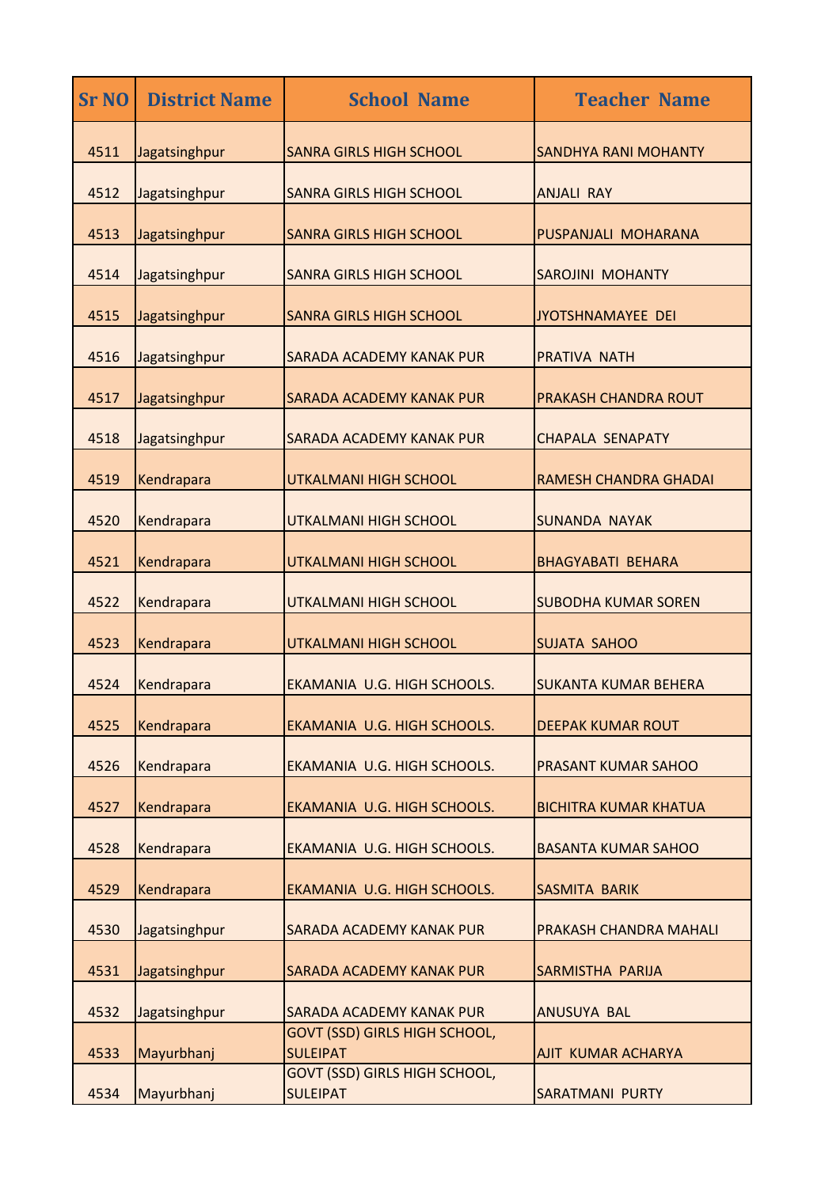| Sr NO | District Name | School  Name | Teacher  Name |
|---|---|---|---|
| 4511 | Jagatsinghpur | SANRA GIRLS HIGH SCHOOL | SANDHYA RANI MOHANTY |
| 4512 | Jagatsinghpur | SANRA GIRLS HIGH SCHOOL | ANJALI  RAY |
| 4513 | Jagatsinghpur | SANRA GIRLS HIGH SCHOOL | PUSPANJALI  MOHARANA |
| 4514 | Jagatsinghpur | SANRA GIRLS HIGH SCHOOL | SAROJINI  MOHANTY |
| 4515 | Jagatsinghpur | SANRA GIRLS HIGH SCHOOL | JYOTSHNAMAYEE  DEI |
| 4516 | Jagatsinghpur | SARADA ACADEMY KANAK PUR | PRATIVA  NATH |
| 4517 | Jagatsinghpur | SARADA ACADEMY KANAK PUR | PRAKASH CHANDRA ROUT |
| 4518 | Jagatsinghpur | SARADA ACADEMY KANAK PUR | CHAPALA  SENAPATY |
| 4519 | Kendrapara | UTKALMANI HIGH SCHOOL | RAMESH CHANDRA GHADAI |
| 4520 | Kendrapara | UTKALMANI HIGH SCHOOL | SUNANDA  NAYAK |
| 4521 | Kendrapara | UTKALMANI HIGH SCHOOL | BHAGYABATI  BEHARA |
| 4522 | Kendrapara | UTKALMANI HIGH SCHOOL | SUBODHA KUMAR SOREN |
| 4523 | Kendrapara | UTKALMANI HIGH SCHOOL | SUJATA  SAHOO |
| 4524 | Kendrapara | EKAMANIA  U.G. HIGH SCHOOLS. | SUKANTA KUMAR BEHERA |
| 4525 | Kendrapara | EKAMANIA  U.G. HIGH SCHOOLS. | DEEPAK KUMAR ROUT |
| 4526 | Kendrapara | EKAMANIA  U.G. HIGH SCHOOLS. | PRASANT KUMAR SAHOO |
| 4527 | Kendrapara | EKAMANIA  U.G. HIGH SCHOOLS. | BICHITRA KUMAR KHATUA |
| 4528 | Kendrapara | EKAMANIA  U.G. HIGH SCHOOLS. | BASANTA KUMAR SAHOO |
| 4529 | Kendrapara | EKAMANIA  U.G. HIGH SCHOOLS. | SASMITA  BARIK |
| 4530 | Jagatsinghpur | SARADA ACADEMY KANAK PUR | PRAKASH CHANDRA MAHALI |
| 4531 | Jagatsinghpur | SARADA ACADEMY KANAK PUR | SARMISTHA  PARIJA |
| 4532 | Jagatsinghpur | SARADA ACADEMY KANAK PUR | ANUSUYA  BAL |
| 4533 | Mayurbhanj | GOVT (SSD) GIRLS HIGH SCHOOL, SULEIPAT | AJIT  KUMAR ACHARYA |
| 4534 | Mayurbhanj | GOVT (SSD) GIRLS HIGH SCHOOL, SULEIPAT | SARATMANI  PURTY |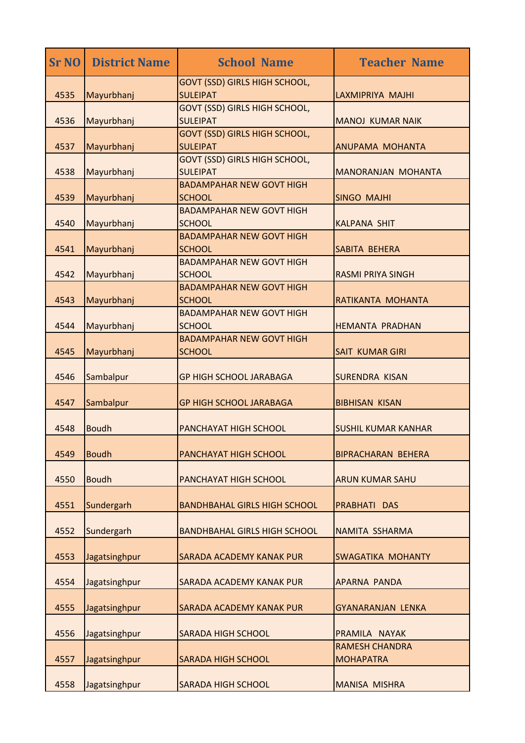| Sr NO | District Name | School Name | Teacher Name |
|---|---|---|---|
| 4535 | Mayurbhanj | GOVT (SSD) GIRLS HIGH SCHOOL, SULEIPAT | LAXMIPRIYA MAJHI |
| 4536 | Mayurbhanj | GOVT (SSD) GIRLS HIGH SCHOOL, SULEIPAT | MANOJ KUMAR NAIK |
| 4537 | Mayurbhanj | GOVT (SSD) GIRLS HIGH SCHOOL, SULEIPAT | ANUPAMA MOHANTA |
| 4538 | Mayurbhanj | GOVT (SSD) GIRLS HIGH SCHOOL, SULEIPAT | MANORANJAN MOHANTA |
| 4539 | Mayurbhanj | BADAMPAHAR NEW GOVT HIGH SCHOOL | SINGO MAJHI |
| 4540 | Mayurbhanj | BADAMPAHAR NEW GOVT HIGH SCHOOL | KALPANA SHIT |
| 4541 | Mayurbhanj | BADAMPAHAR NEW GOVT HIGH SCHOOL | SABITA BEHERA |
| 4542 | Mayurbhanj | BADAMPAHAR NEW GOVT HIGH SCHOOL | RASMI PRIYA SINGH |
| 4543 | Mayurbhanj | BADAMPAHAR NEW GOVT HIGH SCHOOL | RATIKANTA MOHANTA |
| 4544 | Mayurbhanj | BADAMPAHAR NEW GOVT HIGH SCHOOL | HEMANTA PRADHAN |
| 4545 | Mayurbhanj | BADAMPAHAR NEW GOVT HIGH SCHOOL | SAIT KUMAR GIRI |
| 4546 | Sambalpur | GP HIGH SCHOOL JARABAGA | SURENDRA KISAN |
| 4547 | Sambalpur | GP HIGH SCHOOL JARABAGA | BIBHISAN KISAN |
| 4548 | Boudh | PANCHAYAT HIGH SCHOOL | SUSHIL KUMAR KANHAR |
| 4549 | Boudh | PANCHAYAT HIGH SCHOOL | BIPRACHARAN BEHERA |
| 4550 | Boudh | PANCHAYAT HIGH SCHOOL | ARUN KUMAR SAHU |
| 4551 | Sundergarh | BANDHBAHAL GIRLS HIGH SCHOOL | PRABHATI DAS |
| 4552 | Sundergarh | BANDHBAHAL GIRLS HIGH SCHOOL | NAMITA SSHARMA |
| 4553 | Jagatsinghpur | SARADA ACADEMY KANAK PUR | SWAGATIKA MOHANTY |
| 4554 | Jagatsinghpur | SARADA ACADEMY KANAK PUR | APARNA PANDA |
| 4555 | Jagatsinghpur | SARADA ACADEMY KANAK PUR | GYANARANJAN LENKA |
| 4556 | Jagatsinghpur | SARADA HIGH SCHOOL | PRAMILA NAYAK |
| 4557 | Jagatsinghpur | SARADA HIGH SCHOOL | RAMESH CHANDRA MOHAPATRA |
| 4558 | Jagatsinghpur | SARADA HIGH SCHOOL | MANISA MISHRA |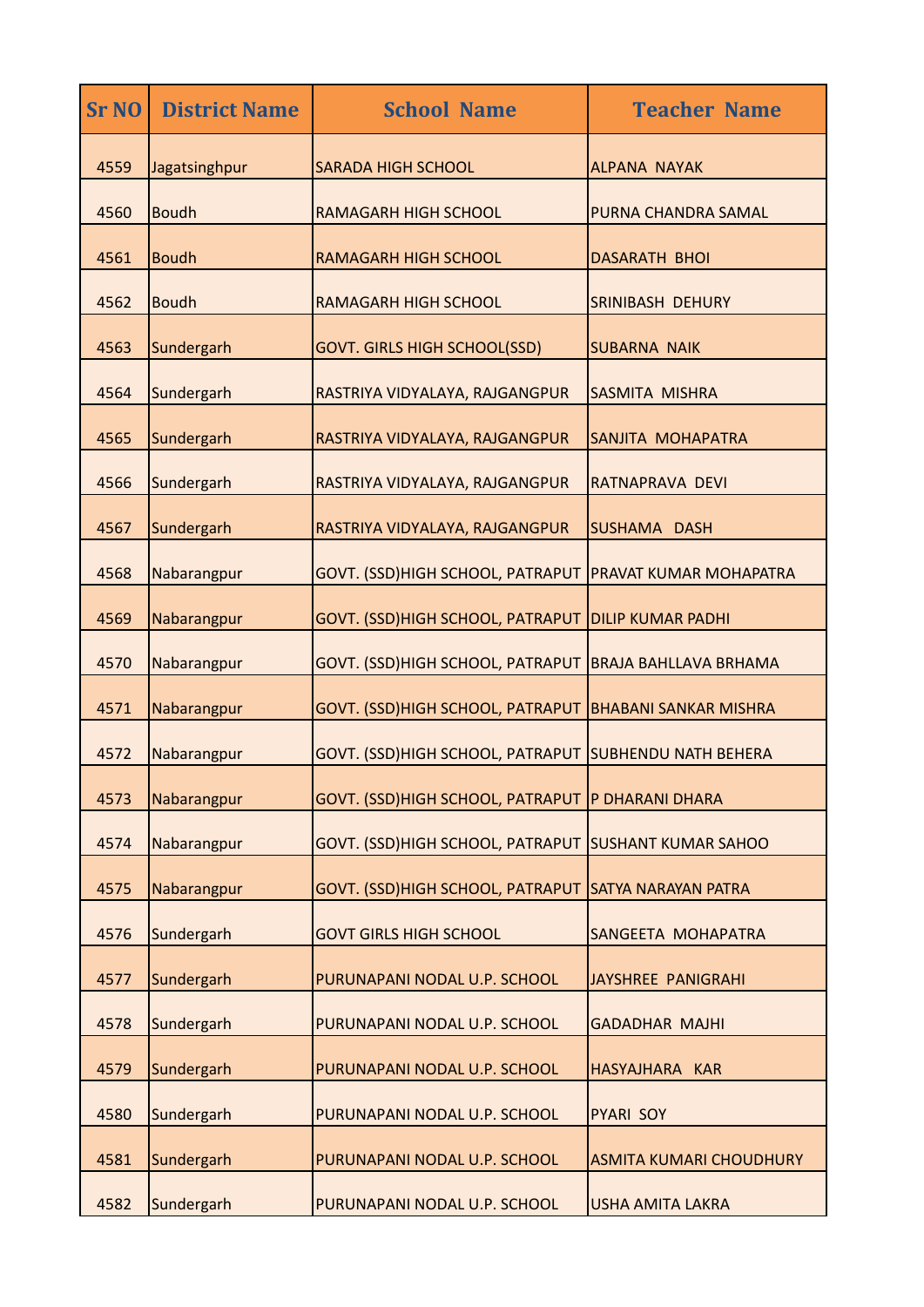| Sr NO | District Name | School Name | Teacher Name |
|---|---|---|---|
| 4559 | Jagatsinghpur | SARADA HIGH SCHOOL | ALPANA NAYAK |
| 4560 | Boudh | RAMAGARH HIGH SCHOOL | PURNA CHANDRA SAMAL |
| 4561 | Boudh | RAMAGARH HIGH SCHOOL | DASARATH BHOI |
| 4562 | Boudh | RAMAGARH HIGH SCHOOL | SRINIBASH DEHURY |
| 4563 | Sundergarh | GOVT. GIRLS HIGH SCHOOL(SSD) | SUBARNA NAIK |
| 4564 | Sundergarh | RASTRIYA VIDYALAYA, RAJGANGPUR | SASMITA MISHRA |
| 4565 | Sundergarh | RASTRIYA VIDYALAYA, RAJGANGPUR | SANJITA MOHAPATRA |
| 4566 | Sundergarh | RASTRIYA VIDYALAYA, RAJGANGPUR | RATNAPRAVA DEVI |
| 4567 | Sundergarh | RASTRIYA VIDYALAYA, RAJGANGPUR | SUSHAMA DASH |
| 4568 | Nabarangpur | GOVT. (SSD)HIGH SCHOOL, PATRAPUT | PRAVAT KUMAR MOHAPATRA |
| 4569 | Nabarangpur | GOVT. (SSD)HIGH SCHOOL, PATRAPUT | DILIP KUMAR PADHI |
| 4570 | Nabarangpur | GOVT. (SSD)HIGH SCHOOL, PATRAPUT | BRAJA BAHLLAVA BRHAMA |
| 4571 | Nabarangpur | GOVT. (SSD)HIGH SCHOOL, PATRAPUT | BHABANI SANKAR MISHRA |
| 4572 | Nabarangpur | GOVT. (SSD)HIGH SCHOOL, PATRAPUT | SUBHENDU NATH BEHERA |
| 4573 | Nabarangpur | GOVT. (SSD)HIGH SCHOOL, PATRAPUT | P DHARANI DHARA |
| 4574 | Nabarangpur | GOVT. (SSD)HIGH SCHOOL, PATRAPUT | SUSHANT KUMAR SAHOO |
| 4575 | Nabarangpur | GOVT. (SSD)HIGH SCHOOL, PATRAPUT | SATYA NARAYAN PATRA |
| 4576 | Sundergarh | GOVT GIRLS HIGH SCHOOL | SANGEETA MOHAPATRA |
| 4577 | Sundergarh | PURUNAPANI NODAL U.P. SCHOOL | JAYSHREE PANIGRAHI |
| 4578 | Sundergarh | PURUNAPANI NODAL U.P. SCHOOL | GADADHAR MAJHI |
| 4579 | Sundergarh | PURUNAPANI NODAL U.P. SCHOOL | HASYAJHARA KAR |
| 4580 | Sundergarh | PURUNAPANI NODAL U.P. SCHOOL | PYARI SOY |
| 4581 | Sundergarh | PURUNAPANI NODAL U.P. SCHOOL | ASMITA KUMARI CHOUDHURY |
| 4582 | Sundergarh | PURUNAPANI NODAL U.P. SCHOOL | USHA AMITA LAKRA |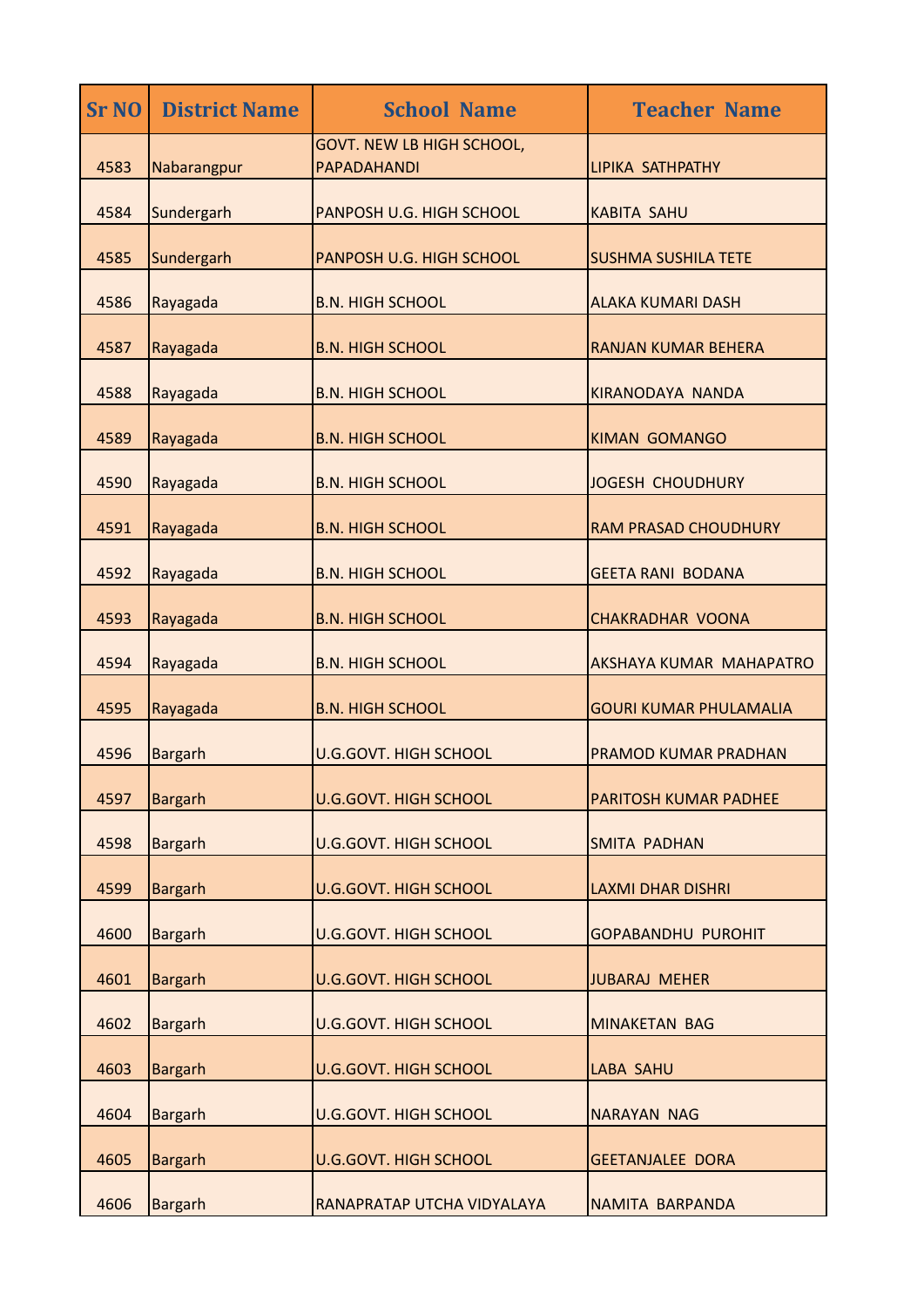| Sr NO | District Name | School Name | Teacher Name |
|---|---|---|---|
| 4583 | Nabarangpur | GOVT. NEW LB HIGH SCHOOL, PAPADAHANDI | LIPIKA SATHPATHY |
| 4584 | Sundergarh | PANPOSH U.G. HIGH SCHOOL | KABITA SAHU |
| 4585 | Sundergarh | PANPOSH U.G. HIGH SCHOOL | SUSHMA SUSHILA TETE |
| 4586 | Rayagada | B.N. HIGH SCHOOL | ALAKA KUMARI DASH |
| 4587 | Rayagada | B.N. HIGH SCHOOL | RANJAN KUMAR BEHERA |
| 4588 | Rayagada | B.N. HIGH SCHOOL | KIRANODAYA NANDA |
| 4589 | Rayagada | B.N. HIGH SCHOOL | KIMAN GOMANGO |
| 4590 | Rayagada | B.N. HIGH SCHOOL | JOGESH CHOUDHURY |
| 4591 | Rayagada | B.N. HIGH SCHOOL | RAM PRASAD CHOUDHURY |
| 4592 | Rayagada | B.N. HIGH SCHOOL | GEETA RANI BODANA |
| 4593 | Rayagada | B.N. HIGH SCHOOL | CHAKRADHAR VOONA |
| 4594 | Rayagada | B.N. HIGH SCHOOL | AKSHAYA KUMAR MAHAPATRO |
| 4595 | Rayagada | B.N. HIGH SCHOOL | GOURI KUMAR PHULAMALIA |
| 4596 | Bargarh | U.G.GOVT. HIGH SCHOOL | PRAMOD KUMAR PRADHAN |
| 4597 | Bargarh | U.G.GOVT. HIGH SCHOOL | PARITOSH KUMAR PADHEE |
| 4598 | Bargarh | U.G.GOVT. HIGH SCHOOL | SMITA PADHAN |
| 4599 | Bargarh | U.G.GOVT. HIGH SCHOOL | LAXMI DHAR DISHRI |
| 4600 | Bargarh | U.G.GOVT. HIGH SCHOOL | GOPABANDHU PUROHIT |
| 4601 | Bargarh | U.G.GOVT. HIGH SCHOOL | JUBARAJ MEHER |
| 4602 | Bargarh | U.G.GOVT. HIGH SCHOOL | MINAKETAN BAG |
| 4603 | Bargarh | U.G.GOVT. HIGH SCHOOL | LABA SAHU |
| 4604 | Bargarh | U.G.GOVT. HIGH SCHOOL | NARAYAN NAG |
| 4605 | Bargarh | U.G.GOVT. HIGH SCHOOL | GEETANJALEE DORA |
| 4606 | Bargarh | RANAPRATAP UTCHA VIDYALAYA | NAMITA BARPANDA |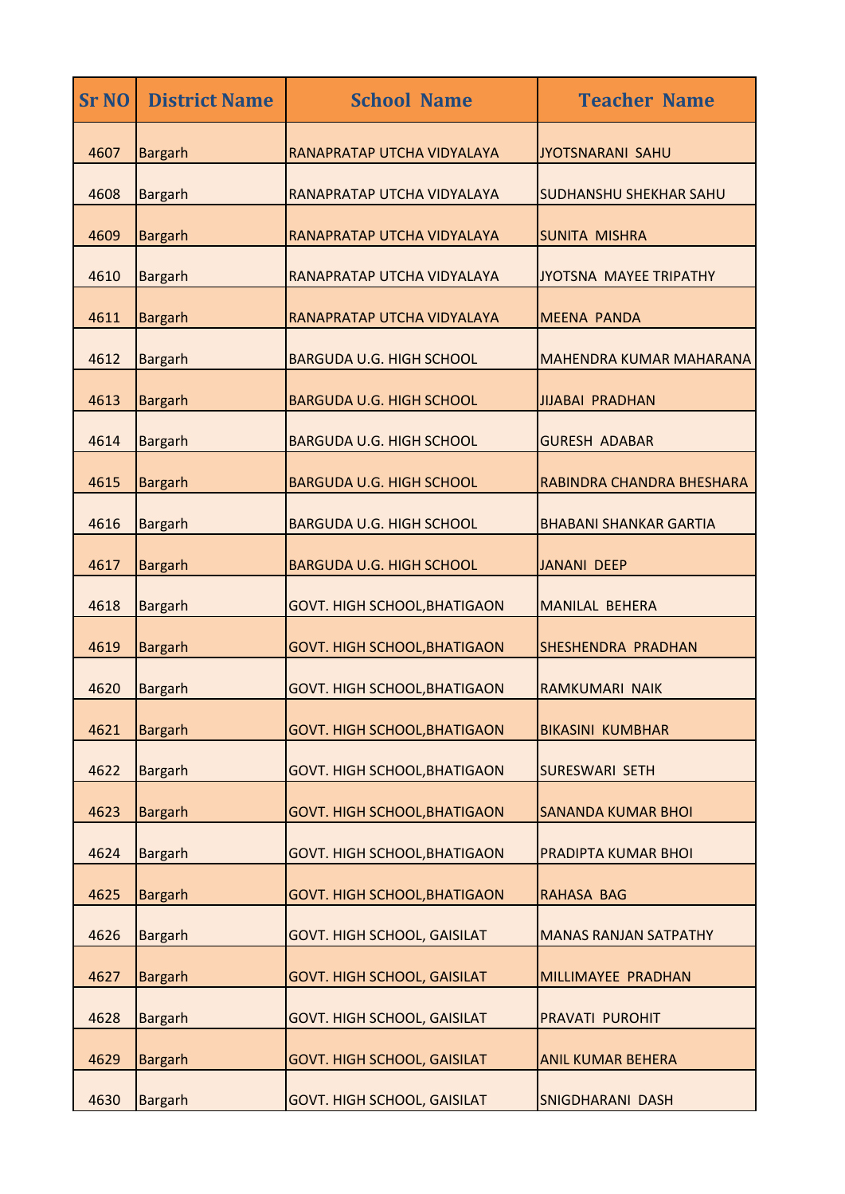| Sr NO | District Name | School Name | Teacher Name |
|---|---|---|---|
| 4607 | Bargarh | RANAPRATAP UTCHA VIDYALAYA | JYOTSNARANI SAHU |
| 4608 | Bargarh | RANAPRATAP UTCHA VIDYALAYA | SUDHANSHU SHEKHAR SAHU |
| 4609 | Bargarh | RANAPRATAP UTCHA VIDYALAYA | SUNITA MISHRA |
| 4610 | Bargarh | RANAPRATAP UTCHA VIDYALAYA | JYOTSNA MAYEE TRIPATHY |
| 4611 | Bargarh | RANAPRATAP UTCHA VIDYALAYA | MEENA PANDA |
| 4612 | Bargarh | BARGUDA U.G. HIGH SCHOOL | MAHENDRA KUMAR MAHARANA |
| 4613 | Bargarh | BARGUDA U.G. HIGH SCHOOL | JIJABAI PRADHAN |
| 4614 | Bargarh | BARGUDA U.G. HIGH SCHOOL | GURESH ADABAR |
| 4615 | Bargarh | BARGUDA U.G. HIGH SCHOOL | RABINDRA CHANDRA BHESHARA |
| 4616 | Bargarh | BARGUDA U.G. HIGH SCHOOL | BHABANI SHANKAR GARTIA |
| 4617 | Bargarh | BARGUDA U.G. HIGH SCHOOL | JANANI DEEP |
| 4618 | Bargarh | GOVT. HIGH SCHOOL,BHATIGAON | MANILAL BEHERA |
| 4619 | Bargarh | GOVT. HIGH SCHOOL,BHATIGAON | SHESHENDRA PRADHAN |
| 4620 | Bargarh | GOVT. HIGH SCHOOL,BHATIGAON | RAMKUMARI NAIK |
| 4621 | Bargarh | GOVT. HIGH SCHOOL,BHATIGAON | BIKASINI KUMBHAR |
| 4622 | Bargarh | GOVT. HIGH SCHOOL,BHATIGAON | SURESWARI SETH |
| 4623 | Bargarh | GOVT. HIGH SCHOOL,BHATIGAON | SANANDA KUMAR BHOI |
| 4624 | Bargarh | GOVT. HIGH SCHOOL,BHATIGAON | PRADIPTA KUMAR BHOI |
| 4625 | Bargarh | GOVT. HIGH SCHOOL,BHATIGAON | RAHASA BAG |
| 4626 | Bargarh | GOVT. HIGH SCHOOL, GAISILAT | MANAS RANJAN SATPATHY |
| 4627 | Bargarh | GOVT. HIGH SCHOOL, GAISILAT | MILLIMAYEE PRADHAN |
| 4628 | Bargarh | GOVT. HIGH SCHOOL, GAISILAT | PRAVATI PUROHIT |
| 4629 | Bargarh | GOVT. HIGH SCHOOL, GAISILAT | ANIL KUMAR BEHERA |
| 4630 | Bargarh | GOVT. HIGH SCHOOL, GAISILAT | SNIGDHARANI DASH |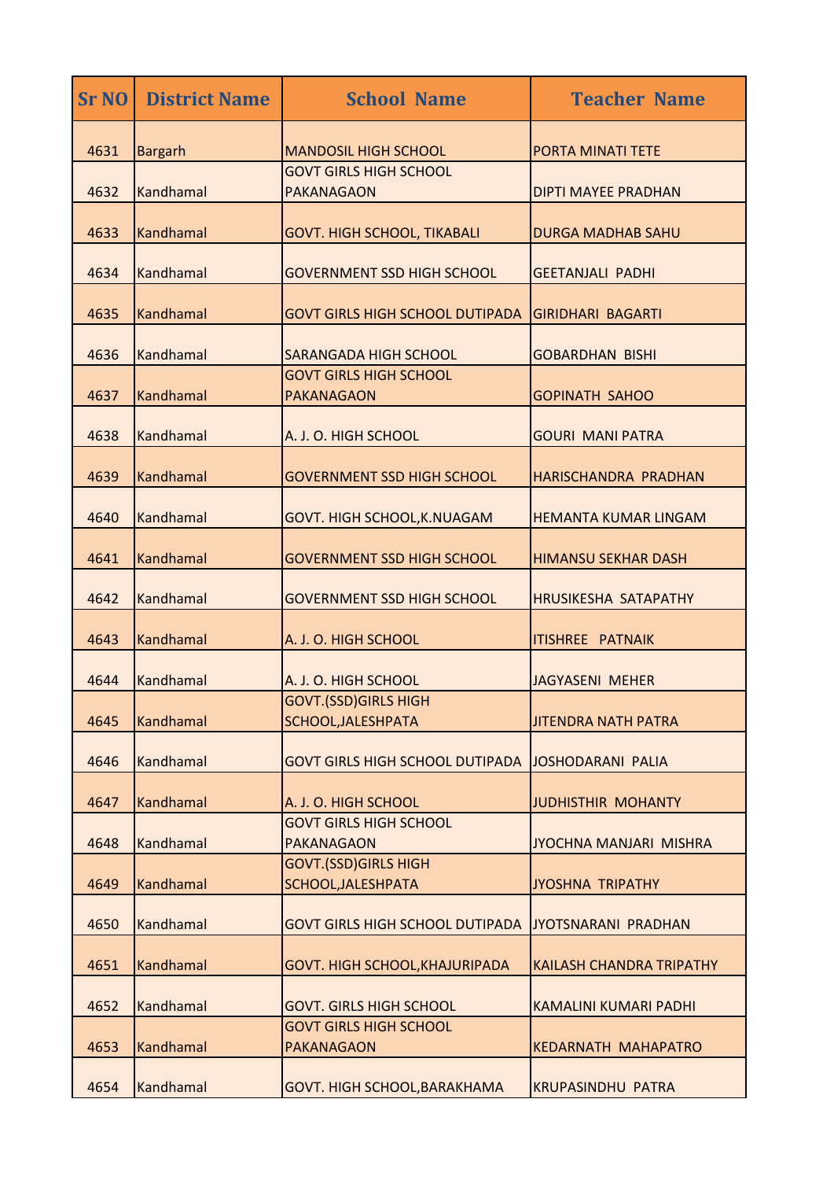| Sr NO | District Name | School Name | Teacher Name |
|---|---|---|---|
| 4631 | Bargarh | MANDOSIL HIGH SCHOOL | PORTA MINATI TETE |
| 4632 | Kandhamal | GOVT GIRLS HIGH SCHOOL PAKANAGAON | DIPTI MAYEE PRADHAN |
| 4633 | Kandhamal | GOVT. HIGH SCHOOL, TIKABALI | DURGA MADHAB SAHU |
| 4634 | Kandhamal | GOVERNMENT SSD HIGH SCHOOL | GEETANJALI PADHI |
| 4635 | Kandhamal | GOVT GIRLS HIGH SCHOOL DUTIPADA | GIRIDHARI BAGARTI |
| 4636 | Kandhamal | SARANGADA HIGH SCHOOL | GOBARDHAN BISHI |
| 4637 | Kandhamal | GOVT GIRLS HIGH SCHOOL PAKANAGAON | GOPINATH SAHOO |
| 4638 | Kandhamal | A. J. O. HIGH SCHOOL | GOURI MANI PATRA |
| 4639 | Kandhamal | GOVERNMENT SSD HIGH SCHOOL | HARISCHANDRA PRADHAN |
| 4640 | Kandhamal | GOVT. HIGH SCHOOL,K.NUAGAM | HEMANTA KUMAR LINGAM |
| 4641 | Kandhamal | GOVERNMENT SSD HIGH SCHOOL | HIMANSU SEKHAR DASH |
| 4642 | Kandhamal | GOVERNMENT SSD HIGH SCHOOL | HRUSIKESHA SATAPATHY |
| 4643 | Kandhamal | A. J. O. HIGH SCHOOL | ITISHREE PATNAIK |
| 4644 | Kandhamal | A. J. O. HIGH SCHOOL | JAGYASENI MEHER |
| 4645 | Kandhamal | GOVT.(SSD)GIRLS HIGH SCHOOL,JALESHPATA | JITENDRA NATH PATRA |
| 4646 | Kandhamal | GOVT GIRLS HIGH SCHOOL DUTIPADA | JOSHODARANI PALIA |
| 4647 | Kandhamal | A. J. O. HIGH SCHOOL | JUDHISTHIR MOHANTY |
| 4648 | Kandhamal | GOVT GIRLS HIGH SCHOOL PAKANAGAON | JYOCHNA MANJARI MISHRA |
| 4649 | Kandhamal | GOVT.(SSD)GIRLS HIGH SCHOOL,JALESHPATA | JYOSHNA TRIPATHY |
| 4650 | Kandhamal | GOVT GIRLS HIGH SCHOOL DUTIPADA | JYOTSNARANI PRADHAN |
| 4651 | Kandhamal | GOVT. HIGH SCHOOL,KHAJURIPADA | KAILASH CHANDRA TRIPATHY |
| 4652 | Kandhamal | GOVT. GIRLS HIGH SCHOOL | KAMALINI KUMARI PADHI |
| 4653 | Kandhamal | GOVT GIRLS HIGH SCHOOL PAKANAGAON | KEDARNATH MAHAPATRO |
| 4654 | Kandhamal | GOVT. HIGH SCHOOL,BARAKHAMA | KRUPASINDHU PATRA |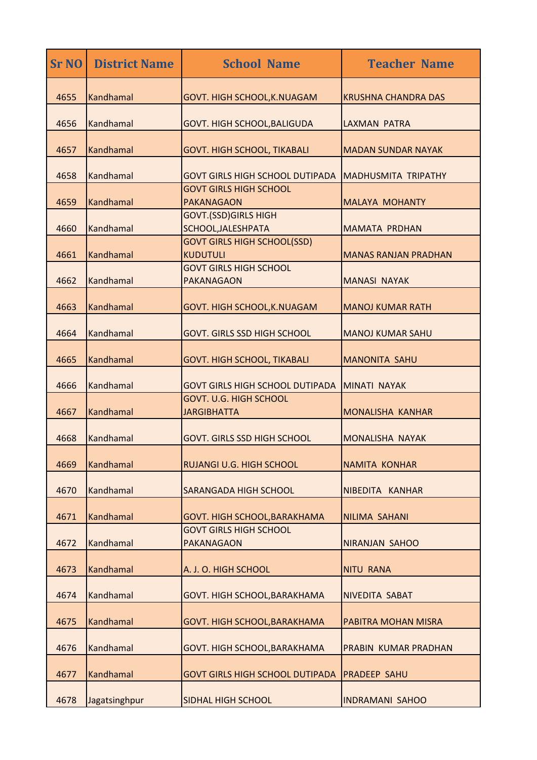| Sr NO | District Name | School Name | Teacher Name |
|---|---|---|---|
| 4655 | Kandhamal | GOVT. HIGH SCHOOL,K.NUAGAM | KRUSHNA CHANDRA DAS |
| 4656 | Kandhamal | GOVT. HIGH SCHOOL,BALIGUDA | LAXMAN PATRA |
| 4657 | Kandhamal | GOVT. HIGH SCHOOL, TIKABALI | MADAN SUNDAR NAYAK |
| 4658 | Kandhamal | GOVT GIRLS HIGH SCHOOL DUTIPADA | MADHUSMITA TRIPATHY |
| 4659 | Kandhamal | GOVT GIRLS HIGH SCHOOL PAKANAGAON | MALAYA MOHANTY |
| 4660 | Kandhamal | GOVT.(SSD)GIRLS HIGH SCHOOL,JALESHPATA | MAMATA PRDHAN |
| 4661 | Kandhamal | GOVT GIRLS HIGH SCHOOL(SSD) KUDUTULI | MANAS RANJAN PRADHAN |
| 4662 | Kandhamal | GOVT GIRLS HIGH SCHOOL PAKANAGAON | MANASI NAYAK |
| 4663 | Kandhamal | GOVT. HIGH SCHOOL,K.NUAGAM | MANOJ KUMAR RATH |
| 4664 | Kandhamal | GOVT. GIRLS SSD HIGH SCHOOL | MANOJ KUMAR SAHU |
| 4665 | Kandhamal | GOVT. HIGH SCHOOL, TIKABALI | MANONITA SAHU |
| 4666 | Kandhamal | GOVT GIRLS HIGH SCHOOL DUTIPADA | MINATI NAYAK |
| 4667 | Kandhamal | GOVT. U.G. HIGH SCHOOL JARGIBHATTA | MONALISHA KANHAR |
| 4668 | Kandhamal | GOVT. GIRLS SSD HIGH SCHOOL | MONALISHA NAYAK |
| 4669 | Kandhamal | RUJANGI U.G. HIGH SCHOOL | NAMITA KONHAR |
| 4670 | Kandhamal | SARANGADA HIGH SCHOOL | NIBEDITA KANHAR |
| 4671 | Kandhamal | GOVT. HIGH SCHOOL,BARAKHAMA | NILIMA SAHANI |
| 4672 | Kandhamal | GOVT GIRLS HIGH SCHOOL PAKANAGAON | NIRANJAN SAHOO |
| 4673 | Kandhamal | A. J. O. HIGH SCHOOL | NITU RANA |
| 4674 | Kandhamal | GOVT. HIGH SCHOOL,BARAKHAMA | NIVEDITA SABAT |
| 4675 | Kandhamal | GOVT. HIGH SCHOOL,BARAKHAMA | PABITRA MOHAN MISRA |
| 4676 | Kandhamal | GOVT. HIGH SCHOOL,BARAKHAMA | PRABIN KUMAR PRADHAN |
| 4677 | Kandhamal | GOVT GIRLS HIGH SCHOOL DUTIPADA | PRADEEP SAHU |
| 4678 | Jagatsinghpur | SIDHAL HIGH SCHOOL | INDRAMANI SAHOO |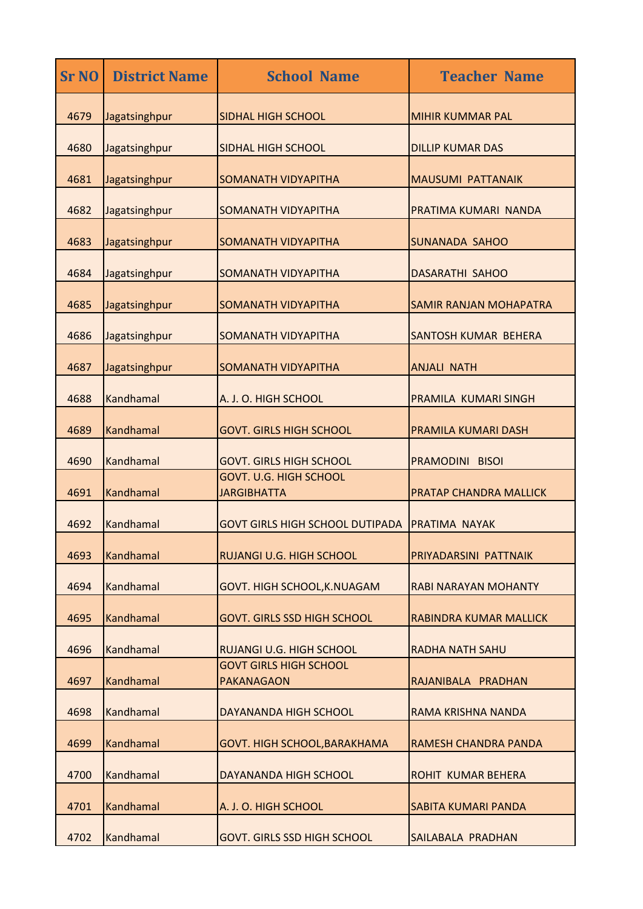| Sr NO | District Name | School Name | Teacher Name |
|---|---|---|---|
| 4679 | Jagatsinghpur | SIDHAL HIGH SCHOOL | MIHIR KUMMAR PAL |
| 4680 | Jagatsinghpur | SIDHAL HIGH SCHOOL | DILLIP KUMAR DAS |
| 4681 | Jagatsinghpur | SOMANATH VIDYAPITHA | MAUSUMI PATTANAIK |
| 4682 | Jagatsinghpur | SOMANATH VIDYAPITHA | PRATIMA KUMARI NANDA |
| 4683 | Jagatsinghpur | SOMANATH VIDYAPITHA | SUNANADA SAHOO |
| 4684 | Jagatsinghpur | SOMANATH VIDYAPITHA | DASARATHI SAHOO |
| 4685 | Jagatsinghpur | SOMANATH VIDYAPITHA | SAMIR RANJAN MOHAPATRA |
| 4686 | Jagatsinghpur | SOMANATH VIDYAPITHA | SANTOSH KUMAR BEHERA |
| 4687 | Jagatsinghpur | SOMANATH VIDYAPITHA | ANJALI NATH |
| 4688 | Kandhamal | A. J. O. HIGH SCHOOL | PRAMILA KUMARI SINGH |
| 4689 | Kandhamal | GOVT. GIRLS HIGH SCHOOL | PRAMILA KUMARI DASH |
| 4690 | Kandhamal | GOVT. GIRLS HIGH SCHOOL | PRAMODINI BISOI |
| 4691 | Kandhamal | GOVT. U.G. HIGH SCHOOL JARGIBHATTA | PRATAP CHANDRA MALLICK |
| 4692 | Kandhamal | GOVT GIRLS HIGH SCHOOL DUTIPADA | PRATIMA NAYAK |
| 4693 | Kandhamal | RUJANGI U.G. HIGH SCHOOL | PRIYADARSINI PATTNAIK |
| 4694 | Kandhamal | GOVT. HIGH SCHOOL,K.NUAGAM | RABI NARAYAN MOHANTY |
| 4695 | Kandhamal | GOVT. GIRLS SSD HIGH SCHOOL | RABINDRA KUMAR MALLICK |
| 4696 | Kandhamal | RUJANGI U.G. HIGH SCHOOL | RADHA NATH SAHU |
| 4697 | Kandhamal | GOVT GIRLS HIGH SCHOOL PAKANAGAON | RAJANIBALA PRADHAN |
| 4698 | Kandhamal | DAYANANDA HIGH SCHOOL | RAMA KRISHNA NANDA |
| 4699 | Kandhamal | GOVT. HIGH SCHOOL,BARAKHAMA | RAMESH CHANDRA PANDA |
| 4700 | Kandhamal | DAYANANDA HIGH SCHOOL | ROHIT KUMAR BEHERA |
| 4701 | Kandhamal | A. J. O. HIGH SCHOOL | SABITA KUMARI PANDA |
| 4702 | Kandhamal | GOVT. GIRLS SSD HIGH SCHOOL | SAILABALA PRADHAN |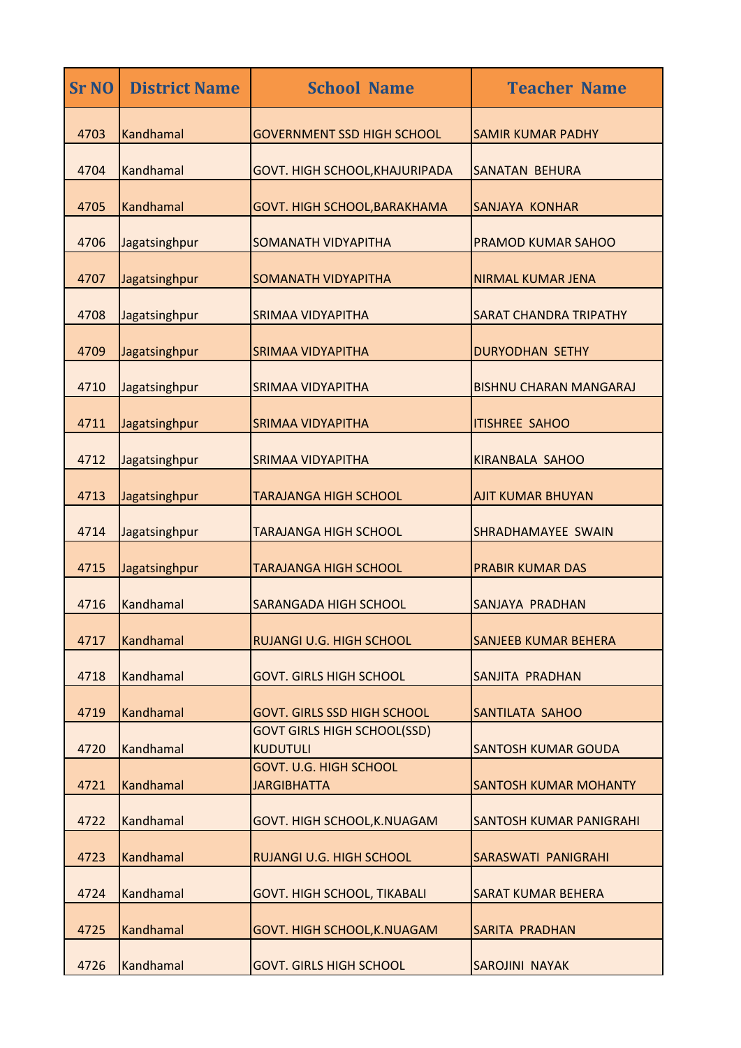| Sr NO | District Name | School Name | Teacher Name |
|---|---|---|---|
| 4703 | Kandhamal | GOVERNMENT SSD HIGH SCHOOL | SAMIR KUMAR PADHY |
| 4704 | Kandhamal | GOVT. HIGH SCHOOL,KHAJURIPADA | SANATAN BEHURA |
| 4705 | Kandhamal | GOVT. HIGH SCHOOL,BARAKHAMA | SANJAYA KONHAR |
| 4706 | Jagatsinghpur | SOMANATH VIDYAPITHA | PRAMOD KUMAR SAHOO |
| 4707 | Jagatsinghpur | SOMANATH VIDYAPITHA | NIRMAL KUMAR JENA |
| 4708 | Jagatsinghpur | SRIMAA VIDYAPITHA | SARAT CHANDRA TRIPATHY |
| 4709 | Jagatsinghpur | SRIMAA VIDYAPITHA | DURYODHAN SETHY |
| 4710 | Jagatsinghpur | SRIMAA VIDYAPITHA | BISHNU CHARAN MANGARAJ |
| 4711 | Jagatsinghpur | SRIMAA VIDYAPITHA | ITISHREE SAHOO |
| 4712 | Jagatsinghpur | SRIMAA VIDYAPITHA | KIRANBALA SAHOO |
| 4713 | Jagatsinghpur | TARAJANGA HIGH SCHOOL | AJIT KUMAR BHUYAN |
| 4714 | Jagatsinghpur | TARAJANGA HIGH SCHOOL | SHRADHAMAYEE SWAIN |
| 4715 | Jagatsinghpur | TARAJANGA HIGH SCHOOL | PRABIR KUMAR DAS |
| 4716 | Kandhamal | SARANGADA HIGH SCHOOL | SANJAYA PRADHAN |
| 4717 | Kandhamal | RUJANGI U.G. HIGH SCHOOL | SANJEEB KUMAR BEHERA |
| 4718 | Kandhamal | GOVT. GIRLS HIGH SCHOOL | SANJITA PRADHAN |
| 4719 | Kandhamal | GOVT. GIRLS SSD HIGH SCHOOL | SANTILATA SAHOO |
| 4720 | Kandhamal | GOVT GIRLS HIGH SCHOOL(SSD) KUDUTULI | SANTOSH KUMAR GOUDA |
| 4721 | Kandhamal | GOVT. U.G. HIGH SCHOOL JARGIBHATTA | SANTOSH KUMAR MOHANTY |
| 4722 | Kandhamal | GOVT. HIGH SCHOOL,K.NUAGAM | SANTOSH KUMAR PANIGRAHI |
| 4723 | Kandhamal | RUJANGI U.G. HIGH SCHOOL | SARASWATI PANIGRAHI |
| 4724 | Kandhamal | GOVT. HIGH SCHOOL, TIKABALI | SARAT KUMAR BEHERA |
| 4725 | Kandhamal | GOVT. HIGH SCHOOL,K.NUAGAM | SARITA PRADHAN |
| 4726 | Kandhamal | GOVT. GIRLS HIGH SCHOOL | SAROJINI NAYAK |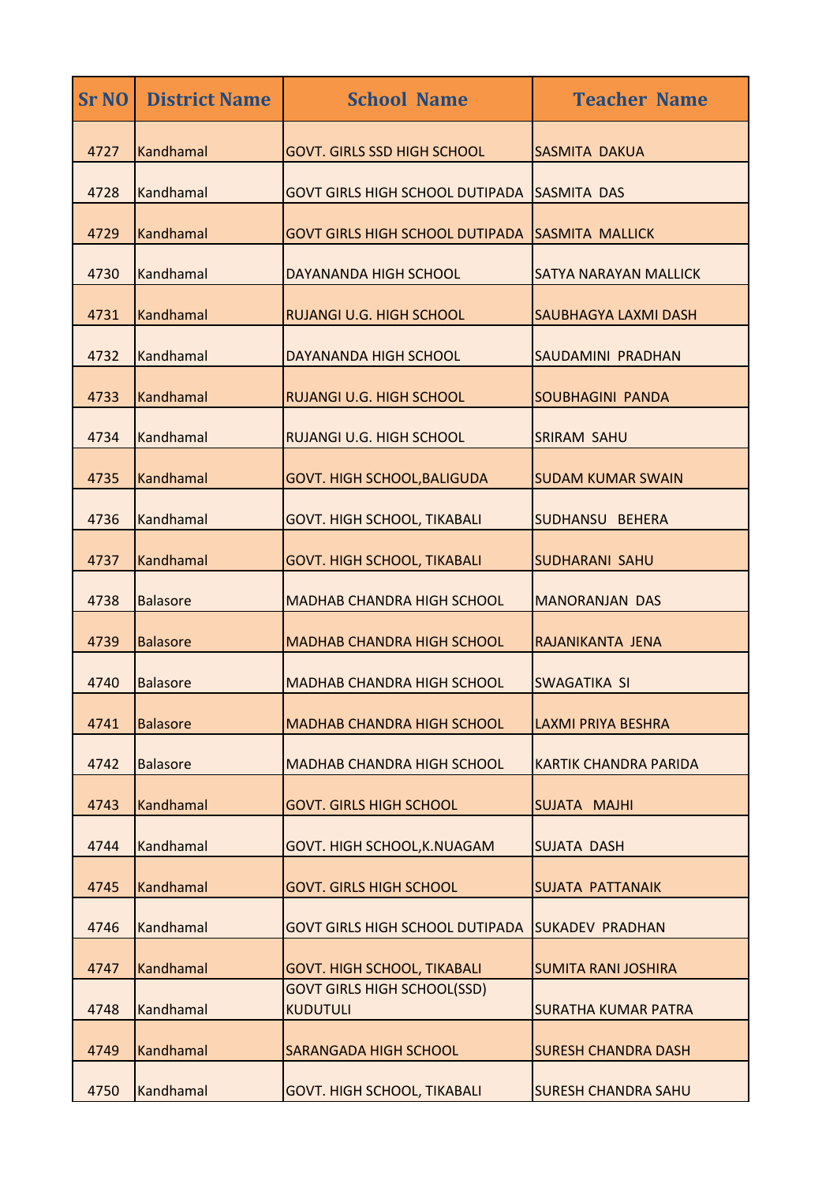| Sr NO | District Name | School Name | Teacher Name |
| --- | --- | --- | --- |
| 4727 | Kandhamal | GOVT. GIRLS SSD HIGH SCHOOL | SASMITA DAKUA |
| 4728 | Kandhamal | GOVT GIRLS HIGH SCHOOL DUTIPADA | SASMITA DAS |
| 4729 | Kandhamal | GOVT GIRLS HIGH SCHOOL DUTIPADA | SASMITA MALLICK |
| 4730 | Kandhamal | DAYANANDA HIGH SCHOOL | SATYA NARAYAN MALLICK |
| 4731 | Kandhamal | RUJANGI U.G. HIGH SCHOOL | SAUBHAGYA LAXMI DASH |
| 4732 | Kandhamal | DAYANANDA HIGH SCHOOL | SAUDAMINI PRADHAN |
| 4733 | Kandhamal | RUJANGI U.G. HIGH SCHOOL | SOUBHAGINI PANDA |
| 4734 | Kandhamal | RUJANGI U.G. HIGH SCHOOL | SRIRAM SAHU |
| 4735 | Kandhamal | GOVT. HIGH SCHOOL,BALIGUDA | SUDAM KUMAR SWAIN |
| 4736 | Kandhamal | GOVT. HIGH SCHOOL, TIKABALI | SUDHANSU BEHERA |
| 4737 | Kandhamal | GOVT. HIGH SCHOOL, TIKABALI | SUDHARANI SAHU |
| 4738 | Balasore | MADHAB CHANDRA HIGH SCHOOL | MANORANJAN DAS |
| 4739 | Balasore | MADHAB CHANDRA HIGH SCHOOL | RAJANIKANTA JENA |
| 4740 | Balasore | MADHAB CHANDRA HIGH SCHOOL | SWAGATIKA SI |
| 4741 | Balasore | MADHAB CHANDRA HIGH SCHOOL | LAXMI PRIYA BESHRA |
| 4742 | Balasore | MADHAB CHANDRA HIGH SCHOOL | KARTIK CHANDRA PARIDA |
| 4743 | Kandhamal | GOVT. GIRLS HIGH SCHOOL | SUJATA MAJHI |
| 4744 | Kandhamal | GOVT. HIGH SCHOOL,K.NUAGAM | SUJATA DASH |
| 4745 | Kandhamal | GOVT. GIRLS HIGH SCHOOL | SUJATA PATTANAIK |
| 4746 | Kandhamal | GOVT GIRLS HIGH SCHOOL DUTIPADA | SUKADEV PRADHAN |
| 4747 | Kandhamal | GOVT. HIGH SCHOOL, TIKABALI | SUMITA RANI JOSHIRA |
| 4748 | Kandhamal | GOVT GIRLS HIGH SCHOOL(SSD) KUDUTULI | SURATHA KUMAR PATRA |
| 4749 | Kandhamal | SARANGADA HIGH SCHOOL | SURESH CHANDRA DASH |
| 4750 | Kandhamal | GOVT. HIGH SCHOOL, TIKABALI | SURESH CHANDRA SAHU |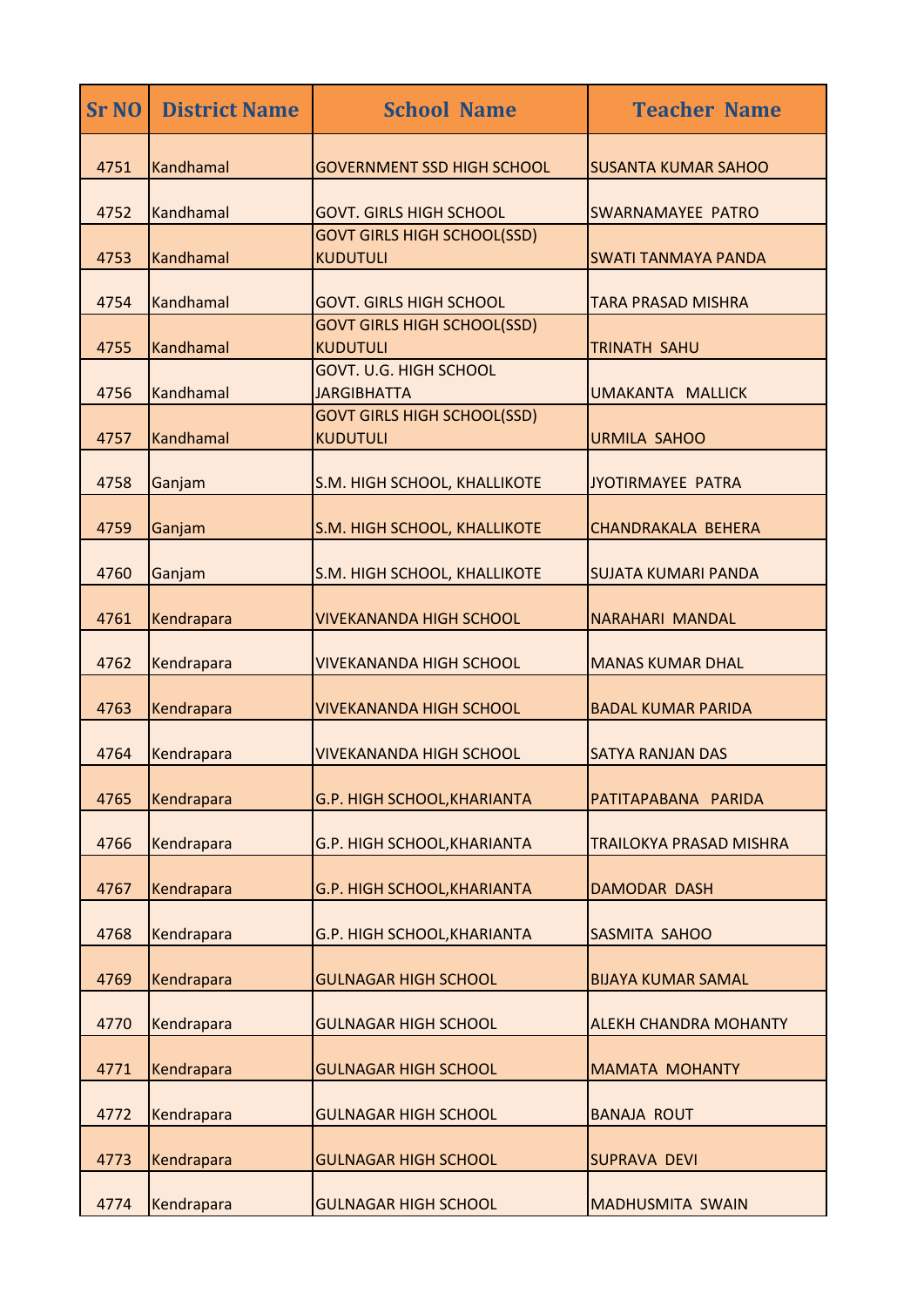| Sr NO | District Name | School Name | Teacher Name |
|---|---|---|---|
| 4751 | Kandhamal | GOVERNMENT SSD HIGH SCHOOL | SUSANTA KUMAR SAHOO |
| 4752 | Kandhamal | GOVT. GIRLS HIGH SCHOOL | SWARNAMAYEE PATRO |
| 4753 | Kandhamal | GOVT GIRLS HIGH SCHOOL(SSD) KUDUTULI | SWATI TANMAYA PANDA |
| 4754 | Kandhamal | GOVT. GIRLS HIGH SCHOOL | TARA PRASAD MISHRA |
| 4755 | Kandhamal | GOVT GIRLS HIGH SCHOOL(SSD) KUDUTULI | TRINATH SAHU |
| 4756 | Kandhamal | GOVT. U.G. HIGH SCHOOL JARGIBHATTA | UMAKANTA MALLICK |
| 4757 | Kandhamal | GOVT GIRLS HIGH SCHOOL(SSD) KUDUTULI | URMILA SAHOO |
| 4758 | Ganjam | S.M. HIGH SCHOOL, KHALLIKOTE | JYOTIRMAYEE PATRA |
| 4759 | Ganjam | S.M. HIGH SCHOOL, KHALLIKOTE | CHANDRAKALA BEHERA |
| 4760 | Ganjam | S.M. HIGH SCHOOL, KHALLIKOTE | SUJATA KUMARI PANDA |
| 4761 | Kendrapara | VIVEKANANDA HIGH SCHOOL | NARAHARI MANDAL |
| 4762 | Kendrapara | VIVEKANANDA HIGH SCHOOL | MANAS KUMAR DHAL |
| 4763 | Kendrapara | VIVEKANANDA HIGH SCHOOL | BADAL KUMAR PARIDA |
| 4764 | Kendrapara | VIVEKANANDA HIGH SCHOOL | SATYA RANJAN DAS |
| 4765 | Kendrapara | G.P. HIGH SCHOOL,KHARIANTA | PATITAPABANA PARIDA |
| 4766 | Kendrapara | G.P. HIGH SCHOOL,KHARIANTA | TRAILOKYA PRASAD MISHRA |
| 4767 | Kendrapara | G.P. HIGH SCHOOL,KHARIANTA | DAMODAR DASH |
| 4768 | Kendrapara | G.P. HIGH SCHOOL,KHARIANTA | SASMITA SAHOO |
| 4769 | Kendrapara | GULNAGAR HIGH SCHOOL | BIJAYA KUMAR SAMAL |
| 4770 | Kendrapara | GULNAGAR HIGH SCHOOL | ALEKH CHANDRA MOHANTY |
| 4771 | Kendrapara | GULNAGAR HIGH SCHOOL | MAMATA MOHANTY |
| 4772 | Kendrapara | GULNAGAR HIGH SCHOOL | BANAJA ROUT |
| 4773 | Kendrapara | GULNAGAR HIGH SCHOOL | SUPRAVA DEVI |
| 4774 | Kendrapara | GULNAGAR HIGH SCHOOL | MADHUSMITA SWAIN |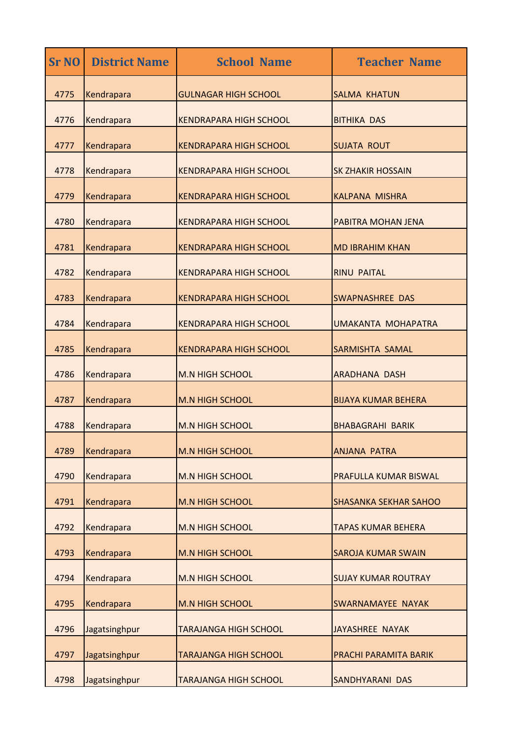| Sr NO | District Name | School Name | Teacher Name |
|---|---|---|---|
| 4775 | Kendrapara | GULNAGAR HIGH SCHOOL | SALMA KHATUN |
| 4776 | Kendrapara | KENDRAPARA HIGH SCHOOL | BITHIKA DAS |
| 4777 | Kendrapara | KENDRAPARA HIGH SCHOOL | SUJATA ROUT |
| 4778 | Kendrapara | KENDRAPARA HIGH SCHOOL | SK ZHAKIR HOSSAIN |
| 4779 | Kendrapara | KENDRAPARA HIGH SCHOOL | KALPANA MISHRA |
| 4780 | Kendrapara | KENDRAPARA HIGH SCHOOL | PABITRA MOHAN JENA |
| 4781 | Kendrapara | KENDRAPARA HIGH SCHOOL | MD IBRAHIM KHAN |
| 4782 | Kendrapara | KENDRAPARA HIGH SCHOOL | RINU PAITAL |
| 4783 | Kendrapara | KENDRAPARA HIGH SCHOOL | SWAPNASHREE DAS |
| 4784 | Kendrapara | KENDRAPARA HIGH SCHOOL | UMAKANTA MOHAPATRA |
| 4785 | Kendrapara | KENDRAPARA HIGH SCHOOL | SARMISHTA SAMAL |
| 4786 | Kendrapara | M.N HIGH SCHOOL | ARADHANA DASH |
| 4787 | Kendrapara | M.N HIGH SCHOOL | BIJAYA KUMAR BEHERA |
| 4788 | Kendrapara | M.N HIGH SCHOOL | BHABAGRAHI BARIK |
| 4789 | Kendrapara | M.N HIGH SCHOOL | ANJANA PATRA |
| 4790 | Kendrapara | M.N HIGH SCHOOL | PRAFULLA KUMAR BISWAL |
| 4791 | Kendrapara | M.N HIGH SCHOOL | SHASANKA SEKHAR SAHOO |
| 4792 | Kendrapara | M.N HIGH SCHOOL | TAPAS KUMAR BEHERA |
| 4793 | Kendrapara | M.N HIGH SCHOOL | SAROJA KUMAR SWAIN |
| 4794 | Kendrapara | M.N HIGH SCHOOL | SUJAY KUMAR ROUTRAY |
| 4795 | Kendrapara | M.N HIGH SCHOOL | SWARNAMAYEE NAYAK |
| 4796 | Jagatsinghpur | TARAJANGA HIGH SCHOOL | JAYASHREE NAYAK |
| 4797 | Jagatsinghpur | TARAJANGA HIGH SCHOOL | PRACHI PARAMITA BARIK |
| 4798 | Jagatsinghpur | TARAJANGA HIGH SCHOOL | SANDHYARANI DAS |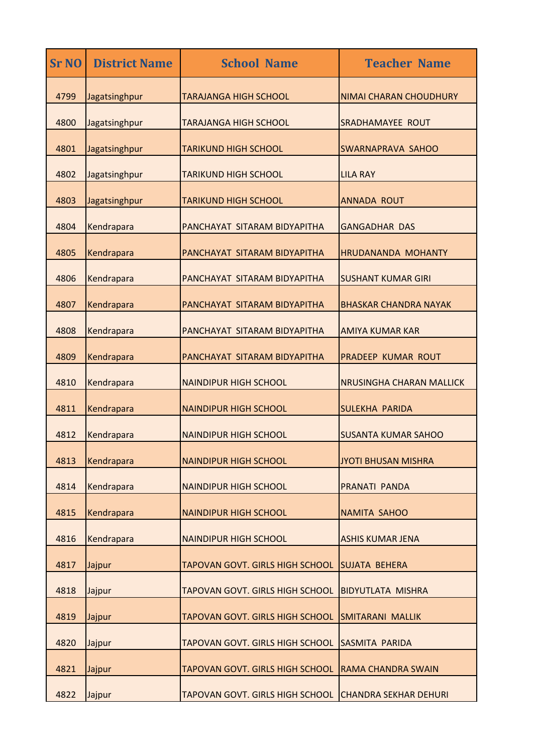| Sr NO | District Name | School Name | Teacher Name |
|---|---|---|---|
| 4799 | Jagatsinghpur | TARAJANGA HIGH SCHOOL | NIMAI CHARAN CHOUDHURY |
| 4800 | Jagatsinghpur | TARAJANGA HIGH SCHOOL | SRADHAMAYEE ROUT |
| 4801 | Jagatsinghpur | TARIKUND HIGH SCHOOL | SWARNAPRAVA SAHOO |
| 4802 | Jagatsinghpur | TARIKUND HIGH SCHOOL | LILA RAY |
| 4803 | Jagatsinghpur | TARIKUND HIGH SCHOOL | ANNADA ROUT |
| 4804 | Kendrapara | PANCHAYAT SITARAM BIDYAPITHA | GANGADHAR DAS |
| 4805 | Kendrapara | PANCHAYAT SITARAM BIDYAPITHA | HRUDANANDA MOHANTY |
| 4806 | Kendrapara | PANCHAYAT SITARAM BIDYAPITHA | SUSHANT KUMAR GIRI |
| 4807 | Kendrapara | PANCHAYAT SITARAM BIDYAPITHA | BHASKAR CHANDRA NAYAK |
| 4808 | Kendrapara | PANCHAYAT SITARAM BIDYAPITHA | AMIYA KUMAR KAR |
| 4809 | Kendrapara | PANCHAYAT SITARAM BIDYAPITHA | PRADEEP KUMAR ROUT |
| 4810 | Kendrapara | NAINDIPUR HIGH SCHOOL | NRUSINGHA CHARAN MALLICK |
| 4811 | Kendrapara | NAINDIPUR HIGH SCHOOL | SULEKHA PARIDA |
| 4812 | Kendrapara | NAINDIPUR HIGH SCHOOL | SUSANTA KUMAR SAHOO |
| 4813 | Kendrapara | NAINDIPUR HIGH SCHOOL | JYOTI BHUSAN MISHRA |
| 4814 | Kendrapara | NAINDIPUR HIGH SCHOOL | PRANATI PANDA |
| 4815 | Kendrapara | NAINDIPUR HIGH SCHOOL | NAMITA SAHOO |
| 4816 | Kendrapara | NAINDIPUR HIGH SCHOOL | ASHIS KUMAR JENA |
| 4817 | Jajpur | TAPOVAN GOVT. GIRLS HIGH SCHOOL | SUJATA BEHERA |
| 4818 | Jajpur | TAPOVAN GOVT. GIRLS HIGH SCHOOL | BIDYUTLATA MISHRA |
| 4819 | Jajpur | TAPOVAN GOVT. GIRLS HIGH SCHOOL | SMITARANI MALLIK |
| 4820 | Jajpur | TAPOVAN GOVT. GIRLS HIGH SCHOOL | SASMITA PARIDA |
| 4821 | Jajpur | TAPOVAN GOVT. GIRLS HIGH SCHOOL | RAMA CHANDRA SWAIN |
| 4822 | Jajpur | TAPOVAN GOVT. GIRLS HIGH SCHOOL | CHANDRA SEKHAR DEHURI |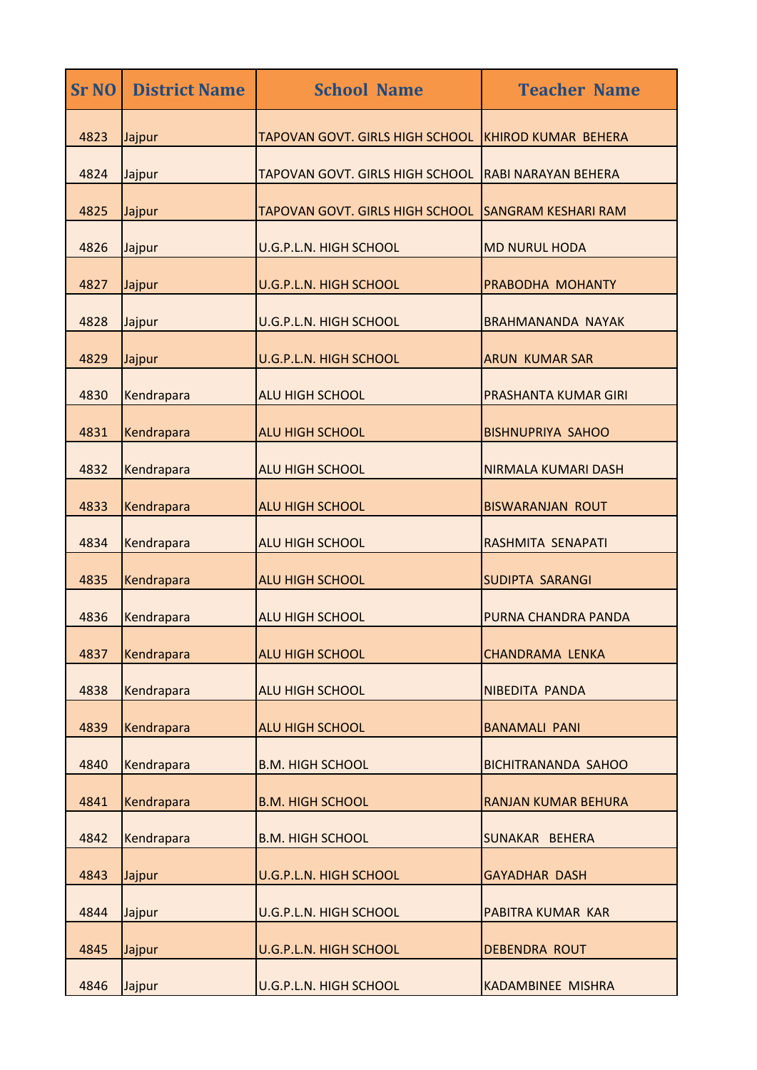| Sr NO | District Name | School Name | Teacher Name |
|---|---|---|---|
| 4823 | Jajpur | TAPOVAN GOVT. GIRLS HIGH SCHOOL | KHIROD KUMAR BEHERA |
| 4824 | Jajpur | TAPOVAN GOVT. GIRLS HIGH SCHOOL | RABI NARAYAN BEHERA |
| 4825 | Jajpur | TAPOVAN GOVT. GIRLS HIGH SCHOOL | SANGRAM KESHARI RAM |
| 4826 | Jajpur | U.G.P.L.N. HIGH SCHOOL | MD NURUL HODA |
| 4827 | Jajpur | U.G.P.L.N. HIGH SCHOOL | PRABODHA MOHANTY |
| 4828 | Jajpur | U.G.P.L.N. HIGH SCHOOL | BRAHMANANDA NAYAK |
| 4829 | Jajpur | U.G.P.L.N. HIGH SCHOOL | ARUN KUMAR SAR |
| 4830 | Kendrapara | ALU HIGH SCHOOL | PRASHANTA KUMAR GIRI |
| 4831 | Kendrapara | ALU HIGH SCHOOL | BISHNUPRIYA SAHOO |
| 4832 | Kendrapara | ALU HIGH SCHOOL | NIRMALA KUMARI DASH |
| 4833 | Kendrapara | ALU HIGH SCHOOL | BISWARANJAN ROUT |
| 4834 | Kendrapara | ALU HIGH SCHOOL | RASHMITA SENAPATI |
| 4835 | Kendrapara | ALU HIGH SCHOOL | SUDIPTA SARANGI |
| 4836 | Kendrapara | ALU HIGH SCHOOL | PURNA CHANDRA PANDA |
| 4837 | Kendrapara | ALU HIGH SCHOOL | CHANDRAMA LENKA |
| 4838 | Kendrapara | ALU HIGH SCHOOL | NIBEDITA PANDA |
| 4839 | Kendrapara | ALU HIGH SCHOOL | BANAMALI PANI |
| 4840 | Kendrapara | B.M. HIGH SCHOOL | BICHITRANANDA SAHOO |
| 4841 | Kendrapara | B.M. HIGH SCHOOL | RANJAN KUMAR BEHURA |
| 4842 | Kendrapara | B.M. HIGH SCHOOL | SUNAKAR BEHERA |
| 4843 | Jajpur | U.G.P.L.N. HIGH SCHOOL | GAYADHAR DASH |
| 4844 | Jajpur | U.G.P.L.N. HIGH SCHOOL | PABITRA KUMAR KAR |
| 4845 | Jajpur | U.G.P.L.N. HIGH SCHOOL | DEBENDRA ROUT |
| 4846 | Jajpur | U.G.P.L.N. HIGH SCHOOL | KADAMBINEE MISHRA |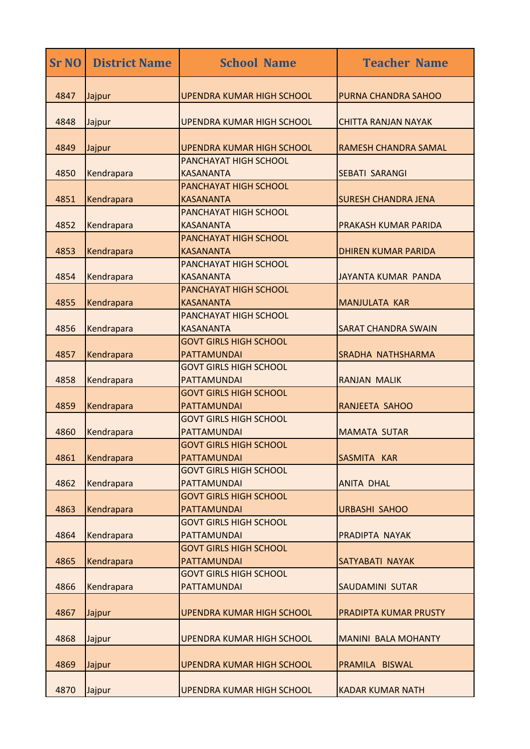| Sr NO | District Name | School Name | Teacher Name |
|---|---|---|---|
| 4847 | Jajpur | UPENDRA KUMAR HIGH SCHOOL | PURNA CHANDRA SAHOO |
| 4848 | Jajpur | UPENDRA KUMAR HIGH SCHOOL | CHITTA RANJAN NAYAK |
| 4849 | Jajpur | UPENDRA KUMAR HIGH SCHOOL | RAMESH CHANDRA SAMAL |
| 4850 | Kendrapara | PANCHAYAT HIGH SCHOOL KASANANTA | SEBATI SARANGI |
| 4851 | Kendrapara | PANCHAYAT HIGH SCHOOL KASANANTA | SURESH CHANDRA JENA |
| 4852 | Kendrapara | PANCHAYAT HIGH SCHOOL KASANANTA | PRAKASH KUMAR PARIDA |
| 4853 | Kendrapara | PANCHAYAT HIGH SCHOOL KASANANTA | DHIREN KUMAR PARIDA |
| 4854 | Kendrapara | PANCHAYAT HIGH SCHOOL KASANANTA | JAYANTA KUMAR PANDA |
| 4855 | Kendrapara | PANCHAYAT HIGH SCHOOL KASANANTA | MANJULATA KAR |
| 4856 | Kendrapara | PANCHAYAT HIGH SCHOOL KASANANTA | SARAT CHANDRA SWAIN |
| 4857 | Kendrapara | GOVT GIRLS HIGH SCHOOL PATTAMUNDAI | SRADHA NATHSHARMA |
| 4858 | Kendrapara | GOVT GIRLS HIGH SCHOOL PATTAMUNDAI | RANJAN MALIK |
| 4859 | Kendrapara | GOVT GIRLS HIGH SCHOOL PATTAMUNDAI | RANJEETA SAHOO |
| 4860 | Kendrapara | GOVT GIRLS HIGH SCHOOL PATTAMUNDAI | MAMATA SUTAR |
| 4861 | Kendrapara | GOVT GIRLS HIGH SCHOOL PATTAMUNDAI | SASMITA KAR |
| 4862 | Kendrapara | GOVT GIRLS HIGH SCHOOL PATTAMUNDAI | ANITA DHAL |
| 4863 | Kendrapara | GOVT GIRLS HIGH SCHOOL PATTAMUNDAI | URBASHI SAHOO |
| 4864 | Kendrapara | GOVT GIRLS HIGH SCHOOL PATTAMUNDAI | PRADIPTA NAYAK |
| 4865 | Kendrapara | GOVT GIRLS HIGH SCHOOL PATTAMUNDAI | SATYABATI NAYAK |
| 4866 | Kendrapara | GOVT GIRLS HIGH SCHOOL PATTAMUNDAI | SAUDAMINI SUTAR |
| 4867 | Jajpur | UPENDRA KUMAR HIGH SCHOOL | PRADIPTA KUMAR PRUSTY |
| 4868 | Jajpur | UPENDRA KUMAR HIGH SCHOOL | MANINI BALA MOHANTY |
| 4869 | Jajpur | UPENDRA KUMAR HIGH SCHOOL | PRAMILA BISWAL |
| 4870 | Jajpur | UPENDRA KUMAR HIGH SCHOOL | KADAR KUMAR NATH |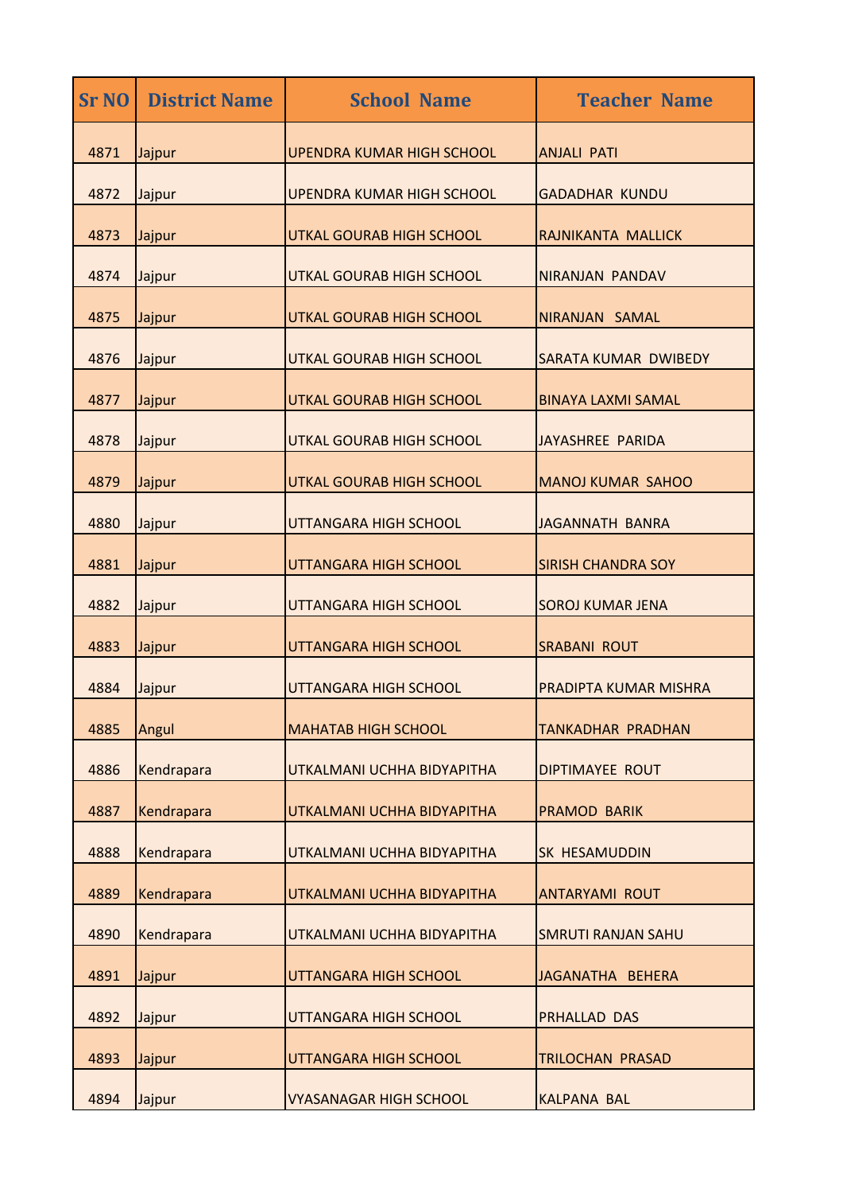| Sr NO | District Name | School Name | Teacher Name |
|---|---|---|---|
| 4871 | Jajpur | UPENDRA KUMAR HIGH SCHOOL | ANJALI PATI |
| 4872 | Jajpur | UPENDRA KUMAR HIGH SCHOOL | GADADHAR KUNDU |
| 4873 | Jajpur | UTKAL GOURAB HIGH SCHOOL | RAJNIKANTA MALLICK |
| 4874 | Jajpur | UTKAL GOURAB HIGH SCHOOL | NIRANJAN PANDAV |
| 4875 | Jajpur | UTKAL GOURAB HIGH SCHOOL | NIRANJAN SAMAL |
| 4876 | Jajpur | UTKAL GOURAB HIGH SCHOOL | SARATA KUMAR DWIBEDY |
| 4877 | Jajpur | UTKAL GOURAB HIGH SCHOOL | BINAYA LAXMI SAMAL |
| 4878 | Jajpur | UTKAL GOURAB HIGH SCHOOL | JAYASHREE PARIDA |
| 4879 | Jajpur | UTKAL GOURAB HIGH SCHOOL | MANOJ KUMAR SAHOO |
| 4880 | Jajpur | UTTANGARA HIGH SCHOOL | JAGANNATH BANRA |
| 4881 | Jajpur | UTTANGARA HIGH SCHOOL | SIRISH CHANDRA SOY |
| 4882 | Jajpur | UTTANGARA HIGH SCHOOL | SOROJ KUMAR JENA |
| 4883 | Jajpur | UTTANGARA HIGH SCHOOL | SRABANI ROUT |
| 4884 | Jajpur | UTTANGARA HIGH SCHOOL | PRADIPTA KUMAR MISHRA |
| 4885 | Angul | MAHATAB HIGH SCHOOL | TANKADHAR PRADHAN |
| 4886 | Kendrapara | UTKALMANI UCHHA BIDYAPITHA | DIPTIMAYEE ROUT |
| 4887 | Kendrapara | UTKALMANI UCHHA BIDYAPITHA | PRAMOD BARIK |
| 4888 | Kendrapara | UTKALMANI UCHHA BIDYAPITHA | SK HESAMUDDIN |
| 4889 | Kendrapara | UTKALMANI UCHHA BIDYAPITHA | ANTARYAMI ROUT |
| 4890 | Kendrapara | UTKALMANI UCHHA BIDYAPITHA | SMRUTI RANJAN SAHU |
| 4891 | Jajpur | UTTANGARA HIGH SCHOOL | JAGANATHA BEHERA |
| 4892 | Jajpur | UTTANGARA HIGH SCHOOL | PRHALLAD DAS |
| 4893 | Jajpur | UTTANGARA HIGH SCHOOL | TRILOCHAN PRASAD |
| 4894 | Jajpur | VYASANAGAR HIGH SCHOOL | KALPANA BAL |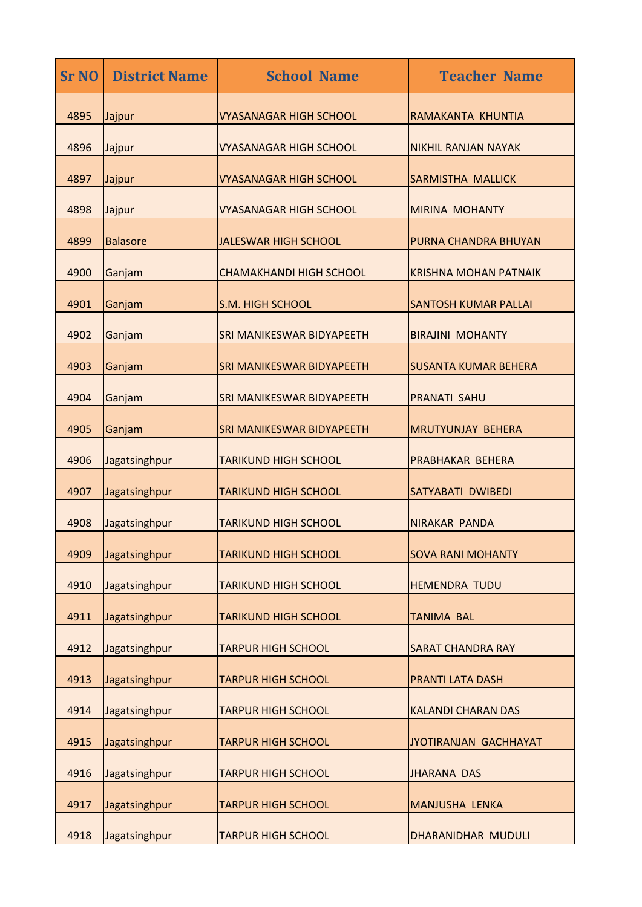| Sr NO | District Name | School Name | Teacher Name |
|---|---|---|---|
| 4895 | Jajpur | VYASANAGAR HIGH SCHOOL | RAMAKANTA KHUNTIA |
| 4896 | Jajpur | VYASANAGAR HIGH SCHOOL | NIKHIL RANJAN NAYAK |
| 4897 | Jajpur | VYASANAGAR HIGH SCHOOL | SARMISTHA MALLICK |
| 4898 | Jajpur | VYASANAGAR HIGH SCHOOL | MIRINA MOHANTY |
| 4899 | Balasore | JALESWAR HIGH SCHOOL | PURNA CHANDRA BHUYAN |
| 4900 | Ganjam | CHAMAKHANDI HIGH SCHOOL | KRISHNA MOHAN PATNAIK |
| 4901 | Ganjam | S.M. HIGH SCHOOL | SANTOSH KUMAR PALLAI |
| 4902 | Ganjam | SRI MANIKESWAR BIDYAPEETH | BIRAJINI MOHANTY |
| 4903 | Ganjam | SRI MANIKESWAR BIDYAPEETH | SUSANTA KUMAR BEHERA |
| 4904 | Ganjam | SRI MANIKESWAR BIDYAPEETH | PRANATI SAHU |
| 4905 | Ganjam | SRI MANIKESWAR BIDYAPEETH | MRUTYUNJAY BEHERA |
| 4906 | Jagatsinghpur | TARIKUND HIGH SCHOOL | PRABHAKAR BEHERA |
| 4907 | Jagatsinghpur | TARIKUND HIGH SCHOOL | SATYABATI DWIBEDI |
| 4908 | Jagatsinghpur | TARIKUND HIGH SCHOOL | NIRAKAR PANDA |
| 4909 | Jagatsinghpur | TARIKUND HIGH SCHOOL | SOVA RANI MOHANTY |
| 4910 | Jagatsinghpur | TARIKUND HIGH SCHOOL | HEMENDRA TUDU |
| 4911 | Jagatsinghpur | TARIKUND HIGH SCHOOL | TANIMA BAL |
| 4912 | Jagatsinghpur | TARPUR HIGH SCHOOL | SARAT CHANDRA RAY |
| 4913 | Jagatsinghpur | TARPUR HIGH SCHOOL | PRANTI LATA DASH |
| 4914 | Jagatsinghpur | TARPUR HIGH SCHOOL | KALANDI CHARAN DAS |
| 4915 | Jagatsinghpur | TARPUR HIGH SCHOOL | JYOTIRANJAN GACHHAYAT |
| 4916 | Jagatsinghpur | TARPUR HIGH SCHOOL | JHARANA DAS |
| 4917 | Jagatsinghpur | TARPUR HIGH SCHOOL | MANJUSHA LENKA |
| 4918 | Jagatsinghpur | TARPUR HIGH SCHOOL | DHARANIDHAR MUDULI |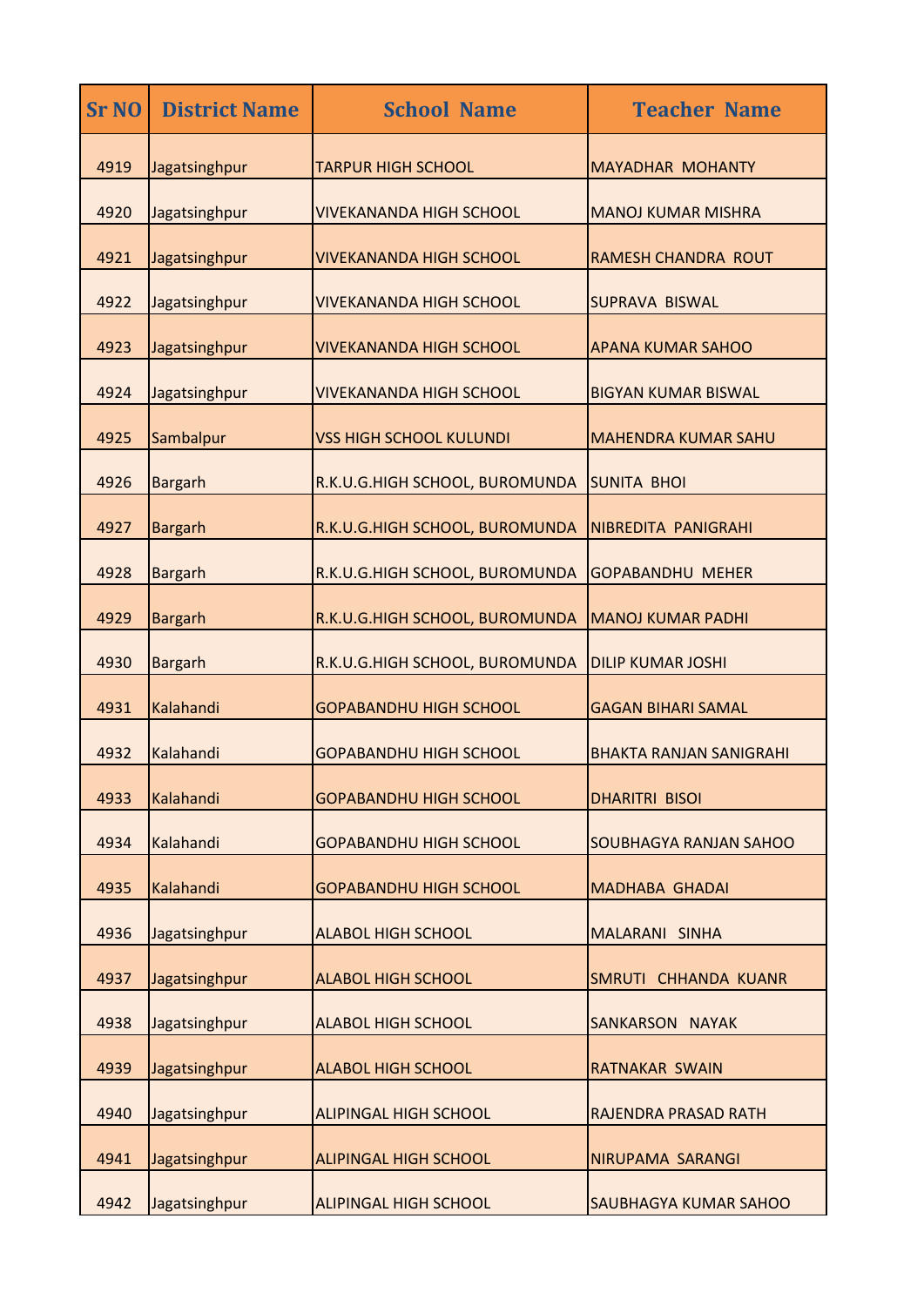| Sr NO | District Name | School Name | Teacher Name |
|---|---|---|---|
| 4919 | Jagatsinghpur | TARPUR HIGH SCHOOL | MAYADHAR MOHANTY |
| 4920 | Jagatsinghpur | VIVEKANANDA HIGH SCHOOL | MANOJ KUMAR MISHRA |
| 4921 | Jagatsinghpur | VIVEKANANDA HIGH SCHOOL | RAMESH CHANDRA ROUT |
| 4922 | Jagatsinghpur | VIVEKANANDA HIGH SCHOOL | SUPRAVA BISWAL |
| 4923 | Jagatsinghpur | VIVEKANANDA HIGH SCHOOL | APANA KUMAR SAHOO |
| 4924 | Jagatsinghpur | VIVEKANANDA HIGH SCHOOL | BIGYAN KUMAR BISWAL |
| 4925 | Sambalpur | VSS HIGH SCHOOL KULUNDI | MAHENDRA KUMAR SAHU |
| 4926 | Bargarh | R.K.U.G.HIGH SCHOOL, BUROMUNDA | SUNITA BHOI |
| 4927 | Bargarh | R.K.U.G.HIGH SCHOOL, BUROMUNDA | NIBREDITA PANIGRAHI |
| 4928 | Bargarh | R.K.U.G.HIGH SCHOOL, BUROMUNDA | GOPABANDHU MEHER |
| 4929 | Bargarh | R.K.U.G.HIGH SCHOOL, BUROMUNDA | MANOJ KUMAR PADHI |
| 4930 | Bargarh | R.K.U.G.HIGH SCHOOL, BUROMUNDA | DILIP KUMAR JOSHI |
| 4931 | Kalahandi | GOPABANDHU HIGH SCHOOL | GAGAN BIHARI SAMAL |
| 4932 | Kalahandi | GOPABANDHU HIGH SCHOOL | BHAKTA RANJAN SANIGRAHI |
| 4933 | Kalahandi | GOPABANDHU HIGH SCHOOL | DHARITRI BISOI |
| 4934 | Kalahandi | GOPABANDHU HIGH SCHOOL | SOUBHAGYA RANJAN SAHOO |
| 4935 | Kalahandi | GOPABANDHU HIGH SCHOOL | MADHABA GHADAI |
| 4936 | Jagatsinghpur | ALABOL HIGH SCHOOL | MALARANI SINHA |
| 4937 | Jagatsinghpur | ALABOL HIGH SCHOOL | SMRUTI CHHANDA KUANR |
| 4938 | Jagatsinghpur | ALABOL HIGH SCHOOL | SANKARSON NAYAK |
| 4939 | Jagatsinghpur | ALABOL HIGH SCHOOL | RATNAKAR SWAIN |
| 4940 | Jagatsinghpur | ALIPINGAL HIGH SCHOOL | RAJENDRA PRASAD RATH |
| 4941 | Jagatsinghpur | ALIPINGAL HIGH SCHOOL | NIRUPAMA SARANGI |
| 4942 | Jagatsinghpur | ALIPINGAL HIGH SCHOOL | SAUBHAGYA KUMAR SAHOO |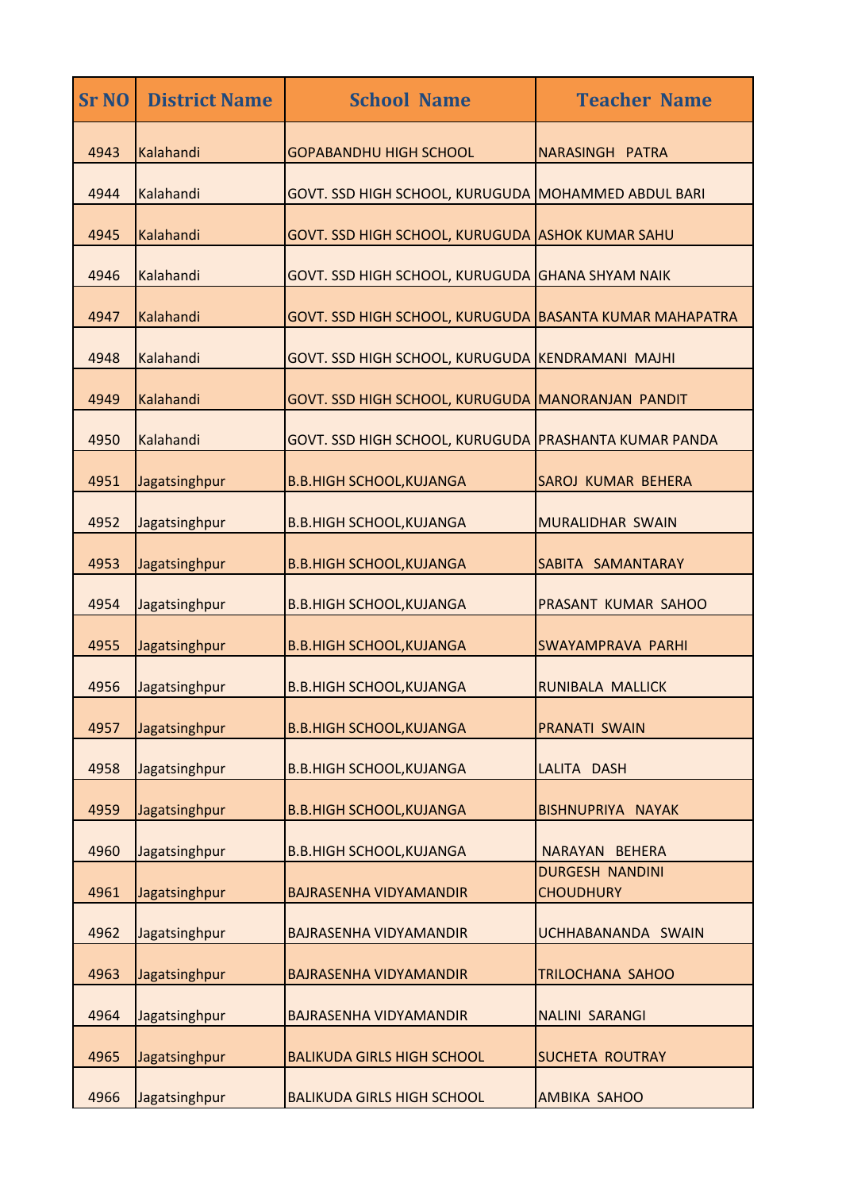| Sr NO | District Name | School Name | Teacher Name |
|---|---|---|---|
| 4943 | Kalahandi | GOPABANDHU HIGH SCHOOL | NARASINGH PATRA |
| 4944 | Kalahandi | GOVT. SSD HIGH SCHOOL, KURUGUDA | MOHAMMED ABDUL BARI |
| 4945 | Kalahandi | GOVT. SSD HIGH SCHOOL, KURUGUDA | ASHOK KUMAR SAHU |
| 4946 | Kalahandi | GOVT. SSD HIGH SCHOOL, KURUGUDA | GHANA SHYAM NAIK |
| 4947 | Kalahandi | GOVT. SSD HIGH SCHOOL, KURUGUDA | BASANTA KUMAR MAHAPATRA |
| 4948 | Kalahandi | GOVT. SSD HIGH SCHOOL, KURUGUDA | KENDRAMANI MAJHI |
| 4949 | Kalahandi | GOVT. SSD HIGH SCHOOL, KURUGUDA | MANORANJAN PANDIT |
| 4950 | Kalahandi | GOVT. SSD HIGH SCHOOL, KURUGUDA | PRASHANTA KUMAR PANDA |
| 4951 | Jagatsinghpur | B.B.HIGH SCHOOL,KUJANGA | SAROJ KUMAR BEHERA |
| 4952 | Jagatsinghpur | B.B.HIGH SCHOOL,KUJANGA | MURALIDHAR SWAIN |
| 4953 | Jagatsinghpur | B.B.HIGH SCHOOL,KUJANGA | SABITA SAMANTARAY |
| 4954 | Jagatsinghpur | B.B.HIGH SCHOOL,KUJANGA | PRASANT KUMAR SAHOO |
| 4955 | Jagatsinghpur | B.B.HIGH SCHOOL,KUJANGA | SWAYAMPRAVA PARHI |
| 4956 | Jagatsinghpur | B.B.HIGH SCHOOL,KUJANGA | RUNIBALA MALLICK |
| 4957 | Jagatsinghpur | B.B.HIGH SCHOOL,KUJANGA | PRANATI SWAIN |
| 4958 | Jagatsinghpur | B.B.HIGH SCHOOL,KUJANGA | LALITA DASH |
| 4959 | Jagatsinghpur | B.B.HIGH SCHOOL,KUJANGA | BISHNUPRIYA NAYAK |
| 4960 | Jagatsinghpur | B.B.HIGH SCHOOL,KUJANGA | NARAYAN BEHERA |
| 4961 | Jagatsinghpur | BAJRASENHA VIDYAMANDIR | DURGESH NANDINI CHOUDHURY |
| 4962 | Jagatsinghpur | BAJRASENHA VIDYAMANDIR | UCHHABANANDA SWAIN |
| 4963 | Jagatsinghpur | BAJRASENHA VIDYAMANDIR | TRILOCHANA SAHOO |
| 4964 | Jagatsinghpur | BAJRASENHA VIDYAMANDIR | NALINI SARANGI |
| 4965 | Jagatsinghpur | BALIKUDA GIRLS HIGH SCHOOL | SUCHETA ROUTRAY |
| 4966 | Jagatsinghpur | BALIKUDA GIRLS HIGH SCHOOL | AMBIKA SAHOO |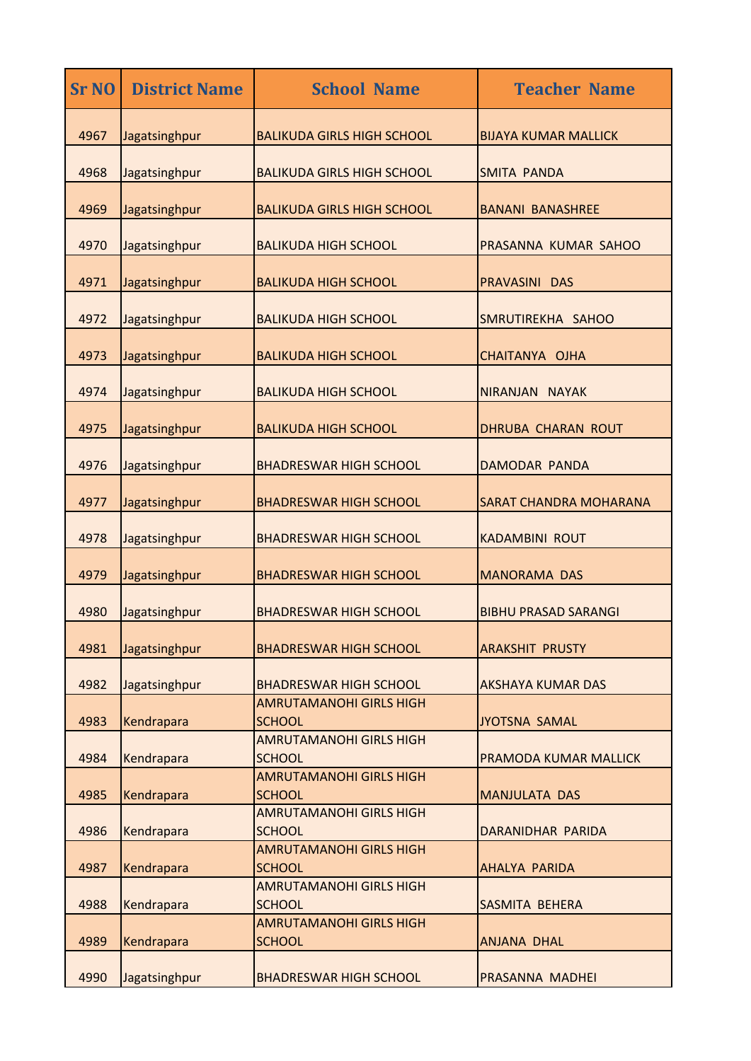| Sr NO | District Name | School Name | Teacher Name |
|---|---|---|---|
| 4967 | Jagatsinghpur | BALIKUDA GIRLS HIGH SCHOOL | BIJAYA KUMAR MALLICK |
| 4968 | Jagatsinghpur | BALIKUDA GIRLS HIGH SCHOOL | SMITA PANDA |
| 4969 | Jagatsinghpur | BALIKUDA GIRLS HIGH SCHOOL | BANANI BANASHREE |
| 4970 | Jagatsinghpur | BALIKUDA HIGH SCHOOL | PRASANNA KUMAR SAHOO |
| 4971 | Jagatsinghpur | BALIKUDA HIGH SCHOOL | PRAVASINI DAS |
| 4972 | Jagatsinghpur | BALIKUDA HIGH SCHOOL | SMRUTIREKHA SAHOO |
| 4973 | Jagatsinghpur | BALIKUDA HIGH SCHOOL | CHAITANYA OJHA |
| 4974 | Jagatsinghpur | BALIKUDA HIGH SCHOOL | NIRANJAN NAYAK |
| 4975 | Jagatsinghpur | BALIKUDA HIGH SCHOOL | DHRUBA CHARAN ROUT |
| 4976 | Jagatsinghpur | BHADRESWAR HIGH SCHOOL | DAMODAR PANDA |
| 4977 | Jagatsinghpur | BHADRESWAR HIGH SCHOOL | SARAT CHANDRA MOHARANA |
| 4978 | Jagatsinghpur | BHADRESWAR HIGH SCHOOL | KADAMBINI ROUT |
| 4979 | Jagatsinghpur | BHADRESWAR HIGH SCHOOL | MANORAMA DAS |
| 4980 | Jagatsinghpur | BHADRESWAR HIGH SCHOOL | BIBHU PRASAD SARANGI |
| 4981 | Jagatsinghpur | BHADRESWAR HIGH SCHOOL | ARAKSHIT PRUSTY |
| 4982 | Jagatsinghpur | BHADRESWAR HIGH SCHOOL | AKSHAYA KUMAR DAS |
| 4983 | Kendrapara | AMRUTAMANOHI GIRLS HIGH SCHOOL | JYOTSNA SAMAL |
| 4984 | Kendrapara | AMRUTAMANOHI GIRLS HIGH SCHOOL | PRAMODA KUMAR MALLICK |
| 4985 | Kendrapara | AMRUTAMANOHI GIRLS HIGH SCHOOL | MANJULATA DAS |
| 4986 | Kendrapara | AMRUTAMANOHI GIRLS HIGH SCHOOL | DARANIDHAR PARIDA |
| 4987 | Kendrapara | AMRUTAMANOHI GIRLS HIGH SCHOOL | AHALYA PARIDA |
| 4988 | Kendrapara | AMRUTAMANOHI GIRLS HIGH SCHOOL | SASMITA BEHERA |
| 4989 | Kendrapara | AMRUTAMANOHI GIRLS HIGH SCHOOL | ANJANA DHAL |
| 4990 | Jagatsinghpur | BHADRESWAR HIGH SCHOOL | PRASANNA MADHEI |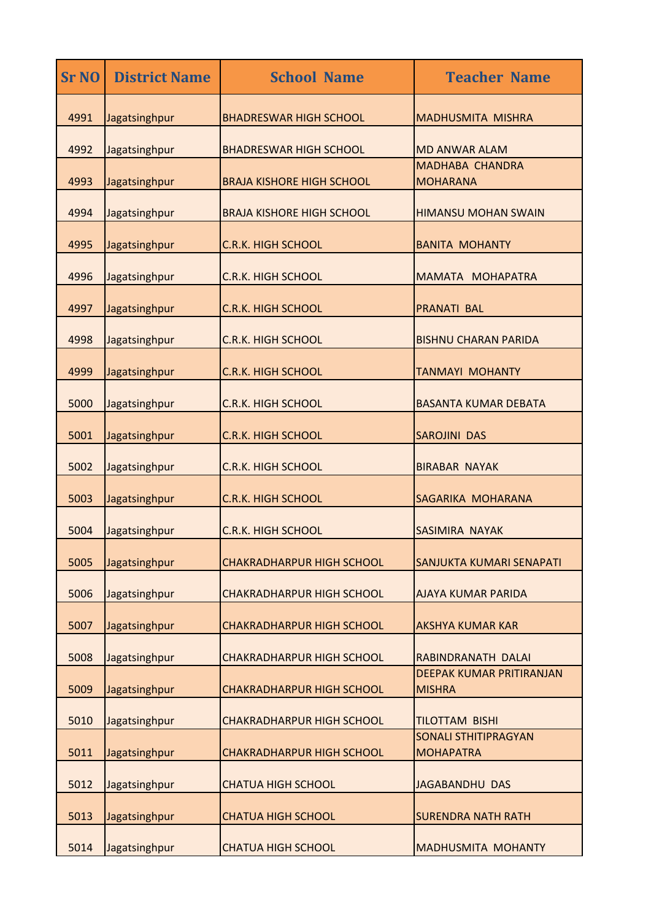| Sr NO | District Name | School Name | Teacher Name |
|---|---|---|---|
| 4991 | Jagatsinghpur | BHADRESWAR HIGH SCHOOL | MADHUSMITA MISHRA |
| 4992 | Jagatsinghpur | BHADRESWAR HIGH SCHOOL | MD ANWAR ALAM |
| 4993 | Jagatsinghpur | BRAJA KISHORE HIGH SCHOOL | MADHABA CHANDRA MOHARANA |
| 4994 | Jagatsinghpur | BRAJA KISHORE HIGH SCHOOL | HIMANSU MOHAN SWAIN |
| 4995 | Jagatsinghpur | C.R.K. HIGH SCHOOL | BANITA MOHANTY |
| 4996 | Jagatsinghpur | C.R.K. HIGH SCHOOL | MAMATA MOHAPATRA |
| 4997 | Jagatsinghpur | C.R.K. HIGH SCHOOL | PRANATI BAL |
| 4998 | Jagatsinghpur | C.R.K. HIGH SCHOOL | BISHNU CHARAN PARIDA |
| 4999 | Jagatsinghpur | C.R.K. HIGH SCHOOL | TANMAYI MOHANTY |
| 5000 | Jagatsinghpur | C.R.K. HIGH SCHOOL | BASANTA KUMAR DEBATA |
| 5001 | Jagatsinghpur | C.R.K. HIGH SCHOOL | SAROJINI DAS |
| 5002 | Jagatsinghpur | C.R.K. HIGH SCHOOL | BIRABAR NAYAK |
| 5003 | Jagatsinghpur | C.R.K. HIGH SCHOOL | SAGARIKA MOHARANA |
| 5004 | Jagatsinghpur | C.R.K. HIGH SCHOOL | SASIMIRA NAYAK |
| 5005 | Jagatsinghpur | CHAKRADHARPUR HIGH SCHOOL | SANJUKTA KUMARI SENAPATI |
| 5006 | Jagatsinghpur | CHAKRADHARPUR HIGH SCHOOL | AJAYA KUMAR PARIDA |
| 5007 | Jagatsinghpur | CHAKRADHARPUR HIGH SCHOOL | AKSHYA KUMAR KAR |
| 5008 | Jagatsinghpur | CHAKRADHARPUR HIGH SCHOOL | RABINDRANATH DALAI |
| 5009 | Jagatsinghpur | CHAKRADHARPUR HIGH SCHOOL | DEEPAK KUMAR PRITIRANJAN MISHRA |
| 5010 | Jagatsinghpur | CHAKRADHARPUR HIGH SCHOOL | TILOTTAM BISHI |
| 5011 | Jagatsinghpur | CHAKRADHARPUR HIGH SCHOOL | SONALI STHITIPRAGYAN MOHAPATRA |
| 5012 | Jagatsinghpur | CHATUA HIGH SCHOOL | JAGABANDHU DAS |
| 5013 | Jagatsinghpur | CHATUA HIGH SCHOOL | SURENDRA NATH RATH |
| 5014 | Jagatsinghpur | CHATUA HIGH SCHOOL | MADHUSMITA MOHANTY |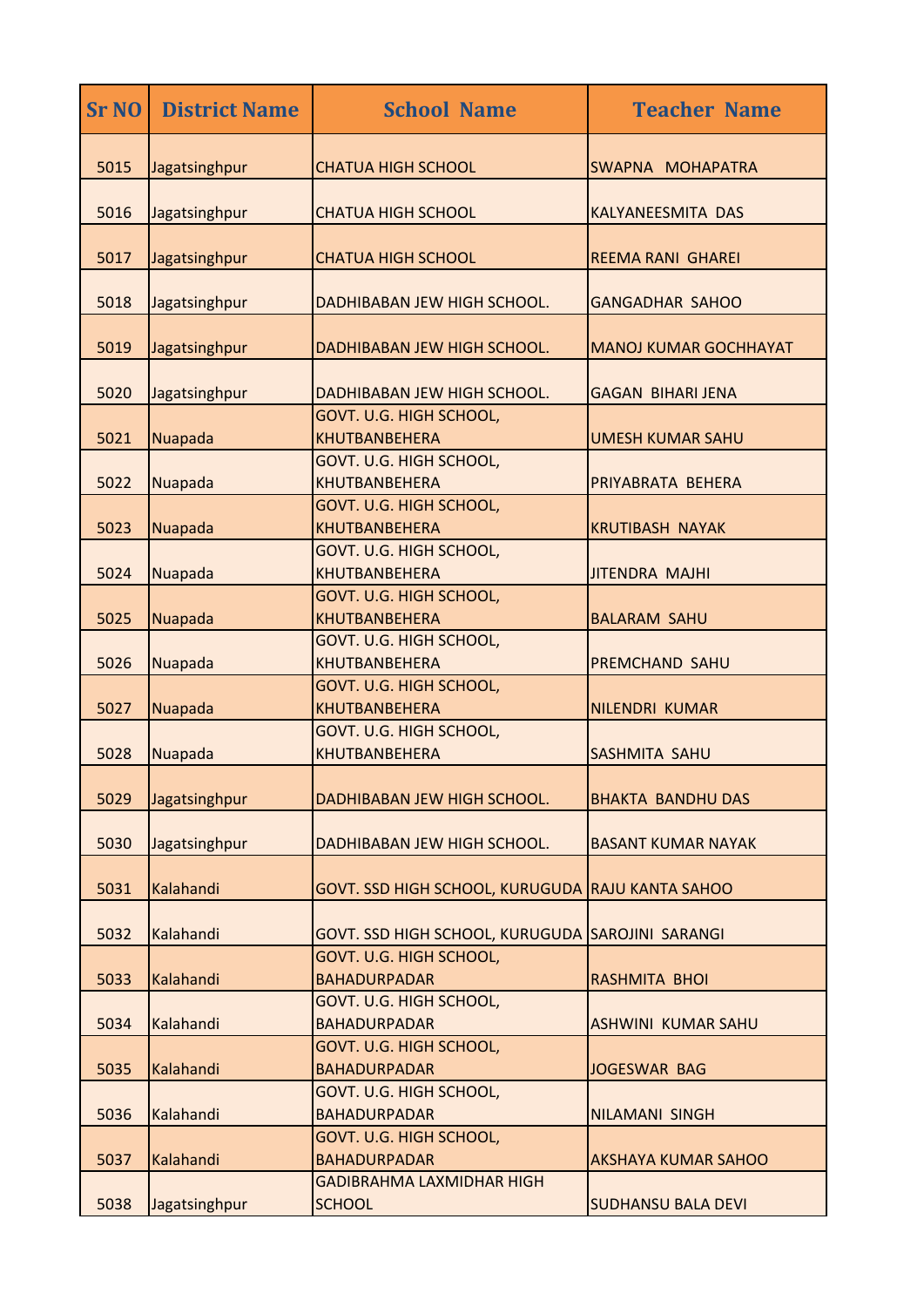| Sr NO | District Name | School Name | Teacher Name |
|---|---|---|---|
| 5015 | Jagatsinghpur | CHATUA HIGH SCHOOL | SWAPNA MOHAPATRA |
| 5016 | Jagatsinghpur | CHATUA HIGH SCHOOL | KALYANEESMITA DAS |
| 5017 | Jagatsinghpur | CHATUA HIGH SCHOOL | REEMA RANI GHAREI |
| 5018 | Jagatsinghpur | DADHIBABAN JEW HIGH SCHOOL. | GANGADHAR SAHOO |
| 5019 | Jagatsinghpur | DADHIBABAN JEW HIGH SCHOOL. | MANOJ KUMAR GOCHHAYAT |
| 5020 | Jagatsinghpur | DADHIBABAN JEW HIGH SCHOOL. | GAGAN BIHARI JENA |
| 5021 | Nuapada | GOVT. U.G. HIGH SCHOOL, KHUTBANBEHERA | UMESH KUMAR SAHU |
| 5022 | Nuapada | GOVT. U.G. HIGH SCHOOL, KHUTBANBEHERA | PRIYABRATA BEHERA |
| 5023 | Nuapada | GOVT. U.G. HIGH SCHOOL, KHUTBANBEHERA | KRUTIBASH NAYAK |
| 5024 | Nuapada | GOVT. U.G. HIGH SCHOOL, KHUTBANBEHERA | JITENDRA MAJHI |
| 5025 | Nuapada | GOVT. U.G. HIGH SCHOOL, KHUTBANBEHERA | BALARAM SAHU |
| 5026 | Nuapada | GOVT. U.G. HIGH SCHOOL, KHUTBANBEHERA | PREMCHAND SAHU |
| 5027 | Nuapada | GOVT. U.G. HIGH SCHOOL, KHUTBANBEHERA | NILENDRI KUMAR |
| 5028 | Nuapada | GOVT. U.G. HIGH SCHOOL, KHUTBANBEHERA | SASHMITA SAHU |
| 5029 | Jagatsinghpur | DADHIBABAN JEW HIGH SCHOOL. | BHAKTA BANDHU DAS |
| 5030 | Jagatsinghpur | DADHIBABAN JEW HIGH SCHOOL. | BASANT KUMAR NAYAK |
| 5031 | Kalahandi | GOVT. SSD HIGH SCHOOL, KURUGUDA | RAJU KANTA SAHOO |
| 5032 | Kalahandi | GOVT. SSD HIGH SCHOOL, KURUGUDA | SAROJINI SARANGI |
| 5033 | Kalahandi | GOVT. U.G. HIGH SCHOOL, BAHADURPADAR | RASHMITA BHOI |
| 5034 | Kalahandi | GOVT. U.G. HIGH SCHOOL, BAHADURPADAR | ASHWINI KUMAR SAHU |
| 5035 | Kalahandi | GOVT. U.G. HIGH SCHOOL, BAHADURPADAR | JOGESWAR BAG |
| 5036 | Kalahandi | GOVT. U.G. HIGH SCHOOL, BAHADURPADAR | NILAMANI SINGH |
| 5037 | Kalahandi | GOVT. U.G. HIGH SCHOOL, BAHADURPADAR | AKSHAYA KUMAR SAHOO |
| 5038 | Jagatsinghpur | GADIBRAHMA LAXMIDHAR HIGH SCHOOL | SUDHANSU BALA DEVI |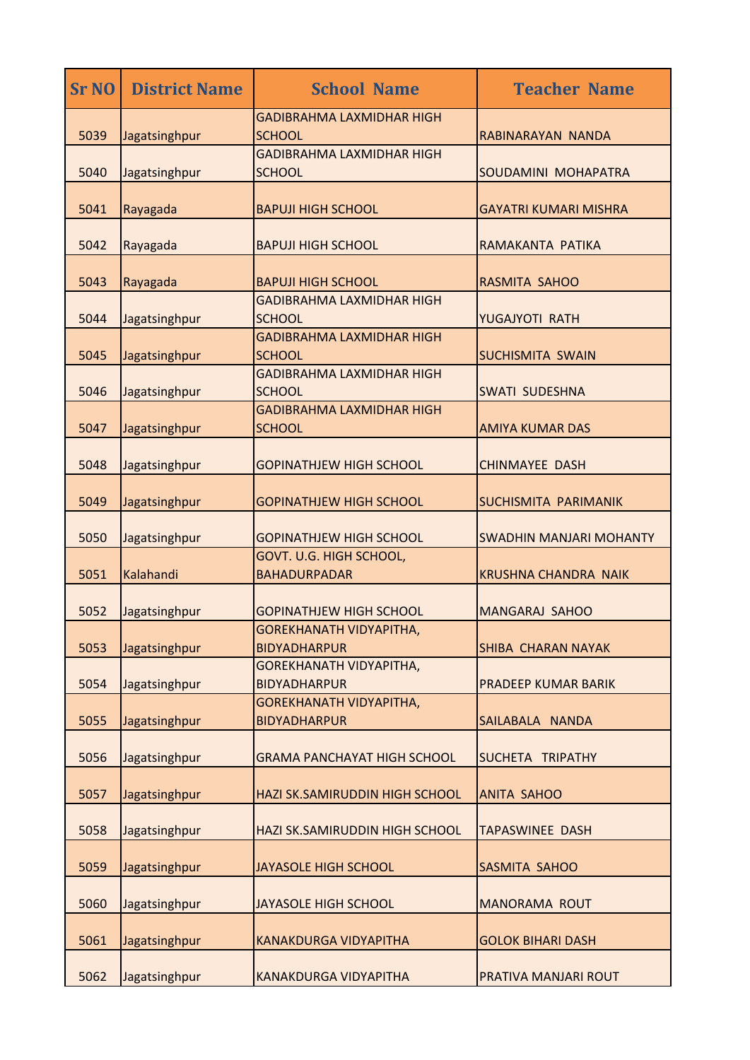| Sr NO | District Name | School Name | Teacher Name |
|---|---|---|---|
| 5039 | Jagatsinghpur | GADIBRAHMA LAXMIDHAR HIGH SCHOOL | RABINARAYAN NANDA |
| 5040 | Jagatsinghpur | GADIBRAHMA LAXMIDHAR HIGH SCHOOL | SOUDAMINI MOHAPATRA |
| 5041 | Rayagada | BAPUJI HIGH SCHOOL | GAYATRI KUMARI MISHRA |
| 5042 | Rayagada | BAPUJI HIGH SCHOOL | RAMAKANTA PATIKA |
| 5043 | Rayagada | BAPUJI HIGH SCHOOL | RASMITA SAHOO |
| 5044 | Jagatsinghpur | GADIBRAHMA LAXMIDHAR HIGH SCHOOL | YUGAJYOTI RATH |
| 5045 | Jagatsinghpur | GADIBRAHMA LAXMIDHAR HIGH SCHOOL | SUCHISMITA SWAIN |
| 5046 | Jagatsinghpur | GADIBRAHMA LAXMIDHAR HIGH SCHOOL | SWATI SUDESHNA |
| 5047 | Jagatsinghpur | GADIBRAHMA LAXMIDHAR HIGH SCHOOL | AMIYA KUMAR DAS |
| 5048 | Jagatsinghpur | GOPINATHJEW HIGH SCHOOL | CHINMAYEE DASH |
| 5049 | Jagatsinghpur | GOPINATHJEW HIGH SCHOOL | SUCHISMITA PARIMANIK |
| 5050 | Jagatsinghpur | GOPINATHJEW HIGH SCHOOL | SWADHIN MANJARI MOHANTY |
| 5051 | Kalahandi | GOVT. U.G. HIGH SCHOOL, BAHADURPADAR | KRUSHNA CHANDRA NAIK |
| 5052 | Jagatsinghpur | GOPINATHJEW HIGH SCHOOL | MANGARAJ SAHOO |
| 5053 | Jagatsinghpur | GOREKHANATH VIDYAPITHA, BIDYADHARPUR | SHIBA CHARAN NAYAK |
| 5054 | Jagatsinghpur | GOREKHANATH VIDYAPITHA, BIDYADHARPUR | PRADEEP KUMAR BARIK |
| 5055 | Jagatsinghpur | GOREKHANATH VIDYAPITHA, BIDYADHARPUR | SAILABALA NANDA |
| 5056 | Jagatsinghpur | GRAMA PANCHAYAT HIGH SCHOOL | SUCHETA TRIPATHY |
| 5057 | Jagatsinghpur | HAZI SK.SAMIRUDDIN HIGH SCHOOL | ANITA SAHOO |
| 5058 | Jagatsinghpur | HAZI SK.SAMIRUDDIN HIGH SCHOOL | TAPASWINEE DASH |
| 5059 | Jagatsinghpur | JAYASOLE HIGH SCHOOL | SASMITA SAHOO |
| 5060 | Jagatsinghpur | JAYASOLE HIGH SCHOOL | MANORAMA ROUT |
| 5061 | Jagatsinghpur | KANAKDURGA VIDYAPITHA | GOLOK BIHARI DASH |
| 5062 | Jagatsinghpur | KANAKDURGA VIDYAPITHA | PRATIVA MANJARI ROUT |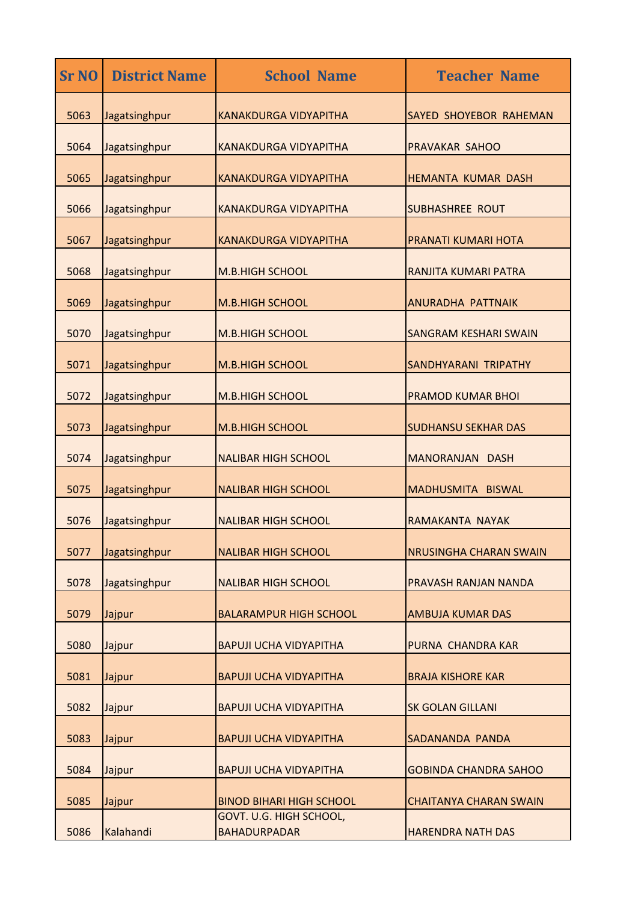| Sr NO | District Name | School Name | Teacher Name |
|---|---|---|---|
| 5063 | Jagatsinghpur | KANAKDURGA VIDYAPITHA | SAYED SHOYEBOR RAHEMAN |
| 5064 | Jagatsinghpur | KANAKDURGA VIDYAPITHA | PRAVAKAR SAHOO |
| 5065 | Jagatsinghpur | KANAKDURGA VIDYAPITHA | HEMANTA KUMAR DASH |
| 5066 | Jagatsinghpur | KANAKDURGA VIDYAPITHA | SUBHASHREE ROUT |
| 5067 | Jagatsinghpur | KANAKDURGA VIDYAPITHA | PRANATI KUMARI HOTA |
| 5068 | Jagatsinghpur | M.B.HIGH SCHOOL | RANJITA KUMARI PATRA |
| 5069 | Jagatsinghpur | M.B.HIGH SCHOOL | ANURADHA PATTNAIK |
| 5070 | Jagatsinghpur | M.B.HIGH SCHOOL | SANGRAM KESHARI SWAIN |
| 5071 | Jagatsinghpur | M.B.HIGH SCHOOL | SANDHYARANI TRIPATHY |
| 5072 | Jagatsinghpur | M.B.HIGH SCHOOL | PRAMOD KUMAR BHOI |
| 5073 | Jagatsinghpur | M.B.HIGH SCHOOL | SUDHANSU SEKHAR DAS |
| 5074 | Jagatsinghpur | NALIBAR HIGH SCHOOL | MANORANJAN DASH |
| 5075 | Jagatsinghpur | NALIBAR HIGH SCHOOL | MADHUSMITA BISWAL |
| 5076 | Jagatsinghpur | NALIBAR HIGH SCHOOL | RAMAKANTA NAYAK |
| 5077 | Jagatsinghpur | NALIBAR HIGH SCHOOL | NRUSINGHA CHARAN SWAIN |
| 5078 | Jagatsinghpur | NALIBAR HIGH SCHOOL | PRAVASH RANJAN NANDA |
| 5079 | Jajpur | BALARAMPUR HIGH SCHOOL | AMBUJA KUMAR DAS |
| 5080 | Jajpur | BAPUJI UCHA VIDYAPITHA | PURNA CHANDRA KAR |
| 5081 | Jajpur | BAPUJI UCHA VIDYAPITHA | BRAJA KISHORE KAR |
| 5082 | Jajpur | BAPUJI UCHA VIDYAPITHA | SK GOLAN GILLANI |
| 5083 | Jajpur | BAPUJI UCHA VIDYAPITHA | SADANANDA PANDA |
| 5084 | Jajpur | BAPUJI UCHA VIDYAPITHA | GOBINDA CHANDRA SAHOO |
| 5085 | Jajpur | BINOD BIHARI HIGH SCHOOL | CHAITANYA CHARAN SWAIN |
| 5086 | Kalahandi | GOVT. U.G. HIGH SCHOOL, BAHADURPADAR | HARENDRA NATH DAS |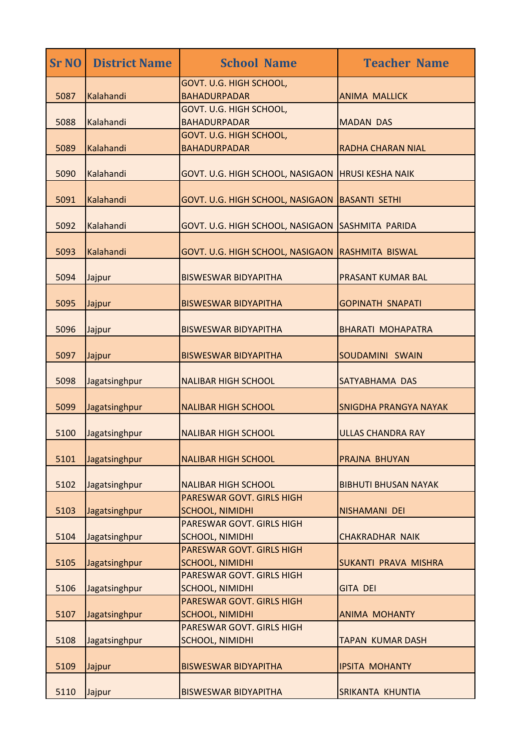| Sr NO | District Name | School Name | Teacher Name |
|---|---|---|---|
| 5087 | Kalahandi | GOVT. U.G. HIGH SCHOOL, BAHADURPADAR | ANIMA MALLICK |
| 5088 | Kalahandi | GOVT. U.G. HIGH SCHOOL, BAHADURPADAR | MADAN DAS |
| 5089 | Kalahandi | GOVT. U.G. HIGH SCHOOL, BAHADURPADAR | RADHA CHARAN NIAL |
| 5090 | Kalahandi | GOVT. U.G. HIGH SCHOOL, NASIGAON | HRUSI KESHA NAIK |
| 5091 | Kalahandi | GOVT. U.G. HIGH SCHOOL, NASIGAON | BASANTI SETHI |
| 5092 | Kalahandi | GOVT. U.G. HIGH SCHOOL, NASIGAON | SASHMITA PARIDA |
| 5093 | Kalahandi | GOVT. U.G. HIGH SCHOOL, NASIGAON | RASHMITA BISWAL |
| 5094 | Jajpur | BISWESWAR BIDYAPITHA | PRASANT KUMAR BAL |
| 5095 | Jajpur | BISWESWAR BIDYAPITHA | GOPINATH SNAPATI |
| 5096 | Jajpur | BISWESWAR BIDYAPITHA | BHARATI MOHAPATRA |
| 5097 | Jajpur | BISWESWAR BIDYAPITHA | SOUDAMINI SWAIN |
| 5098 | Jagatsinghpur | NALIBAR HIGH SCHOOL | SATYABHAMA DAS |
| 5099 | Jagatsinghpur | NALIBAR HIGH SCHOOL | SNIGDHA PRANGYA NAYAK |
| 5100 | Jagatsinghpur | NALIBAR HIGH SCHOOL | ULLAS CHANDRA RAY |
| 5101 | Jagatsinghpur | NALIBAR HIGH SCHOOL | PRAJNA BHUYAN |
| 5102 | Jagatsinghpur | NALIBAR HIGH SCHOOL | BIBHUTI BHUSAN NAYAK |
| 5103 | Jagatsinghpur | PARESWAR GOVT. GIRLS HIGH SCHOOL, NIMIDHI | NISHAMANI DEI |
| 5104 | Jagatsinghpur | PARESWAR GOVT. GIRLS HIGH SCHOOL, NIMIDHI | CHAKRADHAR NAIK |
| 5105 | Jagatsinghpur | PARESWAR GOVT. GIRLS HIGH SCHOOL, NIMIDHI | SUKANTI PRAVA MISHRA |
| 5106 | Jagatsinghpur | PARESWAR GOVT. GIRLS HIGH SCHOOL, NIMIDHI | GITA DEI |
| 5107 | Jagatsinghpur | PARESWAR GOVT. GIRLS HIGH SCHOOL, NIMIDHI | ANIMA MOHANTY |
| 5108 | Jagatsinghpur | PARESWAR GOVT. GIRLS HIGH SCHOOL, NIMIDHI | TAPAN KUMAR DASH |
| 5109 | Jajpur | BISWESWAR BIDYAPITHA | IPSITA MOHANTY |
| 5110 | Jajpur | BISWESWAR BIDYAPITHA | SRIKANTA KHUNTIA |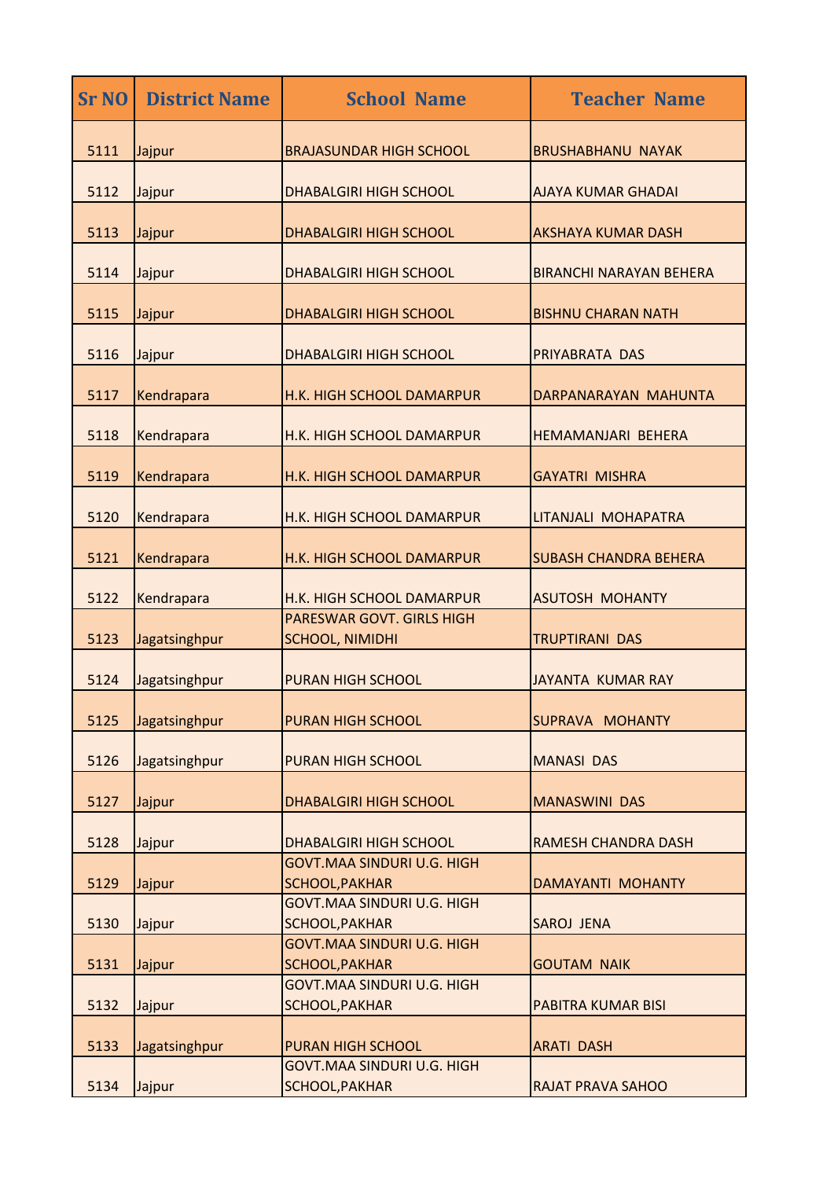| Sr NO | District Name | School Name | Teacher Name |
|---|---|---|---|
| 5111 | Jajpur | BRAJASUNDAR HIGH SCHOOL | BRUSHABHANU NAYAK |
| 5112 | Jajpur | DHABALGIRI HIGH SCHOOL | AJAYA KUMAR GHADAI |
| 5113 | Jajpur | DHABALGIRI HIGH SCHOOL | AKSHAYA KUMAR DASH |
| 5114 | Jajpur | DHABALGIRI HIGH SCHOOL | BIRANCHI NARAYAN BEHERA |
| 5115 | Jajpur | DHABALGIRI HIGH SCHOOL | BISHNU CHARAN NATH |
| 5116 | Jajpur | DHABALGIRI HIGH SCHOOL | PRIYABRATA DAS |
| 5117 | Kendrapara | H.K. HIGH SCHOOL DAMARPUR | DARPANARAYAN MAHUNTA |
| 5118 | Kendrapara | H.K. HIGH SCHOOL DAMARPUR | HEMAMANJARI BEHERA |
| 5119 | Kendrapara | H.K. HIGH SCHOOL DAMARPUR | GAYATRI MISHRA |
| 5120 | Kendrapara | H.K. HIGH SCHOOL DAMARPUR | LITANJALI MOHAPATRA |
| 5121 | Kendrapara | H.K. HIGH SCHOOL DAMARPUR | SUBASH CHANDRA BEHERA |
| 5122 | Kendrapara | H.K. HIGH SCHOOL DAMARPUR | ASUTOSH MOHANTY |
| 5123 | Jagatsinghpur | PARESWAR GOVT. GIRLS HIGH SCHOOL, NIMIDHI | TRUPTIRANI DAS |
| 5124 | Jagatsinghpur | PURAN HIGH SCHOOL | JAYANTA KUMAR RAY |
| 5125 | Jagatsinghpur | PURAN HIGH SCHOOL | SUPRAVA MOHANTY |
| 5126 | Jagatsinghpur | PURAN HIGH SCHOOL | MANASI DAS |
| 5127 | Jajpur | DHABALGIRI HIGH SCHOOL | MANASWINI DAS |
| 5128 | Jajpur | DHABALGIRI HIGH SCHOOL | RAMESH CHANDRA DASH |
| 5129 | Jajpur | GOVT.MAA SINDURI U.G. HIGH SCHOOL,PAKHAR | DAMAYANTI MOHANTY |
| 5130 | Jajpur | GOVT.MAA SINDURI U.G. HIGH SCHOOL,PAKHAR | SAROJ JENA |
| 5131 | Jajpur | GOVT.MAA SINDURI U.G. HIGH SCHOOL,PAKHAR | GOUTAM NAIK |
| 5132 | Jajpur | GOVT.MAA SINDURI U.G. HIGH SCHOOL,PAKHAR | PABITRA KUMAR BISI |
| 5133 | Jagatsinghpur | PURAN HIGH SCHOOL | ARATI DASH |
| 5134 | Jajpur | GOVT.MAA SINDURI U.G. HIGH SCHOOL,PAKHAR | RAJAT PRAVA SAHOO |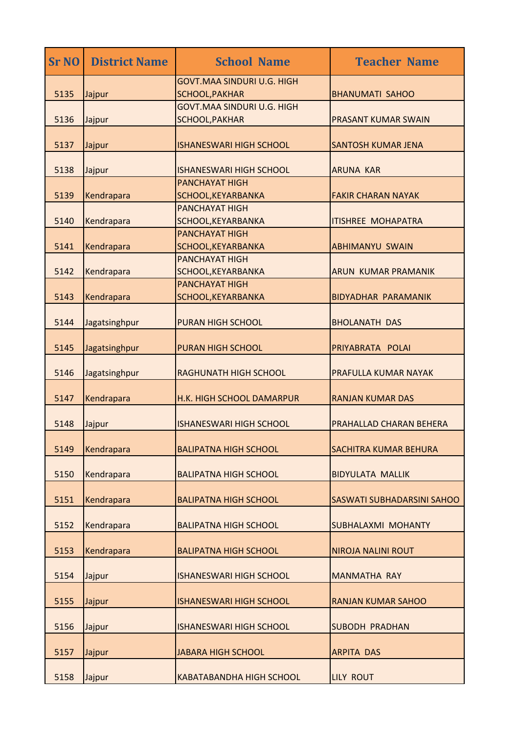| Sr NO | District Name | School Name | Teacher Name |
|---|---|---|---|
| 5135 | Jajpur | GOVT.MAA SINDURI U.G. HIGH SCHOOL,PAKHAR | BHANUMATI SAHOO |
| 5136 | Jajpur | GOVT.MAA SINDURI U.G. HIGH SCHOOL,PAKHAR | PRASANT KUMAR SWAIN |
| 5137 | Jajpur | ISHANESWARI HIGH SCHOOL | SANTOSH KUMAR JENA |
| 5138 | Jajpur | ISHANESWARI HIGH SCHOOL | ARUNA KAR |
| 5139 | Kendrapara | PANCHAYAT HIGH SCHOOL,KEYARBANKA | FAKIR CHARAN NAYAK |
| 5140 | Kendrapara | PANCHAYAT HIGH SCHOOL,KEYARBANKA | ITISHREE MOHAPATRA |
| 5141 | Kendrapara | PANCHAYAT HIGH SCHOOL,KEYARBANKA | ABHIMANYU SWAIN |
| 5142 | Kendrapara | PANCHAYAT HIGH SCHOOL,KEYARBANKA | ARUN KUMAR PRAMANIK |
| 5143 | Kendrapara | PANCHAYAT HIGH SCHOOL,KEYARBANKA | BIDYADHAR PARAMANIK |
| 5144 | Jagatsinghpur | PURAN HIGH SCHOOL | BHOLANATH DAS |
| 5145 | Jagatsinghpur | PURAN HIGH SCHOOL | PRIYABRATA POLAI |
| 5146 | Jagatsinghpur | RAGHUNATH HIGH SCHOOL | PRAFULLA KUMAR NAYAK |
| 5147 | Kendrapara | H.K. HIGH SCHOOL DAMARPUR | RANJAN KUMAR DAS |
| 5148 | Jajpur | ISHANESWARI HIGH SCHOOL | PRAHALLAD CHARAN BEHERA |
| 5149 | Kendrapara | BALIPATNA HIGH SCHOOL | SACHITRA KUMAR BEHURA |
| 5150 | Kendrapara | BALIPATNA HIGH SCHOOL | BIDYULATA MALLIK |
| 5151 | Kendrapara | BALIPATNA HIGH SCHOOL | SASWATI SUBHADARSINI SAHOO |
| 5152 | Kendrapara | BALIPATNA HIGH SCHOOL | SUBHALAXMI MOHANTY |
| 5153 | Kendrapara | BALIPATNA HIGH SCHOOL | NIROJA NALINI ROUT |
| 5154 | Jajpur | ISHANESWARI HIGH SCHOOL | MANMATHA RAY |
| 5155 | Jajpur | ISHANESWARI HIGH SCHOOL | RANJAN KUMAR SAHOO |
| 5156 | Jajpur | ISHANESWARI HIGH SCHOOL | SUBODH PRADHAN |
| 5157 | Jajpur | JABARA HIGH SCHOOL | ARPITA DAS |
| 5158 | Jajpur | KABATABANDHA HIGH SCHOOL | LILY ROUT |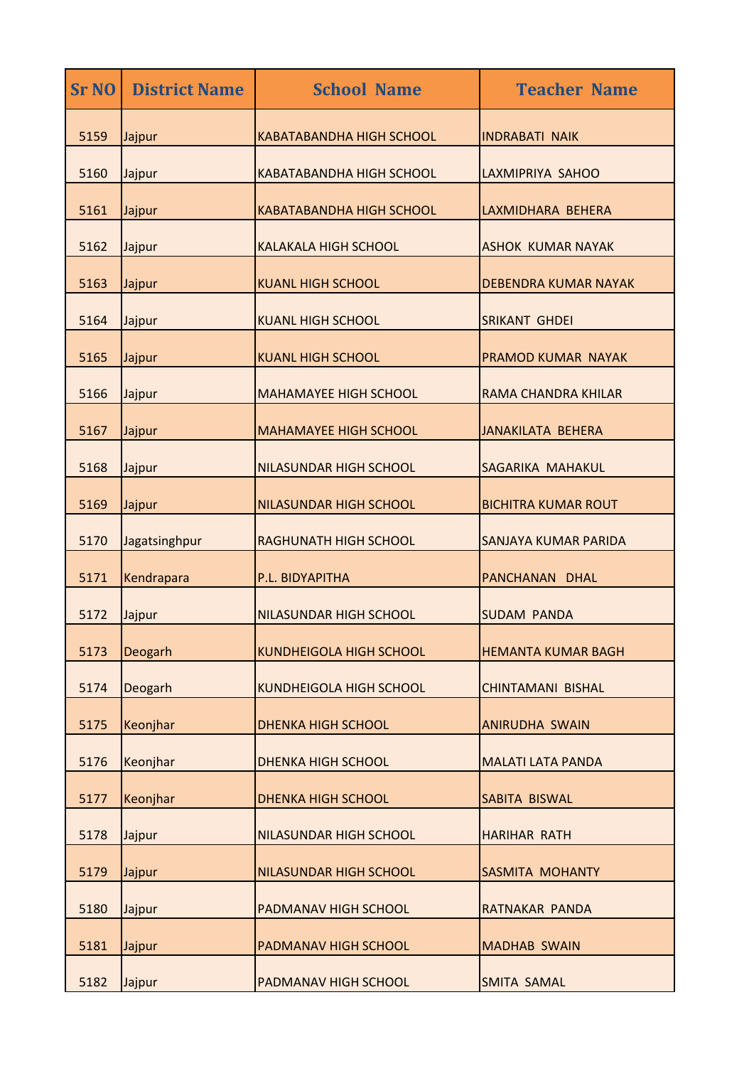| Sr NO | District Name | School Name | Teacher Name |
|---|---|---|---|
| 5159 | Jajpur | KABATABANDHA HIGH SCHOOL | INDRABATI NAIK |
| 5160 | Jajpur | KABATABANDHA HIGH SCHOOL | LAXMIPRIYA SAHOO |
| 5161 | Jajpur | KABATABANDHA HIGH SCHOOL | LAXMIDHARA BEHERA |
| 5162 | Jajpur | KALAKALA HIGH SCHOOL | ASHOK KUMAR NAYAK |
| 5163 | Jajpur | KUANL HIGH SCHOOL | DEBENDRA KUMAR NAYAK |
| 5164 | Jajpur | KUANL HIGH SCHOOL | SRIKANT GHDEI |
| 5165 | Jajpur | KUANL HIGH SCHOOL | PRAMOD KUMAR NAYAK |
| 5166 | Jajpur | MAHAMAYEE HIGH SCHOOL | RAMA CHANDRA KHILAR |
| 5167 | Jajpur | MAHAMAYEE HIGH SCHOOL | JANAKILATA BEHERA |
| 5168 | Jajpur | NILASUNDAR HIGH SCHOOL | SAGARIKA MAHAKUL |
| 5169 | Jajpur | NILASUNDAR HIGH SCHOOL | BICHITRA KUMAR ROUT |
| 5170 | Jagatsinghpur | RAGHUNATH HIGH SCHOOL | SANJAYA KUMAR PARIDA |
| 5171 | Kendrapara | P.L. BIDYAPITHA | PANCHANAN DHAL |
| 5172 | Jajpur | NILASUNDAR HIGH SCHOOL | SUDAM PANDA |
| 5173 | Deogarh | KUNDHEIGOLA HIGH SCHOOL | HEMANTA KUMAR BAGH |
| 5174 | Deogarh | KUNDHEIGOLA HIGH SCHOOL | CHINTAMANI BISHAL |
| 5175 | Keonjhar | DHENKA HIGH SCHOOL | ANIRUDHA SWAIN |
| 5176 | Keonjhar | DHENKA HIGH SCHOOL | MALATI LATA PANDA |
| 5177 | Keonjhar | DHENKA HIGH SCHOOL | SABITA BISWAL |
| 5178 | Jajpur | NILASUNDAR HIGH SCHOOL | HARIHAR RATH |
| 5179 | Jajpur | NILASUNDAR HIGH SCHOOL | SASMITA MOHANTY |
| 5180 | Jajpur | PADMANAV HIGH SCHOOL | RATNAKAR PANDA |
| 5181 | Jajpur | PADMANAV HIGH SCHOOL | MADHAB SWAIN |
| 5182 | Jajpur | PADMANAV HIGH SCHOOL | SMITA SAMAL |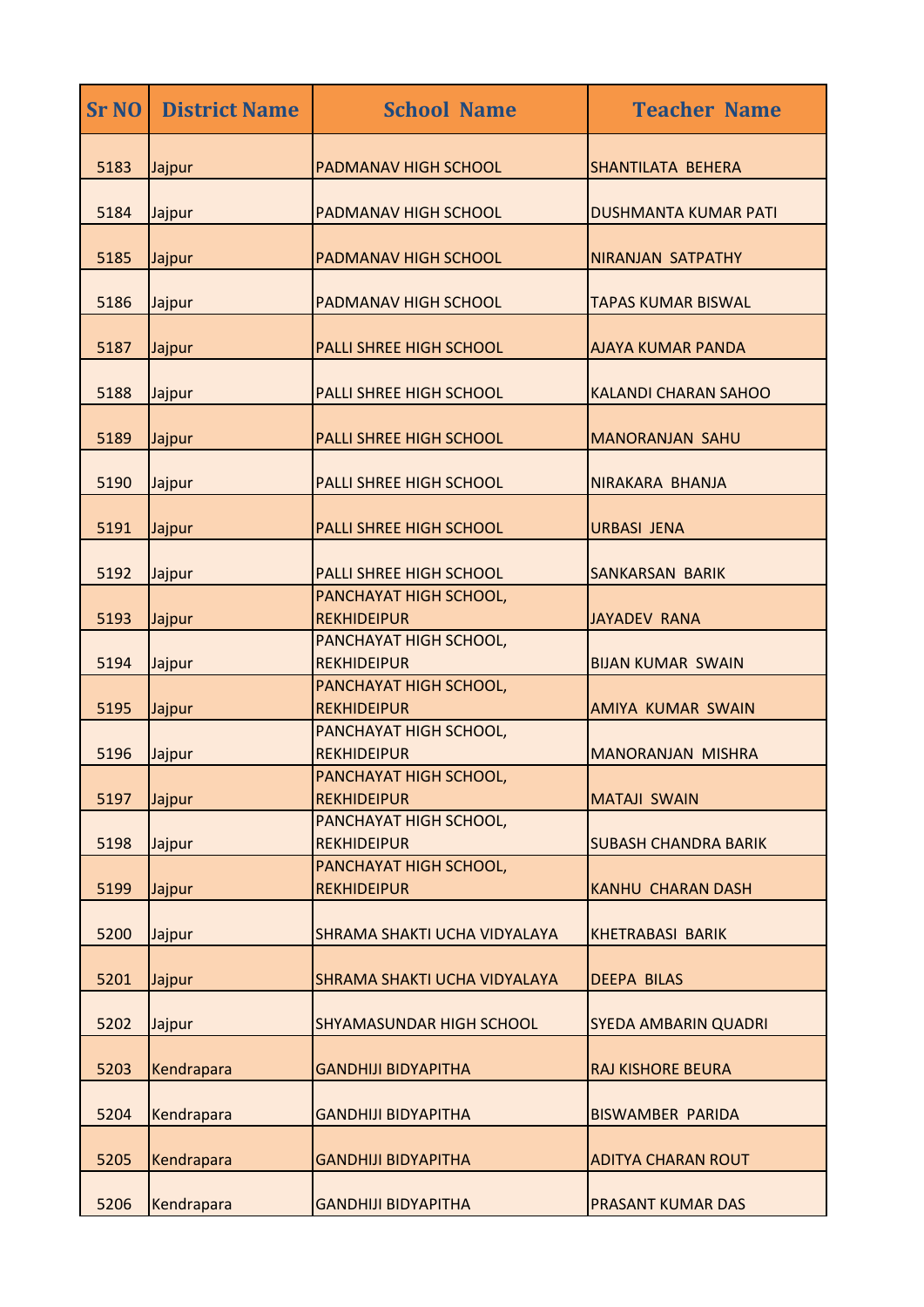| Sr NO | District Name | School Name | Teacher Name |
|---|---|---|---|
| 5183 | Jajpur | PADMANAV HIGH SCHOOL | SHANTILATA BEHERA |
| 5184 | Jajpur | PADMANAV HIGH SCHOOL | DUSHMANTA KUMAR PATI |
| 5185 | Jajpur | PADMANAV HIGH SCHOOL | NIRANJAN SATPATHY |
| 5186 | Jajpur | PADMANAV HIGH SCHOOL | TAPAS KUMAR BISWAL |
| 5187 | Jajpur | PALLI SHREE HIGH SCHOOL | AJAYA KUMAR PANDA |
| 5188 | Jajpur | PALLI SHREE HIGH SCHOOL | KALANDI CHARAN SAHOO |
| 5189 | Jajpur | PALLI SHREE HIGH SCHOOL | MANORANJAN SAHU |
| 5190 | Jajpur | PALLI SHREE HIGH SCHOOL | NIRAKARA BHANJA |
| 5191 | Jajpur | PALLI SHREE HIGH SCHOOL | URBASI JENA |
| 5192 | Jajpur | PALLI SHREE HIGH SCHOOL | SANKARSAN BARIK |
| 5193 | Jajpur | PANCHAYAT HIGH SCHOOL, REKHIDEIPUR | JAYADEV RANA |
| 5194 | Jajpur | PANCHAYAT HIGH SCHOOL, REKHIDEIPUR | BIJAN KUMAR SWAIN |
| 5195 | Jajpur | PANCHAYAT HIGH SCHOOL, REKHIDEIPUR | AMIYA KUMAR SWAIN |
| 5196 | Jajpur | PANCHAYAT HIGH SCHOOL, REKHIDEIPUR | MANORANJAN MISHRA |
| 5197 | Jajpur | PANCHAYAT HIGH SCHOOL, REKHIDEIPUR | MATAJI SWAIN |
| 5198 | Jajpur | PANCHAYAT HIGH SCHOOL, REKHIDEIPUR | SUBASH CHANDRA BARIK |
| 5199 | Jajpur | PANCHAYAT HIGH SCHOOL, REKHIDEIPUR | KANHU CHARAN DASH |
| 5200 | Jajpur | SHRAMA SHAKTI UCHA VIDYALAYA | KHETRABASI BARIK |
| 5201 | Jajpur | SHRAMA SHAKTI UCHA VIDYALAYA | DEEPA BILAS |
| 5202 | Jajpur | SHYAMASUNDAR HIGH SCHOOL | SYEDA AMBARIN QUADRI |
| 5203 | Kendrapara | GANDHIJI BIDYAPITHA | RAJ KISHORE BEURA |
| 5204 | Kendrapara | GANDHIJI BIDYAPITHA | BISWAMBER PARIDA |
| 5205 | Kendrapara | GANDHIJI BIDYAPITHA | ADITYA CHARAN ROUT |
| 5206 | Kendrapara | GANDHIJI BIDYAPITHA | PRASANT KUMAR DAS |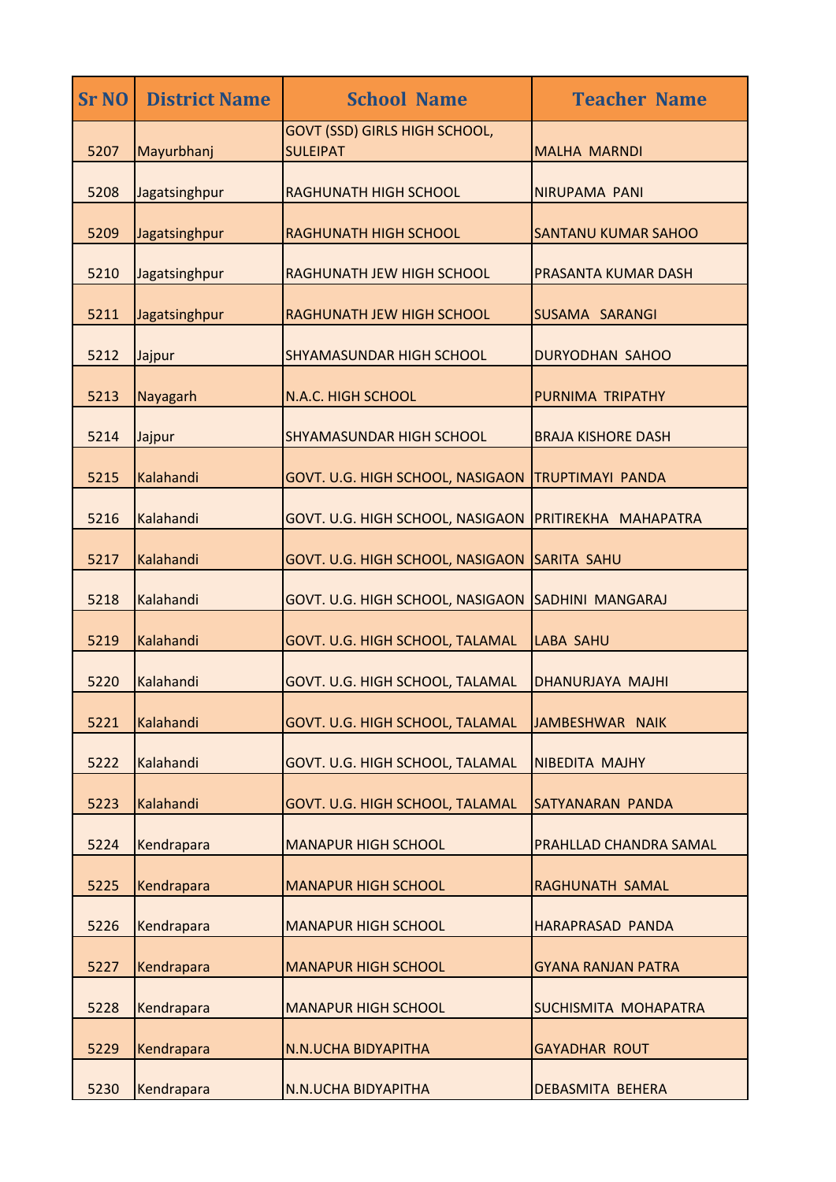| Sr NO | District Name | School Name | Teacher Name |
|---|---|---|---|
| 5207 | Mayurbhanj | GOVT (SSD) GIRLS HIGH SCHOOL, SULEIPAT | MALHA MARNDI |
| 5208 | Jagatsinghpur | RAGHUNATH HIGH SCHOOL | NIRUPAMA PANI |
| 5209 | Jagatsinghpur | RAGHUNATH HIGH SCHOOL | SANTANU KUMAR SAHOO |
| 5210 | Jagatsinghpur | RAGHUNATH JEW HIGH SCHOOL | PRASANTA KUMAR DASH |
| 5211 | Jagatsinghpur | RAGHUNATH JEW HIGH SCHOOL | SUSAMA SARANGI |
| 5212 | Jajpur | SHYAMASUNDAR HIGH SCHOOL | DURYODHAN SAHOO |
| 5213 | Nayagarh | N.A.C. HIGH SCHOOL | PURNIMA TRIPATHY |
| 5214 | Jajpur | SHYAMASUNDAR HIGH SCHOOL | BRAJA KISHORE DASH |
| 5215 | Kalahandi | GOVT. U.G. HIGH SCHOOL, NASIGAON | TRUPTIMAYI PANDA |
| 5216 | Kalahandi | GOVT. U.G. HIGH SCHOOL, NASIGAON | PRITIREKHA MAHAPATRA |
| 5217 | Kalahandi | GOVT. U.G. HIGH SCHOOL, NASIGAON | SARITA SAHU |
| 5218 | Kalahandi | GOVT. U.G. HIGH SCHOOL, NASIGAON | SADHINI MANGARAJ |
| 5219 | Kalahandi | GOVT. U.G. HIGH SCHOOL, TALAMAL | LABA SAHU |
| 5220 | Kalahandi | GOVT. U.G. HIGH SCHOOL, TALAMAL | DHANURJAYA MAJHI |
| 5221 | Kalahandi | GOVT. U.G. HIGH SCHOOL, TALAMAL | JAMBESHWAR NAIK |
| 5222 | Kalahandi | GOVT. U.G. HIGH SCHOOL, TALAMAL | NIBEDITA MAJHY |
| 5223 | Kalahandi | GOVT. U.G. HIGH SCHOOL, TALAMAL | SATYANARAN PANDA |
| 5224 | Kendrapara | MANAPUR HIGH SCHOOL | PRAHLLAD CHANDRA SAMAL |
| 5225 | Kendrapara | MANAPUR HIGH SCHOOL | RAGHUNATH SAMAL |
| 5226 | Kendrapara | MANAPUR HIGH SCHOOL | HARAPRASAD PANDA |
| 5227 | Kendrapara | MANAPUR HIGH SCHOOL | GYANA RANJAN PATRA |
| 5228 | Kendrapara | MANAPUR HIGH SCHOOL | SUCHISMITA MOHAPATRA |
| 5229 | Kendrapara | N.N.UCHA BIDYAPITHA | GAYADHAR ROUT |
| 5230 | Kendrapara | N.N.UCHA BIDYAPITHA | DEBASMITA BEHERA |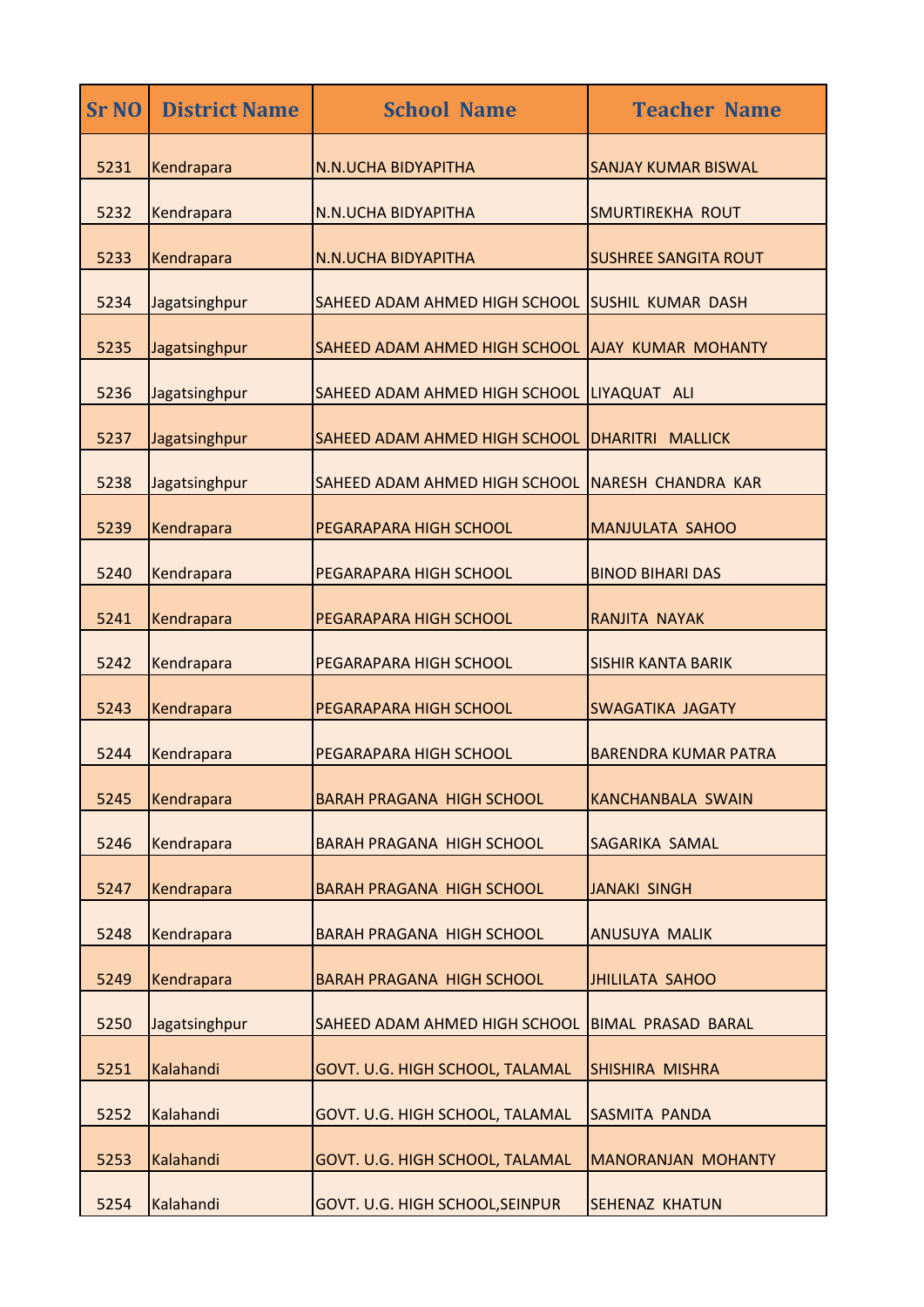| Sr NO | District Name | School Name | Teacher Name |
|---|---|---|---|
| 5231 | Kendrapara | N.N.UCHA BIDYAPITHA | SANJAY KUMAR BISWAL |
| 5232 | Kendrapara | N.N.UCHA BIDYAPITHA | SMURTIREKHA ROUT |
| 5233 | Kendrapara | N.N.UCHA BIDYAPITHA | SUSHREE SANGITA ROUT |
| 5234 | Jagatsinghpur | SAHEED ADAM AHMED HIGH SCHOOL | SUSHIL KUMAR DASH |
| 5235 | Jagatsinghpur | SAHEED ADAM AHMED HIGH SCHOOL | AJAY KUMAR MOHANTY |
| 5236 | Jagatsinghpur | SAHEED ADAM AHMED HIGH SCHOOL | LIYAQUAT ALI |
| 5237 | Jagatsinghpur | SAHEED ADAM AHMED HIGH SCHOOL | DHARITRI MALLICK |
| 5238 | Jagatsinghpur | SAHEED ADAM AHMED HIGH SCHOOL | NARESH CHANDRA KAR |
| 5239 | Kendrapara | PEGARAPARA HIGH SCHOOL | MANJULATA SAHOO |
| 5240 | Kendrapara | PEGARAPARA HIGH SCHOOL | BINOD BIHARI DAS |
| 5241 | Kendrapara | PEGARAPARA HIGH SCHOOL | RANJITA NAYAK |
| 5242 | Kendrapara | PEGARAPARA HIGH SCHOOL | SISHIR KANTA BARIK |
| 5243 | Kendrapara | PEGARAPARA HIGH SCHOOL | SWAGATIKA JAGATY |
| 5244 | Kendrapara | PEGARAPARA HIGH SCHOOL | BARENDRA KUMAR PATRA |
| 5245 | Kendrapara | BARAH PRAGANA HIGH SCHOOL | KANCHANBALA SWAIN |
| 5246 | Kendrapara | BARAH PRAGANA HIGH SCHOOL | SAGARIKA SAMAL |
| 5247 | Kendrapara | BARAH PRAGANA HIGH SCHOOL | JANAKI SINGH |
| 5248 | Kendrapara | BARAH PRAGANA HIGH SCHOOL | ANUSUYA MALIK |
| 5249 | Kendrapara | BARAH PRAGANA HIGH SCHOOL | JHILILATA SAHOO |
| 5250 | Jagatsinghpur | SAHEED ADAM AHMED HIGH SCHOOL | BIMAL PRASAD BARAL |
| 5251 | Kalahandi | GOVT. U.G. HIGH SCHOOL, TALAMAL | SHISHIRA MISHRA |
| 5252 | Kalahandi | GOVT. U.G. HIGH SCHOOL, TALAMAL | SASMITA PANDA |
| 5253 | Kalahandi | GOVT. U.G. HIGH SCHOOL, TALAMAL | MANORANJAN MOHANTY |
| 5254 | Kalahandi | GOVT. U.G. HIGH SCHOOL,SEINPUR | SEHENAZ KHATUN |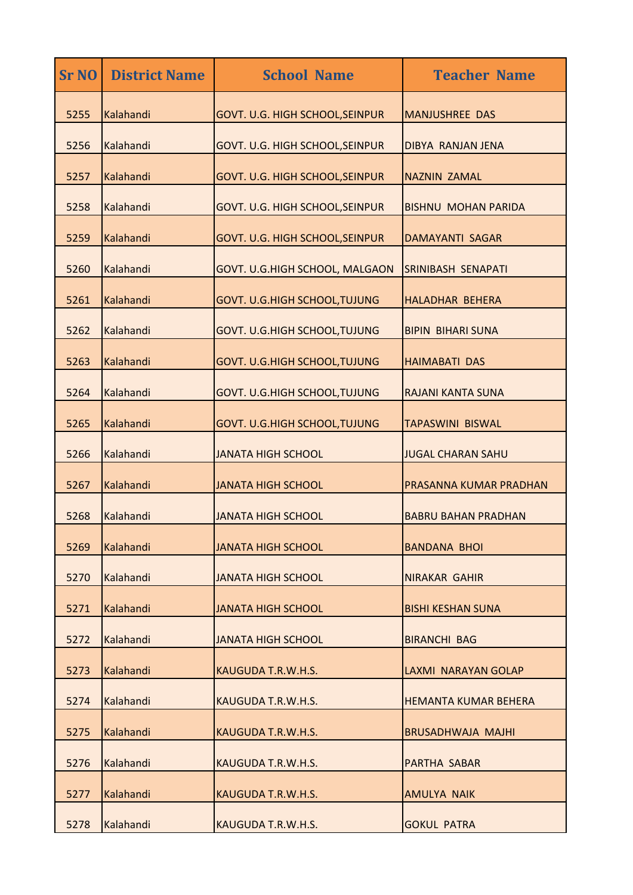| Sr NO | District Name | School Name | Teacher Name |
|---|---|---|---|
| 5255 | Kalahandi | GOVT. U.G. HIGH SCHOOL,SEINPUR | MANJUSHREE DAS |
| 5256 | Kalahandi | GOVT. U.G. HIGH SCHOOL,SEINPUR | DIBYA RANJAN JENA |
| 5257 | Kalahandi | GOVT. U.G. HIGH SCHOOL,SEINPUR | NAZNIN ZAMAL |
| 5258 | Kalahandi | GOVT. U.G. HIGH SCHOOL,SEINPUR | BISHNU MOHAN PARIDA |
| 5259 | Kalahandi | GOVT. U.G. HIGH SCHOOL,SEINPUR | DAMAYANTI SAGAR |
| 5260 | Kalahandi | GOVT. U.G.HIGH SCHOOL, MALGAON | SRINIBASH SENAPATI |
| 5261 | Kalahandi | GOVT. U.G.HIGH SCHOOL,TUJUNG | HALADHAR BEHERA |
| 5262 | Kalahandi | GOVT. U.G.HIGH SCHOOL,TUJUNG | BIPIN BIHARI SUNA |
| 5263 | Kalahandi | GOVT. U.G.HIGH SCHOOL,TUJUNG | HAIMABATI DAS |
| 5264 | Kalahandi | GOVT. U.G.HIGH SCHOOL,TUJUNG | RAJANI KANTA SUNA |
| 5265 | Kalahandi | GOVT. U.G.HIGH SCHOOL,TUJUNG | TAPASWINI BISWAL |
| 5266 | Kalahandi | JANATA HIGH SCHOOL | JUGAL CHARAN SAHU |
| 5267 | Kalahandi | JANATA HIGH SCHOOL | PRASANNA KUMAR PRADHAN |
| 5268 | Kalahandi | JANATA HIGH SCHOOL | BABRU BAHAN PRADHAN |
| 5269 | Kalahandi | JANATA HIGH SCHOOL | BANDANA BHOI |
| 5270 | Kalahandi | JANATA HIGH SCHOOL | NIRAKAR GAHIR |
| 5271 | Kalahandi | JANATA HIGH SCHOOL | BISHI KESHAN SUNA |
| 5272 | Kalahandi | JANATA HIGH SCHOOL | BIRANCHI BAG |
| 5273 | Kalahandi | KAUGUDA T.R.W.H.S. | LAXMI NARAYAN GOLAP |
| 5274 | Kalahandi | KAUGUDA T.R.W.H.S. | HEMANTA KUMAR BEHERA |
| 5275 | Kalahandi | KAUGUDA T.R.W.H.S. | BRUSADHWAJA MAJHI |
| 5276 | Kalahandi | KAUGUDA T.R.W.H.S. | PARTHA SABAR |
| 5277 | Kalahandi | KAUGUDA T.R.W.H.S. | AMULYA NAIK |
| 5278 | Kalahandi | KAUGUDA T.R.W.H.S. | GOKUL PATRA |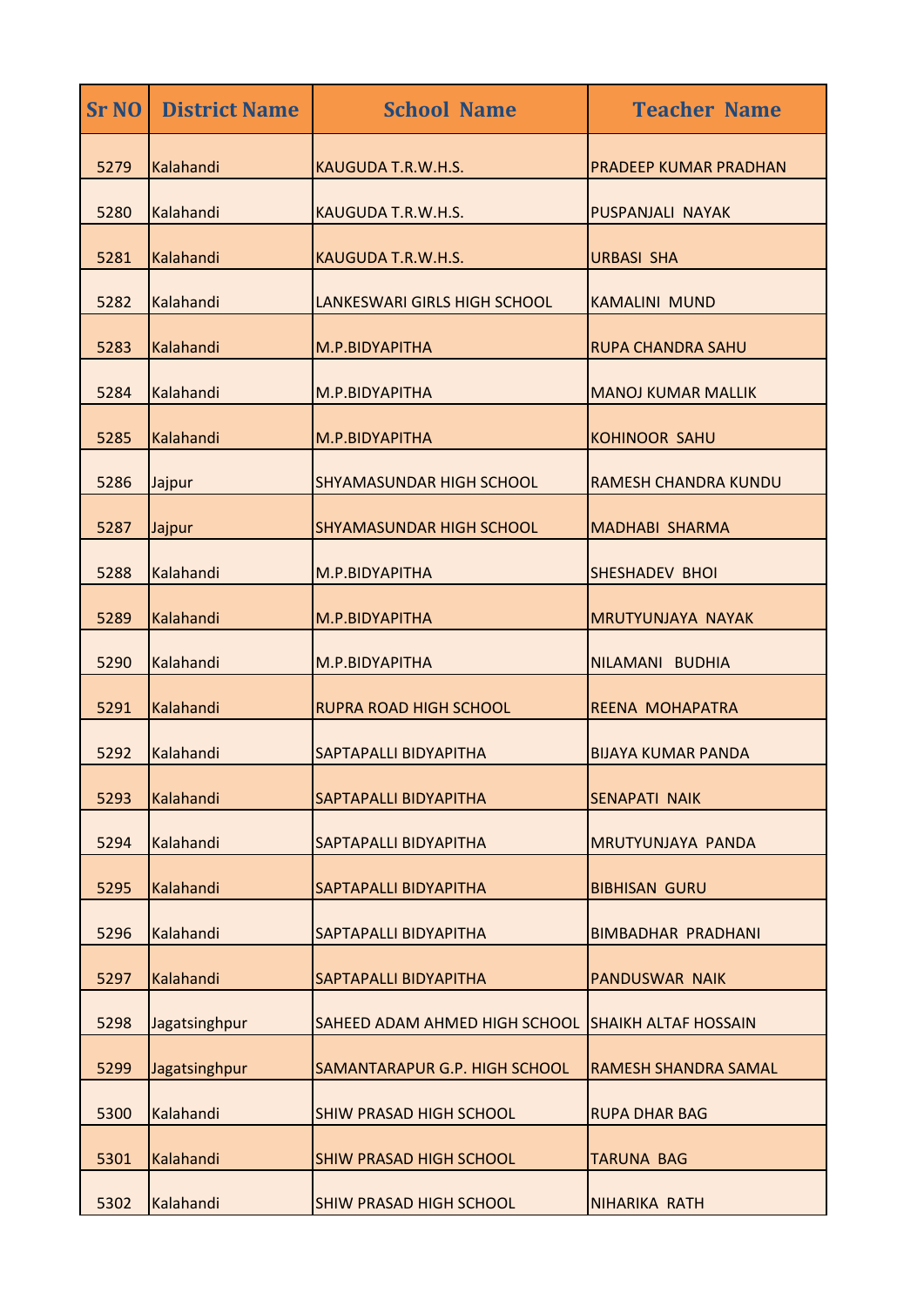| Sr NO | District Name | School Name | Teacher Name |
|---|---|---|---|
| 5279 | Kalahandi | KAUGUDA T.R.W.H.S. | PRADEEP KUMAR PRADHAN |
| 5280 | Kalahandi | KAUGUDA T.R.W.H.S. | PUSPANJALI NAYAK |
| 5281 | Kalahandi | KAUGUDA T.R.W.H.S. | URBASI SHA |
| 5282 | Kalahandi | LANKESWARI GIRLS HIGH SCHOOL | KAMALINI MUND |
| 5283 | Kalahandi | M.P.BIDYAPITHA | RUPA CHANDRA SAHU |
| 5284 | Kalahandi | M.P.BIDYAPITHA | MANOJ KUMAR MALLIK |
| 5285 | Kalahandi | M.P.BIDYAPITHA | KOHINOOR SAHU |
| 5286 | Jajpur | SHYAMASUNDAR HIGH SCHOOL | RAMESH CHANDRA KUNDU |
| 5287 | Jajpur | SHYAMASUNDAR HIGH SCHOOL | MADHABI SHARMA |
| 5288 | Kalahandi | M.P.BIDYAPITHA | SHESHADEV BHOI |
| 5289 | Kalahandi | M.P.BIDYAPITHA | MRUTYUNJAYA NAYAK |
| 5290 | Kalahandi | M.P.BIDYAPITHA | NILAMANI BUDHIA |
| 5291 | Kalahandi | RUPRA ROAD HIGH SCHOOL | REENA MOHAPATRA |
| 5292 | Kalahandi | SAPTAPALLI BIDYAPITHA | BIJAYA KUMAR PANDA |
| 5293 | Kalahandi | SAPTAPALLI BIDYAPITHA | SENAPATI NAIK |
| 5294 | Kalahandi | SAPTAPALLI BIDYAPITHA | MRUTYUNJAYA PANDA |
| 5295 | Kalahandi | SAPTAPALLI BIDYAPITHA | BIBHISAN GURU |
| 5296 | Kalahandi | SAPTAPALLI BIDYAPITHA | BIMBADHAR PRADHANI |
| 5297 | Kalahandi | SAPTAPALLI BIDYAPITHA | PANDUSWAR NAIK |
| 5298 | Jagatsinghpur | SAHEED ADAM AHMED HIGH SCHOOL | SHAIKH ALTAF HOSSAIN |
| 5299 | Jagatsinghpur | SAMANTARAPUR G.P. HIGH SCHOOL | RAMESH SHANDRA SAMAL |
| 5300 | Kalahandi | SHIW PRASAD HIGH SCHOOL | RUPA DHAR BAG |
| 5301 | Kalahandi | SHIW PRASAD HIGH SCHOOL | TARUNA BAG |
| 5302 | Kalahandi | SHIW PRASAD HIGH SCHOOL | NIHARIKA RATH |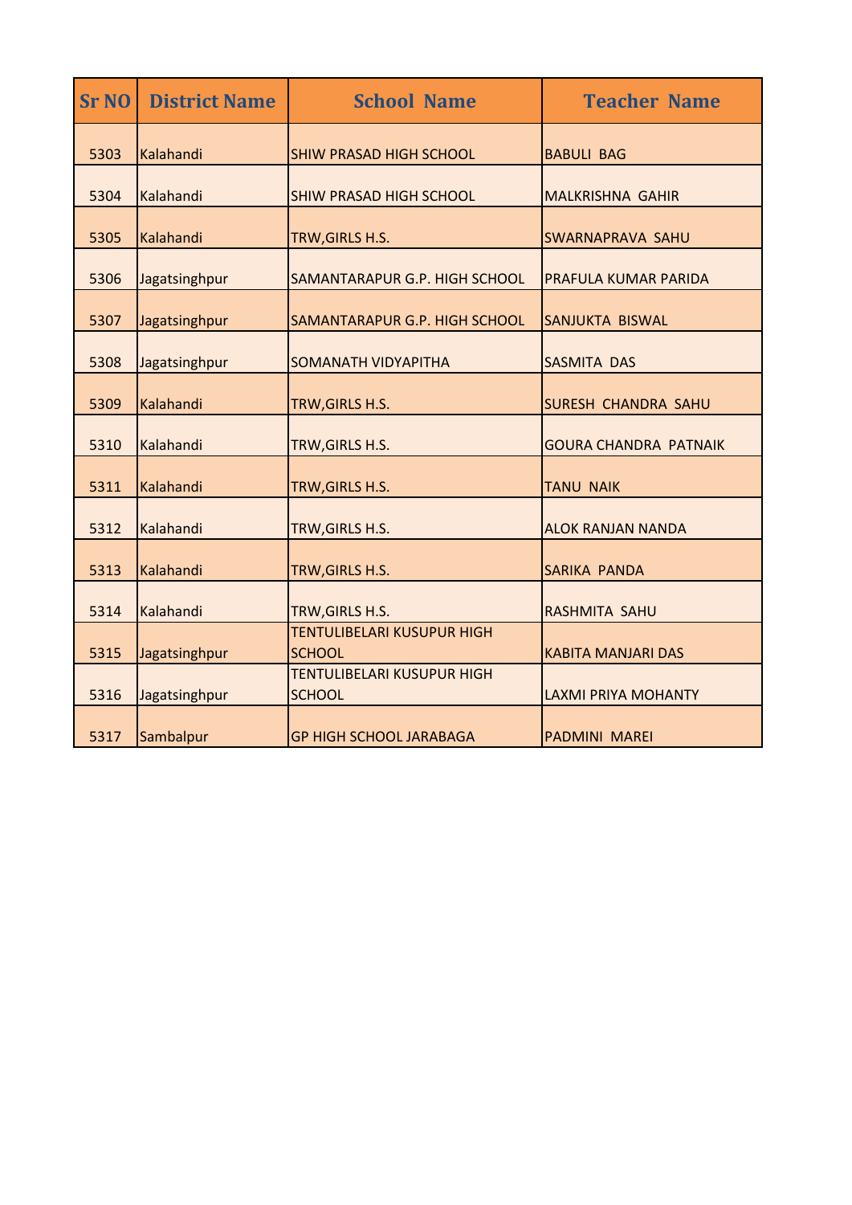| Sr NO | District Name | School Name | Teacher Name |
|---|---|---|---|
| 5303 | Kalahandi | SHIW PRASAD HIGH SCHOOL | BABULI BAG |
| 5304 | Kalahandi | SHIW PRASAD HIGH SCHOOL | MALKRISHNA GAHIR |
| 5305 | Kalahandi | TRW,GIRLS H.S. | SWARNAPRAVA SAHU |
| 5306 | Jagatsinghpur | SAMANTARAPUR G.P. HIGH SCHOOL | PRAFULA KUMAR PARIDA |
| 5307 | Jagatsinghpur | SAMANTARAPUR G.P. HIGH SCHOOL | SANJUKTA BISWAL |
| 5308 | Jagatsinghpur | SOMANATH VIDYAPITHA | SASMITA DAS |
| 5309 | Kalahandi | TRW,GIRLS H.S. | SURESH CHANDRA SAHU |
| 5310 | Kalahandi | TRW,GIRLS H.S. | GOURA CHANDRA PATNAIK |
| 5311 | Kalahandi | TRW,GIRLS H.S. | TANU NAIK |
| 5312 | Kalahandi | TRW,GIRLS H.S. | ALOK RANJAN NANDA |
| 5313 | Kalahandi | TRW,GIRLS H.S. | SARIKA PANDA |
| 5314 | Kalahandi | TRW,GIRLS H.S. | RASHMITA SAHU |
| 5315 | Jagatsinghpur | TENTULIBELARI KUSUPUR HIGH SCHOOL | KABITA MANJARI DAS |
| 5316 | Jagatsinghpur | TENTULIBELARI KUSUPUR HIGH SCHOOL | LAXMI PRIYA MOHANTY |
| 5317 | Sambalpur | GP HIGH SCHOOL JARABAGA | PADMINI MAREI |